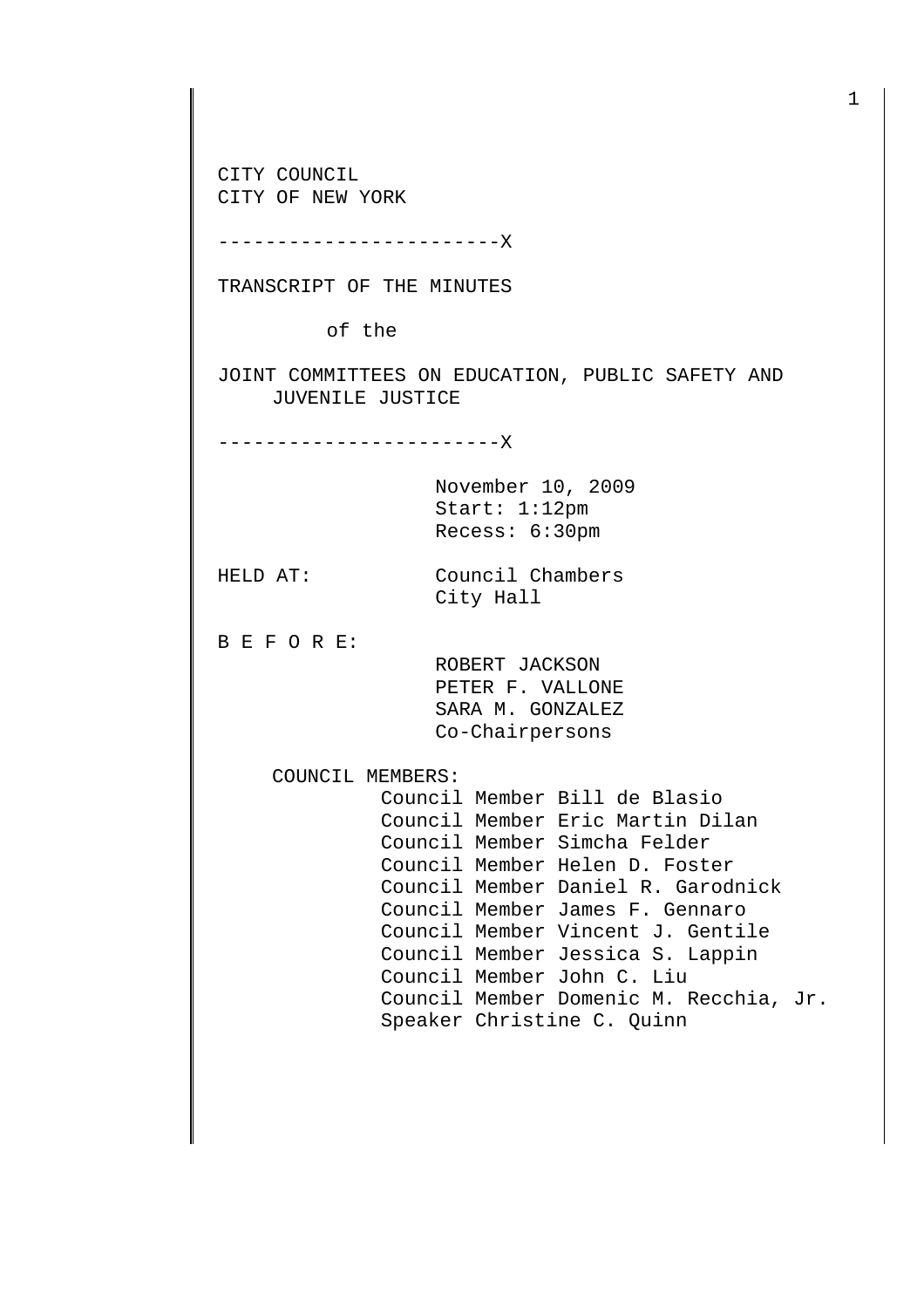CITY COUNCIL
CITY OF NEW YORK

------------------------X

TRANSCRIPT OF THE MINUTES

of the

JOINT COMMITTEES ON EDUCATION, PUBLIC SAFETY AND JUVENILE JUSTICE

------------------------X

November 10, 2009
Start: 1:12pm
Recess: 6:30pm

HELD AT: Council Chambers
City Hall

B E F O R E:

ROBERT JACKSON
PETER F. VALLONE
SARA M. GONZALEZ
Co-Chairpersons

COUNCIL MEMBERS:

Council Member Bill de Blasio
Council Member Eric Martin Dilan
Council Member Simcha Felder
Council Member Helen D. Foster
Council Member Daniel R. Garodnick
Council Member James F. Gennaro
Council Member Vincent J. Gentile
Council Member Jessica S. Lappin
Council Member John C. Liu
Council Member Domenic M. Recchia, Jr.
Speaker Christine C. Quinn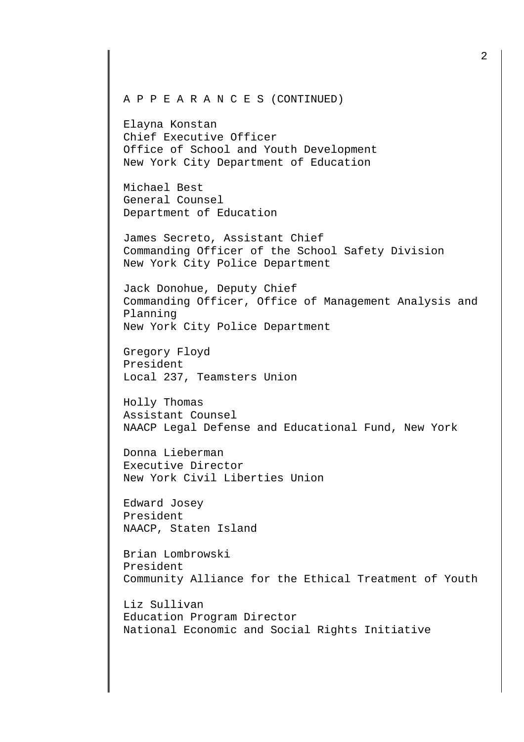A P P E A R A N C E S (CONTINUED)

Elayna Konstan
Chief Executive Officer
Office of School and Youth Development
New York City Department of Education

Michael Best
General Counsel
Department of Education

James Secreto, Assistant Chief
Commanding Officer of the School Safety Division
New York City Police Department

Jack Donohue, Deputy Chief
Commanding Officer, Office of Management Analysis and Planning
New York City Police Department

Gregory Floyd
President
Local 237, Teamsters Union

Holly Thomas
Assistant Counsel
NAACP Legal Defense and Educational Fund, New York

Donna Lieberman
Executive Director
New York Civil Liberties Union

Edward Josey
President
NAACP, Staten Island

Brian Lombrowski
President
Community Alliance for the Ethical Treatment of Youth

Liz Sullivan
Education Program Director
National Economic and Social Rights Initiative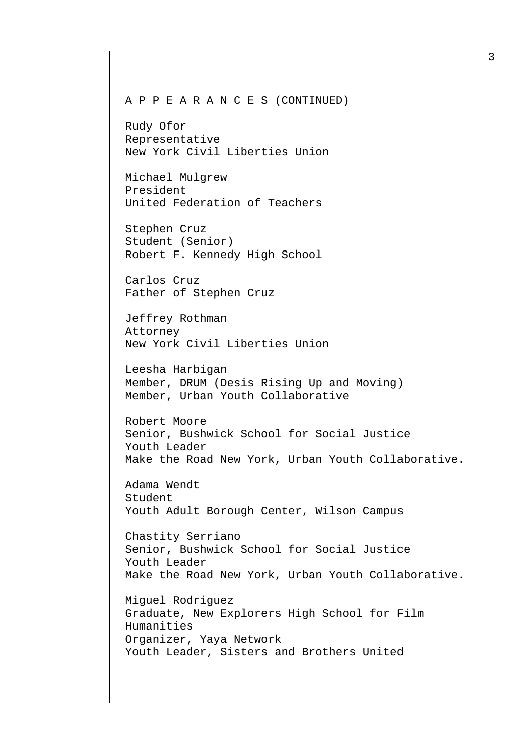A P P E A R A N C E S (CONTINUED)

Rudy Ofor
Representative
New York Civil Liberties Union

Michael Mulgrew
President
United Federation of Teachers

Stephen Cruz
Student (Senior)
Robert F. Kennedy High School

Carlos Cruz
Father of Stephen Cruz

Jeffrey Rothman
Attorney
New York Civil Liberties Union

Leesha Harbigan
Member, DRUM (Desis Rising Up and Moving)
Member, Urban Youth Collaborative

Robert Moore
Senior, Bushwick School for Social Justice
Youth Leader
Make the Road New York, Urban Youth Collaborative.

Adama Wendt
Student
Youth Adult Borough Center, Wilson Campus

Chastity Serriano
Senior, Bushwick School for Social Justice
Youth Leader
Make the Road New York, Urban Youth Collaborative.

Miguel Rodriguez
Graduate, New Explorers High School for Film Humanities
Organizer, Yaya Network
Youth Leader, Sisters and Brothers United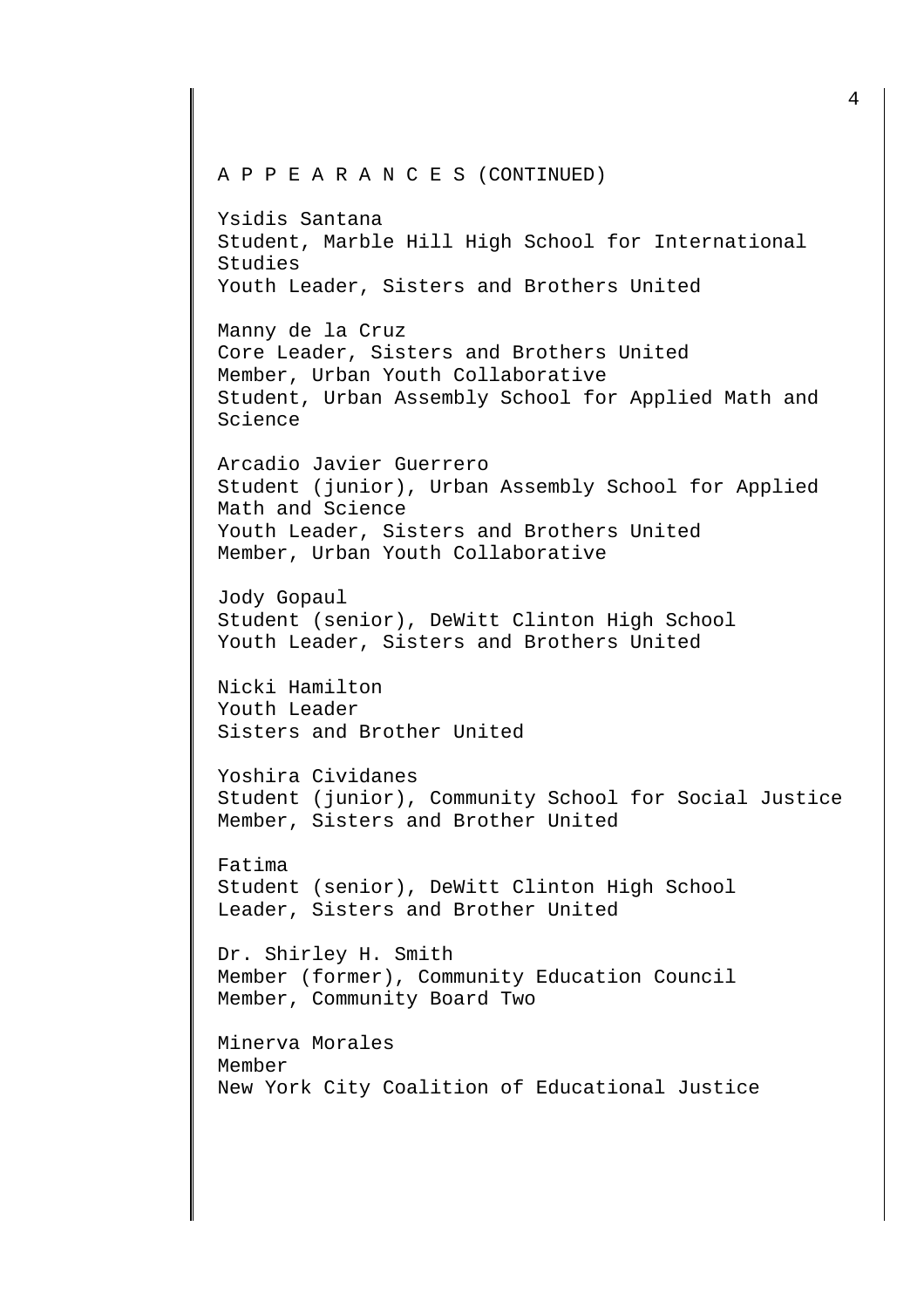A P P E A R A N C E S (CONTINUED)

Ysidis Santana
Student, Marble Hill High School for International Studies
Youth Leader, Sisters and Brothers United

Manny de la Cruz
Core Leader, Sisters and Brothers United
Member, Urban Youth Collaborative
Student, Urban Assembly School for Applied Math and Science

Arcadio Javier Guerrero
Student (junior), Urban Assembly School for Applied Math and Science
Youth Leader, Sisters and Brothers United
Member, Urban Youth Collaborative

Jody Gopaul
Student (senior), DeWitt Clinton High School
Youth Leader, Sisters and Brothers United

Nicki Hamilton
Youth Leader
Sisters and Brother United

Yoshira Cividanes
Student (junior), Community School for Social Justice
Member, Sisters and Brother United

Fatima
Student (senior), DeWitt Clinton High School
Leader, Sisters and Brother United

Dr. Shirley H. Smith
Member (former), Community Education Council
Member, Community Board Two

Minerva Morales
Member
New York City Coalition of Educational Justice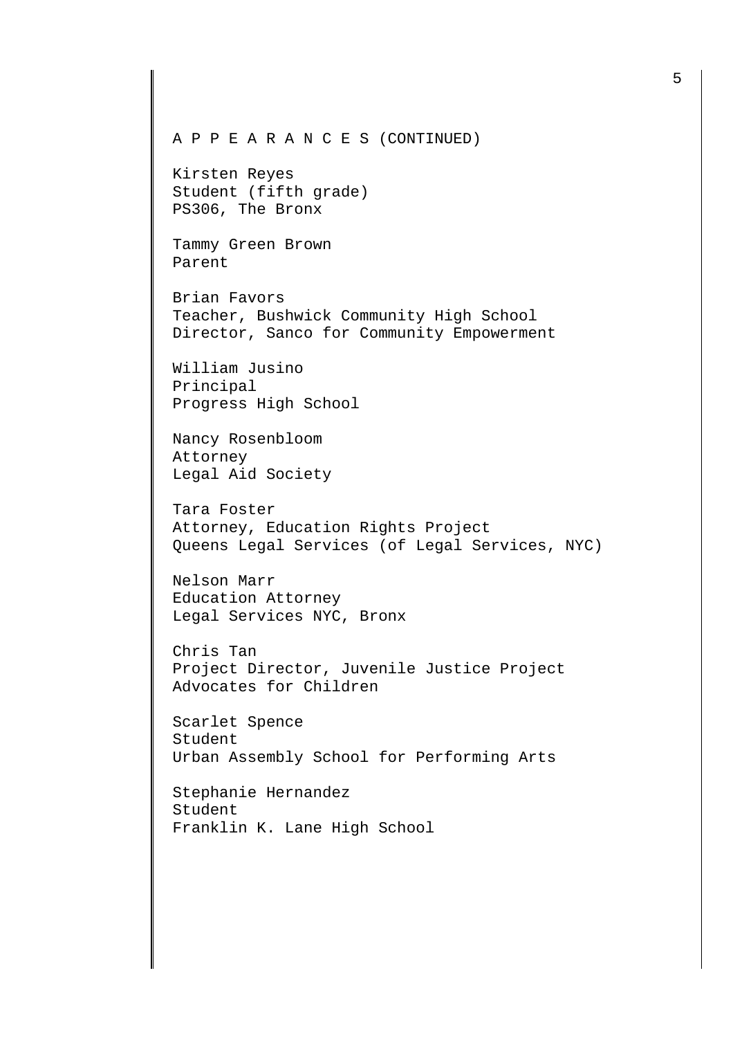A P P E A R A N C E S (CONTINUED)

Kirsten Reyes
Student (fifth grade)
PS306, The Bronx

Tammy Green Brown
Parent

Brian Favors
Teacher, Bushwick Community High School
Director, Sanco for Community Empowerment

William Jusino
Principal
Progress High School

Nancy Rosenbloom
Attorney
Legal Aid Society

Tara Foster
Attorney, Education Rights Project
Queens Legal Services (of Legal Services, NYC)

Nelson Marr
Education Attorney
Legal Services NYC, Bronx

Chris Tan
Project Director, Juvenile Justice Project
Advocates for Children

Scarlet Spence
Student
Urban Assembly School for Performing Arts

Stephanie Hernandez
Student
Franklin K. Lane High School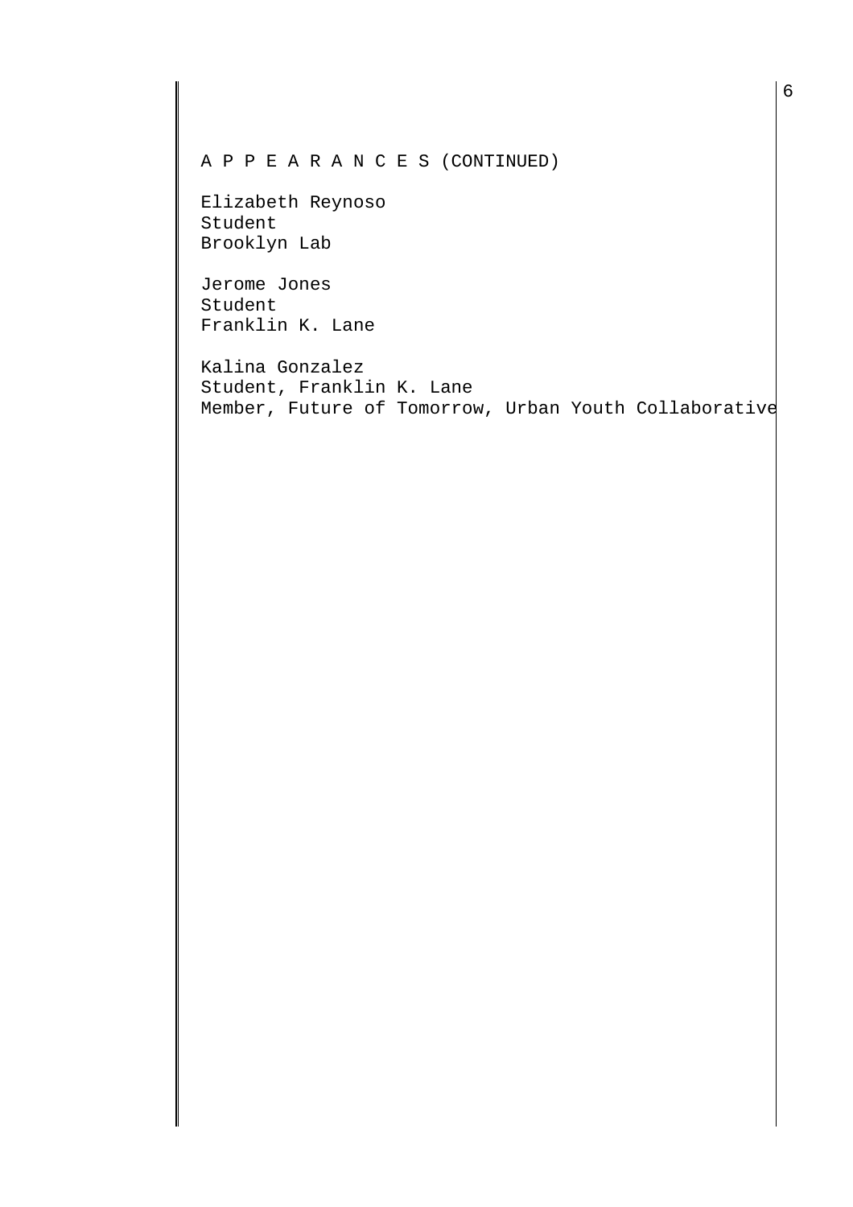A P P E A R A N C E S (CONTINUED)

Elizabeth Reynoso
Student
Brooklyn Lab

Jerome Jones
Student
Franklin K. Lane

Kalina Gonzalez
Student, Franklin K. Lane
Member, Future of Tomorrow, Urban Youth Collaborative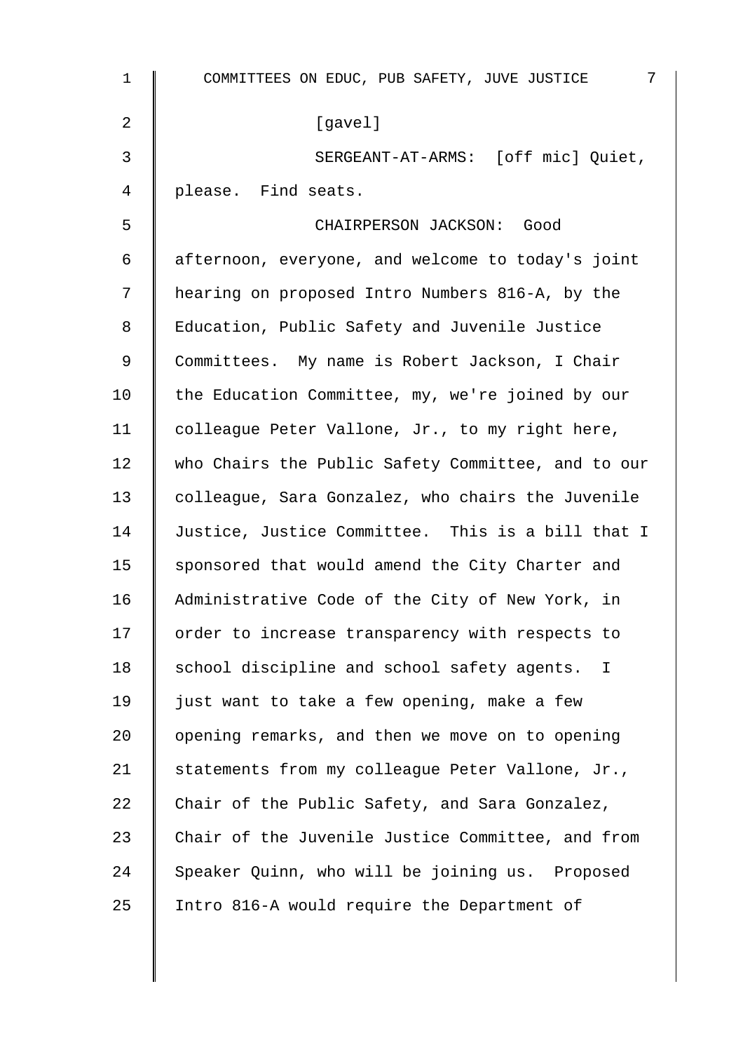[gavel]

SERGEANT-AT-ARMS: [off mic] Quiet, please. Find seats.

CHAIRPERSON JACKSON: Good afternoon, everyone, and welcome to today's joint hearing on proposed Intro Numbers 816-A, by the Education, Public Safety and Juvenile Justice Committees. My name is Robert Jackson, I Chair the Education Committee, my, we're joined by our colleague Peter Vallone, Jr., to my right here, who Chairs the Public Safety Committee, and to our colleague, Sara Gonzalez, who chairs the Juvenile Justice, Justice Committee. This is a bill that I sponsored that would amend the City Charter and Administrative Code of the City of New York, in order to increase transparency with respects to school discipline and school safety agents. I just want to take a few opening, make a few opening remarks, and then we move on to opening statements from my colleague Peter Vallone, Jr., Chair of the Public Safety, and Sara Gonzalez, Chair of the Juvenile Justice Committee, and from Speaker Quinn, who will be joining us. Proposed Intro 816-A would require the Department of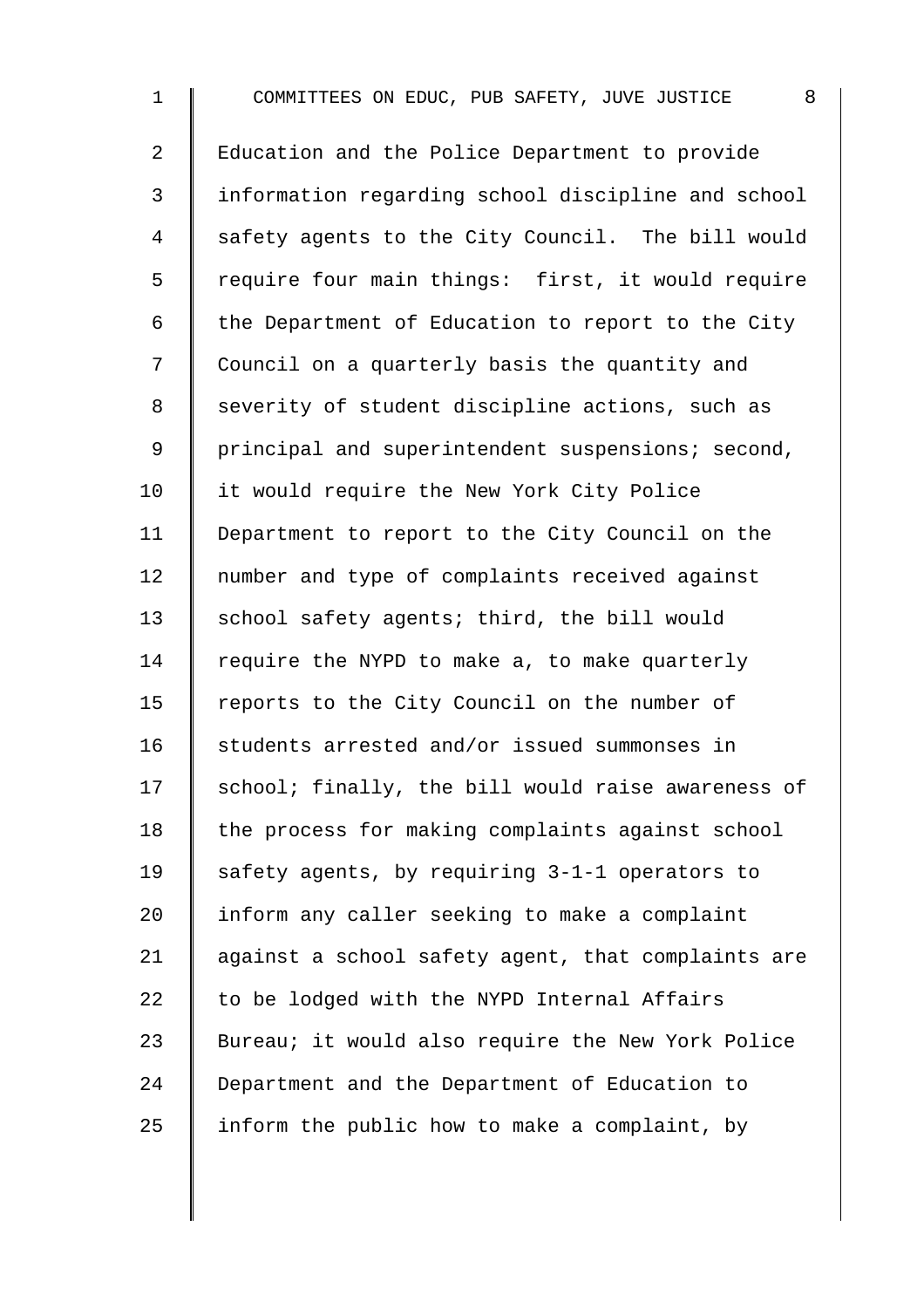Education and the Police Department to provide information regarding school discipline and school safety agents to the City Council. The bill would require four main things: first, it would require the Department of Education to report to the City Council on a quarterly basis the quantity and severity of student discipline actions, such as principal and superintendent suspensions; second, it would require the New York City Police Department to report to the City Council on the number and type of complaints received against school safety agents; third, the bill would require the NYPD to make a, to make quarterly reports to the City Council on the number of students arrested and/or issued summonses in school; finally, the bill would raise awareness of the process for making complaints against school safety agents, by requiring 3-1-1 operators to inform any caller seeking to make a complaint against a school safety agent, that complaints are to be lodged with the NYPD Internal Affairs Bureau; it would also require the New York Police Department and the Department of Education to inform the public how to make a complaint, by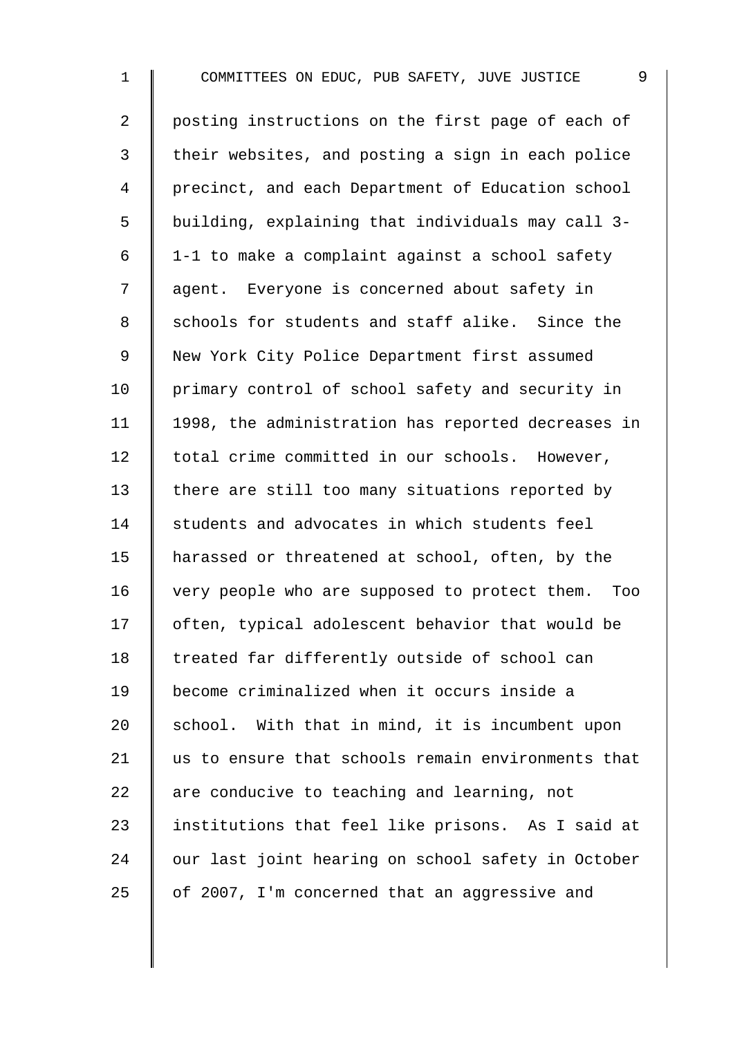posting instructions on the first page of each of their websites, and posting a sign in each police precinct, and each Department of Education school building, explaining that individuals may call 3-1-1 to make a complaint against a school safety agent. Everyone is concerned about safety in schools for students and staff alike. Since the New York City Police Department first assumed primary control of school safety and security in 1998, the administration has reported decreases in total crime committed in our schools. However, there are still too many situations reported by students and advocates in which students feel harassed or threatened at school, often, by the very people who are supposed to protect them. Too often, typical adolescent behavior that would be treated far differently outside of school can become criminalized when it occurs inside a school. With that in mind, it is incumbent upon us to ensure that schools remain environments that are conducive to teaching and learning, not institutions that feel like prisons. As I said at our last joint hearing on school safety in October of 2007, I'm concerned that an aggressive and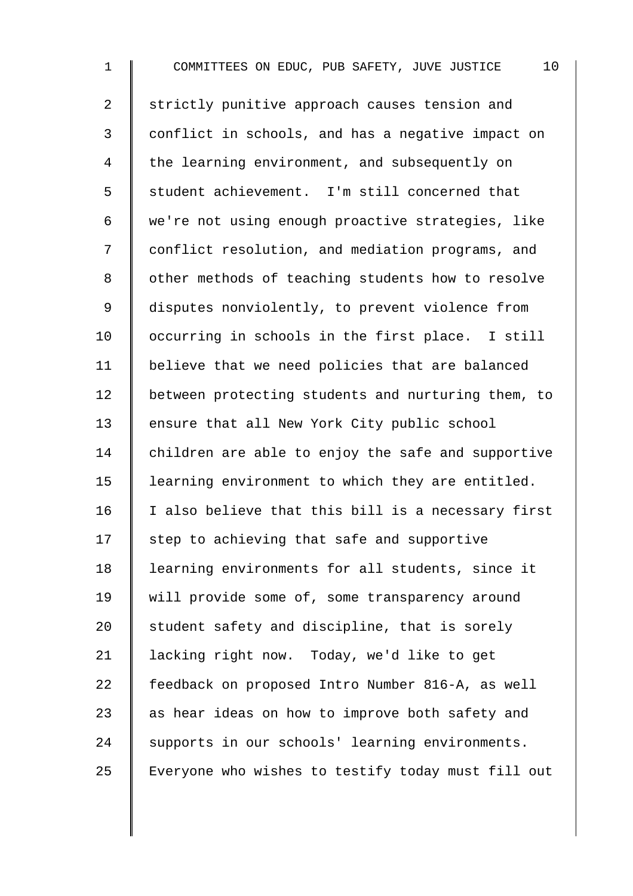strictly punitive approach causes tension and conflict in schools, and has a negative impact on the learning environment, and subsequently on student achievement. I'm still concerned that we're not using enough proactive strategies, like conflict resolution, and mediation programs, and other methods of teaching students how to resolve disputes nonviolently, to prevent violence from occurring in schools in the first place. I still believe that we need policies that are balanced between protecting students and nurturing them, to ensure that all New York City public school children are able to enjoy the safe and supportive learning environment to which they are entitled. I also believe that this bill is a necessary first step to achieving that safe and supportive learning environments for all students, since it will provide some of, some transparency around student safety and discipline, that is sorely lacking right now. Today, we'd like to get feedback on proposed Intro Number 816-A, as well as hear ideas on how to improve both safety and supports in our schools' learning environments. Everyone who wishes to testify today must fill out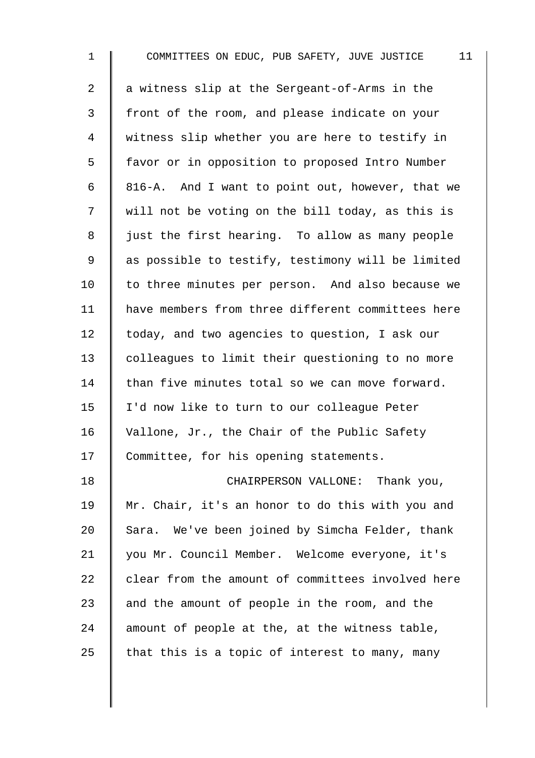a witness slip at the Sergeant-of-Arms in the front of the room, and please indicate on your witness slip whether you are here to testify in favor or in opposition to proposed Intro Number 816-A. And I want to point out, however, that we will not be voting on the bill today, as this is just the first hearing. To allow as many people as possible to testify, testimony will be limited to three minutes per person. And also because we have members from three different committees here today, and two agencies to question, I ask our colleagues to limit their questioning to no more than five minutes total so we can move forward. I'd now like to turn to our colleague Peter Vallone, Jr., the Chair of the Public Safety Committee, for his opening statements.

CHAIRPERSON VALLONE: Thank you, Mr. Chair, it's an honor to do this with you and Sara. We've been joined by Simcha Felder, thank you Mr. Council Member. Welcome everyone, it's clear from the amount of committees involved here and the amount of people in the room, and the amount of people at the, at the witness table, that this is a topic of interest to many, many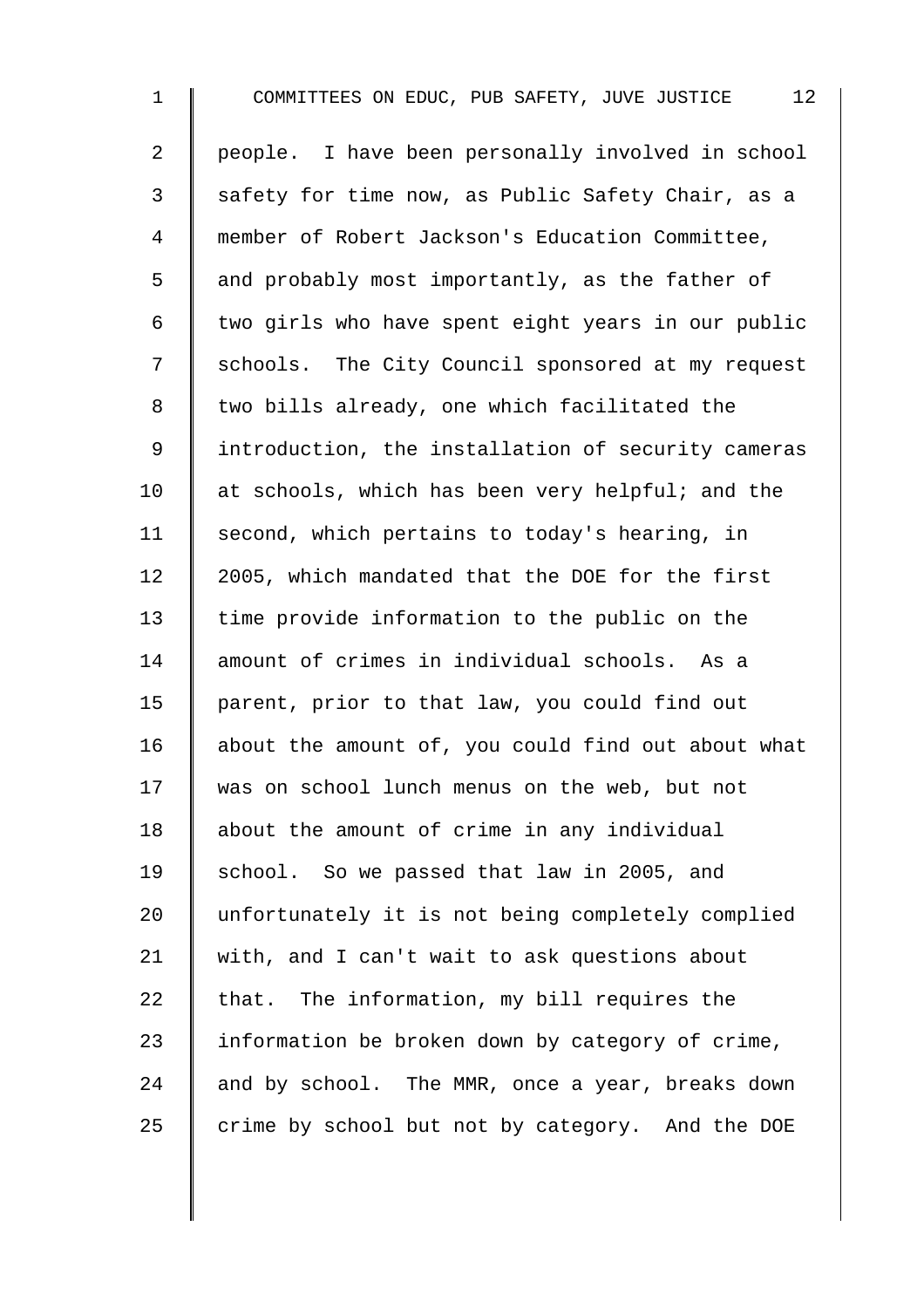people. I have been personally involved in school safety for time now, as Public Safety Chair, as a member of Robert Jackson's Education Committee, and probably most importantly, as the father of two girls who have spent eight years in our public schools. The City Council sponsored at my request two bills already, one which facilitated the introduction, the installation of security cameras at schools, which has been very helpful; and the second, which pertains to today's hearing, in 2005, which mandated that the DOE for the first time provide information to the public on the amount of crimes in individual schools. As a parent, prior to that law, you could find out about the amount of, you could find out about what was on school lunch menus on the web, but not about the amount of crime in any individual school. So we passed that law in 2005, and unfortunately it is not being completely complied with, and I can't wait to ask questions about that. The information, my bill requires the information be broken down by category of crime, and by school. The MMR, once a year, breaks down crime by school but not by category. And the DOE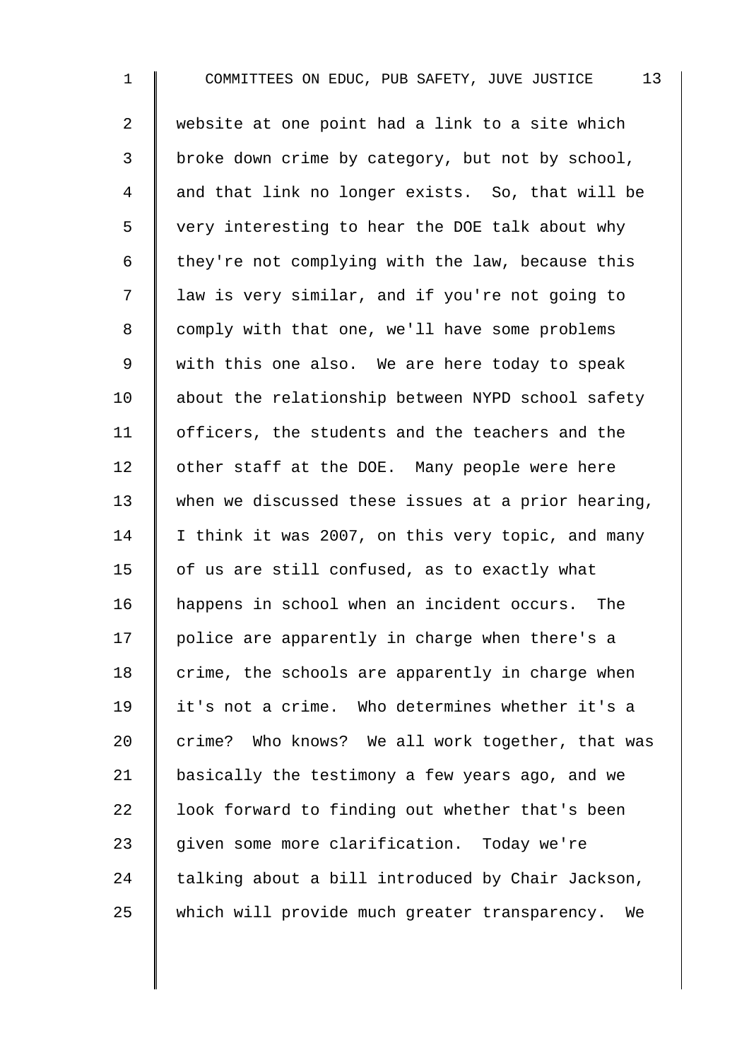website at one point had a link to a site which broke down crime by category, but not by school, and that link no longer exists. So, that will be very interesting to hear the DOE talk about why they're not complying with the law, because this law is very similar, and if you're not going to comply with that one, we'll have some problems with this one also. We are here today to speak about the relationship between NYPD school safety officers, the students and the teachers and the other staff at the DOE. Many people were here when we discussed these issues at a prior hearing, I think it was 2007, on this very topic, and many of us are still confused, as to exactly what happens in school when an incident occurs. The police are apparently in charge when there's a crime, the schools are apparently in charge when it's not a crime. Who determines whether it's a crime? Who knows? We all work together, that was basically the testimony a few years ago, and we look forward to finding out whether that's been given some more clarification. Today we're talking about a bill introduced by Chair Jackson, which will provide much greater transparency. We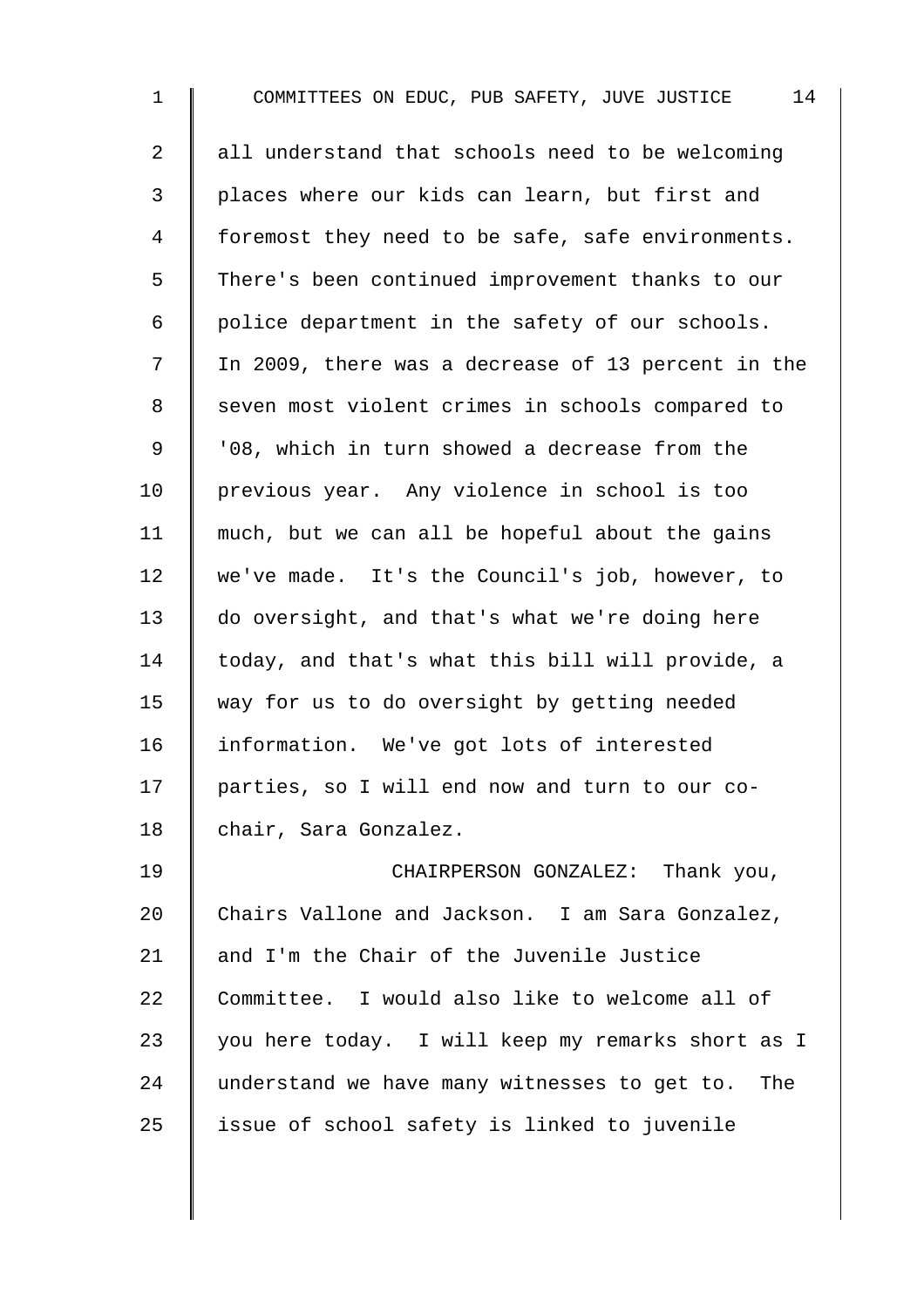all understand that schools need to be welcoming places where our kids can learn, but first and foremost they need to be safe, safe environments. There's been continued improvement thanks to our police department in the safety of our schools. In 2009, there was a decrease of 13 percent in the seven most violent crimes in schools compared to '08, which in turn showed a decrease from the previous year. Any violence in school is too much, but we can all be hopeful about the gains we've made. It's the Council's job, however, to do oversight, and that's what we're doing here today, and that's what this bill will provide, a way for us to do oversight by getting needed information. We've got lots of interested parties, so I will end now and turn to our co-chair, Sara Gonzalez.

CHAIRPERSON GONZALEZ: Thank you, Chairs Vallone and Jackson. I am Sara Gonzalez, and I'm the Chair of the Juvenile Justice Committee. I would also like to welcome all of you here today. I will keep my remarks short as I understand we have many witnesses to get to. The issue of school safety is linked to juvenile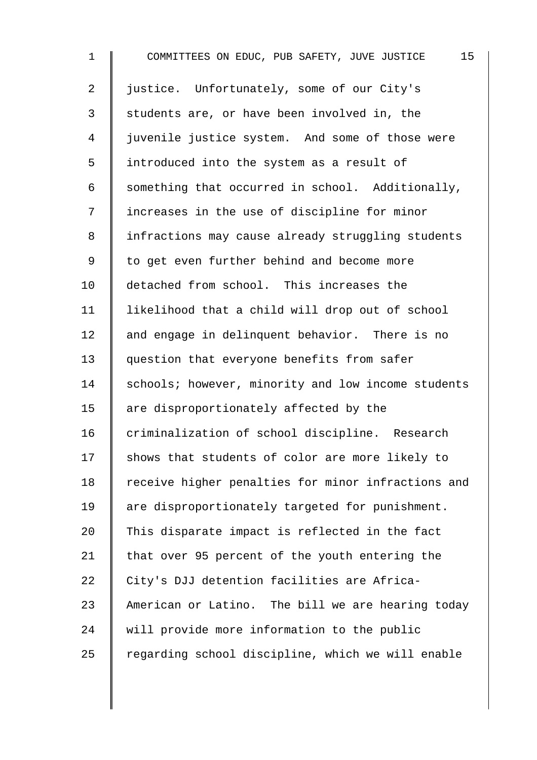justice. Unfortunately, some of our City's students are, or have been involved in, the juvenile justice system. And some of those were introduced into the system as a result of something that occurred in school. Additionally, increases in the use of discipline for minor infractions may cause already struggling students to get even further behind and become more detached from school. This increases the likelihood that a child will drop out of school and engage in delinquent behavior. There is no question that everyone benefits from safer schools; however, minority and low income students are disproportionately affected by the criminalization of school discipline. Research shows that students of color are more likely to receive higher penalties for minor infractions and are disproportionately targeted for punishment. This disparate impact is reflected in the fact that over 95 percent of the youth entering the City's DJJ detention facilities are Africa-American or Latino. The bill we are hearing today will provide more information to the public regarding school discipline, which we will enable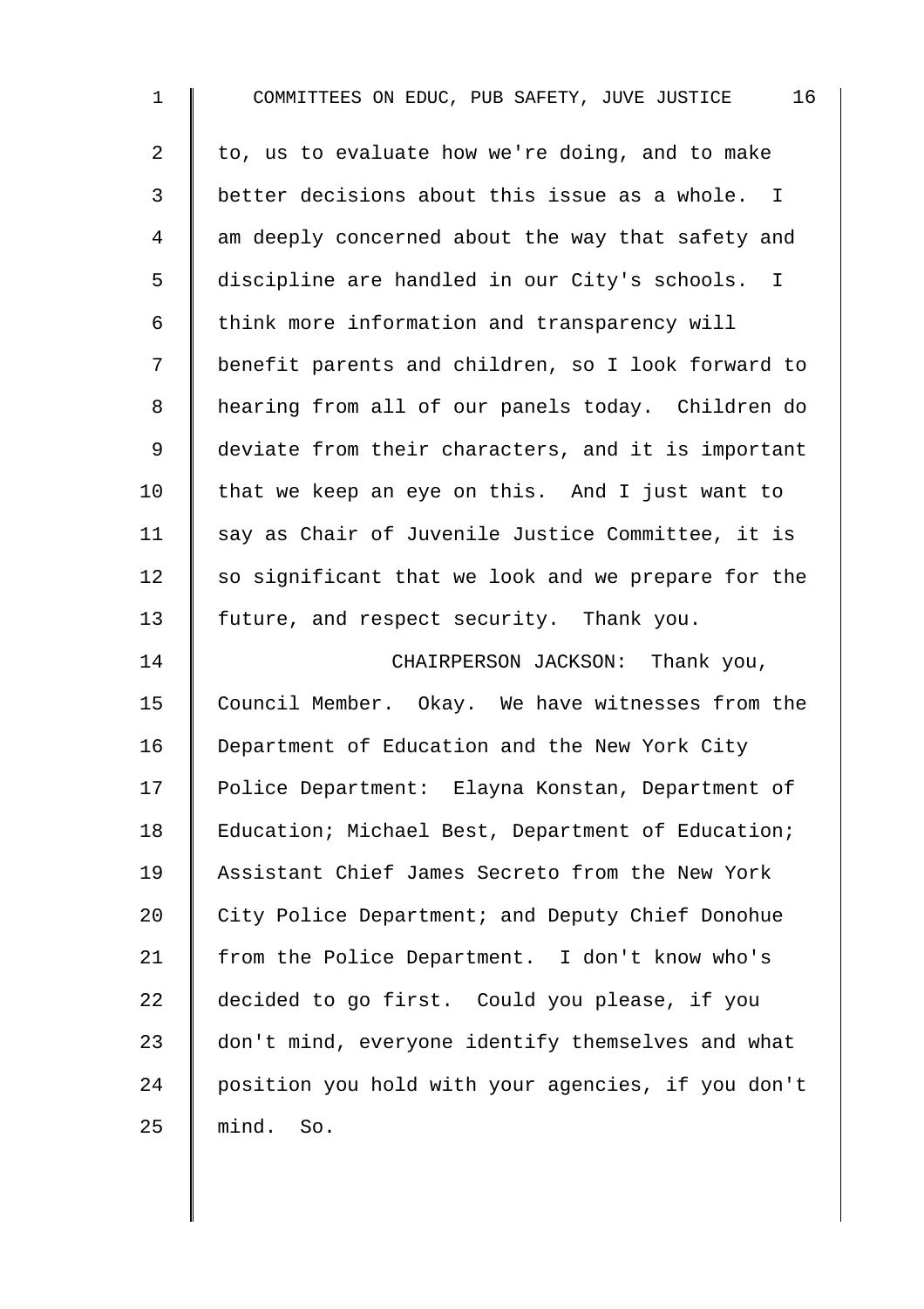to, us to evaluate how we're doing, and to make better decisions about this issue as a whole. I am deeply concerned about the way that safety and discipline are handled in our City's schools. I think more information and transparency will benefit parents and children, so I look forward to hearing from all of our panels today. Children do deviate from their characters, and it is important that we keep an eye on this. And I just want to say as Chair of Juvenile Justice Committee, it is so significant that we look and we prepare for the future, and respect security. Thank you.

CHAIRPERSON JACKSON: Thank you, Council Member. Okay. We have witnesses from the Department of Education and the New York City Police Department: Elayna Konstan, Department of Education; Michael Best, Department of Education; Assistant Chief James Secreto from the New York City Police Department; and Deputy Chief Donohue from the Police Department. I don't know who's decided to go first. Could you please, if you don't mind, everyone identify themselves and what position you hold with your agencies, if you don't mind. So.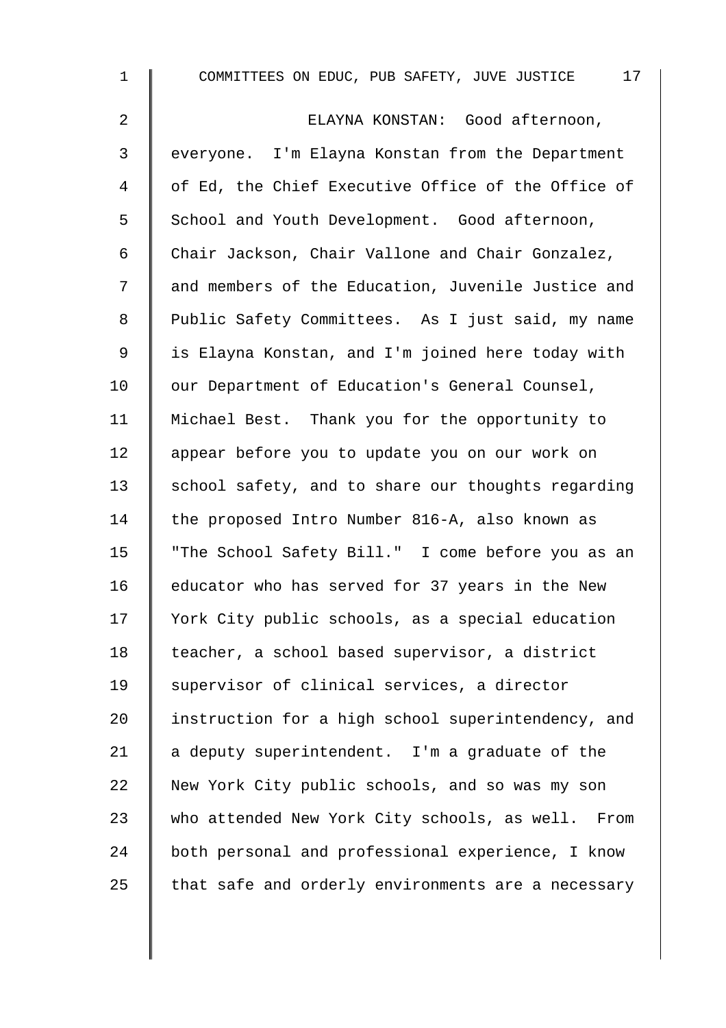ELAYNA KONSTAN: Good afternoon, everyone. I'm Elayna Konstan from the Department of Ed, the Chief Executive Office of the Office of School and Youth Development. Good afternoon, Chair Jackson, Chair Vallone and Chair Gonzalez, and members of the Education, Juvenile Justice and Public Safety Committees. As I just said, my name is Elayna Konstan, and I'm joined here today with our Department of Education's General Counsel, Michael Best. Thank you for the opportunity to appear before you to update you on our work on school safety, and to share our thoughts regarding the proposed Intro Number 816-A, also known as "The School Safety Bill." I come before you as an educator who has served for 37 years in the New York City public schools, as a special education teacher, a school based supervisor, a district supervisor of clinical services, a director instruction for a high school superintendency, and a deputy superintendent. I'm a graduate of the New York City public schools, and so was my son who attended New York City schools, as well. From both personal and professional experience, I know that safe and orderly environments are a necessary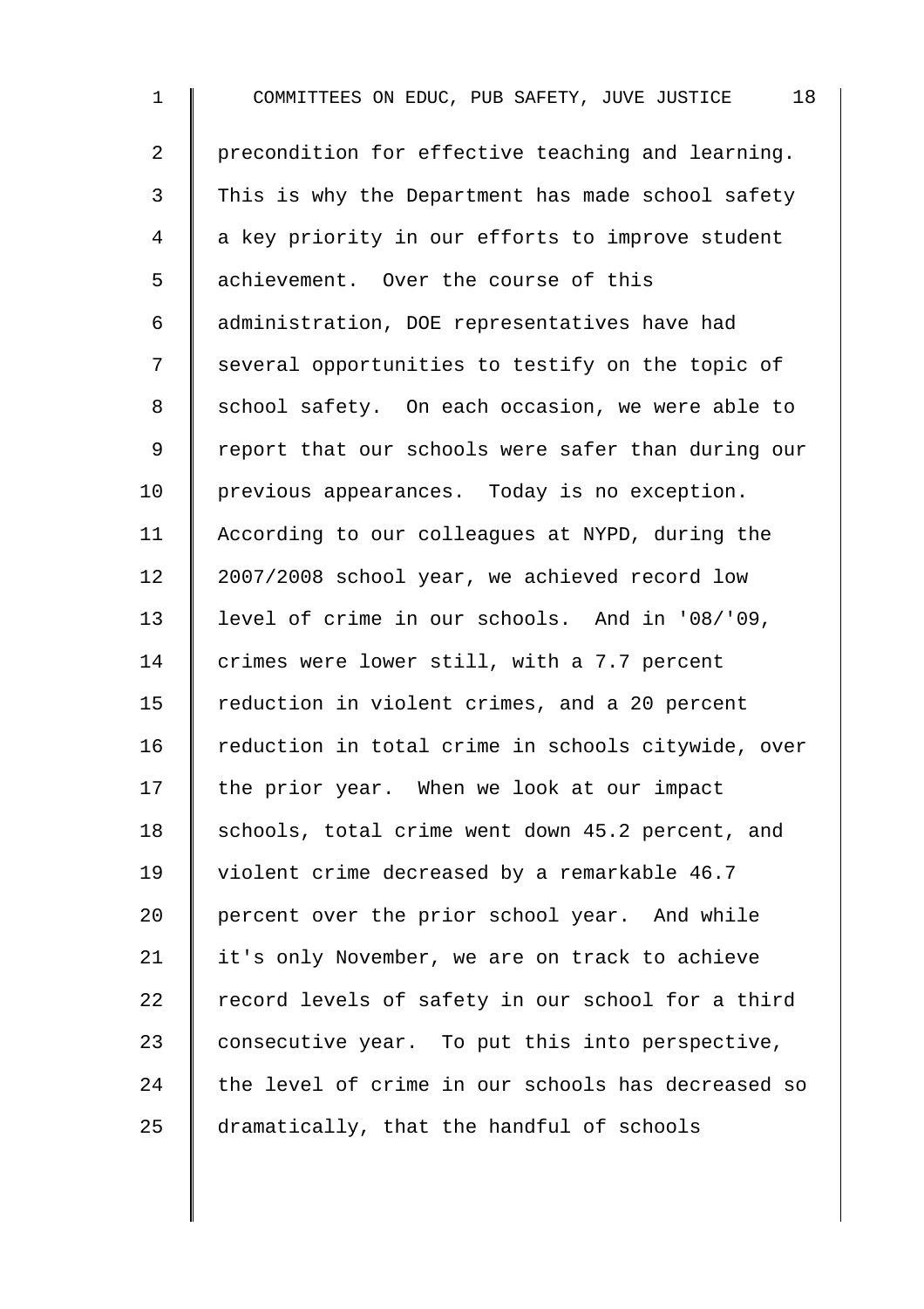precondition for effective teaching and learning. This is why the Department has made school safety a key priority in our efforts to improve student achievement. Over the course of this administration, DOE representatives have had several opportunities to testify on the topic of school safety. On each occasion, we were able to report that our schools were safer than during our previous appearances. Today is no exception. According to our colleagues at NYPD, during the 2007/2008 school year, we achieved record low level of crime in our schools. And in '08/'09, crimes were lower still, with a 7.7 percent reduction in violent crimes, and a 20 percent reduction in total crime in schools citywide, over the prior year. When we look at our impact schools, total crime went down 45.2 percent, and violent crime decreased by a remarkable 46.7 percent over the prior school year. And while it's only November, we are on track to achieve record levels of safety in our school for a third consecutive year. To put this into perspective, the level of crime in our schools has decreased so dramatically, that the handful of schools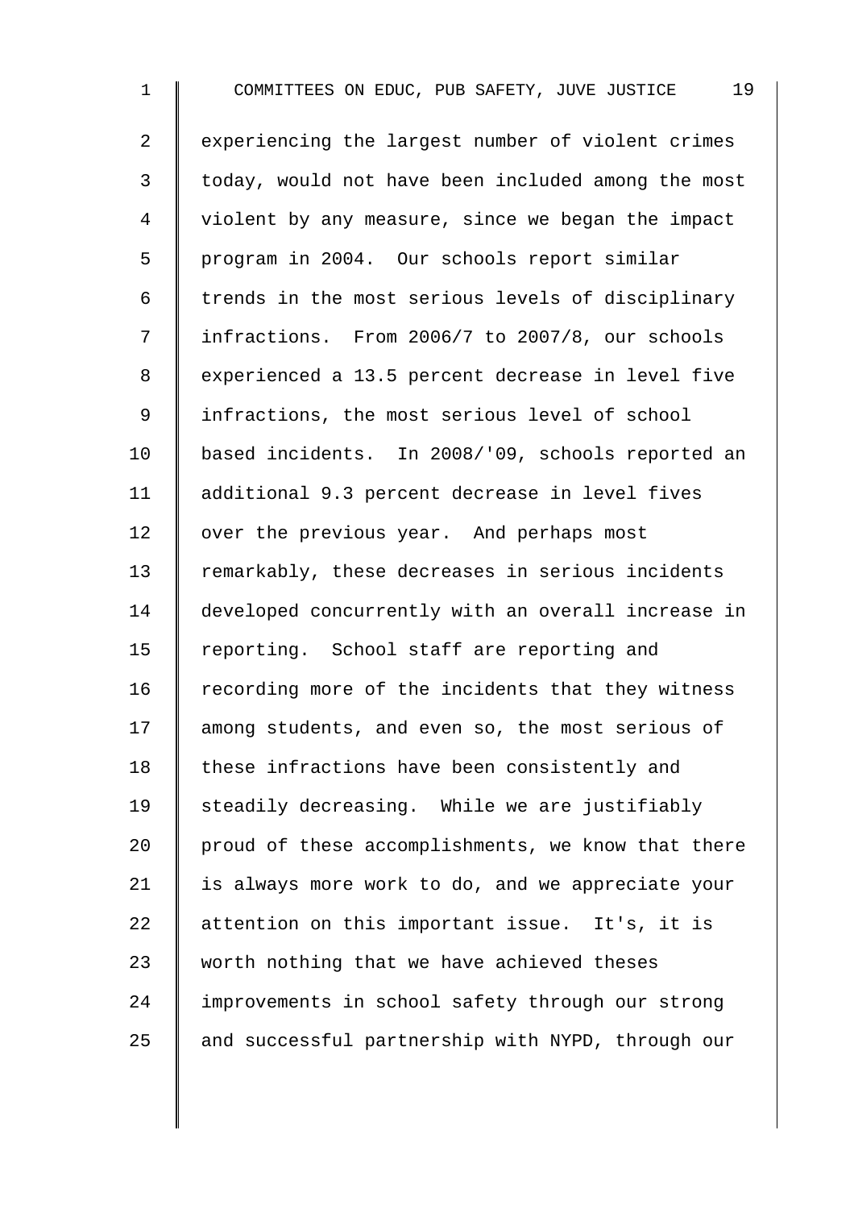experiencing the largest number of violent crimes today, would not have been included among the most violent by any measure, since we began the impact program in 2004. Our schools report similar trends in the most serious levels of disciplinary infractions. From 2006/7 to 2007/8, our schools experienced a 13.5 percent decrease in level five infractions, the most serious level of school based incidents. In 2008/'09, schools reported an additional 9.3 percent decrease in level fives over the previous year. And perhaps most remarkably, these decreases in serious incidents developed concurrently with an overall increase in reporting. School staff are reporting and recording more of the incidents that they witness among students, and even so, the most serious of these infractions have been consistently and steadily decreasing. While we are justifiably proud of these accomplishments, we know that there is always more work to do, and we appreciate your attention on this important issue. It's, it is worth nothing that we have achieved theses improvements in school safety through our strong and successful partnership with NYPD, through our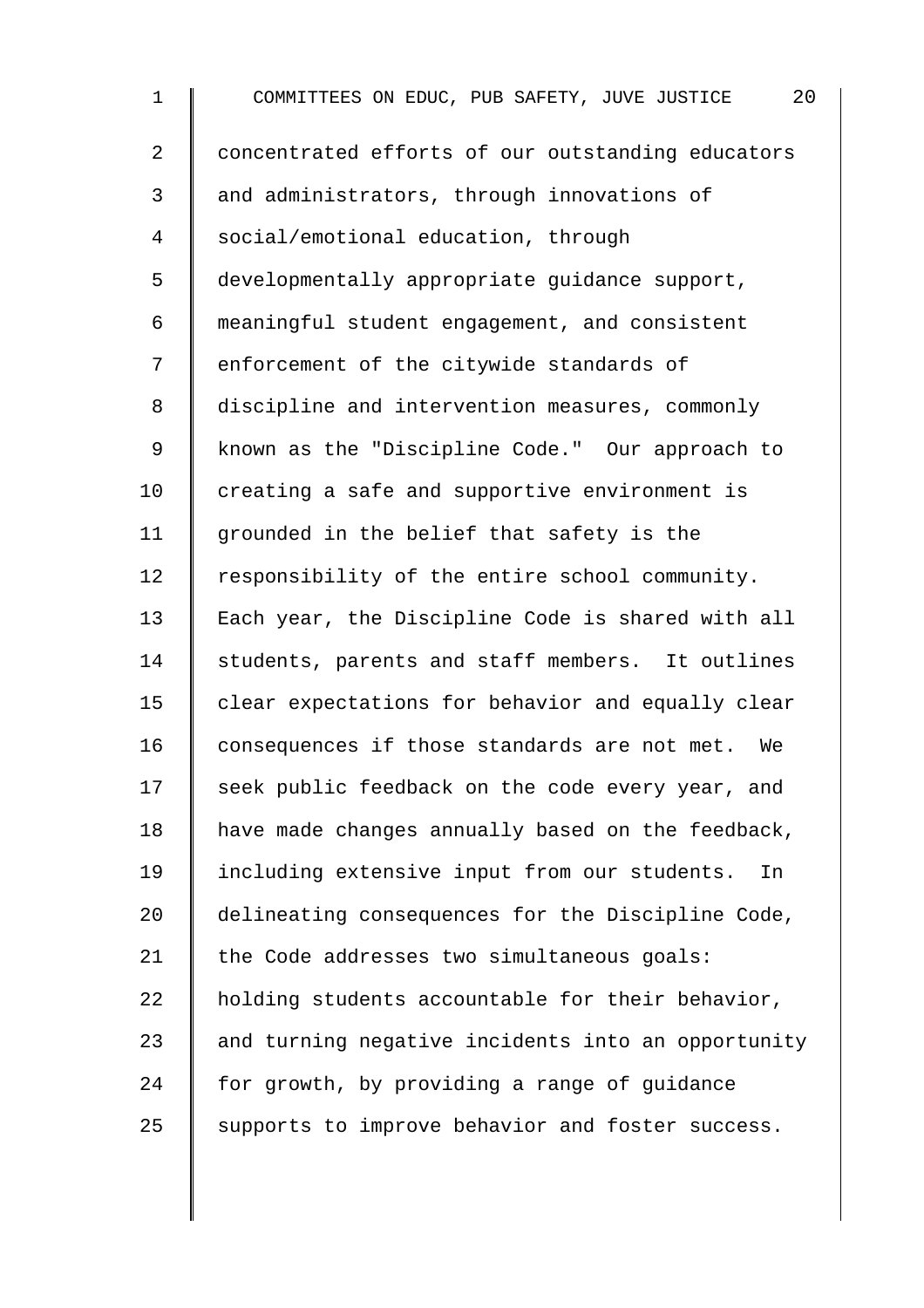concentrated efforts of our outstanding educators and administrators, through innovations of social/emotional education, through developmentally appropriate guidance support, meaningful student engagement, and consistent enforcement of the citywide standards of discipline and intervention measures, commonly known as the "Discipline Code." Our approach to creating a safe and supportive environment is grounded in the belief that safety is the responsibility of the entire school community. Each year, the Discipline Code is shared with all students, parents and staff members. It outlines clear expectations for behavior and equally clear consequences if those standards are not met. We seek public feedback on the code every year, and have made changes annually based on the feedback, including extensive input from our students. In delineating consequences for the Discipline Code, the Code addresses two simultaneous goals: holding students accountable for their behavior, and turning negative incidents into an opportunity for growth, by providing a range of guidance supports to improve behavior and foster success.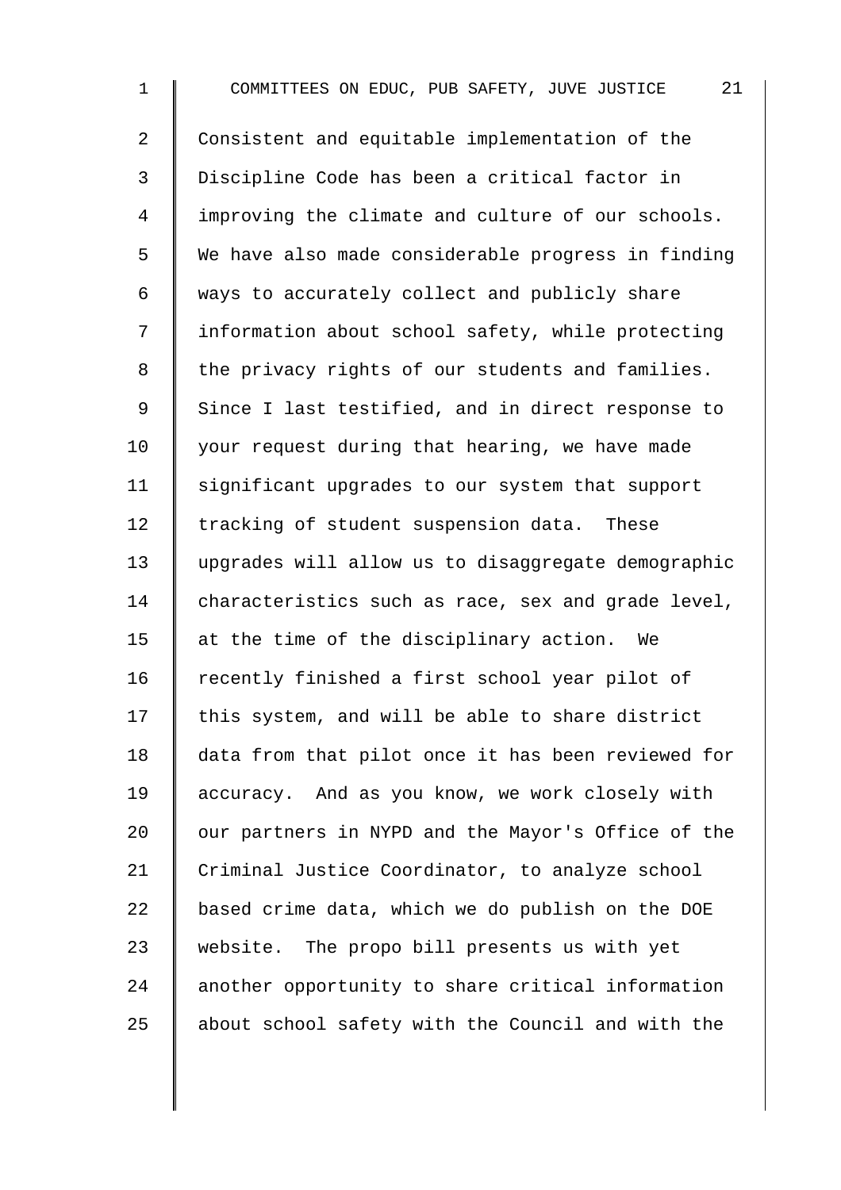Consistent and equitable implementation of the Discipline Code has been a critical factor in improving the climate and culture of our schools. We have also made considerable progress in finding ways to accurately collect and publicly share information about school safety, while protecting the privacy rights of our students and families. Since I last testified, and in direct response to your request during that hearing, we have made significant upgrades to our system that support tracking of student suspension data. These upgrades will allow us to disaggregate demographic characteristics such as race, sex and grade level, at the time of the disciplinary action. We recently finished a first school year pilot of this system, and will be able to share district data from that pilot once it has been reviewed for accuracy. And as you know, we work closely with our partners in NYPD and the Mayor's Office of the Criminal Justice Coordinator, to analyze school based crime data, which we do publish on the DOE website. The propo bill presents us with yet another opportunity to share critical information about school safety with the Council and with the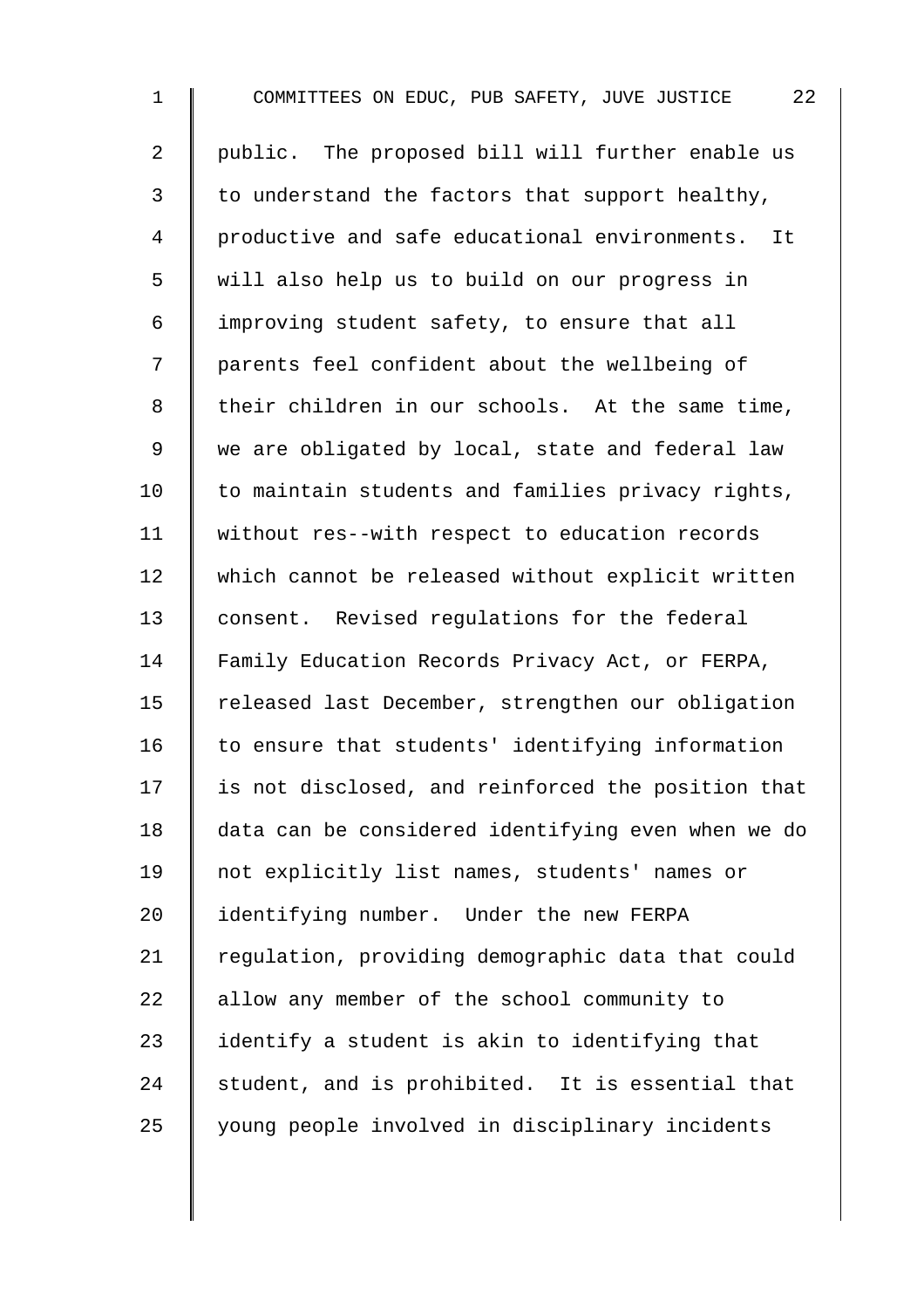public. The proposed bill will further enable us to understand the factors that support healthy, productive and safe educational environments. It will also help us to build on our progress in improving student safety, to ensure that all parents feel confident about the wellbeing of their children in our schools. At the same time, we are obligated by local, state and federal law to maintain students and families privacy rights, without res--with respect to education records which cannot be released without explicit written consent. Revised regulations for the federal Family Education Records Privacy Act, or FERPA, released last December, strengthen our obligation to ensure that students' identifying information is not disclosed, and reinforced the position that data can be considered identifying even when we do not explicitly list names, students' names or identifying number. Under the new FERPA regulation, providing demographic data that could allow any member of the school community to identify a student is akin to identifying that student, and is prohibited. It is essential that young people involved in disciplinary incidents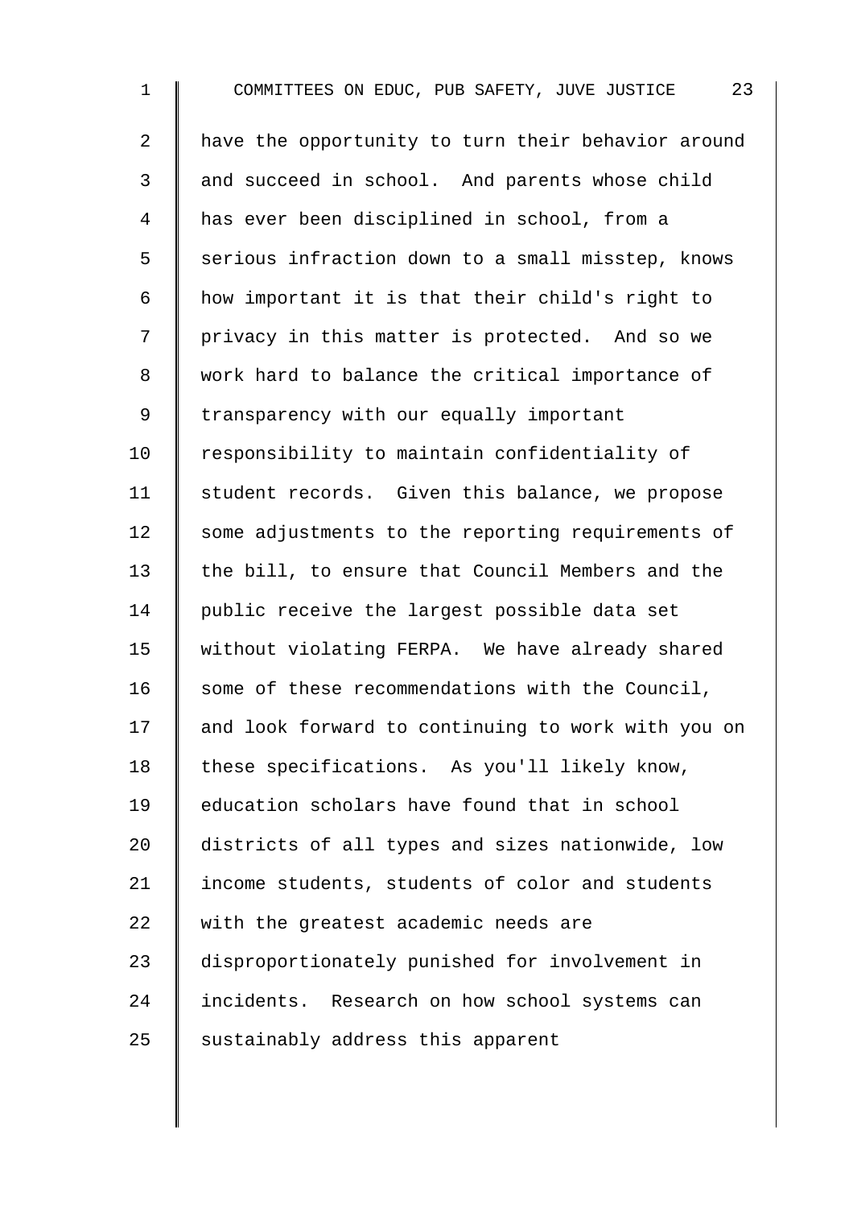have the opportunity to turn their behavior around and succeed in school. And parents whose child has ever been disciplined in school, from a serious infraction down to a small misstep, knows how important it is that their child's right to privacy in this matter is protected. And so we work hard to balance the critical importance of transparency with our equally important responsibility to maintain confidentiality of student records. Given this balance, we propose some adjustments to the reporting requirements of the bill, to ensure that Council Members and the public receive the largest possible data set without violating FERPA. We have already shared some of these recommendations with the Council, and look forward to continuing to work with you on these specifications. As you'll likely know, education scholars have found that in school districts of all types and sizes nationwide, low income students, students of color and students with the greatest academic needs are disproportionately punished for involvement in incidents. Research on how school systems can sustainably address this apparent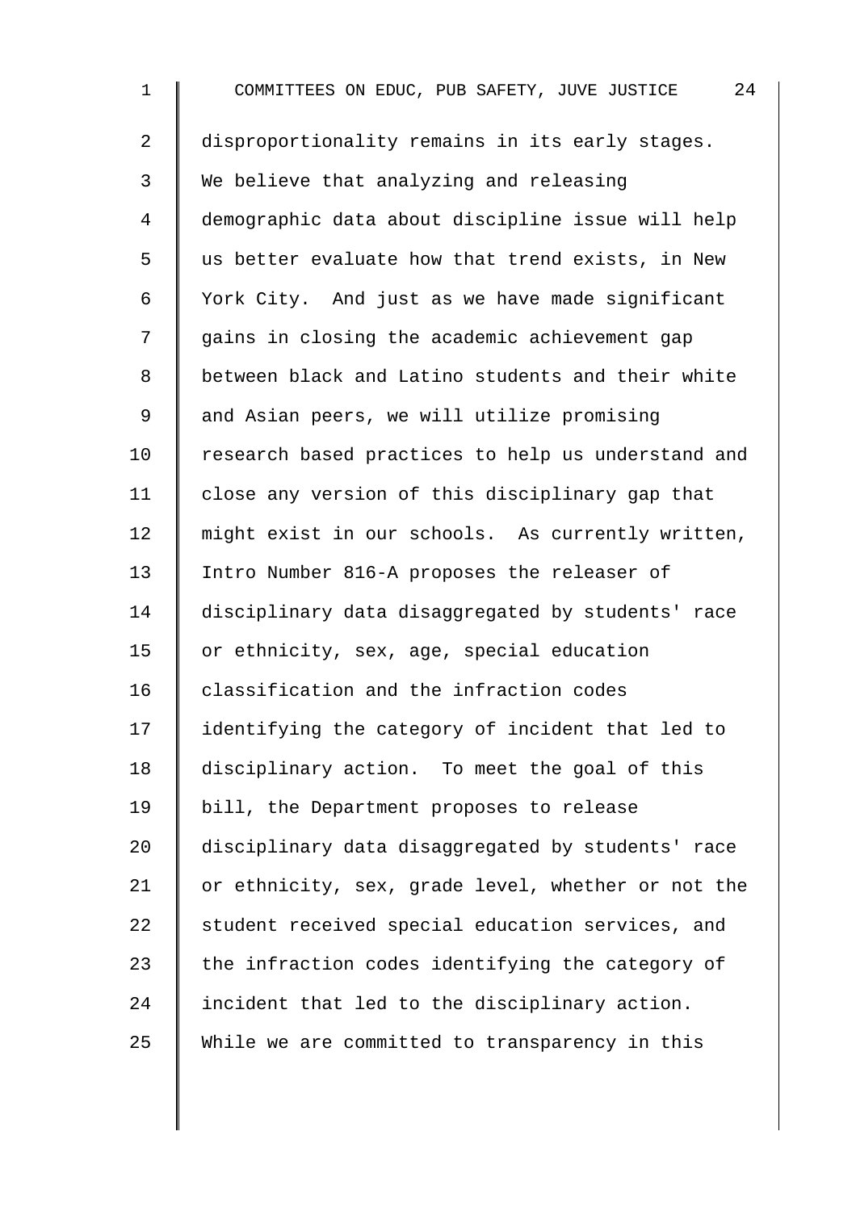disproportionality remains in its early stages. We believe that analyzing and releasing demographic data about discipline issue will help us better evaluate how that trend exists, in New York City. And just as we have made significant gains in closing the academic achievement gap between black and Latino students and their white and Asian peers, we will utilize promising research based practices to help us understand and close any version of this disciplinary gap that might exist in our schools. As currently written, Intro Number 816-A proposes the releaser of disciplinary data disaggregated by students' race or ethnicity, sex, age, special education classification and the infraction codes identifying the category of incident that led to disciplinary action. To meet the goal of this bill, the Department proposes to release disciplinary data disaggregated by students' race or ethnicity, sex, grade level, whether or not the student received special education services, and the infraction codes identifying the category of incident that led to the disciplinary action. While we are committed to transparency in this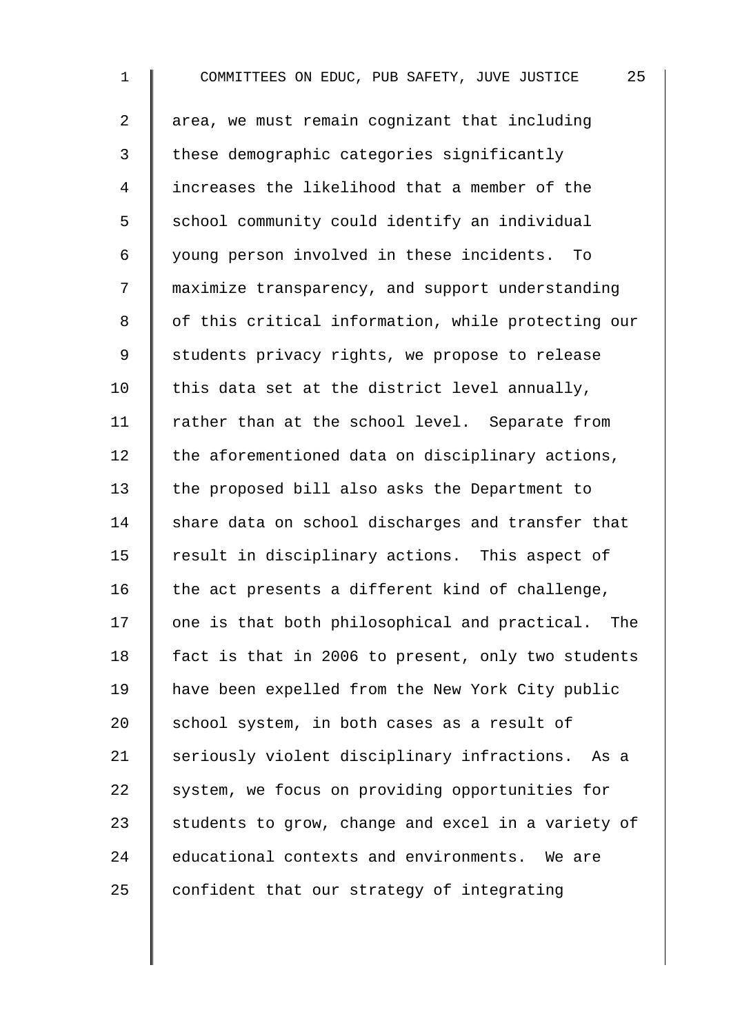area, we must remain cognizant that including these demographic categories significantly increases the likelihood that a member of the school community could identify an individual young person involved in these incidents. To maximize transparency, and support understanding of this critical information, while protecting our students privacy rights, we propose to release this data set at the district level annually, rather than at the school level. Separate from the aforementioned data on disciplinary actions, the proposed bill also asks the Department to share data on school discharges and transfer that result in disciplinary actions. This aspect of the act presents a different kind of challenge, one is that both philosophical and practical. The fact is that in 2006 to present, only two students have been expelled from the New York City public school system, in both cases as a result of seriously violent disciplinary infractions. As a system, we focus on providing opportunities for students to grow, change and excel in a variety of educational contexts and environments. We are confident that our strategy of integrating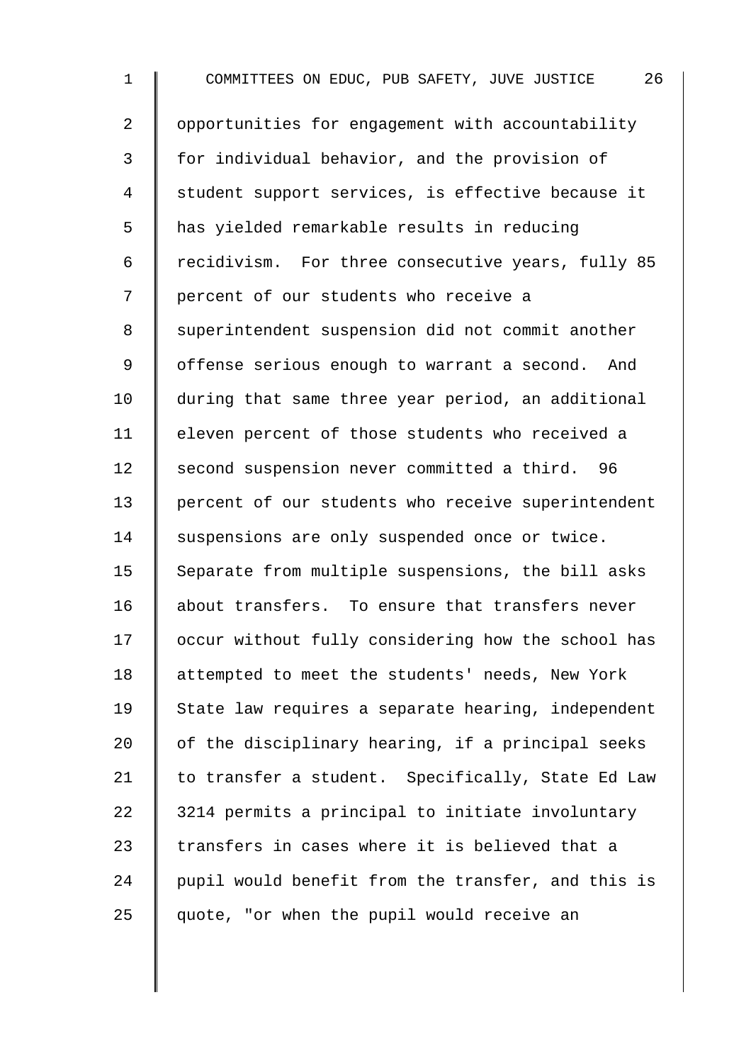opportunities for engagement with accountability for individual behavior, and the provision of student support services, is effective because it has yielded remarkable results in reducing recidivism. For three consecutive years, fully 85 percent of our students who receive a superintendent suspension did not commit another offense serious enough to warrant a second. And during that same three year period, an additional eleven percent of those students who received a second suspension never committed a third. 96 percent of our students who receive superintendent suspensions are only suspended once or twice. Separate from multiple suspensions, the bill asks about transfers. To ensure that transfers never occur without fully considering how the school has attempted to meet the students' needs, New York State law requires a separate hearing, independent of the disciplinary hearing, if a principal seeks to transfer a student. Specifically, State Ed Law 3214 permits a principal to initiate involuntary transfers in cases where it is believed that a pupil would benefit from the transfer, and this is quote, "or when the pupil would receive an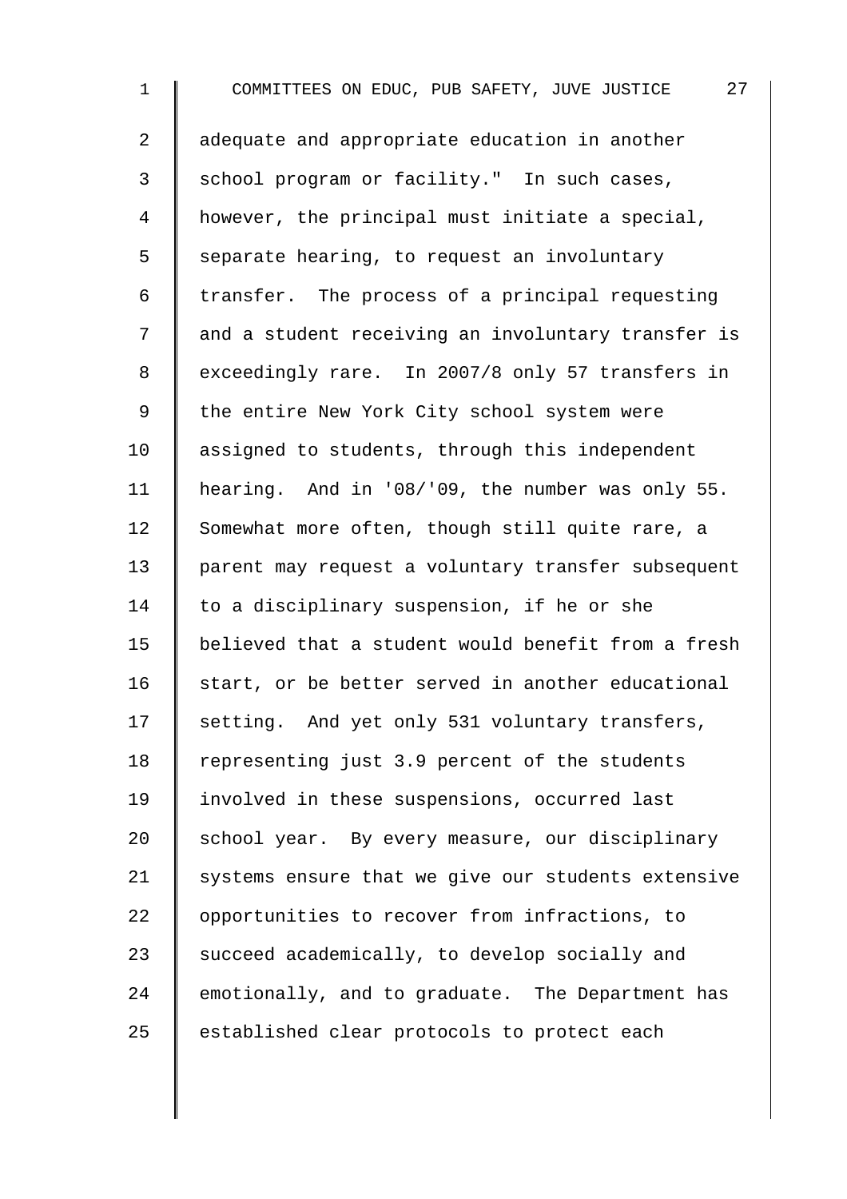adequate and appropriate education in another school program or facility." In such cases, however, the principal must initiate a special, separate hearing, to request an involuntary transfer. The process of a principal requesting and a student receiving an involuntary transfer is exceedingly rare. In 2007/8 only 57 transfers in the entire New York City school system were assigned to students, through this independent hearing. And in '08/'09, the number was only 55. Somewhat more often, though still quite rare, a parent may request a voluntary transfer subsequent to a disciplinary suspension, if he or she believed that a student would benefit from a fresh start, or be better served in another educational setting. And yet only 531 voluntary transfers, representing just 3.9 percent of the students involved in these suspensions, occurred last school year. By every measure, our disciplinary systems ensure that we give our students extensive opportunities to recover from infractions, to succeed academically, to develop socially and emotionally, and to graduate. The Department has established clear protocols to protect each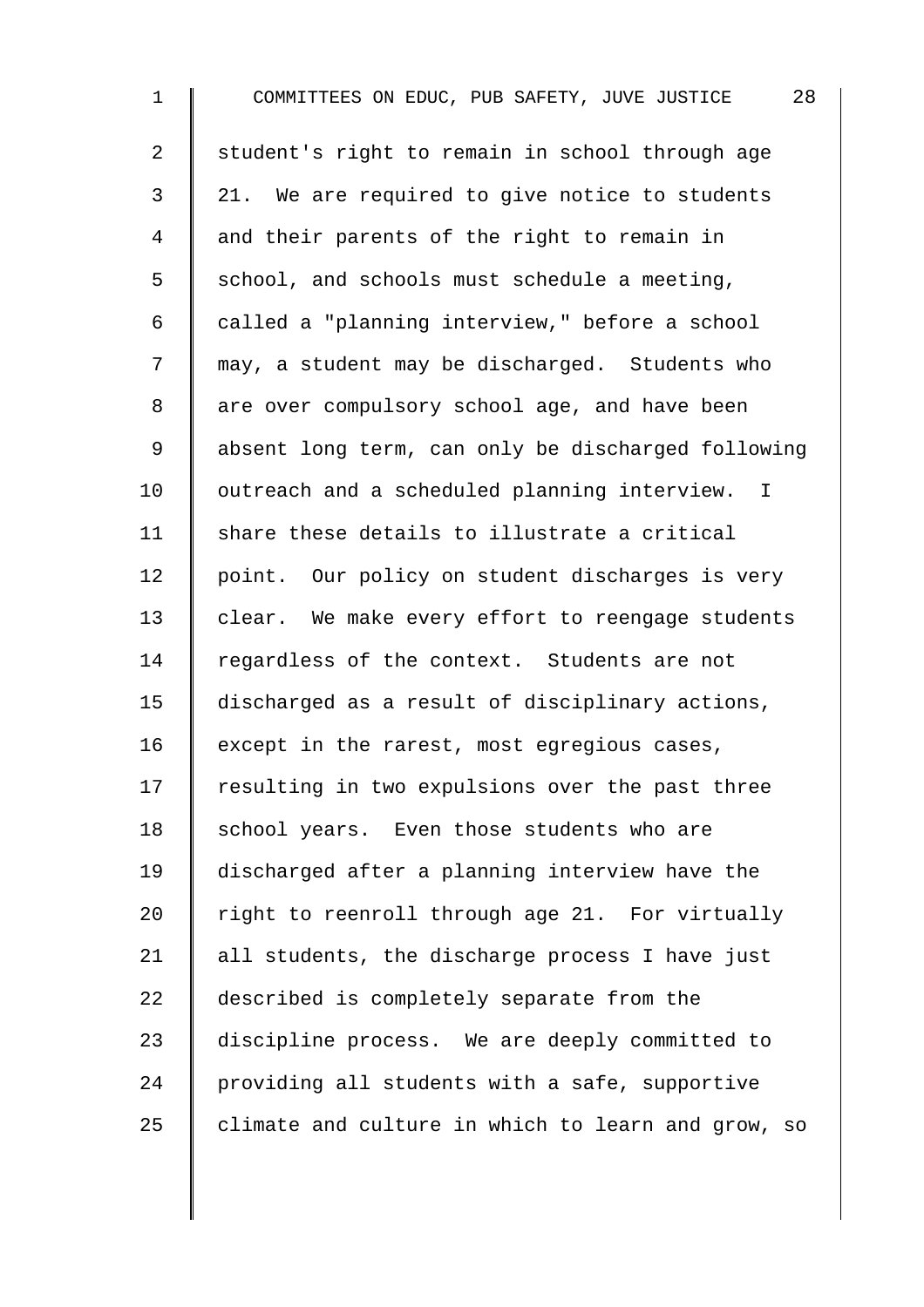student's right to remain in school through age 21. We are required to give notice to students and their parents of the right to remain in school, and schools must schedule a meeting, called a "planning interview," before a school may, a student may be discharged. Students who are over compulsory school age, and have been absent long term, can only be discharged following outreach and a scheduled planning interview. I share these details to illustrate a critical point. Our policy on student discharges is very clear. We make every effort to reengage students regardless of the context. Students are not discharged as a result of disciplinary actions, except in the rarest, most egregious cases, resulting in two expulsions over the past three school years. Even those students who are discharged after a planning interview have the right to reenroll through age 21. For virtually all students, the discharge process I have just described is completely separate from the discipline process. We are deeply committed to providing all students with a safe, supportive climate and culture in which to learn and grow, so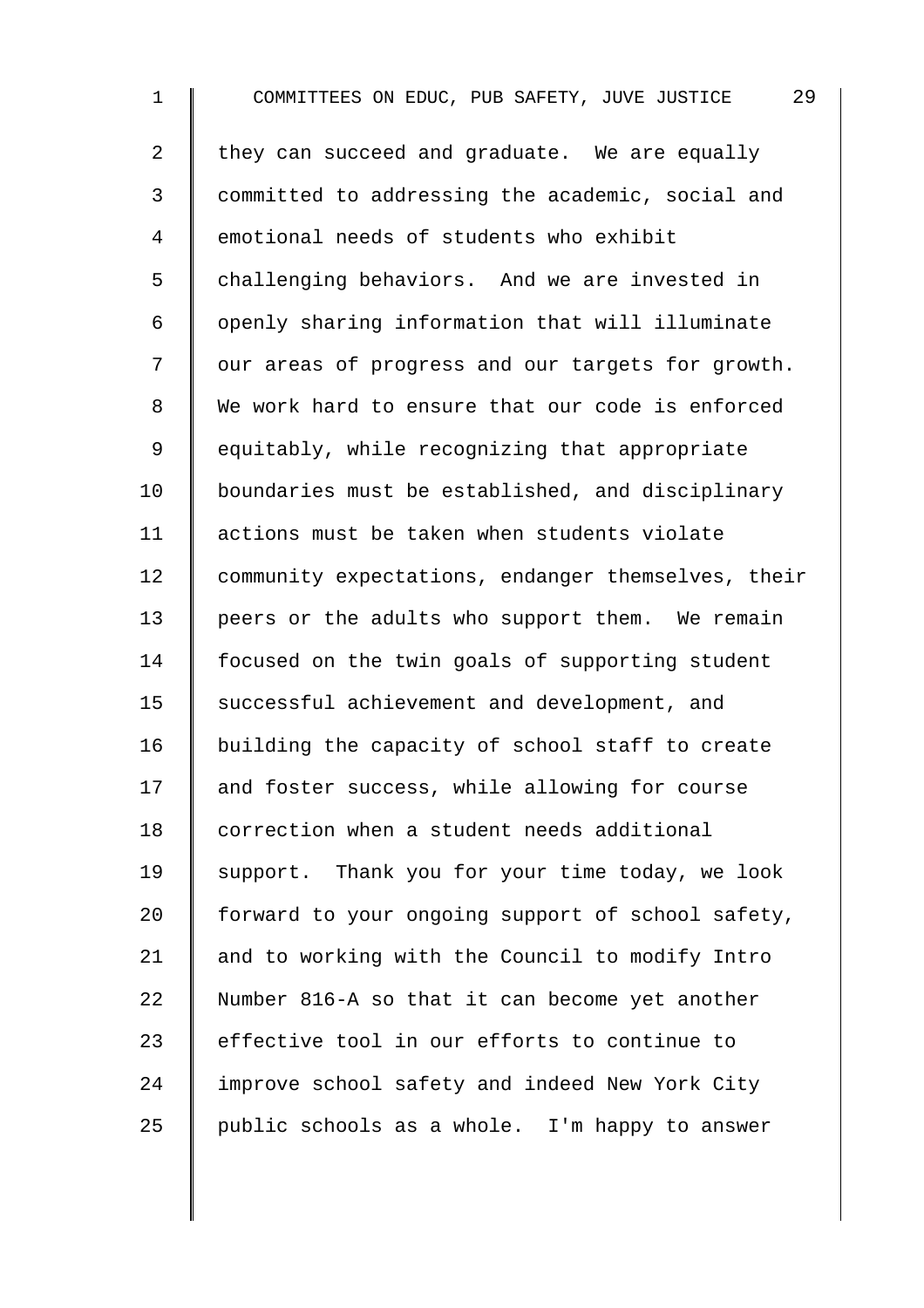they can succeed and graduate. We are equally committed to addressing the academic, social and emotional needs of students who exhibit challenging behaviors. And we are invested in openly sharing information that will illuminate our areas of progress and our targets for growth. We work hard to ensure that our code is enforced equitably, while recognizing that appropriate boundaries must be established, and disciplinary actions must be taken when students violate community expectations, endanger themselves, their peers or the adults who support them. We remain focused on the twin goals of supporting student successful achievement and development, and building the capacity of school staff to create and foster success, while allowing for course correction when a student needs additional support. Thank you for your time today, we look forward to your ongoing support of school safety, and to working with the Council to modify Intro Number 816-A so that it can become yet another effective tool in our efforts to continue to improve school safety and indeed New York City public schools as a whole. I'm happy to answer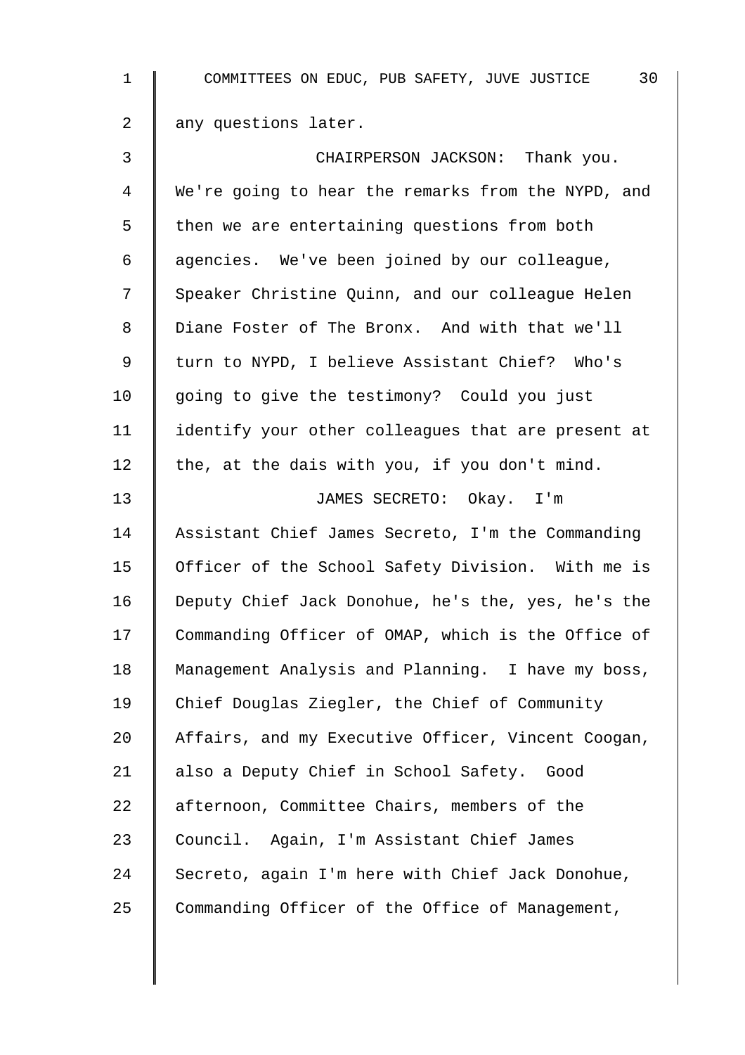any questions later.

CHAIRPERSON JACKSON: Thank you. We're going to hear the remarks from the NYPD, and then we are entertaining questions from both agencies. We've been joined by our colleague, Speaker Christine Quinn, and our colleague Helen Diane Foster of The Bronx. And with that we'll turn to NYPD, I believe Assistant Chief? Who's going to give the testimony? Could you just identify your other colleagues that are present at the, at the dais with you, if you don't mind.

JAMES SECRETO: Okay. I'm Assistant Chief James Secreto, I'm the Commanding Officer of the School Safety Division. With me is Deputy Chief Jack Donohue, he's the, yes, he's the Commanding Officer of OMAP, which is the Office of Management Analysis and Planning. I have my boss, Chief Douglas Ziegler, the Chief of Community Affairs, and my Executive Officer, Vincent Coogan, also a Deputy Chief in School Safety. Good afternoon, Committee Chairs, members of the Council. Again, I'm Assistant Chief James Secreto, again I'm here with Chief Jack Donohue, Commanding Officer of the Office of Management,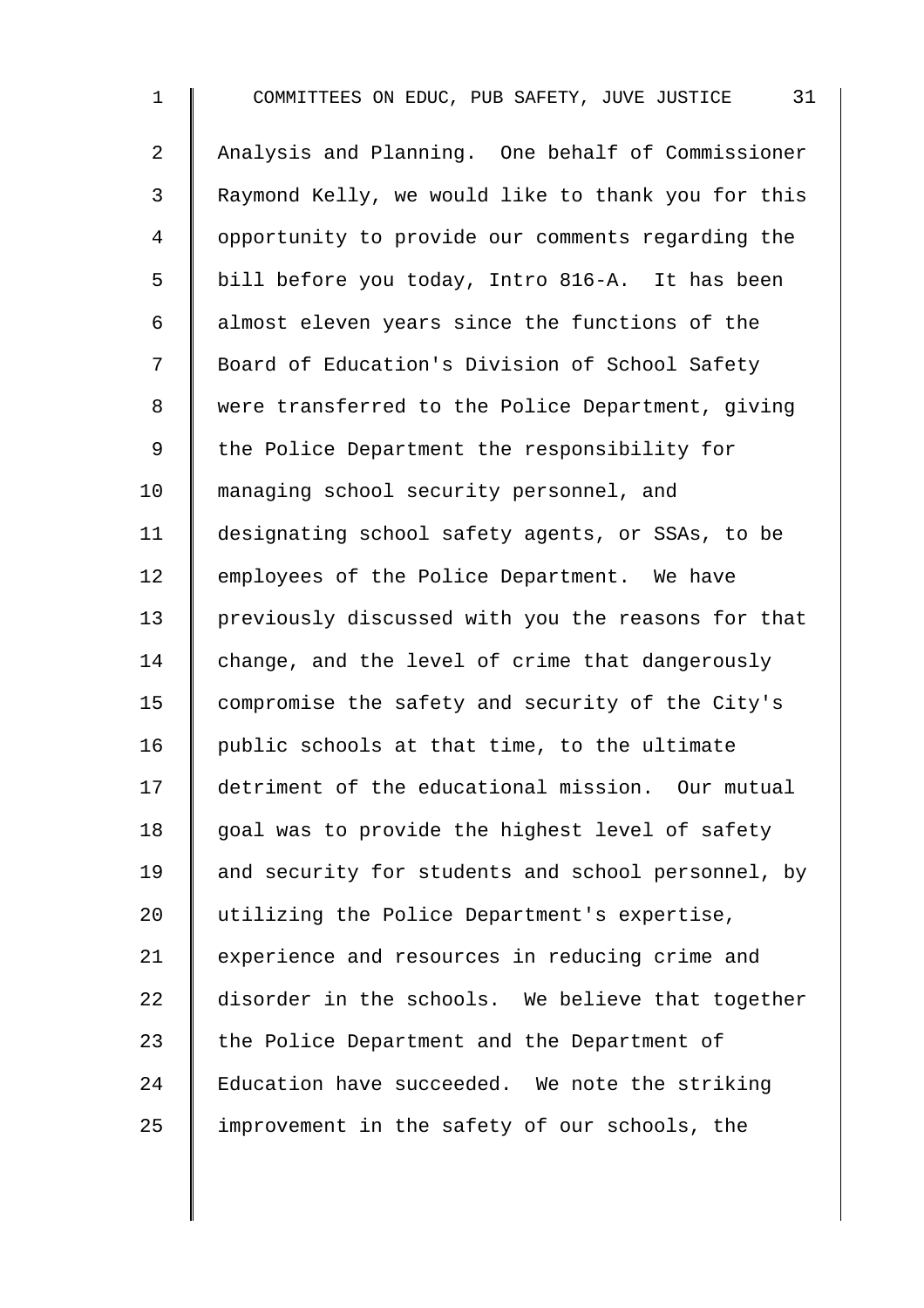Analysis and Planning. One behalf of Commissioner Raymond Kelly, we would like to thank you for this opportunity to provide our comments regarding the bill before you today, Intro 816-A. It has been almost eleven years since the functions of the Board of Education's Division of School Safety were transferred to the Police Department, giving the Police Department the responsibility for managing school security personnel, and designating school safety agents, or SSAs, to be employees of the Police Department. We have previously discussed with you the reasons for that change, and the level of crime that dangerously compromise the safety and security of the City's public schools at that time, to the ultimate detriment of the educational mission. Our mutual goal was to provide the highest level of safety and security for students and school personnel, by utilizing the Police Department's expertise, experience and resources in reducing crime and disorder in the schools. We believe that together the Police Department and the Department of Education have succeeded. We note the striking improvement in the safety of our schools, the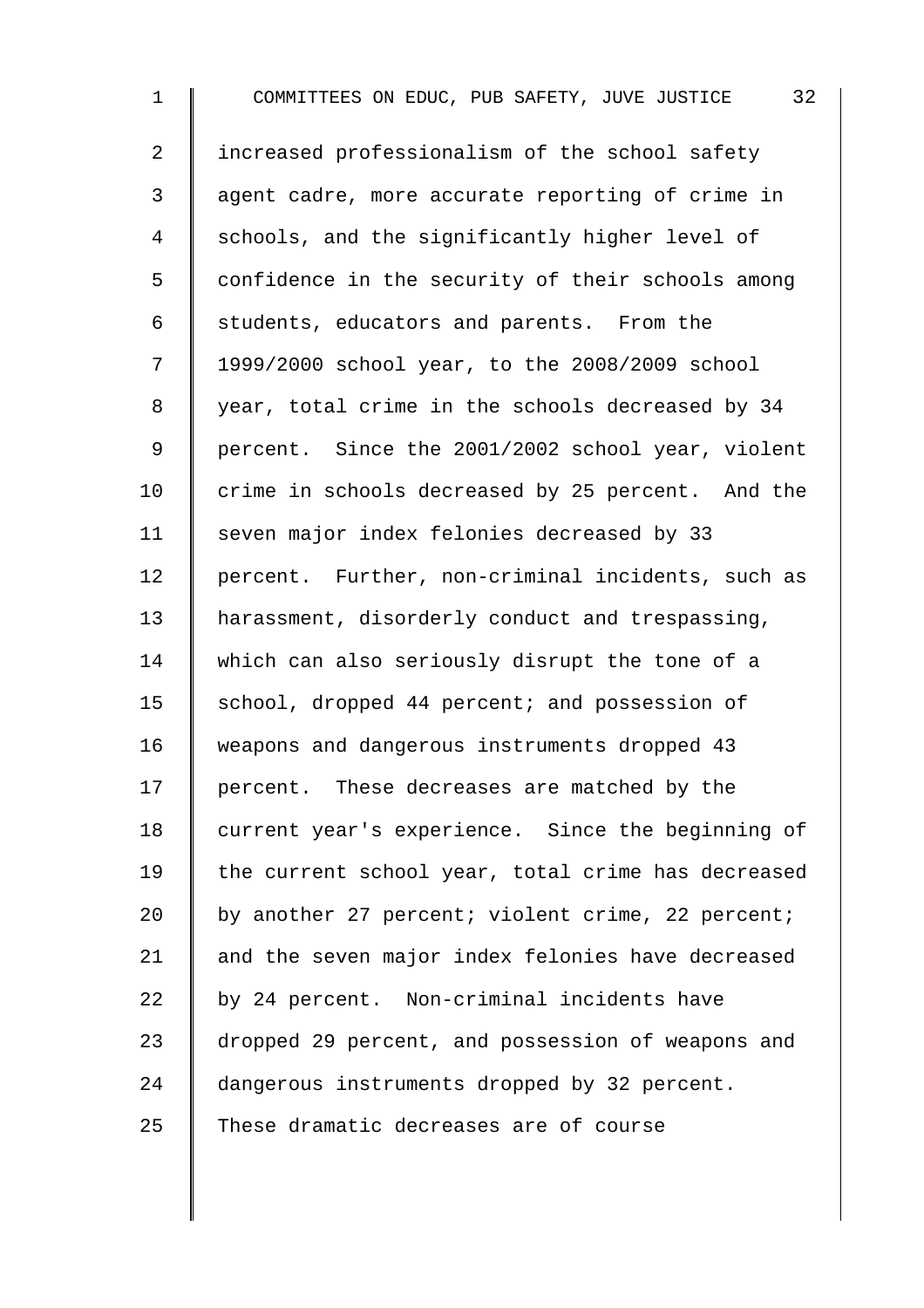increased professionalism of the school safety agent cadre, more accurate reporting of crime in schools, and the significantly higher level of confidence in the security of their schools among students, educators and parents. From the 1999/2000 school year, to the 2008/2009 school year, total crime in the schools decreased by 34 percent. Since the 2001/2002 school year, violent crime in schools decreased by 25 percent. And the seven major index felonies decreased by 33 percent. Further, non-criminal incidents, such as harassment, disorderly conduct and trespassing, which can also seriously disrupt the tone of a school, dropped 44 percent; and possession of weapons and dangerous instruments dropped 43 percent. These decreases are matched by the current year's experience. Since the beginning of the current school year, total crime has decreased by another 27 percent; violent crime, 22 percent; and the seven major index felonies have decreased by 24 percent. Non-criminal incidents have dropped 29 percent, and possession of weapons and dangerous instruments dropped by 32 percent. These dramatic decreases are of course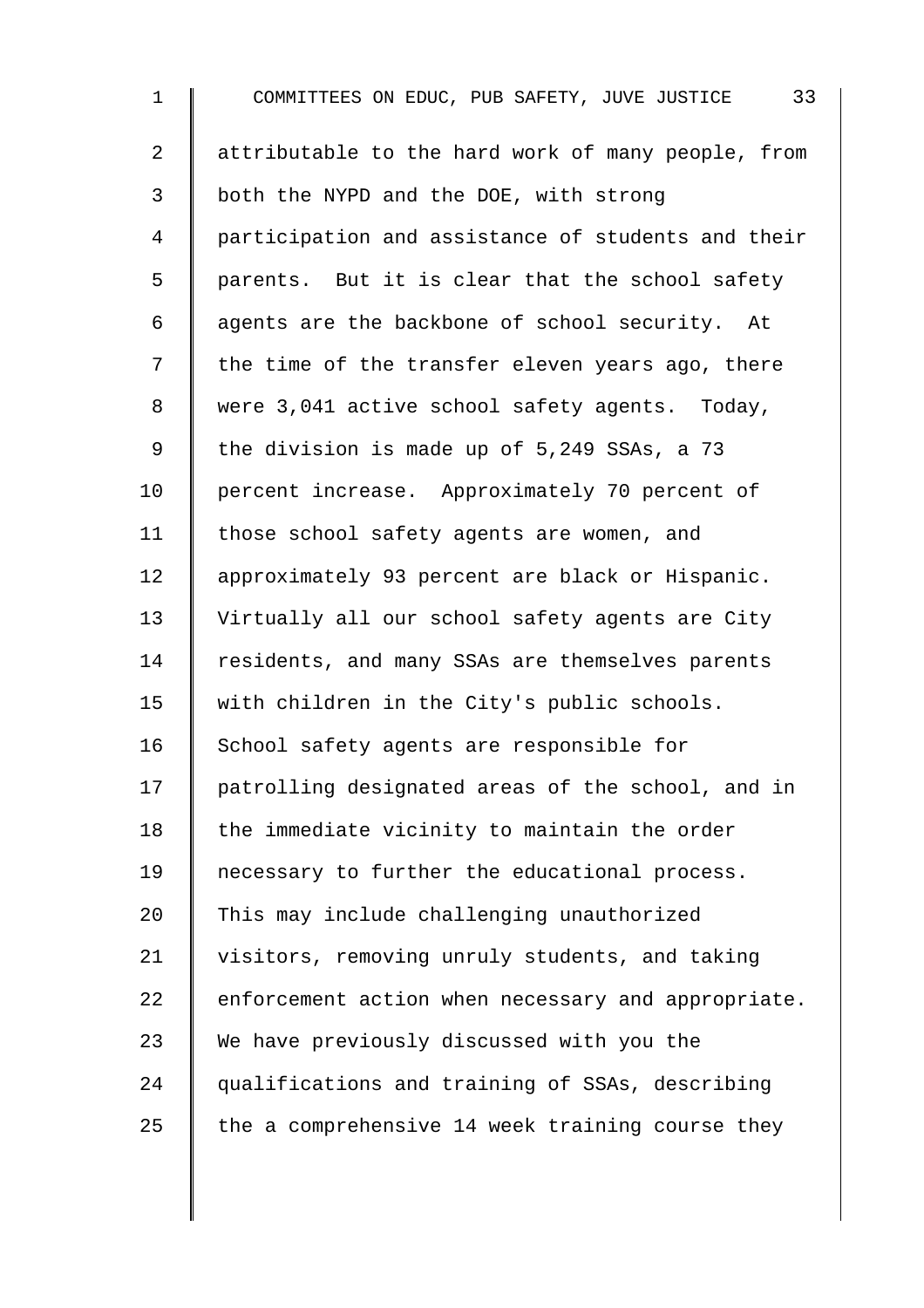attributable to the hard work of many people, from both the NYPD and the DOE, with strong participation and assistance of students and their parents. But it is clear that the school safety agents are the backbone of school security. At the time of the transfer eleven years ago, there were 3,041 active school safety agents. Today, the division is made up of 5,249 SSAs, a 73 percent increase. Approximately 70 percent of those school safety agents are women, and approximately 93 percent are black or Hispanic. Virtually all our school safety agents are City residents, and many SSAs are themselves parents with children in the City's public schools. School safety agents are responsible for patrolling designated areas of the school, and in the immediate vicinity to maintain the order necessary to further the educational process. This may include challenging unauthorized visitors, removing unruly students, and taking enforcement action when necessary and appropriate. We have previously discussed with you the qualifications and training of SSAs, describing the a comprehensive 14 week training course they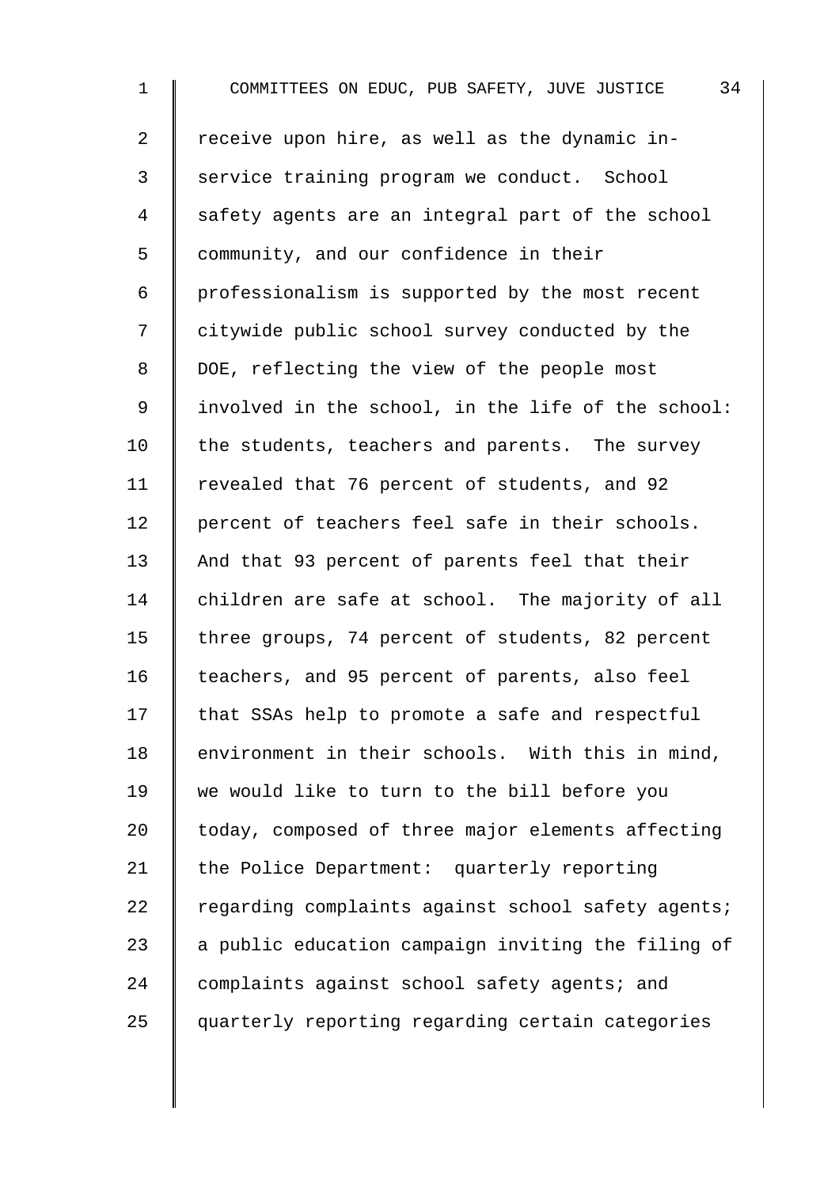receive upon hire, as well as the dynamic in-service training program we conduct. School safety agents are an integral part of the school community, and our confidence in their professionalism is supported by the most recent citywide public school survey conducted by the DOE, reflecting the view of the people most involved in the school, in the life of the school: the students, teachers and parents. The survey revealed that 76 percent of students, and 92 percent of teachers feel safe in their schools. And that 93 percent of parents feel that their children are safe at school. The majority of all three groups, 74 percent of students, 82 percent teachers, and 95 percent of parents, also feel that SSAs help to promote a safe and respectful environment in their schools. With this in mind, we would like to turn to the bill before you today, composed of three major elements affecting the Police Department: quarterly reporting regarding complaints against school safety agents; a public education campaign inviting the filing of complaints against school safety agents; and quarterly reporting regarding certain categories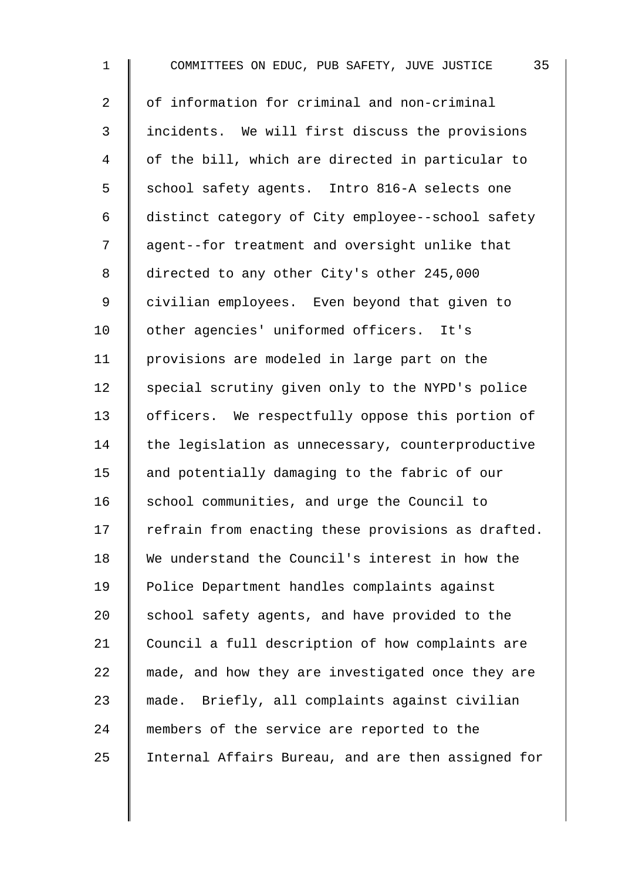of information for criminal and non-criminal incidents. We will first discuss the provisions of the bill, which are directed in particular to school safety agents. Intro 816-A selects one distinct category of City employee--school safety agent--for treatment and oversight unlike that directed to any other City's other 245,000 civilian employees. Even beyond that given to other agencies' uniformed officers. It's provisions are modeled in large part on the special scrutiny given only to the NYPD's police officers. We respectfully oppose this portion of the legislation as unnecessary, counterproductive and potentially damaging to the fabric of our school communities, and urge the Council to refrain from enacting these provisions as drafted. We understand the Council's interest in how the Police Department handles complaints against school safety agents, and have provided to the Council a full description of how complaints are made, and how they are investigated once they are made. Briefly, all complaints against civilian members of the service are reported to the Internal Affairs Bureau, and are then assigned for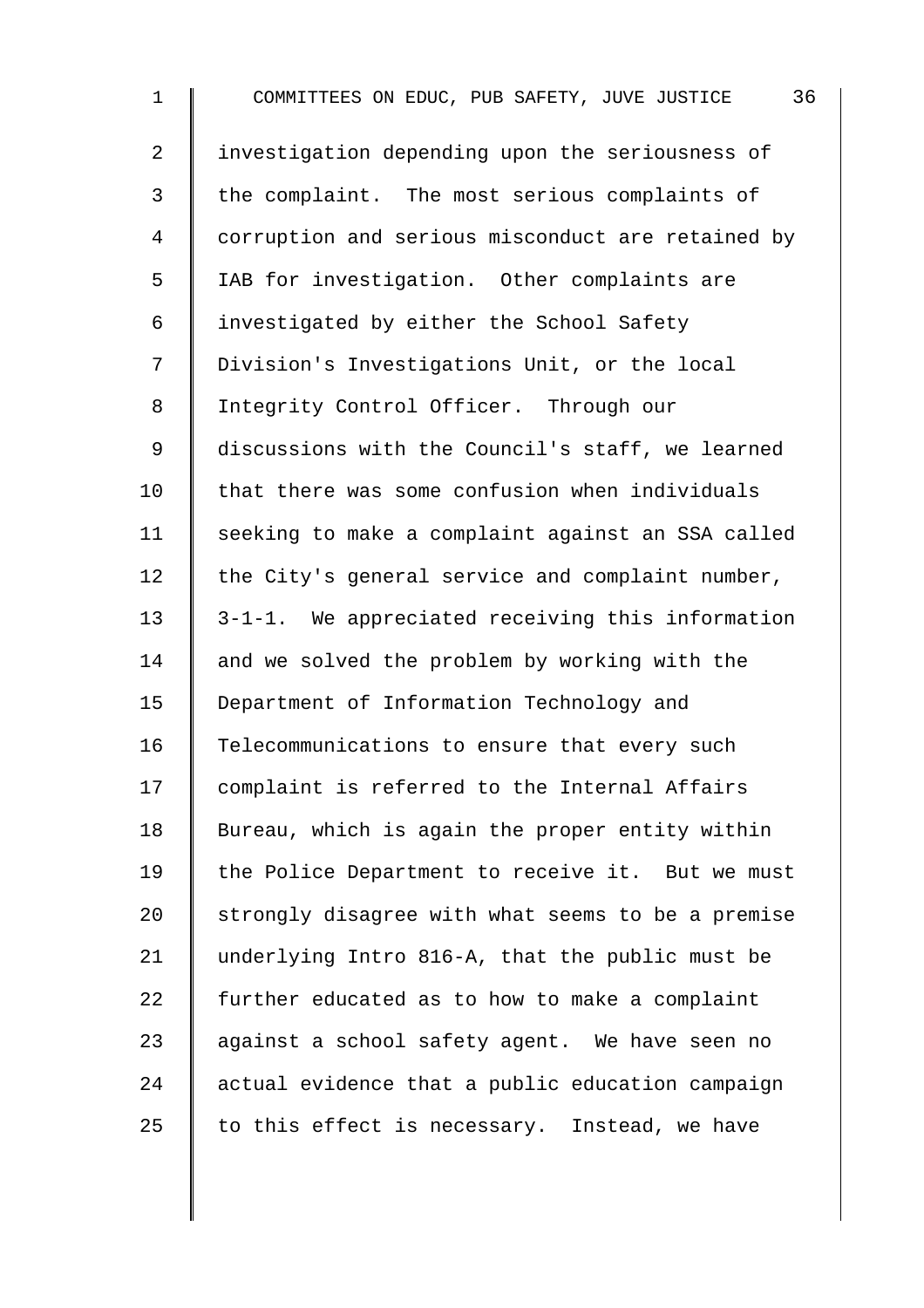investigation depending upon the seriousness of the complaint. The most serious complaints of corruption and serious misconduct are retained by IAB for investigation. Other complaints are investigated by either the School Safety Division's Investigations Unit, or the local Integrity Control Officer. Through our discussions with the Council's staff, we learned that there was some confusion when individuals seeking to make a complaint against an SSA called the City's general service and complaint number, 3-1-1. We appreciated receiving this information and we solved the problem by working with the Department of Information Technology and Telecommunications to ensure that every such complaint is referred to the Internal Affairs Bureau, which is again the proper entity within the Police Department to receive it. But we must strongly disagree with what seems to be a premise underlying Intro 816-A, that the public must be further educated as to how to make a complaint against a school safety agent. We have seen no actual evidence that a public education campaign to this effect is necessary. Instead, we have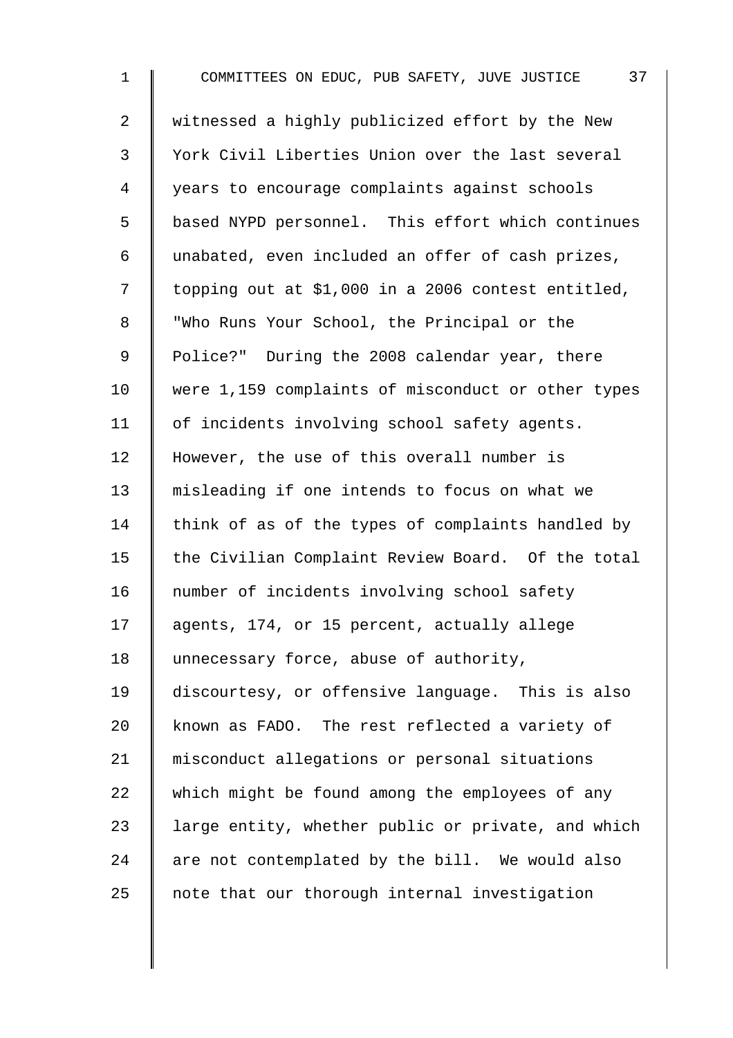witnessed a highly publicized effort by the New York Civil Liberties Union over the last several years to encourage complaints against schools based NYPD personnel. This effort which continues unabated, even included an offer of cash prizes, topping out at $1,000 in a 2006 contest entitled, "Who Runs Your School, the Principal or the Police?" During the 2008 calendar year, there were 1,159 complaints of misconduct or other types of incidents involving school safety agents. However, the use of this overall number is misleading if one intends to focus on what we think of as of the types of complaints handled by the Civilian Complaint Review Board. Of the total number of incidents involving school safety agents, 174, or 15 percent, actually allege unnecessary force, abuse of authority, discourtesy, or offensive language. This is also known as FADO. The rest reflected a variety of misconduct allegations or personal situations which might be found among the employees of any large entity, whether public or private, and which are not contemplated by the bill. We would also note that our thorough internal investigation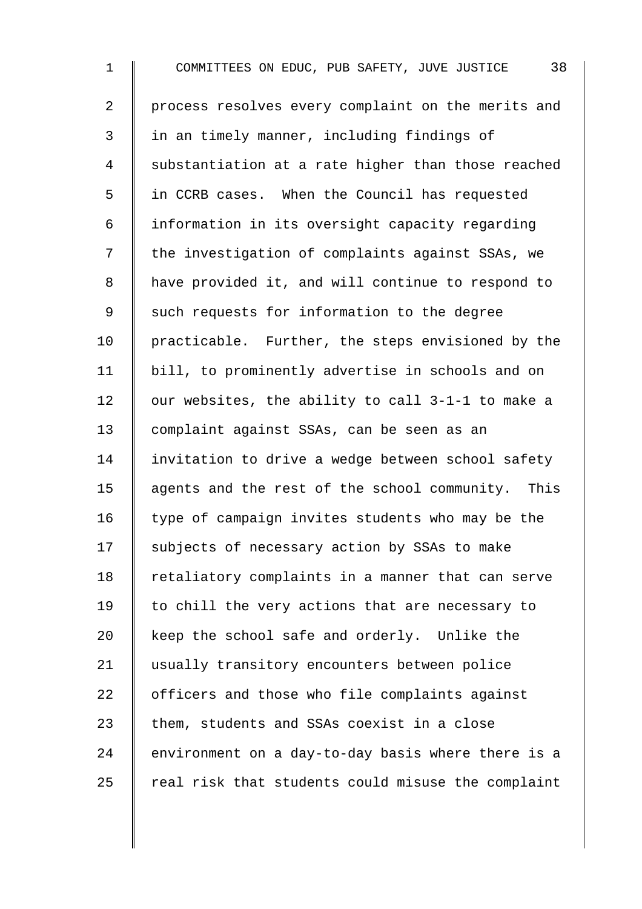process resolves every complaint on the merits and in an timely manner, including findings of substantiation at a rate higher than those reached in CCRB cases. When the Council has requested information in its oversight capacity regarding the investigation of complaints against SSAs, we have provided it, and will continue to respond to such requests for information to the degree practicable. Further, the steps envisioned by the bill, to prominently advertise in schools and on our websites, the ability to call 3-1-1 to make a complaint against SSAs, can be seen as an invitation to drive a wedge between school safety agents and the rest of the school community. This type of campaign invites students who may be the subjects of necessary action by SSAs to make retaliatory complaints in a manner that can serve to chill the very actions that are necessary to keep the school safe and orderly. Unlike the usually transitory encounters between police officers and those who file complaints against them, students and SSAs coexist in a close environment on a day-to-day basis where there is a real risk that students could misuse the complaint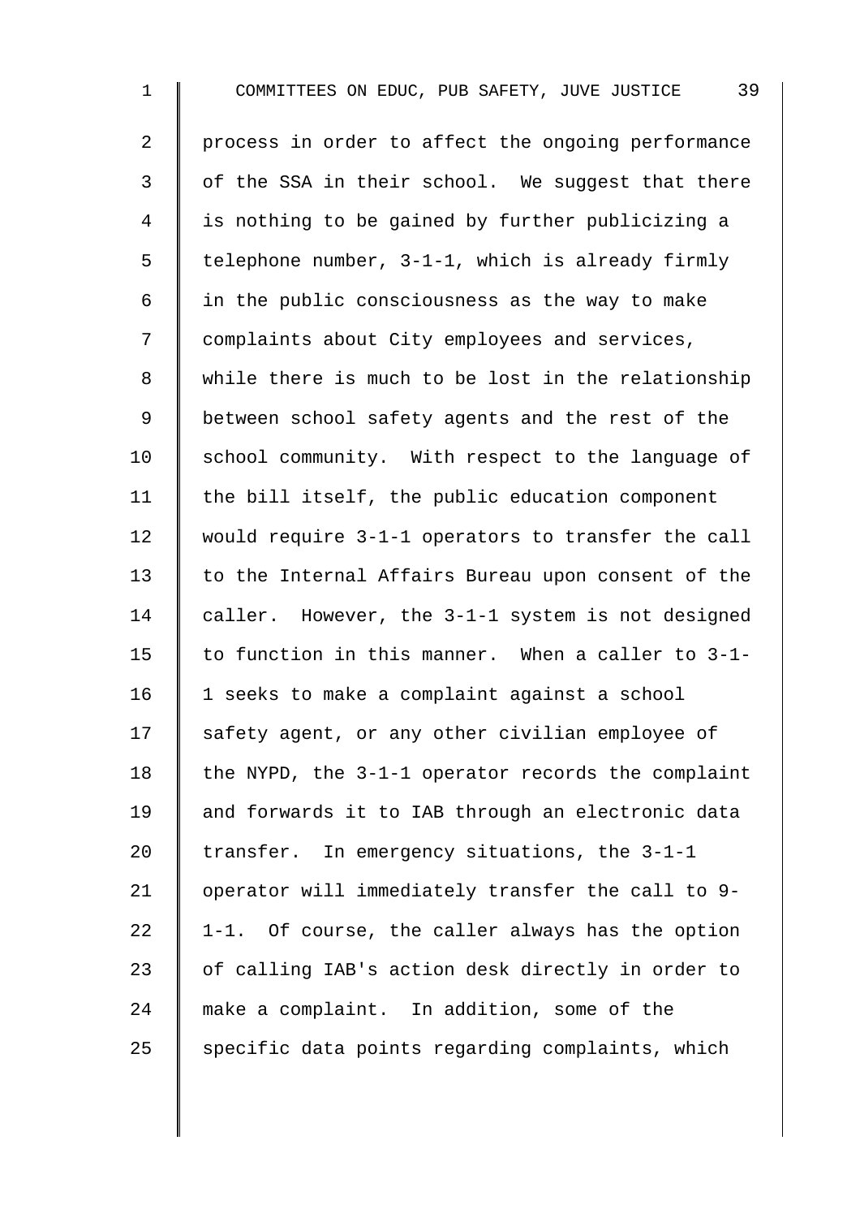process in order to affect the ongoing performance of the SSA in their school. We suggest that there is nothing to be gained by further publicizing a telephone number, 3-1-1, which is already firmly in the public consciousness as the way to make complaints about City employees and services, while there is much to be lost in the relationship between school safety agents and the rest of the school community. With respect to the language of the bill itself, the public education component would require 3-1-1 operators to transfer the call to the Internal Affairs Bureau upon consent of the caller. However, the 3-1-1 system is not designed to function in this manner. When a caller to 3-1-1 seeks to make a complaint against a school safety agent, or any other civilian employee of the NYPD, the 3-1-1 operator records the complaint and forwards it to IAB through an electronic data transfer. In emergency situations, the 3-1-1 operator will immediately transfer the call to 9-1-1. Of course, the caller always has the option of calling IAB's action desk directly in order to make a complaint. In addition, some of the specific data points regarding complaints, which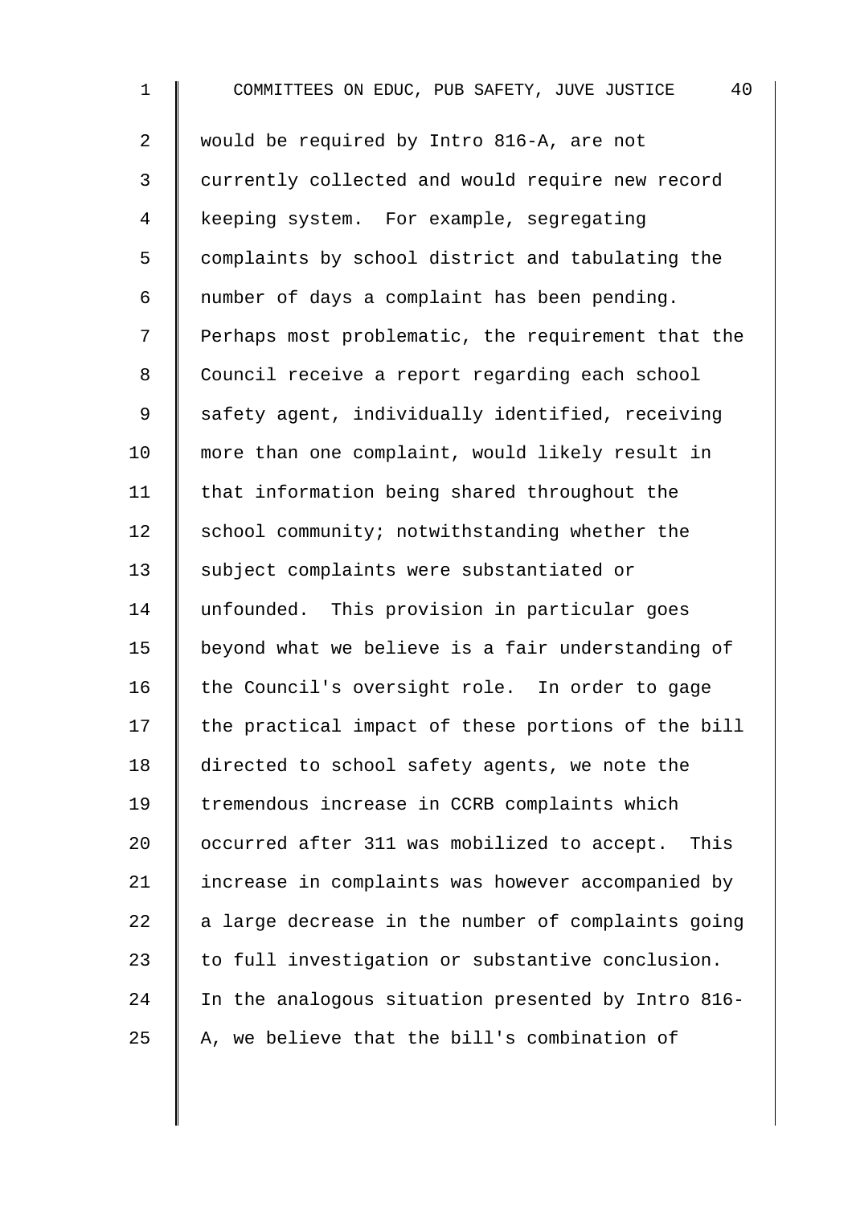would be required by Intro 816-A, are not currently collected and would require new record keeping system. For example, segregating complaints by school district and tabulating the number of days a complaint has been pending. Perhaps most problematic, the requirement that the Council receive a report regarding each school safety agent, individually identified, receiving more than one complaint, would likely result in that information being shared throughout the school community; notwithstanding whether the subject complaints were substantiated or unfounded. This provision in particular goes beyond what we believe is a fair understanding of the Council's oversight role. In order to gage the practical impact of these portions of the bill directed to school safety agents, we note the tremendous increase in CCRB complaints which occurred after 311 was mobilized to accept. This increase in complaints was however accompanied by a large decrease in the number of complaints going to full investigation or substantive conclusion. In the analogous situation presented by Intro 816-A, we believe that the bill's combination of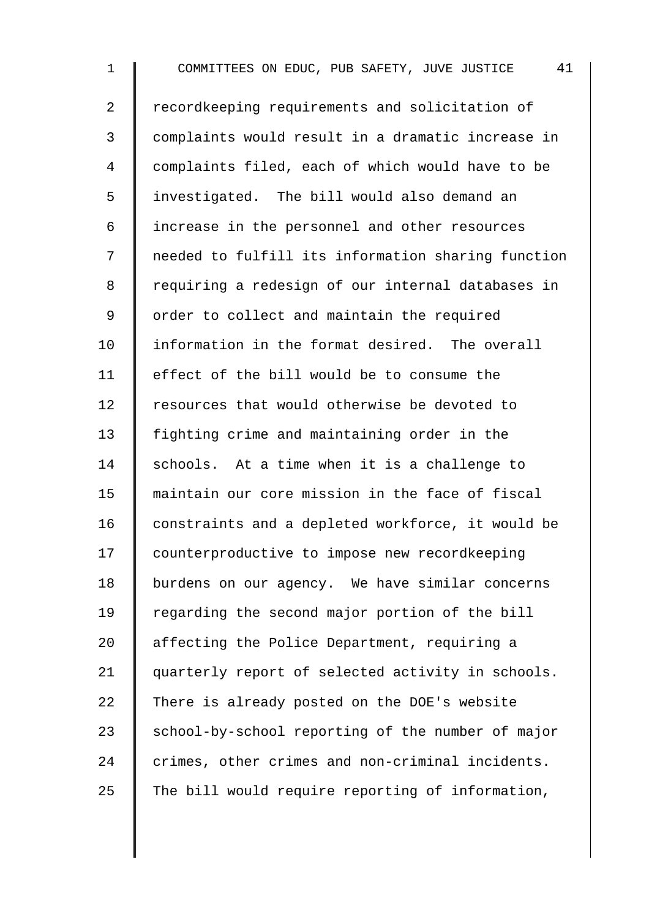recordkeeping requirements and solicitation of complaints would result in a dramatic increase in complaints filed, each of which would have to be investigated. The bill would also demand an increase in the personnel and other resources needed to fulfill its information sharing function requiring a redesign of our internal databases in order to collect and maintain the required information in the format desired. The overall effect of the bill would be to consume the resources that would otherwise be devoted to fighting crime and maintaining order in the schools. At a time when it is a challenge to maintain our core mission in the face of fiscal constraints and a depleted workforce, it would be counterproductive to impose new recordkeeping burdens on our agency. We have similar concerns regarding the second major portion of the bill affecting the Police Department, requiring a quarterly report of selected activity in schools. There is already posted on the DOE's website school-by-school reporting of the number of major crimes, other crimes and non-criminal incidents. The bill would require reporting of information,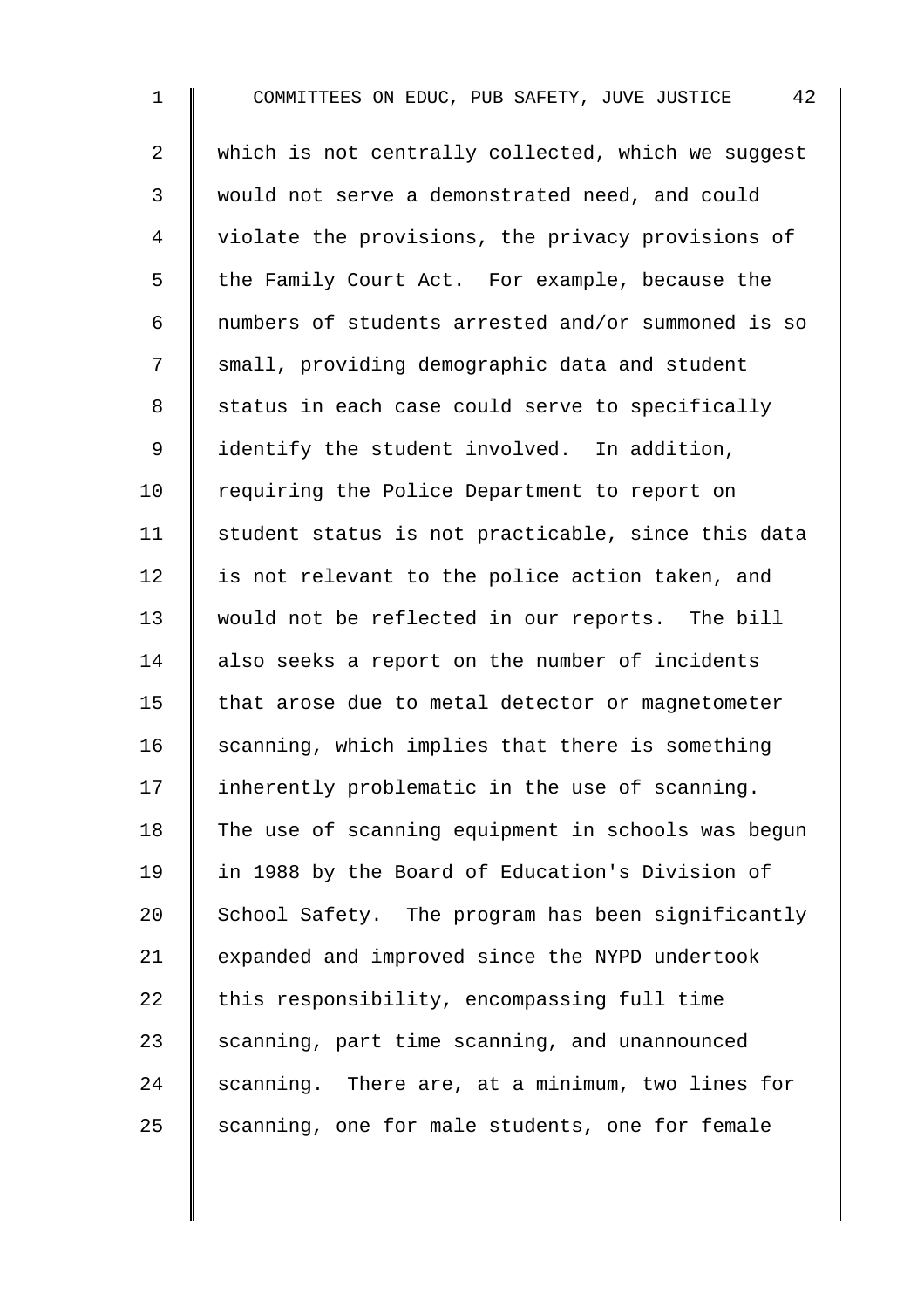which is not centrally collected, which we suggest would not serve a demonstrated need, and could violate the provisions, the privacy provisions of the Family Court Act. For example, because the numbers of students arrested and/or summoned is so small, providing demographic data and student status in each case could serve to specifically identify the student involved. In addition, requiring the Police Department to report on student status is not practicable, since this data is not relevant to the police action taken, and would not be reflected in our reports. The bill also seeks a report on the number of incidents that arose due to metal detector or magnetometer scanning, which implies that there is something inherently problematic in the use of scanning. The use of scanning equipment in schools was begun in 1988 by the Board of Education's Division of School Safety. The program has been significantly expanded and improved since the NYPD undertook this responsibility, encompassing full time scanning, part time scanning, and unannounced scanning. There are, at a minimum, two lines for scanning, one for male students, one for female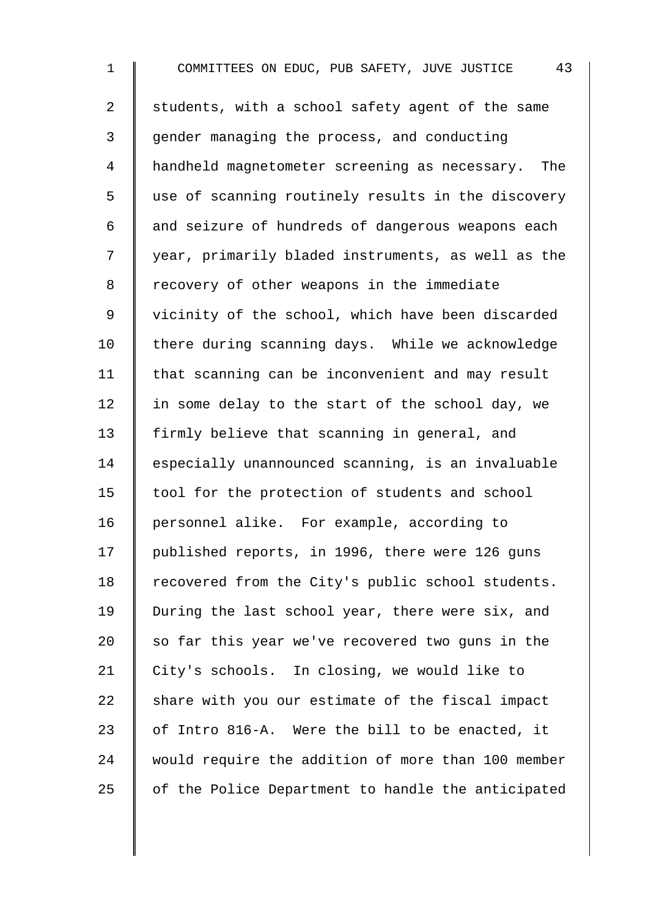students, with a school safety agent of the same gender managing the process, and conducting handheld magnetometer screening as necessary. The use of scanning routinely results in the discovery and seizure of hundreds of dangerous weapons each year, primarily bladed instruments, as well as the recovery of other weapons in the immediate vicinity of the school, which have been discarded there during scanning days. While we acknowledge that scanning can be inconvenient and may result in some delay to the start of the school day, we firmly believe that scanning in general, and especially unannounced scanning, is an invaluable tool for the protection of students and school personnel alike. For example, according to published reports, in 1996, there were 126 guns recovered from the City's public school students. During the last school year, there were six, and so far this year we've recovered two guns in the City's schools. In closing, we would like to share with you our estimate of the fiscal impact of Intro 816-A. Were the bill to be enacted, it would require the addition of more than 100 member of the Police Department to handle the anticipated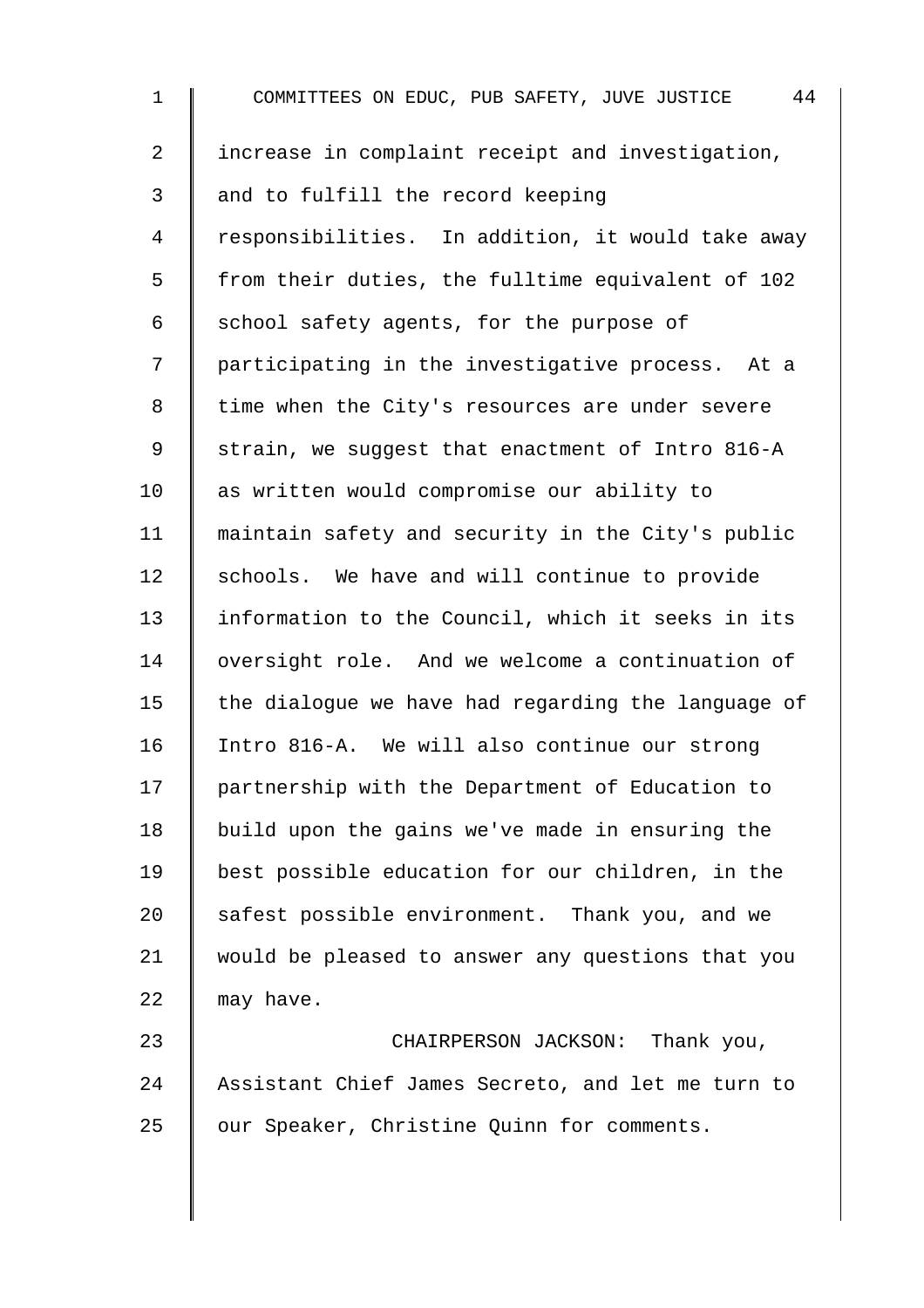increase in complaint receipt and investigation, and to fulfill the record keeping responsibilities. In addition, it would take away from their duties, the fulltime equivalent of 102 school safety agents, for the purpose of participating in the investigative process. At a time when the City's resources are under severe strain, we suggest that enactment of Intro 816-A as written would compromise our ability to maintain safety and security in the City's public schools. We have and will continue to provide information to the Council, which it seeks in its oversight role. And we welcome a continuation of the dialogue we have had regarding the language of Intro 816-A. We will also continue our strong partnership with the Department of Education to build upon the gains we've made in ensuring the best possible education for our children, in the safest possible environment. Thank you, and we would be pleased to answer any questions that you may have.

CHAIRPERSON JACKSON: Thank you, Assistant Chief James Secreto, and let me turn to our Speaker, Christine Quinn for comments.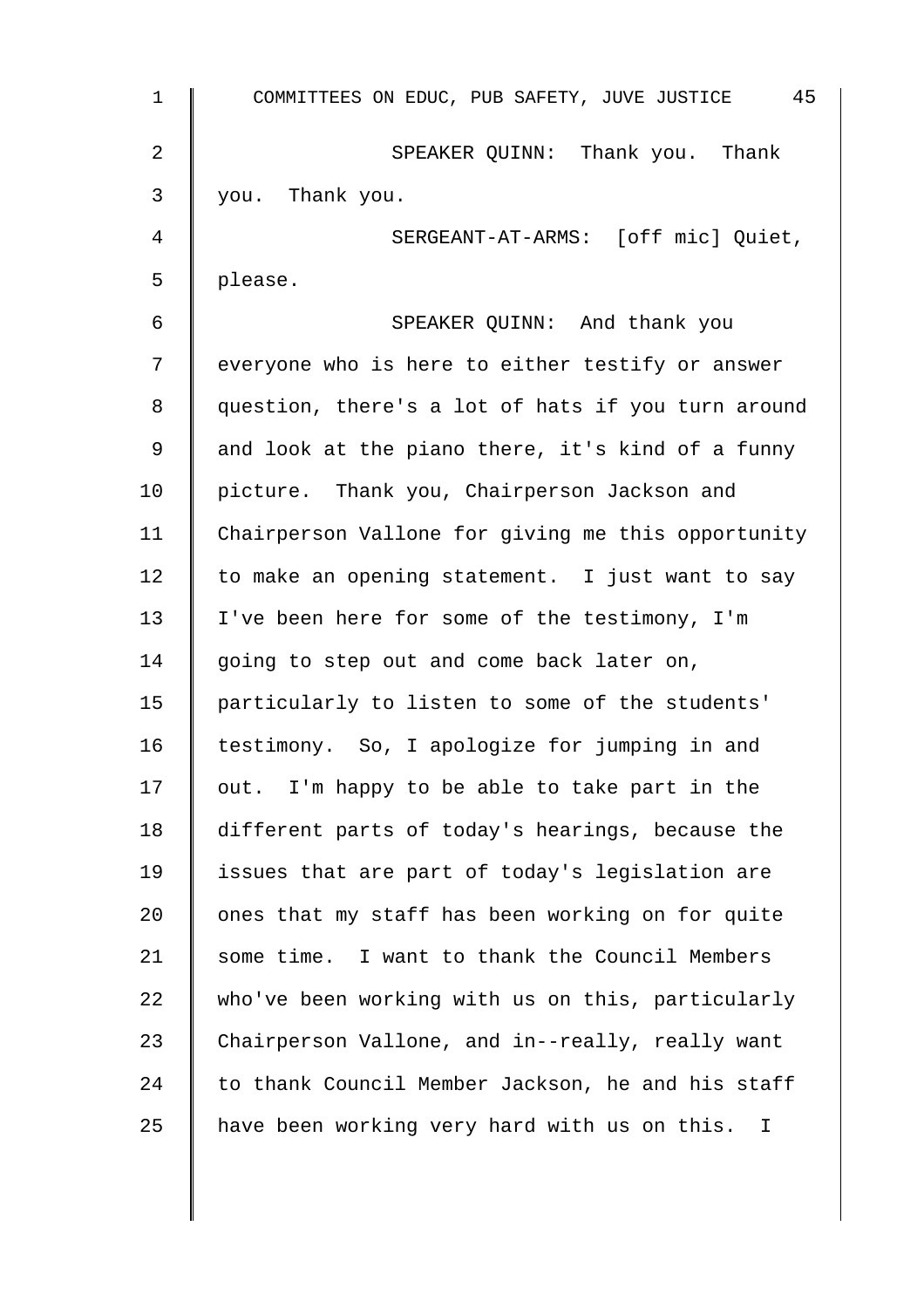SPEAKER QUINN: Thank you. Thank you. Thank you.

SERGEANT-AT-ARMS: [off mic] Quiet, please.

SPEAKER QUINN: And thank you everyone who is here to either testify or answer question, there's a lot of hats if you turn around and look at the piano there, it's kind of a funny picture. Thank you, Chairperson Jackson and Chairperson Vallone for giving me this opportunity to make an opening statement. I just want to say I've been here for some of the testimony, I'm going to step out and come back later on, particularly to listen to some of the students' testimony. So, I apologize for jumping in and out. I'm happy to be able to take part in the different parts of today's hearings, because the issues that are part of today's legislation are ones that my staff has been working on for quite some time. I want to thank the Council Members who've been working with us on this, particularly Chairperson Vallone, and in--really, really want to thank Council Member Jackson, he and his staff have been working very hard with us on this. I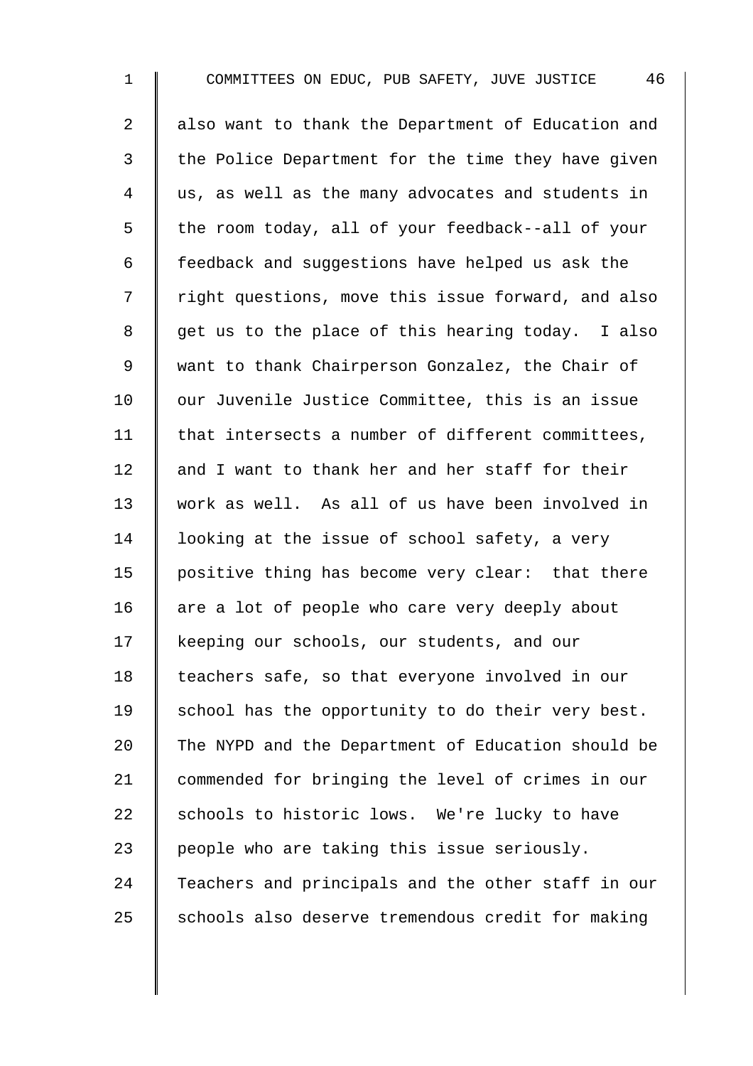also want to thank the Department of Education and the Police Department for the time they have given us, as well as the many advocates and students in the room today, all of your feedback--all of your feedback and suggestions have helped us ask the right questions, move this issue forward, and also get us to the place of this hearing today. I also want to thank Chairperson Gonzalez, the Chair of our Juvenile Justice Committee, this is an issue that intersects a number of different committees, and I want to thank her and her staff for their work as well. As all of us have been involved in looking at the issue of school safety, a very positive thing has become very clear: that there are a lot of people who care very deeply about keeping our schools, our students, and our teachers safe, so that everyone involved in our school has the opportunity to do their very best. The NYPD and the Department of Education should be commended for bringing the level of crimes in our schools to historic lows. We're lucky to have people who are taking this issue seriously. Teachers and principals and the other staff in our schools also deserve tremendous credit for making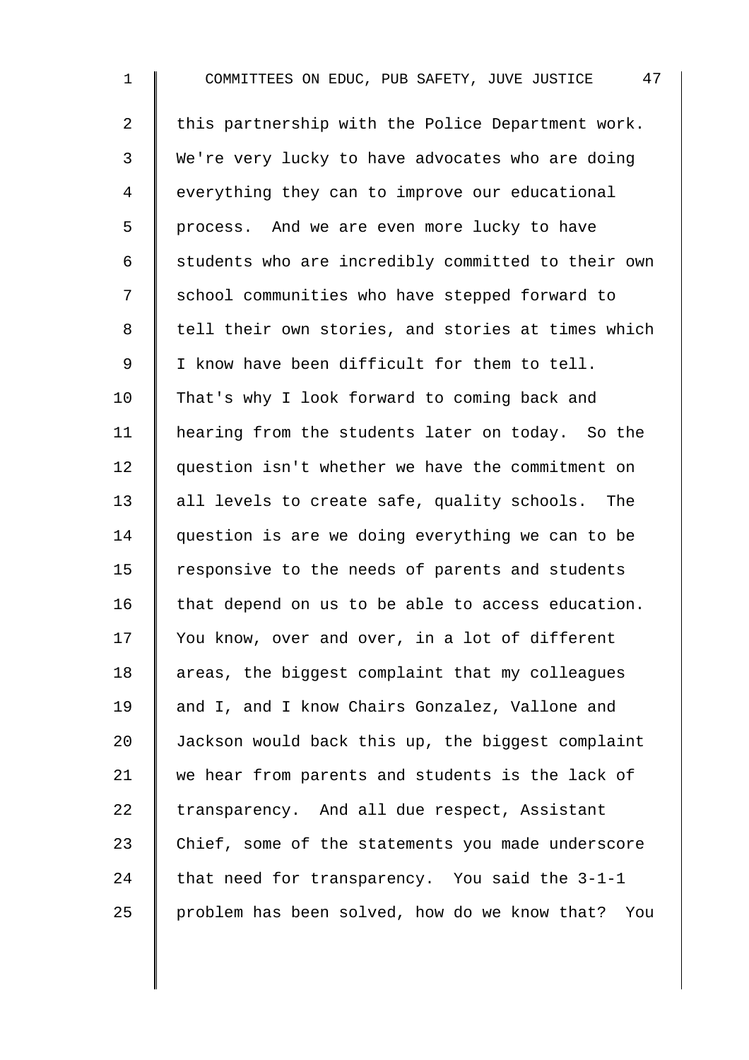this partnership with the Police Department work. We're very lucky to have advocates who are doing everything they can to improve our educational process. And we are even more lucky to have students who are incredibly committed to their own school communities who have stepped forward to tell their own stories, and stories at times which I know have been difficult for them to tell. That's why I look forward to coming back and hearing from the students later on today. So the question isn't whether we have the commitment on all levels to create safe, quality schools. The question is are we doing everything we can to be responsive to the needs of parents and students that depend on us to be able to access education. You know, over and over, in a lot of different areas, the biggest complaint that my colleagues and I, and I know Chairs Gonzalez, Vallone and Jackson would back this up, the biggest complaint we hear from parents and students is the lack of transparency. And all due respect, Assistant Chief, some of the statements you made underscore that need for transparency. You said the 3-1-1 problem has been solved, how do we know that? You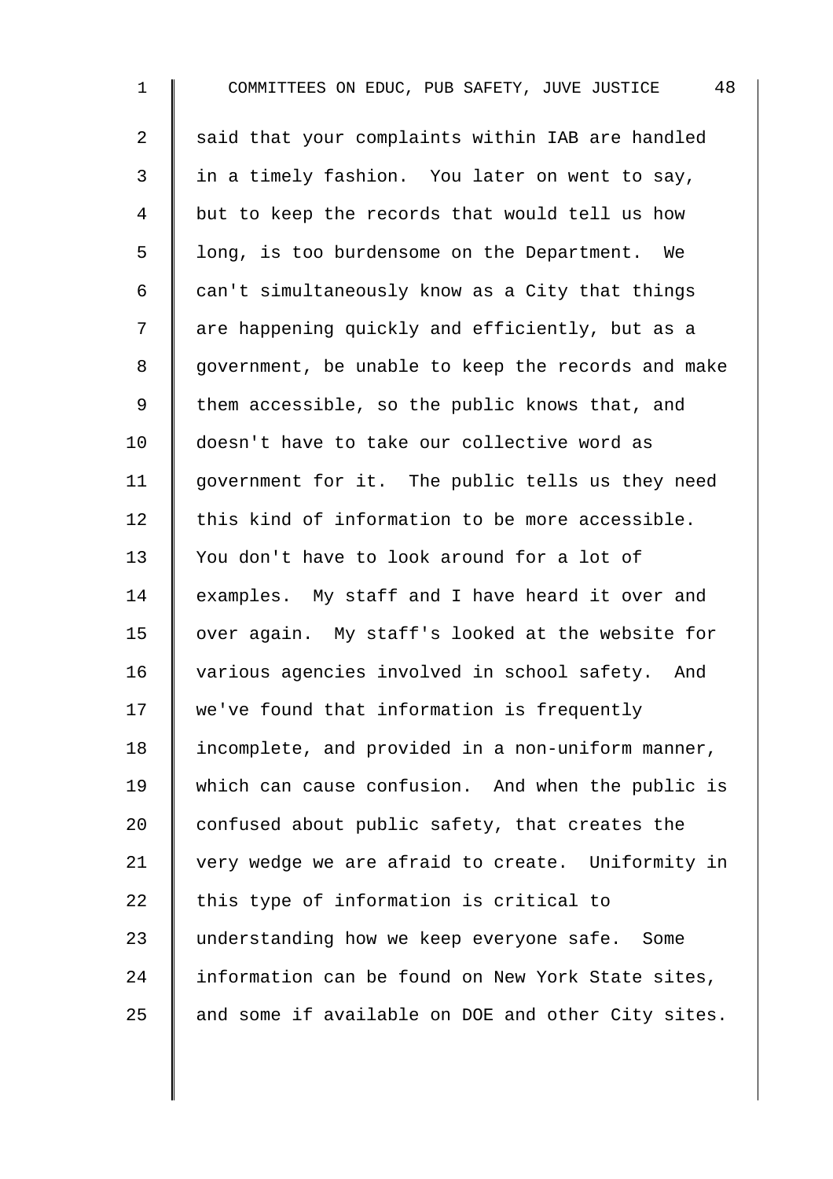said that your complaints within IAB are handled in a timely fashion. You later on went to say, but to keep the records that would tell us how long, is too burdensome on the Department. We can't simultaneously know as a City that things are happening quickly and efficiently, but as a government, be unable to keep the records and make them accessible, so the public knows that, and doesn't have to take our collective word as government for it. The public tells us they need this kind of information to be more accessible. You don't have to look around for a lot of examples. My staff and I have heard it over and over again. My staff's looked at the website for various agencies involved in school safety. And we've found that information is frequently incomplete, and provided in a non-uniform manner, which can cause confusion. And when the public is confused about public safety, that creates the very wedge we are afraid to create. Uniformity in this type of information is critical to understanding how we keep everyone safe. Some information can be found on New York State sites, and some if available on DOE and other City sites.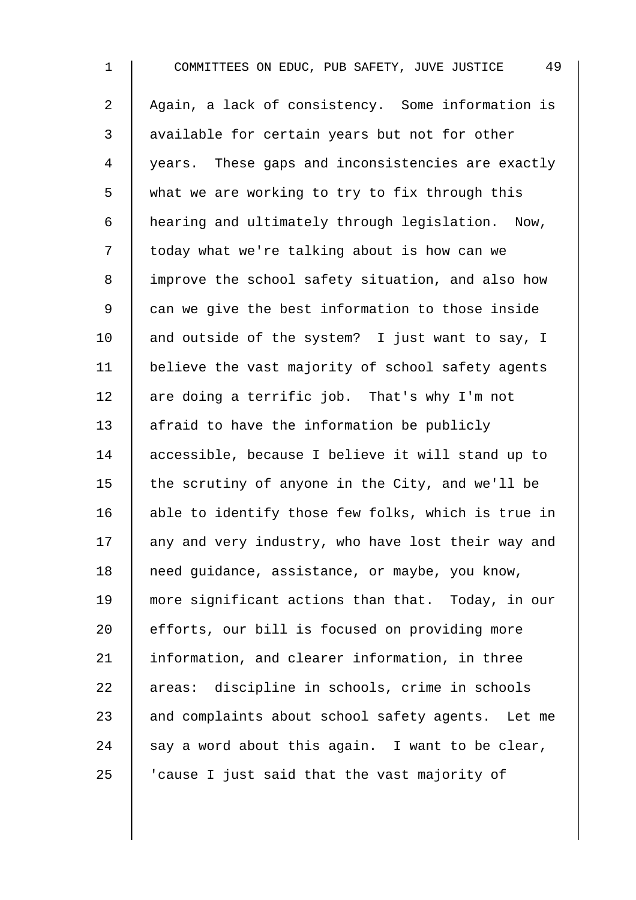Again, a lack of consistency. Some information is available for certain years but not for other years. These gaps and inconsistencies are exactly what we are working to try to fix through this hearing and ultimately through legislation. Now, today what we're talking about is how can we improve the school safety situation, and also how can we give the best information to those inside and outside of the system? I just want to say, I believe the vast majority of school safety agents are doing a terrific job. That's why I'm not afraid to have the information be publicly accessible, because I believe it will stand up to the scrutiny of anyone in the City, and we'll be able to identify those few folks, which is true in any and very industry, who have lost their way and need guidance, assistance, or maybe, you know, more significant actions than that. Today, in our efforts, our bill is focused on providing more information, and clearer information, in three areas: discipline in schools, crime in schools and complaints about school safety agents. Let me say a word about this again. I want to be clear, 'cause I just said that the vast majority of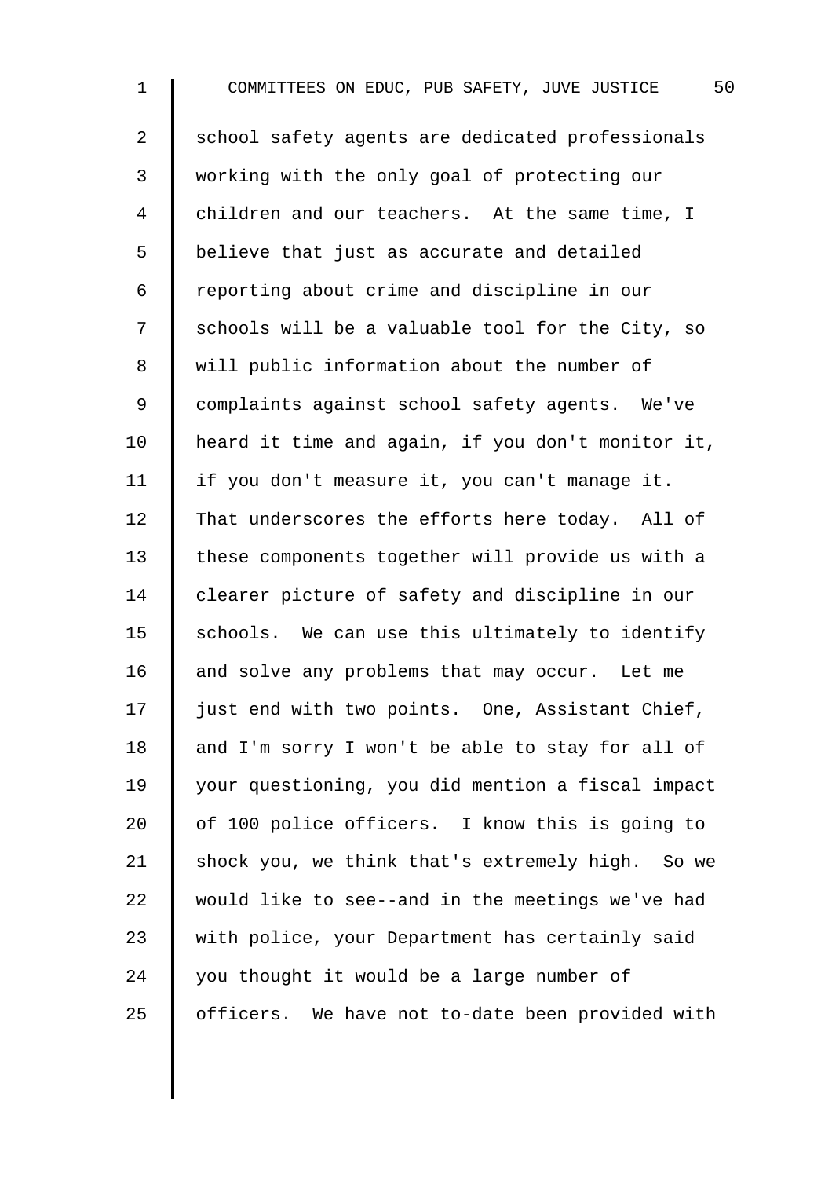school safety agents are dedicated professionals working with the only goal of protecting our children and our teachers. At the same time, I believe that just as accurate and detailed reporting about crime and discipline in our schools will be a valuable tool for the City, so will public information about the number of complaints against school safety agents. We've heard it time and again, if you don't monitor it, if you don't measure it, you can't manage it. That underscores the efforts here today. All of these components together will provide us with a clearer picture of safety and discipline in our schools. We can use this ultimately to identify and solve any problems that may occur. Let me just end with two points. One, Assistant Chief, and I'm sorry I won't be able to stay for all of your questioning, you did mention a fiscal impact of 100 police officers. I know this is going to shock you, we think that's extremely high. So we would like to see--and in the meetings we've had with police, your Department has certainly said you thought it would be a large number of officers. We have not to-date been provided with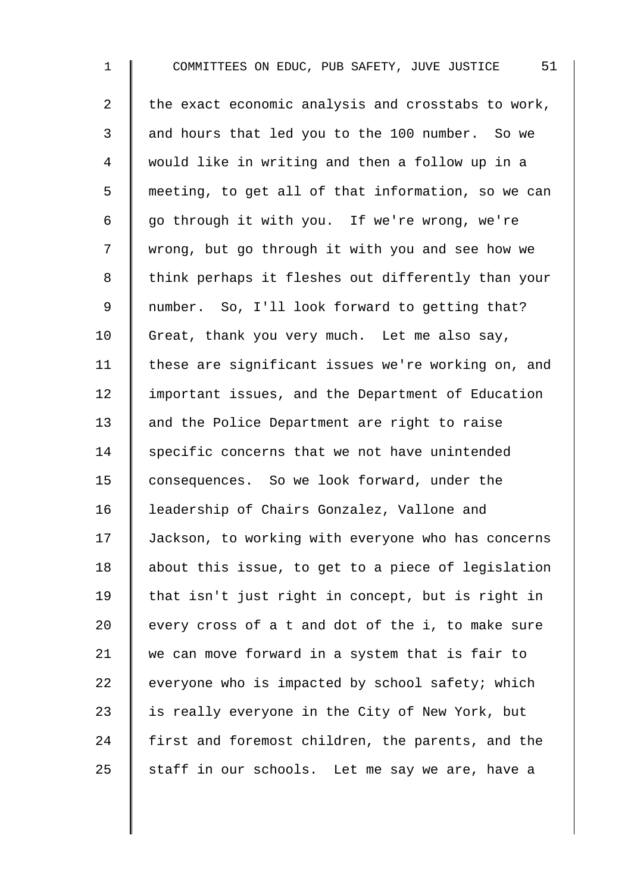the exact economic analysis and crosstabs to work, and hours that led you to the 100 number. So we would like in writing and then a follow up in a meeting, to get all of that information, so we can go through it with you. If we're wrong, we're wrong, but go through it with you and see how we think perhaps it fleshes out differently than your number. So, I'll look forward to getting that? Great, thank you very much. Let me also say, these are significant issues we're working on, and important issues, and the Department of Education and the Police Department are right to raise specific concerns that we not have unintended consequences. So we look forward, under the leadership of Chairs Gonzalez, Vallone and Jackson, to working with everyone who has concerns about this issue, to get to a piece of legislation that isn't just right in concept, but is right in every cross of a t and dot of the i, to make sure we can move forward in a system that is fair to everyone who is impacted by school safety; which is really everyone in the City of New York, but first and foremost children, the parents, and the staff in our schools. Let me say we are, have a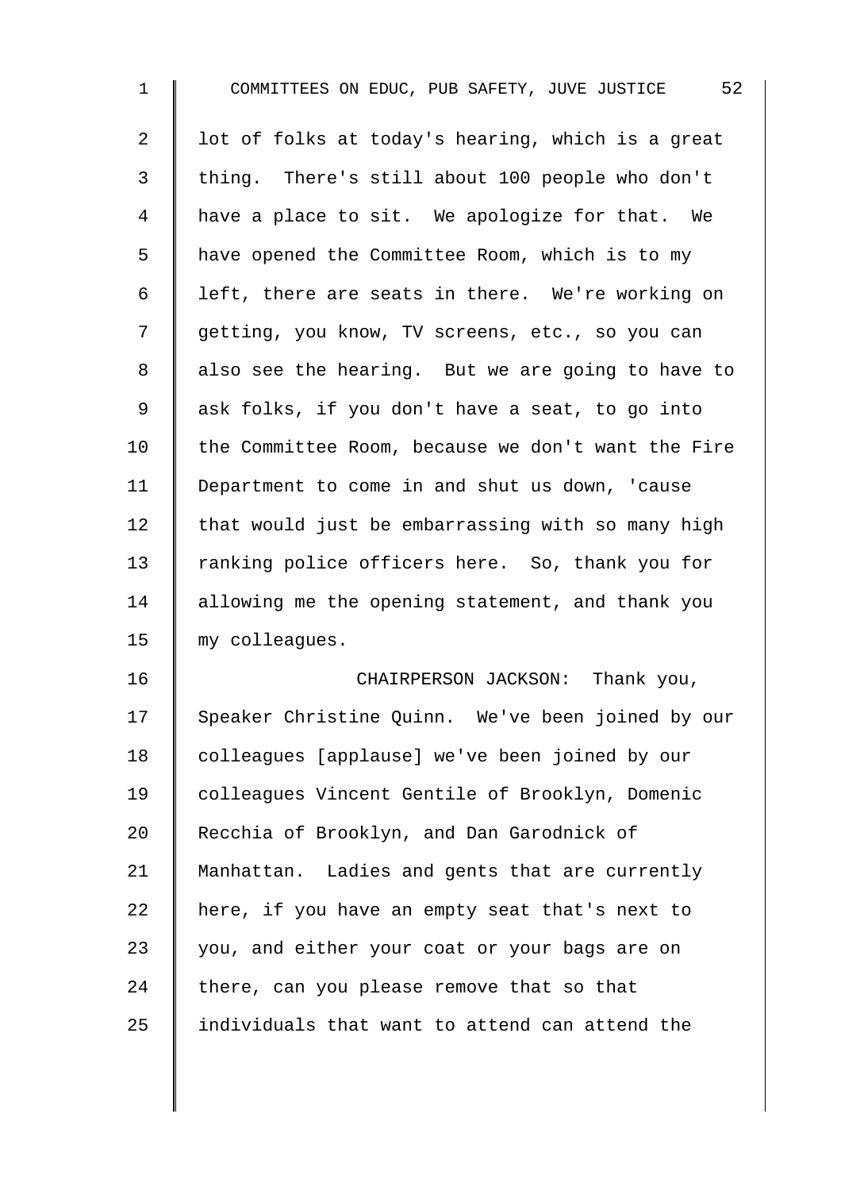lot of folks at today's hearing, which is a great thing. There's still about 100 people who don't have a place to sit. We apologize for that. We have opened the Committee Room, which is to my left, there are seats in there. We're working on getting, you know, TV screens, etc., so you can also see the hearing. But we are going to have to ask folks, if you don't have a seat, to go into the Committee Room, because we don't want the Fire Department to come in and shut us down, 'cause that would just be embarrassing with so many high ranking police officers here. So, thank you for allowing me the opening statement, and thank you my colleagues.

CHAIRPERSON JACKSON: Thank you, Speaker Christine Quinn. We've been joined by our colleagues [applause] we've been joined by our colleagues Vincent Gentile of Brooklyn, Domenic Recchia of Brooklyn, and Dan Garodnick of Manhattan. Ladies and gents that are currently here, if you have an empty seat that's next to you, and either your coat or your bags are on there, can you please remove that so that individuals that want to attend can attend the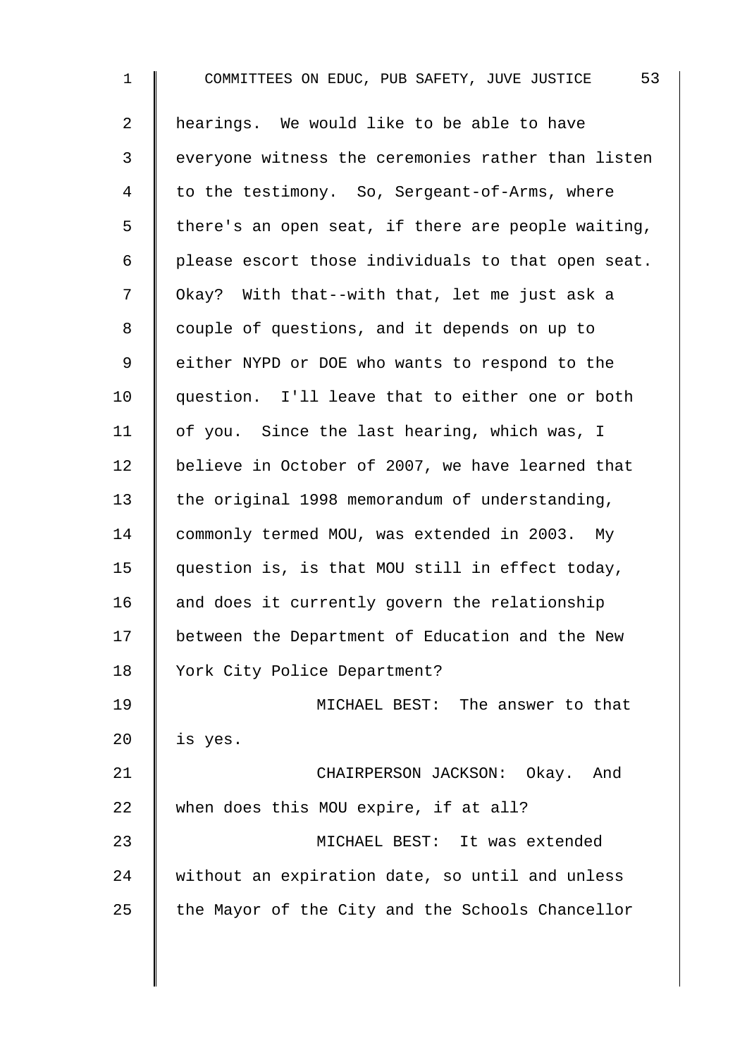hearings. We would like to be able to have everyone witness the ceremonies rather than listen to the testimony. So, Sergeant-of-Arms, where there's an open seat, if there are people waiting, please escort those individuals to that open seat. Okay? With that--with that, let me just ask a couple of questions, and it depends on up to either NYPD or DOE who wants to respond to the question. I'll leave that to either one or both of you. Since the last hearing, which was, I believe in October of 2007, we have learned that the original 1998 memorandum of understanding, commonly termed MOU, was extended in 2003. My question is, is that MOU still in effect today, and does it currently govern the relationship between the Department of Education and the New York City Police Department?

MICHAEL BEST: The answer to that is yes.

CHAIRPERSON JACKSON: Okay. And when does this MOU expire, if at all?

MICHAEL BEST: It was extended without an expiration date, so until and unless the Mayor of the City and the Schools Chancellor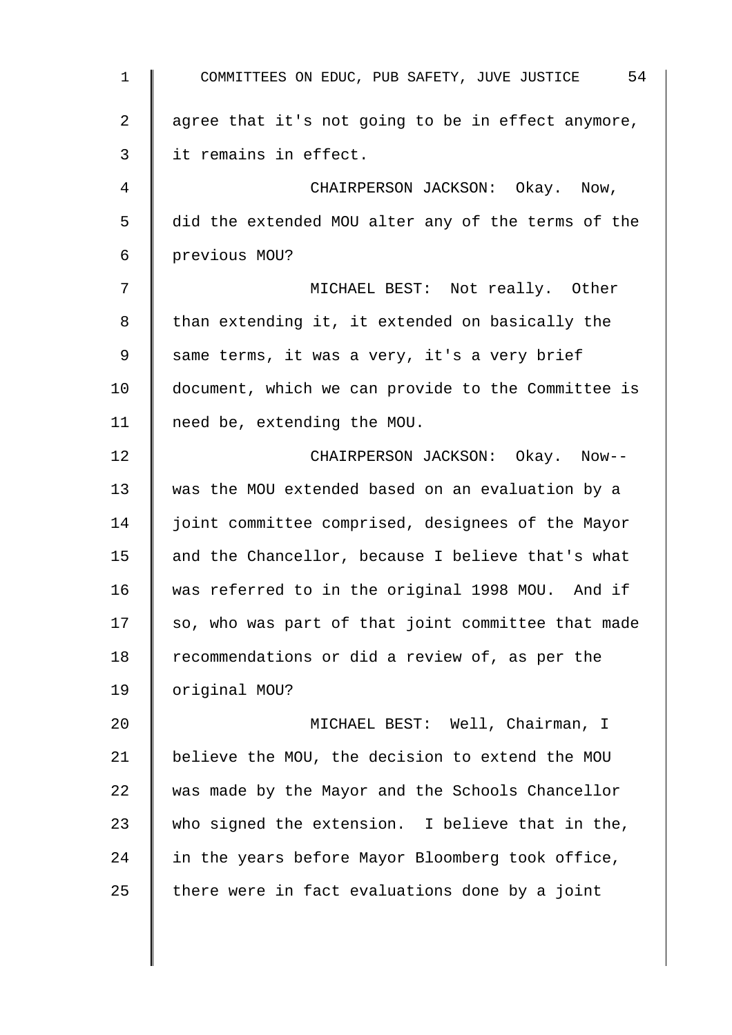agree that it's not going to be in effect anymore, it remains in effect.

CHAIRPERSON JACKSON: Okay. Now, did the extended MOU alter any of the terms of the previous MOU?

MICHAEL BEST: Not really. Other than extending it, it extended on basically the same terms, it was a very, it's a very brief document, which we can provide to the Committee is need be, extending the MOU.

CHAIRPERSON JACKSON: Okay. Now-- was the MOU extended based on an evaluation by a joint committee comprised, designees of the Mayor and the Chancellor, because I believe that's what was referred to in the original 1998 MOU. And if so, who was part of that joint committee that made recommendations or did a review of, as per the original MOU?

MICHAEL BEST: Well, Chairman, I believe the MOU, the decision to extend the MOU was made by the Mayor and the Schools Chancellor who signed the extension. I believe that in the, in the years before Mayor Bloomberg took office, there were in fact evaluations done by a joint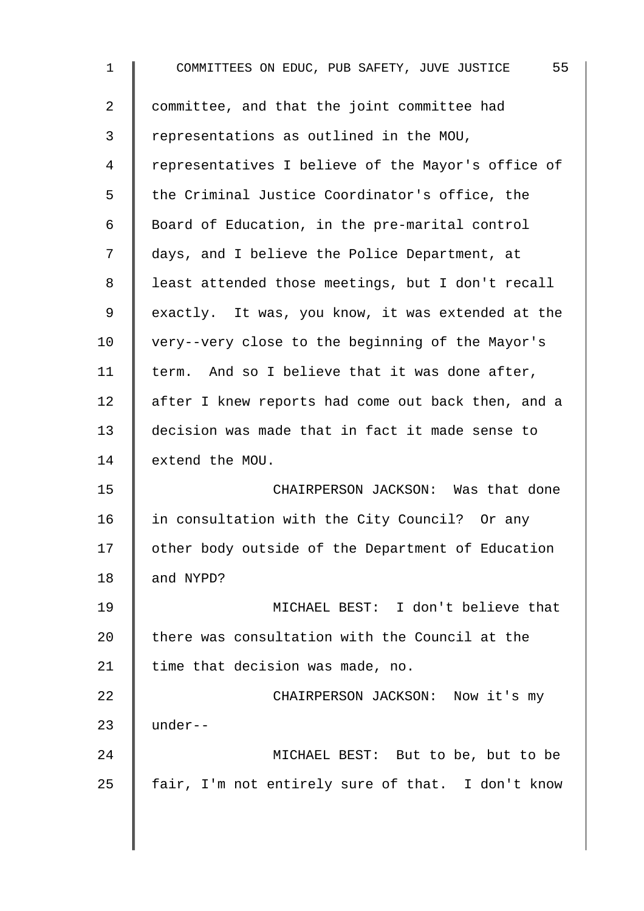committee, and that the joint committee had representations as outlined in the MOU, representatives I believe of the Mayor's office of the Criminal Justice Coordinator's office, the Board of Education, in the pre-marital control days, and I believe the Police Department, at least attended those meetings, but I don't recall exactly. It was, you know, it was extended at the very--very close to the beginning of the Mayor's term. And so I believe that it was done after, after I knew reports had come out back then, and a decision was made that in fact it made sense to extend the MOU.

CHAIRPERSON JACKSON: Was that done in consultation with the City Council? Or any other body outside of the Department of Education and NYPD?

MICHAEL BEST: I don't believe that there was consultation with the Council at the time that decision was made, no.

CHAIRPERSON JACKSON: Now it's my under--

MICHAEL BEST: But to be, but to be fair, I'm not entirely sure of that. I don't know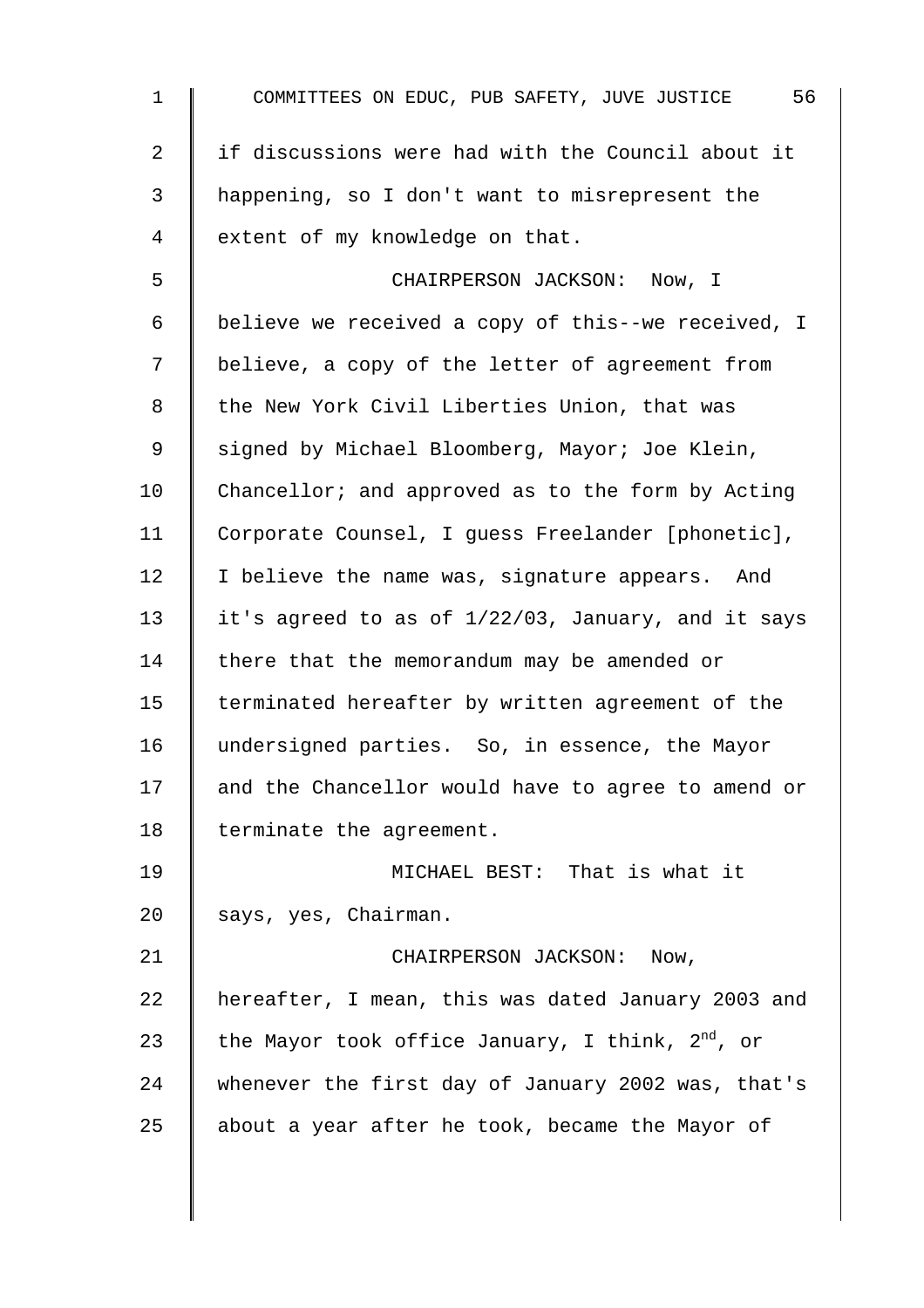if discussions were had with the Council about it happening, so I don't want to misrepresent the extent of my knowledge on that.

CHAIRPERSON JACKSON: Now, I believe we received a copy of this--we received, I believe, a copy of the letter of agreement from the New York Civil Liberties Union, that was signed by Michael Bloomberg, Mayor; Joe Klein, Chancellor; and approved as to the form by Acting Corporate Counsel, I guess Freelander [phonetic], I believe the name was, signature appears. And it's agreed to as of 1/22/03, January, and it says there that the memorandum may be amended or terminated hereafter by written agreement of the undersigned parties. So, in essence, the Mayor and the Chancellor would have to agree to amend or terminate the agreement.

MICHAEL BEST: That is what it says, yes, Chairman.

CHAIRPERSON JACKSON: Now, hereafter, I mean, this was dated January 2003 and the Mayor took office January, I think, 2nd, or whenever the first day of January 2002 was, that's about a year after he took, became the Mayor of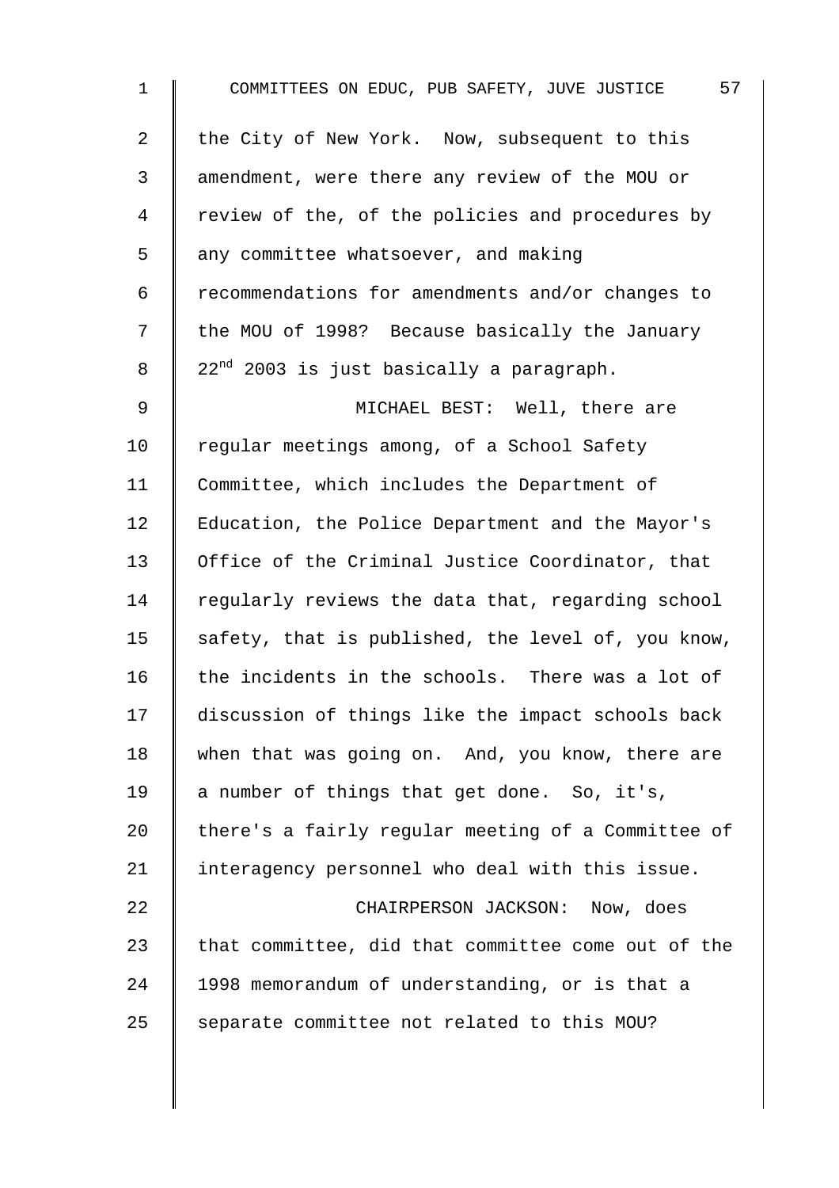the City of New York. Now, subsequent to this amendment, were there any review of the MOU or review of the, of the policies and procedures by any committee whatsoever, and making recommendations for amendments and/or changes to the MOU of 1998? Because basically the January 22nd 2003 is just basically a paragraph.

MICHAEL BEST: Well, there are regular meetings among, of a School Safety Committee, which includes the Department of Education, the Police Department and the Mayor's Office of the Criminal Justice Coordinator, that regularly reviews the data that, regarding school safety, that is published, the level of, you know, the incidents in the schools. There was a lot of discussion of things like the impact schools back when that was going on. And, you know, there are a number of things that get done. So, it's, there's a fairly regular meeting of a Committee of interagency personnel who deal with this issue.

CHAIRPERSON JACKSON: Now, does that committee, did that committee come out of the 1998 memorandum of understanding, or is that a separate committee not related to this MOU?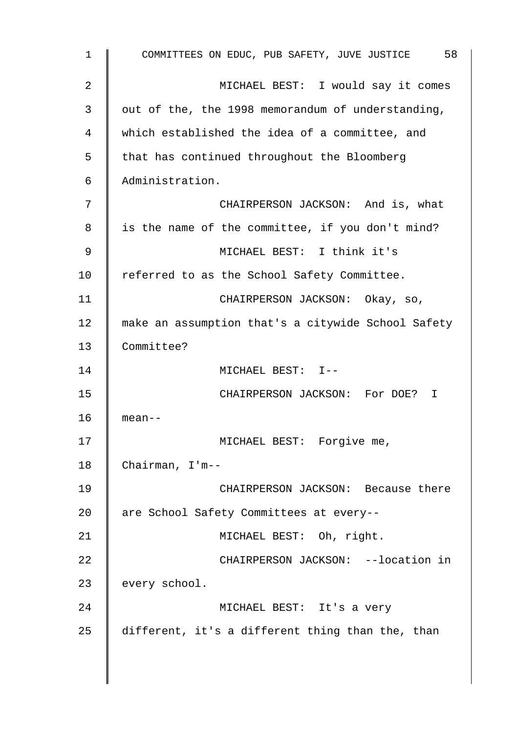MICHAEL BEST: I would say it comes out of the, the 1998 memorandum of understanding, which established the idea of a committee, and that has continued throughout the Bloomberg Administration.

CHAIRPERSON JACKSON: And is, what is the name of the committee, if you don't mind?

MICHAEL BEST: I think it's referred to as the School Safety Committee.

CHAIRPERSON JACKSON: Okay, so, make an assumption that's a citywide School Safety Committee?

MICHAEL BEST: I--

CHAIRPERSON JACKSON: For DOE? I mean--

MICHAEL BEST: Forgive me, Chairman, I'm--

CHAIRPERSON JACKSON: Because there are School Safety Committees at every--

MICHAEL BEST: Oh, right.

CHAIRPERSON JACKSON: --location in every school.

MICHAEL BEST: It's a very different, it's a different thing than the, than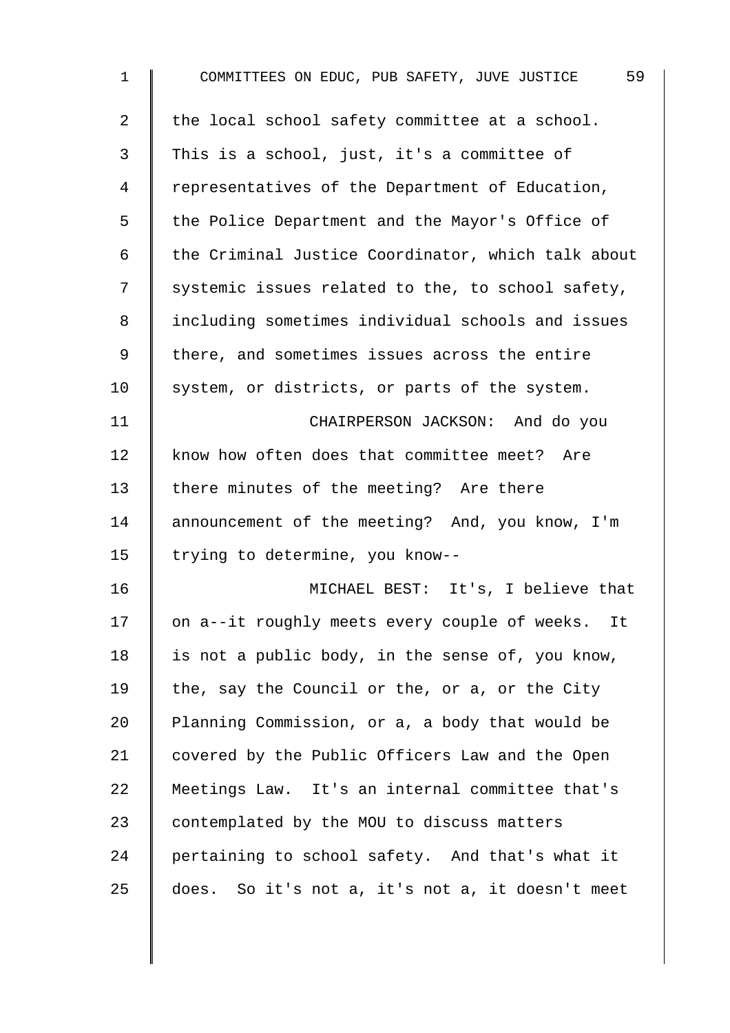the local school safety committee at a school. This is a school, just, it's a committee of representatives of the Department of Education, the Police Department and the Mayor's Office of the Criminal Justice Coordinator, which talk about systemic issues related to the, to school safety, including sometimes individual schools and issues there, and sometimes issues across the entire system, or districts, or parts of the system.

CHAIRPERSON JACKSON: And do you know how often does that committee meet? Are there minutes of the meeting? Are there announcement of the meeting? And, you know, I'm trying to determine, you know--

MICHAEL BEST: It's, I believe that on a--it roughly meets every couple of weeks. It is not a public body, in the sense of, you know, the, say the Council or the, or a, or the City Planning Commission, or a, a body that would be covered by the Public Officers Law and the Open Meetings Law. It's an internal committee that's contemplated by the MOU to discuss matters pertaining to school safety. And that's what it does. So it's not a, it's not a, it doesn't meet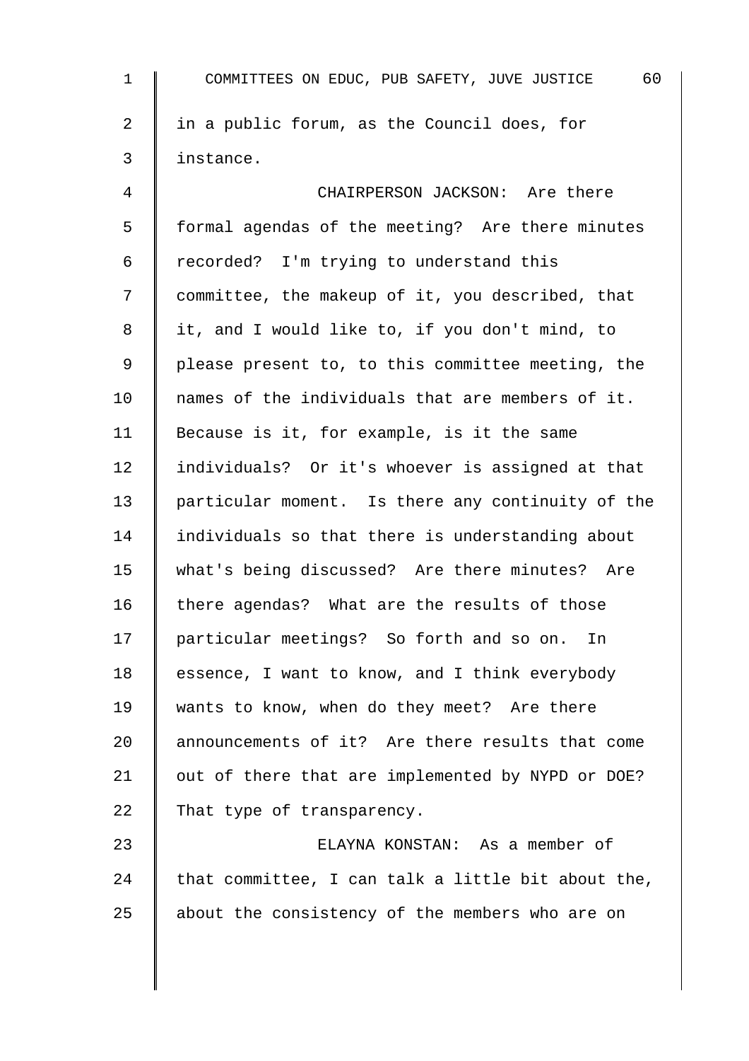in a public forum, as the Council does, for instance.

CHAIRPERSON JACKSON: Are there formal agendas of the meeting? Are there minutes recorded? I'm trying to understand this committee, the makeup of it, you described, that it, and I would like to, if you don't mind, to please present to, to this committee meeting, the names of the individuals that are members of it. Because is it, for example, is it the same individuals? Or it's whoever is assigned at that particular moment. Is there any continuity of the individuals so that there is understanding about what's being discussed? Are there minutes? Are there agendas? What are the results of those particular meetings? So forth and so on. In essence, I want to know, and I think everybody wants to know, when do they meet? Are there announcements of it? Are there results that come out of there that are implemented by NYPD or DOE? That type of transparency.

ELAYNA KONSTAN: As a member of that committee, I can talk a little bit about the, about the consistency of the members who are on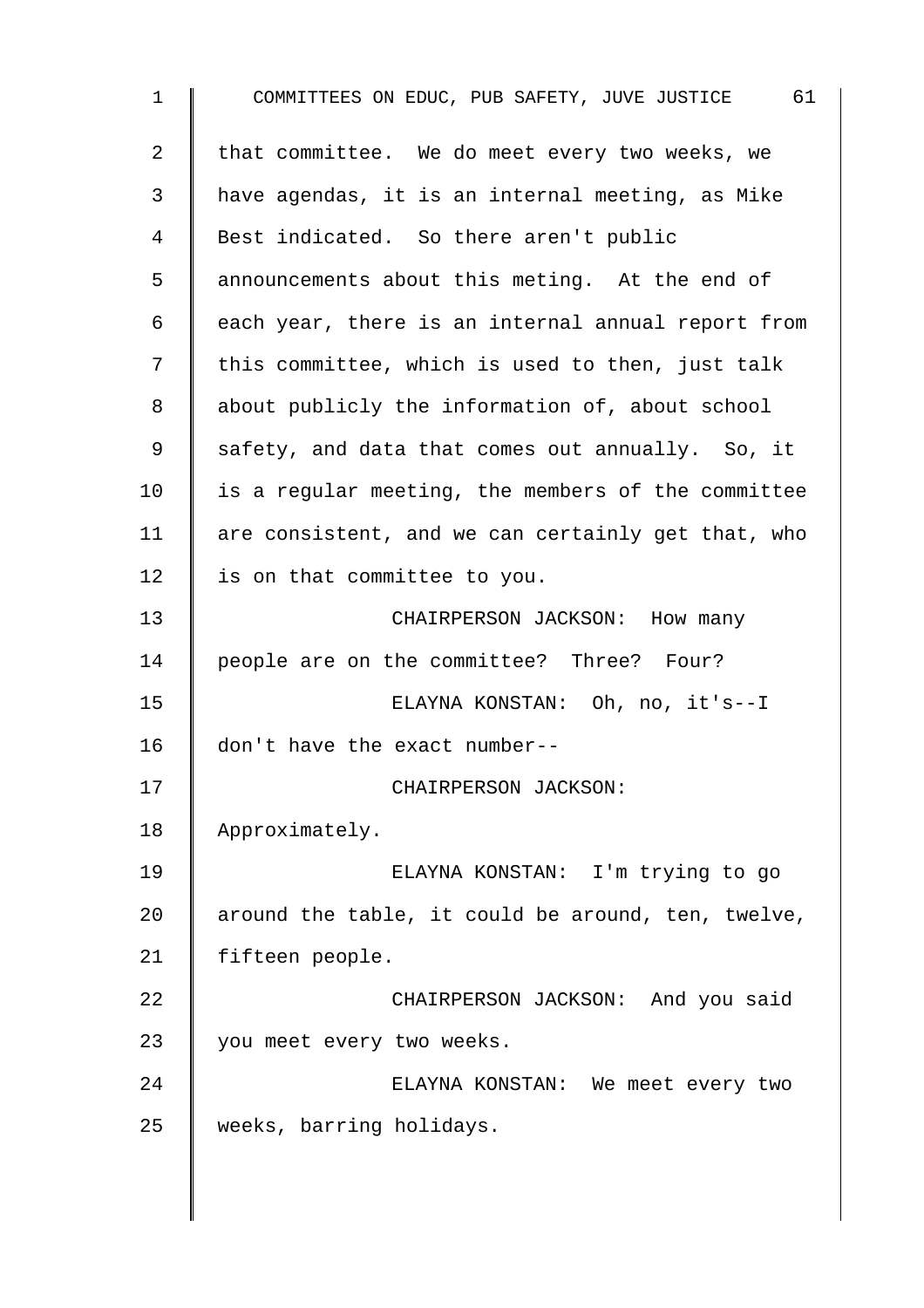that committee. We do meet every two weeks, we have agendas, it is an internal meeting, as Mike Best indicated. So there aren't public announcements about this meting. At the end of each year, there is an internal annual report from this committee, which is used to then, just talk about publicly the information of, about school safety, and data that comes out annually. So, it is a regular meeting, the members of the committee are consistent, and we can certainly get that, who is on that committee to you.

CHAIRPERSON JACKSON: How many people are on the committee? Three? Four?

ELAYNA KONSTAN: Oh, no, it's--I don't have the exact number--

CHAIRPERSON JACKSON: Approximately.

ELAYNA KONSTAN: I'm trying to go around the table, it could be around, ten, twelve, fifteen people.

CHAIRPERSON JACKSON: And you said you meet every two weeks.

ELAYNA KONSTAN: We meet every two weeks, barring holidays.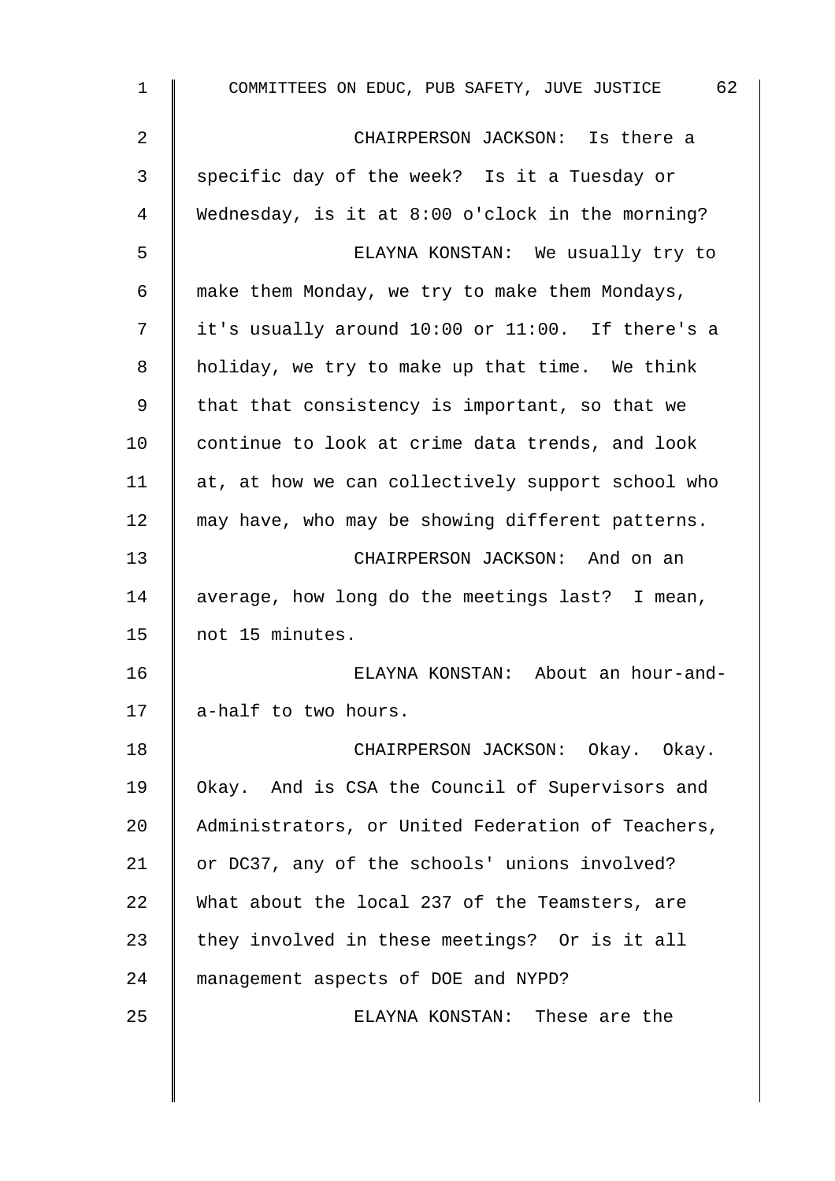CHAIRPERSON JACKSON: Is there a specific day of the week? Is it a Tuesday or Wednesday, is it at 8:00 o'clock in the morning?

ELAYNA KONSTAN: We usually try to make them Monday, we try to make them Mondays, it's usually around 10:00 or 11:00. If there's a holiday, we try to make up that time. We think that that consistency is important, so that we continue to look at crime data trends, and look at, at how we can collectively support school who may have, who may be showing different patterns.

CHAIRPERSON JACKSON: And on an average, how long do the meetings last? I mean, not 15 minutes.

ELAYNA KONSTAN: About an hour-and-a-half to two hours.

CHAIRPERSON JACKSON: Okay. Okay. Okay. And is CSA the Council of Supervisors and Administrators, or United Federation of Teachers, or DC37, any of the schools' unions involved? What about the local 237 of the Teamsters, are they involved in these meetings? Or is it all management aspects of DOE and NYPD?

ELAYNA KONSTAN: These are the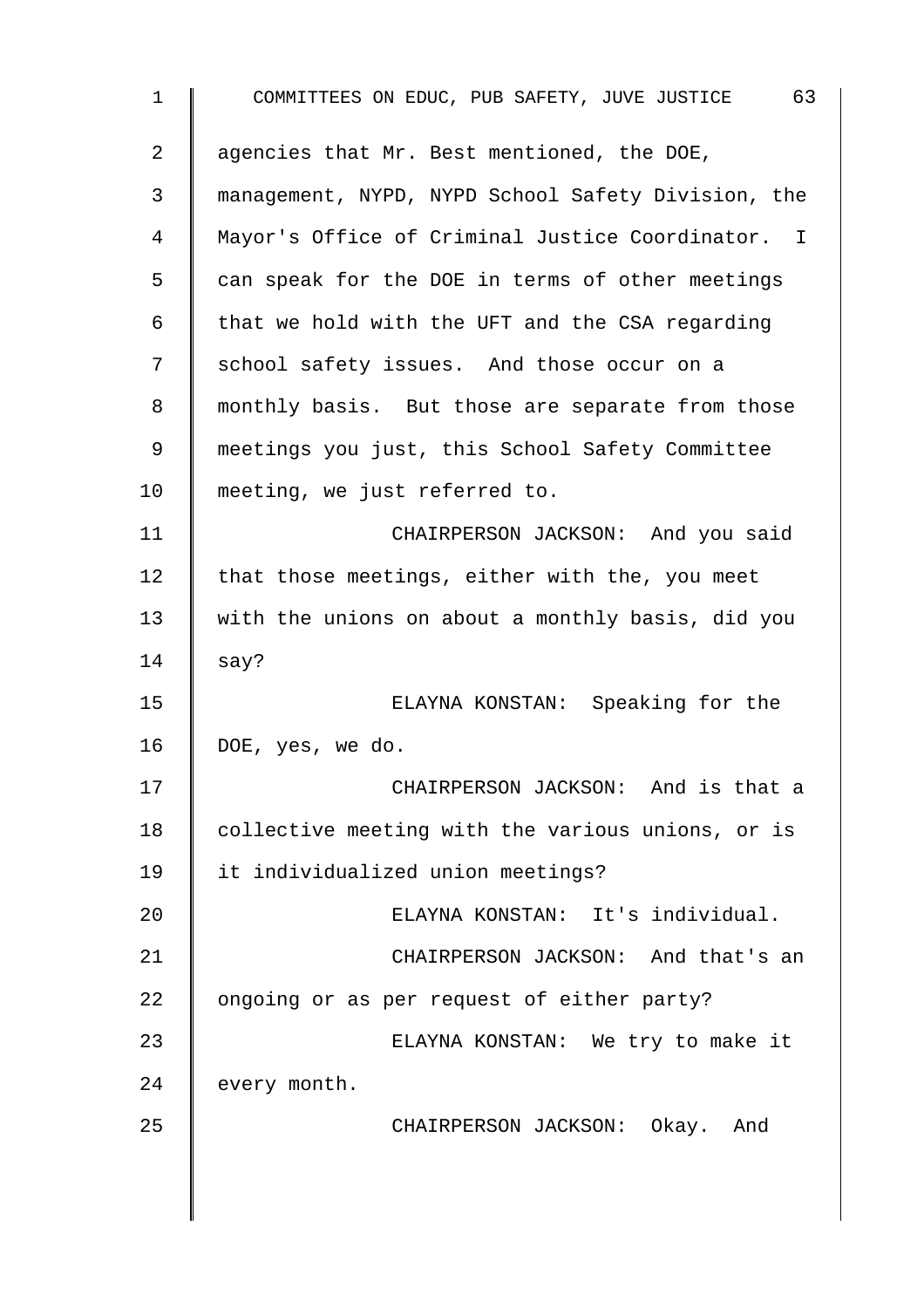agencies that Mr. Best mentioned, the DOE, management, NYPD, NYPD School Safety Division, the Mayor's Office of Criminal Justice Coordinator. I can speak for the DOE in terms of other meetings that we hold with the UFT and the CSA regarding school safety issues. And those occur on a monthly basis. But those are separate from those meetings you just, this School Safety Committee meeting, we just referred to.

CHAIRPERSON JACKSON: And you said that those meetings, either with the, you meet with the unions on about a monthly basis, did you say?

ELAYNA KONSTAN: Speaking for the DOE, yes, we do.

CHAIRPERSON JACKSON: And is that a collective meeting with the various unions, or is it individualized union meetings?

ELAYNA KONSTAN: It's individual.

CHAIRPERSON JACKSON: And that's an ongoing or as per request of either party?

ELAYNA KONSTAN: We try to make it every month.

CHAIRPERSON JACKSON: Okay. And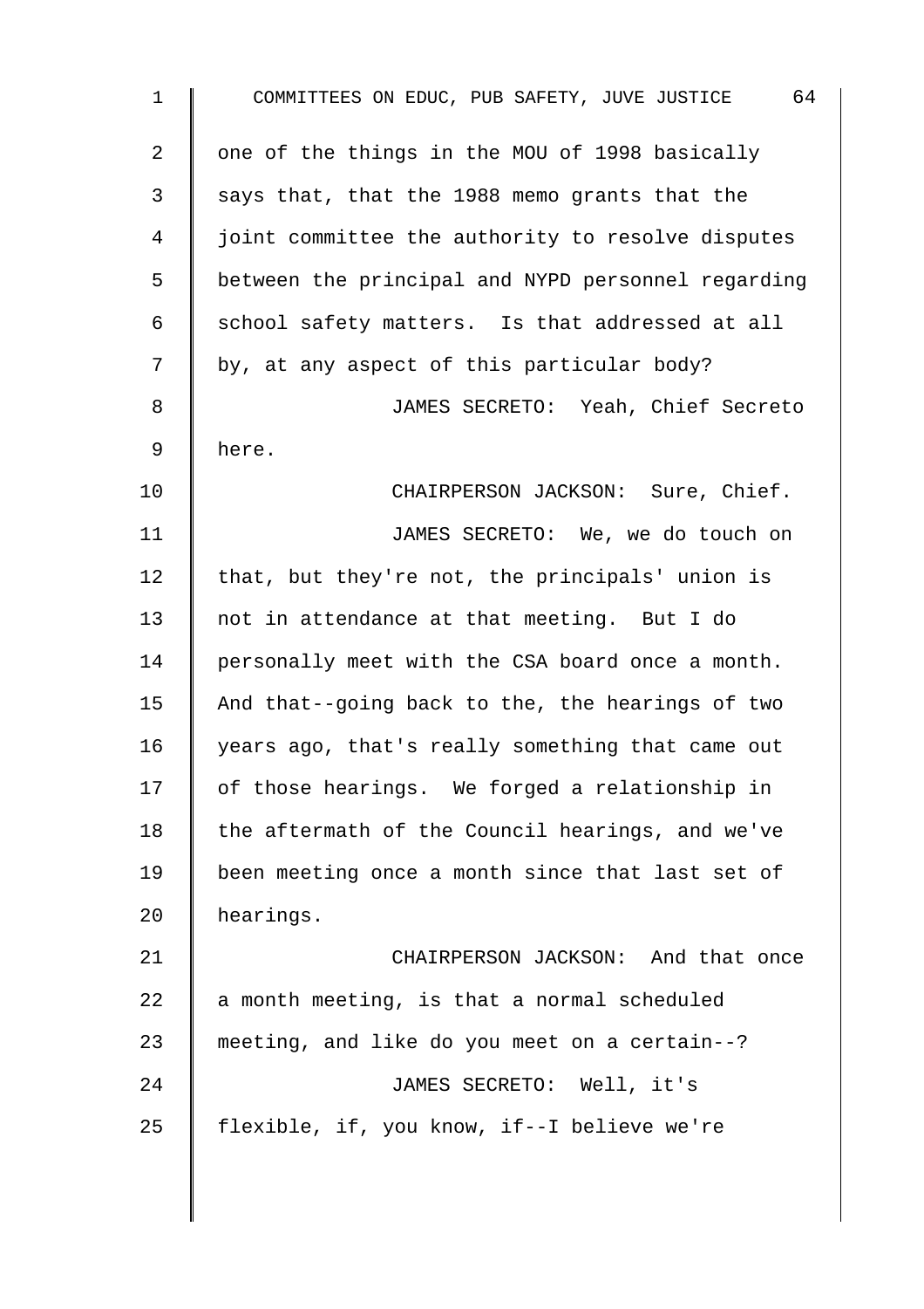one of the things in the MOU of 1998 basically says that, that the 1988 memo grants that the joint committee the authority to resolve disputes between the principal and NYPD personnel regarding school safety matters. Is that addressed at all by, at any aspect of this particular body?

JAMES SECRETO: Yeah, Chief Secreto here.

CHAIRPERSON JACKSON: Sure, Chief.

JAMES SECRETO: We, we do touch on that, but they're not, the principals' union is not in attendance at that meeting. But I do personally meet with the CSA board once a month. And that--going back to the, the hearings of two years ago, that's really something that came out of those hearings. We forged a relationship in the aftermath of the Council hearings, and we've been meeting once a month since that last set of hearings.

CHAIRPERSON JACKSON: And that once a month meeting, is that a normal scheduled meeting, and like do you meet on a certain--?

JAMES SECRETO: Well, it's flexible, if, you know, if--I believe we're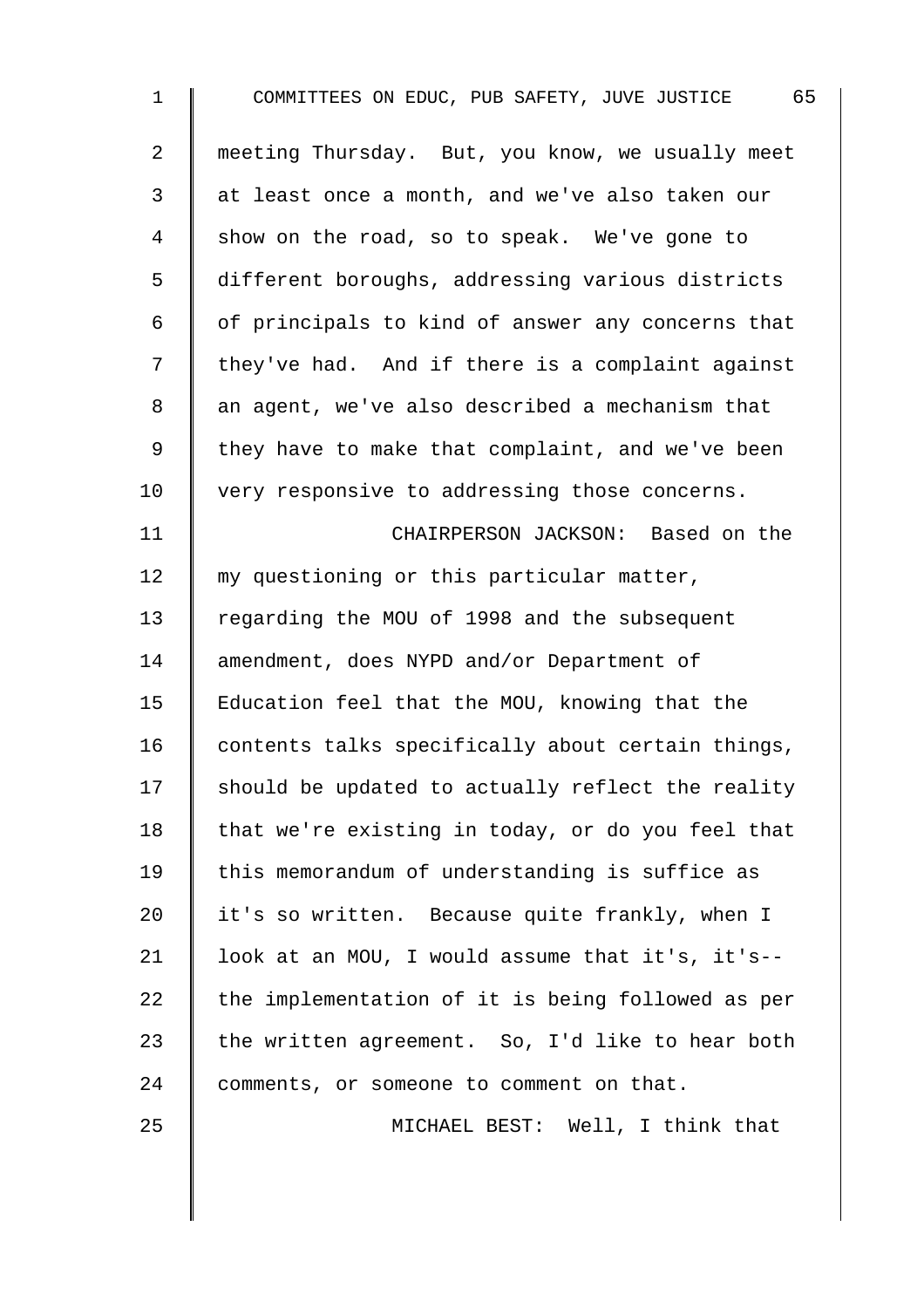meeting Thursday. But, you know, we usually meet at least once a month, and we've also taken our show on the road, so to speak. We've gone to different boroughs, addressing various districts of principals to kind of answer any concerns that they've had. And if there is a complaint against an agent, we've also described a mechanism that they have to make that complaint, and we've been very responsive to addressing those concerns.

CHAIRPERSON JACKSON: Based on the my questioning or this particular matter, regarding the MOU of 1998 and the subsequent amendment, does NYPD and/or Department of Education feel that the MOU, knowing that the contents talks specifically about certain things, should be updated to actually reflect the reality that we're existing in today, or do you feel that this memorandum of understanding is suffice as it's so written. Because quite frankly, when I look at an MOU, I would assume that it's, it's-- the implementation of it is being followed as per the written agreement. So, I'd like to hear both comments, or someone to comment on that.

MICHAEL BEST: Well, I think that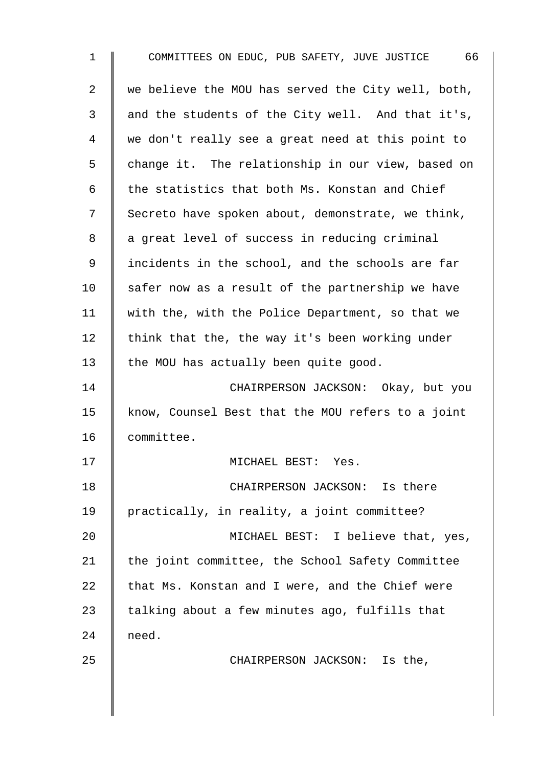we believe the MOU has served the City well, both, and the students of the City well. And that it's, we don't really see a great need at this point to change it. The relationship in our view, based on the statistics that both Ms. Konstan and Chief Secreto have spoken about, demonstrate, we think, a great level of success in reducing criminal incidents in the school, and the schools are far safer now as a result of the partnership we have with the, with the Police Department, so that we think that the, the way it's been working under the MOU has actually been quite good.

CHAIRPERSON JACKSON: Okay, but you know, Counsel Best that the MOU refers to a joint committee.

MICHAEL BEST: Yes.

CHAIRPERSON JACKSON: Is there practically, in reality, a joint committee?

MICHAEL BEST: I believe that, yes, the joint committee, the School Safety Committee that Ms. Konstan and I were, and the Chief were talking about a few minutes ago, fulfills that need.

CHAIRPERSON JACKSON: Is the,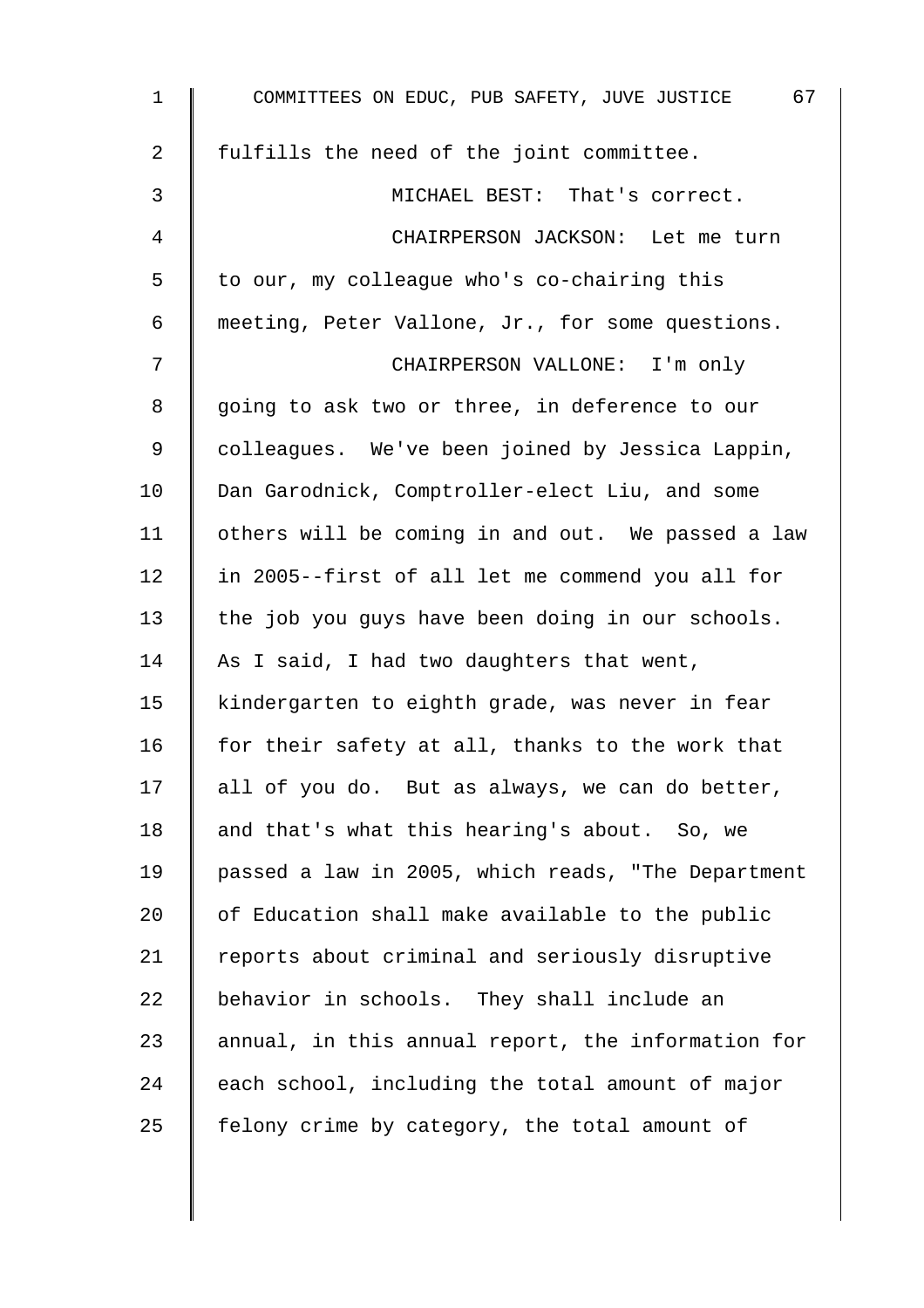fulfills the need of the joint committee.

MICHAEL BEST: That's correct.

CHAIRPERSON JACKSON: Let me turn to our, my colleague who's co-chairing this meeting, Peter Vallone, Jr., for some questions.

CHAIRPERSON VALLONE: I'm only going to ask two or three, in deference to our colleagues. We've been joined by Jessica Lappin, Dan Garodnick, Comptroller-elect Liu, and some others will be coming in and out. We passed a law in 2005--first of all let me commend you all for the job you guys have been doing in our schools. As I said, I had two daughters that went, kindergarten to eighth grade, was never in fear for their safety at all, thanks to the work that all of you do. But as always, we can do better, and that's what this hearing's about. So, we passed a law in 2005, which reads, "The Department of Education shall make available to the public reports about criminal and seriously disruptive behavior in schools. They shall include an annual, in this annual report, the information for each school, including the total amount of major felony crime by category, the total amount of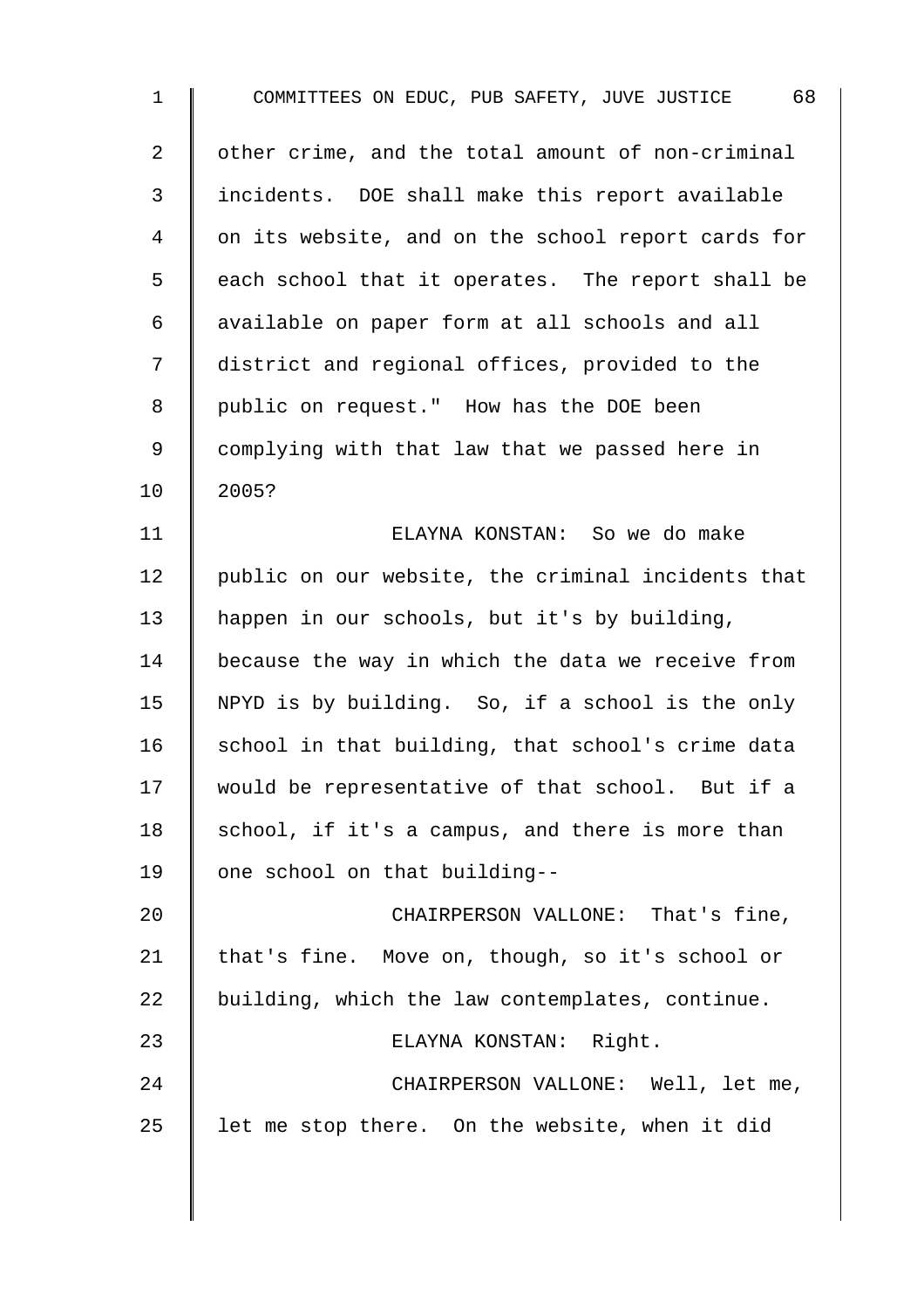other crime, and the total amount of non-criminal incidents. DOE shall make this report available on its website, and on the school report cards for each school that it operates. The report shall be available on paper form at all schools and all district and regional offices, provided to the public on request." How has the DOE been complying with that law that we passed here in 2005?

ELAYNA KONSTAN: So we do make public on our website, the criminal incidents that happen in our schools, but it's by building, because the way in which the data we receive from NPYD is by building. So, if a school is the only school in that building, that school's crime data would be representative of that school. But if a school, if it's a campus, and there is more than one school on that building--

CHAIRPERSON VALLONE: That's fine, that's fine. Move on, though, so it's school or building, which the law contemplates, continue.

ELAYNA KONSTAN: Right.

CHAIRPERSON VALLONE: Well, let me, let me stop there. On the website, when it did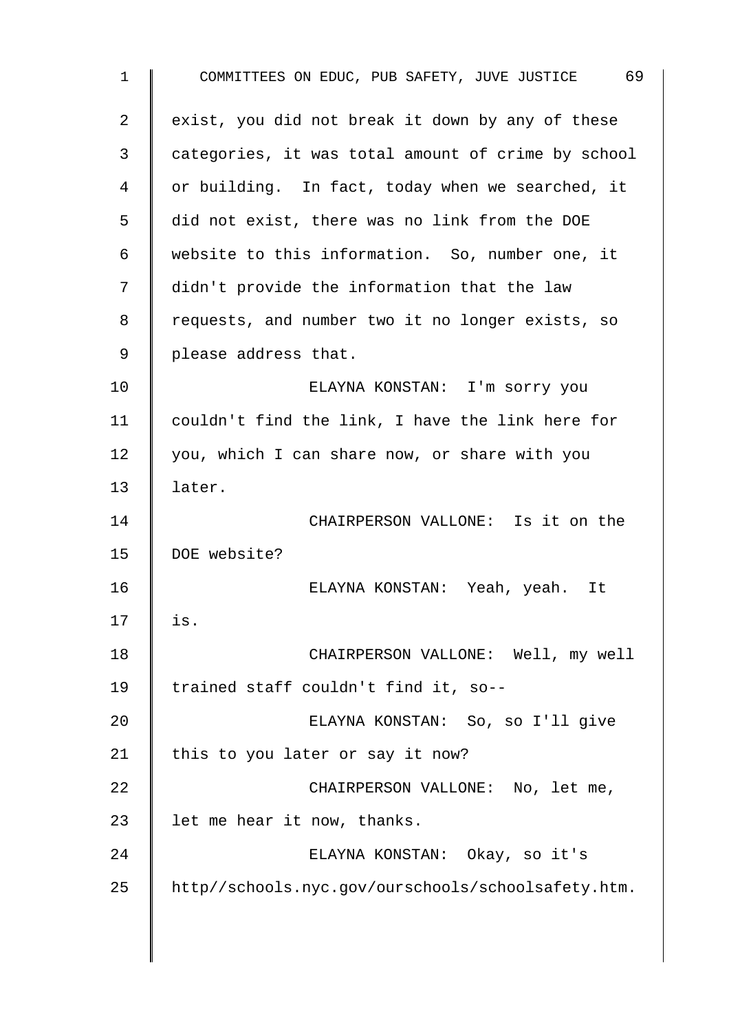exist, you did not break it down by any of these categories, it was total amount of crime by school or building. In fact, today when we searched, it did not exist, there was no link from the DOE website to this information. So, number one, it didn't provide the information that the law requests, and number two it no longer exists, so please address that.

ELAYNA KONSTAN: I'm sorry you couldn't find the link, I have the link here for you, which I can share now, or share with you later.

CHAIRPERSON VALLONE: Is it on the DOE website?

ELAYNA KONSTAN: Yeah, yeah. It is.

CHAIRPERSON VALLONE: Well, my well trained staff couldn't find it, so--

ELAYNA KONSTAN: So, so I'll give this to you later or say it now?

CHAIRPERSON VALLONE: No, let me, let me hear it now, thanks.

ELAYNA KONSTAN: Okay, so it's http//schools.nyc.gov/ourschools/schoolsafety.htm.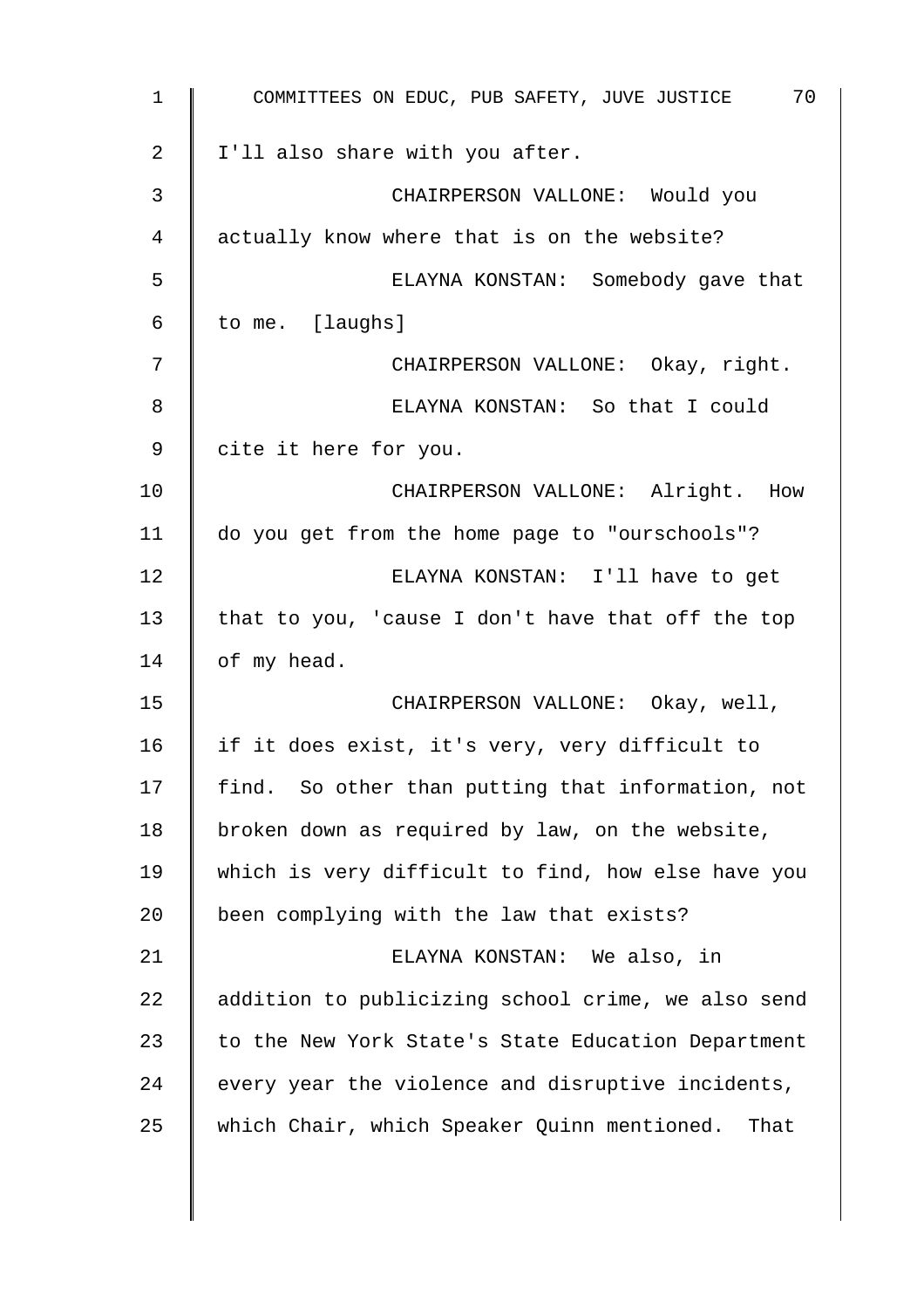I'll also share with you after.

CHAIRPERSON VALLONE: Would you actually know where that is on the website?

ELAYNA KONSTAN: Somebody gave that to me. [laughs]

CHAIRPERSON VALLONE: Okay, right.

ELAYNA KONSTAN: So that I could cite it here for you.

CHAIRPERSON VALLONE: Alright. How do you get from the home page to "ourschools"?

ELAYNA KONSTAN: I'll have to get that to you, 'cause I don't have that off the top of my head.

CHAIRPERSON VALLONE: Okay, well, if it does exist, it's very, very difficult to find. So other than putting that information, not broken down as required by law, on the website, which is very difficult to find, how else have you been complying with the law that exists?

ELAYNA KONSTAN: We also, in addition to publicizing school crime, we also send to the New York State's State Education Department every year the violence and disruptive incidents, which Chair, which Speaker Quinn mentioned. That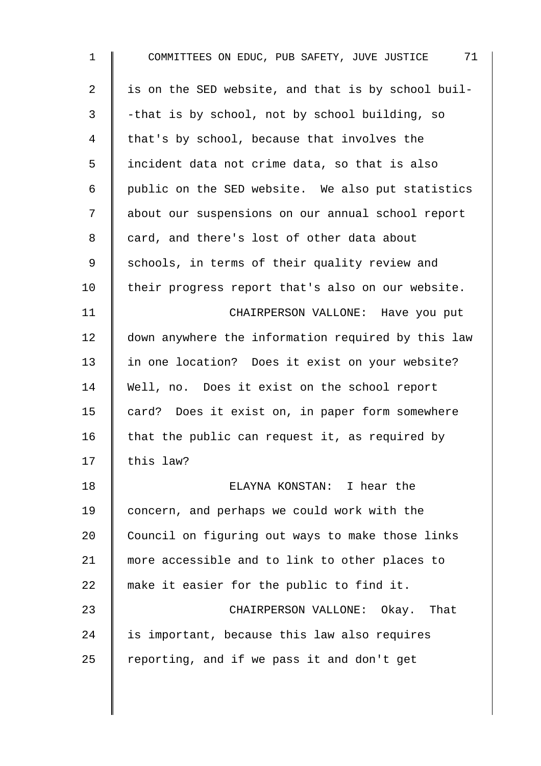is on the SED website, and that is by school buil- -that is by school, not by school building, so that's by school, because that involves the incident data not crime data, so that is also public on the SED website. We also put statistics about our suspensions on our annual school report card, and there's lost of other data about schools, in terms of their quality review and their progress report that's also on our website.

CHAIRPERSON VALLONE: Have you put down anywhere the information required by this law in one location? Does it exist on your website? Well, no. Does it exist on the school report card? Does it exist on, in paper form somewhere that the public can request it, as required by this law?

ELAYNA KONSTAN: I hear the concern, and perhaps we could work with the Council on figuring out ways to make those links more accessible and to link to other places to make it easier for the public to find it.

CHAIRPERSON VALLONE: Okay. That is important, because this law also requires reporting, and if we pass it and don't get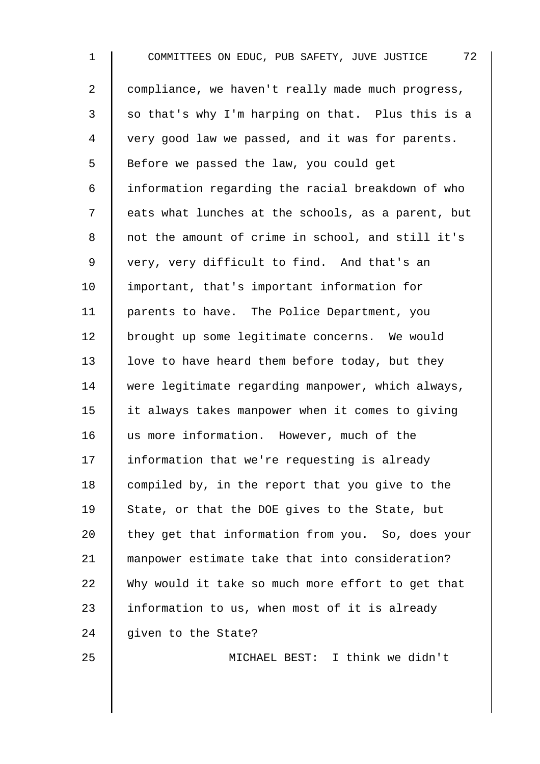compliance, we haven't really made much progress, so that's why I'm harping on that. Plus this is a very good law we passed, and it was for parents. Before we passed the law, you could get information regarding the racial breakdown of who eats what lunches at the schools, as a parent, but not the amount of crime in school, and still it's very, very difficult to find. And that's an important, that's important information for parents to have. The Police Department, you brought up some legitimate concerns. We would love to have heard them before today, but they were legitimate regarding manpower, which always, it always takes manpower when it comes to giving us more information. However, much of the information that we're requesting is already compiled by, in the report that you give to the State, or that the DOE gives to the State, but they get that information from you. So, does your manpower estimate take that into consideration? Why would it take so much more effort to get that information to us, when most of it is already given to the State?

MICHAEL BEST: I think we didn't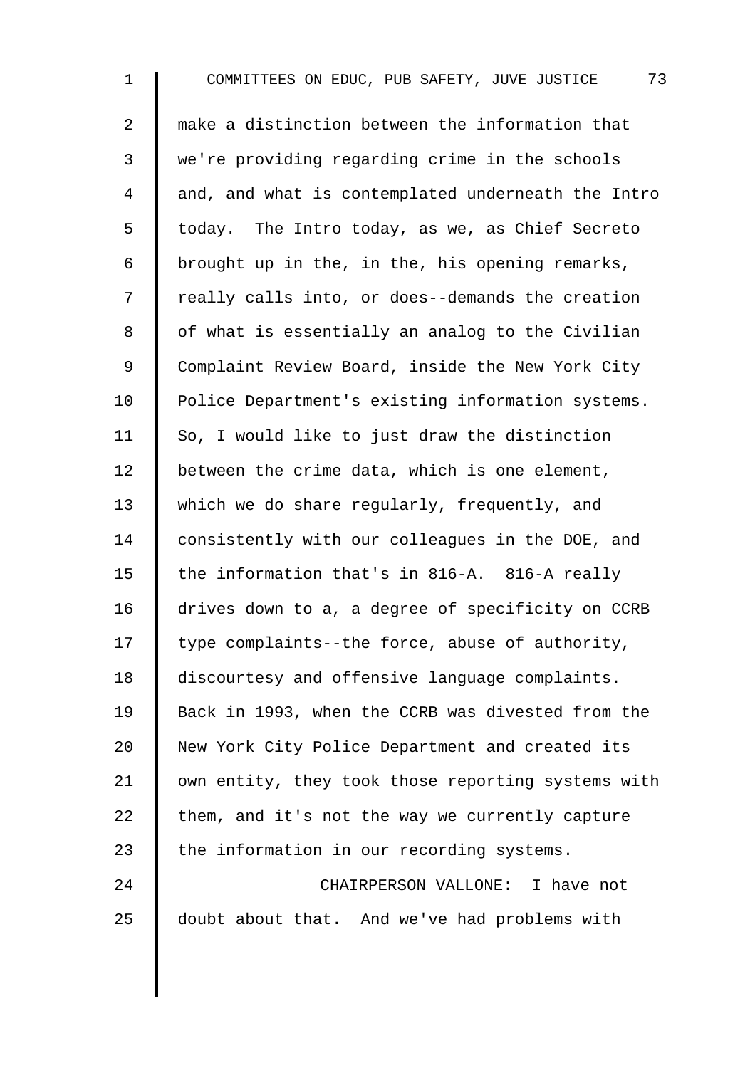make a distinction between the information that we're providing regarding crime in the schools and, and what is contemplated underneath the Intro today. The Intro today, as we, as Chief Secreto brought up in the, in the, his opening remarks, really calls into, or does--demands the creation of what is essentially an analog to the Civilian Complaint Review Board, inside the New York City Police Department's existing information systems. So, I would like to just draw the distinction between the crime data, which is one element, which we do share regularly, frequently, and consistently with our colleagues in the DOE, and the information that's in 816-A. 816-A really drives down to a, a degree of specificity on CCRB type complaints--the force, abuse of authority, discourtesy and offensive language complaints. Back in 1993, when the CCRB was divested from the New York City Police Department and created its own entity, they took those reporting systems with them, and it's not the way we currently capture the information in our recording systems.

CHAIRPERSON VALLONE: I have not doubt about that. And we've had problems with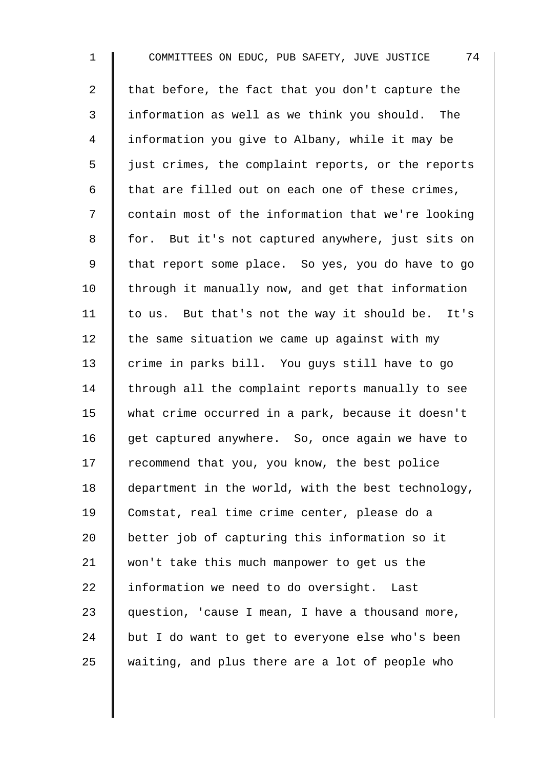that before, the fact that you don't capture the information as well as we think you should. The information you give to Albany, while it may be just crimes, the complaint reports, or the reports that are filled out on each one of these crimes, contain most of the information that we're looking for. But it's not captured anywhere, just sits on that report some place. So yes, you do have to go through it manually now, and get that information to us. But that's not the way it should be. It's the same situation we came up against with my crime in parks bill. You guys still have to go through all the complaint reports manually to see what crime occurred in a park, because it doesn't get captured anywhere. So, once again we have to recommend that you, you know, the best police department in the world, with the best technology, Comstat, real time crime center, please do a better job of capturing this information so it won't take this much manpower to get us the information we need to do oversight. Last question, 'cause I mean, I have a thousand more, but I do want to get to everyone else who's been waiting, and plus there are a lot of people who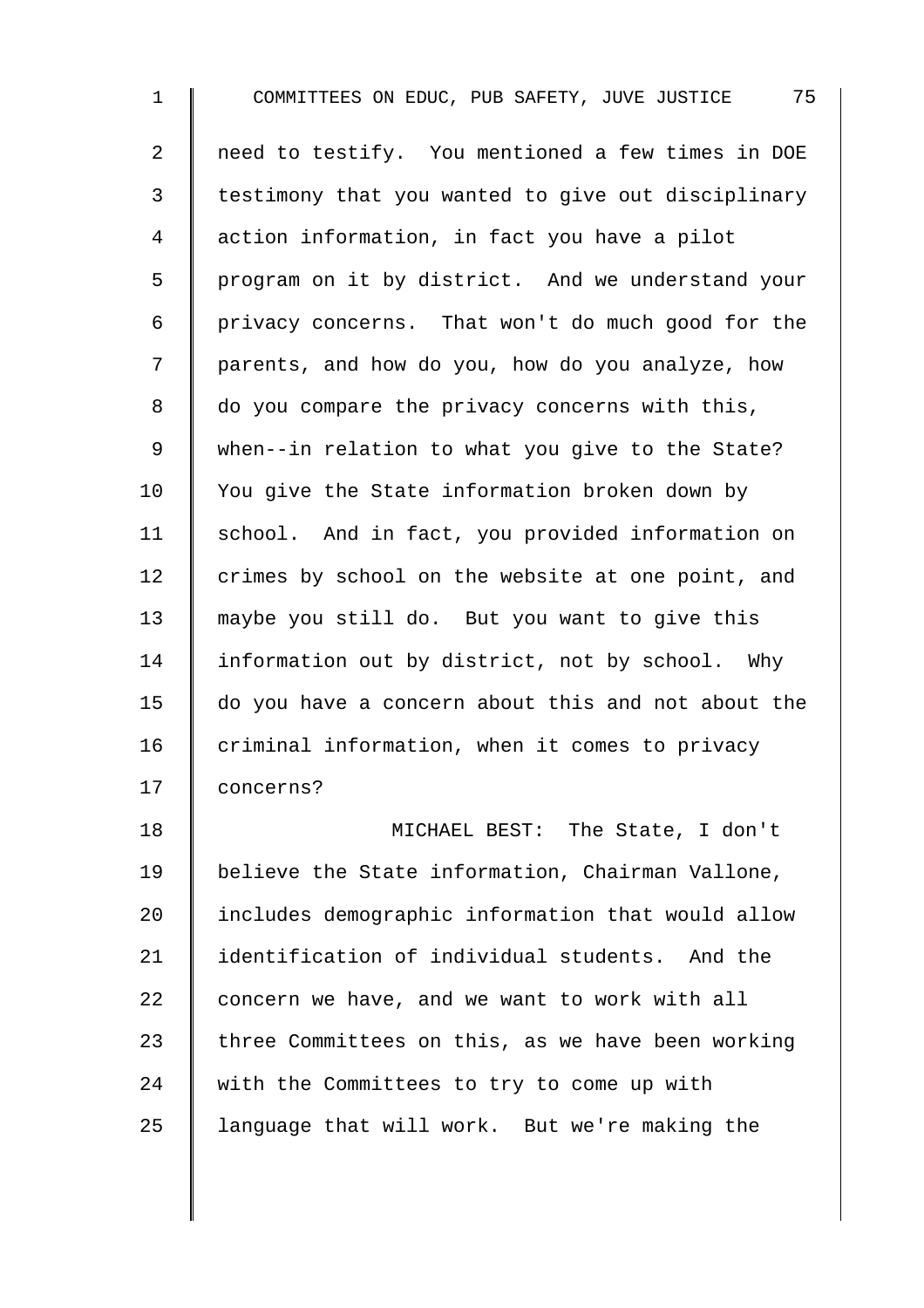need to testify. You mentioned a few times in DOE testimony that you wanted to give out disciplinary action information, in fact you have a pilot program on it by district. And we understand your privacy concerns. That won't do much good for the parents, and how do you, how do you analyze, how do you compare the privacy concerns with this, when--in relation to what you give to the State? You give the State information broken down by school. And in fact, you provided information on crimes by school on the website at one point, and maybe you still do. But you want to give this information out by district, not by school. Why do you have a concern about this and not about the criminal information, when it comes to privacy concerns?

MICHAEL BEST: The State, I don't believe the State information, Chairman Vallone, includes demographic information that would allow identification of individual students. And the concern we have, and we want to work with all three Committees on this, as we have been working with the Committees to try to come up with language that will work. But we're making the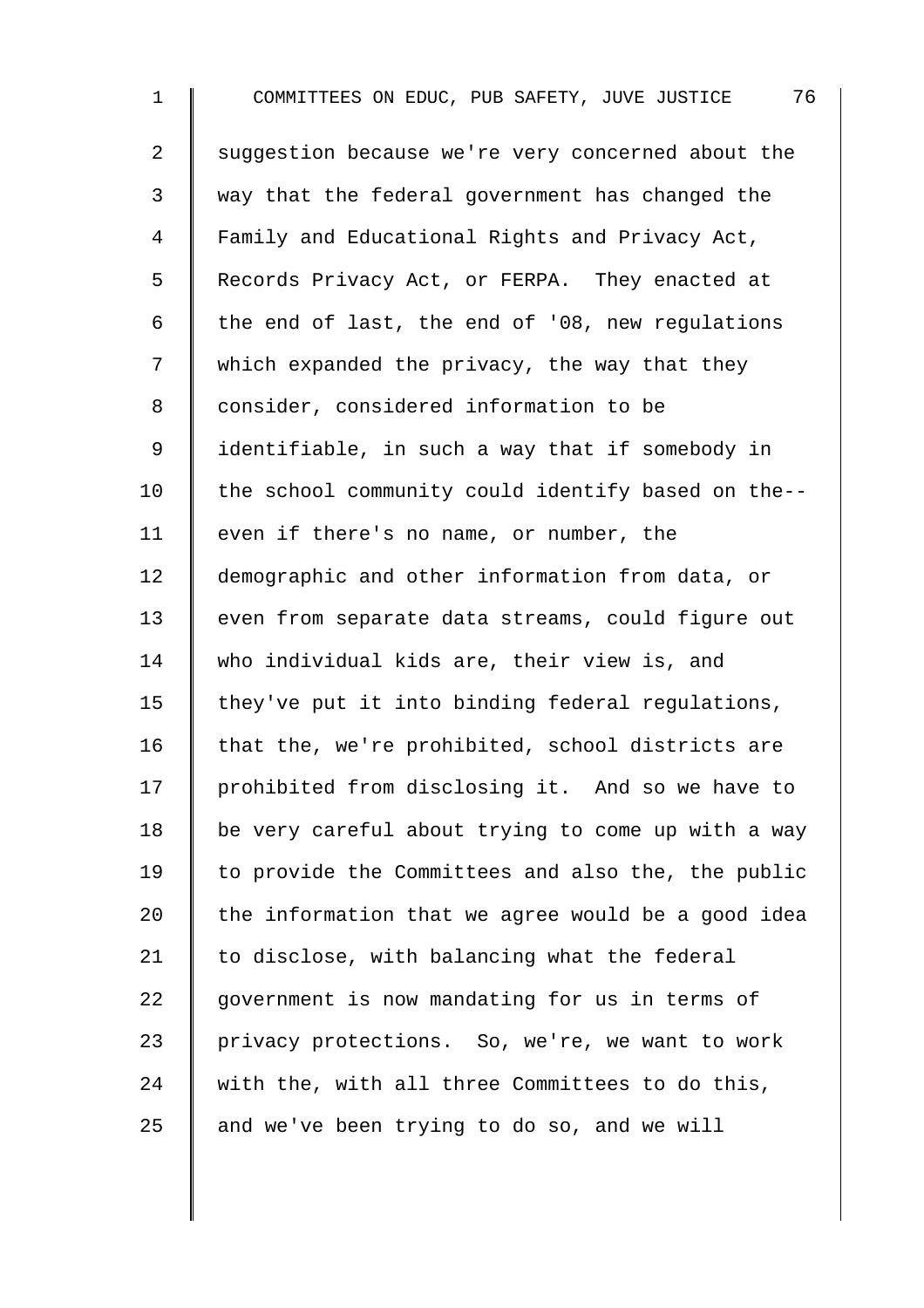suggestion because we're very concerned about the way that the federal government has changed the Family and Educational Rights and Privacy Act, Records Privacy Act, or FERPA. They enacted at the end of last, the end of '08, new regulations which expanded the privacy, the way that they consider, considered information to be identifiable, in such a way that if somebody in the school community could identify based on the-- even if there's no name, or number, the demographic and other information from data, or even from separate data streams, could figure out who individual kids are, their view is, and they've put it into binding federal regulations, that the, we're prohibited, school districts are prohibited from disclosing it. And so we have to be very careful about trying to come up with a way to provide the Committees and also the, the public the information that we agree would be a good idea to disclose, with balancing what the federal government is now mandating for us in terms of privacy protections. So, we're, we want to work with the, with all three Committees to do this, and we've been trying to do so, and we will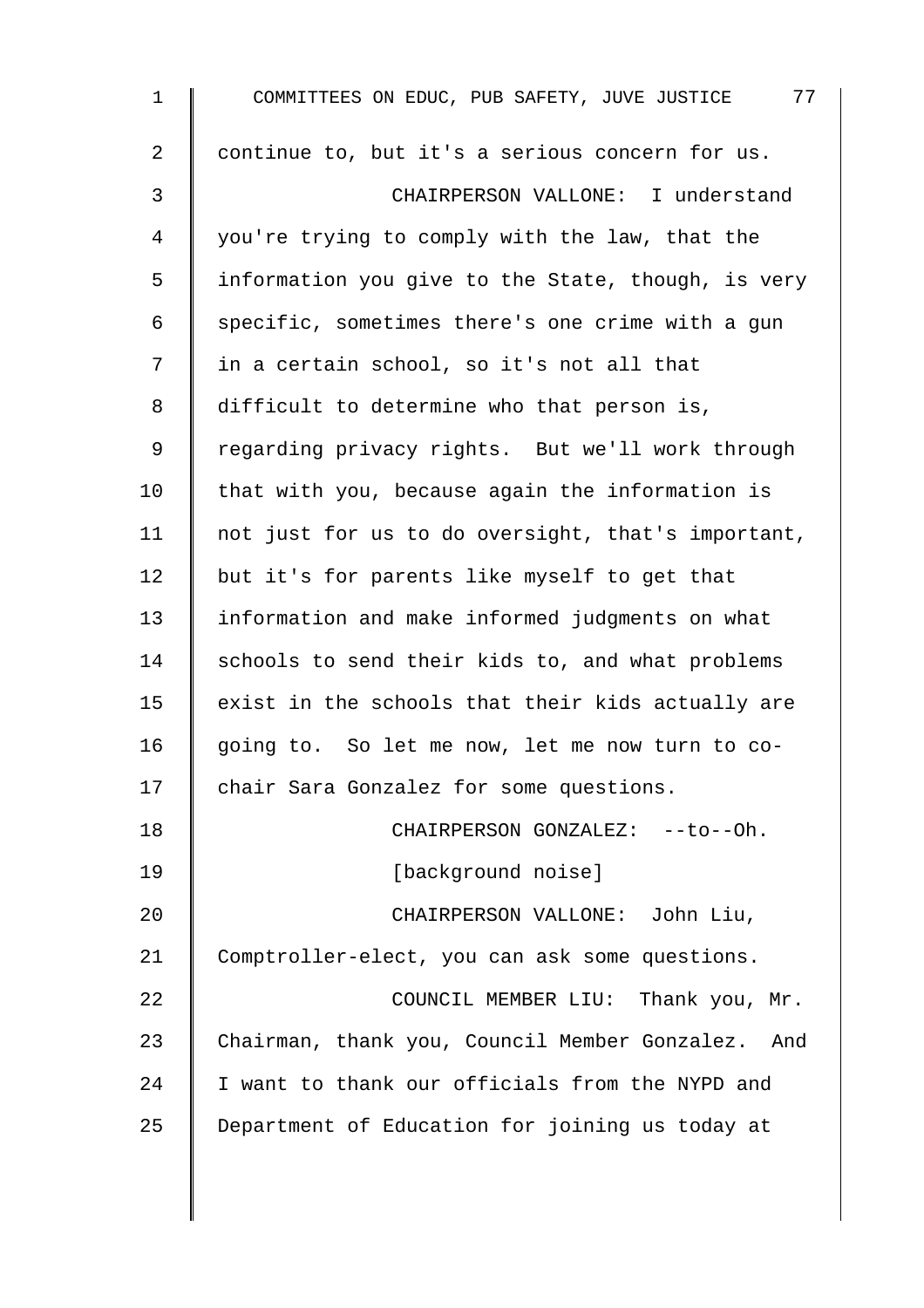continue to, but it's a serious concern for us.

CHAIRPERSON VALLONE: I understand you're trying to comply with the law, that the information you give to the State, though, is very specific, sometimes there's one crime with a gun in a certain school, so it's not all that difficult to determine who that person is, regarding privacy rights. But we'll work through that with you, because again the information is not just for us to do oversight, that's important, but it's for parents like myself to get that information and make informed judgments on what schools to send their kids to, and what problems exist in the schools that their kids actually are going to. So let me now, let me now turn to co-chair Sara Gonzalez for some questions.

CHAIRPERSON GONZALEZ: --to--Oh.

[background noise]

CHAIRPERSON VALLONE: John Liu, Comptroller-elect, you can ask some questions.

COUNCIL MEMBER LIU: Thank you, Mr. Chairman, thank you, Council Member Gonzalez. And I want to thank our officials from the NYPD and Department of Education for joining us today at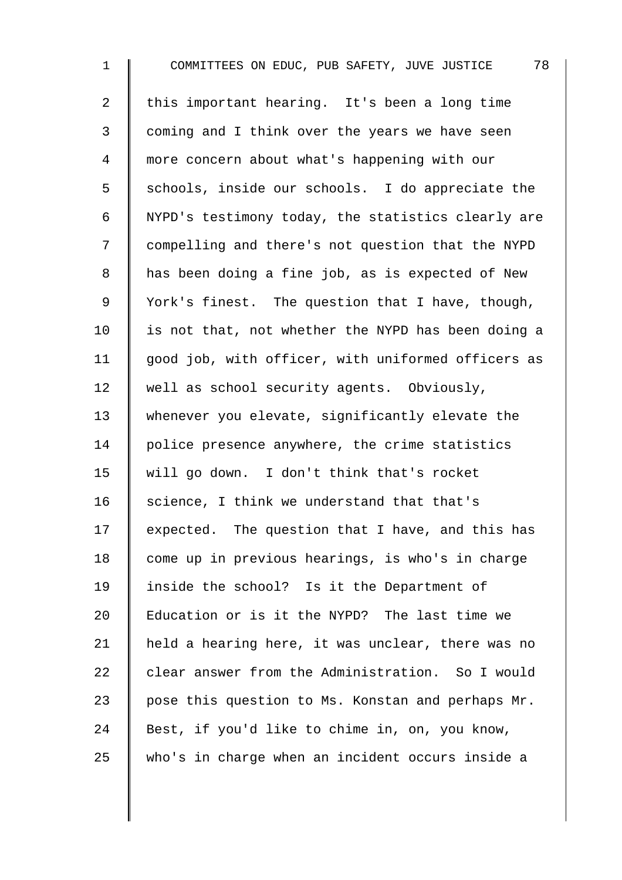this important hearing. It's been a long time coming and I think over the years we have seen more concern about what's happening with our schools, inside our schools. I do appreciate the NYPD's testimony today, the statistics clearly are compelling and there's not question that the NYPD has been doing a fine job, as is expected of New York's finest. The question that I have, though, is not that, not whether the NYPD has been doing a good job, with officer, with uniformed officers as well as school security agents. Obviously, whenever you elevate, significantly elevate the police presence anywhere, the crime statistics will go down. I don't think that's rocket science, I think we understand that that's expected. The question that I have, and this has come up in previous hearings, is who's in charge inside the school? Is it the Department of Education or is it the NYPD? The last time we held a hearing here, it was unclear, there was no clear answer from the Administration. So I would pose this question to Ms. Konstan and perhaps Mr. Best, if you'd like to chime in, on, you know, who's in charge when an incident occurs inside a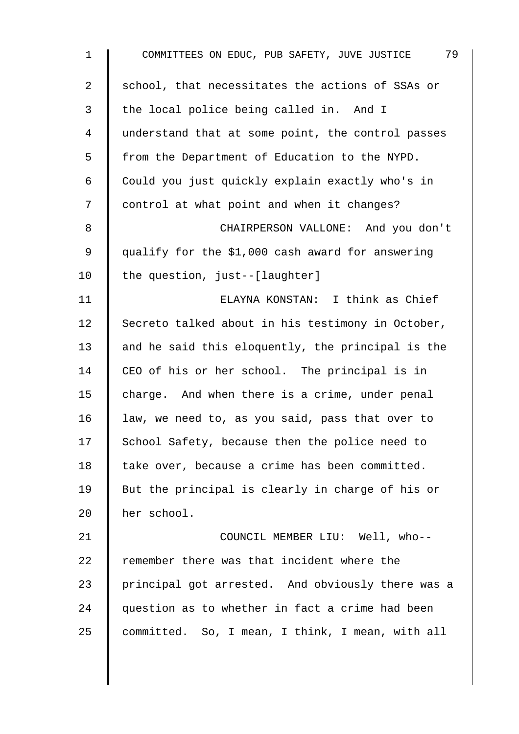school, that necessitates the actions of SSAs or the local police being called in. And I understand that at some point, the control passes from the Department of Education to the NYPD. Could you just quickly explain exactly who's in control at what point and when it changes?

CHAIRPERSON VALLONE: And you don't qualify for the $1,000 cash award for answering the question, just--[laughter]

ELAYNA KONSTAN: I think as Chief Secreto talked about in his testimony in October, and he said this eloquently, the principal is the CEO of his or her school. The principal is in charge. And when there is a crime, under penal law, we need to, as you said, pass that over to School Safety, because then the police need to take over, because a crime has been committed. But the principal is clearly in charge of his or her school.

COUNCIL MEMBER LIU: Well, who-- remember there was that incident where the principal got arrested. And obviously there was a question as to whether in fact a crime had been committed. So, I mean, I think, I mean, with all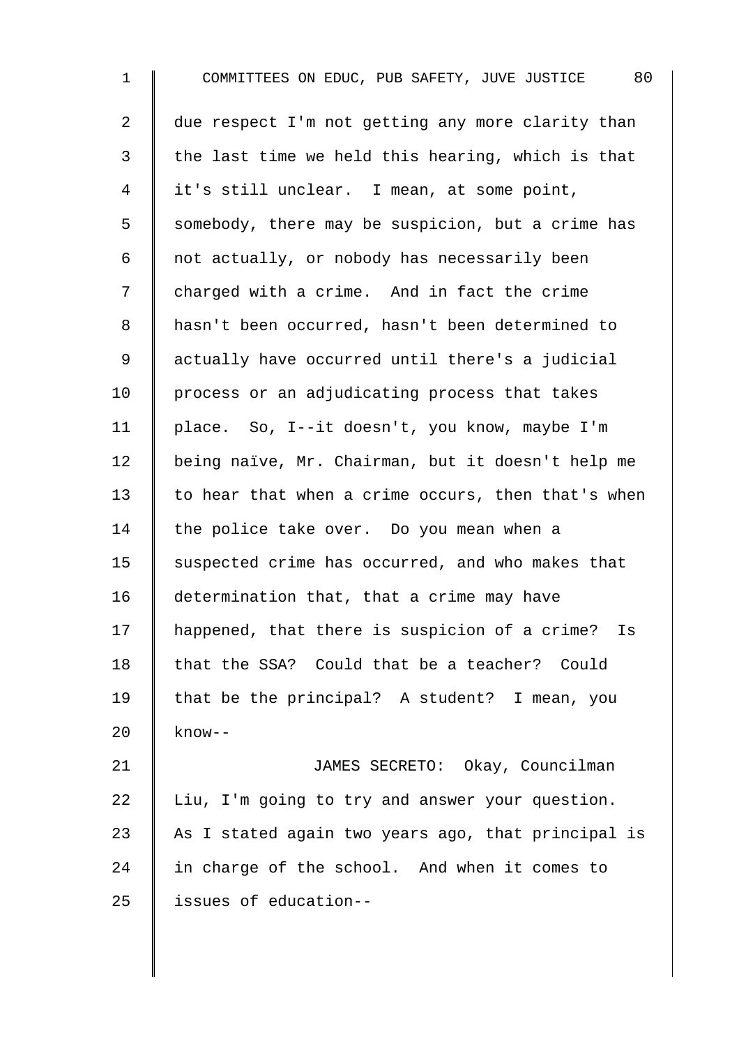due respect I'm not getting any more clarity than the last time we held this hearing, which is that it's still unclear. I mean, at some point, somebody, there may be suspicion, but a crime has not actually, or nobody has necessarily been charged with a crime. And in fact the crime hasn't been occurred, hasn't been determined to actually have occurred until there's a judicial process or an adjudicating process that takes place. So, I--it doesn't, you know, maybe I'm being naïve, Mr. Chairman, but it doesn't help me to hear that when a crime occurs, then that's when the police take over. Do you mean when a suspected crime has occurred, and who makes that determination that, that a crime may have happened, that there is suspicion of a crime? Is that the SSA? Could that be a teacher? Could that be the principal? A student? I mean, you know--

JAMES SECRETO: Okay, Councilman Liu, I'm going to try and answer your question. As I stated again two years ago, that principal is in charge of the school. And when it comes to issues of education--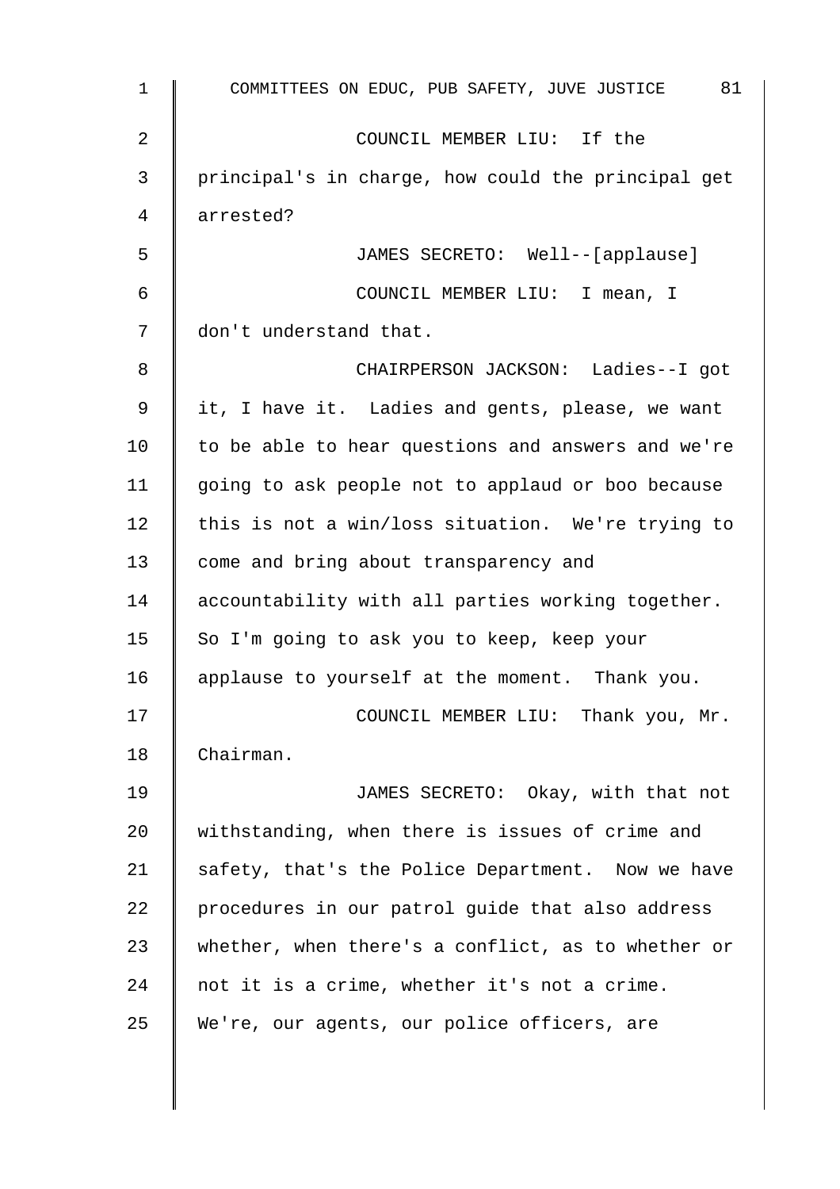COUNCIL MEMBER LIU: If the principal's in charge, how could the principal get arrested?

JAMES SECRETO: Well--[applause]

COUNCIL MEMBER LIU: I mean, I don't understand that.

CHAIRPERSON JACKSON: Ladies--I got it, I have it. Ladies and gents, please, we want to be able to hear questions and answers and we're going to ask people not to applaud or boo because this is not a win/loss situation. We're trying to come and bring about transparency and accountability with all parties working together. So I'm going to ask you to keep, keep your applause to yourself at the moment. Thank you.

COUNCIL MEMBER LIU: Thank you, Mr. Chairman.

JAMES SECRETO: Okay, with that not withstanding, when there is issues of crime and safety, that's the Police Department. Now we have procedures in our patrol guide that also address whether, when there's a conflict, as to whether or not it is a crime, whether it's not a crime. We're, our agents, our police officers, are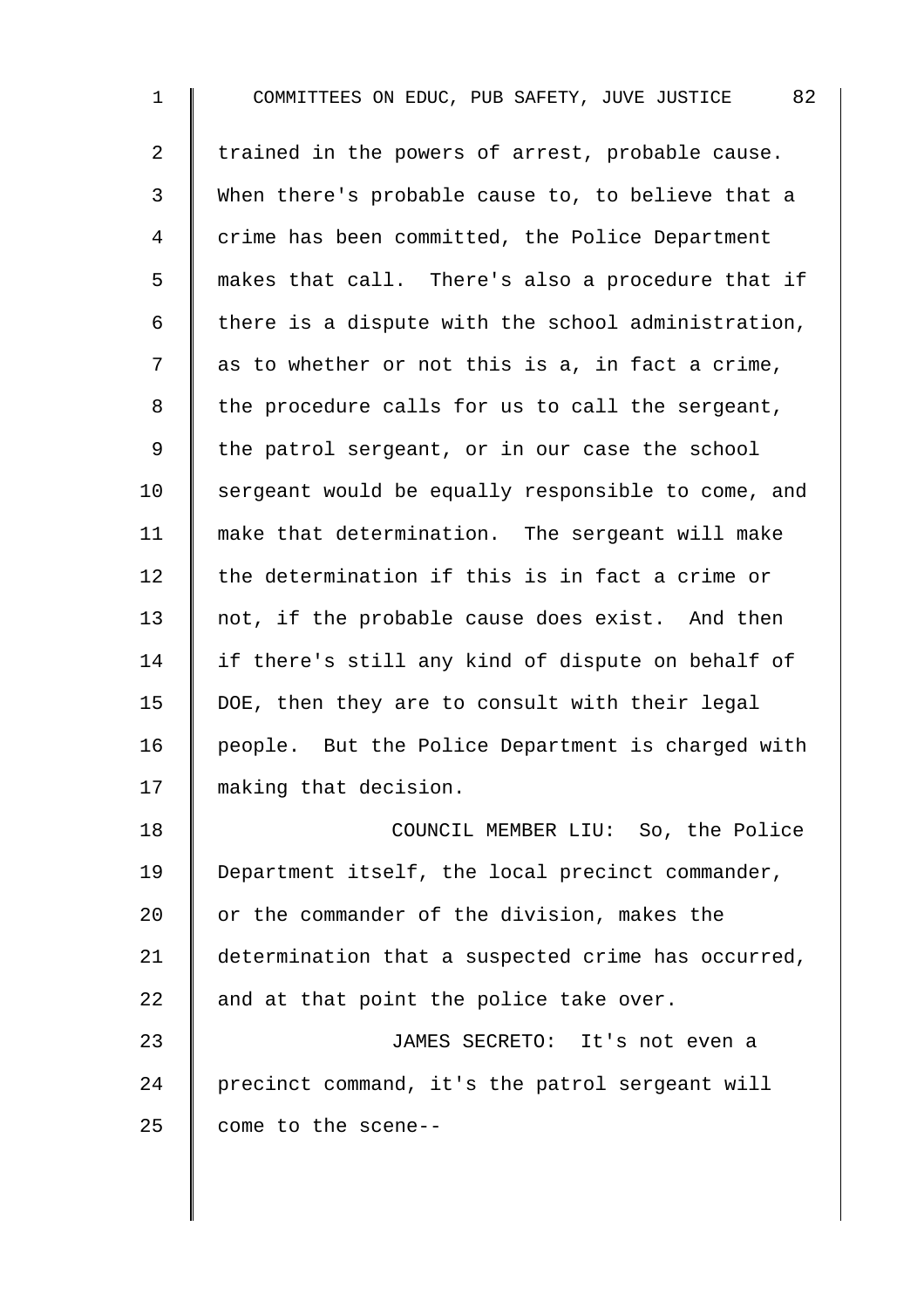trained in the powers of arrest, probable cause. When there's probable cause to, to believe that a crime has been committed, the Police Department makes that call. There's also a procedure that if there is a dispute with the school administration, as to whether or not this is a, in fact a crime, the procedure calls for us to call the sergeant, the patrol sergeant, or in our case the school sergeant would be equally responsible to come, and make that determination. The sergeant will make the determination if this is in fact a crime or not, if the probable cause does exist. And then if there's still any kind of dispute on behalf of DOE, then they are to consult with their legal people. But the Police Department is charged with making that decision.

COUNCIL MEMBER LIU: So, the Police Department itself, the local precinct commander, or the commander of the division, makes the determination that a suspected crime has occurred, and at that point the police take over.

JAMES SECRETO: It's not even a precinct command, it's the patrol sergeant will come to the scene--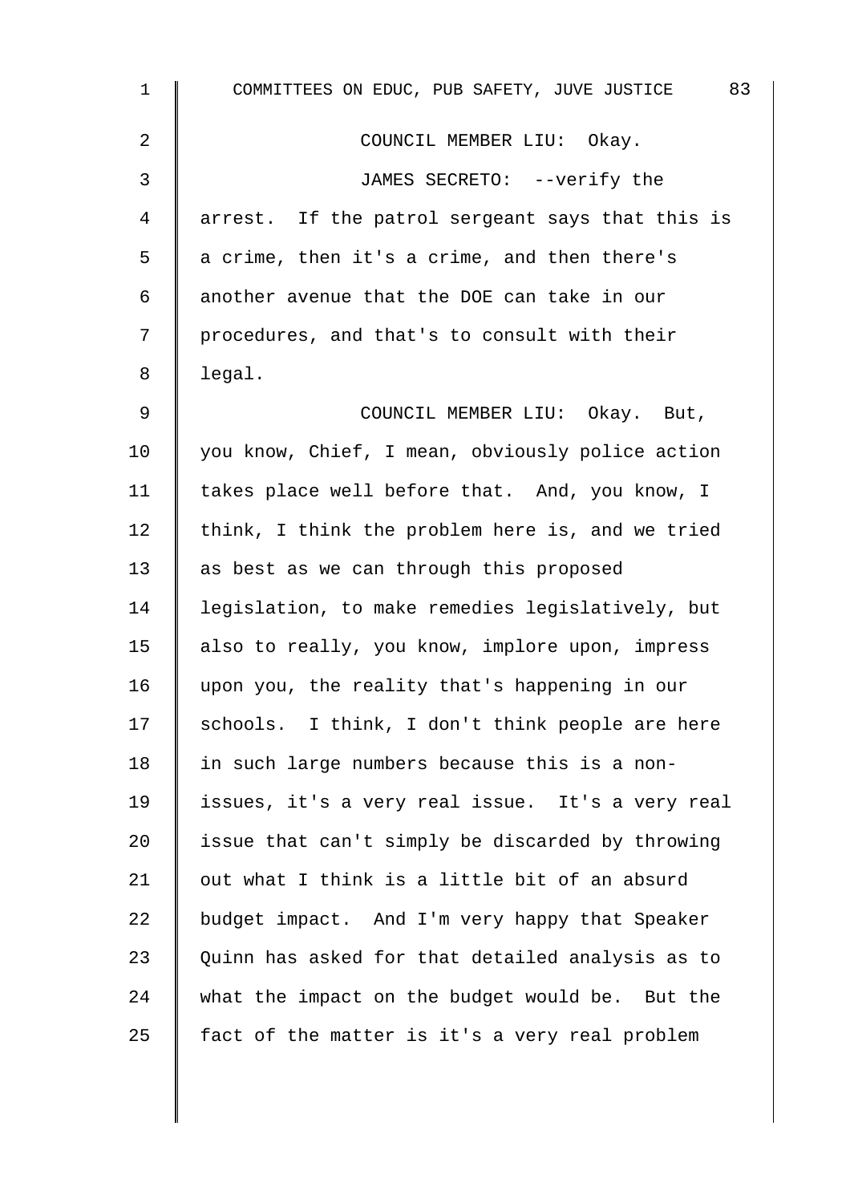COUNCIL MEMBER LIU: Okay.

JAMES SECRETO: --verify the arrest. If the patrol sergeant says that this is a crime, then it's a crime, and then there's another avenue that the DOE can take in our procedures, and that's to consult with their legal.

COUNCIL MEMBER LIU: Okay. But, you know, Chief, I mean, obviously police action takes place well before that. And, you know, I think, I think the problem here is, and we tried as best as we can through this proposed legislation, to make remedies legislatively, but also to really, you know, implore upon, impress upon you, the reality that's happening in our schools. I think, I don't think people are here in such large numbers because this is a non-issues, it's a very real issue. It's a very real issue that can't simply be discarded by throwing out what I think is a little bit of an absurd budget impact. And I'm very happy that Speaker Quinn has asked for that detailed analysis as to what the impact on the budget would be. But the fact of the matter is it's a very real problem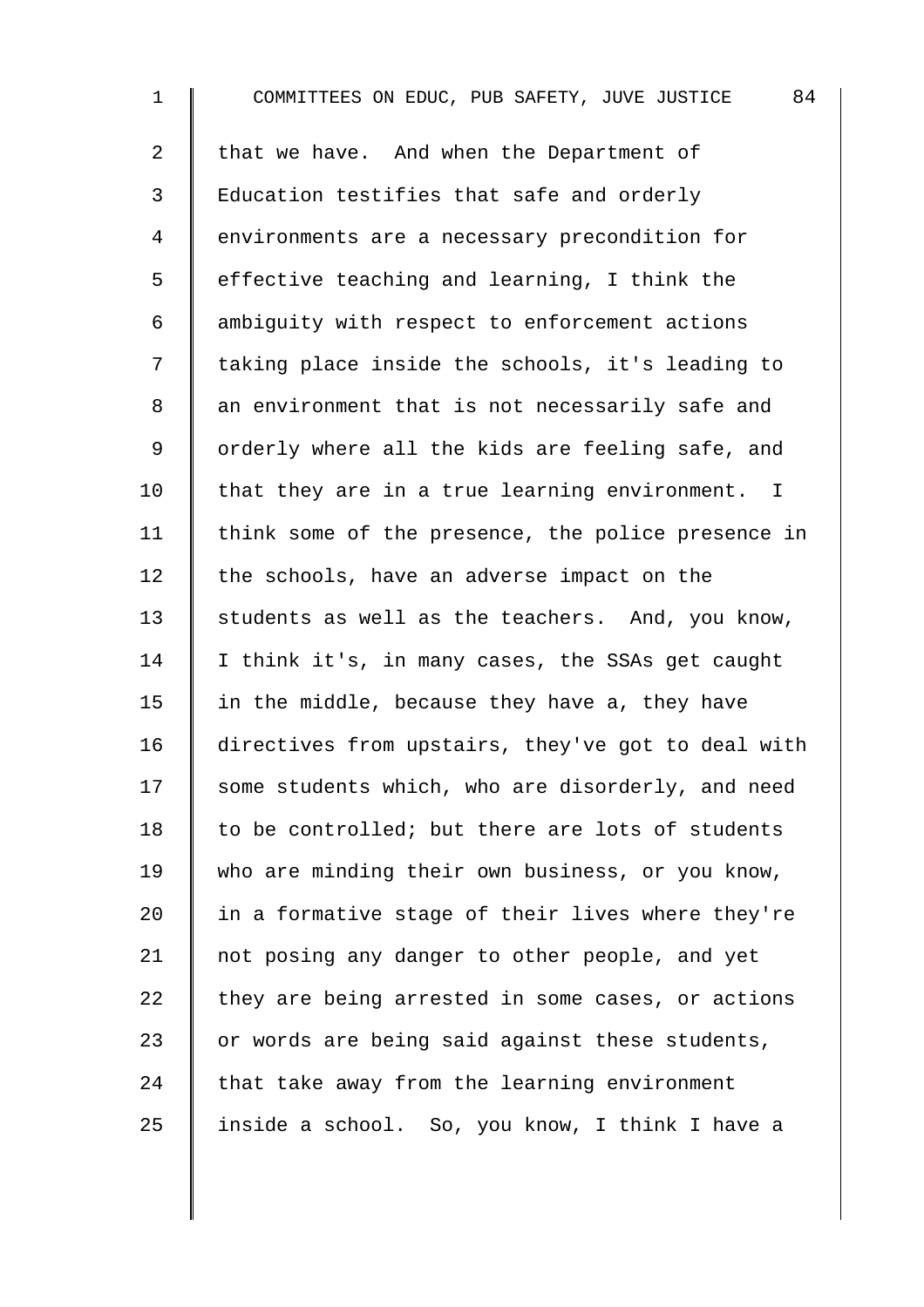that we have. And when the Department of Education testifies that safe and orderly environments are a necessary precondition for effective teaching and learning, I think the ambiguity with respect to enforcement actions taking place inside the schools, it's leading to an environment that is not necessarily safe and orderly where all the kids are feeling safe, and that they are in a true learning environment. I think some of the presence, the police presence in the schools, have an adverse impact on the students as well as the teachers. And, you know, I think it's, in many cases, the SSAs get caught in the middle, because they have a, they have directives from upstairs, they've got to deal with some students which, who are disorderly, and need to be controlled; but there are lots of students who are minding their own business, or you know, in a formative stage of their lives where they're not posing any danger to other people, and yet they are being arrested in some cases, or actions or words are being said against these students, that take away from the learning environment inside a school. So, you know, I think I have a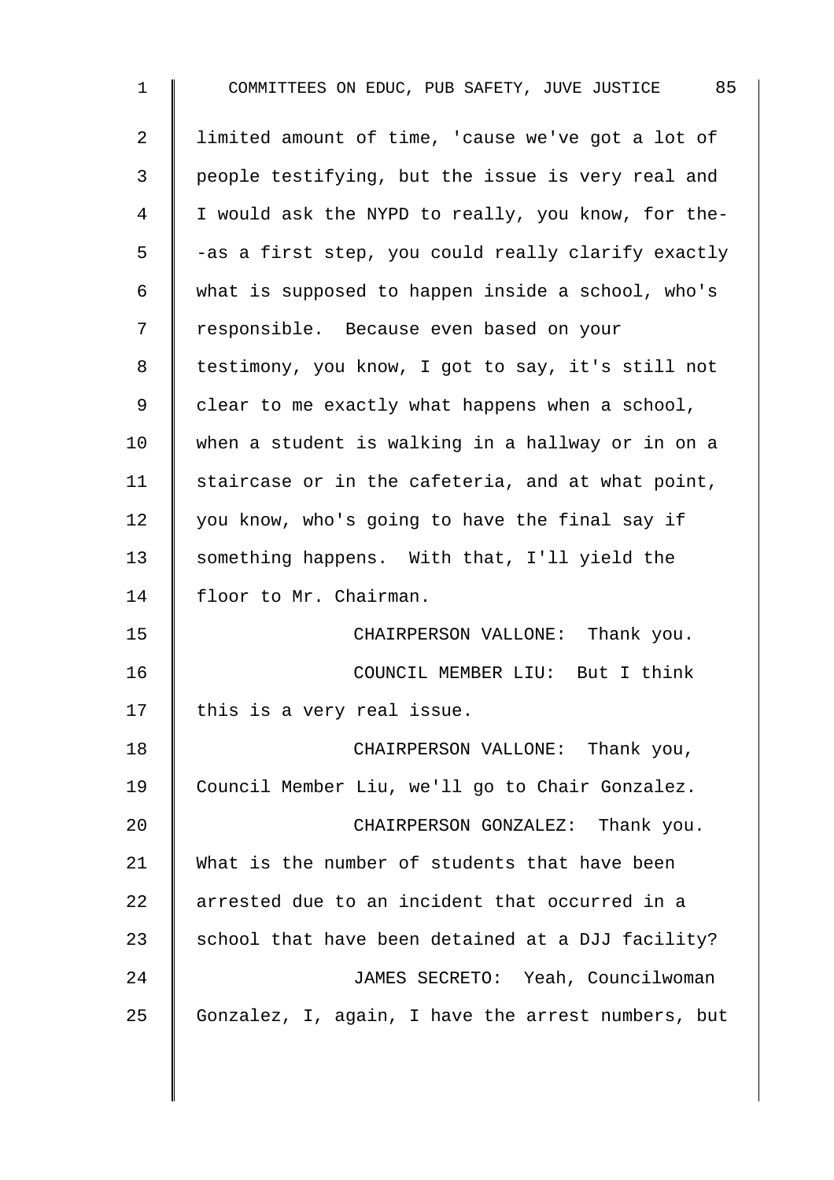limited amount of time, 'cause we've got a lot of people testifying, but the issue is very real and I would ask the NYPD to really, you know, for the--as a first step, you could really clarify exactly what is supposed to happen inside a school, who's responsible. Because even based on your testimony, you know, I got to say, it's still not clear to me exactly what happens when a school, when a student is walking in a hallway or in on a staircase or in the cafeteria, and at what point, you know, who's going to have the final say if something happens. With that, I'll yield the floor to Mr. Chairman.

CHAIRPERSON VALLONE: Thank you.

COUNCIL MEMBER LIU: But I think this is a very real issue.

CHAIRPERSON VALLONE: Thank you, Council Member Liu, we'll go to Chair Gonzalez.

CHAIRPERSON GONZALEZ: Thank you. What is the number of students that have been arrested due to an incident that occurred in a school that have been detained at a DJJ facility?

JAMES SECRETO: Yeah, Councilwoman Gonzalez, I, again, I have the arrest numbers, but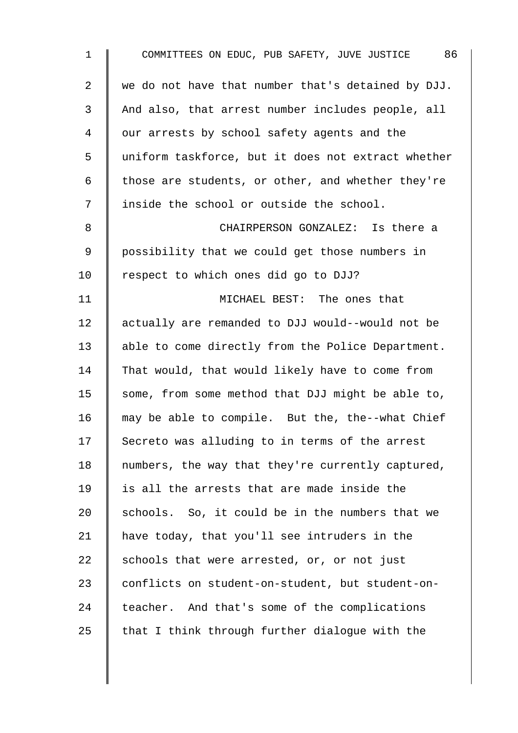we do not have that number that's detained by DJJ. And also, that arrest number includes people, all our arrests by school safety agents and the uniform taskforce, but it does not extract whether those are students, or other, and whether they're inside the school or outside the school.

CHAIRPERSON GONZALEZ: Is there a possibility that we could get those numbers in respect to which ones did go to DJJ?

MICHAEL BEST: The ones that actually are remanded to DJJ would--would not be able to come directly from the Police Department. That would, that would likely have to come from some, from some method that DJJ might be able to, may be able to compile. But the, the--what Chief Secreto was alluding to in terms of the arrest numbers, the way that they're currently captured, is all the arrests that are made inside the schools. So, it could be in the numbers that we have today, that you'll see intruders in the schools that were arrested, or, or not just conflicts on student-on-student, but student-on-teacher. And that's some of the complications that I think through further dialogue with the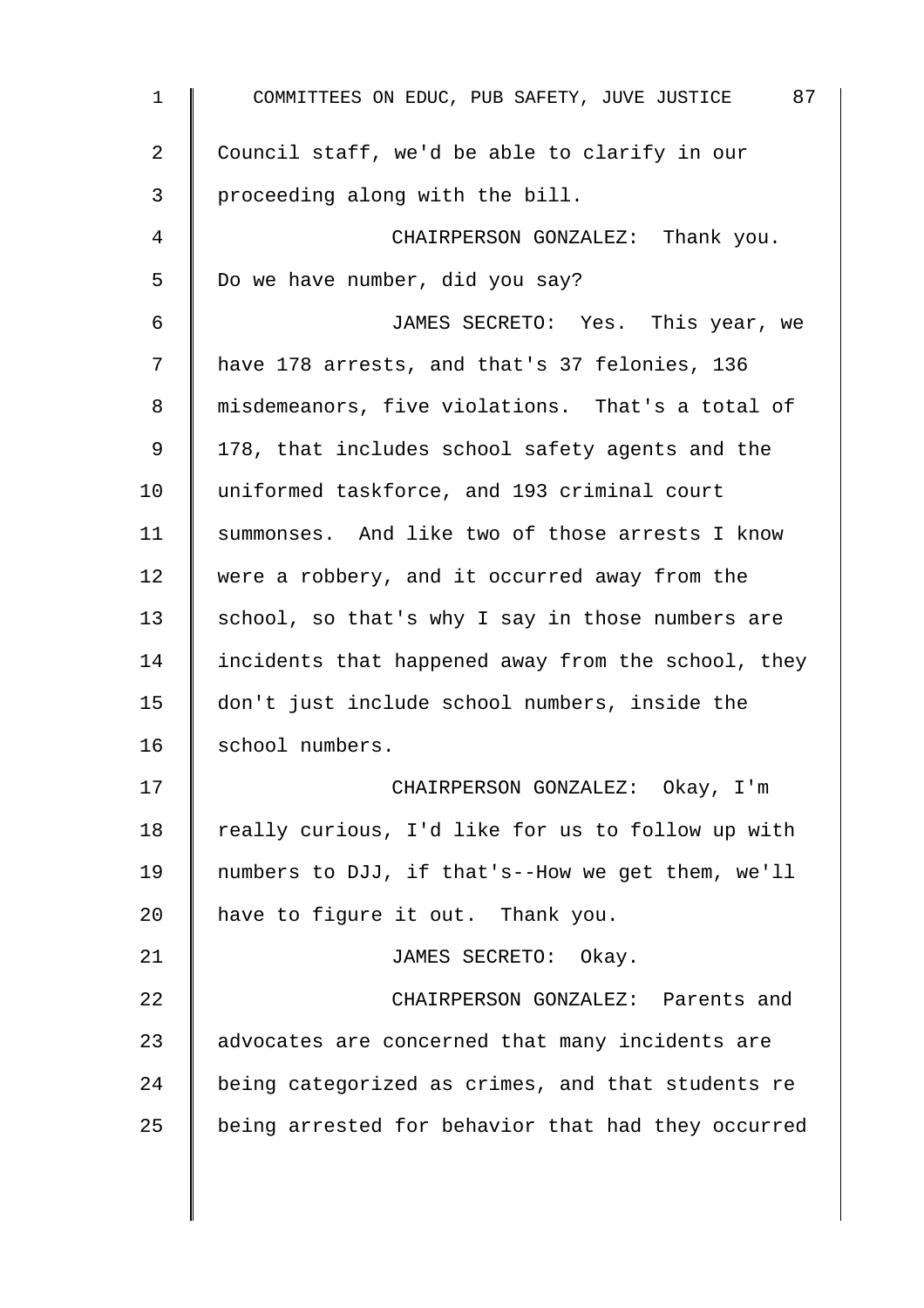Council staff, we'd be able to clarify in our proceeding along with the bill.

CHAIRPERSON GONZALEZ: Thank you. Do we have number, did you say?

JAMES SECRETO: Yes. This year, we have 178 arrests, and that's 37 felonies, 136 misdemeanors, five violations. That's a total of 178, that includes school safety agents and the uniformed taskforce, and 193 criminal court summonses. And like two of those arrests I know were a robbery, and it occurred away from the school, so that's why I say in those numbers are incidents that happened away from the school, they don't just include school numbers, inside the school numbers.

CHAIRPERSON GONZALEZ: Okay, I'm really curious, I'd like for us to follow up with numbers to DJJ, if that's--How we get them, we'll have to figure it out. Thank you.

JAMES SECRETO: Okay.

CHAIRPERSON GONZALEZ: Parents and advocates are concerned that many incidents are being categorized as crimes, and that students re being arrested for behavior that had they occurred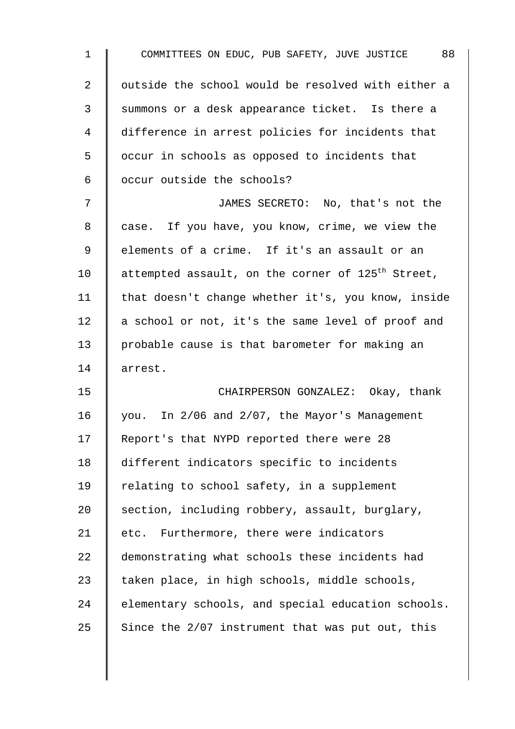outside the school would be resolved with either a summons or a desk appearance ticket. Is there a difference in arrest policies for incidents that occur in schools as opposed to incidents that occur outside the schools?

JAMES SECRETO: No, that's not the case. If you have, you know, crime, we view the elements of a crime. If it's an assault or an attempted assault, on the corner of 125th Street, that doesn't change whether it's, you know, inside a school or not, it's the same level of proof and probable cause is that barometer for making an arrest.

CHAIRPERSON GONZALEZ: Okay, thank you. In 2/06 and 2/07, the Mayor's Management Report's that NYPD reported there were 28 different indicators specific to incidents relating to school safety, in a supplement section, including robbery, assault, burglary, etc. Furthermore, there were indicators demonstrating what schools these incidents had taken place, in high schools, middle schools, elementary schools, and special education schools. Since the 2/07 instrument that was put out, this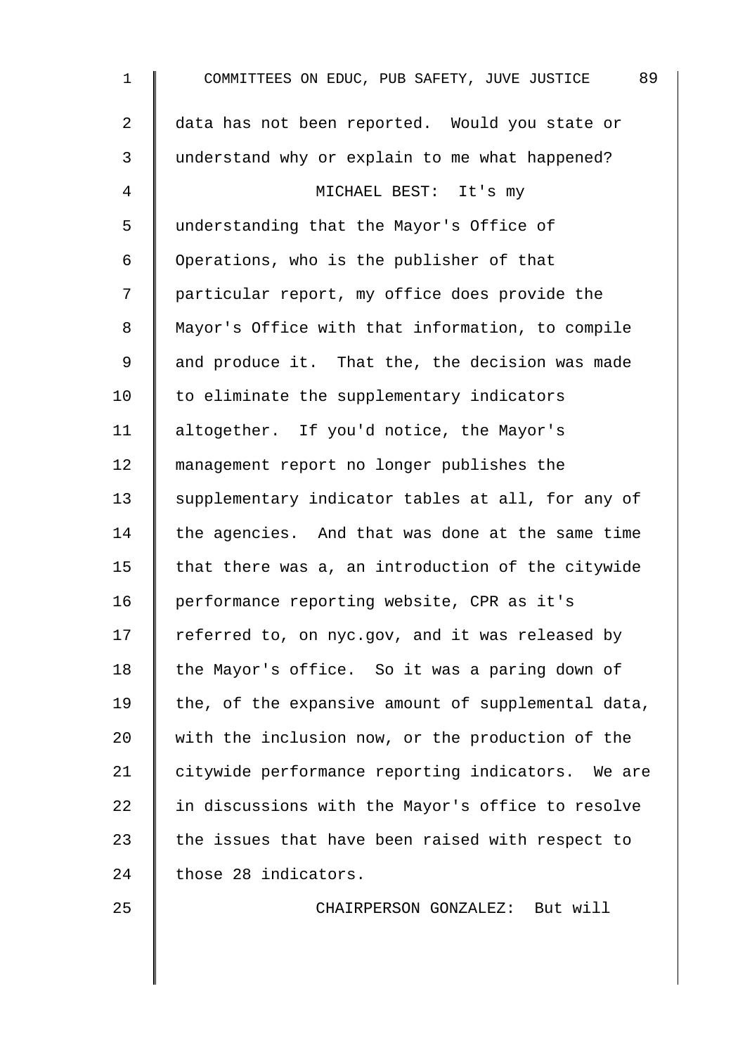data has not been reported. Would you state or understand why or explain to me what happened?

MICHAEL BEST: It's my understanding that the Mayor's Office of Operations, who is the publisher of that particular report, my office does provide the Mayor's Office with that information, to compile and produce it. That the, the decision was made to eliminate the supplementary indicators altogether. If you'd notice, the Mayor's management report no longer publishes the supplementary indicator tables at all, for any of the agencies. And that was done at the same time that there was a, an introduction of the citywide performance reporting website, CPR as it's referred to, on nyc.gov, and it was released by the Mayor's office. So it was a paring down of the, of the expansive amount of supplemental data, with the inclusion now, or the production of the citywide performance reporting indicators. We are in discussions with the Mayor's office to resolve the issues that have been raised with respect to those 28 indicators.

CHAIRPERSON GONZALEZ: But will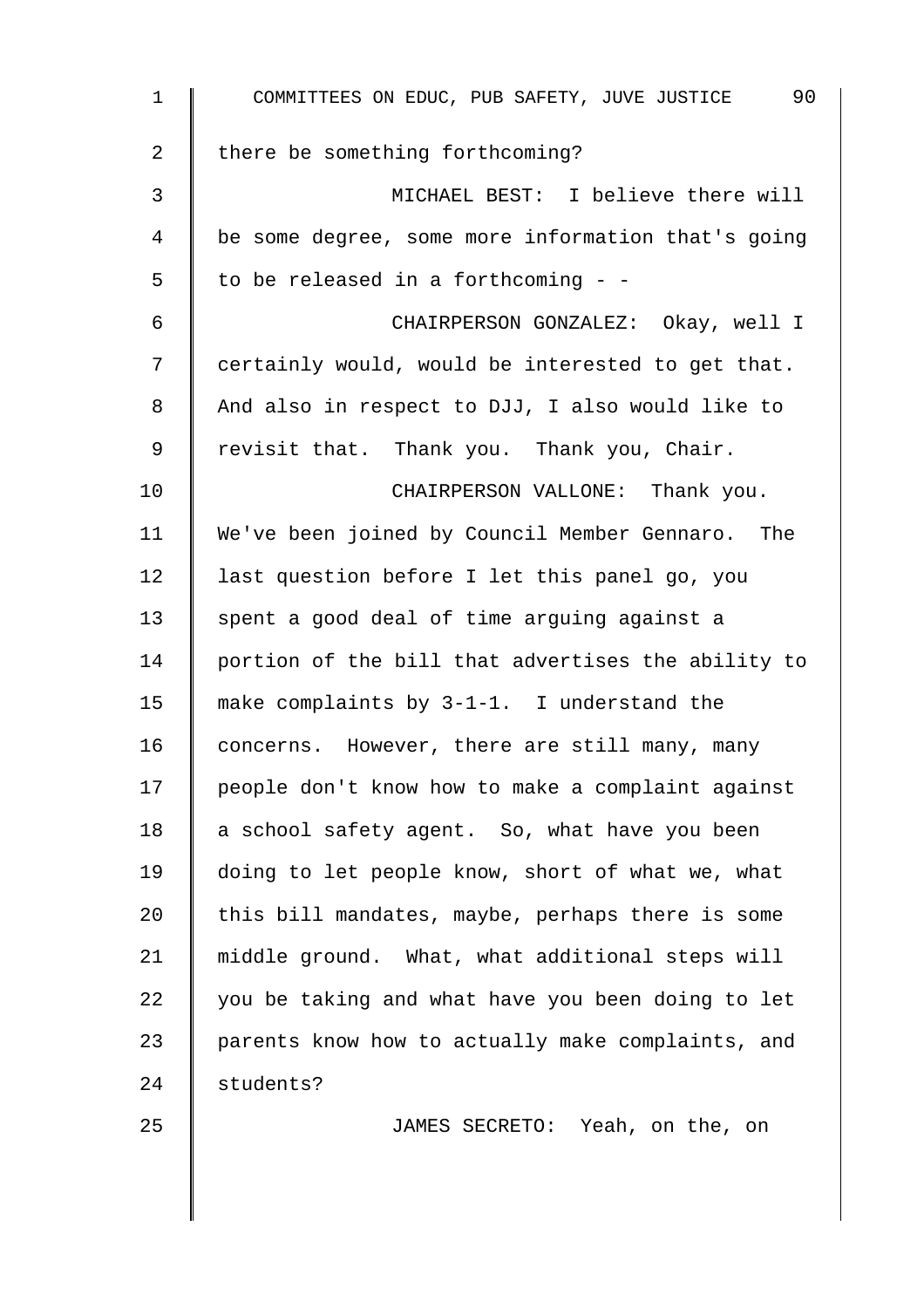there be something forthcoming?

MICHAEL BEST: I believe there will be some degree, some more information that's going to be released in a forthcoming - -

CHAIRPERSON GONZALEZ: Okay, well I certainly would, would be interested to get that. And also in respect to DJJ, I also would like to revisit that. Thank you. Thank you, Chair.

CHAIRPERSON VALLONE: Thank you. We've been joined by Council Member Gennaro. The last question before I let this panel go, you spent a good deal of time arguing against a portion of the bill that advertises the ability to make complaints by 3-1-1. I understand the concerns. However, there are still many, many people don't know how to make a complaint against a school safety agent. So, what have you been doing to let people know, short of what we, what this bill mandates, maybe, perhaps there is some middle ground. What, what additional steps will you be taking and what have you been doing to let parents know how to actually make complaints, and students?

JAMES SECRETO: Yeah, on the, on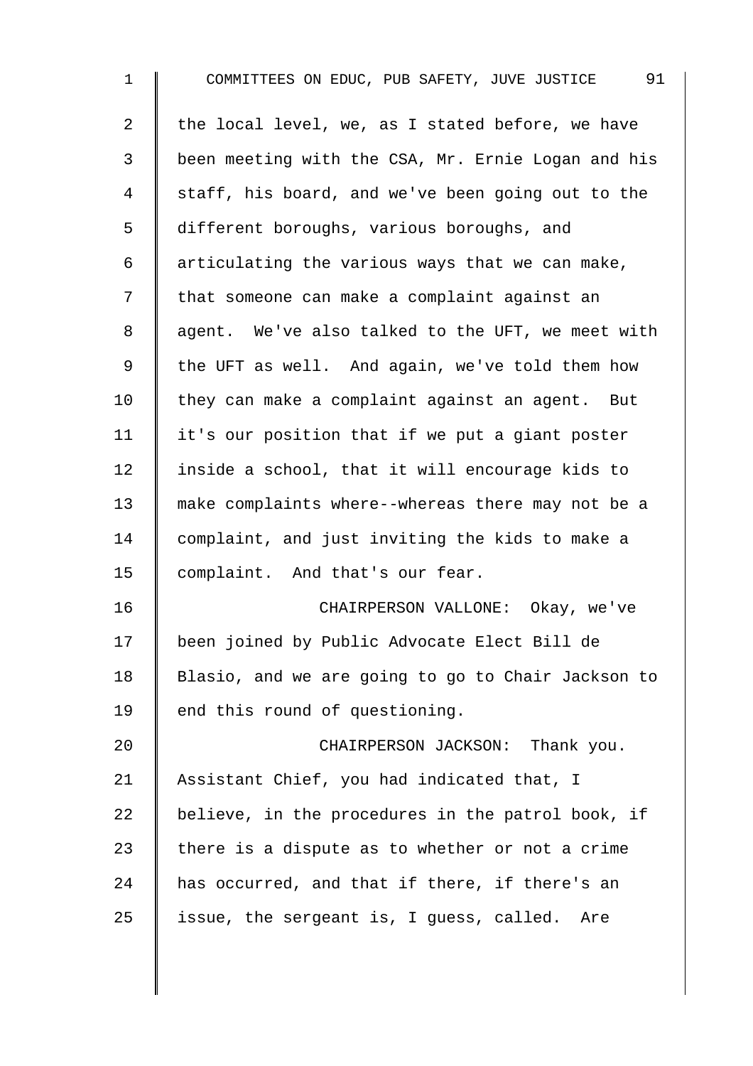the local level, we, as I stated before, we have been meeting with the CSA, Mr. Ernie Logan and his staff, his board, and we've been going out to the different boroughs, various boroughs, and articulating the various ways that we can make, that someone can make a complaint against an agent. We've also talked to the UFT, we meet with the UFT as well. And again, we've told them how they can make a complaint against an agent. But it's our position that if we put a giant poster inside a school, that it will encourage kids to make complaints where--whereas there may not be a complaint, and just inviting the kids to make a complaint. And that's our fear.

CHAIRPERSON VALLONE: Okay, we've been joined by Public Advocate Elect Bill de Blasio, and we are going to go to Chair Jackson to end this round of questioning.

CHAIRPERSON JACKSON: Thank you. Assistant Chief, you had indicated that, I believe, in the procedures in the patrol book, if there is a dispute as to whether or not a crime has occurred, and that if there, if there's an issue, the sergeant is, I guess, called. Are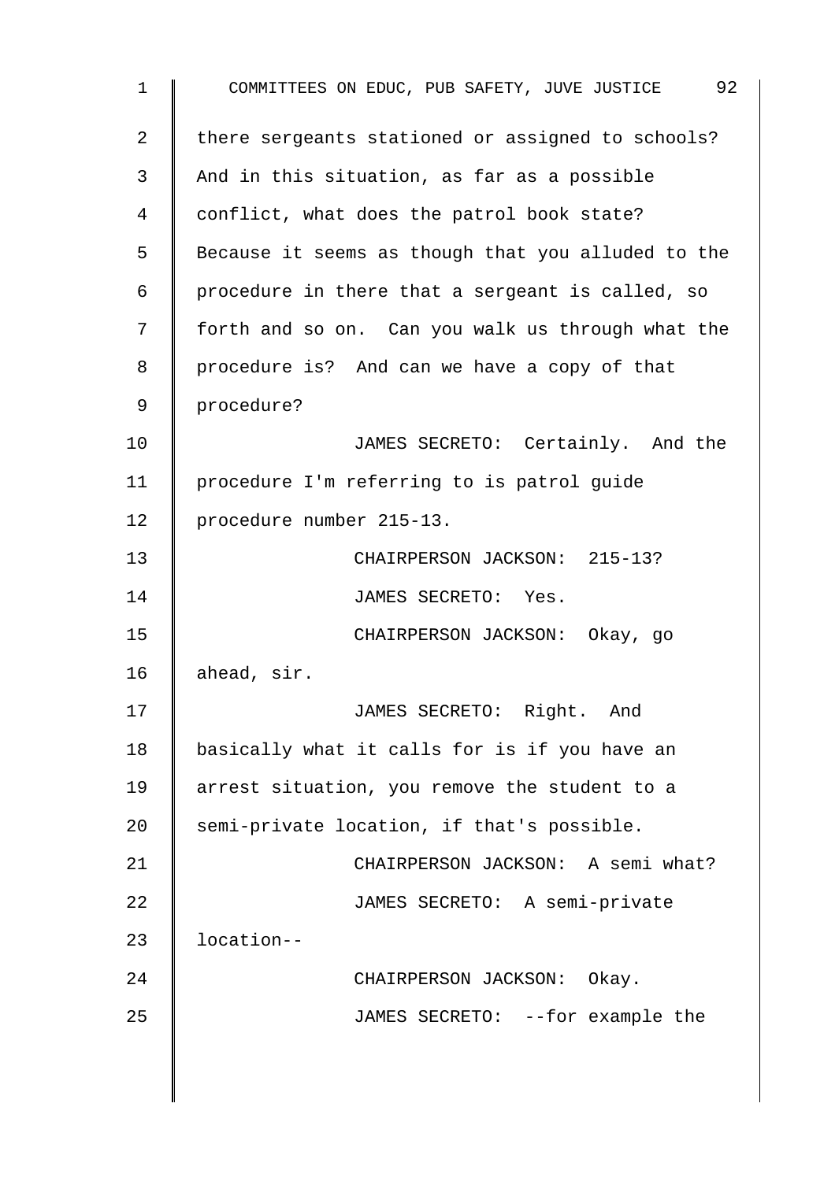there sergeants stationed or assigned to schools? And in this situation, as far as a possible conflict, what does the patrol book state? Because it seems as though that you alluded to the procedure in there that a sergeant is called, so forth and so on. Can you walk us through what the procedure is? And can we have a copy of that procedure?

JAMES SECRETO: Certainly. And the procedure I'm referring to is patrol guide procedure number 215-13.

CHAIRPERSON JACKSON: 215-13?

JAMES SECRETO: Yes.

CHAIRPERSON JACKSON: Okay, go ahead, sir.

JAMES SECRETO: Right. And basically what it calls for is if you have an arrest situation, you remove the student to a semi-private location, if that's possible.

CHAIRPERSON JACKSON: A semi what?

JAMES SECRETO: A semi-private location--

CHAIRPERSON JACKSON: Okay.

JAMES SECRETO: --for example the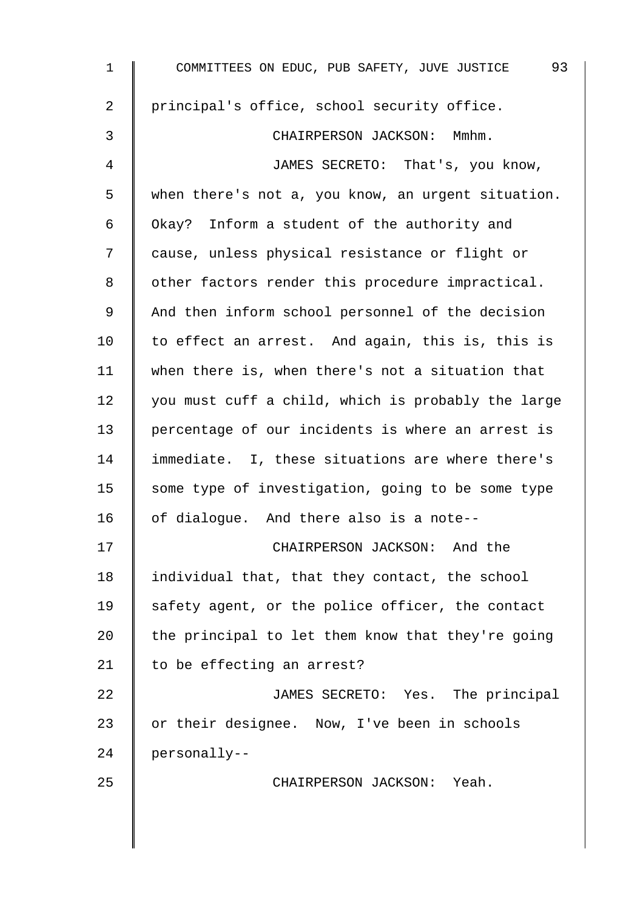principal's office, school security office.

CHAIRPERSON JACKSON: Mmhm.

JAMES SECRETO: That's, you know, when there's not a, you know, an urgent situation. Okay? Inform a student of the authority and cause, unless physical resistance or flight or other factors render this procedure impractical. And then inform school personnel of the decision to effect an arrest. And again, this is, this is when there is, when there's not a situation that you must cuff a child, which is probably the large percentage of our incidents is where an arrest is immediate. I, these situations are where there's some type of investigation, going to be some type of dialogue. And there also is a note--

CHAIRPERSON JACKSON: And the individual that, that they contact, the school safety agent, or the police officer, the contact the principal to let them know that they're going to be effecting an arrest?

JAMES SECRETO: Yes. The principal or their designee. Now, I've been in schools personally--

CHAIRPERSON JACKSON: Yeah.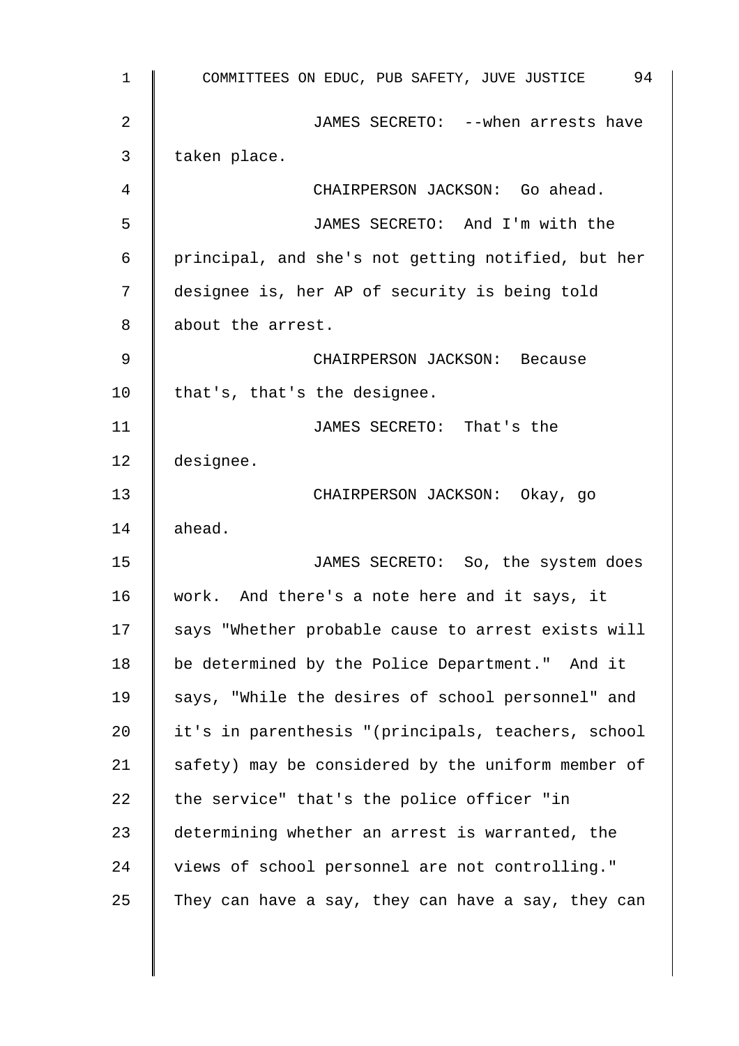JAMES SECRETO: --when arrests have taken place.

CHAIRPERSON JACKSON: Go ahead.

JAMES SECRETO: And I'm with the principal, and she's not getting notified, but her designee is, her AP of security is being told about the arrest.

CHAIRPERSON JACKSON: Because that's, that's the designee.

JAMES SECRETO: That's the designee.

CHAIRPERSON JACKSON: Okay, go ahead.

JAMES SECRETO: So, the system does work. And there's a note here and it says, it says "Whether probable cause to arrest exists will be determined by the Police Department." And it says, "While the desires of school personnel" and it's in parenthesis "(principals, teachers, school safety) may be considered by the uniform member of the service" that's the police officer "in determining whether an arrest is warranted, the views of school personnel are not controlling." They can have a say, they can have a say, they can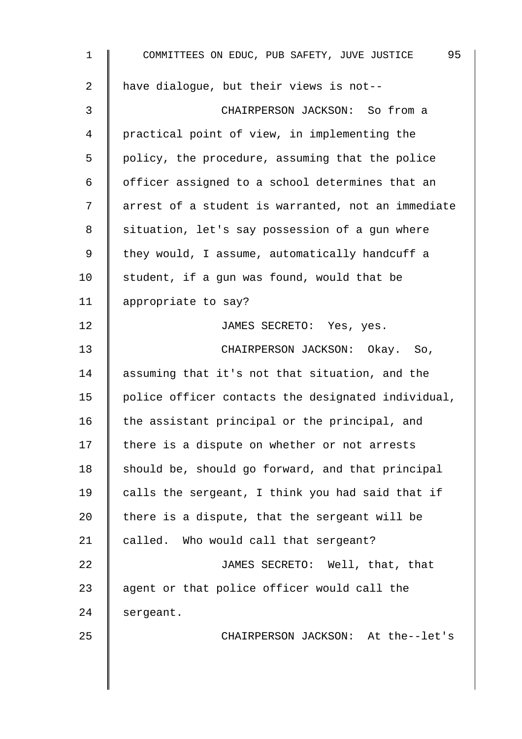have dialogue, but their views is not--

CHAIRPERSON JACKSON: So from a practical point of view, in implementing the policy, the procedure, assuming that the police officer assigned to a school determines that an arrest of a student is warranted, not an immediate situation, let's say possession of a gun where they would, I assume, automatically handcuff a student, if a gun was found, would that be appropriate to say?

JAMES SECRETO: Yes, yes.

CHAIRPERSON JACKSON: Okay. So, assuming that it's not that situation, and the police officer contacts the designated individual, the assistant principal or the principal, and there is a dispute on whether or not arrests should be, should go forward, and that principal calls the sergeant, I think you had said that if there is a dispute, that the sergeant will be called. Who would call that sergeant?

JAMES SECRETO: Well, that, that agent or that police officer would call the sergeant.

CHAIRPERSON JACKSON: At the--let's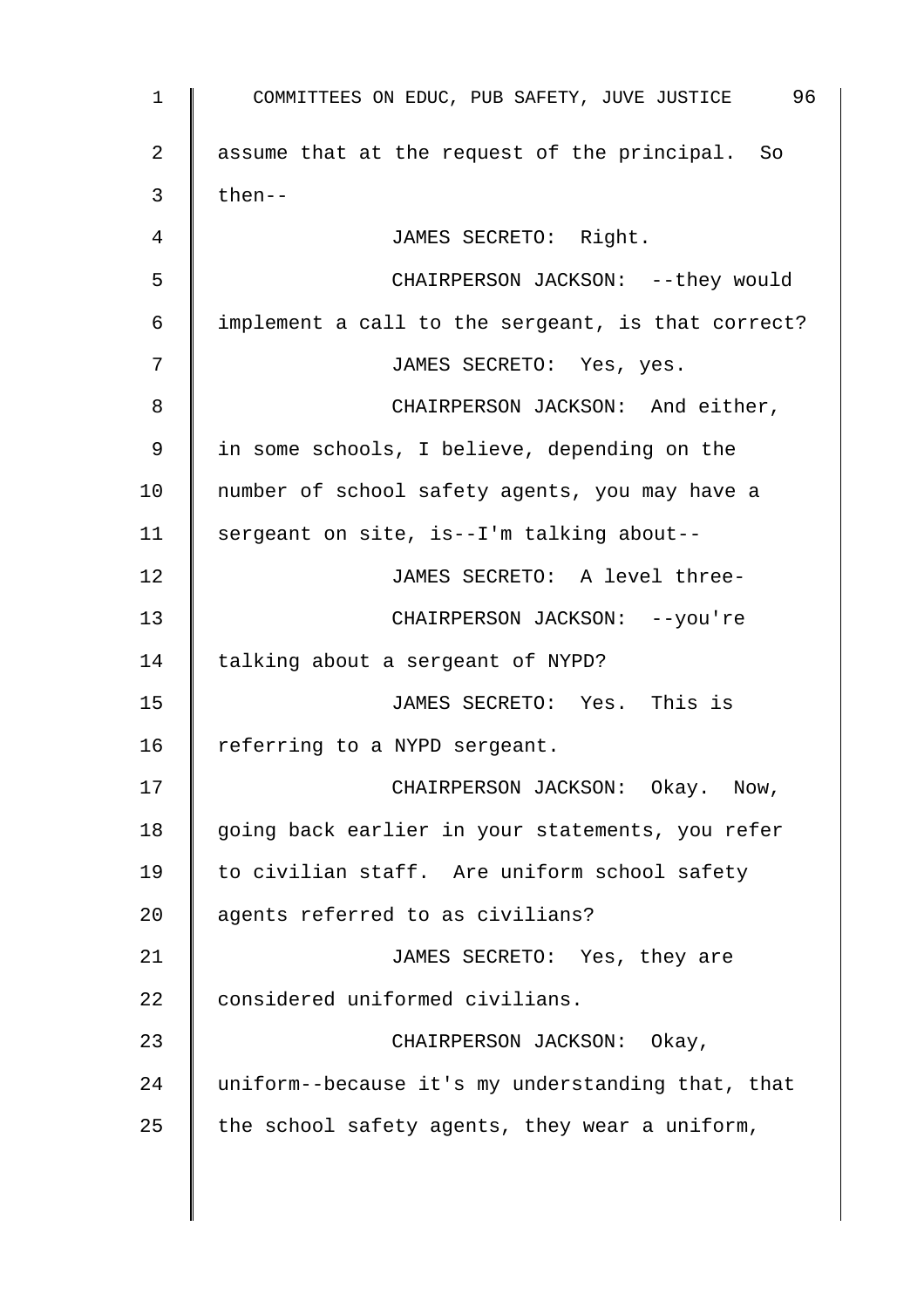assume that at the request of the principal. So then--

JAMES SECRETO: Right.

CHAIRPERSON JACKSON: --they would implement a call to the sergeant, is that correct?

JAMES SECRETO: Yes, yes.

CHAIRPERSON JACKSON: And either, in some schools, I believe, depending on the number of school safety agents, you may have a sergeant on site, is--I'm talking about--

JAMES SECRETO: A level three-

CHAIRPERSON JACKSON: --you're talking about a sergeant of NYPD?

JAMES SECRETO: Yes. This is referring to a NYPD sergeant.

CHAIRPERSON JACKSON: Okay. Now, going back earlier in your statements, you refer to civilian staff. Are uniform school safety agents referred to as civilians?

JAMES SECRETO: Yes, they are considered uniformed civilians.

CHAIRPERSON JACKSON: Okay, uniform--because it's my understanding that, that the school safety agents, they wear a uniform,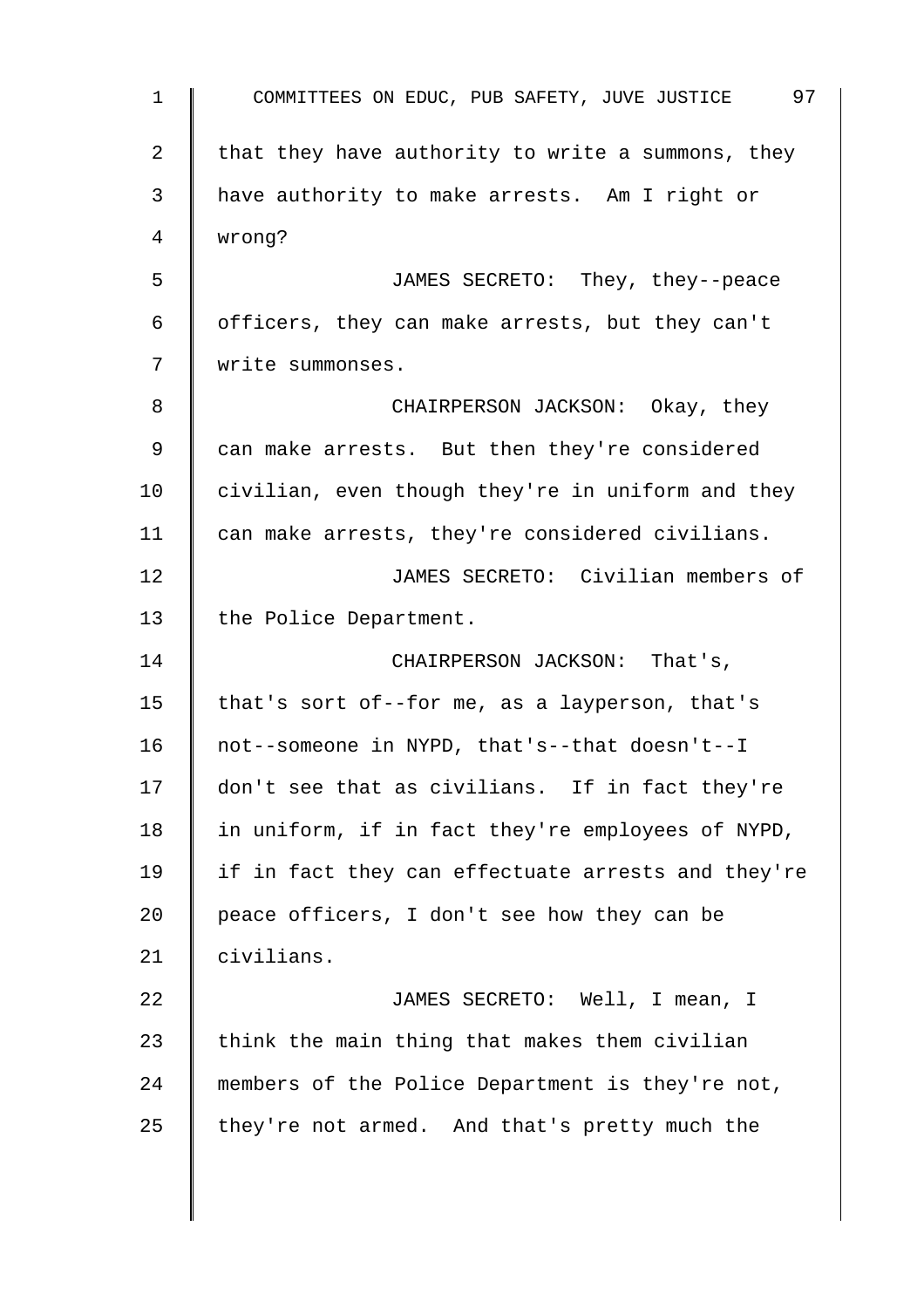that they have authority to write a summons, they have authority to make arrests. Am I right or wrong?

JAMES SECRETO: They, they--peace officers, they can make arrests, but they can't write summonses.

CHAIRPERSON JACKSON: Okay, they can make arrests. But then they're considered civilian, even though they're in uniform and they can make arrests, they're considered civilians.

JAMES SECRETO: Civilian members of the Police Department.

CHAIRPERSON JACKSON: That's, that's sort of--for me, as a layperson, that's not--someone in NYPD, that's--that doesn't--I don't see that as civilians. If in fact they're in uniform, if in fact they're employees of NYPD, if in fact they can effectuate arrests and they're peace officers, I don't see how they can be civilians.

JAMES SECRETO: Well, I mean, I think the main thing that makes them civilian members of the Police Department is they're not, they're not armed. And that's pretty much the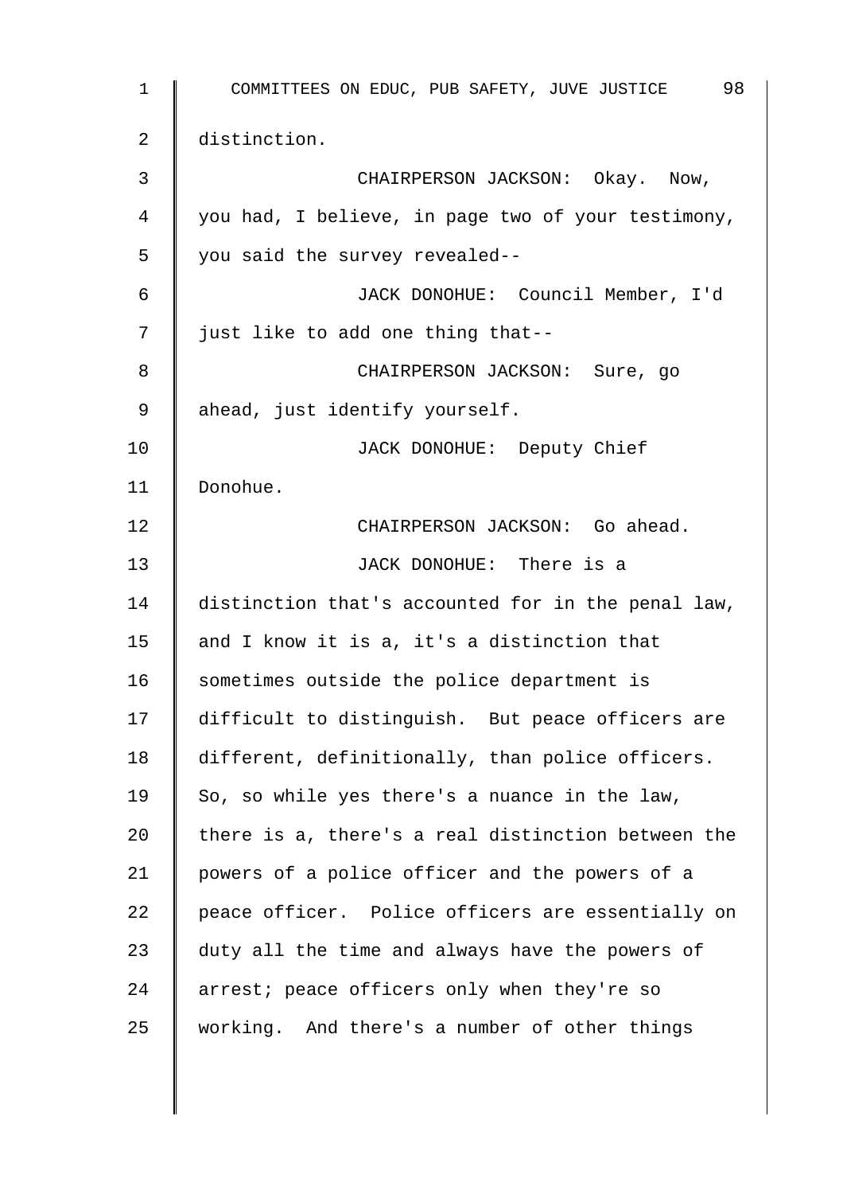distinction.

CHAIRPERSON JACKSON: Okay. Now, you had, I believe, in page two of your testimony, you said the survey revealed--

JACK DONOHUE: Council Member, I'd just like to add one thing that--

CHAIRPERSON JACKSON: Sure, go ahead, just identify yourself.

JACK DONOHUE: Deputy Chief Donohue.

CHAIRPERSON JACKSON: Go ahead.

JACK DONOHUE: There is a distinction that's accounted for in the penal law, and I know it is a, it's a distinction that sometimes outside the police department is difficult to distinguish. But peace officers are different, definitionally, than police officers. So, so while yes there's a nuance in the law, there is a, there's a real distinction between the powers of a police officer and the powers of a peace officer. Police officers are essentially on duty all the time and always have the powers of arrest; peace officers only when they're so working. And there's a number of other things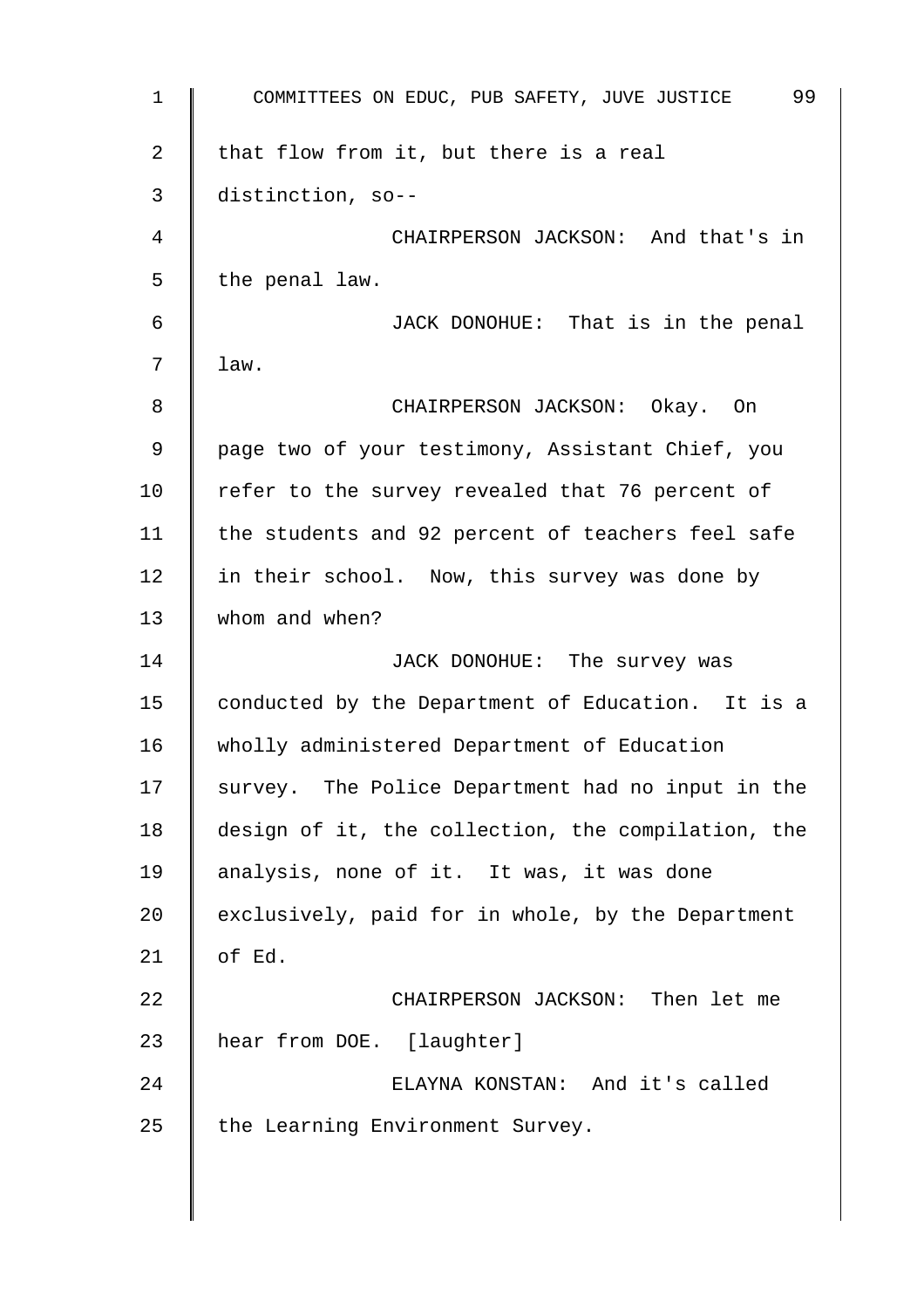that flow from it, but there is a real distinction, so--

CHAIRPERSON JACKSON: And that's in the penal law.

JACK DONOHUE: That is in the penal law.

CHAIRPERSON JACKSON: Okay. On page two of your testimony, Assistant Chief, you refer to the survey revealed that 76 percent of the students and 92 percent of teachers feel safe in their school. Now, this survey was done by whom and when?

JACK DONOHUE: The survey was conducted by the Department of Education. It is a wholly administered Department of Education survey. The Police Department had no input in the design of it, the collection, the compilation, the analysis, none of it. It was, it was done exclusively, paid for in whole, by the Department of Ed.

CHAIRPERSON JACKSON: Then let me hear from DOE. [laughter]

ELAYNA KONSTAN: And it's called the Learning Environment Survey.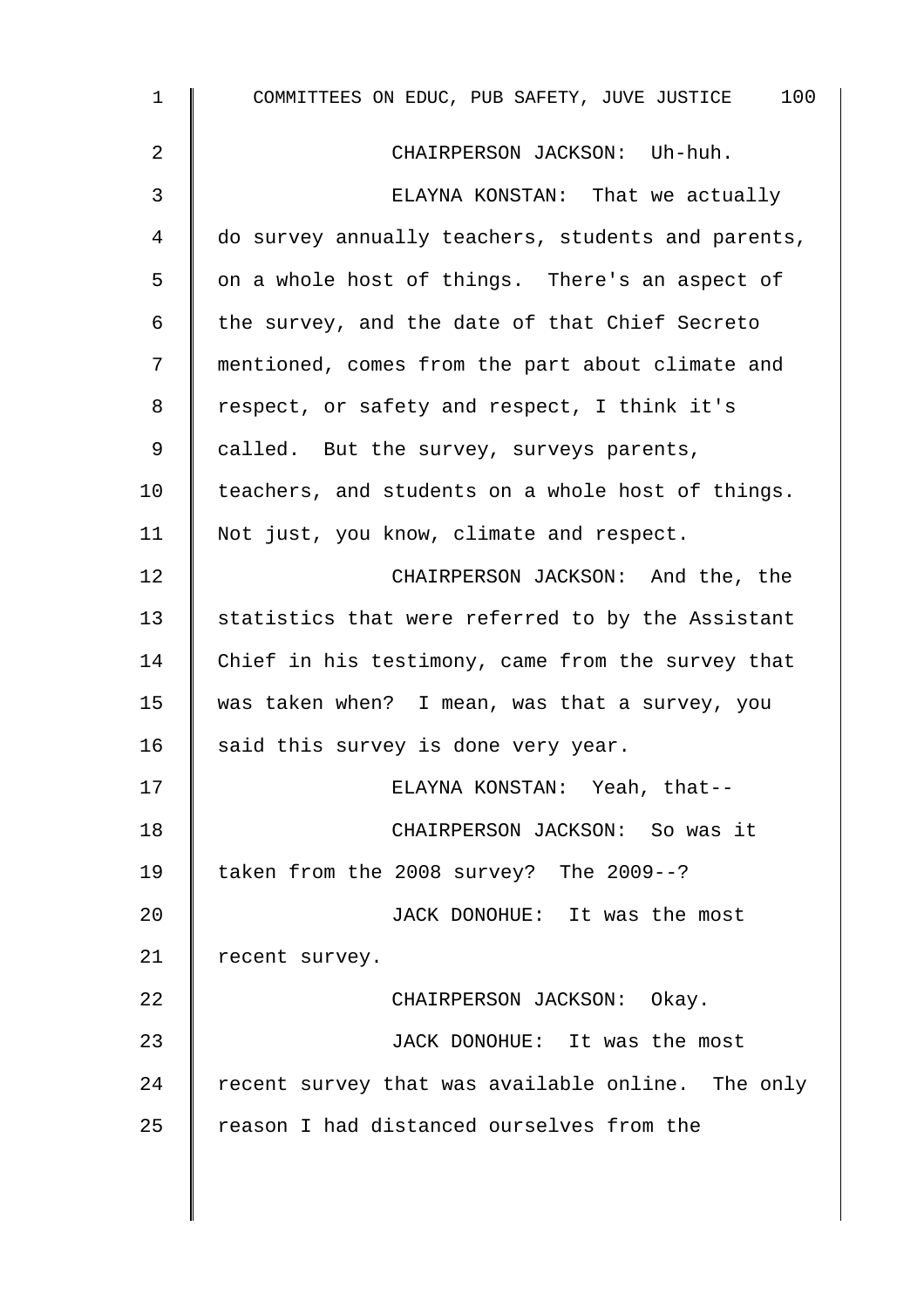CHAIRPERSON JACKSON: Uh-huh.

ELAYNA KONSTAN: That we actually do survey annually teachers, students and parents, on a whole host of things. There's an aspect of the survey, and the date of that Chief Secreto mentioned, comes from the part about climate and respect, or safety and respect, I think it's called. But the survey, surveys parents, teachers, and students on a whole host of things. Not just, you know, climate and respect.

CHAIRPERSON JACKSON: And the, the statistics that were referred to by the Assistant Chief in his testimony, came from the survey that was taken when? I mean, was that a survey, you said this survey is done very year.

ELAYNA KONSTAN: Yeah, that--

CHAIRPERSON JACKSON: So was it taken from the 2008 survey? The 2009--?

JACK DONOHUE: It was the most recent survey.

CHAIRPERSON JACKSON: Okay.

JACK DONOHUE: It was the most recent survey that was available online. The only reason I had distanced ourselves from the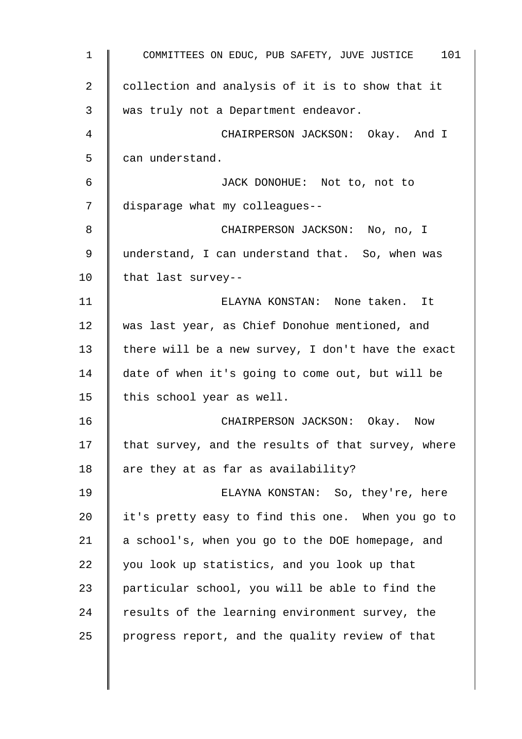collection and analysis of it is to show that it was truly not a Department endeavor.

CHAIRPERSON JACKSON: Okay. And I can understand.

JACK DONOHUE: Not to, not to disparage what my colleagues--

CHAIRPERSON JACKSON: No, no, I understand, I can understand that. So, when was that last survey--

ELAYNA KONSTAN: None taken. It was last year, as Chief Donohue mentioned, and there will be a new survey, I don't have the exact date of when it's going to come out, but will be this school year as well.

CHAIRPERSON JACKSON: Okay. Now that survey, and the results of that survey, where are they at as far as availability?

ELAYNA KONSTAN: So, they're, here it's pretty easy to find this one. When you go to a school's, when you go to the DOE homepage, and you look up statistics, and you look up that particular school, you will be able to find the results of the learning environment survey, the progress report, and the quality review of that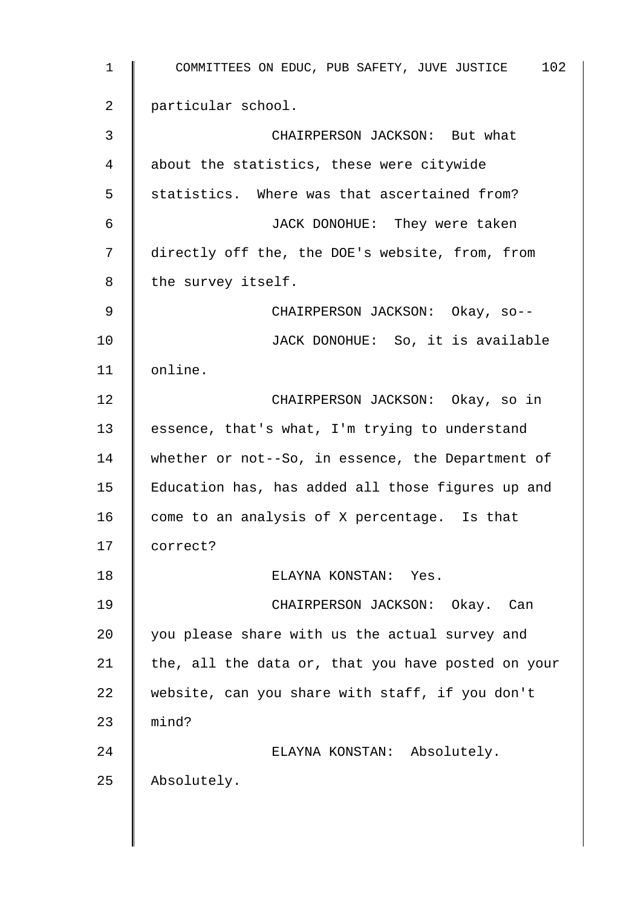particular school.

CHAIRPERSON JACKSON: But what about the statistics, these were citywide statistics. Where was that ascertained from?

JACK DONOHUE: They were taken directly off the, the DOE's website, from, from the survey itself.

CHAIRPERSON JACKSON: Okay, so--

JACK DONOHUE: So, it is available online.

CHAIRPERSON JACKSON: Okay, so in essence, that's what, I'm trying to understand whether or not--So, in essence, the Department of Education has, has added all those figures up and come to an analysis of X percentage. Is that correct?

ELAYNA KONSTAN: Yes.

CHAIRPERSON JACKSON: Okay. Can you please share with us the actual survey and the, all the data or, that you have posted on your website, can you share with staff, if you don't mind?

ELAYNA KONSTAN: Absolutely. Absolutely.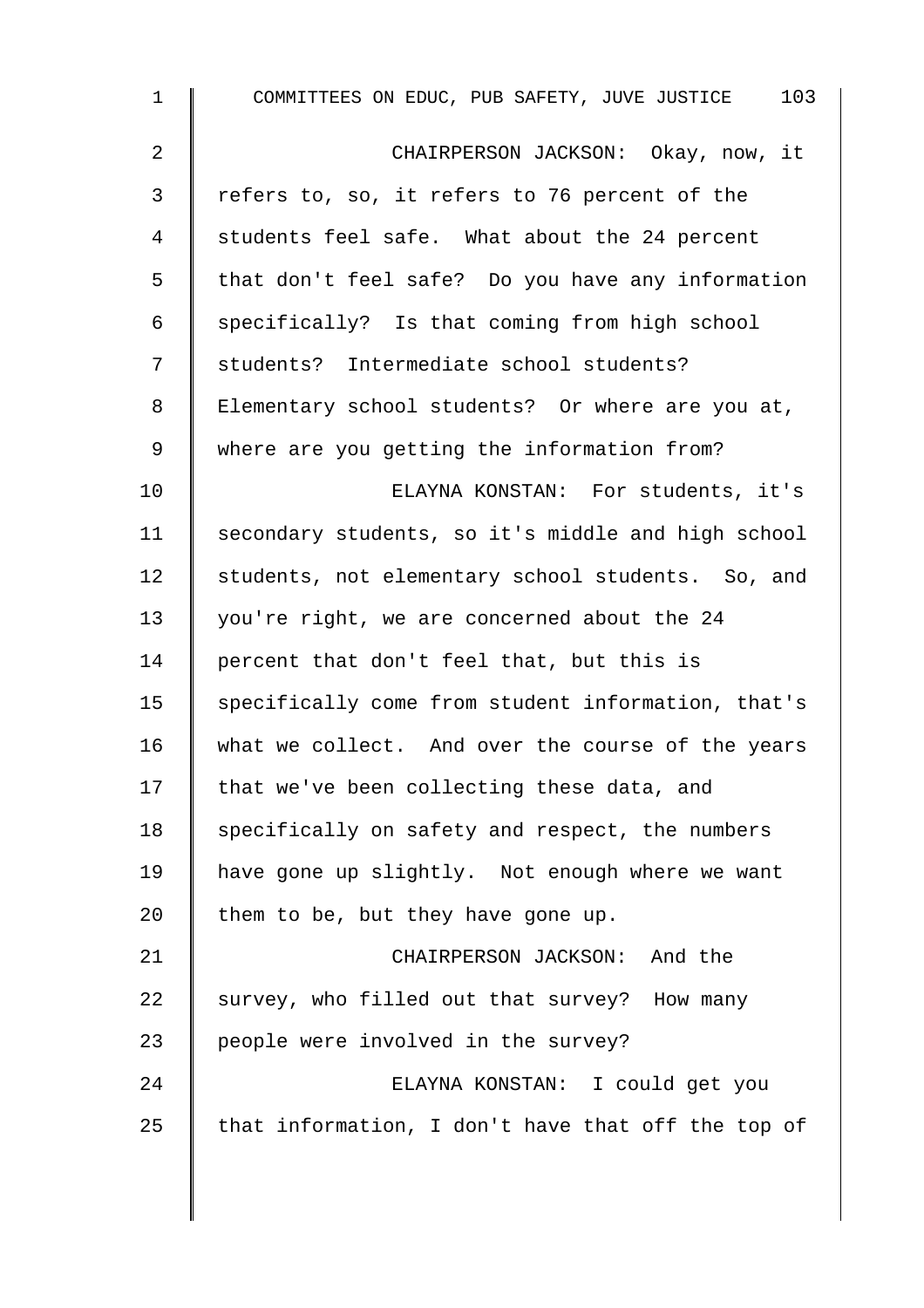CHAIRPERSON JACKSON: Okay, now, it refers to, so, it refers to 76 percent of the students feel safe. What about the 24 percent that don't feel safe? Do you have any information specifically? Is that coming from high school students? Intermediate school students? Elementary school students? Or where are you at, where are you getting the information from?

ELAYNA KONSTAN: For students, it's secondary students, so it's middle and high school students, not elementary school students. So, and you're right, we are concerned about the 24 percent that don't feel that, but this is specifically come from student information, that's what we collect. And over the course of the years that we've been collecting these data, and specifically on safety and respect, the numbers have gone up slightly. Not enough where we want them to be, but they have gone up.

CHAIRPERSON JACKSON: And the survey, who filled out that survey? How many people were involved in the survey?

ELAYNA KONSTAN: I could get you that information, I don't have that off the top of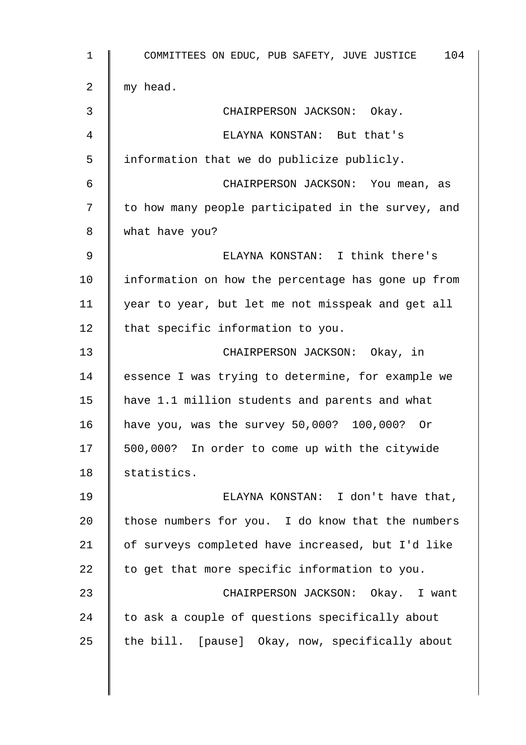my head.

CHAIRPERSON JACKSON: Okay.

ELAYNA KONSTAN: But that's information that we do publicize publicly.

CHAIRPERSON JACKSON: You mean, as to how many people participated in the survey, and what have you?

ELAYNA KONSTAN: I think there's information on how the percentage has gone up from year to year, but let me not misspeak and get all that specific information to you.

CHAIRPERSON JACKSON: Okay, in essence I was trying to determine, for example we have 1.1 million students and parents and what have you, was the survey 50,000? 100,000? Or 500,000? In order to come up with the citywide statistics.

ELAYNA KONSTAN: I don't have that, those numbers for you. I do know that the numbers of surveys completed have increased, but I'd like to get that more specific information to you.

CHAIRPERSON JACKSON: Okay. I want to ask a couple of questions specifically about the bill. [pause] Okay, now, specifically about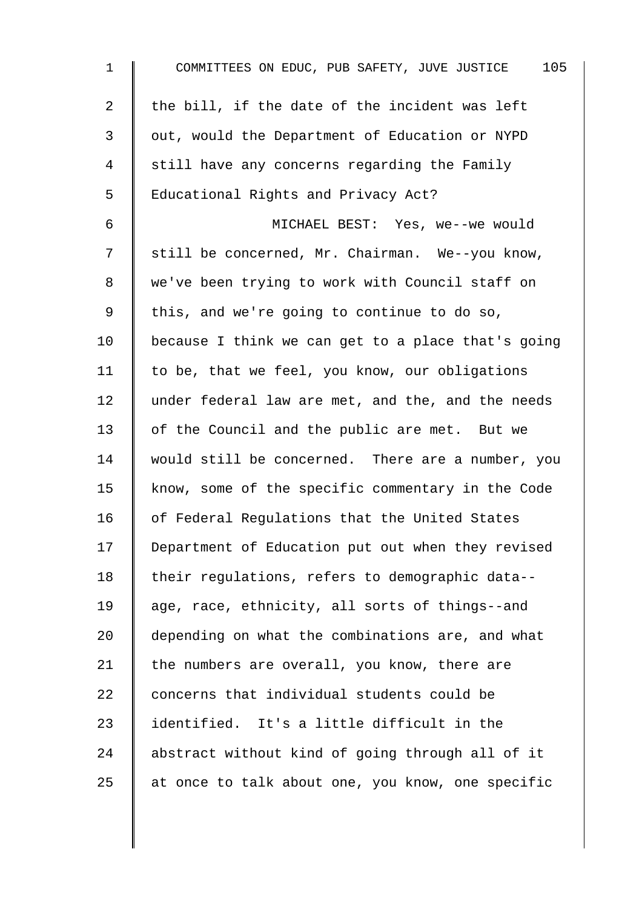the bill, if the date of the incident was left out, would the Department of Education or NYPD still have any concerns regarding the Family Educational Rights and Privacy Act?

MICHAEL BEST: Yes, we--we would still be concerned, Mr. Chairman. We--you know, we've been trying to work with Council staff on this, and we're going to continue to do so, because I think we can get to a place that's going to be, that we feel, you know, our obligations under federal law are met, and the, and the needs of the Council and the public are met. But we would still be concerned. There are a number, you know, some of the specific commentary in the Code of Federal Regulations that the United States Department of Education put out when they revised their regulations, refers to demographic data--age, race, ethnicity, all sorts of things--and depending on what the combinations are, and what the numbers are overall, you know, there are concerns that individual students could be identified. It's a little difficult in the abstract without kind of going through all of it at once to talk about one, you know, one specific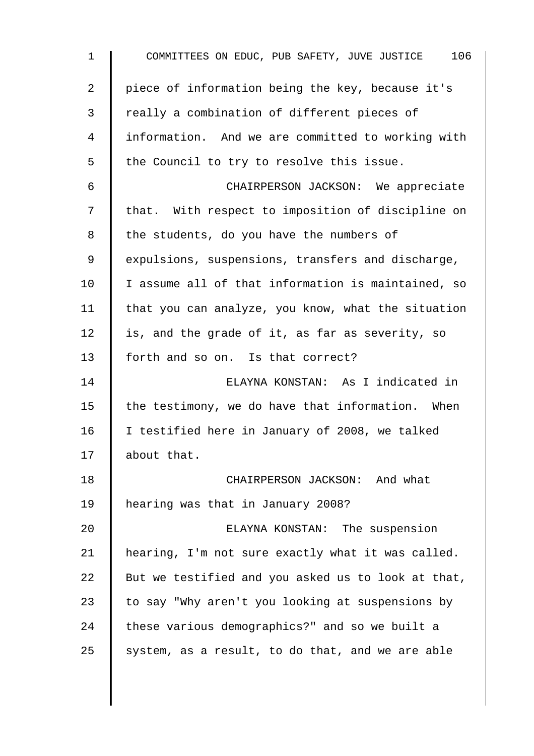piece of information being the key, because it's really a combination of different pieces of information. And we are committed to working with the Council to try to resolve this issue.

CHAIRPERSON JACKSON: We appreciate that. With respect to imposition of discipline on the students, do you have the numbers of expulsions, suspensions, transfers and discharge, I assume all of that information is maintained, so that you can analyze, you know, what the situation is, and the grade of it, as far as severity, so forth and so on. Is that correct?

ELAYNA KONSTAN: As I indicated in the testimony, we do have that information. When I testified here in January of 2008, we talked about that.

CHAIRPERSON JACKSON: And what hearing was that in January 2008?

ELAYNA KONSTAN: The suspension hearing, I'm not sure exactly what it was called. But we testified and you asked us to look at that, to say "Why aren't you looking at suspensions by these various demographics?" and so we built a system, as a result, to do that, and we are able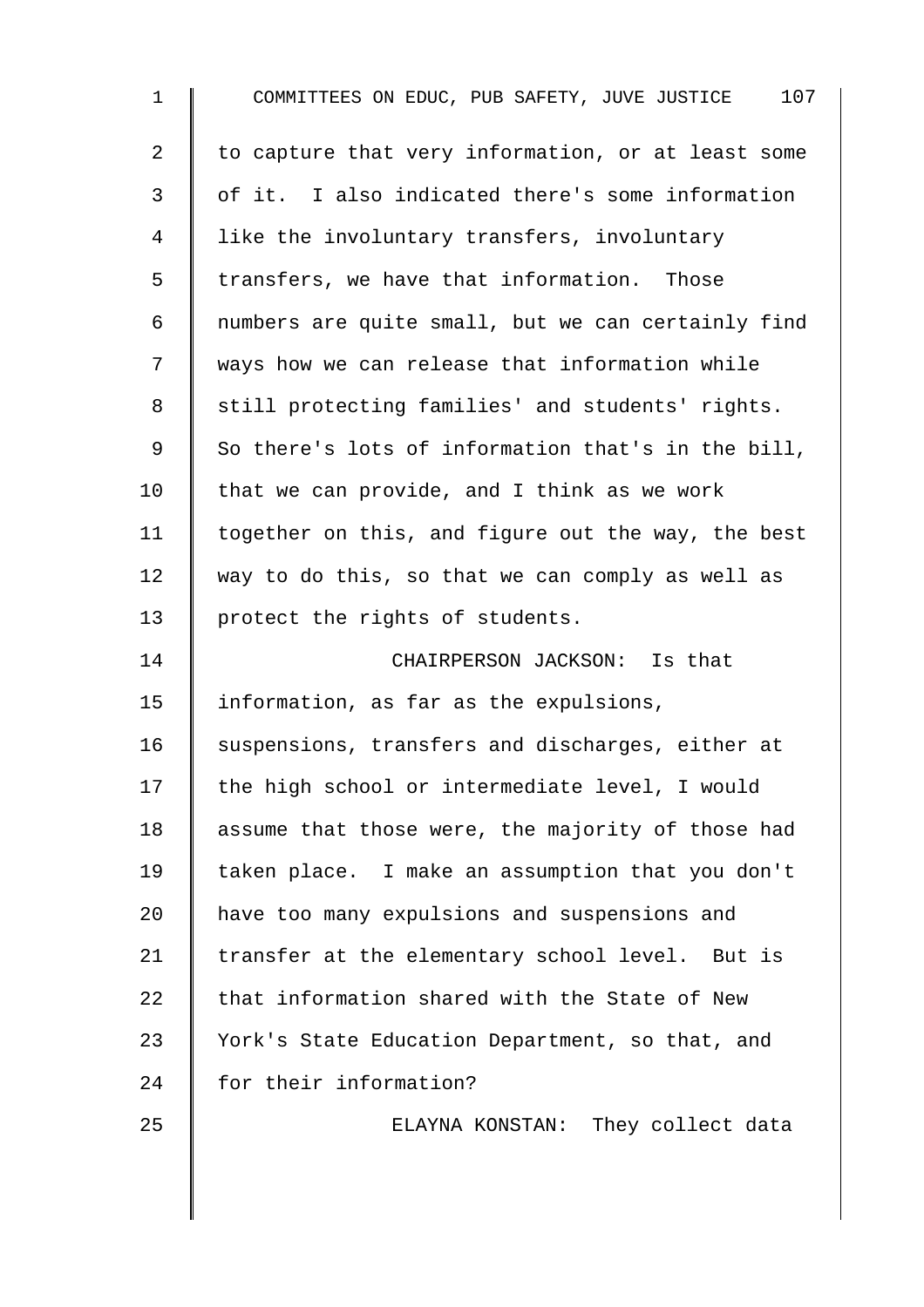to capture that very information, or at least some of it. I also indicated there's some information like the involuntary transfers, involuntary transfers, we have that information. Those numbers are quite small, but we can certainly find ways how we can release that information while still protecting families' and students' rights. So there's lots of information that's in the bill, that we can provide, and I think as we work together on this, and figure out the way, the best way to do this, so that we can comply as well as protect the rights of students.

CHAIRPERSON JACKSON: Is that information, as far as the expulsions, suspensions, transfers and discharges, either at the high school or intermediate level, I would assume that those were, the majority of those had taken place. I make an assumption that you don't have too many expulsions and suspensions and transfer at the elementary school level. But is that information shared with the State of New York's State Education Department, so that, and for their information?

ELAYNA KONSTAN: They collect data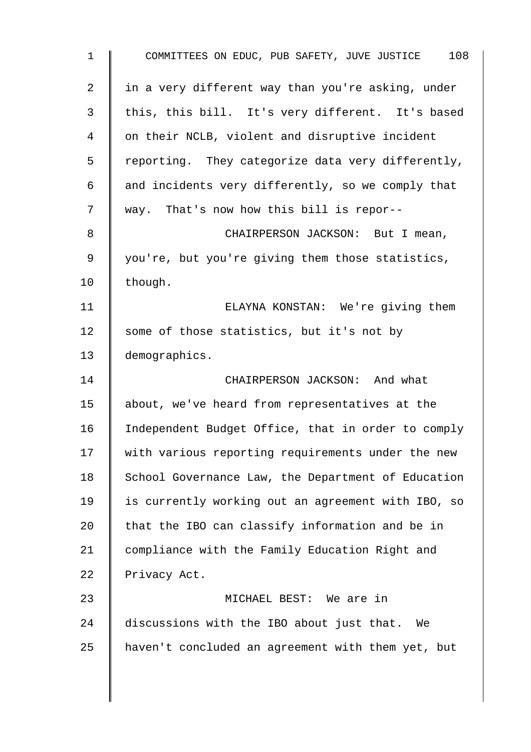in a very different way than you're asking, under this, this bill. It's very different. It's based on their NCLB, violent and disruptive incident reporting. They categorize data very differently, and incidents very differently, so we comply that way. That's now how this bill is repor--

CHAIRPERSON JACKSON: But I mean, you're, but you're giving them those statistics, though.

ELAYNA KONSTAN: We're giving them some of those statistics, but it's not by demographics.

CHAIRPERSON JACKSON: And what about, we've heard from representatives at the Independent Budget Office, that in order to comply with various reporting requirements under the new School Governance Law, the Department of Education is currently working out an agreement with IBO, so that the IBO can classify information and be in compliance with the Family Education Right and Privacy Act.

MICHAEL BEST: We are in discussions with the IBO about just that. We haven't concluded an agreement with them yet, but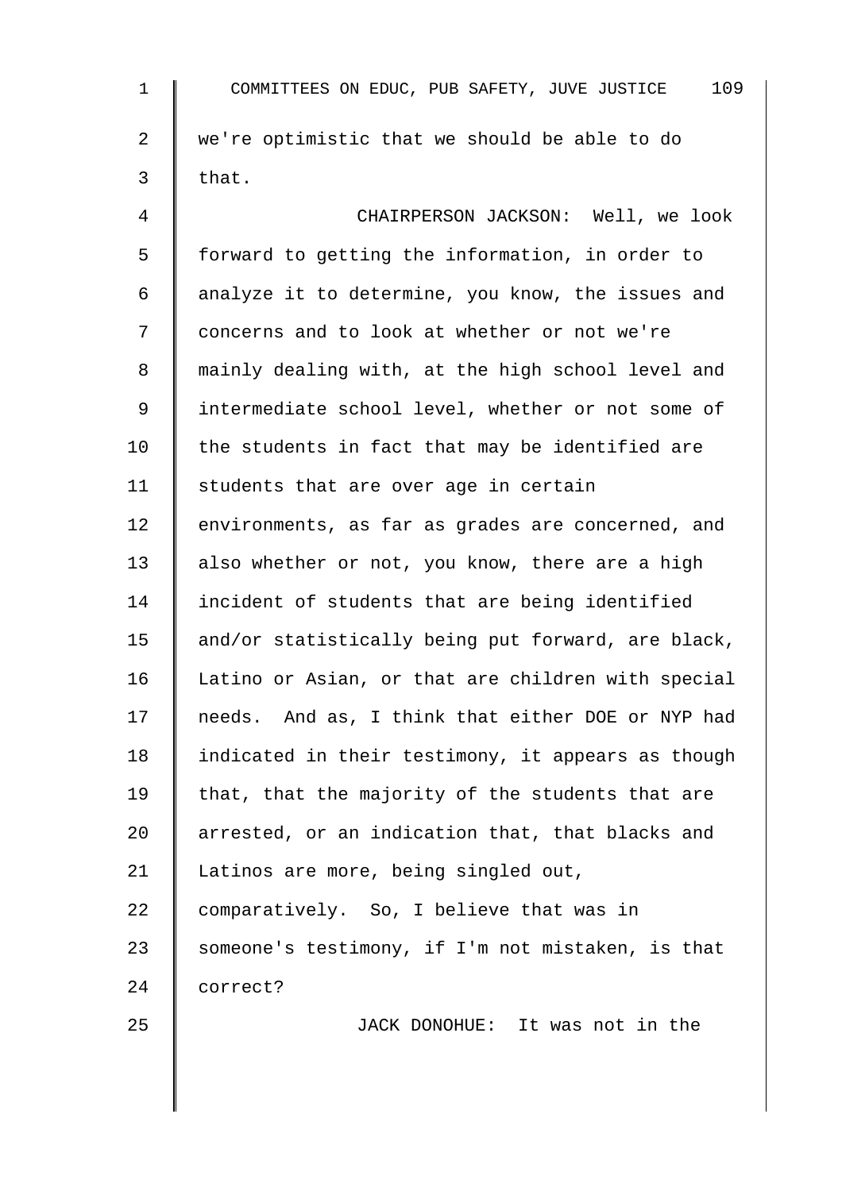we're optimistic that we should be able to do that.

CHAIRPERSON JACKSON: Well, we look forward to getting the information, in order to analyze it to determine, you know, the issues and concerns and to look at whether or not we're mainly dealing with, at the high school level and intermediate school level, whether or not some of the students in fact that may be identified are students that are over age in certain environments, as far as grades are concerned, and also whether or not, you know, there are a high incident of students that are being identified and/or statistically being put forward, are black, Latino or Asian, or that are children with special needs. And as, I think that either DOE or NYP had indicated in their testimony, it appears as though that, that the majority of the students that are arrested, or an indication that, that blacks and Latinos are more, being singled out, comparatively. So, I believe that was in someone's testimony, if I'm not mistaken, is that correct?

JACK DONOHUE: It was not in the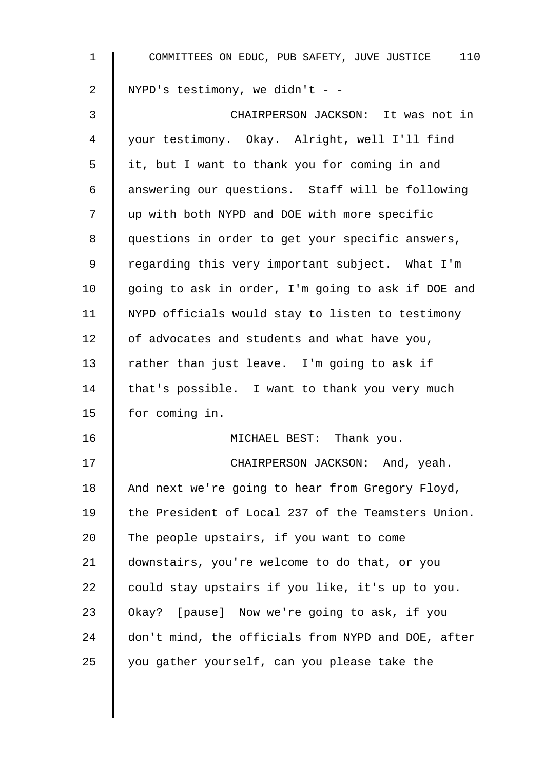NYPD's testimony, we didn't - -

CHAIRPERSON JACKSON: It was not in your testimony. Okay. Alright, well I'll find it, but I want to thank you for coming in and answering our questions. Staff will be following up with both NYPD and DOE with more specific questions in order to get your specific answers, regarding this very important subject. What I'm going to ask in order, I'm going to ask if DOE and NYPD officials would stay to listen to testimony of advocates and students and what have you, rather than just leave. I'm going to ask if that's possible. I want to thank you very much for coming in.

MICHAEL BEST: Thank you.

CHAIRPERSON JACKSON: And, yeah. And next we're going to hear from Gregory Floyd, the President of Local 237 of the Teamsters Union. The people upstairs, if you want to come downstairs, you're welcome to do that, or you could stay upstairs if you like, it's up to you. Okay? [pause] Now we're going to ask, if you don't mind, the officials from NYPD and DOE, after you gather yourself, can you please take the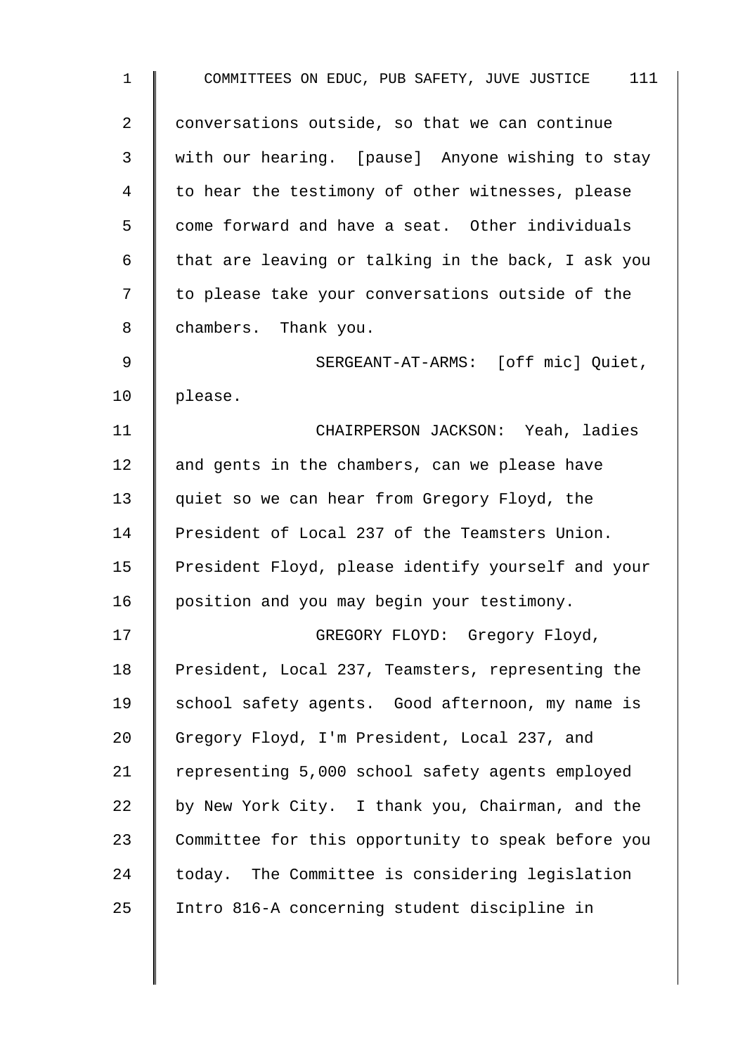conversations outside, so that we can continue with our hearing. [pause] Anyone wishing to stay to hear the testimony of other witnesses, please come forward and have a seat. Other individuals that are leaving or talking in the back, I ask you to please take your conversations outside of the chambers. Thank you.

SERGEANT-AT-ARMS: [off mic] Quiet, please.

CHAIRPERSON JACKSON: Yeah, ladies and gents in the chambers, can we please have quiet so we can hear from Gregory Floyd, the President of Local 237 of the Teamsters Union. President Floyd, please identify yourself and your position and you may begin your testimony.

GREGORY FLOYD: Gregory Floyd, President, Local 237, Teamsters, representing the school safety agents. Good afternoon, my name is Gregory Floyd, I'm President, Local 237, and representing 5,000 school safety agents employed by New York City. I thank you, Chairman, and the Committee for this opportunity to speak before you today. The Committee is considering legislation Intro 816-A concerning student discipline in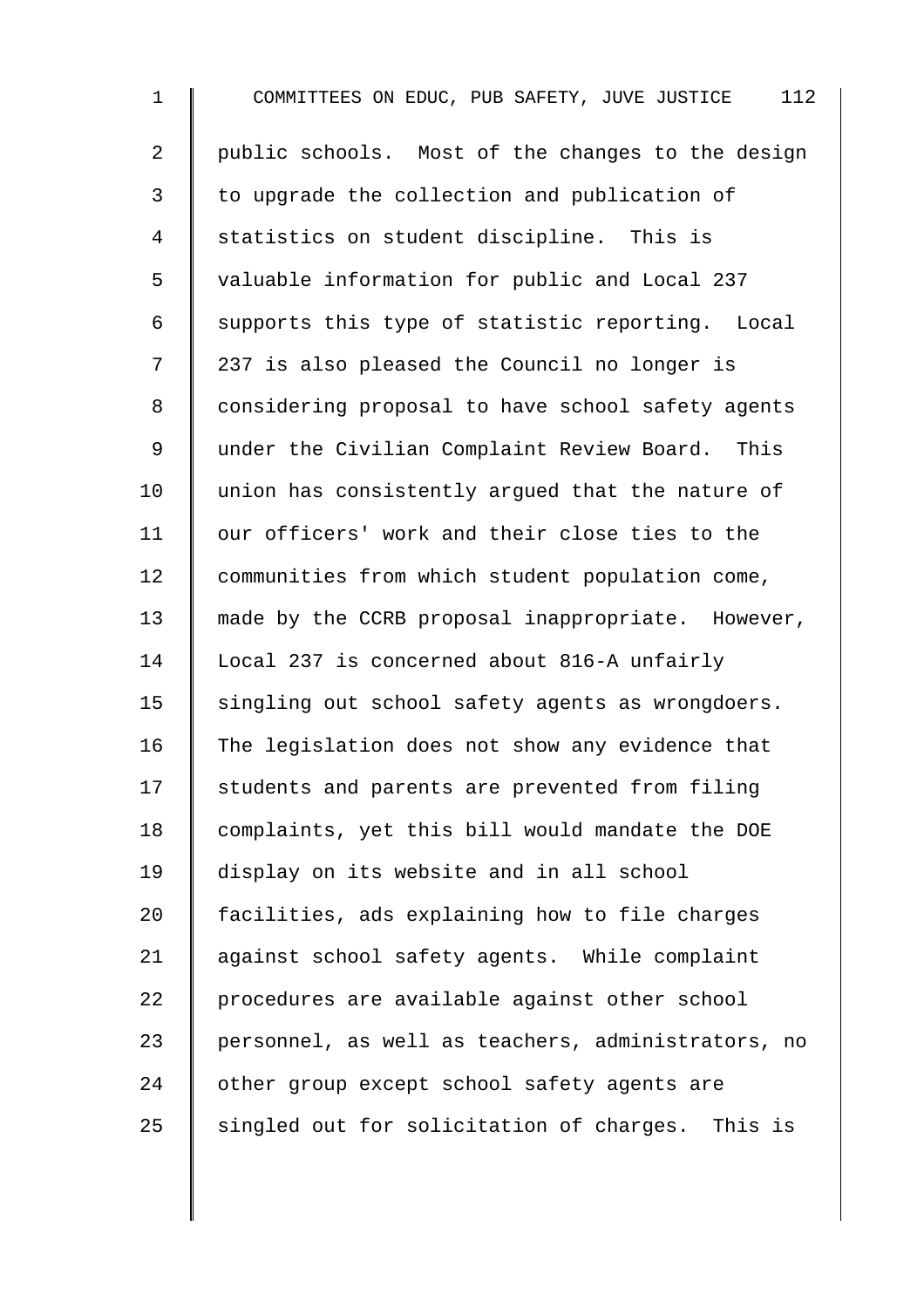public schools. Most of the changes to the design to upgrade the collection and publication of statistics on student discipline. This is valuable information for public and Local 237 supports this type of statistic reporting. Local 237 is also pleased the Council no longer is considering proposal to have school safety agents under the Civilian Complaint Review Board. This union has consistently argued that the nature of our officers' work and their close ties to the communities from which student population come, made by the CCRB proposal inappropriate. However, Local 237 is concerned about 816-A unfairly singling out school safety agents as wrongdoers. The legislation does not show any evidence that students and parents are prevented from filing complaints, yet this bill would mandate the DOE display on its website and in all school facilities, ads explaining how to file charges against school safety agents. While complaint procedures are available against other school personnel, as well as teachers, administrators, no other group except school safety agents are singled out for solicitation of charges. This is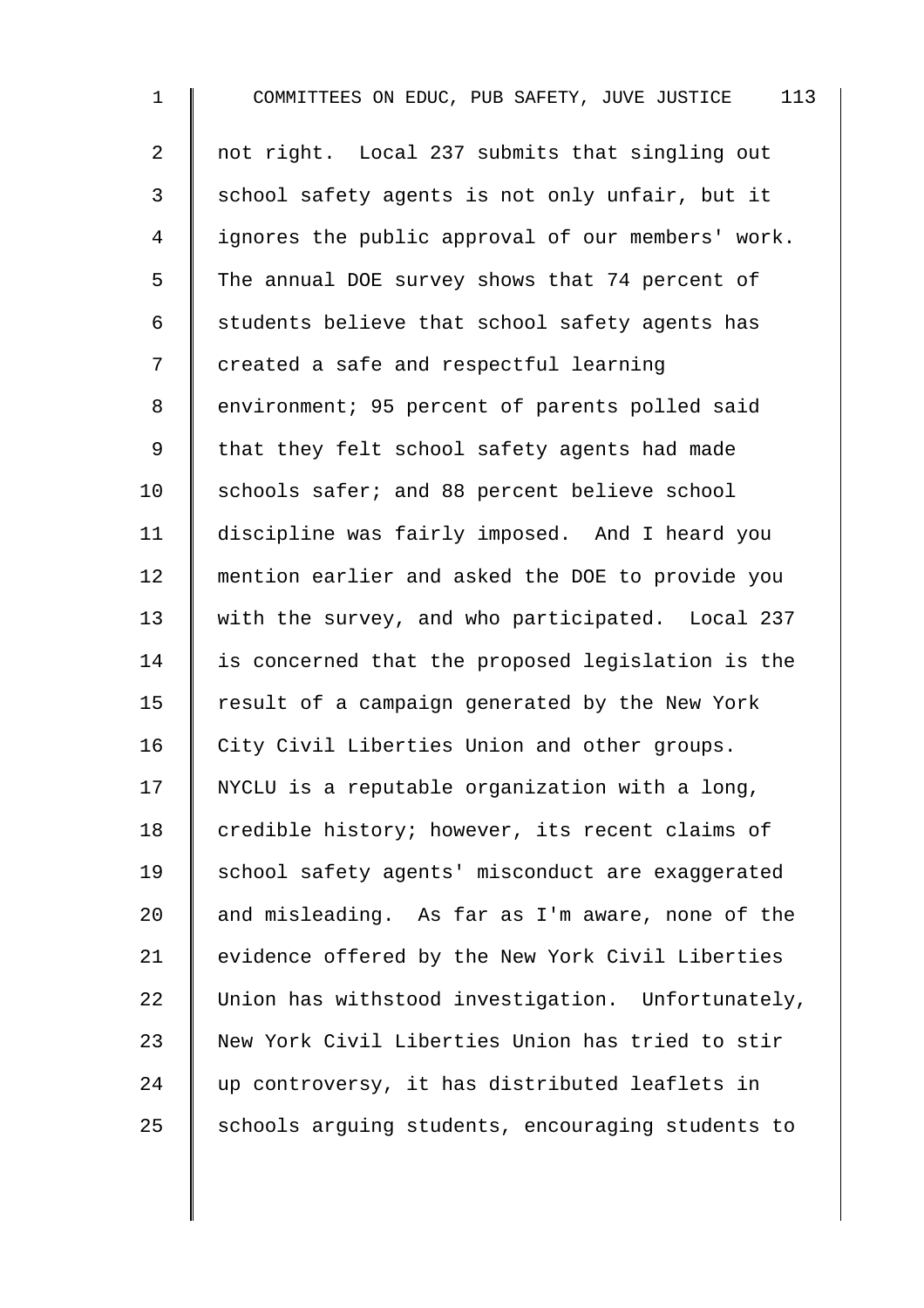not right. Local 237 submits that singling out school safety agents is not only unfair, but it ignores the public approval of our members' work. The annual DOE survey shows that 74 percent of students believe that school safety agents has created a safe and respectful learning environment; 95 percent of parents polled said that they felt school safety agents had made schools safer; and 88 percent believe school discipline was fairly imposed. And I heard you mention earlier and asked the DOE to provide you with the survey, and who participated. Local 237 is concerned that the proposed legislation is the result of a campaign generated by the New York City Civil Liberties Union and other groups. NYCLU is a reputable organization with a long, credible history; however, its recent claims of school safety agents' misconduct are exaggerated and misleading. As far as I'm aware, none of the evidence offered by the New York Civil Liberties Union has withstood investigation. Unfortunately, New York Civil Liberties Union has tried to stir up controversy, it has distributed leaflets in schools arguing students, encouraging students to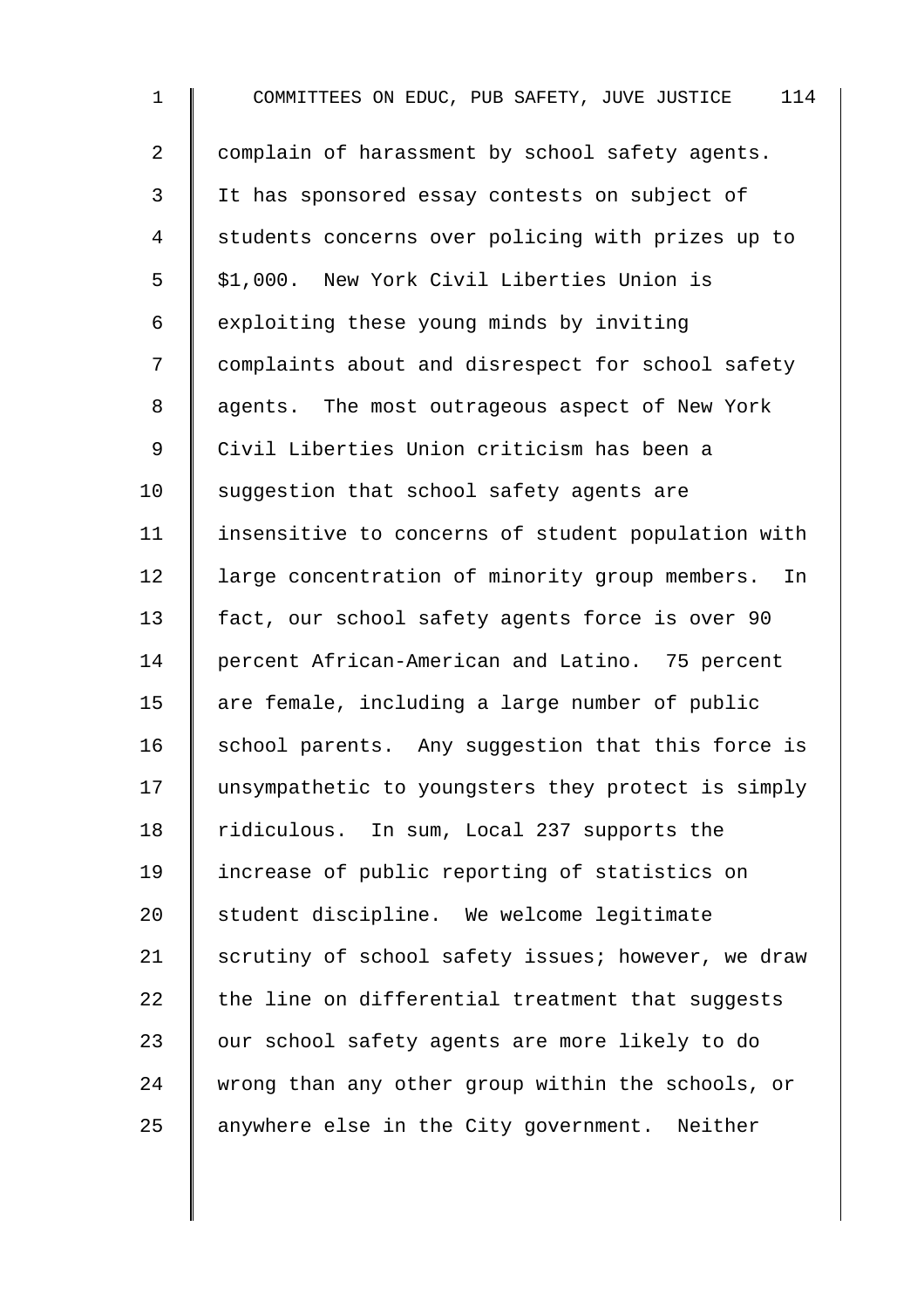complain of harassment by school safety agents. It has sponsored essay contests on subject of students concerns over policing with prizes up to $1,000. New York Civil Liberties Union is exploiting these young minds by inviting complaints about and disrespect for school safety agents. The most outrageous aspect of New York Civil Liberties Union criticism has been a suggestion that school safety agents are insensitive to concerns of student population with large concentration of minority group members. In fact, our school safety agents force is over 90 percent African-American and Latino. 75 percent are female, including a large number of public school parents. Any suggestion that this force is unsympathetic to youngsters they protect is simply ridiculous. In sum, Local 237 supports the increase of public reporting of statistics on student discipline. We welcome legitimate scrutiny of school safety issues; however, we draw the line on differential treatment that suggests our school safety agents are more likely to do wrong than any other group within the schools, or anywhere else in the City government. Neither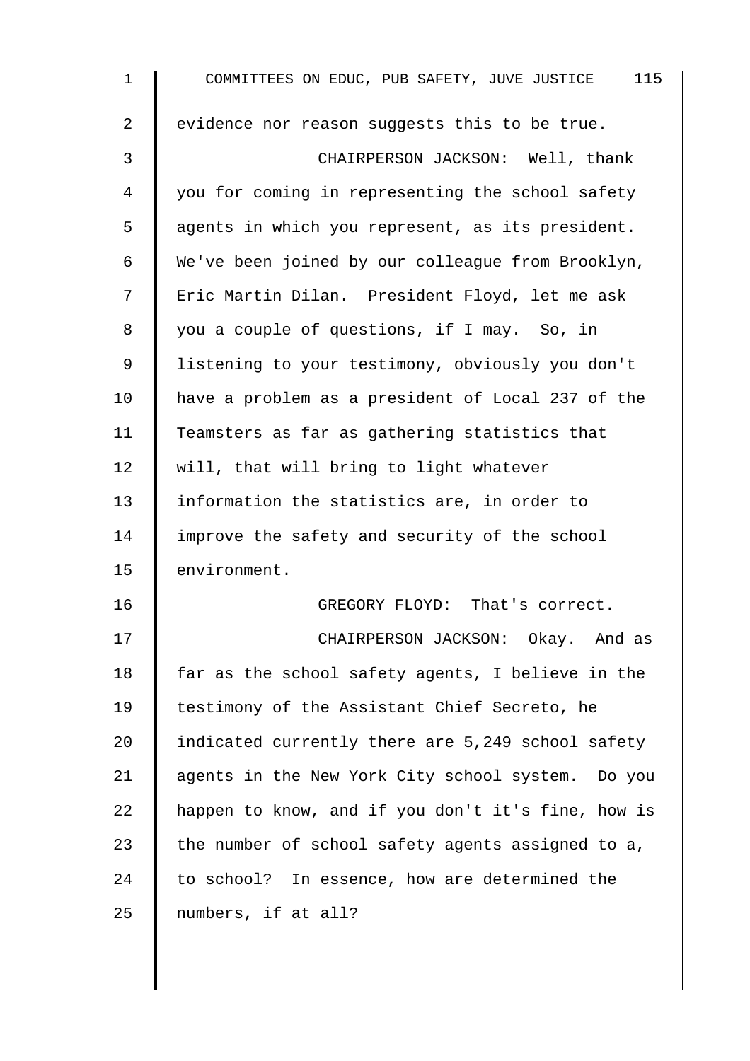evidence nor reason suggests this to be true.

CHAIRPERSON JACKSON: Well, thank you for coming in representing the school safety agents in which you represent, as its president. We've been joined by our colleague from Brooklyn, Eric Martin Dilan. President Floyd, let me ask you a couple of questions, if I may. So, in listening to your testimony, obviously you don't have a problem as a president of Local 237 of the Teamsters as far as gathering statistics that will, that will bring to light whatever information the statistics are, in order to improve the safety and security of the school environment.

GREGORY FLOYD: That's correct.

CHAIRPERSON JACKSON: Okay. And as far as the school safety agents, I believe in the testimony of the Assistant Chief Secreto, he indicated currently there are 5,249 school safety agents in the New York City school system. Do you happen to know, and if you don't it's fine, how is the number of school safety agents assigned to a, to school? In essence, how are determined the numbers, if at all?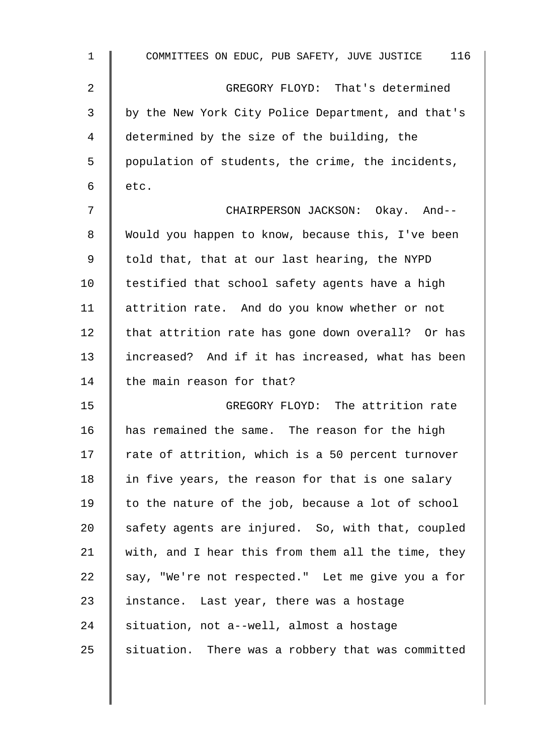GREGORY FLOYD: That's determined by the New York City Police Department, and that's determined by the size of the building, the population of students, the crime, the incidents, etc.

CHAIRPERSON JACKSON: Okay. And-- Would you happen to know, because this, I've been told that, that at our last hearing, the NYPD testified that school safety agents have a high attrition rate. And do you know whether or not that attrition rate has gone down overall? Or has increased? And if it has increased, what has been the main reason for that?

GREGORY FLOYD: The attrition rate has remained the same. The reason for the high rate of attrition, which is a 50 percent turnover in five years, the reason for that is one salary to the nature of the job, because a lot of school safety agents are injured. So, with that, coupled with, and I hear this from them all the time, they say, "We're not respected." Let me give you a for instance. Last year, there was a hostage situation, not a--well, almost a hostage situation. There was a robbery that was committed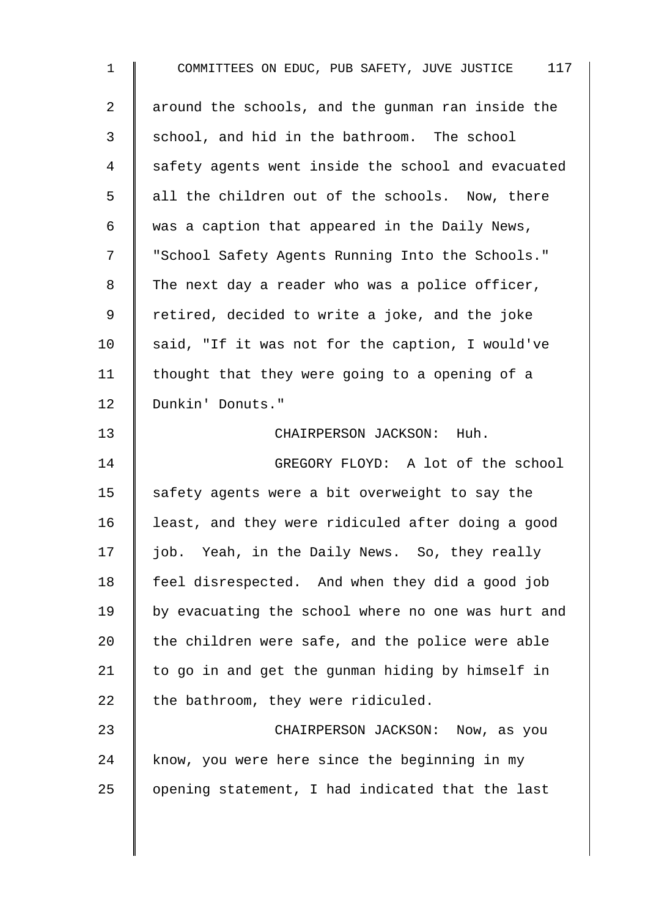around the schools, and the gunman ran inside the school, and hid in the bathroom. The school safety agents went inside the school and evacuated all the children out of the schools. Now, there was a caption that appeared in the Daily News, "School Safety Agents Running Into the Schools." The next day a reader who was a police officer, retired, decided to write a joke, and the joke said, "If it was not for the caption, I would've thought that they were going to a opening of a Dunkin' Donuts."

CHAIRPERSON JACKSON: Huh.

GREGORY FLOYD: A lot of the school safety agents were a bit overweight to say the least, and they were ridiculed after doing a good job. Yeah, in the Daily News. So, they really feel disrespected. And when they did a good job by evacuating the school where no one was hurt and the children were safe, and the police were able to go in and get the gunman hiding by himself in the bathroom, they were ridiculed.

CHAIRPERSON JACKSON: Now, as you know, you were here since the beginning in my opening statement, I had indicated that the last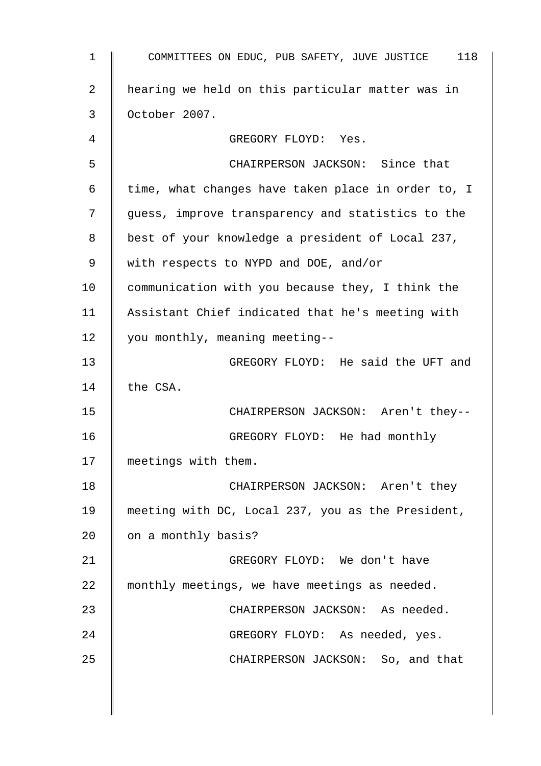hearing we held on this particular matter was in October 2007.

GREGORY FLOYD: Yes.

CHAIRPERSON JACKSON: Since that time, what changes have taken place in order to, I guess, improve transparency and statistics to the best of your knowledge a president of Local 237, with respects to NYPD and DOE, and/or communication with you because they, I think the Assistant Chief indicated that he's meeting with you monthly, meaning meeting--

GREGORY FLOYD: He said the UFT and the CSA.

CHAIRPERSON JACKSON: Aren't they--

GREGORY FLOYD: He had monthly meetings with them.

CHAIRPERSON JACKSON: Aren't they meeting with DC, Local 237, you as the President, on a monthly basis?

GREGORY FLOYD: We don't have monthly meetings, we have meetings as needed.

CHAIRPERSON JACKSON: As needed.

GREGORY FLOYD: As needed, yes.

CHAIRPERSON JACKSON: So, and that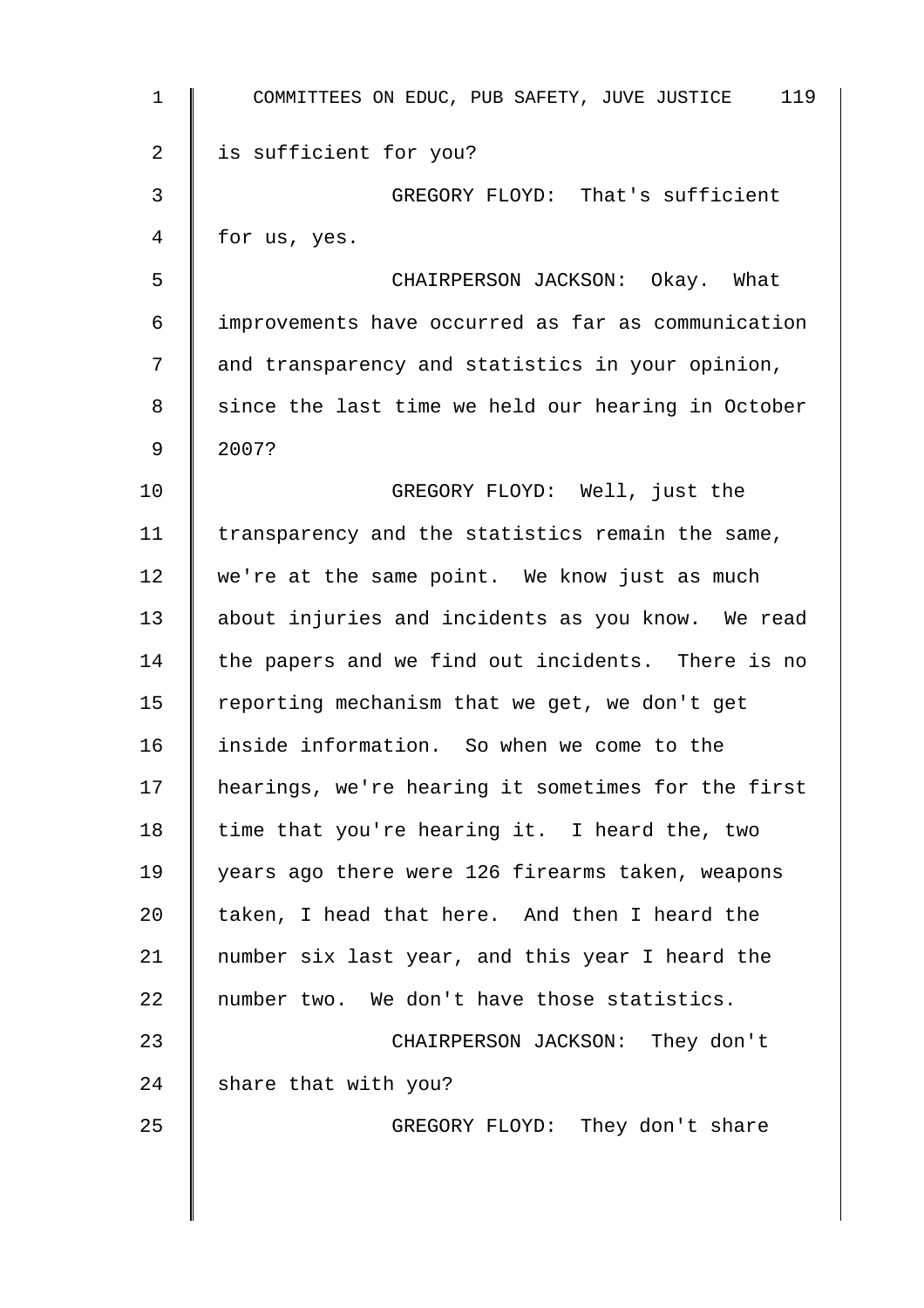is sufficient for you?

GREGORY FLOYD: That's sufficient for us, yes.

CHAIRPERSON JACKSON: Okay. What improvements have occurred as far as communication and transparency and statistics in your opinion, since the last time we held our hearing in October 2007?

GREGORY FLOYD: Well, just the transparency and the statistics remain the same, we're at the same point. We know just as much about injuries and incidents as you know. We read the papers and we find out incidents. There is no reporting mechanism that we get, we don't get inside information. So when we come to the hearings, we're hearing it sometimes for the first time that you're hearing it. I heard the, two years ago there were 126 firearms taken, weapons taken, I head that here. And then I heard the number six last year, and this year I heard the number two. We don't have those statistics.

CHAIRPERSON JACKSON: They don't share that with you?

GREGORY FLOYD: They don't share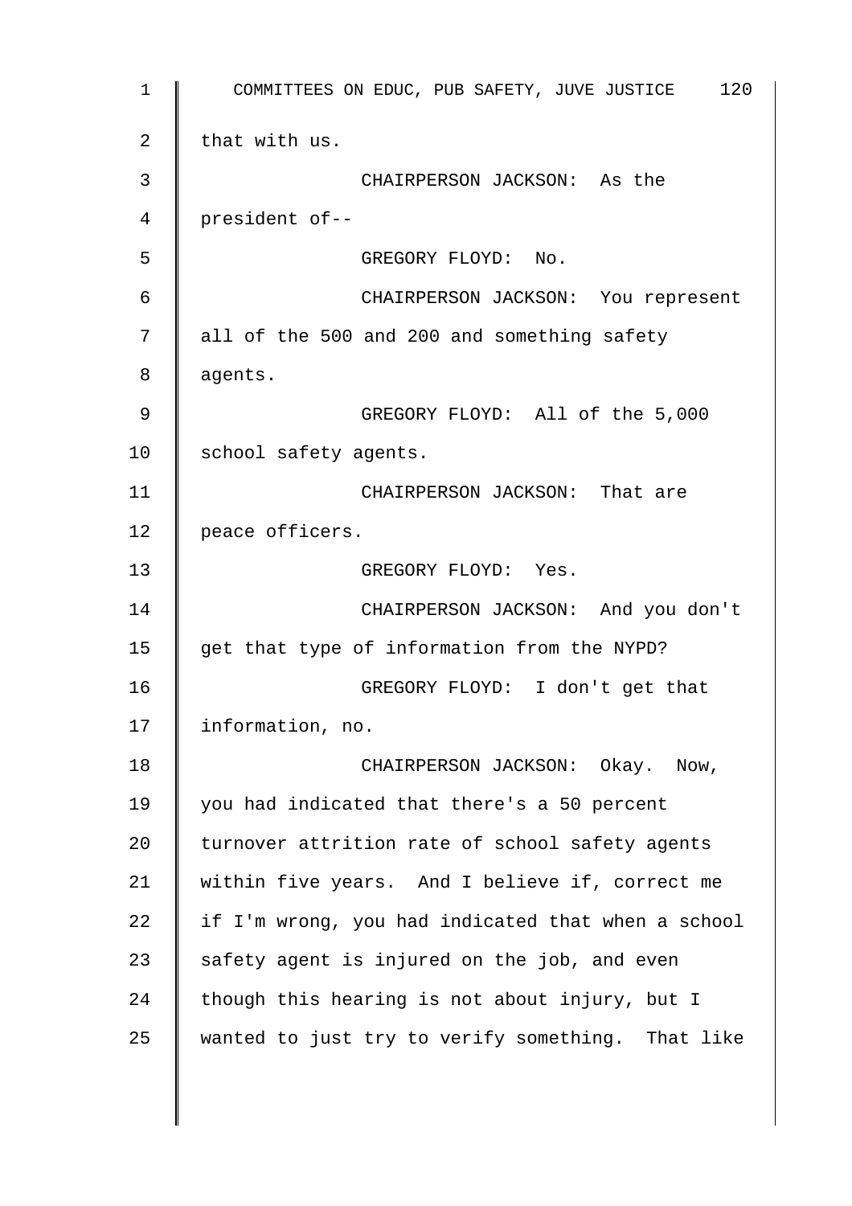that with us.

CHAIRPERSON JACKSON: As the president of--

GREGORY FLOYD: No.

CHAIRPERSON JACKSON: You represent all of the 500 and 200 and something safety agents.

GREGORY FLOYD: All of the 5,000 school safety agents.

CHAIRPERSON JACKSON: That are peace officers.

GREGORY FLOYD: Yes.

CHAIRPERSON JACKSON: And you don't get that type of information from the NYPD?

GREGORY FLOYD: I don't get that information, no.

CHAIRPERSON JACKSON: Okay. Now, you had indicated that there's a 50 percent turnover attrition rate of school safety agents within five years. And I believe if, correct me if I'm wrong, you had indicated that when a school safety agent is injured on the job, and even though this hearing is not about injury, but I wanted to just try to verify something. That like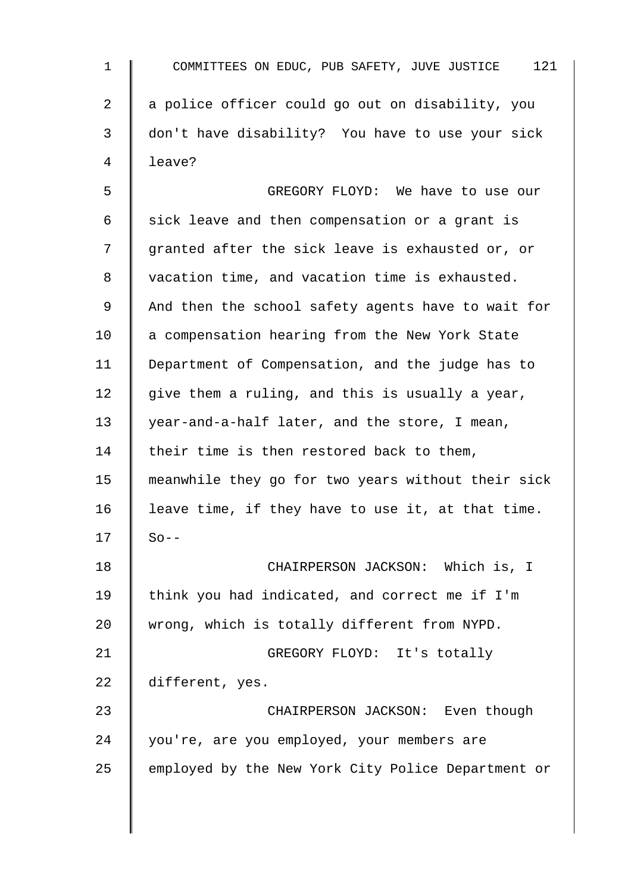a police officer could go out on disability, you don't have disability? You have to use your sick leave?

GREGORY FLOYD: We have to use our sick leave and then compensation or a grant is granted after the sick leave is exhausted or, or vacation time, and vacation time is exhausted. And then the school safety agents have to wait for a compensation hearing from the New York State Department of Compensation, and the judge has to give them a ruling, and this is usually a year, year-and-a-half later, and the store, I mean, their time is then restored back to them, meanwhile they go for two years without their sick leave time, if they have to use it, at that time. So--

CHAIRPERSON JACKSON: Which is, I think you had indicated, and correct me if I'm wrong, which is totally different from NYPD.

GREGORY FLOYD: It's totally different, yes.

CHAIRPERSON JACKSON: Even though you're, are you employed, your members are employed by the New York City Police Department or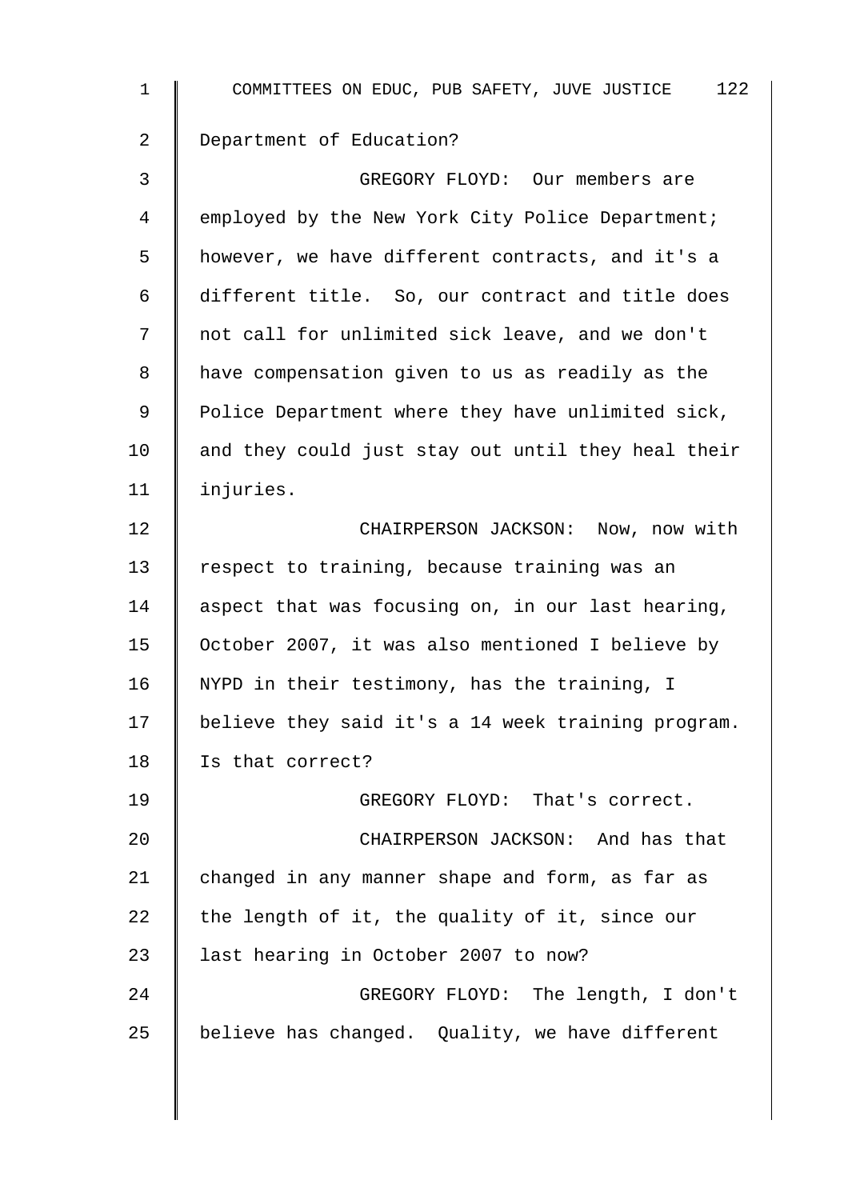Department of Education?

GREGORY FLOYD: Our members are employed by the New York City Police Department; however, we have different contracts, and it's a different title. So, our contract and title does not call for unlimited sick leave, and we don't have compensation given to us as readily as the Police Department where they have unlimited sick, and they could just stay out until they heal their injuries.

CHAIRPERSON JACKSON: Now, now with respect to training, because training was an aspect that was focusing on, in our last hearing, October 2007, it was also mentioned I believe by NYPD in their testimony, has the training, I believe they said it's a 14 week training program. Is that correct?

GREGORY FLOYD: That's correct.

CHAIRPERSON JACKSON: And has that changed in any manner shape and form, as far as the length of it, the quality of it, since our last hearing in October 2007 to now?

GREGORY FLOYD: The length, I don't believe has changed. Quality, we have different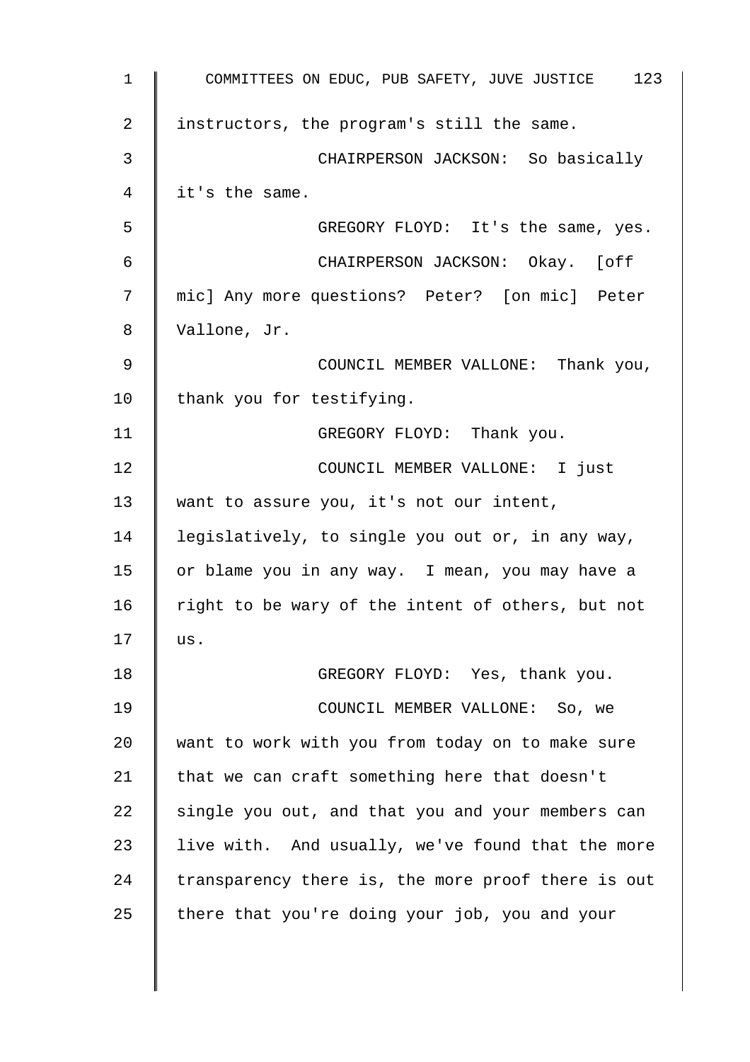instructors, the program's still the same.

CHAIRPERSON JACKSON: So basically it's the same.

GREGORY FLOYD: It's the same, yes.

CHAIRPERSON JACKSON: Okay. [off mic] Any more questions? Peter? [on mic] Peter Vallone, Jr.

COUNCIL MEMBER VALLONE: Thank you, thank you for testifying.

GREGORY FLOYD: Thank you.

COUNCIL MEMBER VALLONE: I just want to assure you, it's not our intent, legislatively, to single you out or, in any way, or blame you in any way. I mean, you may have a right to be wary of the intent of others, but not us.

GREGORY FLOYD: Yes, thank you.

COUNCIL MEMBER VALLONE: So, we want to work with you from today on to make sure that we can craft something here that doesn't single you out, and that you and your members can live with. And usually, we've found that the more transparency there is, the more proof there is out there that you're doing your job, you and your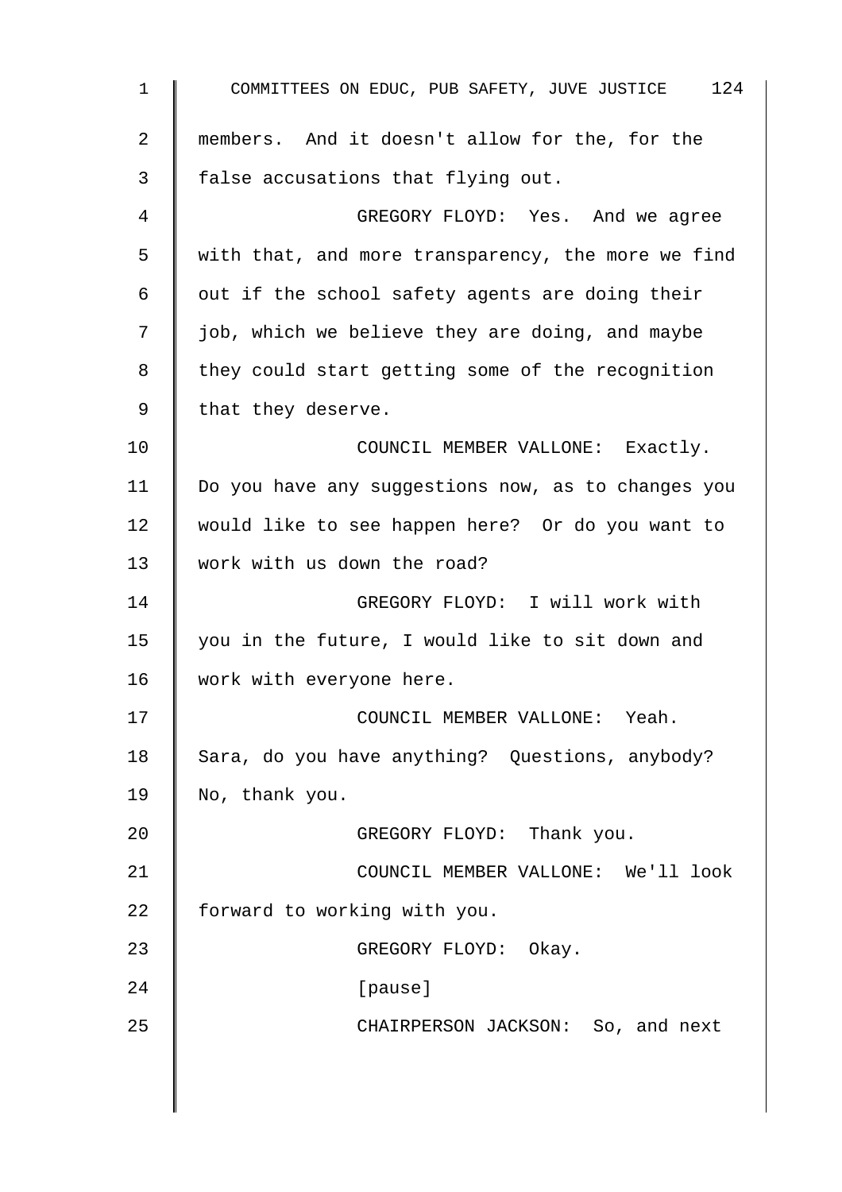members. And it doesn't allow for the, for the false accusations that flying out.

GREGORY FLOYD: Yes. And we agree with that, and more transparency, the more we find out if the school safety agents are doing their job, which we believe they are doing, and maybe they could start getting some of the recognition that they deserve.

COUNCIL MEMBER VALLONE: Exactly. Do you have any suggestions now, as to changes you would like to see happen here? Or do you want to work with us down the road?

GREGORY FLOYD: I will work with you in the future, I would like to sit down and work with everyone here.

COUNCIL MEMBER VALLONE: Yeah. Sara, do you have anything? Questions, anybody? No, thank you.

GREGORY FLOYD: Thank you.

COUNCIL MEMBER VALLONE: We'll look forward to working with you.

GREGORY FLOYD: Okay.

[pause]

CHAIRPERSON JACKSON: So, and next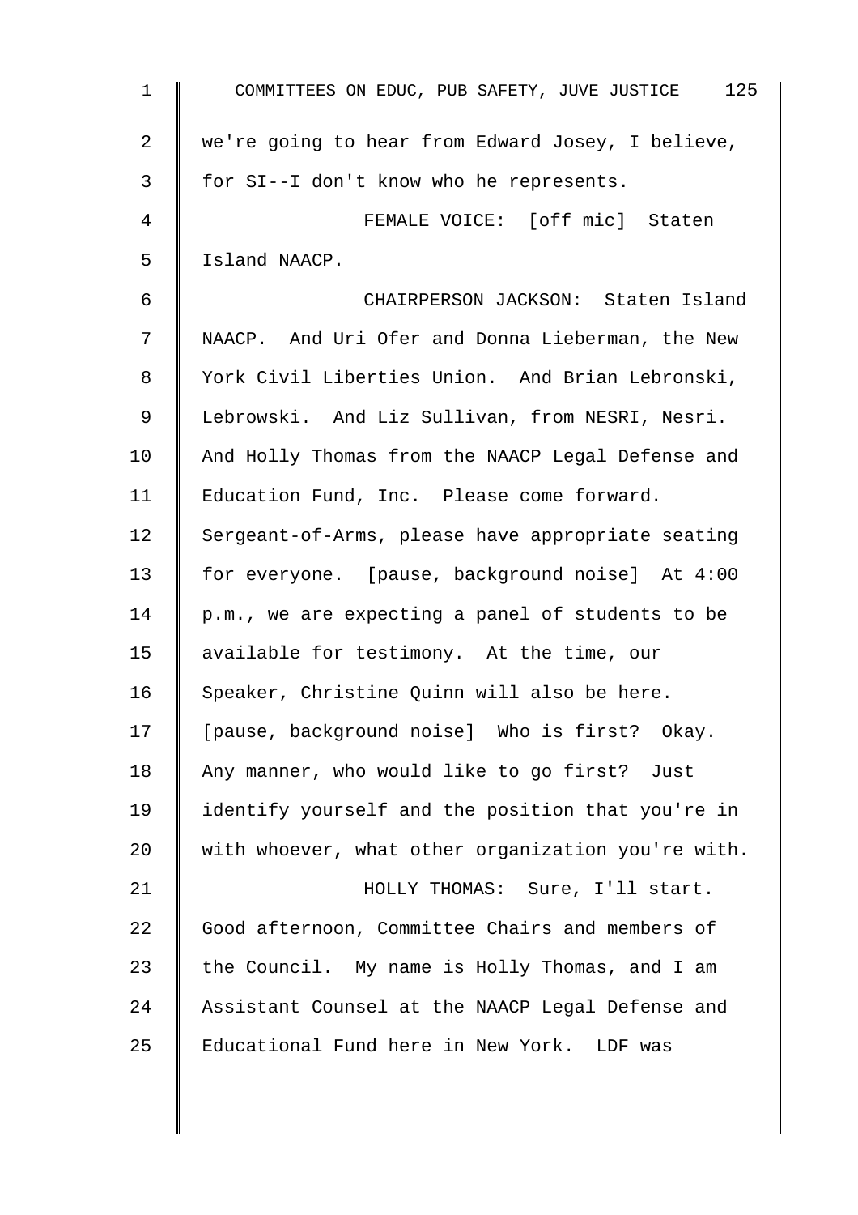we're going to hear from Edward Josey, I believe, for SI--I don't know who he represents.

FEMALE VOICE: [off mic] Staten Island NAACP.

CHAIRPERSON JACKSON: Staten Island NAACP. And Uri Ofer and Donna Lieberman, the New York Civil Liberties Union. And Brian Lebronski, Lebrowski. And Liz Sullivan, from NESRI, Nesri. And Holly Thomas from the NAACP Legal Defense and Education Fund, Inc. Please come forward. Sergeant-of-Arms, please have appropriate seating for everyone. [pause, background noise] At 4:00 p.m., we are expecting a panel of students to be available for testimony. At the time, our Speaker, Christine Quinn will also be here. [pause, background noise] Who is first? Okay. Any manner, who would like to go first? Just identify yourself and the position that you're in with whoever, what other organization you're with.

HOLLY THOMAS: Sure, I'll start. Good afternoon, Committee Chairs and members of the Council. My name is Holly Thomas, and I am Assistant Counsel at the NAACP Legal Defense and Educational Fund here in New York. LDF was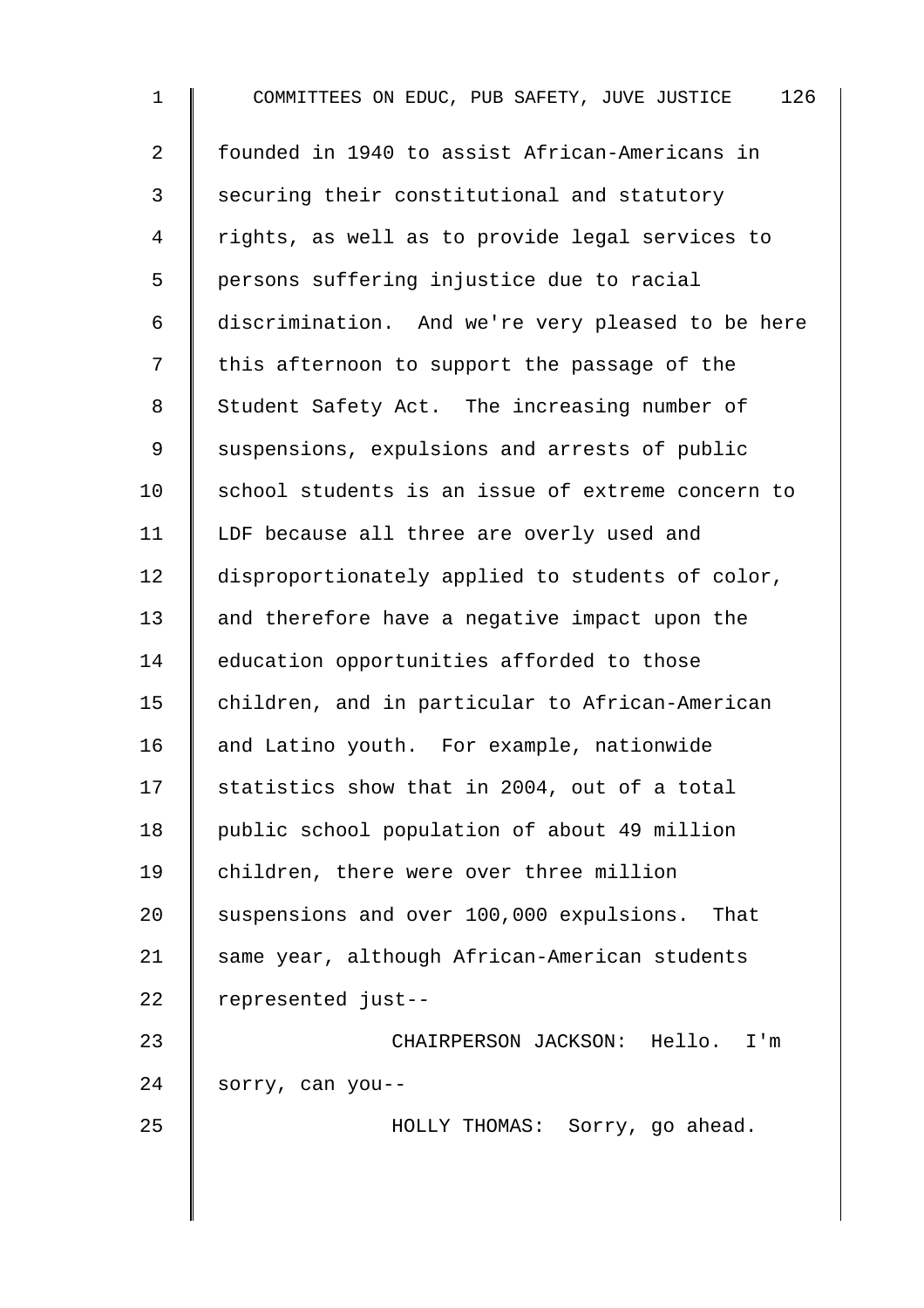founded in 1940 to assist African-Americans in securing their constitutional and statutory rights, as well as to provide legal services to persons suffering injustice due to racial discrimination. And we're very pleased to be here this afternoon to support the passage of the Student Safety Act. The increasing number of suspensions, expulsions and arrests of public school students is an issue of extreme concern to LDF because all three are overly used and disproportionately applied to students of color, and therefore have a negative impact upon the education opportunities afforded to those children, and in particular to African-American and Latino youth. For example, nationwide statistics show that in 2004, out of a total public school population of about 49 million children, there were over three million suspensions and over 100,000 expulsions. That same year, although African-American students represented just--

CHAIRPERSON JACKSON: Hello. I'm sorry, can you--

HOLLY THOMAS: Sorry, go ahead.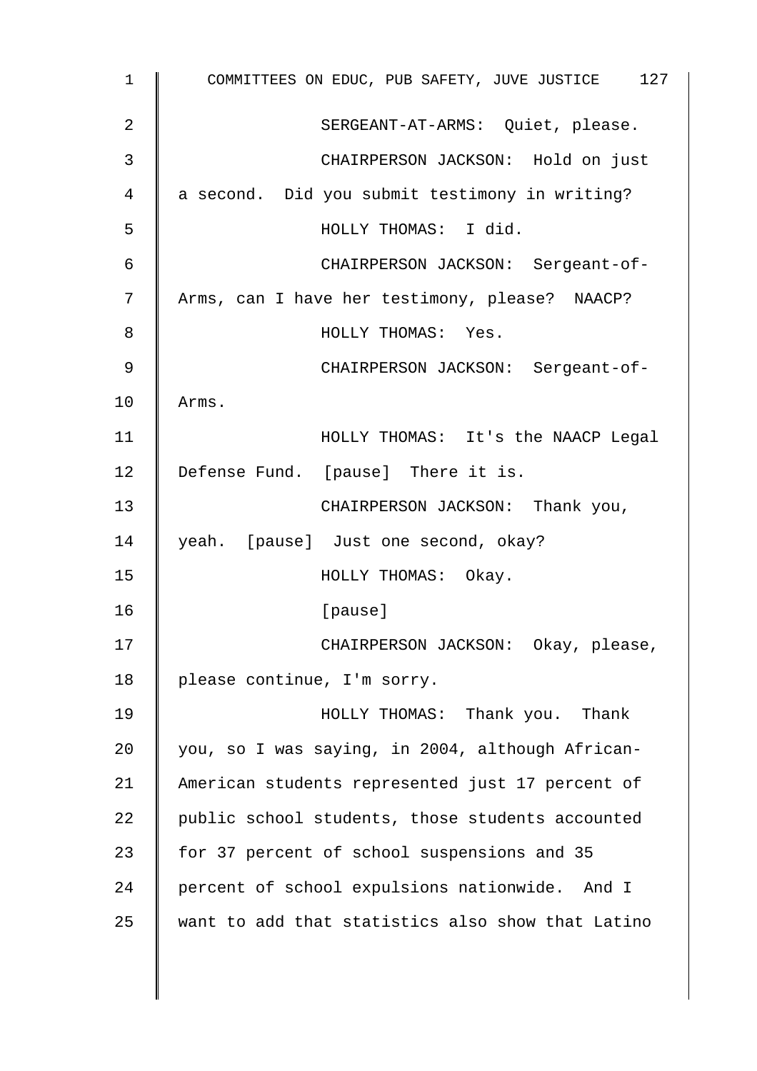SERGEANT-AT-ARMS: Quiet, please.

CHAIRPERSON JACKSON: Hold on just a second. Did you submit testimony in writing?

HOLLY THOMAS: I did.

CHAIRPERSON JACKSON: Sergeant-of-Arms, can I have her testimony, please? NAACP?

HOLLY THOMAS: Yes.

CHAIRPERSON JACKSON: Sergeant-of-Arms.

HOLLY THOMAS: It's the NAACP Legal Defense Fund. [pause] There it is.

CHAIRPERSON JACKSON: Thank you, yeah. [pause] Just one second, okay?

HOLLY THOMAS: Okay.

[pause]

CHAIRPERSON JACKSON: Okay, please, please continue, I'm sorry.

HOLLY THOMAS: Thank you. Thank you, so I was saying, in 2004, although African-American students represented just 17 percent of public school students, those students accounted for 37 percent of school suspensions and 35 percent of school expulsions nationwide. And I want to add that statistics also show that Latino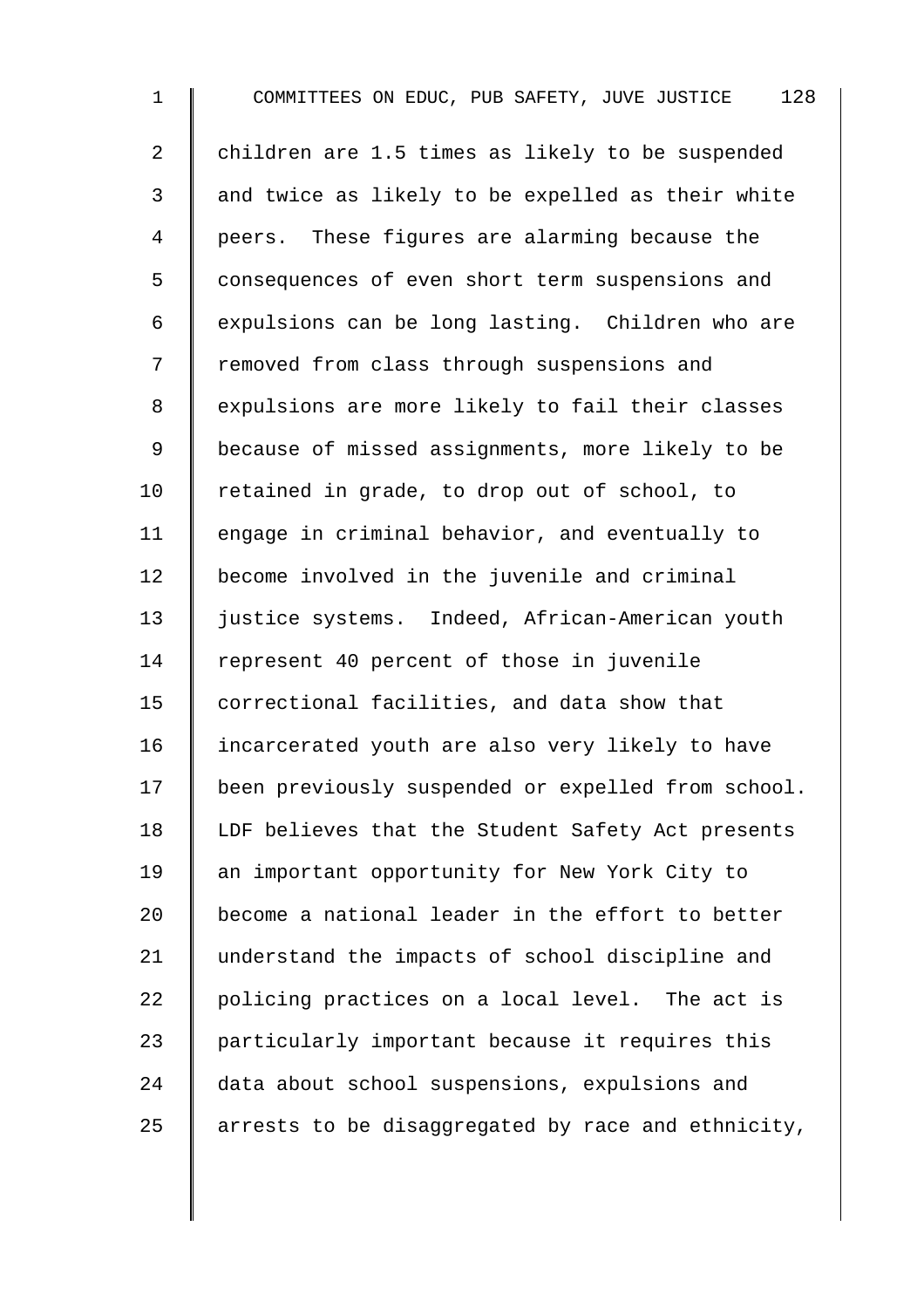children are 1.5 times as likely to be suspended and twice as likely to be expelled as their white peers. These figures are alarming because the consequences of even short term suspensions and expulsions can be long lasting. Children who are removed from class through suspensions and expulsions are more likely to fail their classes because of missed assignments, more likely to be retained in grade, to drop out of school, to engage in criminal behavior, and eventually to become involved in the juvenile and criminal justice systems. Indeed, African-American youth represent 40 percent of those in juvenile correctional facilities, and data show that incarcerated youth are also very likely to have been previously suspended or expelled from school. LDF believes that the Student Safety Act presents an important opportunity for New York City to become a national leader in the effort to better understand the impacts of school discipline and policing practices on a local level. The act is particularly important because it requires this data about school suspensions, expulsions and arrests to be disaggregated by race and ethnicity,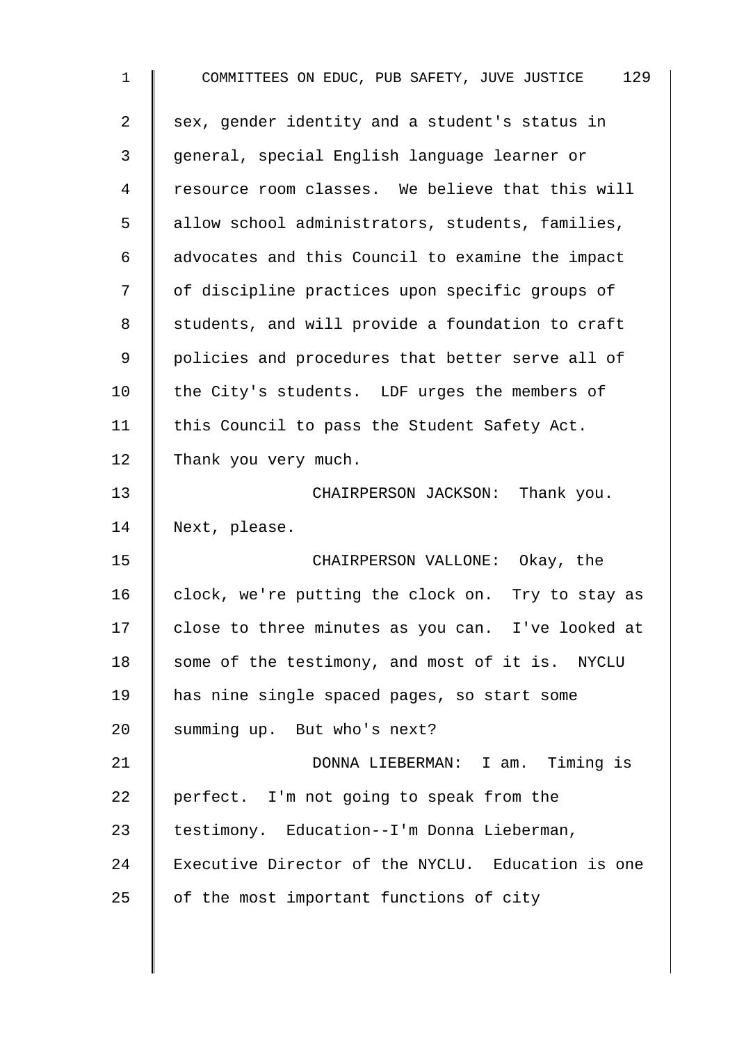sex, gender identity and a student's status in general, special English language learner or resource room classes. We believe that this will allow school administrators, students, families, advocates and this Council to examine the impact of discipline practices upon specific groups of students, and will provide a foundation to craft policies and procedures that better serve all of the City's students. LDF urges the members of this Council to pass the Student Safety Act. Thank you very much.

CHAIRPERSON JACKSON: Thank you. Next, please.

CHAIRPERSON VALLONE: Okay, the clock, we're putting the clock on. Try to stay as close to three minutes as you can. I've looked at some of the testimony, and most of it is. NYCLU has nine single spaced pages, so start some summing up. But who's next?

DONNA LIEBERMAN: I am. Timing is perfect. I'm not going to speak from the testimony. Education--I'm Donna Lieberman, Executive Director of the NYCLU. Education is one of the most important functions of city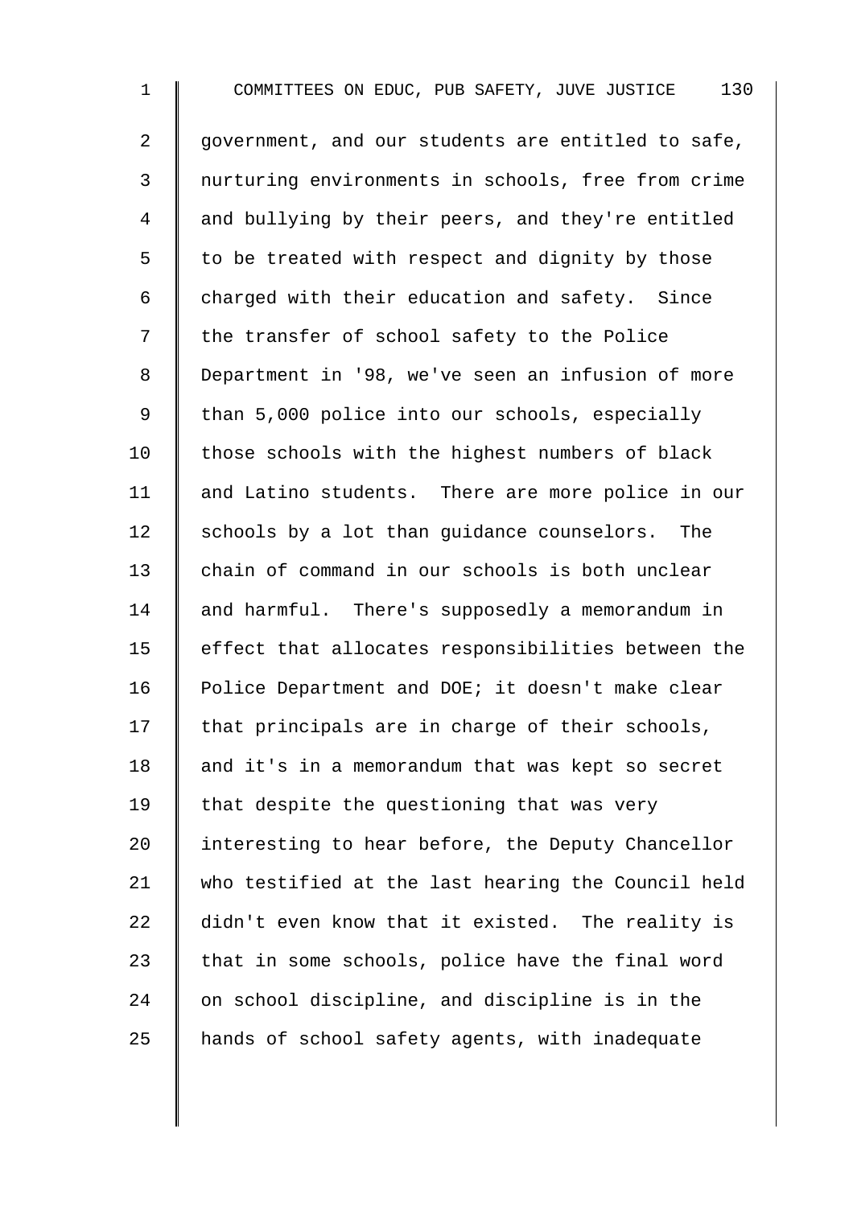government, and our students are entitled to safe, nurturing environments in schools, free from crime and bullying by their peers, and they're entitled to be treated with respect and dignity by those charged with their education and safety. Since the transfer of school safety to the Police Department in '98, we've seen an infusion of more than 5,000 police into our schools, especially those schools with the highest numbers of black and Latino students. There are more police in our schools by a lot than guidance counselors. The chain of command in our schools is both unclear and harmful. There's supposedly a memorandum in effect that allocates responsibilities between the Police Department and DOE; it doesn't make clear that principals are in charge of their schools, and it's in a memorandum that was kept so secret that despite the questioning that was very interesting to hear before, the Deputy Chancellor who testified at the last hearing the Council held didn't even know that it existed. The reality is that in some schools, police have the final word on school discipline, and discipline is in the hands of school safety agents, with inadequate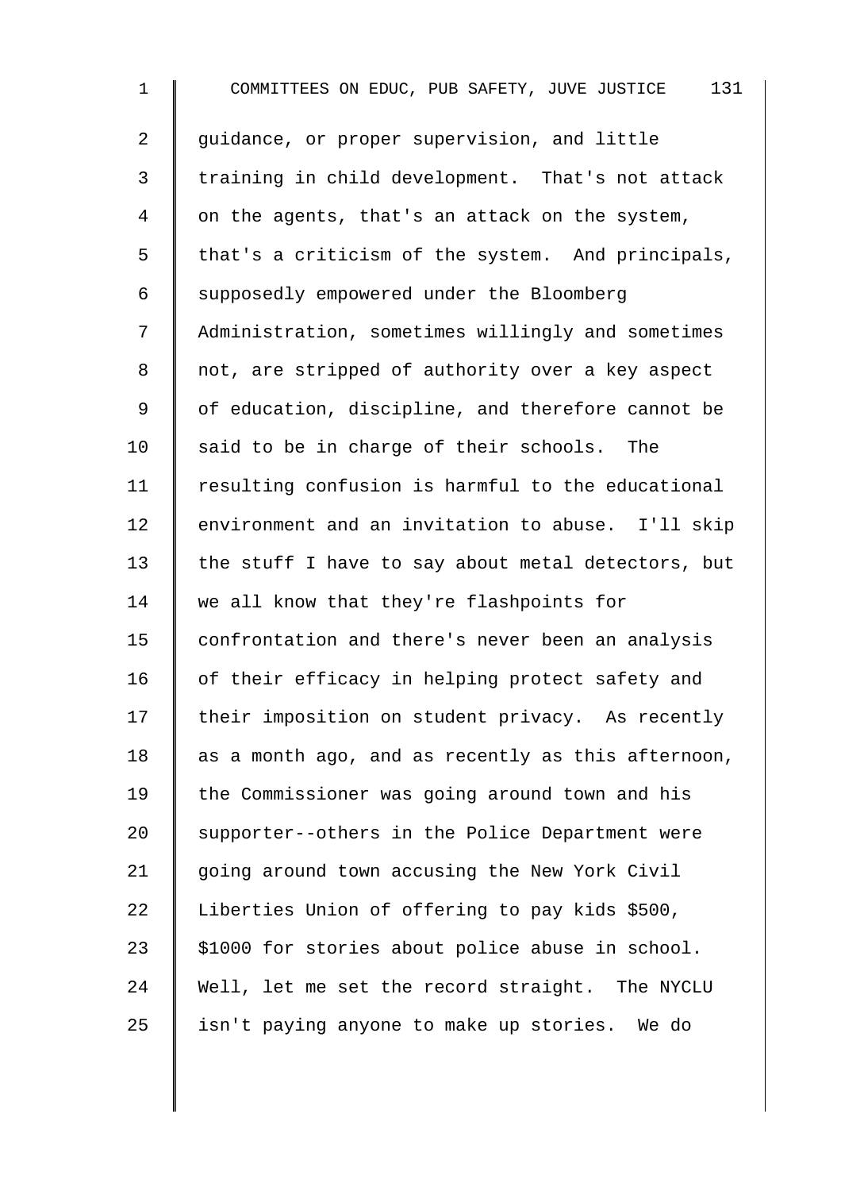guidance, or proper supervision, and little training in child development. That's not attack on the agents, that's an attack on the system, that's a criticism of the system. And principals, supposedly empowered under the Bloomberg Administration, sometimes willingly and sometimes not, are stripped of authority over a key aspect of education, discipline, and therefore cannot be said to be in charge of their schools. The resulting confusion is harmful to the educational environment and an invitation to abuse. I'll skip the stuff I have to say about metal detectors, but we all know that they're flashpoints for confrontation and there's never been an analysis of their efficacy in helping protect safety and their imposition on student privacy. As recently as a month ago, and as recently as this afternoon, the Commissioner was going around town and his supporter--others in the Police Department were going around town accusing the New York Civil Liberties Union of offering to pay kids $500, $1000 for stories about police abuse in school. Well, let me set the record straight. The NYCLU isn't paying anyone to make up stories. We do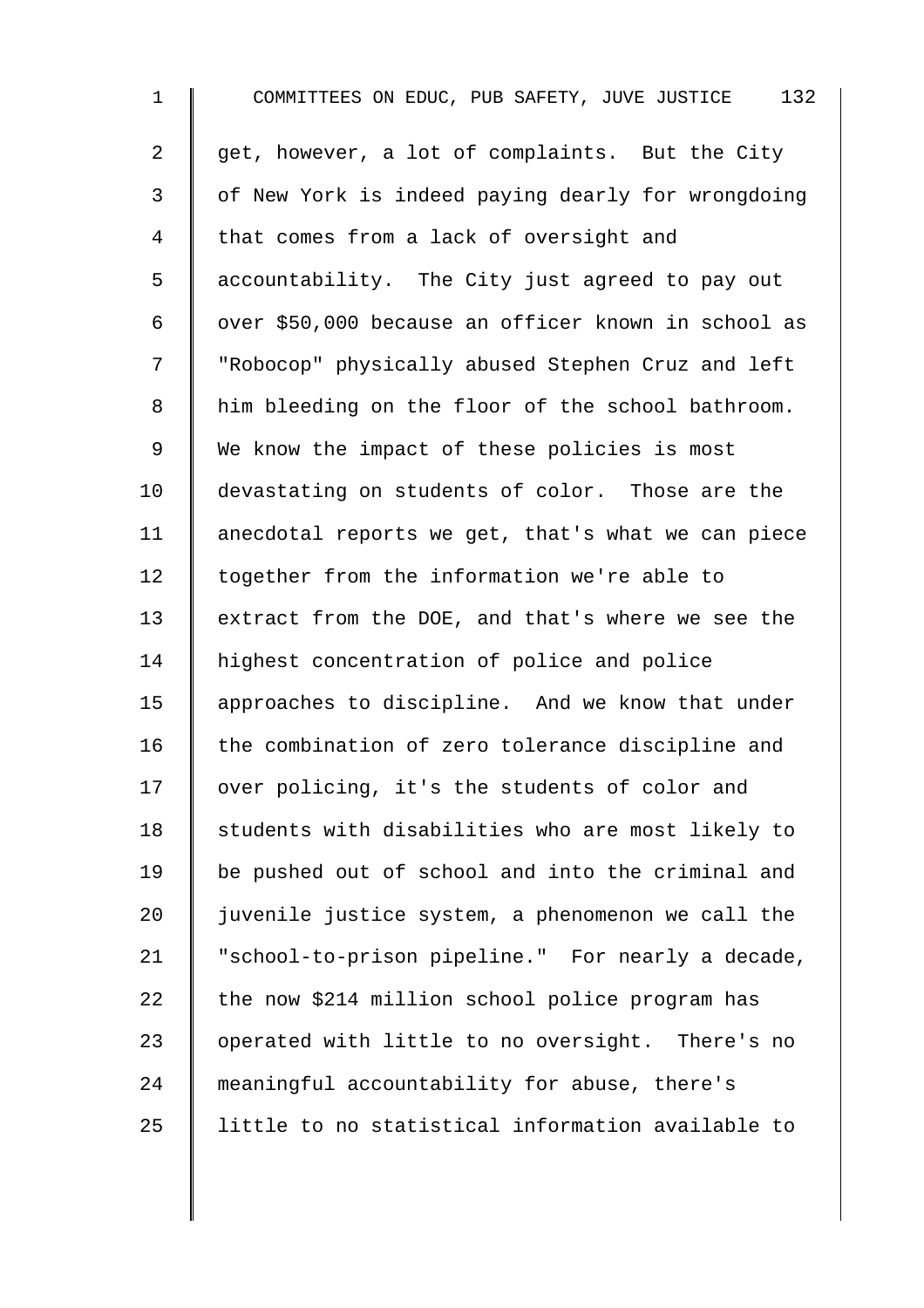get, however, a lot of complaints. But the City of New York is indeed paying dearly for wrongdoing that comes from a lack of oversight and accountability. The City just agreed to pay out over $50,000 because an officer known in school as "Robocop" physically abused Stephen Cruz and left him bleeding on the floor of the school bathroom. We know the impact of these policies is most devastating on students of color. Those are the anecdotal reports we get, that's what we can piece together from the information we're able to extract from the DOE, and that's where we see the highest concentration of police and police approaches to discipline. And we know that under the combination of zero tolerance discipline and over policing, it's the students of color and students with disabilities who are most likely to be pushed out of school and into the criminal and juvenile justice system, a phenomenon we call the "school-to-prison pipeline." For nearly a decade, the now $214 million school police program has operated with little to no oversight. There's no meaningful accountability for abuse, there's little to no statistical information available to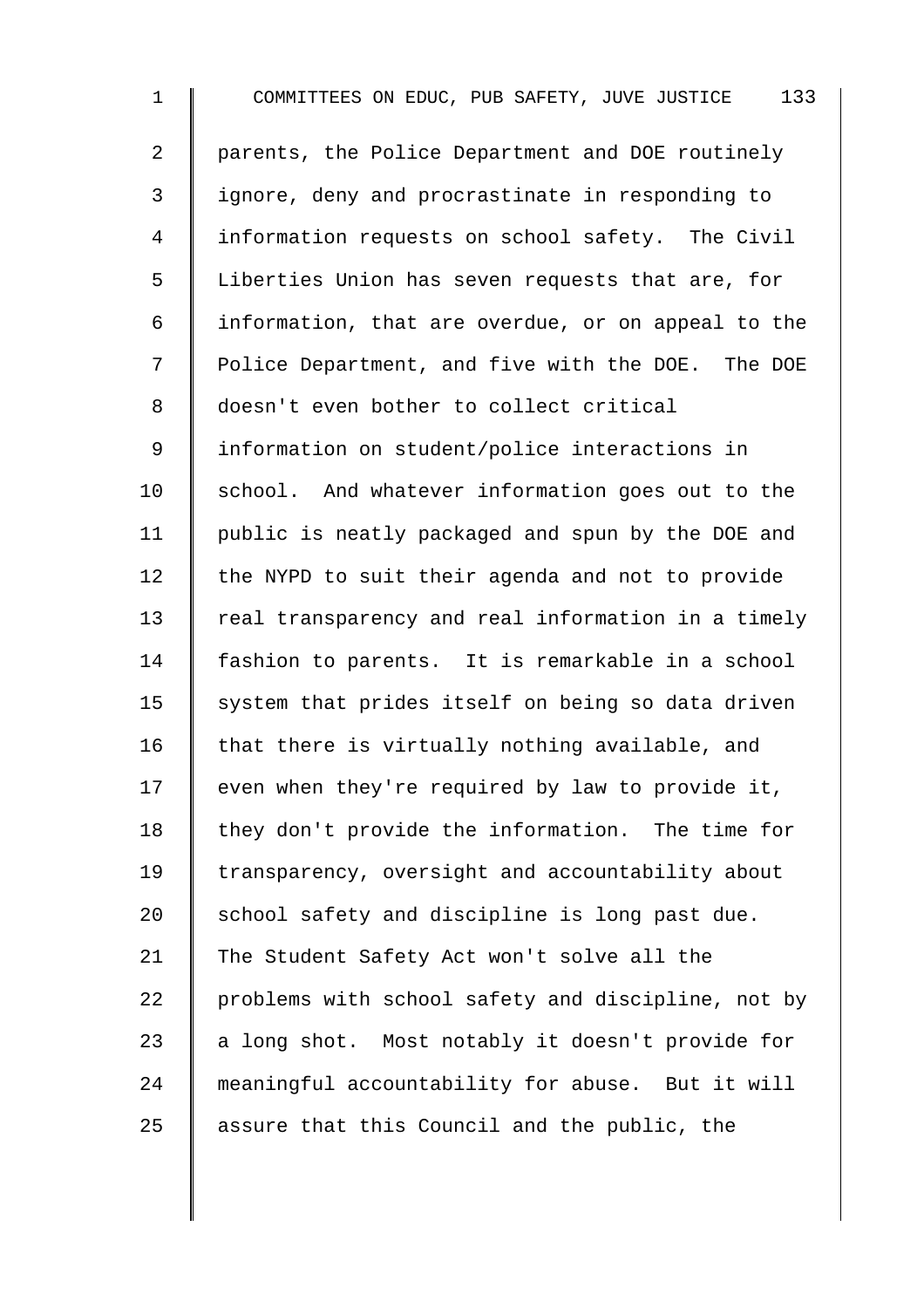parents, the Police Department and DOE routinely ignore, deny and procrastinate in responding to information requests on school safety. The Civil Liberties Union has seven requests that are, for information, that are overdue, or on appeal to the Police Department, and five with the DOE. The DOE doesn't even bother to collect critical information on student/police interactions in school. And whatever information goes out to the public is neatly packaged and spun by the DOE and the NYPD to suit their agenda and not to provide real transparency and real information in a timely fashion to parents. It is remarkable in a school system that prides itself on being so data driven that there is virtually nothing available, and even when they're required by law to provide it, they don't provide the information. The time for transparency, oversight and accountability about school safety and discipline is long past due. The Student Safety Act won't solve all the problems with school safety and discipline, not by a long shot. Most notably it doesn't provide for meaningful accountability for abuse. But it will assure that this Council and the public, the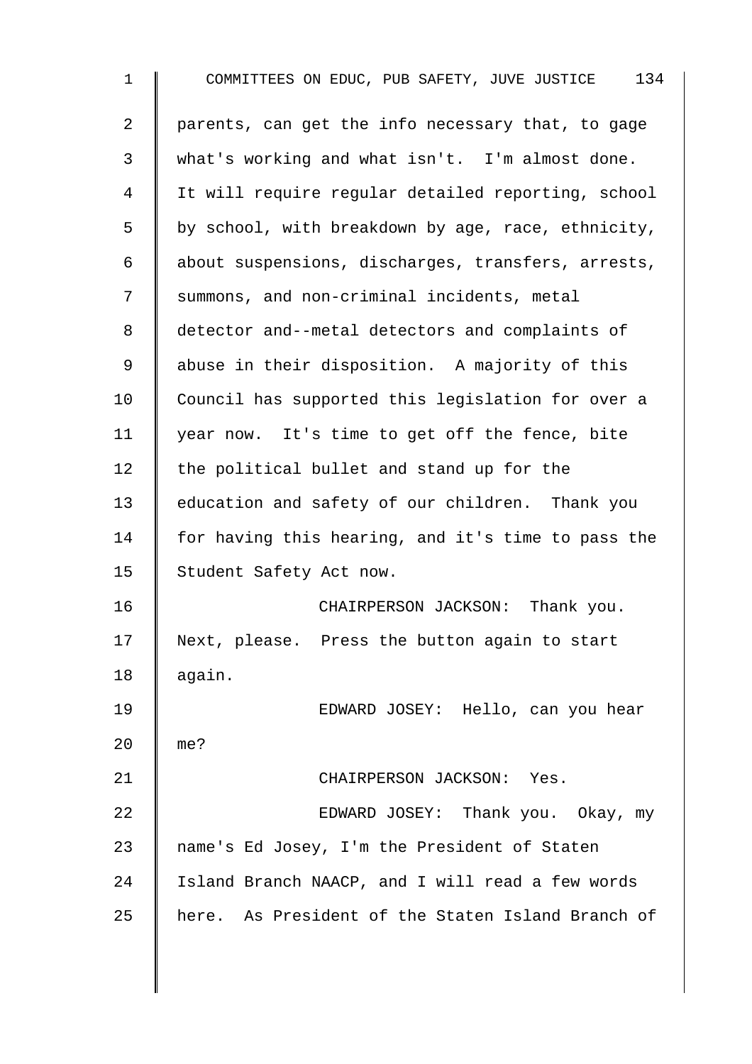parents, can get the info necessary that, to gage what's working and what isn't. I'm almost done. It will require regular detailed reporting, school by school, with breakdown by age, race, ethnicity, about suspensions, discharges, transfers, arrests, summons, and non-criminal incidents, metal detector and--metal detectors and complaints of abuse in their disposition. A majority of this Council has supported this legislation for over a year now. It's time to get off the fence, bite the political bullet and stand up for the education and safety of our children. Thank you for having this hearing, and it's time to pass the Student Safety Act now.

CHAIRPERSON JACKSON: Thank you. Next, please. Press the button again to start again.

EDWARD JOSEY: Hello, can you hear me?

CHAIRPERSON JACKSON: Yes.

EDWARD JOSEY: Thank you. Okay, my name's Ed Josey, I'm the President of Staten Island Branch NAACP, and I will read a few words here. As President of the Staten Island Branch of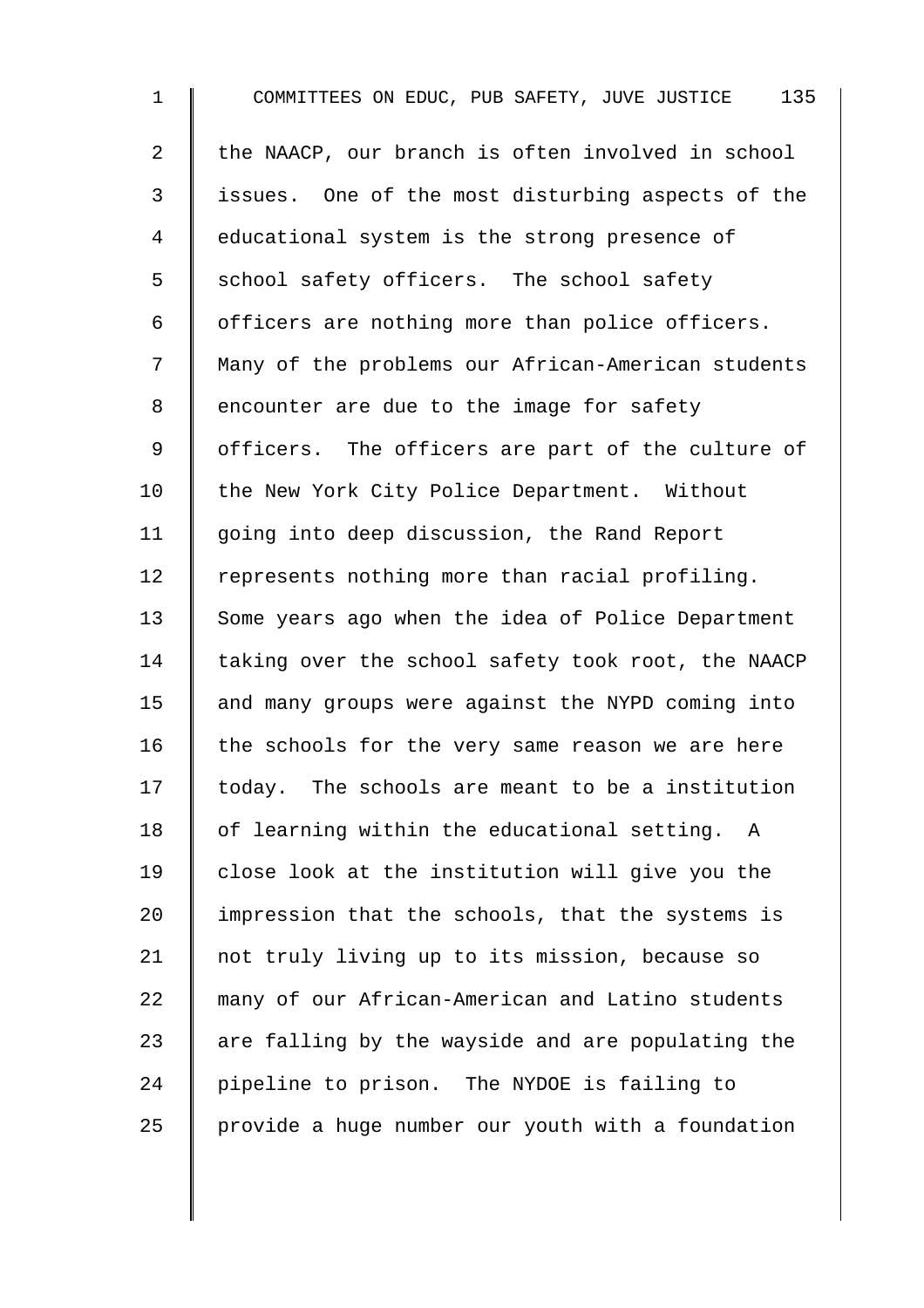the NAACP, our branch is often involved in school issues. One of the most disturbing aspects of the educational system is the strong presence of school safety officers. The school safety officers are nothing more than police officers. Many of the problems our African-American students encounter are due to the image for safety officers. The officers are part of the culture of the New York City Police Department. Without going into deep discussion, the Rand Report represents nothing more than racial profiling. Some years ago when the idea of Police Department taking over the school safety took root, the NAACP and many groups were against the NYPD coming into the schools for the very same reason we are here today. The schools are meant to be a institution of learning within the educational setting. A close look at the institution will give you the impression that the schools, that the systems is not truly living up to its mission, because so many of our African-American and Latino students are falling by the wayside and are populating the pipeline to prison. The NYDOE is failing to provide a huge number our youth with a foundation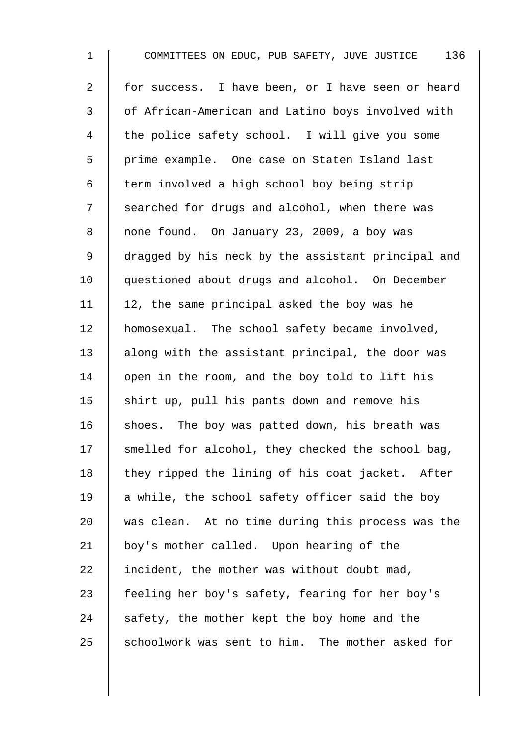for success. I have been, or I have seen or heard of African-American and Latino boys involved with the police safety school. I will give you some prime example. One case on Staten Island last term involved a high school boy being strip searched for drugs and alcohol, when there was none found. On January 23, 2009, a boy was dragged by his neck by the assistant principal and questioned about drugs and alcohol. On December 12, the same principal asked the boy was he homosexual. The school safety became involved, along with the assistant principal, the door was open in the room, and the boy told to lift his shirt up, pull his pants down and remove his shoes. The boy was patted down, his breath was smelled for alcohol, they checked the school bag, they ripped the lining of his coat jacket. After a while, the school safety officer said the boy was clean. At no time during this process was the boy's mother called. Upon hearing of the incident, the mother was without doubt mad, feeling her boy's safety, fearing for her boy's safety, the mother kept the boy home and the schoolwork was sent to him. The mother asked for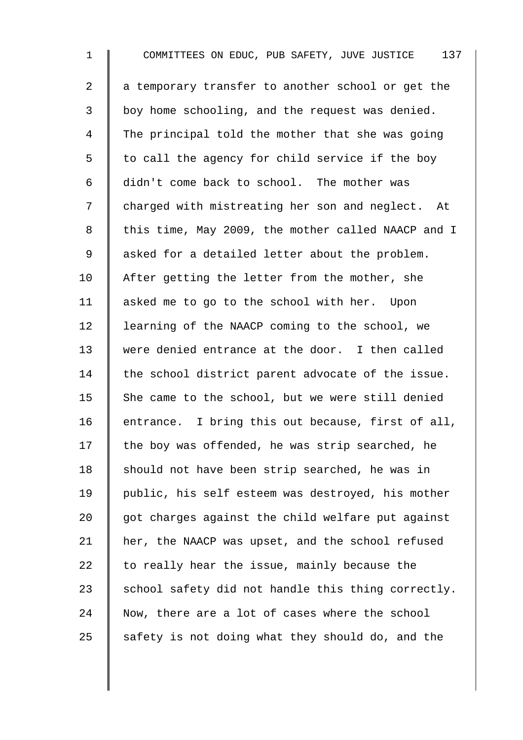a temporary transfer to another school or get the boy home schooling, and the request was denied. The principal told the mother that she was going to call the agency for child service if the boy didn't come back to school. The mother was charged with mistreating her son and neglect. At this time, May 2009, the mother called NAACP and I asked for a detailed letter about the problem. After getting the letter from the mother, she asked me to go to the school with her. Upon learning of the NAACP coming to the school, we were denied entrance at the door. I then called the school district parent advocate of the issue. She came to the school, but we were still denied entrance. I bring this out because, first of all, the boy was offended, he was strip searched, he should not have been strip searched, he was in public, his self esteem was destroyed, his mother got charges against the child welfare put against her, the NAACP was upset, and the school refused to really hear the issue, mainly because the school safety did not handle this thing correctly. Now, there are a lot of cases where the school safety is not doing what they should do, and the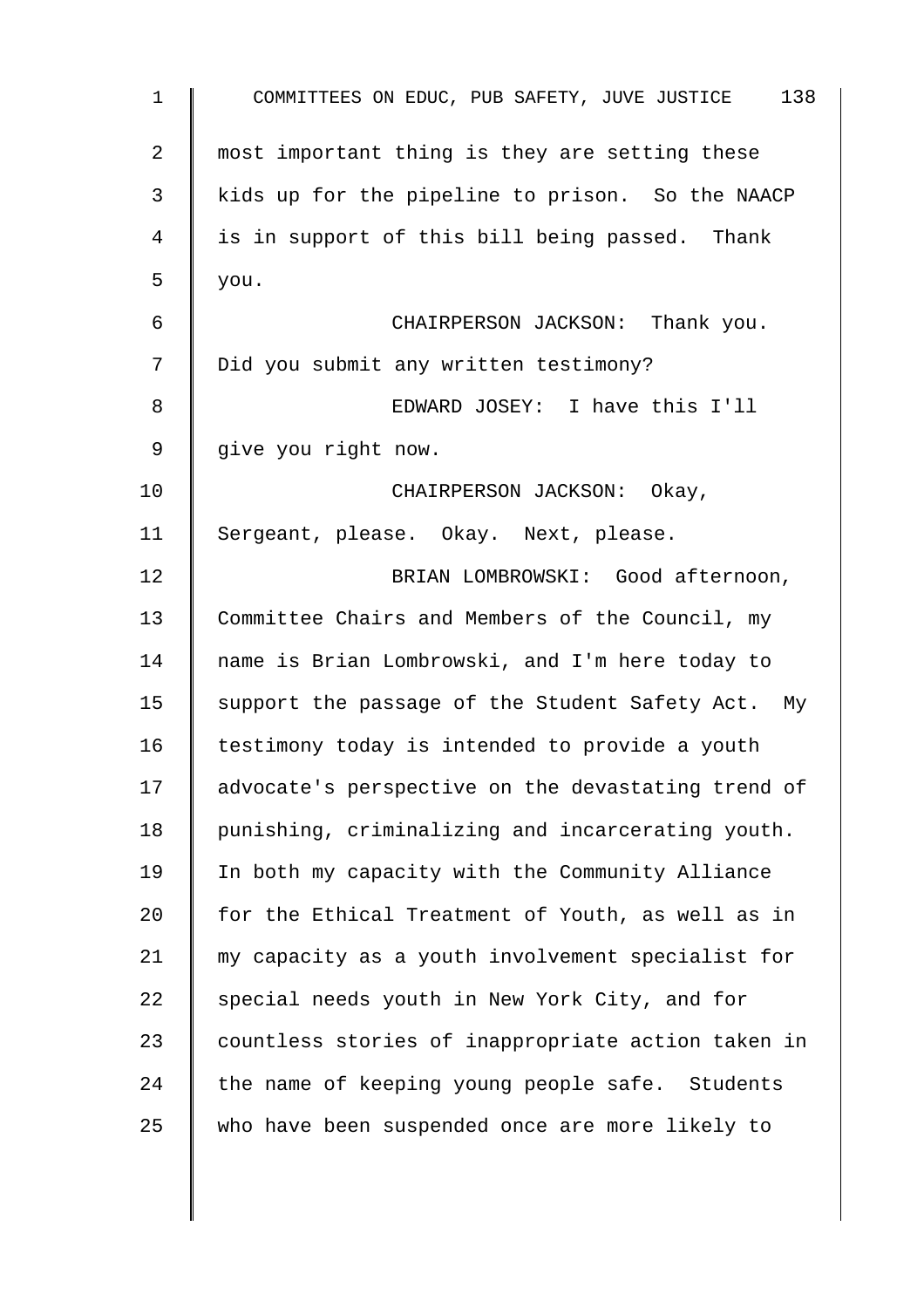most important thing is they are setting these kids up for the pipeline to prison. So the NAACP is in support of this bill being passed. Thank you.

CHAIRPERSON JACKSON: Thank you. Did you submit any written testimony?

EDWARD JOSEY: I have this I'll give you right now.

CHAIRPERSON JACKSON: Okay, Sergeant, please. Okay. Next, please.

BRIAN LOMBROWSKI: Good afternoon, Committee Chairs and Members of the Council, my name is Brian Lombrowski, and I'm here today to support the passage of the Student Safety Act. My testimony today is intended to provide a youth advocate's perspective on the devastating trend of punishing, criminalizing and incarcerating youth. In both my capacity with the Community Alliance for the Ethical Treatment of Youth, as well as in my capacity as a youth involvement specialist for special needs youth in New York City, and for countless stories of inappropriate action taken in the name of keeping young people safe. Students who have been suspended once are more likely to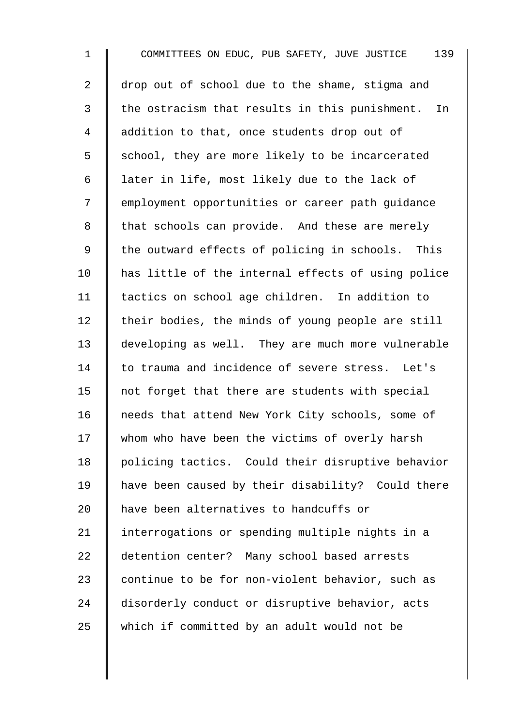drop out of school due to the shame, stigma and the ostracism that results in this punishment. In addition to that, once students drop out of school, they are more likely to be incarcerated later in life, most likely due to the lack of employment opportunities or career path guidance that schools can provide. And these are merely the outward effects of policing in schools. This has little of the internal effects of using police tactics on school age children. In addition to their bodies, the minds of young people are still developing as well. They are much more vulnerable to trauma and incidence of severe stress. Let's not forget that there are students with special needs that attend New York City schools, some of whom who have been the victims of overly harsh policing tactics. Could their disruptive behavior have been caused by their disability? Could there have been alternatives to handcuffs or interrogations or spending multiple nights in a detention center? Many school based arrests continue to be for non-violent behavior, such as disorderly conduct or disruptive behavior, acts which if committed by an adult would not be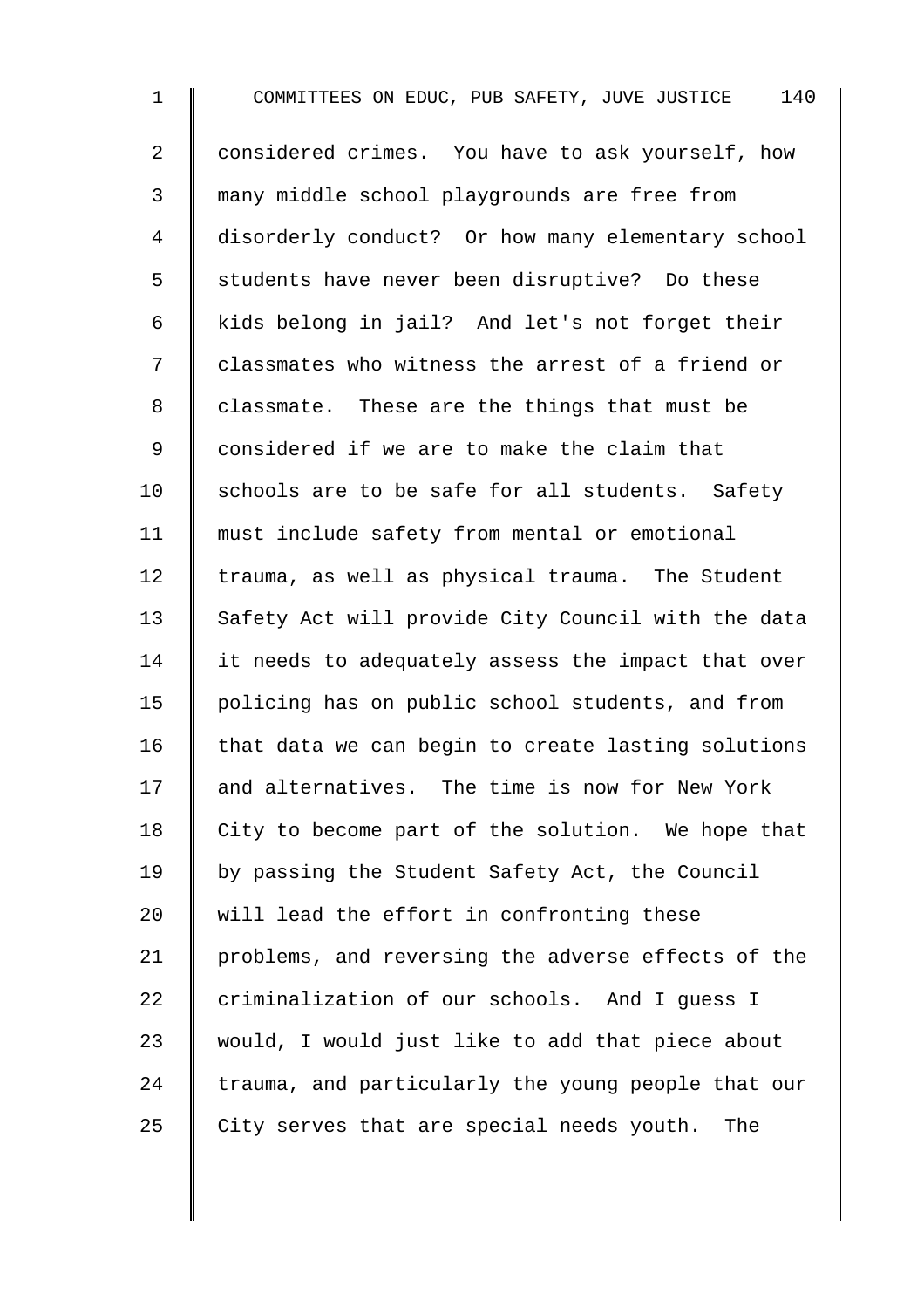considered crimes. You have to ask yourself, how many middle school playgrounds are free from disorderly conduct? Or how many elementary school students have never been disruptive? Do these kids belong in jail? And let's not forget their classmates who witness the arrest of a friend or classmate. These are the things that must be considered if we are to make the claim that schools are to be safe for all students. Safety must include safety from mental or emotional trauma, as well as physical trauma. The Student Safety Act will provide City Council with the data it needs to adequately assess the impact that over policing has on public school students, and from that data we can begin to create lasting solutions and alternatives. The time is now for New York City to become part of the solution. We hope that by passing the Student Safety Act, the Council will lead the effort in confronting these problems, and reversing the adverse effects of the criminalization of our schools. And I guess I would, I would just like to add that piece about trauma, and particularly the young people that our City serves that are special needs youth. The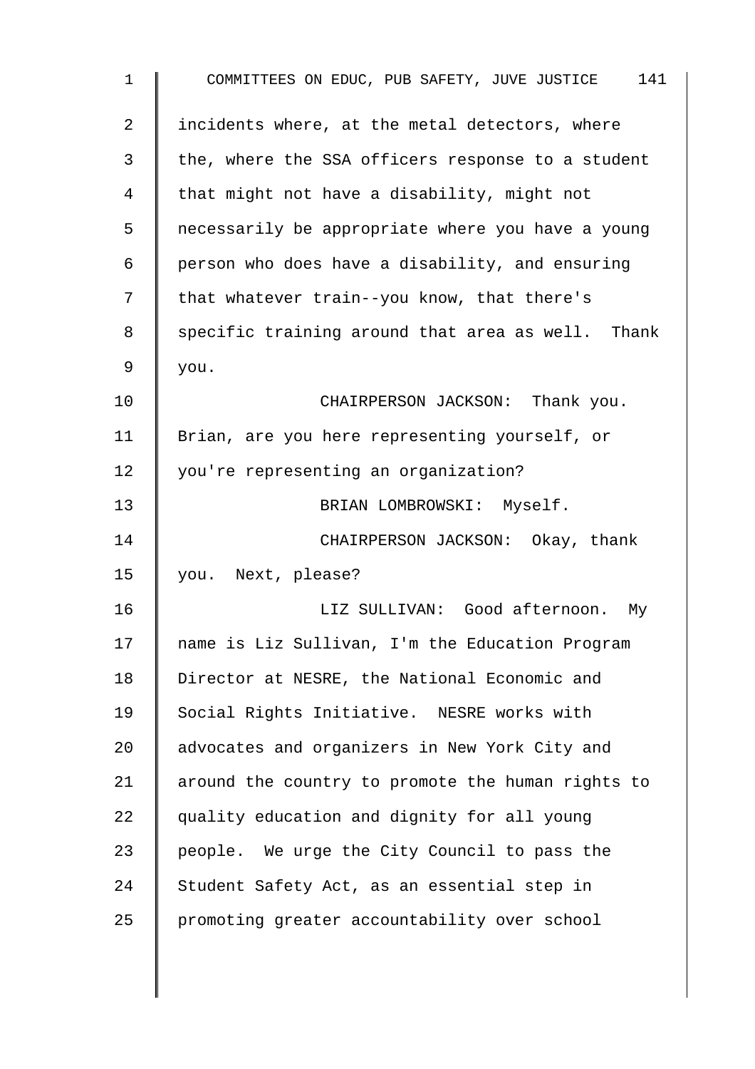incidents where, at the metal detectors, where the, where the SSA officers response to a student that might not have a disability, might not necessarily be appropriate where you have a young person who does have a disability, and ensuring that whatever train--you know, that there's specific training around that area as well. Thank you.

CHAIRPERSON JACKSON: Thank you. Brian, are you here representing yourself, or you're representing an organization?

BRIAN LOMBROWSKI: Myself.

CHAIRPERSON JACKSON: Okay, thank you. Next, please?

LIZ SULLIVAN: Good afternoon. My name is Liz Sullivan, I'm the Education Program Director at NESRE, the National Economic and Social Rights Initiative. NESRE works with advocates and organizers in New York City and around the country to promote the human rights to quality education and dignity for all young people. We urge the City Council to pass the Student Safety Act, as an essential step in promoting greater accountability over school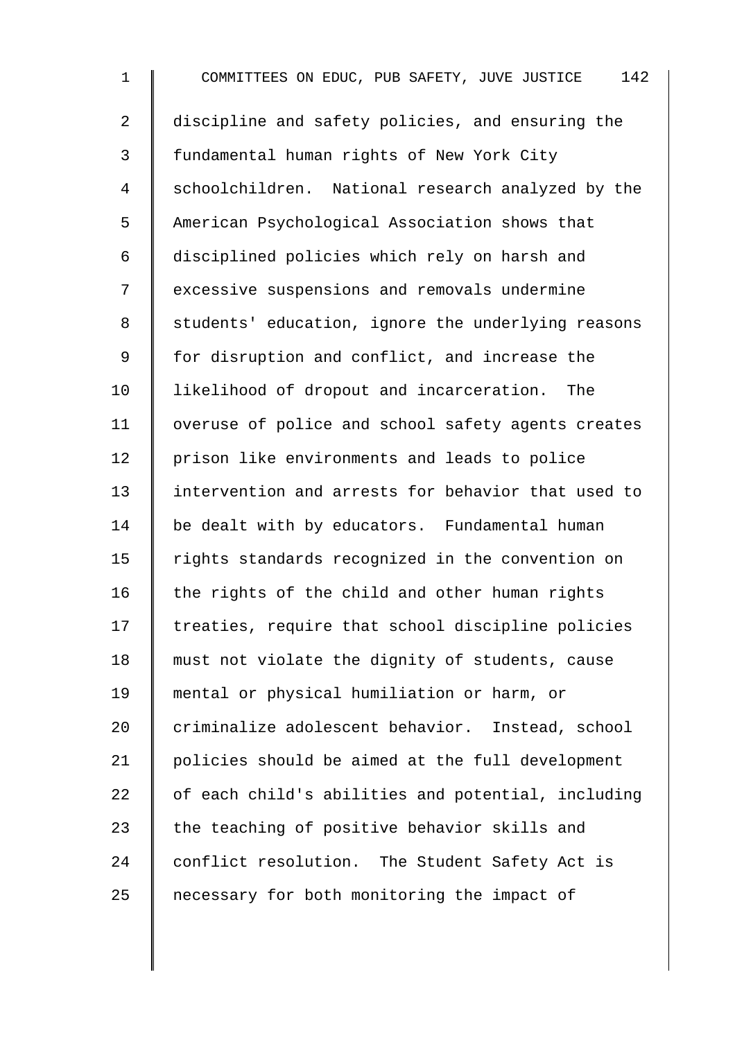discipline and safety policies, and ensuring the fundamental human rights of New York City schoolchildren. National research analyzed by the American Psychological Association shows that disciplined policies which rely on harsh and excessive suspensions and removals undermine students' education, ignore the underlying reasons for disruption and conflict, and increase the likelihood of dropout and incarceration. The overuse of police and school safety agents creates prison like environments and leads to police intervention and arrests for behavior that used to be dealt with by educators. Fundamental human rights standards recognized in the convention on the rights of the child and other human rights treaties, require that school discipline policies must not violate the dignity of students, cause mental or physical humiliation or harm, or criminalize adolescent behavior. Instead, school policies should be aimed at the full development of each child's abilities and potential, including the teaching of positive behavior skills and conflict resolution. The Student Safety Act is necessary for both monitoring the impact of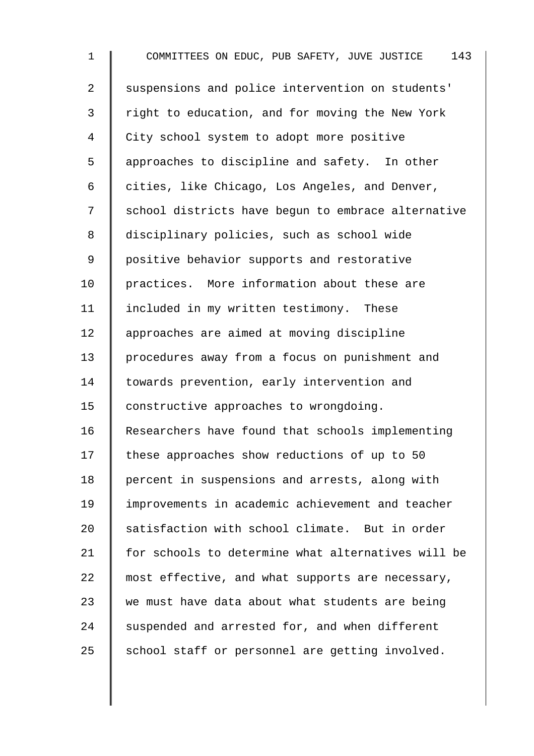suspensions and police intervention on students' right to education, and for moving the New York City school system to adopt more positive approaches to discipline and safety. In other cities, like Chicago, Los Angeles, and Denver, school districts have begun to embrace alternative disciplinary policies, such as school wide positive behavior supports and restorative practices. More information about these are included in my written testimony. These approaches are aimed at moving discipline procedures away from a focus on punishment and towards prevention, early intervention and constructive approaches to wrongdoing. Researchers have found that schools implementing these approaches show reductions of up to 50 percent in suspensions and arrests, along with improvements in academic achievement and teacher satisfaction with school climate. But in order for schools to determine what alternatives will be most effective, and what supports are necessary, we must have data about what students are being suspended and arrested for, and when different school staff or personnel are getting involved.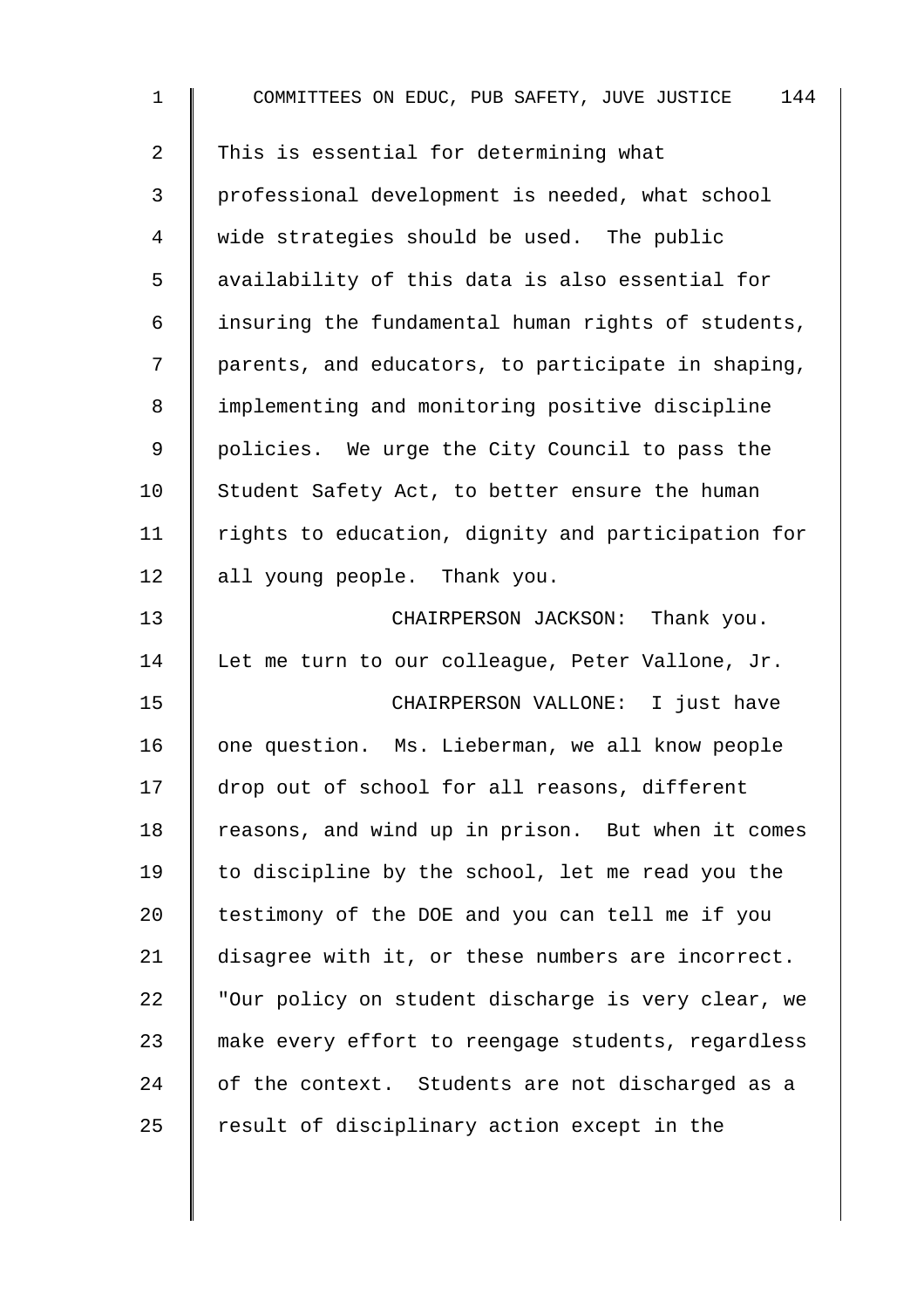This is essential for determining what professional development is needed, what school wide strategies should be used. The public availability of this data is also essential for insuring the fundamental human rights of students, parents, and educators, to participate in shaping, implementing and monitoring positive discipline policies. We urge the City Council to pass the Student Safety Act, to better ensure the human rights to education, dignity and participation for all young people. Thank you.

CHAIRPERSON JACKSON: Thank you. Let me turn to our colleague, Peter Vallone, Jr.

CHAIRPERSON VALLONE: I just have one question. Ms. Lieberman, we all know people drop out of school for all reasons, different reasons, and wind up in prison. But when it comes to discipline by the school, let me read you the testimony of the DOE and you can tell me if you disagree with it, or these numbers are incorrect. "Our policy on student discharge is very clear, we make every effort to reengage students, regardless of the context. Students are not discharged as a result of disciplinary action except in the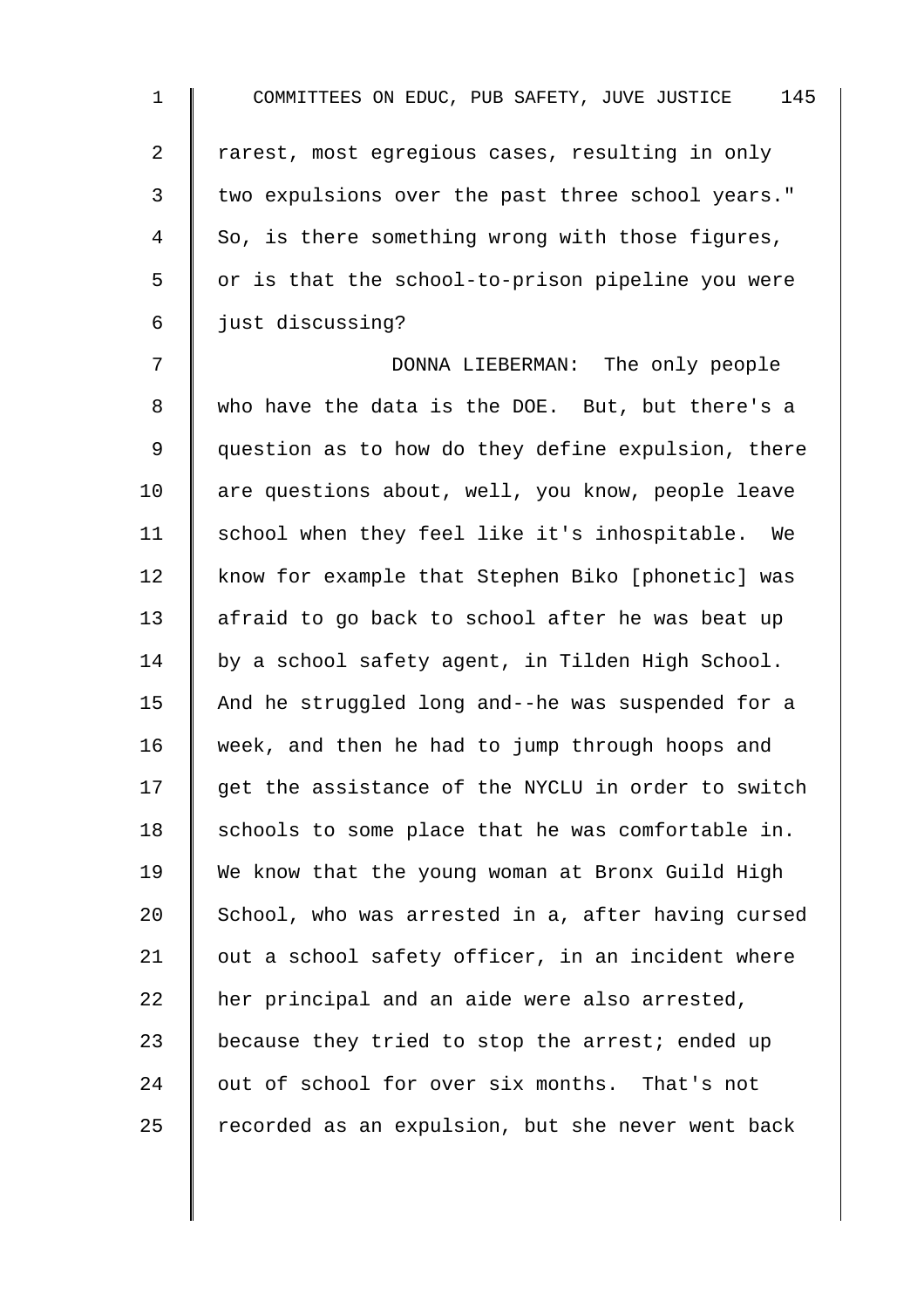rarest, most egregious cases, resulting in only two expulsions over the past three school years." So, is there something wrong with those figures, or is that the school-to-prison pipeline you were just discussing?

DONNA LIEBERMAN: The only people who have the data is the DOE. But, but there's a question as to how do they define expulsion, there are questions about, well, you know, people leave school when they feel like it's inhospitable. We know for example that Stephen Biko [phonetic] was afraid to go back to school after he was beat up by a school safety agent, in Tilden High School. And he struggled long and--he was suspended for a week, and then he had to jump through hoops and get the assistance of the NYCLU in order to switch schools to some place that he was comfortable in. We know that the young woman at Bronx Guild High School, who was arrested in a, after having cursed out a school safety officer, in an incident where her principal and an aide were also arrested, because they tried to stop the arrest; ended up out of school for over six months. That's not recorded as an expulsion, but she never went back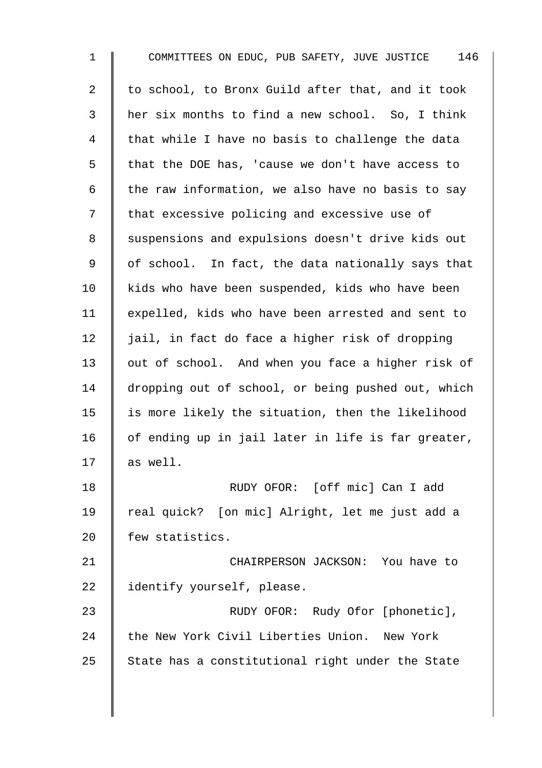to school, to Bronx Guild after that, and it took her six months to find a new school. So, I think that while I have no basis to challenge the data that the DOE has, 'cause we don't have access to the raw information, we also have no basis to say that excessive policing and excessive use of suspensions and expulsions doesn't drive kids out of school. In fact, the data nationally says that kids who have been suspended, kids who have been expelled, kids who have been arrested and sent to jail, in fact do face a higher risk of dropping out of school. And when you face a higher risk of dropping out of school, or being pushed out, which is more likely the situation, then the likelihood of ending up in jail later in life is far greater, as well.

RUDY OFOR: [off mic] Can I add real quick? [on mic] Alright, let me just add a few statistics.

CHAIRPERSON JACKSON: You have to identify yourself, please.

RUDY OFOR: Rudy Ofor [phonetic], the New York Civil Liberties Union. New York State has a constitutional right under the State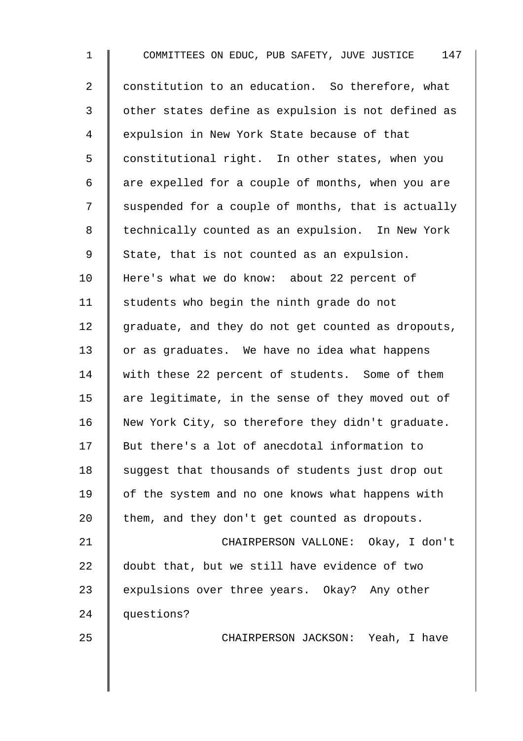constitution to an education. So therefore, what other states define as expulsion is not defined as expulsion in New York State because of that constitutional right. In other states, when you are expelled for a couple of months, when you are suspended for a couple of months, that is actually technically counted as an expulsion. In New York State, that is not counted as an expulsion. Here's what we do know: about 22 percent of students who begin the ninth grade do not graduate, and they do not get counted as dropouts, or as graduates. We have no idea what happens with these 22 percent of students. Some of them are legitimate, in the sense of they moved out of New York City, so therefore they didn't graduate. But there's a lot of anecdotal information to suggest that thousands of students just drop out of the system and no one knows what happens with them, and they don't get counted as dropouts.

CHAIRPERSON VALLONE: Okay, I don't doubt that, but we still have evidence of two expulsions over three years. Okay? Any other questions?

CHAIRPERSON JACKSON: Yeah, I have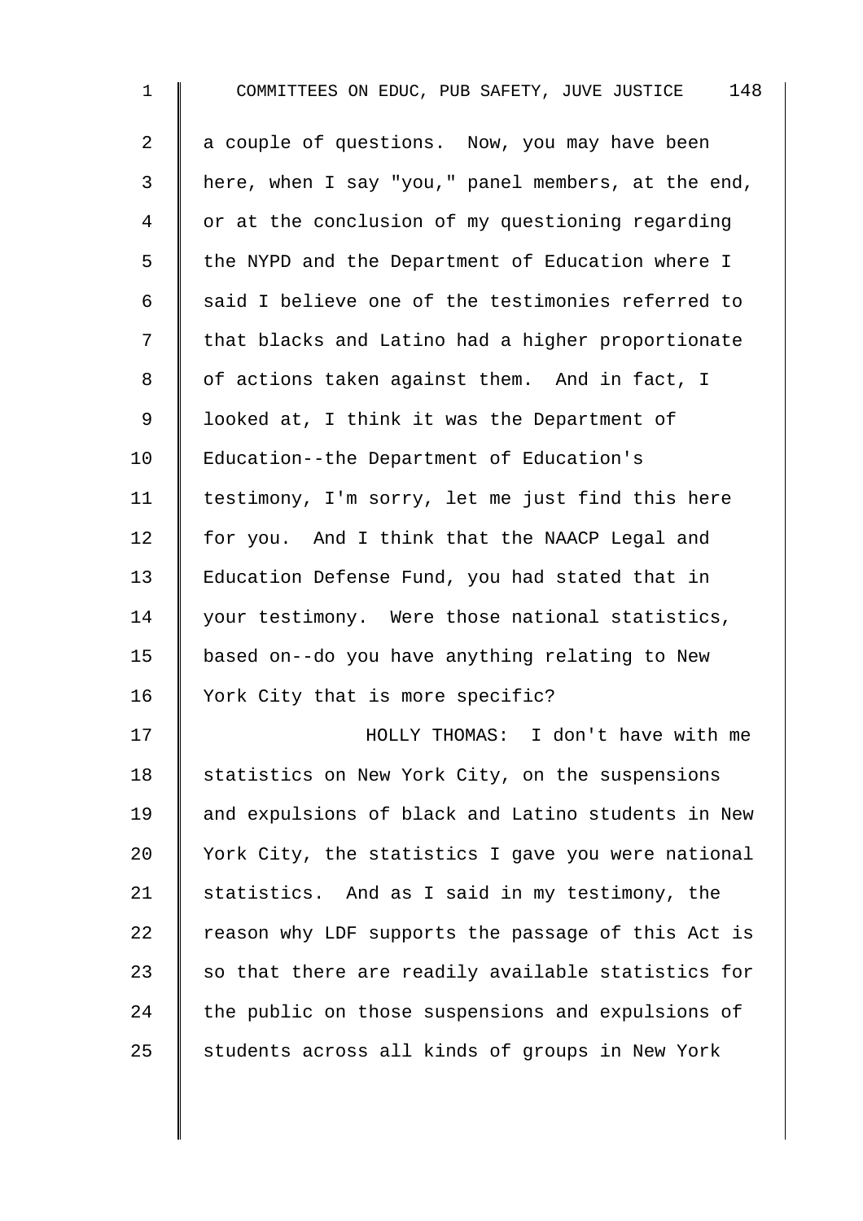a couple of questions. Now, you may have been here, when I say "you," panel members, at the end, or at the conclusion of my questioning regarding the NYPD and the Department of Education where I said I believe one of the testimonies referred to that blacks and Latino had a higher proportionate of actions taken against them. And in fact, I looked at, I think it was the Department of Education--the Department of Education's testimony, I'm sorry, let me just find this here for you. And I think that the NAACP Legal and Education Defense Fund, you had stated that in your testimony. Were those national statistics, based on--do you have anything relating to New York City that is more specific?

HOLLY THOMAS: I don't have with me statistics on New York City, on the suspensions and expulsions of black and Latino students in New York City, the statistics I gave you were national statistics. And as I said in my testimony, the reason why LDF supports the passage of this Act is so that there are readily available statistics for the public on those suspensions and expulsions of students across all kinds of groups in New York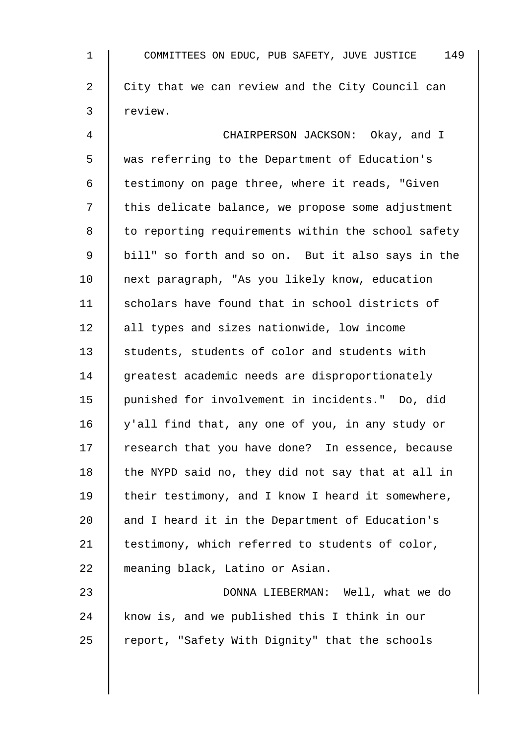City that we can review and the City Council can review.

CHAIRPERSON JACKSON: Okay, and I was referring to the Department of Education's testimony on page three, where it reads, "Given this delicate balance, we propose some adjustment to reporting requirements within the school safety bill" so forth and so on. But it also says in the next paragraph, "As you likely know, education scholars have found that in school districts of all types and sizes nationwide, low income students, students of color and students with greatest academic needs are disproportionately punished for involvement in incidents." Do, did y'all find that, any one of you, in any study or research that you have done? In essence, because the NYPD said no, they did not say that at all in their testimony, and I know I heard it somewhere, and I heard it in the Department of Education's testimony, which referred to students of color, meaning black, Latino or Asian.

DONNA LIEBERMAN: Well, what we do know is, and we published this I think in our report, "Safety With Dignity" that the schools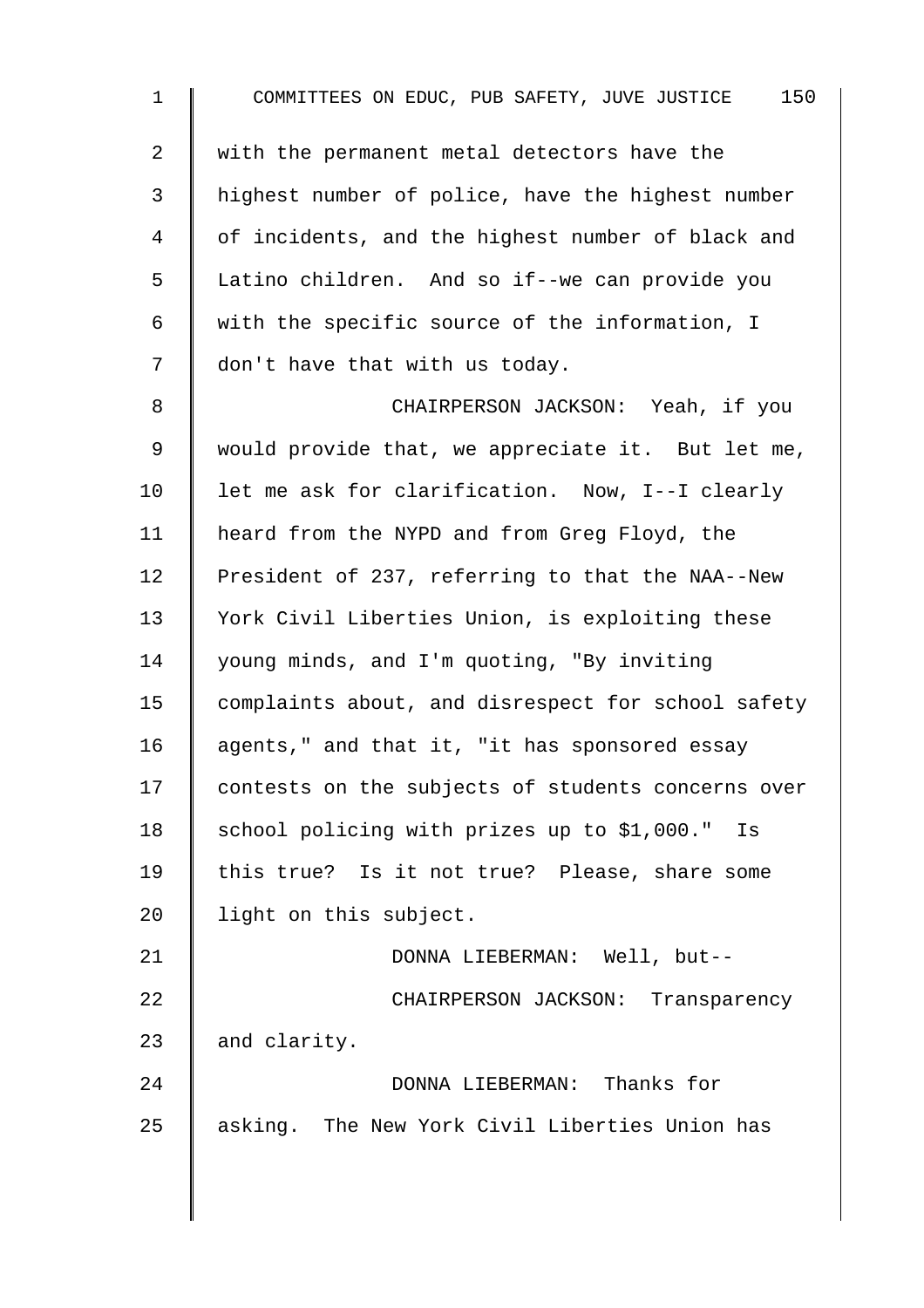with the permanent metal detectors have the highest number of police, have the highest number of incidents, and the highest number of black and Latino children. And so if--we can provide you with the specific source of the information, I don't have that with us today.

CHAIRPERSON JACKSON: Yeah, if you would provide that, we appreciate it. But let me, let me ask for clarification. Now, I--I clearly heard from the NYPD and from Greg Floyd, the President of 237, referring to that the NAA--New York Civil Liberties Union, is exploiting these young minds, and I'm quoting, "By inviting complaints about, and disrespect for school safety agents," and that it, "it has sponsored essay contests on the subjects of students concerns over school policing with prizes up to $1,000." Is this true? Is it not true? Please, share some light on this subject.

DONNA LIEBERMAN: Well, but--

CHAIRPERSON JACKSON: Transparency and clarity.

DONNA LIEBERMAN: Thanks for asking. The New York Civil Liberties Union has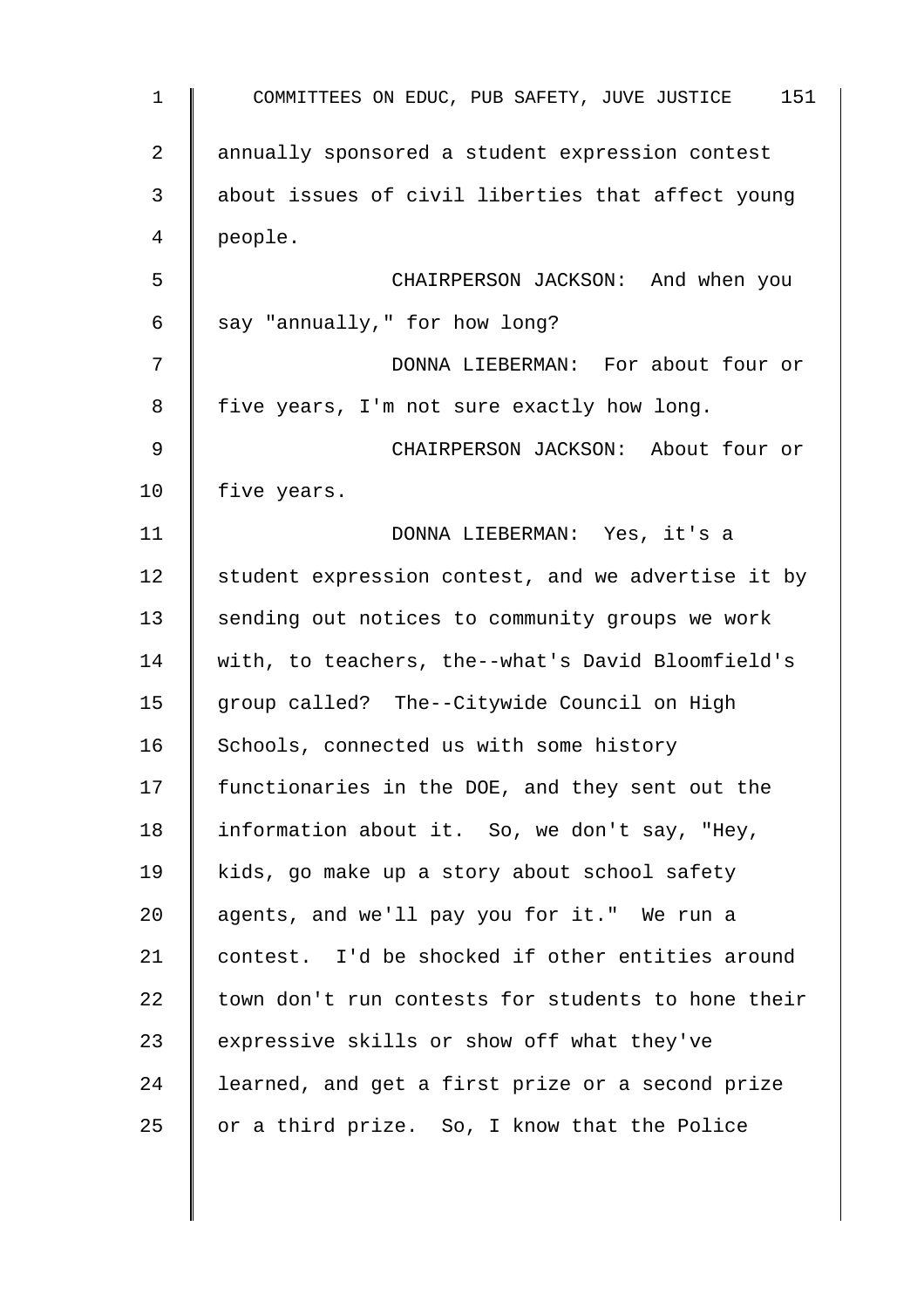annually sponsored a student expression contest about issues of civil liberties that affect young people.

CHAIRPERSON JACKSON: And when you say "annually," for how long?

DONNA LIEBERMAN: For about four or five years, I'm not sure exactly how long.

CHAIRPERSON JACKSON: About four or five years.

DONNA LIEBERMAN: Yes, it's a student expression contest, and we advertise it by sending out notices to community groups we work with, to teachers, the--what's David Bloomfield's group called? The--Citywide Council on High Schools, connected us with some history functionaries in the DOE, and they sent out the information about it. So, we don't say, "Hey, kids, go make up a story about school safety agents, and we'll pay you for it." We run a contest. I'd be shocked if other entities around town don't run contests for students to hone their expressive skills or show off what they've learned, and get a first prize or a second prize or a third prize. So, I know that the Police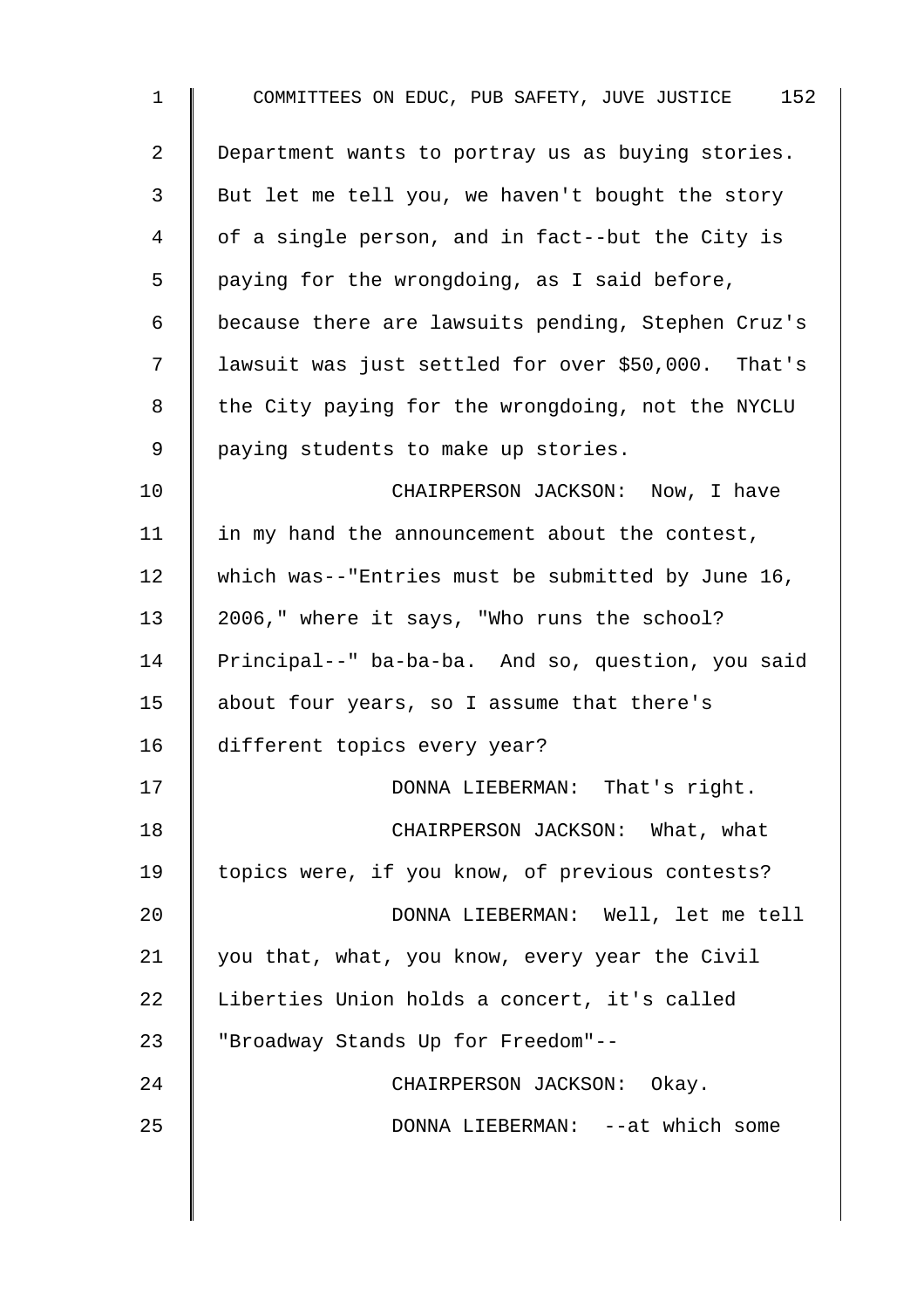Department wants to portray us as buying stories. But let me tell you, we haven't bought the story of a single person, and in fact--but the City is paying for the wrongdoing, as I said before, because there are lawsuits pending, Stephen Cruz's lawsuit was just settled for over $50,000. That's the City paying for the wrongdoing, not the NYCLU paying students to make up stories.

CHAIRPERSON JACKSON: Now, I have in my hand the announcement about the contest, which was--"Entries must be submitted by June 16, 2006," where it says, "Who runs the school? Principal--" ba-ba-ba. And so, question, you said about four years, so I assume that there's different topics every year?

DONNA LIEBERMAN: That's right.

CHAIRPERSON JACKSON: What, what topics were, if you know, of previous contests?

DONNA LIEBERMAN: Well, let me tell you that, what, you know, every year the Civil Liberties Union holds a concert, it's called "Broadway Stands Up for Freedom"--

CHAIRPERSON JACKSON: Okay.

DONNA LIEBERMAN: --at which some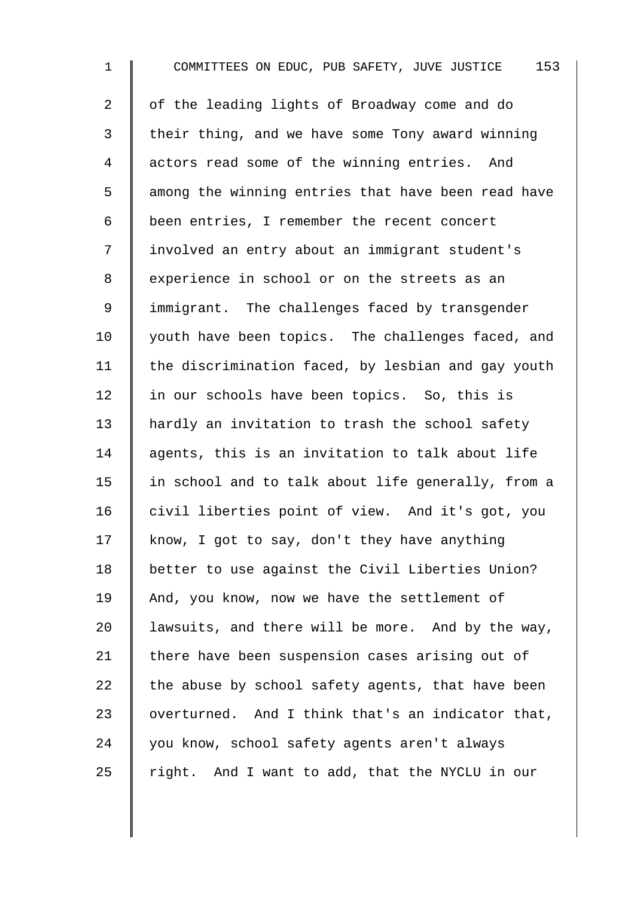of the leading lights of Broadway come and do their thing, and we have some Tony award winning actors read some of the winning entries. And among the winning entries that have been read have been entries, I remember the recent concert involved an entry about an immigrant student's experience in school or on the streets as an immigrant. The challenges faced by transgender youth have been topics. The challenges faced, and the discrimination faced, by lesbian and gay youth in our schools have been topics. So, this is hardly an invitation to trash the school safety agents, this is an invitation to talk about life in school and to talk about life generally, from a civil liberties point of view. And it's got, you know, I got to say, don't they have anything better to use against the Civil Liberties Union? And, you know, now we have the settlement of lawsuits, and there will be more. And by the way, there have been suspension cases arising out of the abuse by school safety agents, that have been overturned. And I think that's an indicator that, you know, school safety agents aren't always right. And I want to add, that the NYCLU in our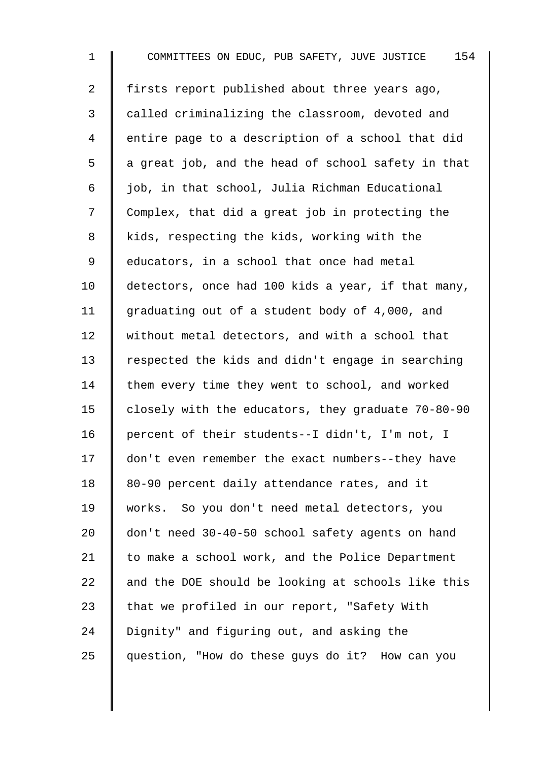firsts report published about three years ago, called criminalizing the classroom, devoted and entire page to a description of a school that did a great job, and the head of school safety in that job, in that school, Julia Richman Educational Complex, that did a great job in protecting the kids, respecting the kids, working with the educators, in a school that once had metal detectors, once had 100 kids a year, if that many, graduating out of a student body of 4,000, and without metal detectors, and with a school that respected the kids and didn't engage in searching them every time they went to school, and worked closely with the educators, they graduate 70-80-90 percent of their students--I didn't, I'm not, I don't even remember the exact numbers--they have 80-90 percent daily attendance rates, and it works. So you don't need metal detectors, you don't need 30-40-50 school safety agents on hand to make a school work, and the Police Department and the DOE should be looking at schools like this that we profiled in our report, "Safety With Dignity" and figuring out, and asking the question, "How do these guys do it? How can you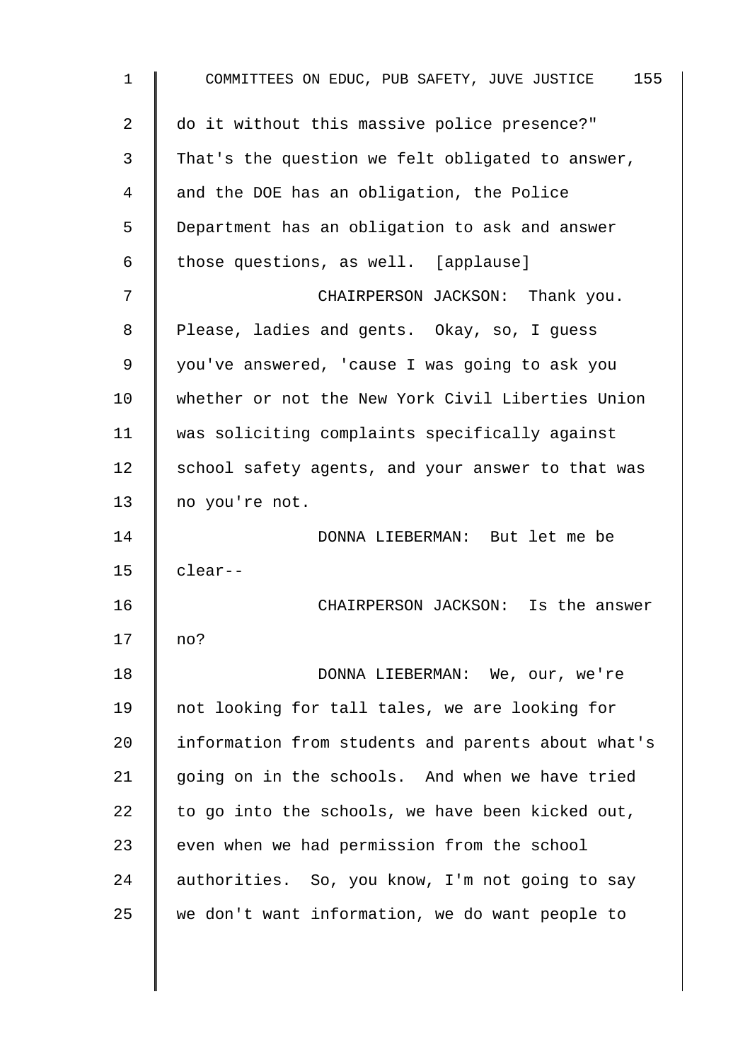do it without this massive police presence?" That's the question we felt obligated to answer, and the DOE has an obligation, the Police Department has an obligation to ask and answer those questions, as well. [applause]

CHAIRPERSON JACKSON: Thank you. Please, ladies and gents. Okay, so, I guess you've answered, 'cause I was going to ask you whether or not the New York Civil Liberties Union was soliciting complaints specifically against school safety agents, and your answer to that was no you're not.

DONNA LIEBERMAN: But let me be clear--

CHAIRPERSON JACKSON: Is the answer no?

DONNA LIEBERMAN: We, our, we're not looking for tall tales, we are looking for information from students and parents about what's going on in the schools. And when we have tried to go into the schools, we have been kicked out, even when we had permission from the school authorities. So, you know, I'm not going to say we don't want information, we do want people to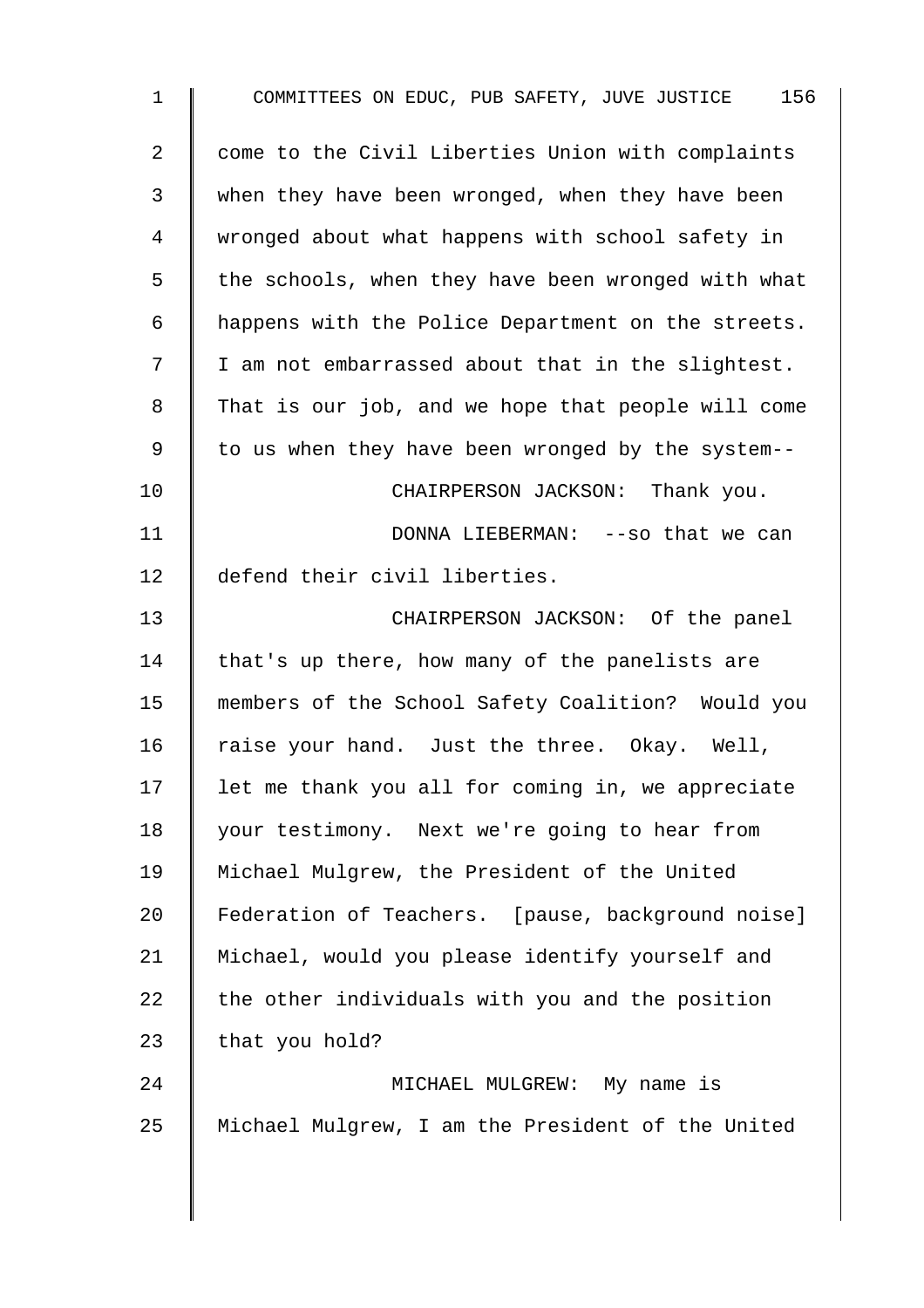come to the Civil Liberties Union with complaints when they have been wronged, when they have been wronged about what happens with school safety in the schools, when they have been wronged with what happens with the Police Department on the streets. I am not embarrassed about that in the slightest. That is our job, and we hope that people will come to us when they have been wronged by the system--

CHAIRPERSON JACKSON: Thank you.

DONNA LIEBERMAN: --so that we can defend their civil liberties.

CHAIRPERSON JACKSON: Of the panel that's up there, how many of the panelists are members of the School Safety Coalition? Would you raise your hand. Just the three. Okay. Well, let me thank you all for coming in, we appreciate your testimony. Next we're going to hear from Michael Mulgrew, the President of the United Federation of Teachers. [pause, background noise] Michael, would you please identify yourself and the other individuals with you and the position that you hold?

MICHAEL MULGREW: My name is Michael Mulgrew, I am the President of the United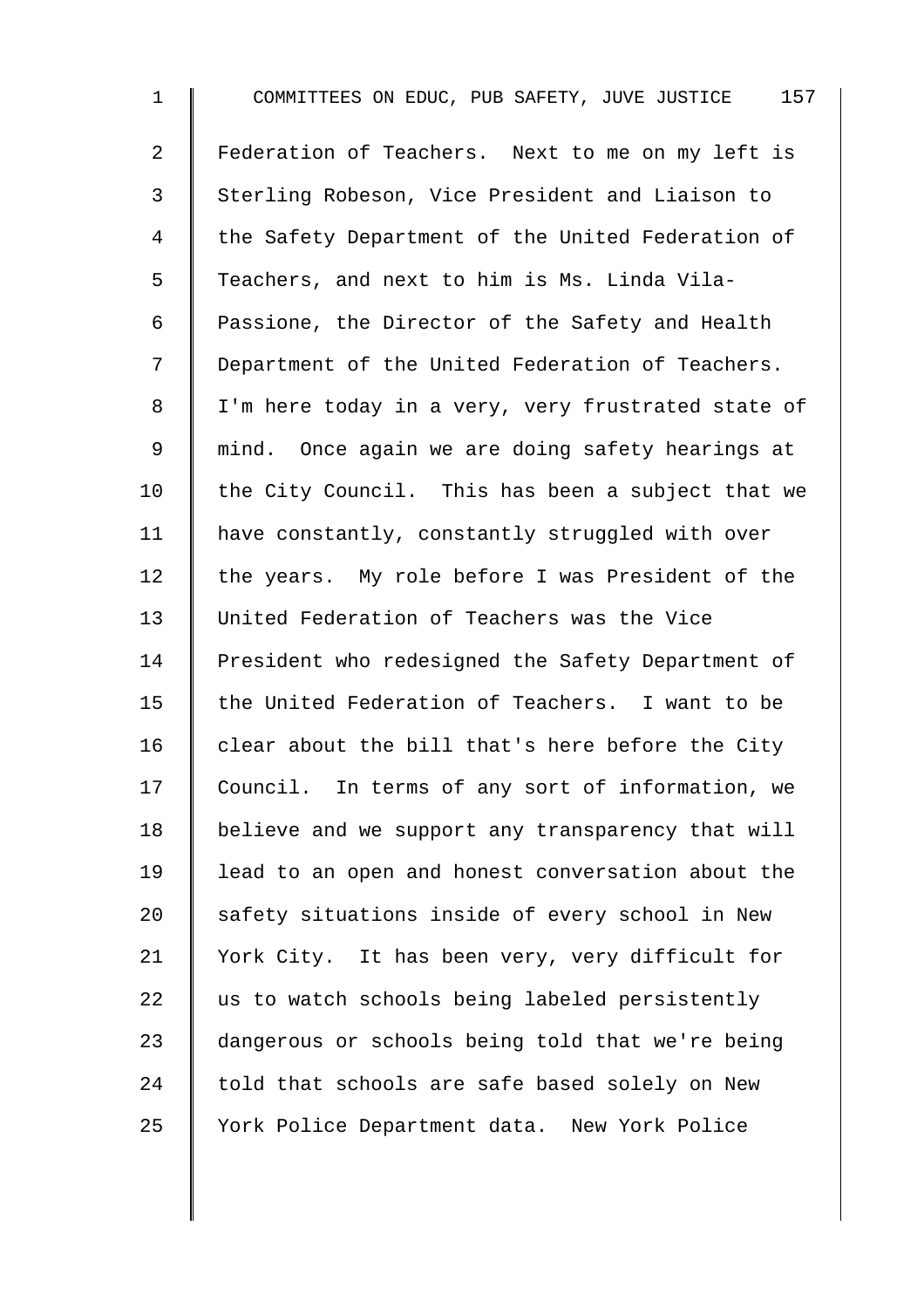Federation of Teachers. Next to me on my left is Sterling Robeson, Vice President and Liaison to the Safety Department of the United Federation of Teachers, and next to him is Ms. Linda Vila-Passione, the Director of the Safety and Health Department of the United Federation of Teachers. I'm here today in a very, very frustrated state of mind. Once again we are doing safety hearings at the City Council. This has been a subject that we have constantly, constantly struggled with over the years. My role before I was President of the United Federation of Teachers was the Vice President who redesigned the Safety Department of the United Federation of Teachers. I want to be clear about the bill that's here before the City Council. In terms of any sort of information, we believe and we support any transparency that will lead to an open and honest conversation about the safety situations inside of every school in New York City. It has been very, very difficult for us to watch schools being labeled persistently dangerous or schools being told that we're being told that schools are safe based solely on New York Police Department data. New York Police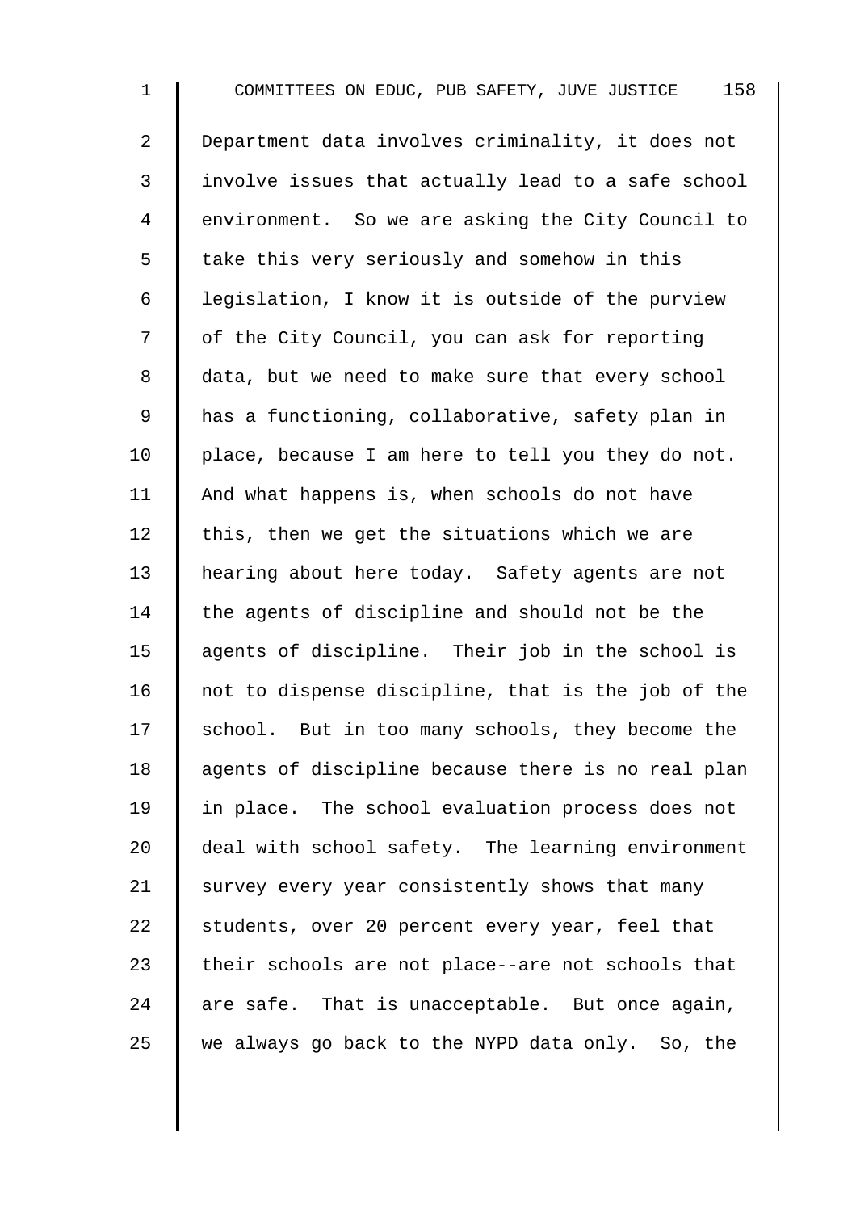Department data involves criminality, it does not involve issues that actually lead to a safe school environment. So we are asking the City Council to take this very seriously and somehow in this legislation, I know it is outside of the purview of the City Council, you can ask for reporting data, but we need to make sure that every school has a functioning, collaborative, safety plan in place, because I am here to tell you they do not. And what happens is, when schools do not have this, then we get the situations which we are hearing about here today. Safety agents are not the agents of discipline and should not be the agents of discipline. Their job in the school is not to dispense discipline, that is the job of the school. But in too many schools, they become the agents of discipline because there is no real plan in place. The school evaluation process does not deal with school safety. The learning environment survey every year consistently shows that many students, over 20 percent every year, feel that their schools are not place--are not schools that are safe. That is unacceptable. But once again, we always go back to the NYPD data only. So, the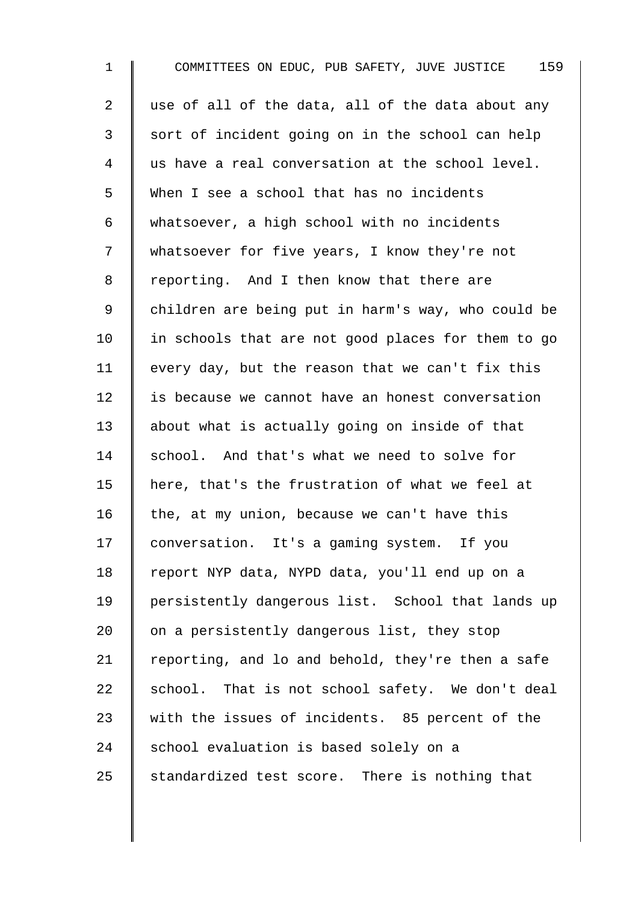use of all of the data, all of the data about any sort of incident going on in the school can help us have a real conversation at the school level. When I see a school that has no incidents whatsoever, a high school with no incidents whatsoever for five years, I know they're not reporting. And I then know that there are children are being put in harm's way, who could be in schools that are not good places for them to go every day, but the reason that we can't fix this is because we cannot have an honest conversation about what is actually going on inside of that school. And that's what we need to solve for here, that's the frustration of what we feel at the, at my union, because we can't have this conversation. It's a gaming system. If you report NYP data, NYPD data, you'll end up on a persistently dangerous list. School that lands up on a persistently dangerous list, they stop reporting, and lo and behold, they're then a safe school. That is not school safety. We don't deal with the issues of incidents. 85 percent of the school evaluation is based solely on a standardized test score. There is nothing that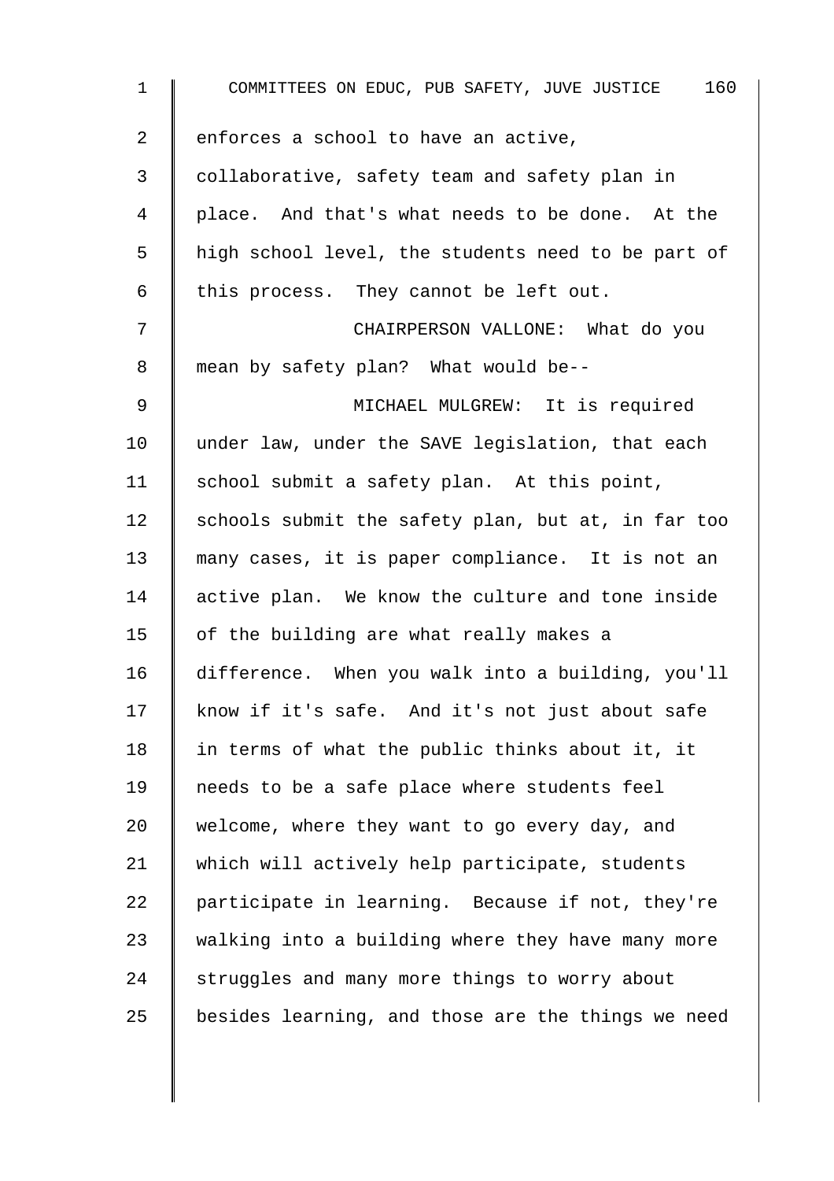enforces a school to have an active, collaborative, safety team and safety plan in place. And that's what needs to be done. At the high school level, the students need to be part of this process. They cannot be left out.

CHAIRPERSON VALLONE: What do you mean by safety plan? What would be--

MICHAEL MULGREW: It is required under law, under the SAVE legislation, that each school submit a safety plan. At this point, schools submit the safety plan, but at, in far too many cases, it is paper compliance. It is not an active plan. We know the culture and tone inside of the building are what really makes a difference. When you walk into a building, you'll know if it's safe. And it's not just about safe in terms of what the public thinks about it, it needs to be a safe place where students feel welcome, where they want to go every day, and which will actively help participate, students participate in learning. Because if not, they're walking into a building where they have many more struggles and many more things to worry about besides learning, and those are the things we need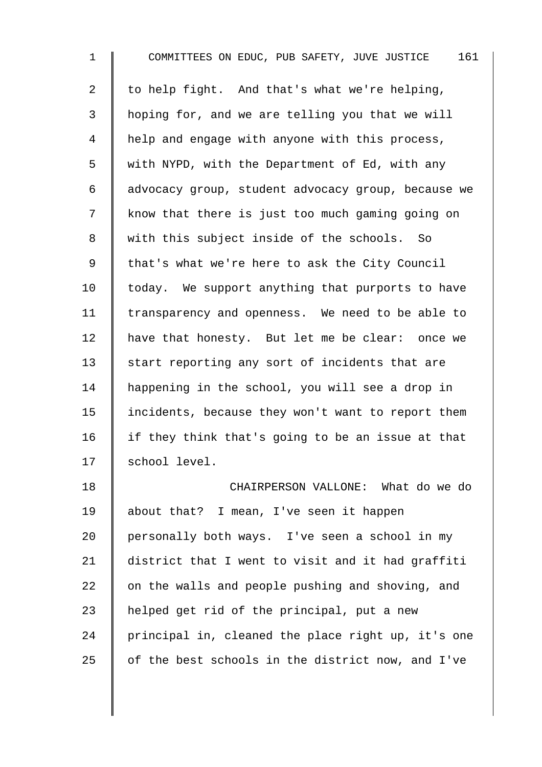to help fight. And that's what we're helping, hoping for, and we are telling you that we will help and engage with anyone with this process, with NYPD, with the Department of Ed, with any advocacy group, student advocacy group, because we know that there is just too much gaming going on with this subject inside of the schools. So that's what we're here to ask the City Council today. We support anything that purports to have transparency and openness. We need to be able to have that honesty. But let me be clear: once we start reporting any sort of incidents that are happening in the school, you will see a drop in incidents, because they won't want to report them if they think that's going to be an issue at that school level.

CHAIRPERSON VALLONE: What do we do about that? I mean, I've seen it happen personally both ways. I've seen a school in my district that I went to visit and it had graffiti on the walls and people pushing and shoving, and helped get rid of the principal, put a new principal in, cleaned the place right up, it's one of the best schools in the district now, and I've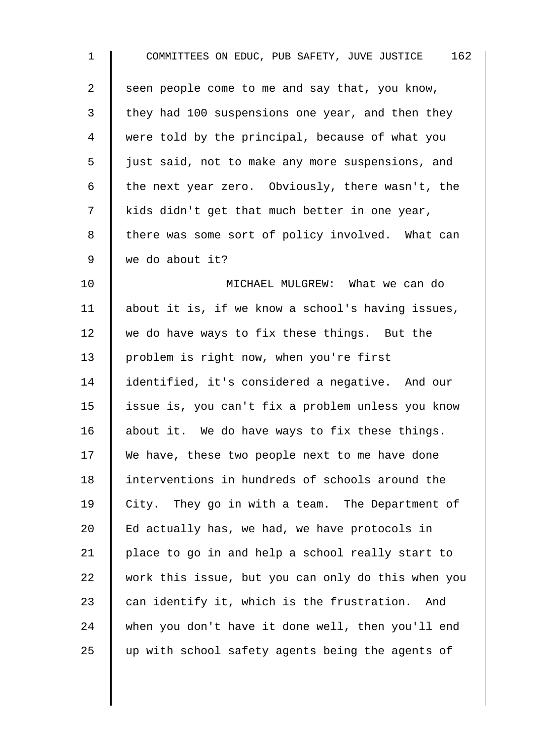seen people come to me and say that, you know, they had 100 suspensions one year, and then they were told by the principal, because of what you just said, not to make any more suspensions, and the next year zero. Obviously, there wasn't, the kids didn't get that much better in one year, there was some sort of policy involved. What can we do about it?

MICHAEL MULGREW: What we can do about it is, if we know a school's having issues, we do have ways to fix these things. But the problem is right now, when you're first identified, it's considered a negative. And our issue is, you can't fix a problem unless you know about it. We do have ways to fix these things. We have, these two people next to me have done interventions in hundreds of schools around the City. They go in with a team. The Department of Ed actually has, we had, we have protocols in place to go in and help a school really start to work this issue, but you can only do this when you can identify it, which is the frustration. And when you don't have it done well, then you'll end up with school safety agents being the agents of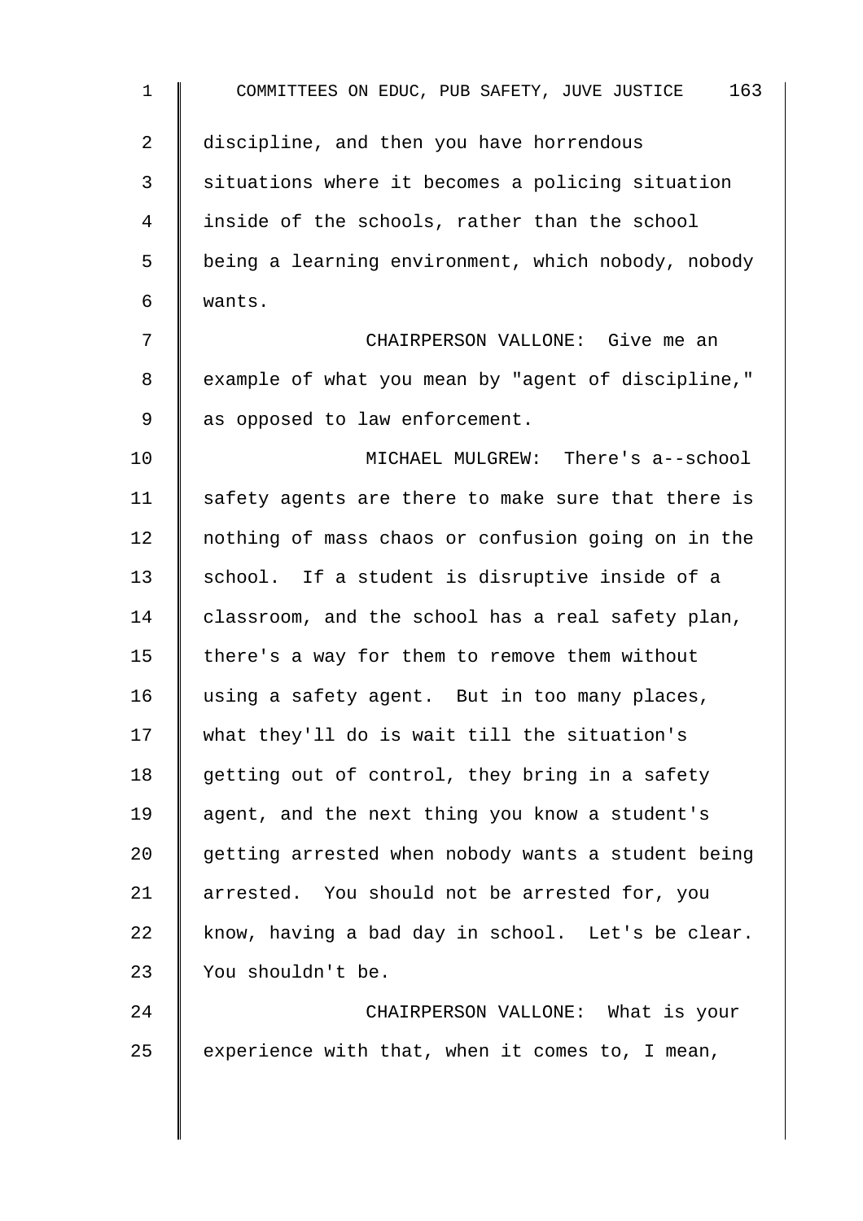discipline, and then you have horrendous situations where it becomes a policing situation inside of the schools, rather than the school being a learning environment, which nobody, nobody wants.

CHAIRPERSON VALLONE: Give me an example of what you mean by "agent of discipline," as opposed to law enforcement.

MICHAEL MULGREW: There's a--school safety agents are there to make sure that there is nothing of mass chaos or confusion going on in the school. If a student is disruptive inside of a classroom, and the school has a real safety plan, there's a way for them to remove them without using a safety agent. But in too many places, what they'll do is wait till the situation's getting out of control, they bring in a safety agent, and the next thing you know a student's getting arrested when nobody wants a student being arrested. You should not be arrested for, you know, having a bad day in school. Let's be clear. You shouldn't be.

CHAIRPERSON VALLONE: What is your experience with that, when it comes to, I mean,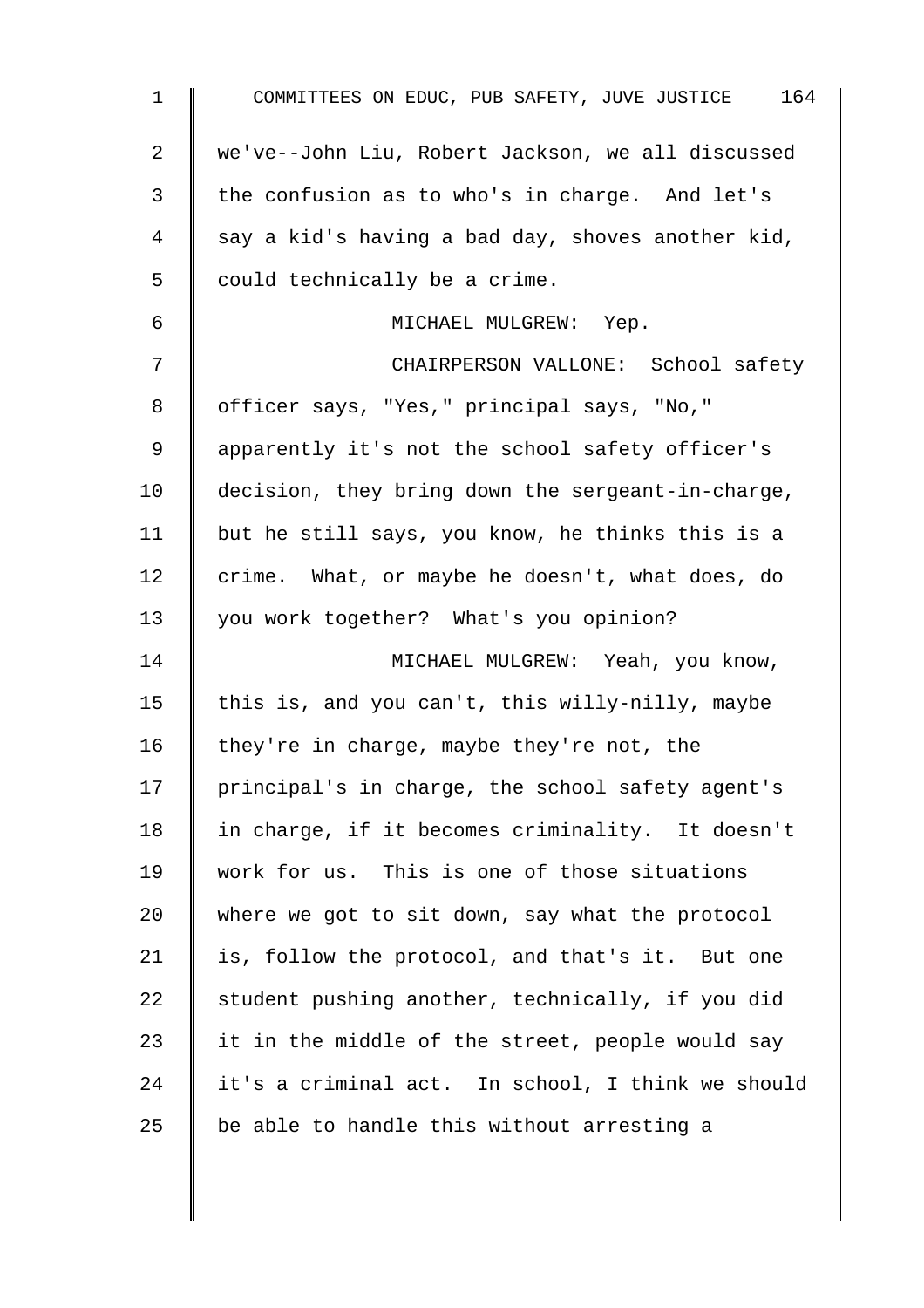we've--John Liu, Robert Jackson, we all discussed the confusion as to who's in charge. And let's say a kid's having a bad day, shoves another kid, could technically be a crime.

MICHAEL MULGREW: Yep.

CHAIRPERSON VALLONE: School safety officer says, "Yes," principal says, "No," apparently it's not the school safety officer's decision, they bring down the sergeant-in-charge, but he still says, you know, he thinks this is a crime. What, or maybe he doesn't, what does, do you work together? What's you opinion?

MICHAEL MULGREW: Yeah, you know, this is, and you can't, this willy-nilly, maybe they're in charge, maybe they're not, the principal's in charge, the school safety agent's in charge, if it becomes criminality. It doesn't work for us. This is one of those situations where we got to sit down, say what the protocol is, follow the protocol, and that's it. But one student pushing another, technically, if you did it in the middle of the street, people would say it's a criminal act. In school, I think we should be able to handle this without arresting a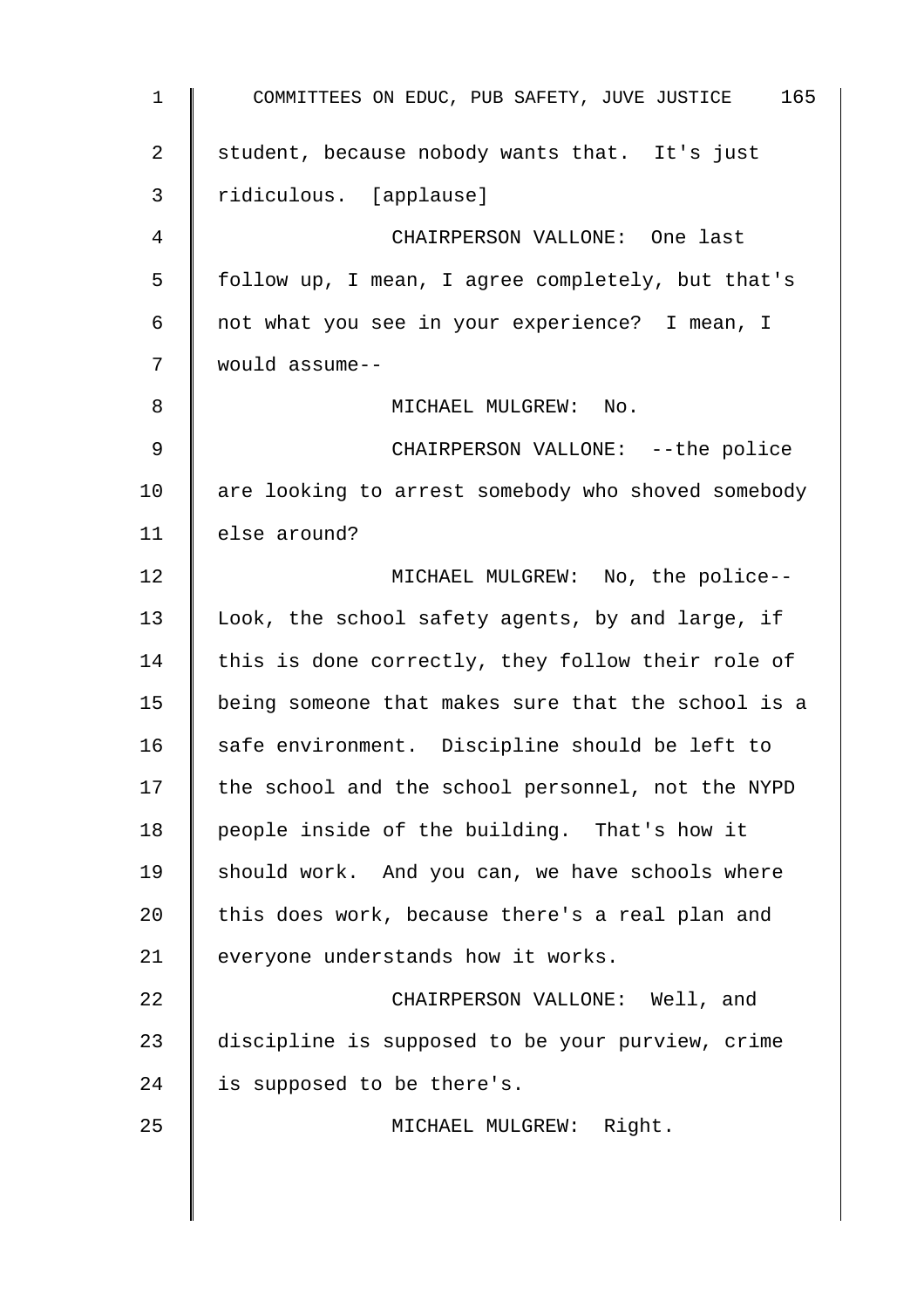student, because nobody wants that. It's just ridiculous. [applause]

CHAIRPERSON VALLONE: One last follow up, I mean, I agree completely, but that's not what you see in your experience? I mean, I would assume--

MICHAEL MULGREW: No.

CHAIRPERSON VALLONE: --the police are looking to arrest somebody who shoved somebody else around?

MICHAEL MULGREW: No, the police-- Look, the school safety agents, by and large, if this is done correctly, they follow their role of being someone that makes sure that the school is a safe environment. Discipline should be left to the school and the school personnel, not the NYPD people inside of the building. That's how it should work. And you can, we have schools where this does work, because there's a real plan and everyone understands how it works.

CHAIRPERSON VALLONE: Well, and discipline is supposed to be your purview, crime is supposed to be there's.

MICHAEL MULGREW: Right.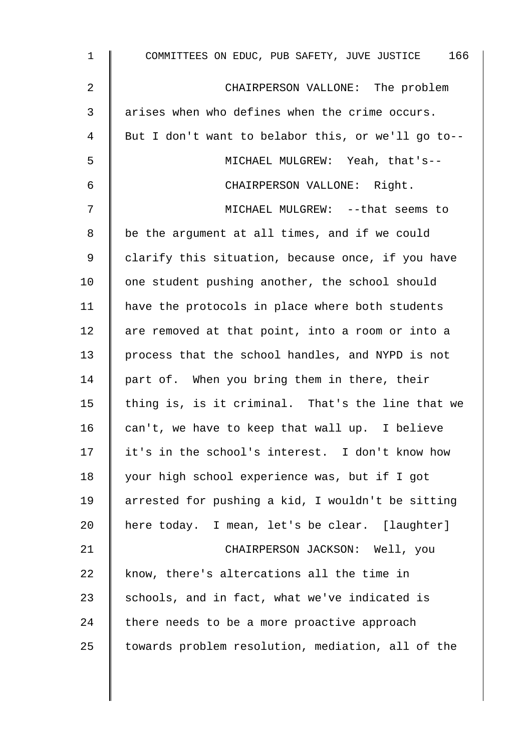CHAIRPERSON VALLONE: The problem arises when who defines when the crime occurs. But I don't want to belabor this, or we'll go to--

MICHAEL MULGREW: Yeah, that's--

CHAIRPERSON VALLONE: Right.

MICHAEL MULGREW: --that seems to be the argument at all times, and if we could clarify this situation, because once, if you have one student pushing another, the school should have the protocols in place where both students are removed at that point, into a room or into a process that the school handles, and NYPD is not part of. When you bring them in there, their thing is, is it criminal. That's the line that we can't, we have to keep that wall up. I believe it's in the school's interest. I don't know how your high school experience was, but if I got arrested for pushing a kid, I wouldn't be sitting here today. I mean, let's be clear. [laughter]

CHAIRPERSON JACKSON: Well, you know, there's altercations all the time in schools, and in fact, what we've indicated is there needs to be a more proactive approach towards problem resolution, mediation, all of the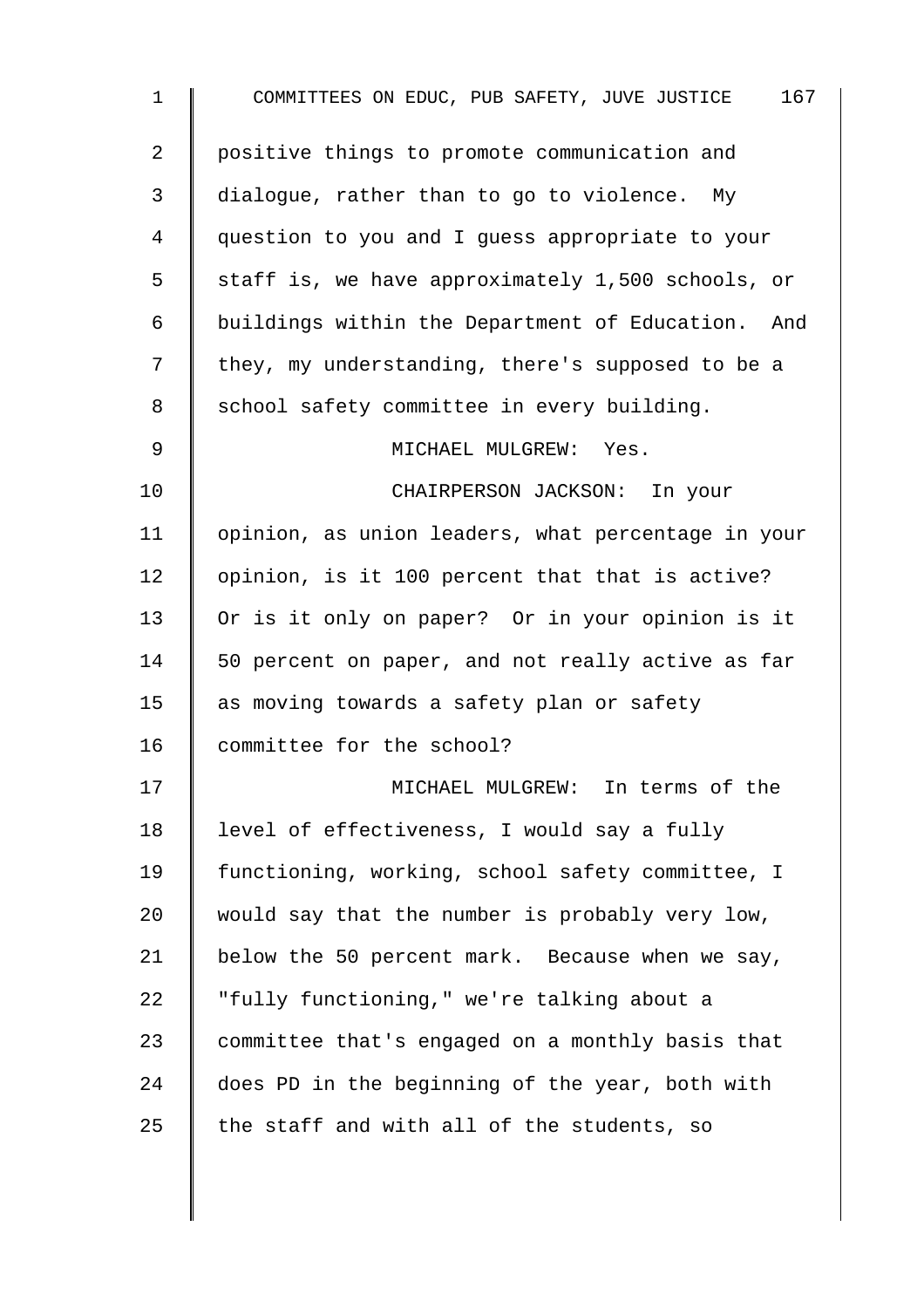positive things to promote communication and dialogue, rather than to go to violence. My question to you and I guess appropriate to your staff is, we have approximately 1,500 schools, or buildings within the Department of Education. And they, my understanding, there's supposed to be a school safety committee in every building.

MICHAEL MULGREW: Yes.

CHAIRPERSON JACKSON: In your opinion, as union leaders, what percentage in your opinion, is it 100 percent that that is active? Or is it only on paper? Or in your opinion is it 50 percent on paper, and not really active as far as moving towards a safety plan or safety committee for the school?

MICHAEL MULGREW: In terms of the level of effectiveness, I would say a fully functioning, working, school safety committee, I would say that the number is probably very low, below the 50 percent mark. Because when we say, "fully functioning," we're talking about a committee that's engaged on a monthly basis that does PD in the beginning of the year, both with the staff and with all of the students, so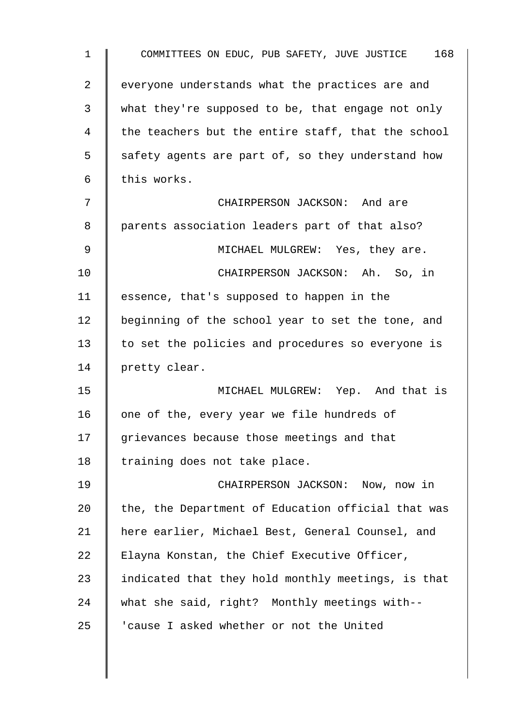everyone understands what the practices are and what they're supposed to be, that engage not only the teachers but the entire staff, that the school safety agents are part of, so they understand how this works.

CHAIRPERSON JACKSON: And are parents association leaders part of that also?

MICHAEL MULGREW: Yes, they are.

CHAIRPERSON JACKSON: Ah. So, in essence, that's supposed to happen in the beginning of the school year to set the tone, and to set the policies and procedures so everyone is pretty clear.

MICHAEL MULGREW: Yep. And that is one of the, every year we file hundreds of grievances because those meetings and that training does not take place.

CHAIRPERSON JACKSON: Now, now in the, the Department of Education official that was here earlier, Michael Best, General Counsel, and Elayna Konstan, the Chief Executive Officer, indicated that they hold monthly meetings, is that what she said, right? Monthly meetings with-- 'cause I asked whether or not the United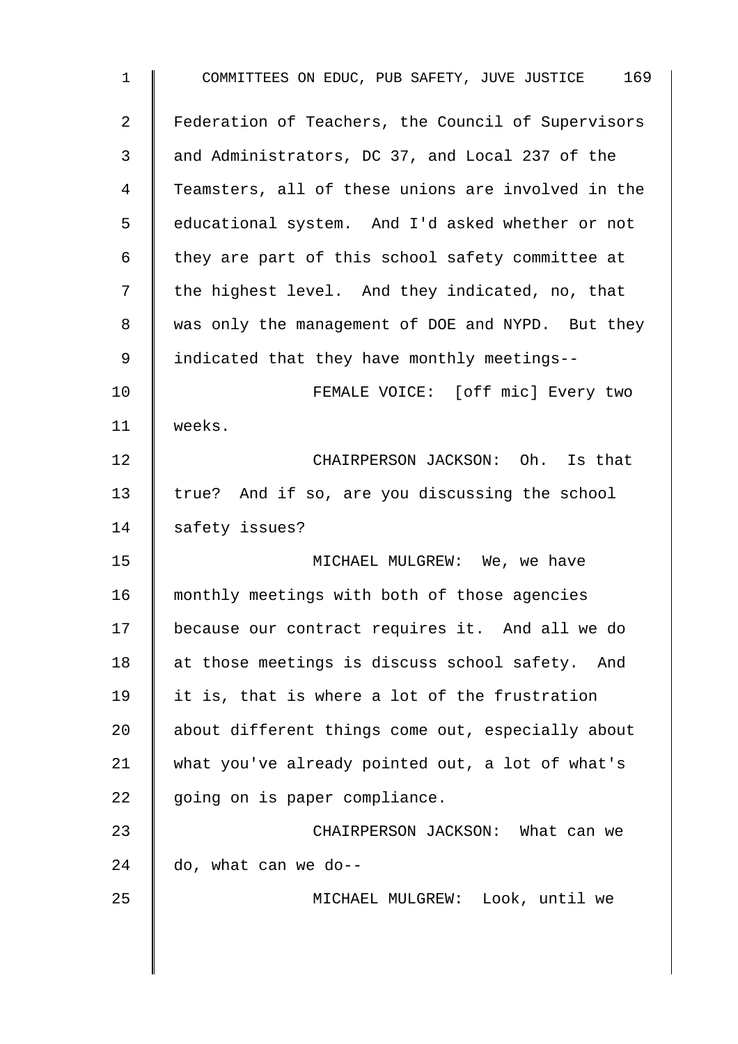Federation of Teachers, the Council of Supervisors and Administrators, DC 37, and Local 237 of the Teamsters, all of these unions are involved in the educational system. And I'd asked whether or not they are part of this school safety committee at the highest level. And they indicated, no, that was only the management of DOE and NYPD. But they indicated that they have monthly meetings--

FEMALE VOICE: [off mic] Every two weeks.

CHAIRPERSON JACKSON: Oh. Is that true? And if so, are you discussing the school safety issues?

MICHAEL MULGREW: We, we have monthly meetings with both of those agencies because our contract requires it. And all we do at those meetings is discuss school safety. And it is, that is where a lot of the frustration about different things come out, especially about what you've already pointed out, a lot of what's going on is paper compliance.

CHAIRPERSON JACKSON: What can we do, what can we do--

MICHAEL MULGREW: Look, until we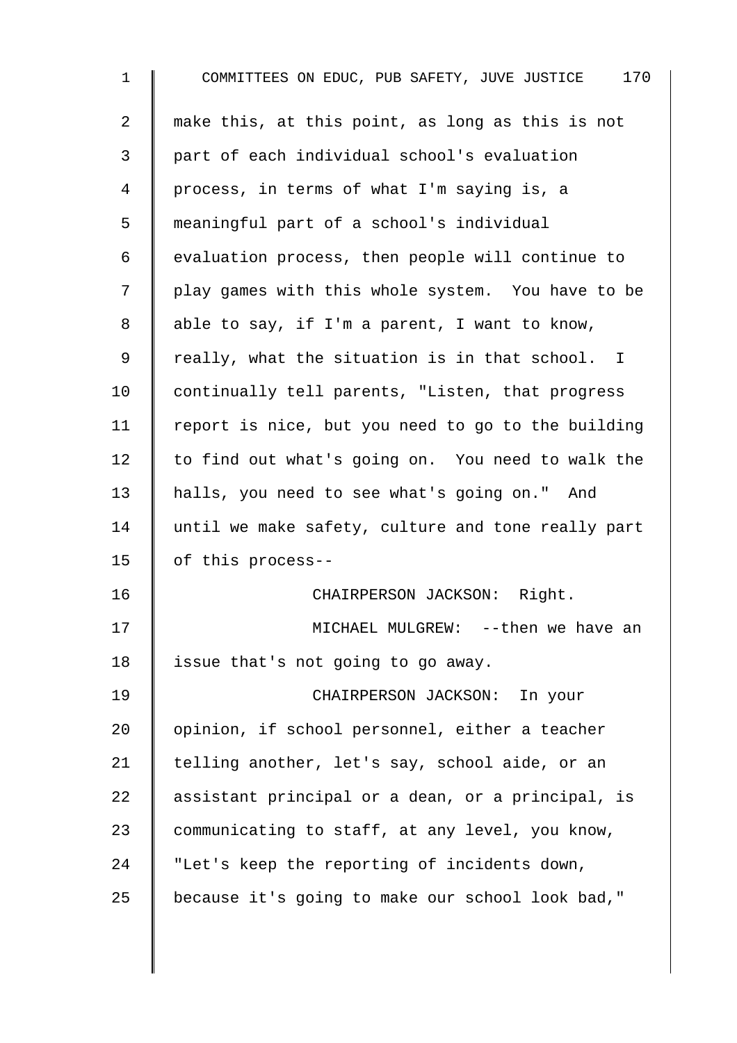make this, at this point, as long as this is not part of each individual school's evaluation process, in terms of what I'm saying is, a meaningful part of a school's individual evaluation process, then people will continue to play games with this whole system. You have to be able to say, if I'm a parent, I want to know, really, what the situation is in that school. I continually tell parents, "Listen, that progress report is nice, but you need to go to the building to find out what's going on. You need to walk the halls, you need to see what's going on." And until we make safety, culture and tone really part of this process--

CHAIRPERSON JACKSON: Right.

MICHAEL MULGREW: --then we have an issue that's not going to go away.

CHAIRPERSON JACKSON: In your opinion, if school personnel, either a teacher telling another, let's say, school aide, or an assistant principal or a dean, or a principal, is communicating to staff, at any level, you know, "Let's keep the reporting of incidents down, because it's going to make our school look bad,"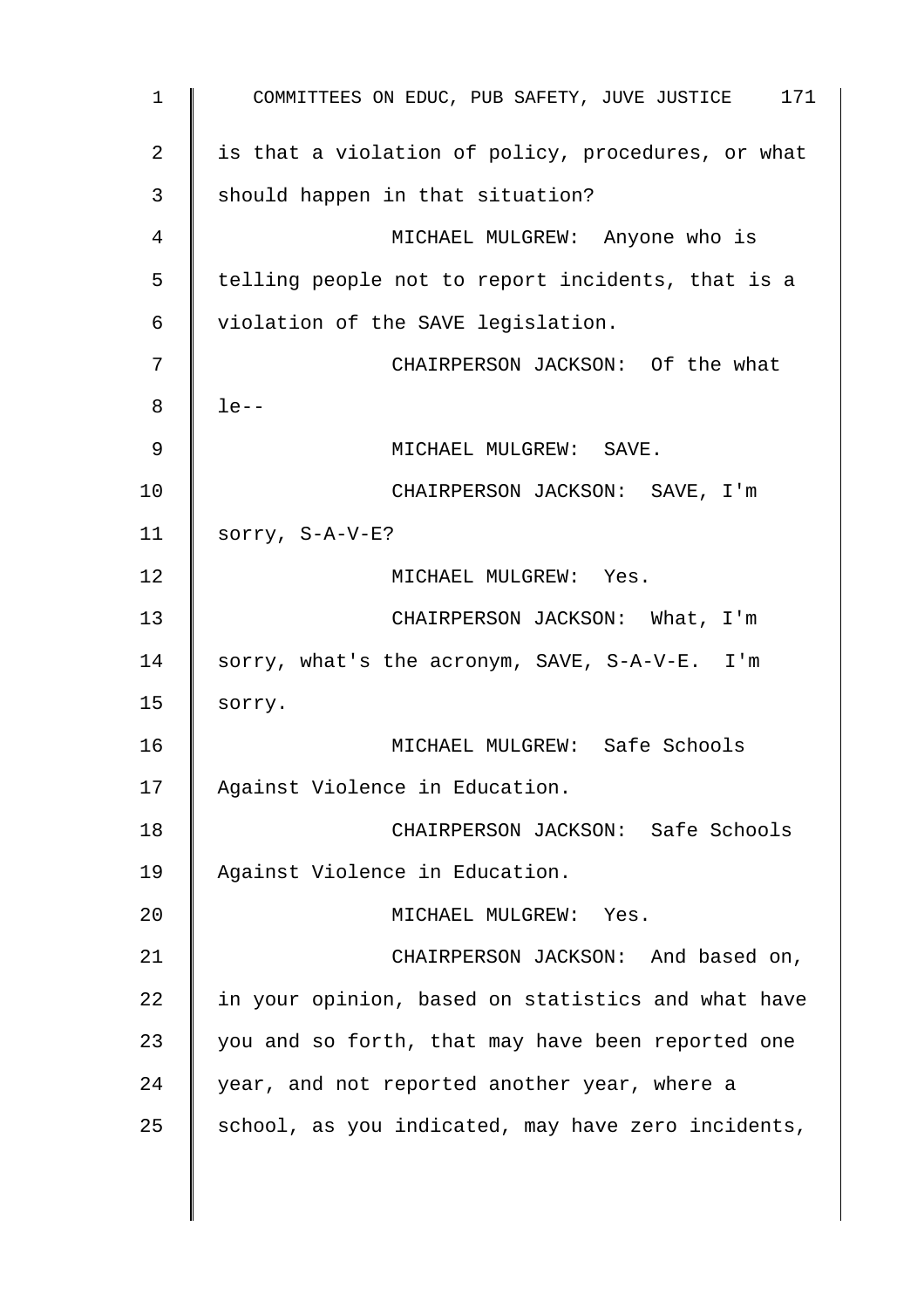is that a violation of policy, procedures, or what should happen in that situation?

MICHAEL MULGREW: Anyone who is telling people not to report incidents, that is a violation of the SAVE legislation.

CHAIRPERSON JACKSON: Of the what le--

MICHAEL MULGREW: SAVE.

CHAIRPERSON JACKSON: SAVE, I'm sorry, S-A-V-E?

MICHAEL MULGREW: Yes.

CHAIRPERSON JACKSON: What, I'm sorry, what's the acronym, SAVE, S-A-V-E. I'm sorry.

MICHAEL MULGREW: Safe Schools Against Violence in Education.

CHAIRPERSON JACKSON: Safe Schools Against Violence in Education.

MICHAEL MULGREW: Yes.

CHAIRPERSON JACKSON: And based on, in your opinion, based on statistics and what have you and so forth, that may have been reported one year, and not reported another year, where a school, as you indicated, may have zero incidents,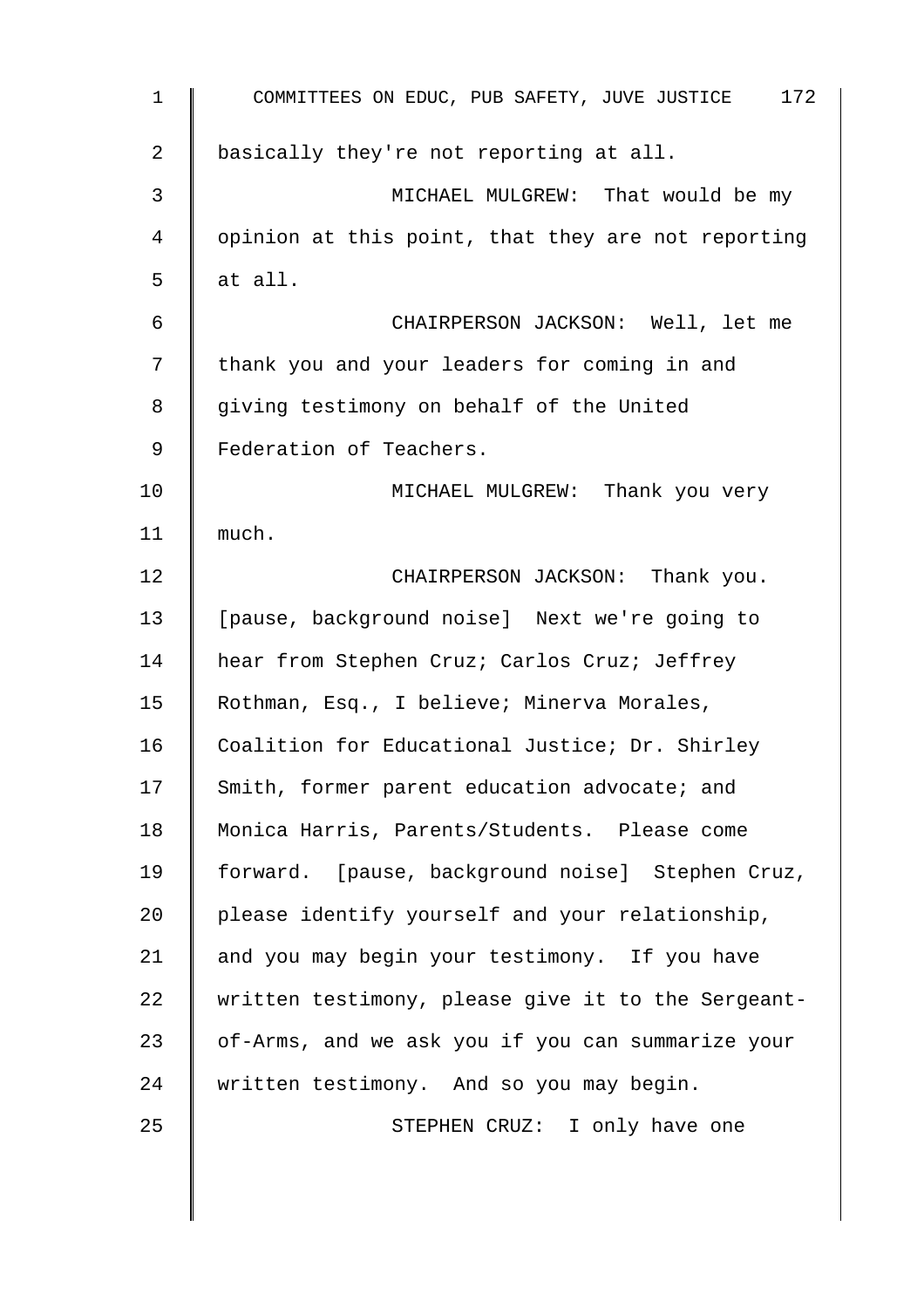basically they're not reporting at all.

MICHAEL MULGREW: That would be my opinion at this point, that they are not reporting at all.

CHAIRPERSON JACKSON: Well, let me thank you and your leaders for coming in and giving testimony on behalf of the United Federation of Teachers.

MICHAEL MULGREW: Thank you very much.

CHAIRPERSON JACKSON: Thank you. [pause, background noise] Next we're going to hear from Stephen Cruz; Carlos Cruz; Jeffrey Rothman, Esq., I believe; Minerva Morales, Coalition for Educational Justice; Dr. Shirley Smith, former parent education advocate; and Monica Harris, Parents/Students. Please come forward. [pause, background noise] Stephen Cruz, please identify yourself and your relationship, and you may begin your testimony. If you have written testimony, please give it to the Sergeant-of-Arms, and we ask you if you can summarize your written testimony. And so you may begin.

STEPHEN CRUZ: I only have one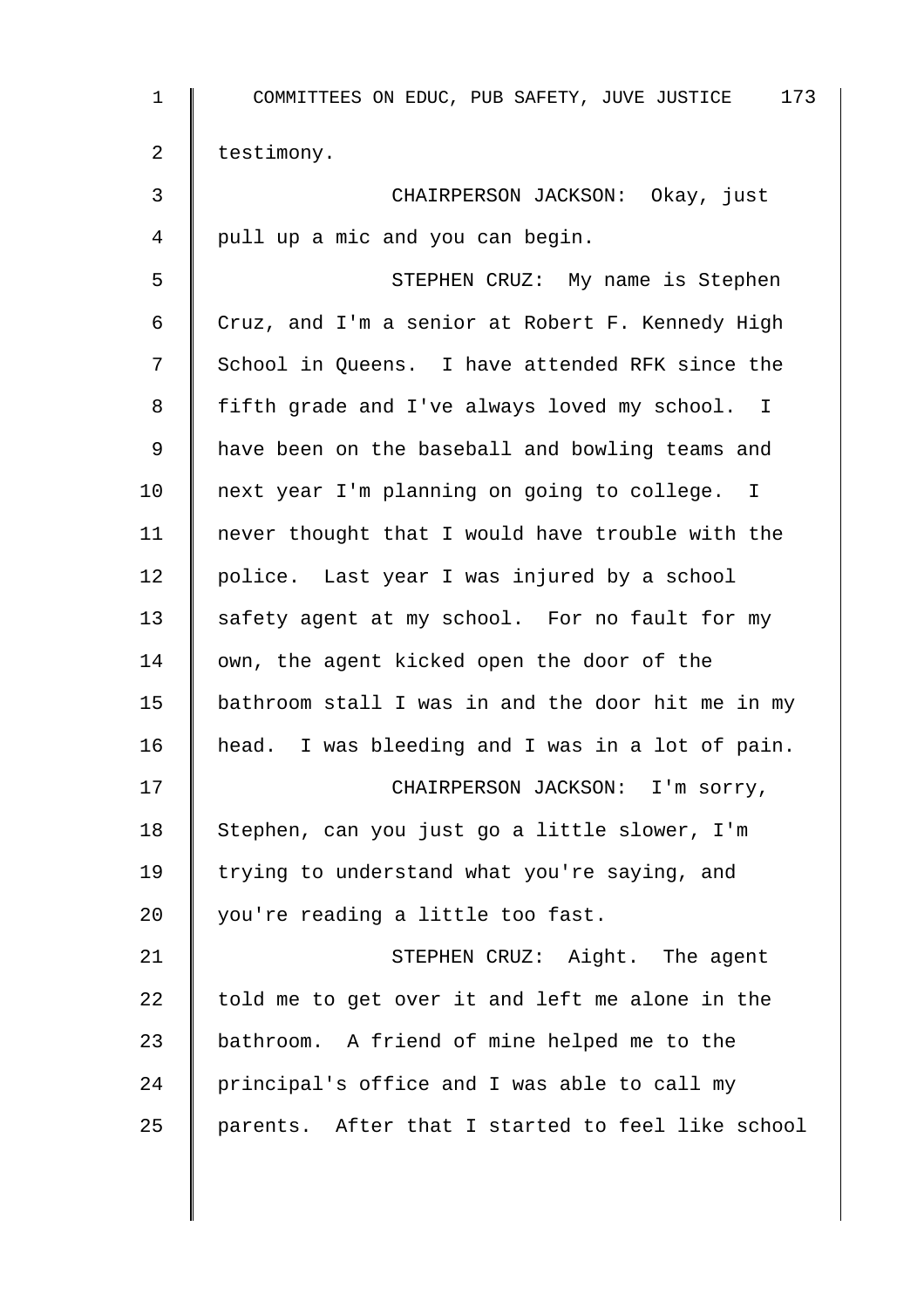testimony.

CHAIRPERSON JACKSON: Okay, just pull up a mic and you can begin.

STEPHEN CRUZ: My name is Stephen Cruz, and I'm a senior at Robert F. Kennedy High School in Queens. I have attended RFK since the fifth grade and I've always loved my school. I have been on the baseball and bowling teams and next year I'm planning on going to college. I never thought that I would have trouble with the police. Last year I was injured by a school safety agent at my school. For no fault for my own, the agent kicked open the door of the bathroom stall I was in and the door hit me in my head. I was bleeding and I was in a lot of pain.

CHAIRPERSON JACKSON: I'm sorry, Stephen, can you just go a little slower, I'm trying to understand what you're saying, and you're reading a little too fast.

STEPHEN CRUZ: Aight. The agent told me to get over it and left me alone in the bathroom. A friend of mine helped me to the principal's office and I was able to call my parents. After that I started to feel like school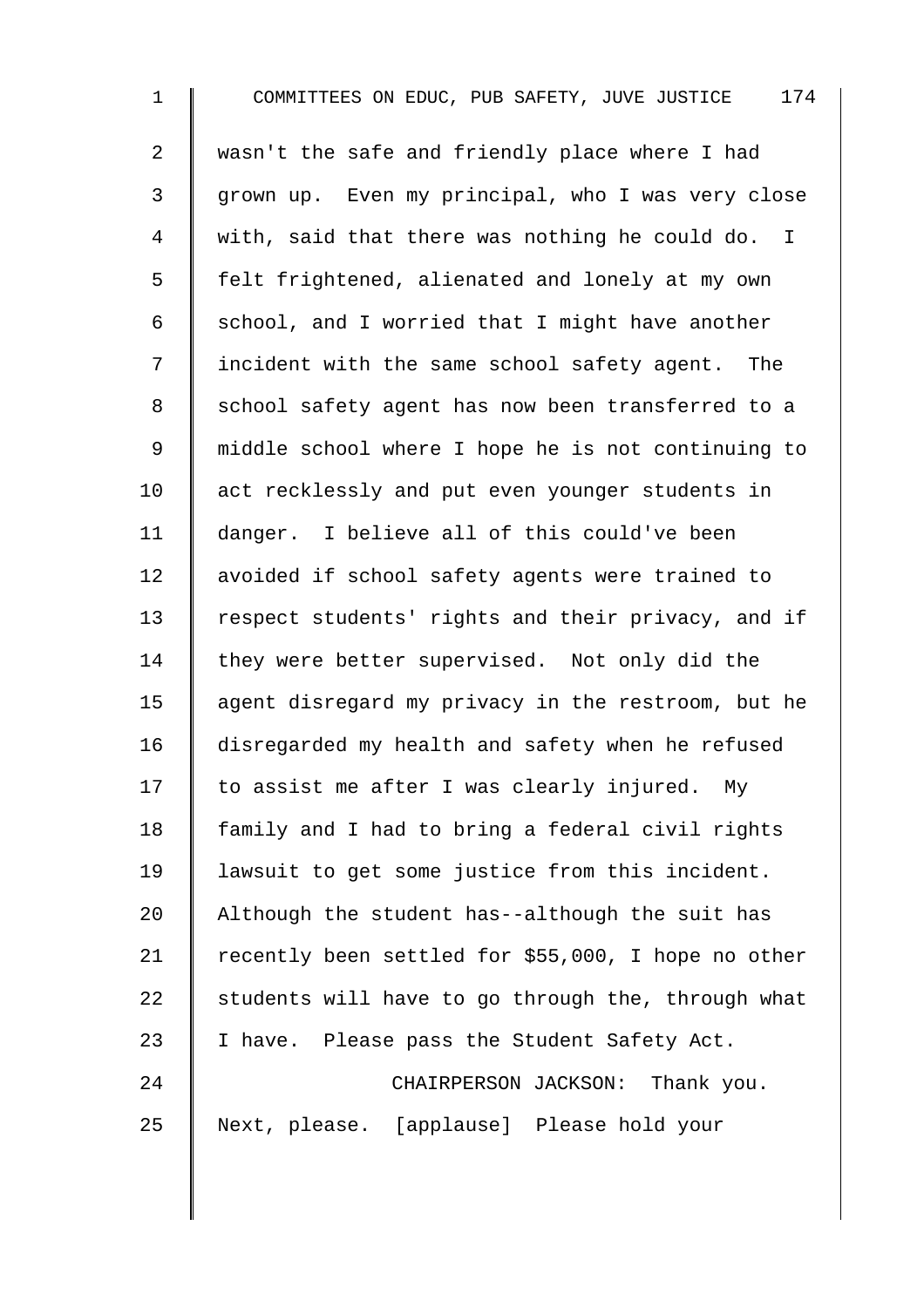wasn't the safe and friendly place where I had grown up. Even my principal, who I was very close with, said that there was nothing he could do. I felt frightened, alienated and lonely at my own school, and I worried that I might have another incident with the same school safety agent. The school safety agent has now been transferred to a middle school where I hope he is not continuing to act recklessly and put even younger students in danger. I believe all of this could've been avoided if school safety agents were trained to respect students' rights and their privacy, and if they were better supervised. Not only did the agent disregard my privacy in the restroom, but he disregarded my health and safety when he refused to assist me after I was clearly injured. My family and I had to bring a federal civil rights lawsuit to get some justice from this incident. Although the student has--although the suit has recently been settled for $55,000, I hope no other students will have to go through the, through what I have. Please pass the Student Safety Act.

CHAIRPERSON JACKSON: Thank you. Next, please. [applause] Please hold your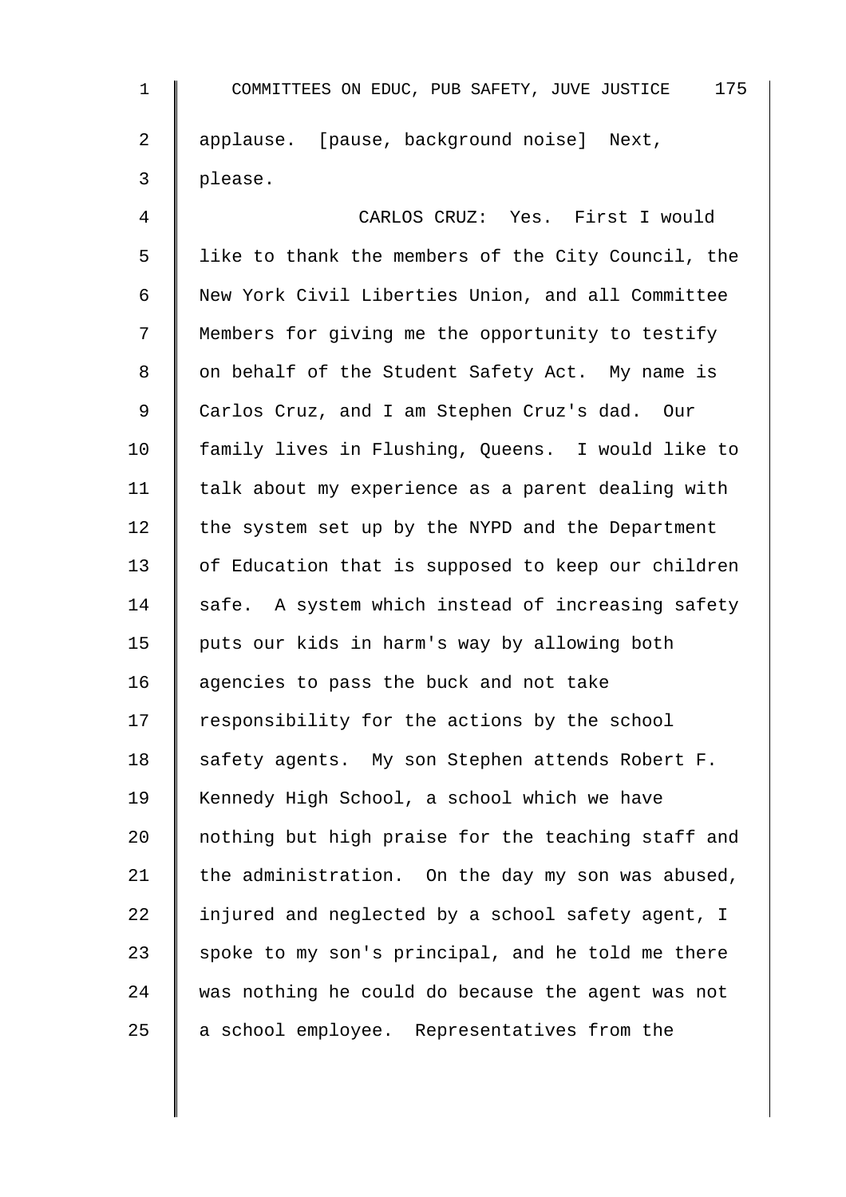applause. [pause, background noise] Next, please.

CARLOS CRUZ: Yes. First I would like to thank the members of the City Council, the New York Civil Liberties Union, and all Committee Members for giving me the opportunity to testify on behalf of the Student Safety Act. My name is Carlos Cruz, and I am Stephen Cruz's dad. Our family lives in Flushing, Queens. I would like to talk about my experience as a parent dealing with the system set up by the NYPD and the Department of Education that is supposed to keep our children safe. A system which instead of increasing safety puts our kids in harm's way by allowing both agencies to pass the buck and not take responsibility for the actions by the school safety agents. My son Stephen attends Robert F. Kennedy High School, a school which we have nothing but high praise for the teaching staff and the administration. On the day my son was abused, injured and neglected by a school safety agent, I spoke to my son's principal, and he told me there was nothing he could do because the agent was not a school employee. Representatives from the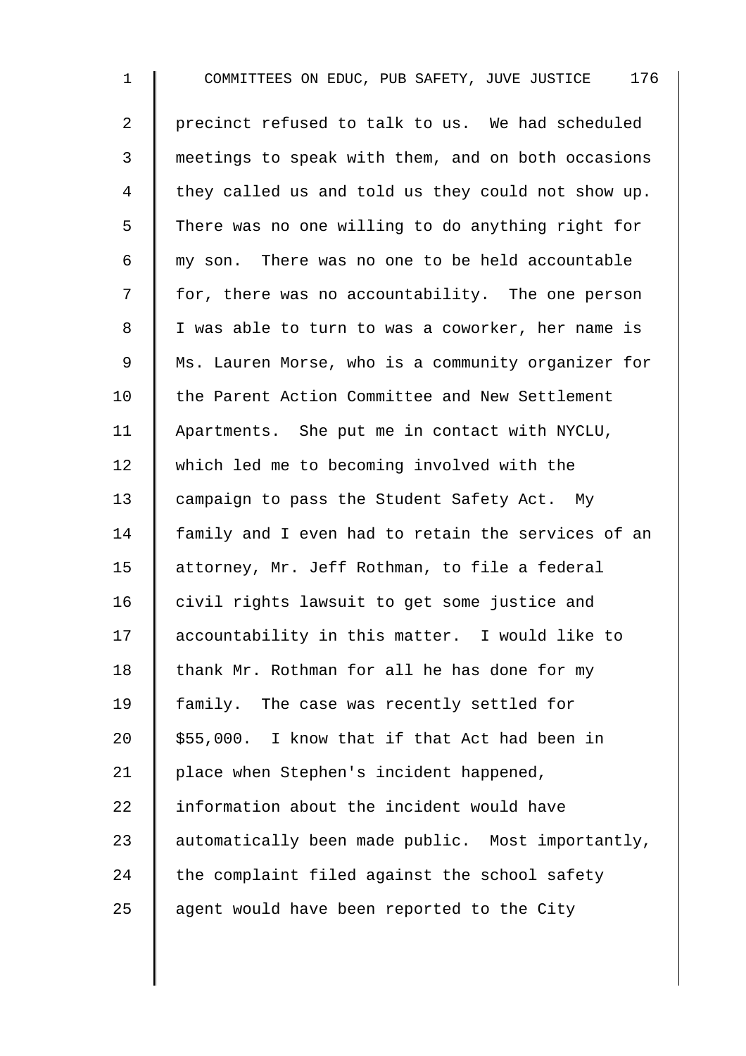precinct refused to talk to us. We had scheduled meetings to speak with them, and on both occasions they called us and told us they could not show up. There was no one willing to do anything right for my son. There was no one to be held accountable for, there was no accountability. The one person I was able to turn to was a coworker, her name is Ms. Lauren Morse, who is a community organizer for the Parent Action Committee and New Settlement Apartments. She put me in contact with NYCLU, which led me to becoming involved with the campaign to pass the Student Safety Act. My family and I even had to retain the services of an attorney, Mr. Jeff Rothman, to file a federal civil rights lawsuit to get some justice and accountability in this matter. I would like to thank Mr. Rothman for all he has done for my family. The case was recently settled for $55,000. I know that if that Act had been in place when Stephen's incident happened, information about the incident would have automatically been made public. Most importantly, the complaint filed against the school safety agent would have been reported to the City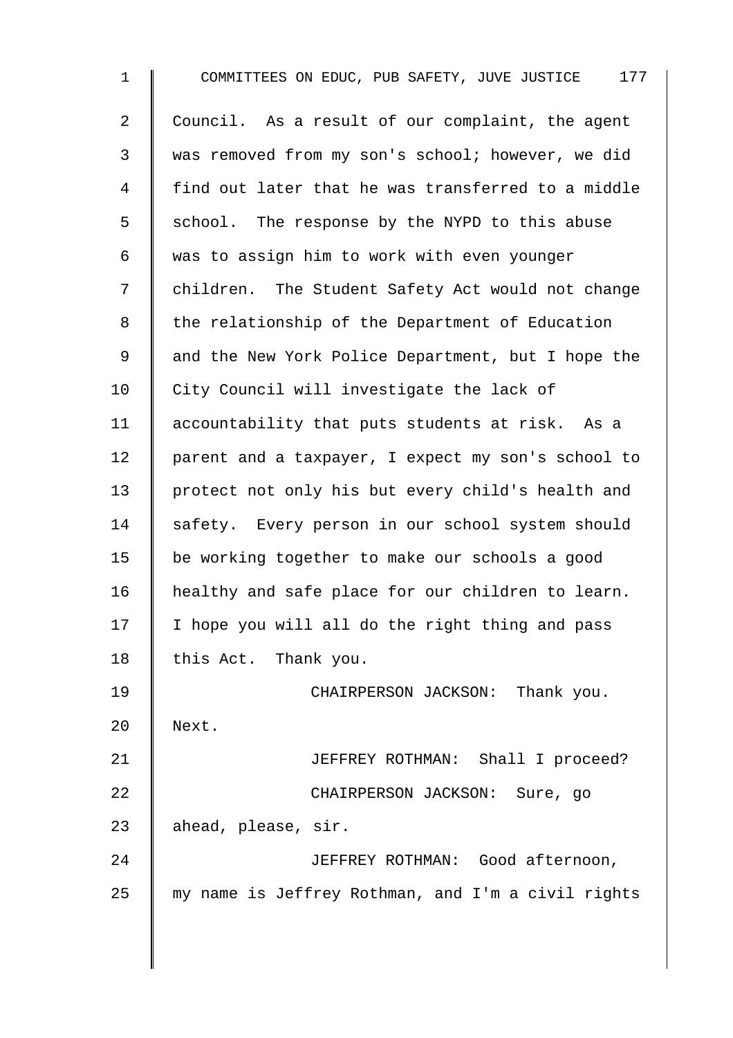Council. As a result of our complaint, the agent was removed from my son's school; however, we did find out later that he was transferred to a middle school. The response by the NYPD to this abuse was to assign him to work with even younger children. The Student Safety Act would not change the relationship of the Department of Education and the New York Police Department, but I hope the City Council will investigate the lack of accountability that puts students at risk. As a parent and a taxpayer, I expect my son's school to protect not only his but every child's health and safety. Every person in our school system should be working together to make our schools a good healthy and safe place for our children to learn. I hope you will all do the right thing and pass this Act. Thank you.

CHAIRPERSON JACKSON: Thank you. Next.

JEFFREY ROTHMAN: Shall I proceed?

CHAIRPERSON JACKSON: Sure, go ahead, please, sir.

JEFFREY ROTHMAN: Good afternoon, my name is Jeffrey Rothman, and I'm a civil rights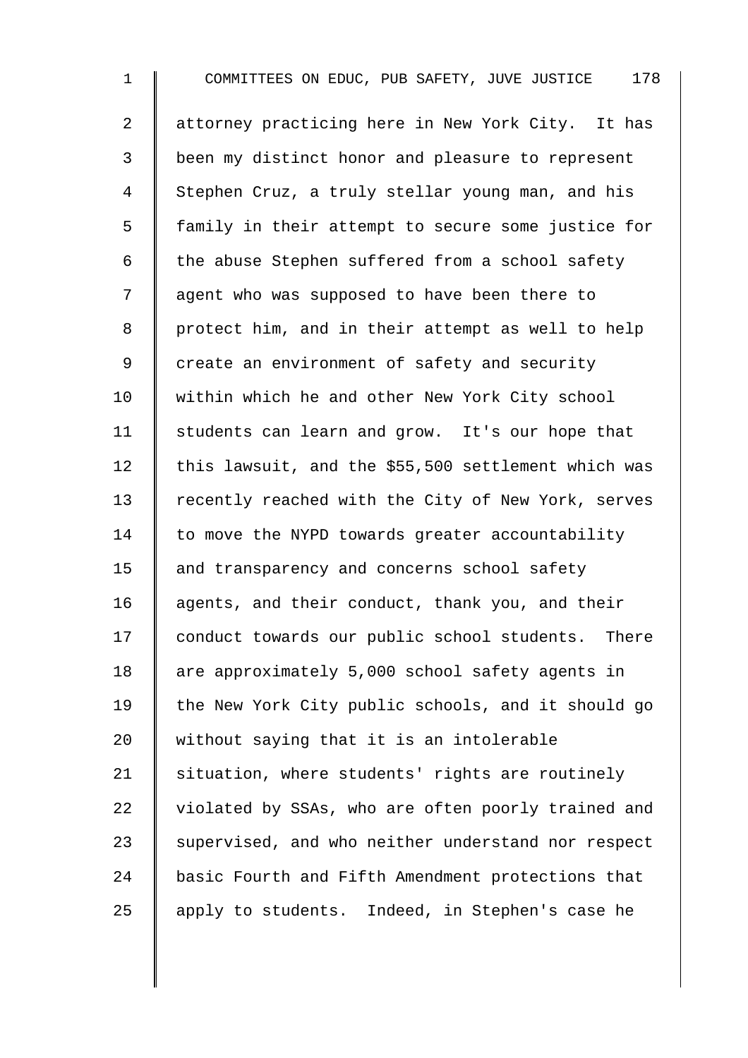attorney practicing here in New York City. It has been my distinct honor and pleasure to represent Stephen Cruz, a truly stellar young man, and his family in their attempt to secure some justice for the abuse Stephen suffered from a school safety agent who was supposed to have been there to protect him, and in their attempt as well to help create an environment of safety and security within which he and other New York City school students can learn and grow. It's our hope that this lawsuit, and the $55,500 settlement which was recently reached with the City of New York, serves to move the NYPD towards greater accountability and transparency and concerns school safety agents, and their conduct, thank you, and their conduct towards our public school students. There are approximately 5,000 school safety agents in the New York City public schools, and it should go without saying that it is an intolerable situation, where students' rights are routinely violated by SSAs, who are often poorly trained and supervised, and who neither understand nor respect basic Fourth and Fifth Amendment protections that apply to students. Indeed, in Stephen's case he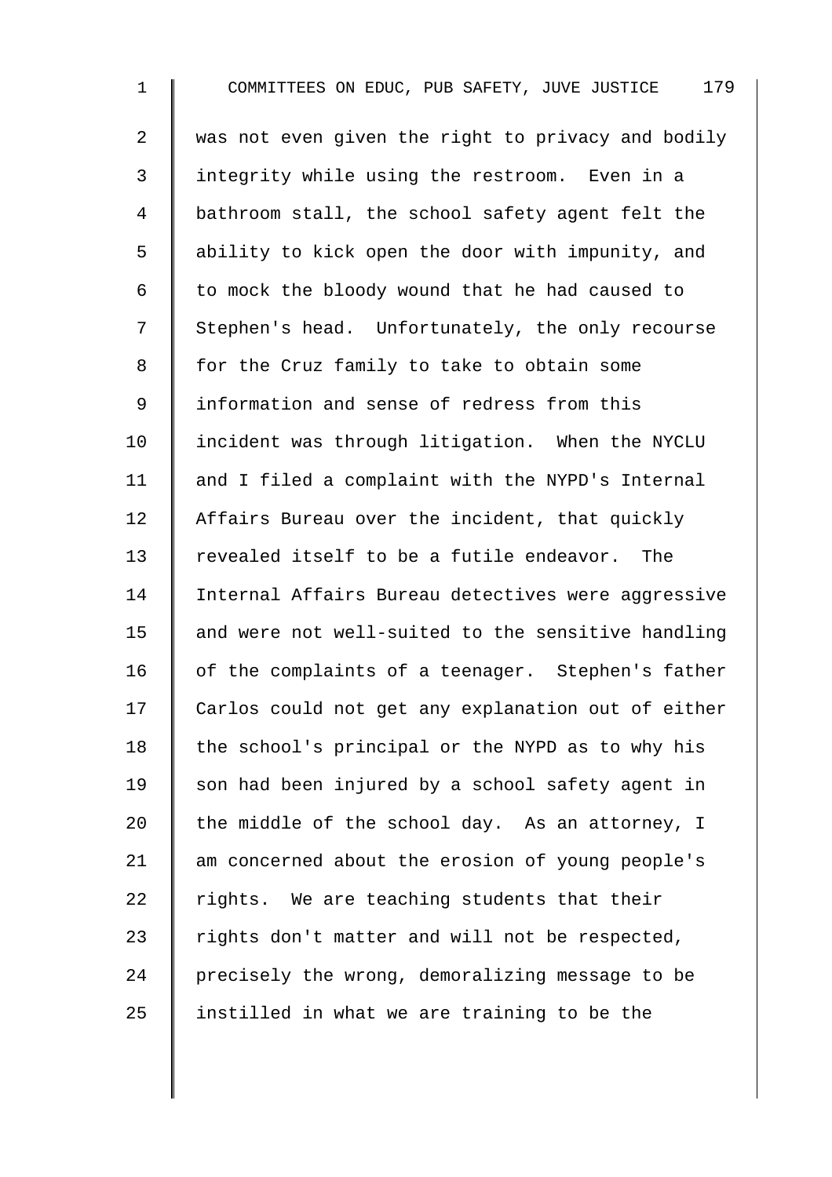was not even given the right to privacy and bodily integrity while using the restroom. Even in a bathroom stall, the school safety agent felt the ability to kick open the door with impunity, and to mock the bloody wound that he had caused to Stephen's head. Unfortunately, the only recourse for the Cruz family to take to obtain some information and sense of redress from this incident was through litigation. When the NYCLU and I filed a complaint with the NYPD's Internal Affairs Bureau over the incident, that quickly revealed itself to be a futile endeavor. The Internal Affairs Bureau detectives were aggressive and were not well-suited to the sensitive handling of the complaints of a teenager. Stephen's father Carlos could not get any explanation out of either the school's principal or the NYPD as to why his son had been injured by a school safety agent in the middle of the school day. As an attorney, I am concerned about the erosion of young people's rights. We are teaching students that their rights don't matter and will not be respected, precisely the wrong, demoralizing message to be instilled in what we are training to be the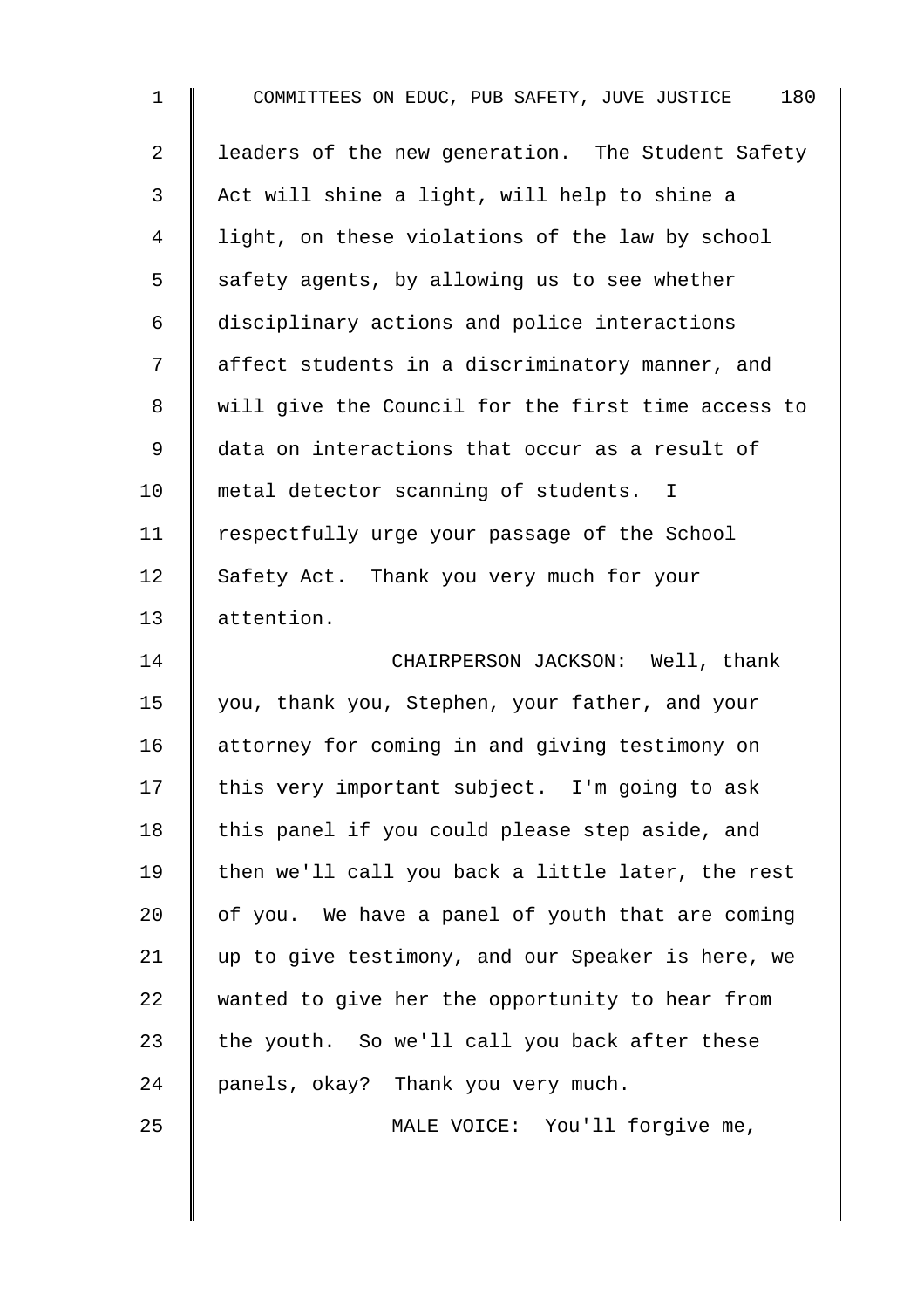leaders of the new generation. The Student Safety Act will shine a light, will help to shine a light, on these violations of the law by school safety agents, by allowing us to see whether disciplinary actions and police interactions affect students in a discriminatory manner, and will give the Council for the first time access to data on interactions that occur as a result of metal detector scanning of students. I respectfully urge your passage of the School Safety Act. Thank you very much for your attention.

CHAIRPERSON JACKSON: Well, thank you, thank you, Stephen, your father, and your attorney for coming in and giving testimony on this very important subject. I'm going to ask this panel if you could please step aside, and then we'll call you back a little later, the rest of you. We have a panel of youth that are coming up to give testimony, and our Speaker is here, we wanted to give her the opportunity to hear from the youth. So we'll call you back after these panels, okay? Thank you very much.

MALE VOICE: You'll forgive me,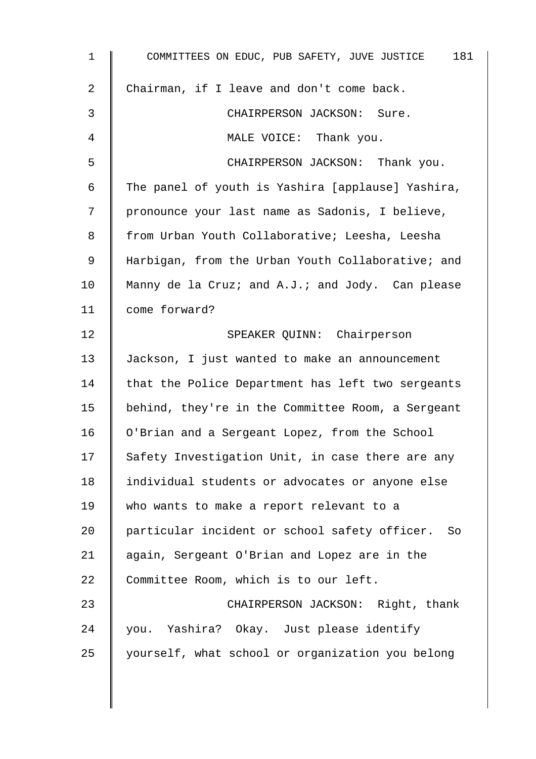Chairman, if I leave and don't come back.

CHAIRPERSON JACKSON: Sure.

MALE VOICE: Thank you.

CHAIRPERSON JACKSON: Thank you. The panel of youth is Yashira [applause] Yashira, pronounce your last name as Sadonis, I believe, from Urban Youth Collaborative; Leesha, Leesha Harbigan, from the Urban Youth Collaborative; and Manny de la Cruz; and A.J.; and Jody. Can please come forward?

SPEAKER QUINN: Chairperson Jackson, I just wanted to make an announcement that the Police Department has left two sergeants behind, they're in the Committee Room, a Sergeant O'Brian and a Sergeant Lopez, from the School Safety Investigation Unit, in case there are any individual students or advocates or anyone else who wants to make a report relevant to a particular incident or school safety officer. So again, Sergeant O'Brian and Lopez are in the Committee Room, which is to our left.

CHAIRPERSON JACKSON: Right, thank you. Yashira? Okay. Just please identify yourself, what school or organization you belong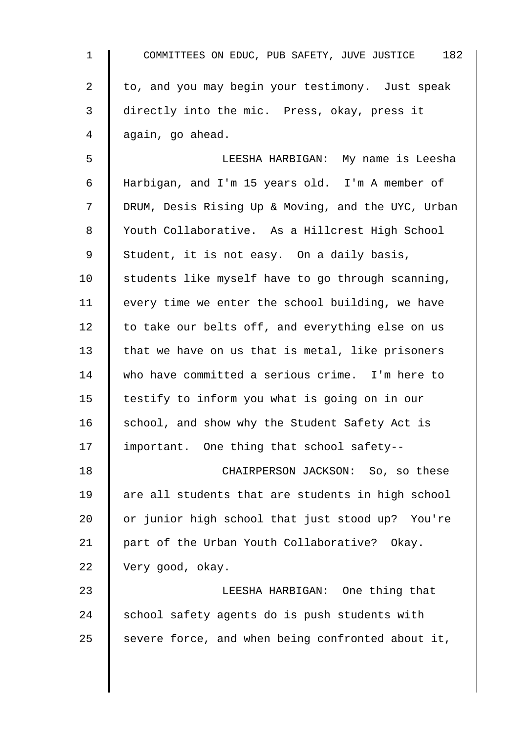to, and you may begin your testimony. Just speak directly into the mic. Press, okay, press it again, go ahead.

LEESHA HARBIGAN: My name is Leesha Harbigan, and I'm 15 years old. I'm A member of DRUM, Desis Rising Up & Moving, and the UYC, Urban Youth Collaborative. As a Hillcrest High School Student, it is not easy. On a daily basis, students like myself have to go through scanning, every time we enter the school building, we have to take our belts off, and everything else on us that we have on us that is metal, like prisoners who have committed a serious crime. I'm here to testify to inform you what is going on in our school, and show why the Student Safety Act is important. One thing that school safety--

CHAIRPERSON JACKSON: So, so these are all students that are students in high school or junior high school that just stood up? You're part of the Urban Youth Collaborative? Okay. Very good, okay.

LEESHA HARBIGAN: One thing that school safety agents do is push students with severe force, and when being confronted about it,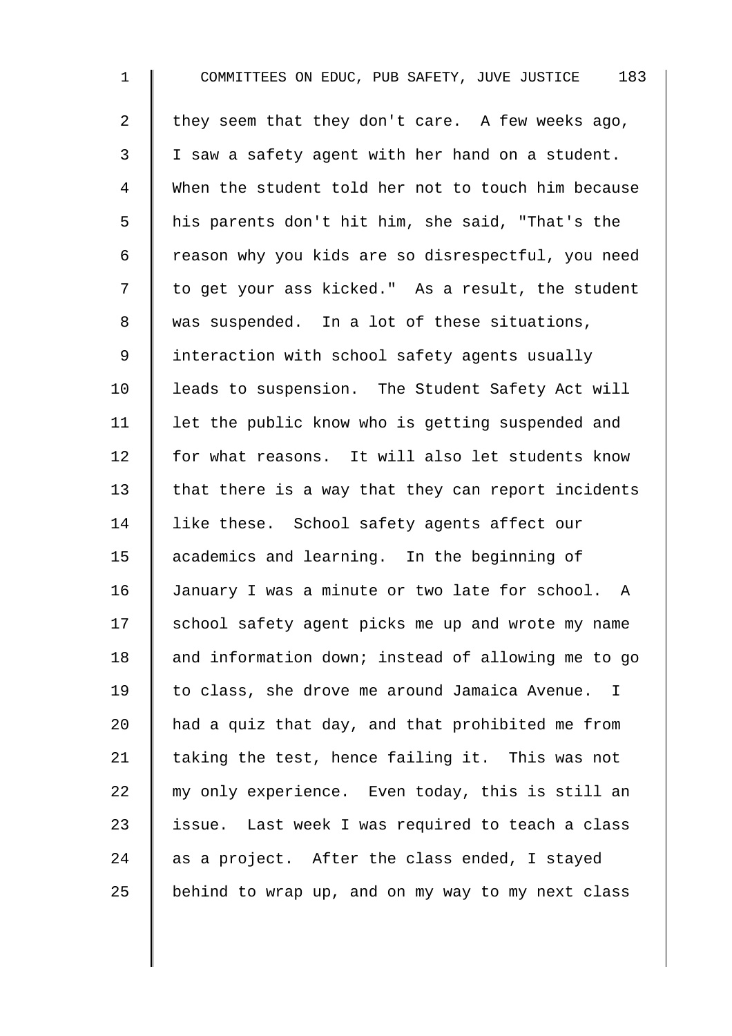they seem that they don't care. A few weeks ago, I saw a safety agent with her hand on a student. When the student told her not to touch him because his parents don't hit him, she said, "That's the reason why you kids are so disrespectful, you need to get your ass kicked." As a result, the student was suspended. In a lot of these situations, interaction with school safety agents usually leads to suspension. The Student Safety Act will let the public know who is getting suspended and for what reasons. It will also let students know that there is a way that they can report incidents like these. School safety agents affect our academics and learning. In the beginning of January I was a minute or two late for school. A school safety agent picks me up and wrote my name and information down; instead of allowing me to go to class, she drove me around Jamaica Avenue. I had a quiz that day, and that prohibited me from taking the test, hence failing it. This was not my only experience. Even today, this is still an issue. Last week I was required to teach a class as a project. After the class ended, I stayed behind to wrap up, and on my way to my next class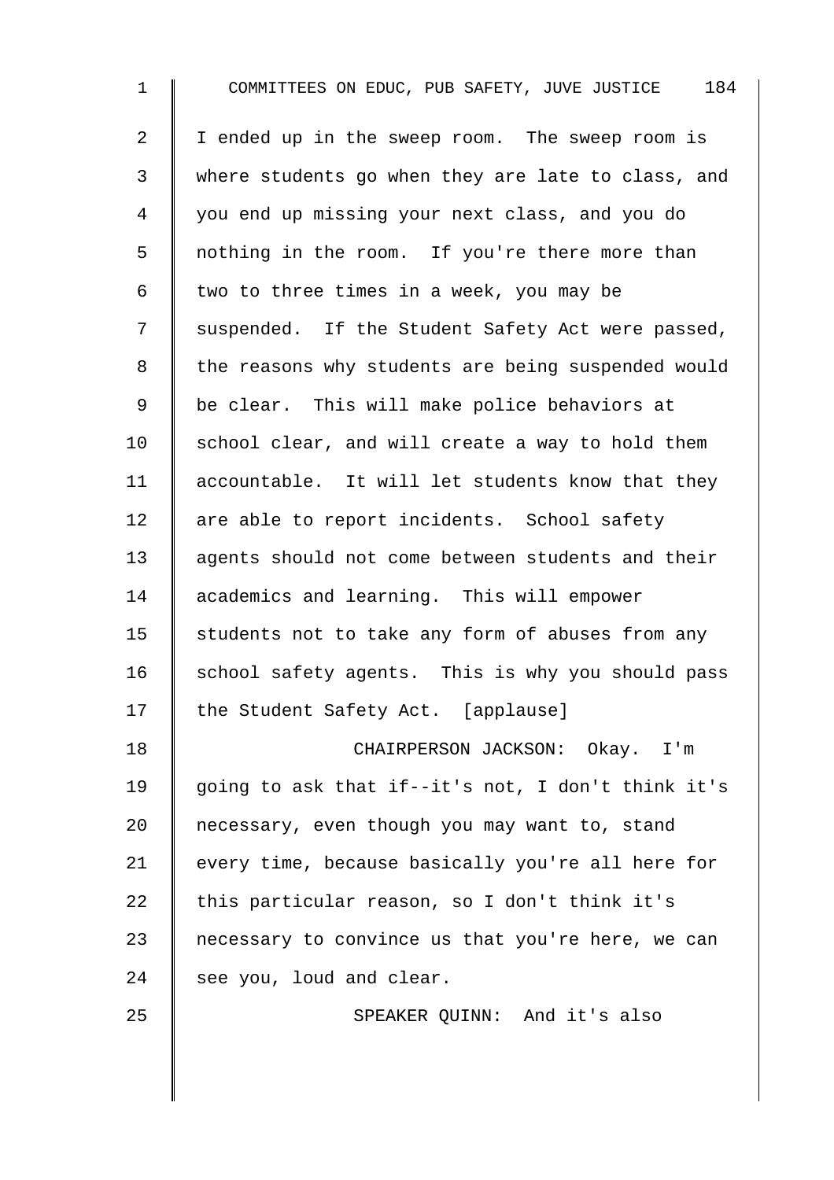I ended up in the sweep room. The sweep room is where students go when they are late to class, and you end up missing your next class, and you do nothing in the room. If you're there more than two to three times in a week, you may be suspended. If the Student Safety Act were passed, the reasons why students are being suspended would be clear. This will make police behaviors at school clear, and will create a way to hold them accountable. It will let students know that they are able to report incidents. School safety agents should not come between students and their academics and learning. This will empower students not to take any form of abuses from any school safety agents. This is why you should pass the Student Safety Act. [applause]

CHAIRPERSON JACKSON: Okay. I'm going to ask that if--it's not, I don't think it's necessary, even though you may want to, stand every time, because basically you're all here for this particular reason, so I don't think it's necessary to convince us that you're here, we can see you, loud and clear.

SPEAKER QUINN: And it's also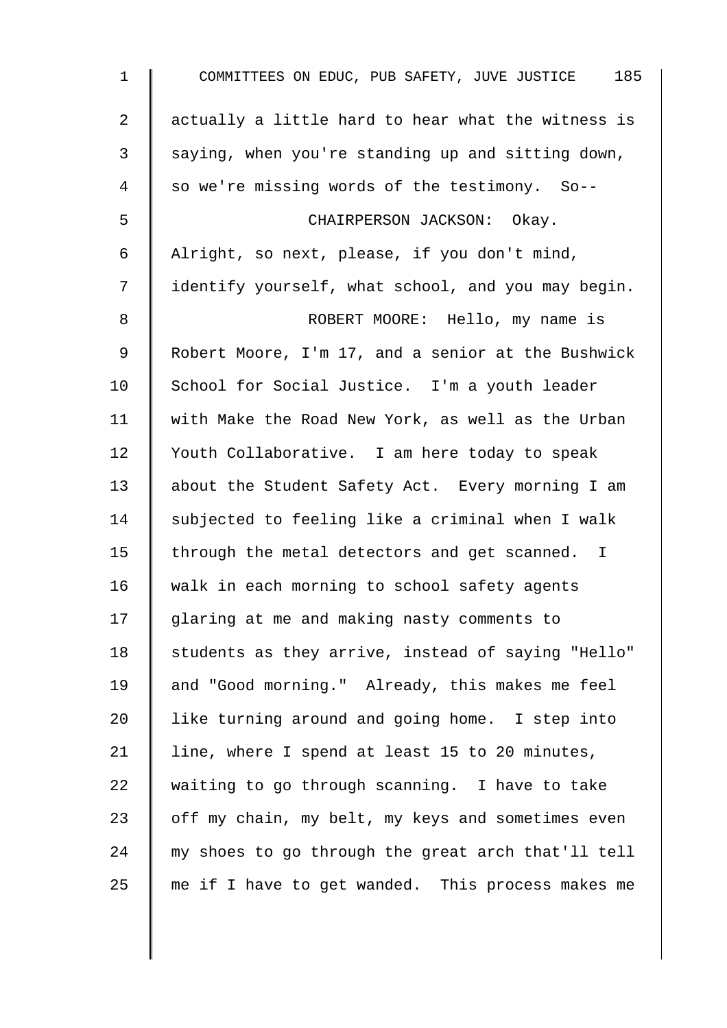actually a little hard to hear what the witness is saying, when you're standing up and sitting down, so we're missing words of the testimony. So--

CHAIRPERSON JACKSON: Okay. Alright, so next, please, if you don't mind, identify yourself, what school, and you may begin.

ROBERT MOORE: Hello, my name is Robert Moore, I'm 17, and a senior at the Bushwick School for Social Justice. I'm a youth leader with Make the Road New York, as well as the Urban Youth Collaborative. I am here today to speak about the Student Safety Act. Every morning I am subjected to feeling like a criminal when I walk through the metal detectors and get scanned. I walk in each morning to school safety agents glaring at me and making nasty comments to students as they arrive, instead of saying "Hello" and "Good morning." Already, this makes me feel like turning around and going home. I step into line, where I spend at least 15 to 20 minutes, waiting to go through scanning. I have to take off my chain, my belt, my keys and sometimes even my shoes to go through the great arch that'll tell me if I have to get wanded. This process makes me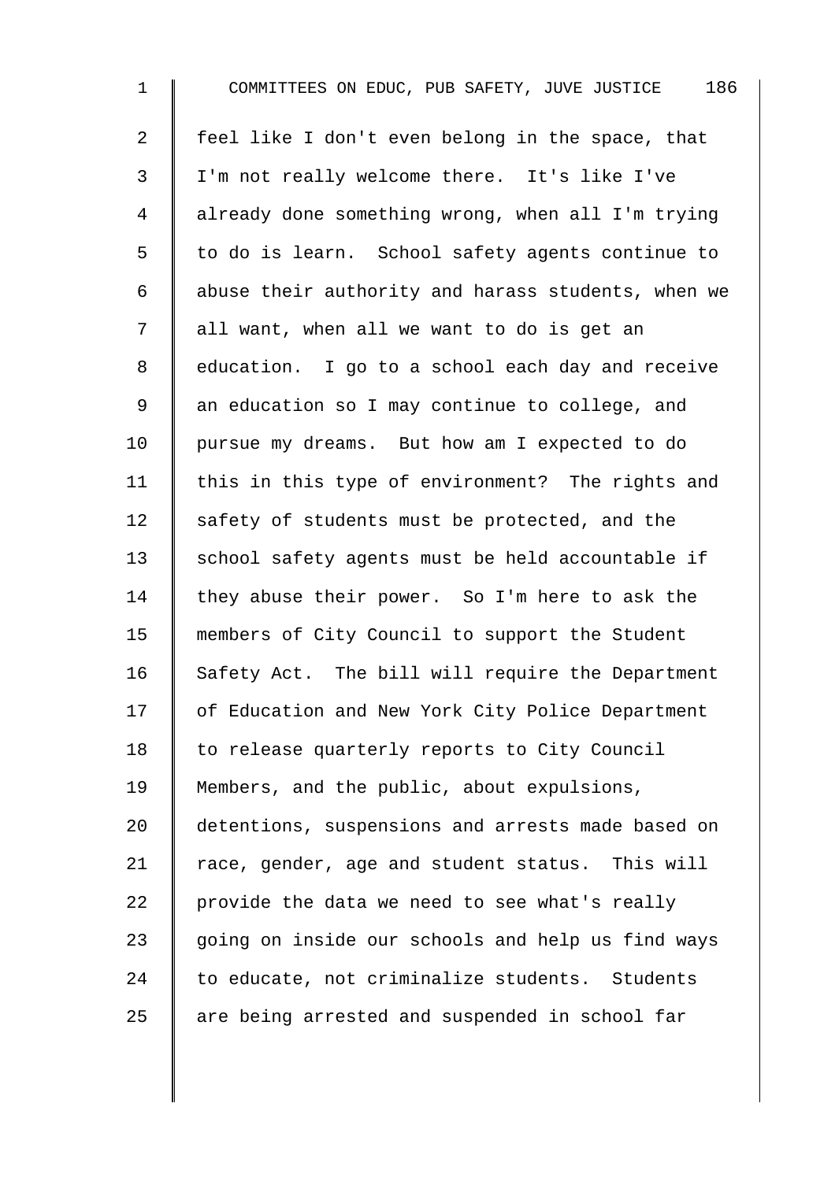feel like I don't even belong in the space, that I'm not really welcome there. It's like I've already done something wrong, when all I'm trying to do is learn. School safety agents continue to abuse their authority and harass students, when we all want, when all we want to do is get an education. I go to a school each day and receive an education so I may continue to college, and pursue my dreams. But how am I expected to do this in this type of environment? The rights and safety of students must be protected, and the school safety agents must be held accountable if they abuse their power. So I'm here to ask the members of City Council to support the Student Safety Act. The bill will require the Department of Education and New York City Police Department to release quarterly reports to City Council Members, and the public, about expulsions, detentions, suspensions and arrests made based on race, gender, age and student status. This will provide the data we need to see what's really going on inside our schools and help us find ways to educate, not criminalize students. Students are being arrested and suspended in school far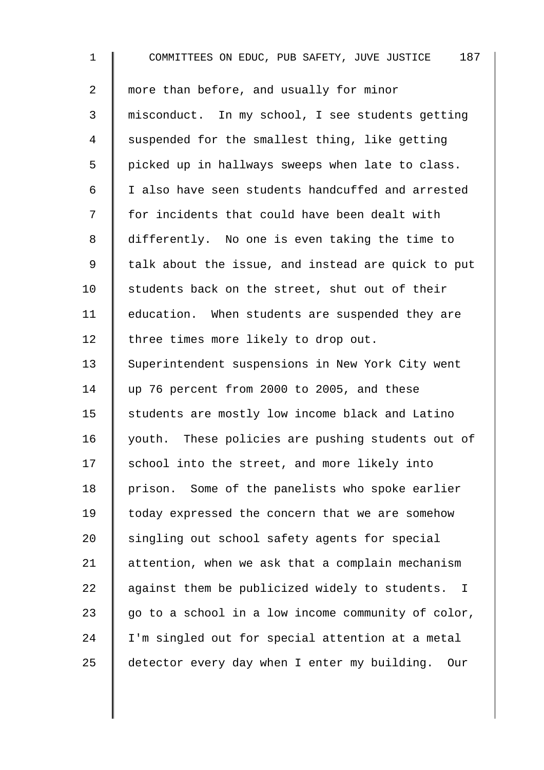more than before, and usually for minor misconduct. In my school, I see students getting suspended for the smallest thing, like getting picked up in hallways sweeps when late to class. I also have seen students handcuffed and arrested for incidents that could have been dealt with differently. No one is even taking the time to talk about the issue, and instead are quick to put students back on the street, shut out of their education. When students are suspended they are three times more likely to drop out. Superintendent suspensions in New York City went up 76 percent from 2000 to 2005, and these students are mostly low income black and Latino youth. These policies are pushing students out of school into the street, and more likely into prison. Some of the panelists who spoke earlier today expressed the concern that we are somehow singling out school safety agents for special attention, when we ask that a complain mechanism against them be publicized widely to students. I go to a school in a low income community of color, I'm singled out for special attention at a metal detector every day when I enter my building. Our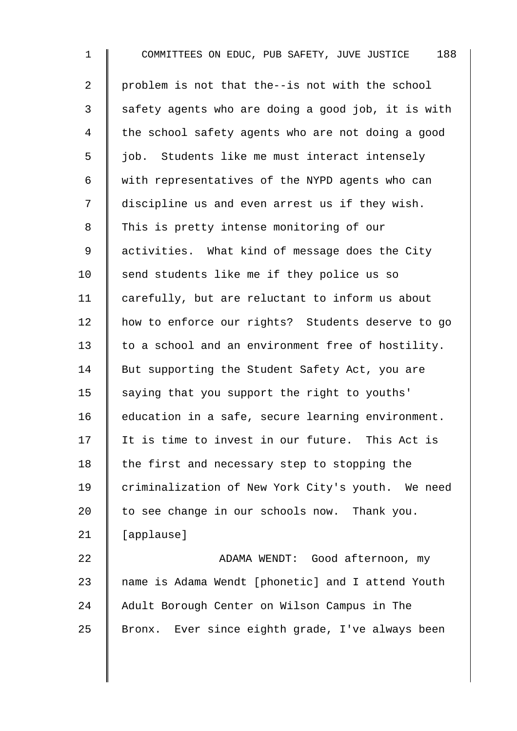problem is not that the--is not with the school safety agents who are doing a good job, it is with the school safety agents who are not doing a good job. Students like me must interact intensely with representatives of the NYPD agents who can discipline us and even arrest us if they wish. This is pretty intense monitoring of our activities. What kind of message does the City send students like me if they police us so carefully, but are reluctant to inform us about how to enforce our rights? Students deserve to go to a school and an environment free of hostility. But supporting the Student Safety Act, you are saying that you support the right to youths' education in a safe, secure learning environment. It is time to invest in our future. This Act is the first and necessary step to stopping the criminalization of New York City's youth. We need to see change in our schools now. Thank you. [applause]

ADAMA WENDT: Good afternoon, my name is Adama Wendt [phonetic] and I attend Youth Adult Borough Center on Wilson Campus in The Bronx. Ever since eighth grade, I've always been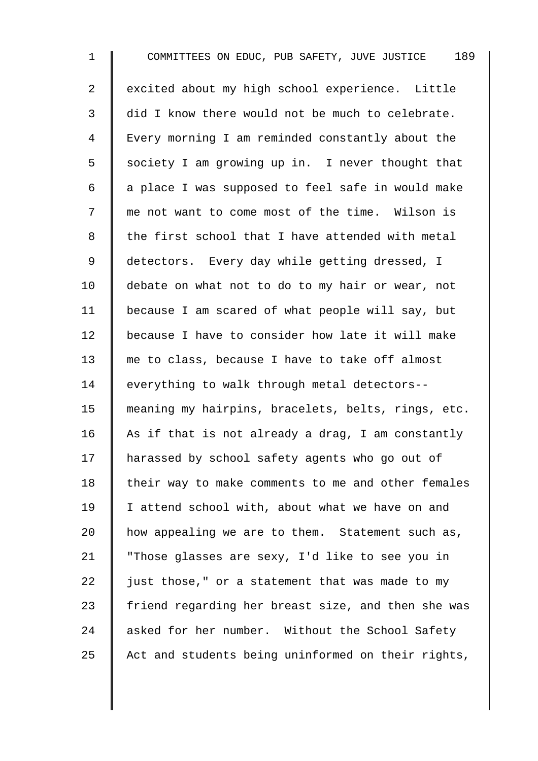excited about my high school experience. Little did I know there would not be much to celebrate. Every morning I am reminded constantly about the society I am growing up in. I never thought that a place I was supposed to feel safe in would make me not want to come most of the time. Wilson is the first school that I have attended with metal detectors. Every day while getting dressed, I debate on what not to do to my hair or wear, not because I am scared of what people will say, but because I have to consider how late it will make me to class, because I have to take off almost everything to walk through metal detectors--meaning my hairpins, bracelets, belts, rings, etc. As if that is not already a drag, I am constantly harassed by school safety agents who go out of their way to make comments to me and other females I attend school with, about what we have on and how appealing we are to them. Statement such as, "Those glasses are sexy, I'd like to see you in just those," or a statement that was made to my friend regarding her breast size, and then she was asked for her number. Without the School Safety Act and students being uninformed on their rights,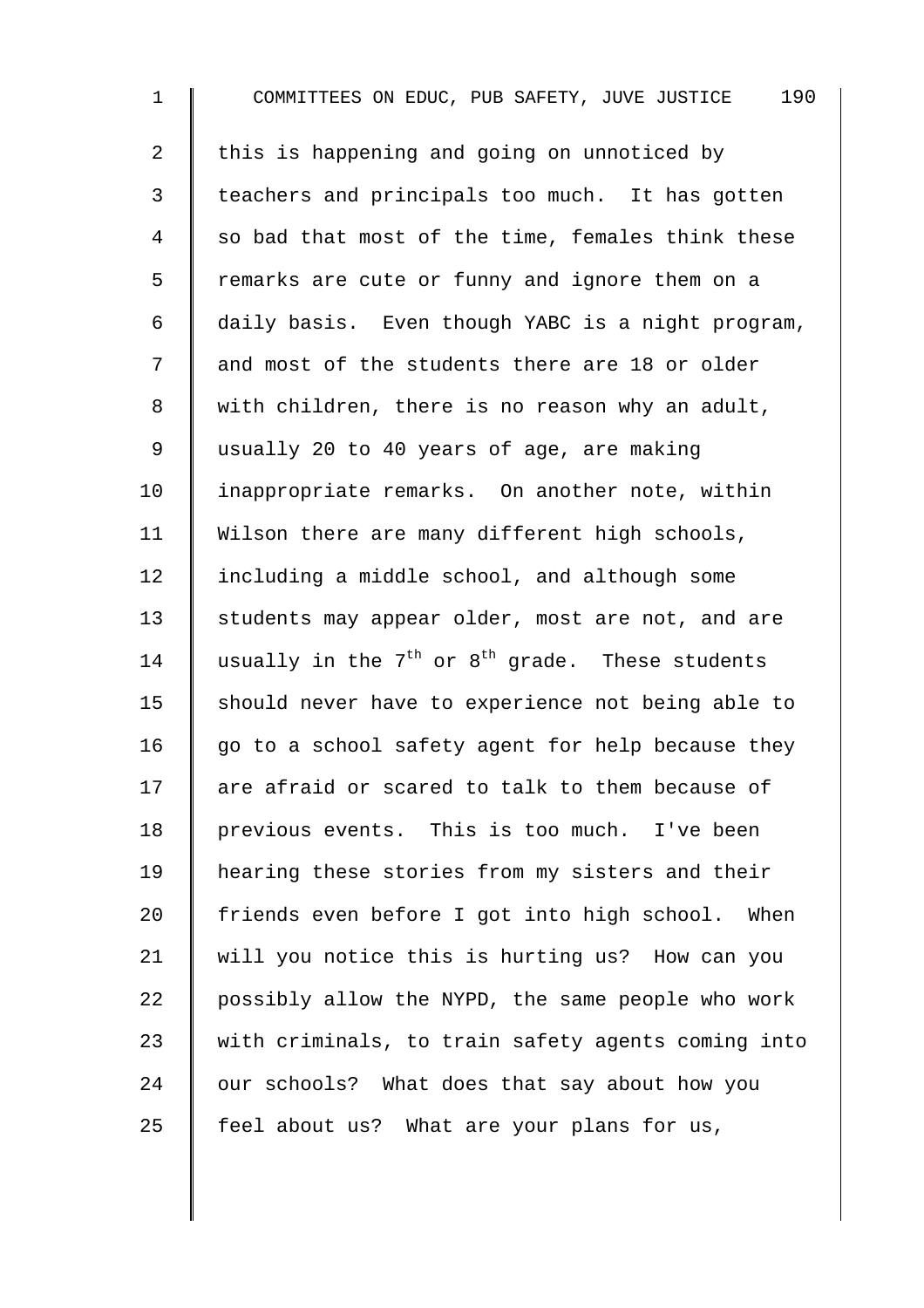this is happening and going on unnoticed by teachers and principals too much. It has gotten so bad that most of the time, females think these remarks are cute or funny and ignore them on a daily basis. Even though YABC is a night program, and most of the students there are 18 or older with children, there is no reason why an adult, usually 20 to 40 years of age, are making inappropriate remarks. On another note, within Wilson there are many different high schools, including a middle school, and although some students may appear older, most are not, and are usually in the $7^{th}$ or $8^{th}$ grade. These students should never have to experience not being able to go to a school safety agent for help because they are afraid or scared to talk to them because of previous events. This is too much. I've been hearing these stories from my sisters and their friends even before I got into high school. When will you notice this is hurting us? How can you possibly allow the NYPD, the same people who work with criminals, to train safety agents coming into our schools? What does that say about how you feel about us? What are your plans for us,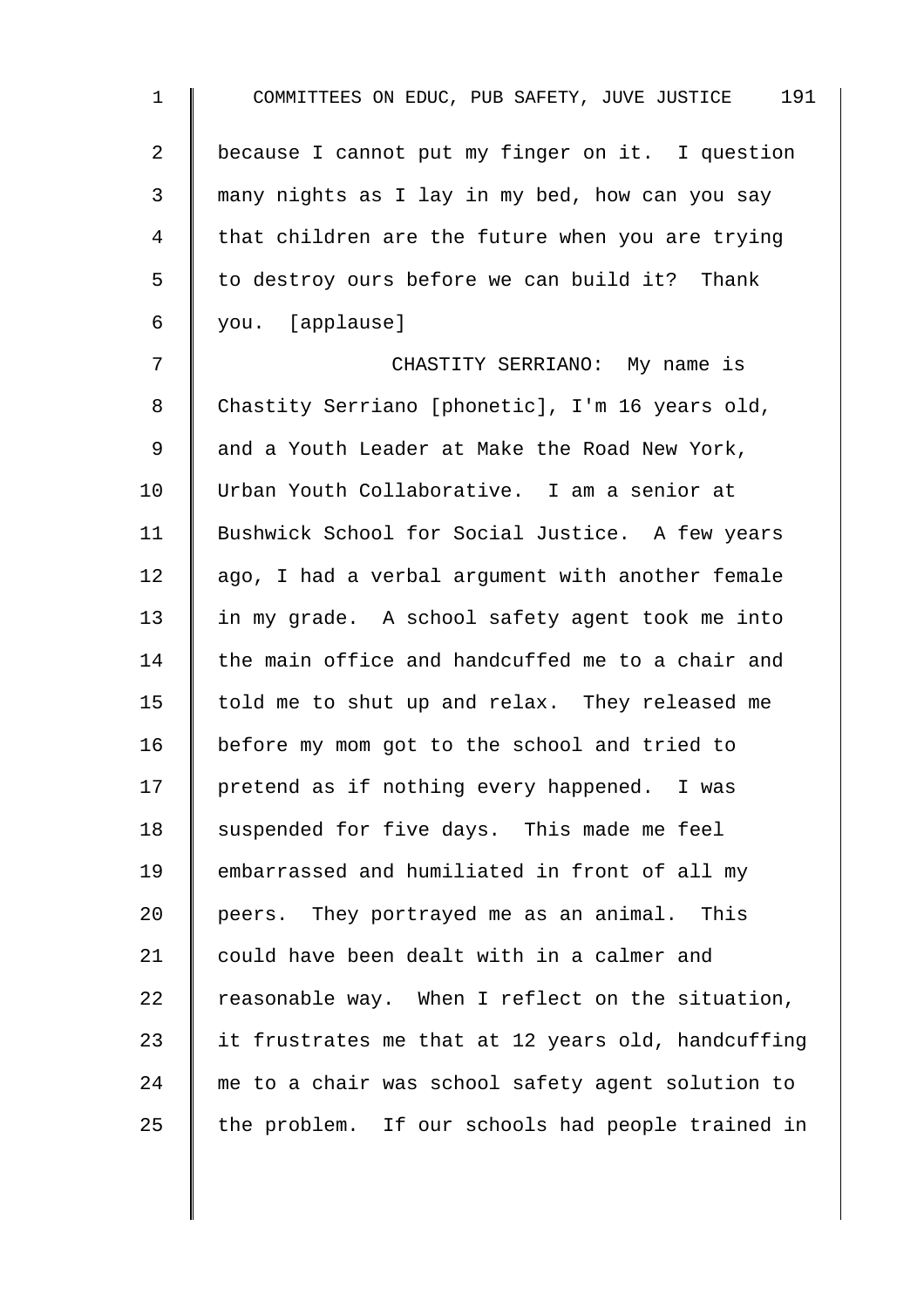because I cannot put my finger on it. I question many nights as I lay in my bed, how can you say that children are the future when you are trying to destroy ours before we can build it? Thank you. [applause]

CHASTITY SERRIANO: My name is Chastity Serriano [phonetic], I'm 16 years old, and a Youth Leader at Make the Road New York, Urban Youth Collaborative. I am a senior at Bushwick School for Social Justice. A few years ago, I had a verbal argument with another female in my grade. A school safety agent took me into the main office and handcuffed me to a chair and told me to shut up and relax. They released me before my mom got to the school and tried to pretend as if nothing every happened. I was suspended for five days. This made me feel embarrassed and humiliated in front of all my peers. They portrayed me as an animal. This could have been dealt with in a calmer and reasonable way. When I reflect on the situation, it frustrates me that at 12 years old, handcuffing me to a chair was school safety agent solution to the problem. If our schools had people trained in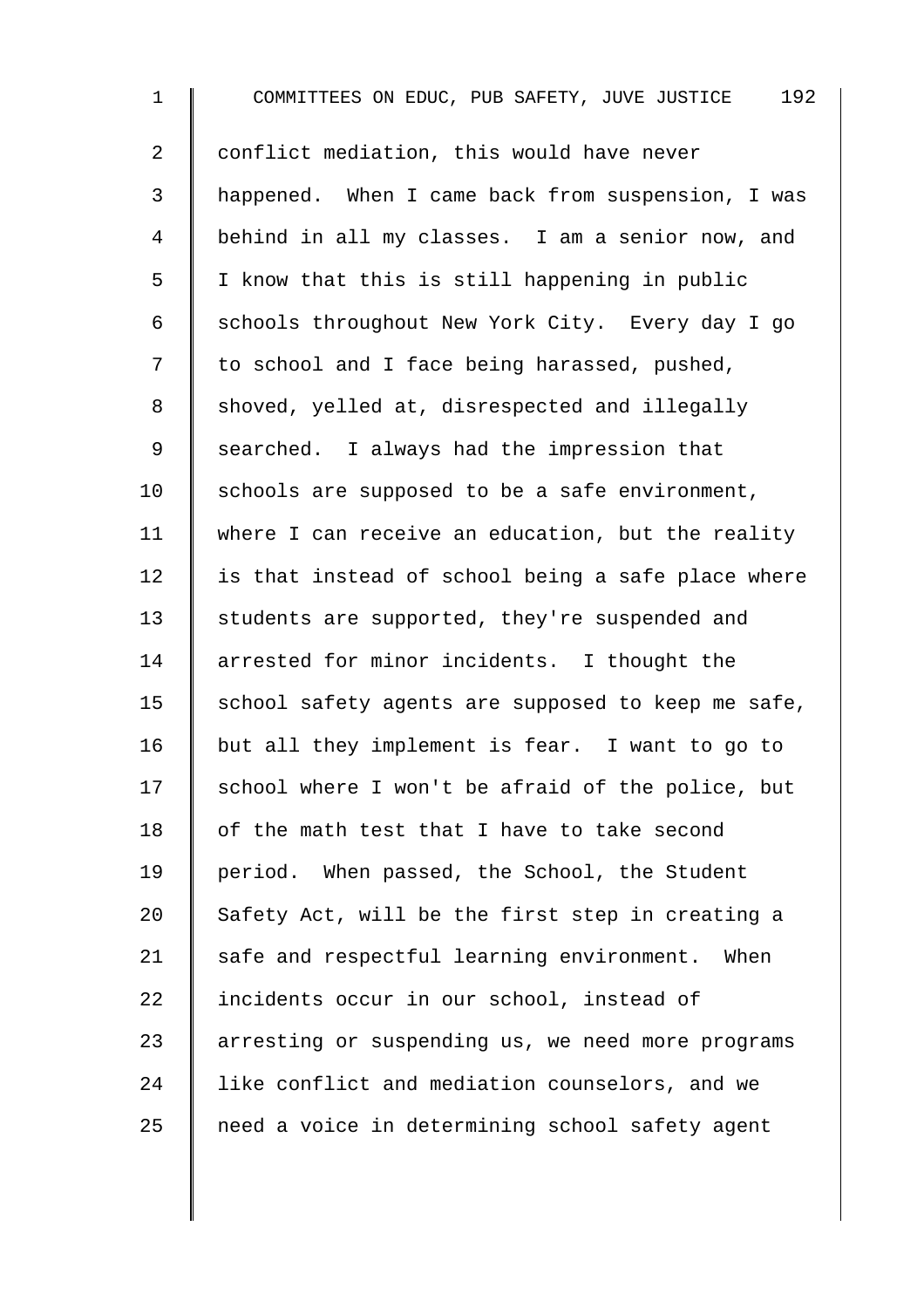conflict mediation, this would have never happened. When I came back from suspension, I was behind in all my classes. I am a senior now, and I know that this is still happening in public schools throughout New York City. Every day I go to school and I face being harassed, pushed, shoved, yelled at, disrespected and illegally searched. I always had the impression that schools are supposed to be a safe environment, where I can receive an education, but the reality is that instead of school being a safe place where students are supported, they're suspended and arrested for minor incidents. I thought the school safety agents are supposed to keep me safe, but all they implement is fear. I want to go to school where I won't be afraid of the police, but of the math test that I have to take second period. When passed, the School, the Student Safety Act, will be the first step in creating a safe and respectful learning environment. When incidents occur in our school, instead of arresting or suspending us, we need more programs like conflict and mediation counselors, and we need a voice in determining school safety agent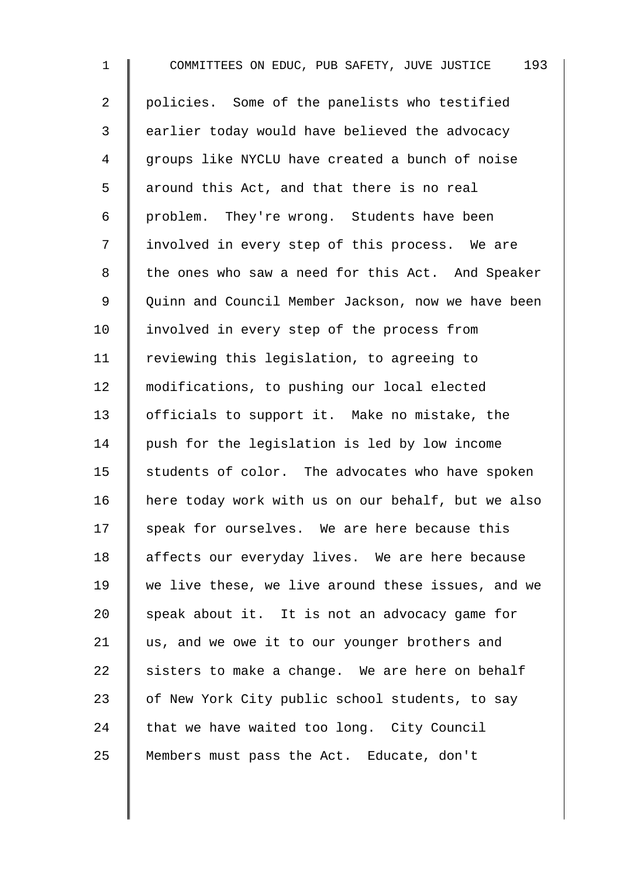policies. Some of the panelists who testified earlier today would have believed the advocacy groups like NYCLU have created a bunch of noise around this Act, and that there is no real problem. They're wrong. Students have been involved in every step of this process. We are the ones who saw a need for this Act. And Speaker Quinn and Council Member Jackson, now we have been involved in every step of the process from reviewing this legislation, to agreeing to modifications, to pushing our local elected officials to support it. Make no mistake, the push for the legislation is led by low income students of color. The advocates who have spoken here today work with us on our behalf, but we also speak for ourselves. We are here because this affects our everyday lives. We are here because we live these, we live around these issues, and we speak about it. It is not an advocacy game for us, and we owe it to our younger brothers and sisters to make a change. We are here on behalf of New York City public school students, to say that we have waited too long. City Council Members must pass the Act. Educate, don't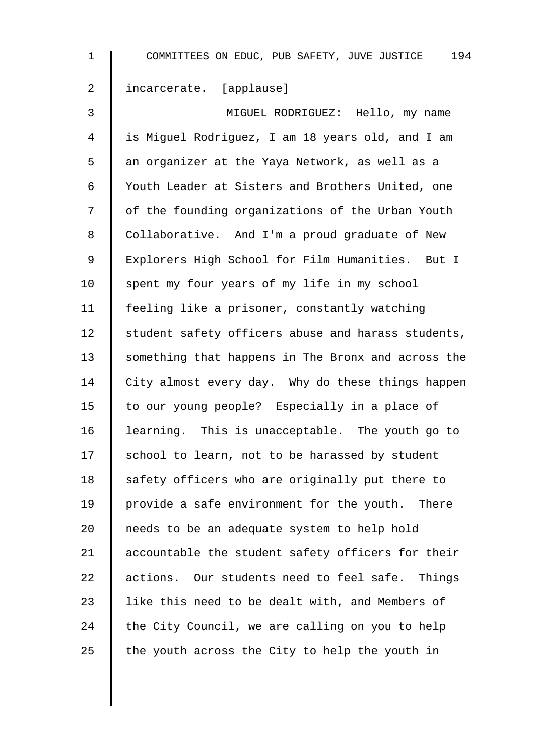incarcerate. [applause]

MIGUEL RODRIGUEZ: Hello, my name is Miguel Rodriguez, I am 18 years old, and I am an organizer at the Yaya Network, as well as a Youth Leader at Sisters and Brothers United, one of the founding organizations of the Urban Youth Collaborative. And I'm a proud graduate of New Explorers High School for Film Humanities. But I spent my four years of my life in my school feeling like a prisoner, constantly watching student safety officers abuse and harass students, something that happens in The Bronx and across the City almost every day. Why do these things happen to our young people? Especially in a place of learning. This is unacceptable. The youth go to school to learn, not to be harassed by student safety officers who are originally put there to provide a safe environment for the youth. There needs to be an adequate system to help hold accountable the student safety officers for their actions. Our students need to feel safe. Things like this need to be dealt with, and Members of the City Council, we are calling on you to help the youth across the City to help the youth in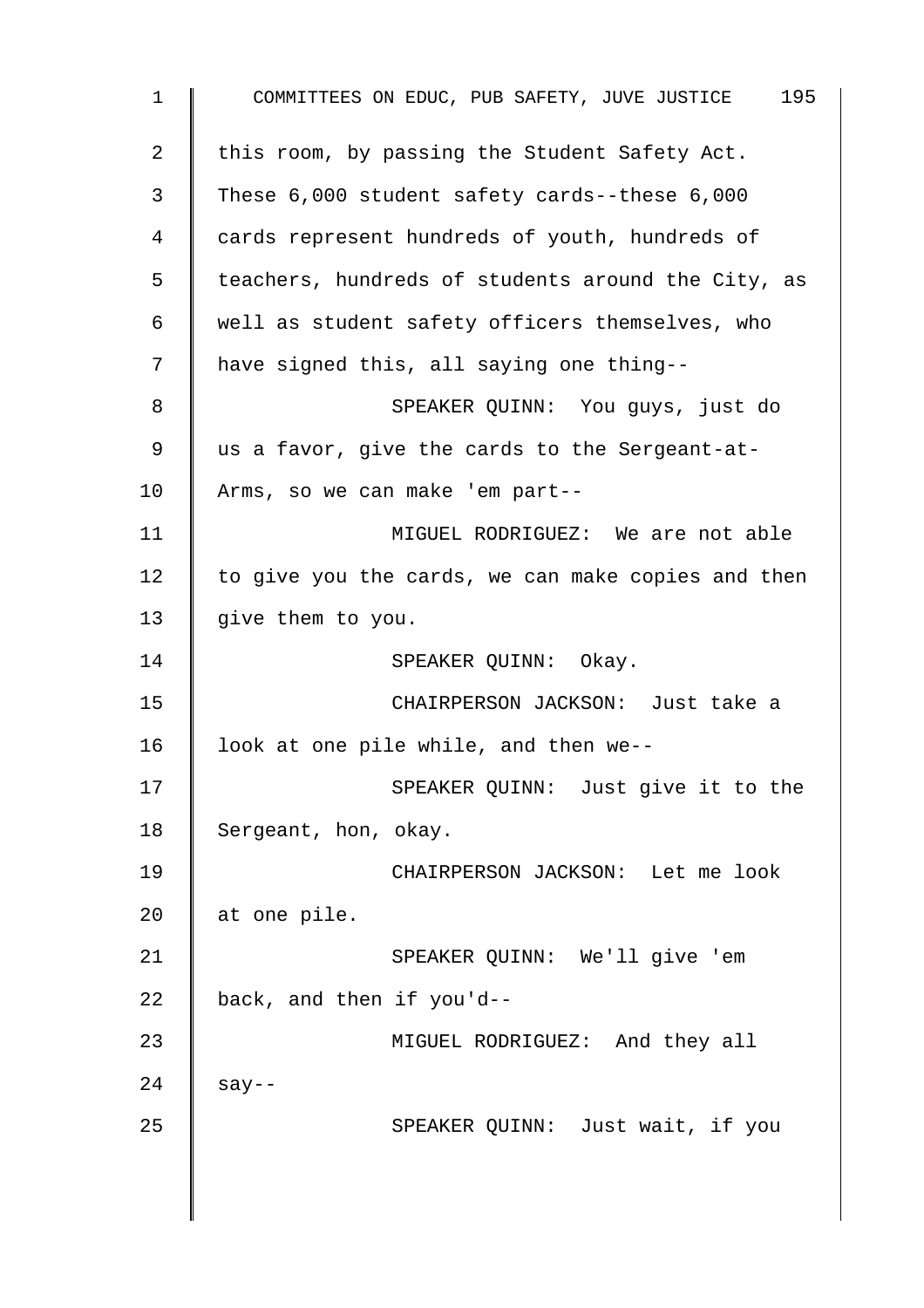this room, by passing the Student Safety Act. These 6,000 student safety cards--these 6,000 cards represent hundreds of youth, hundreds of teachers, hundreds of students around the City, as well as student safety officers themselves, who have signed this, all saying one thing--

SPEAKER QUINN: You guys, just do us a favor, give the cards to the Sergeant-at-Arms, so we can make 'em part--

MIGUEL RODRIGUEZ: We are not able to give you the cards, we can make copies and then give them to you.

SPEAKER QUINN: Okay.

CHAIRPERSON JACKSON: Just take a look at one pile while, and then we--

SPEAKER QUINN: Just give it to the Sergeant, hon, okay.

CHAIRPERSON JACKSON: Let me look at one pile.

SPEAKER QUINN: We'll give 'em back, and then if you'd--

MIGUEL RODRIGUEZ: And they all say--

SPEAKER QUINN: Just wait, if you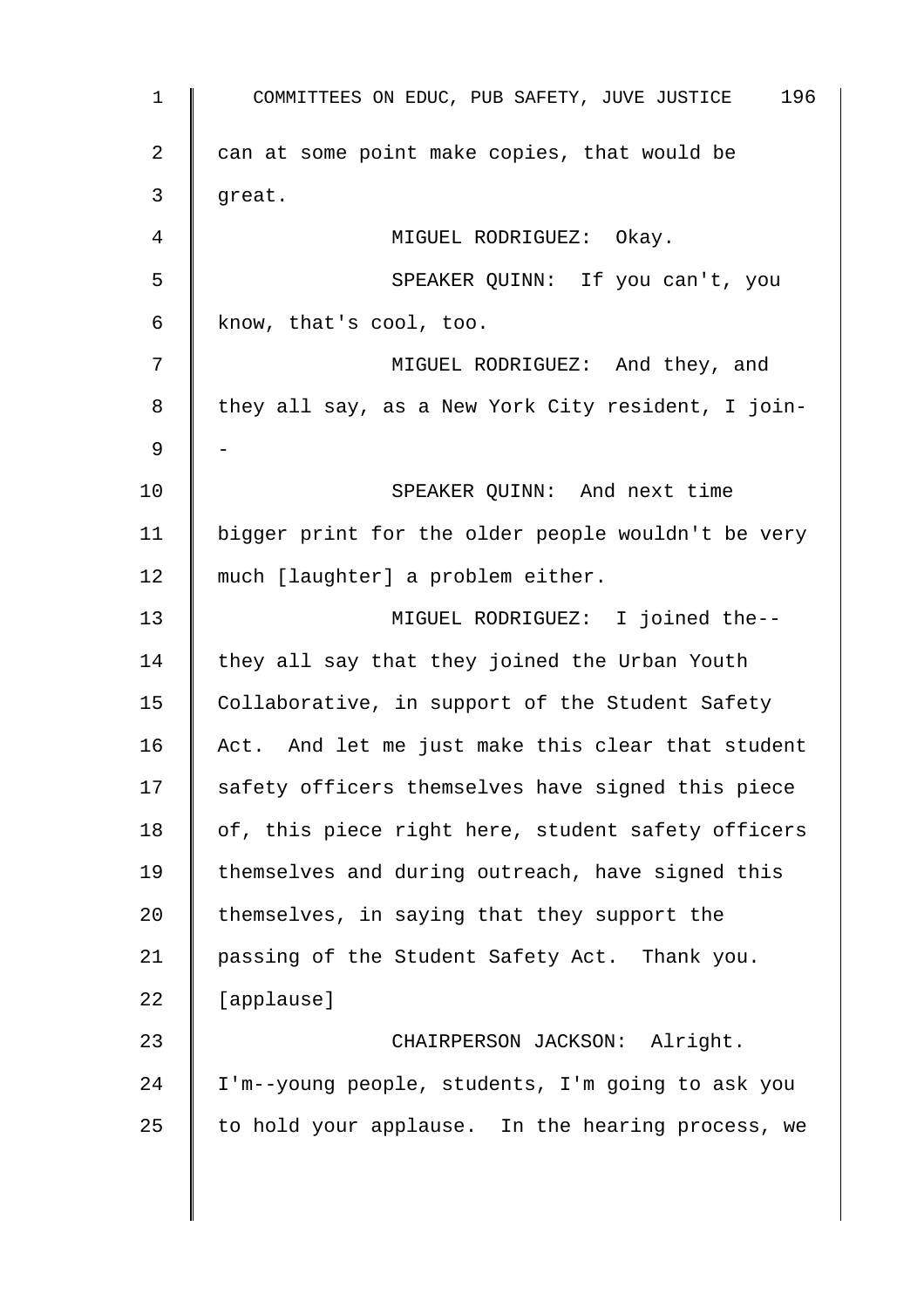can at some point make copies, that would be great.

MIGUEL RODRIGUEZ: Okay.

SPEAKER QUINN: If you can't, you know, that's cool, too.

MIGUEL RODRIGUEZ: And they, and they all say, as a New York City resident, I join--

SPEAKER QUINN: And next time bigger print for the older people wouldn't be very much [laughter] a problem either.

MIGUEL RODRIGUEZ: I joined the--they all say that they joined the Urban Youth Collaborative, in support of the Student Safety Act. And let me just make this clear that student safety officers themselves have signed this piece of, this piece right here, student safety officers themselves and during outreach, have signed this themselves, in saying that they support the passing of the Student Safety Act. Thank you. [applause]

CHAIRPERSON JACKSON: Alright. I'm--young people, students, I'm going to ask you to hold your applause. In the hearing process, we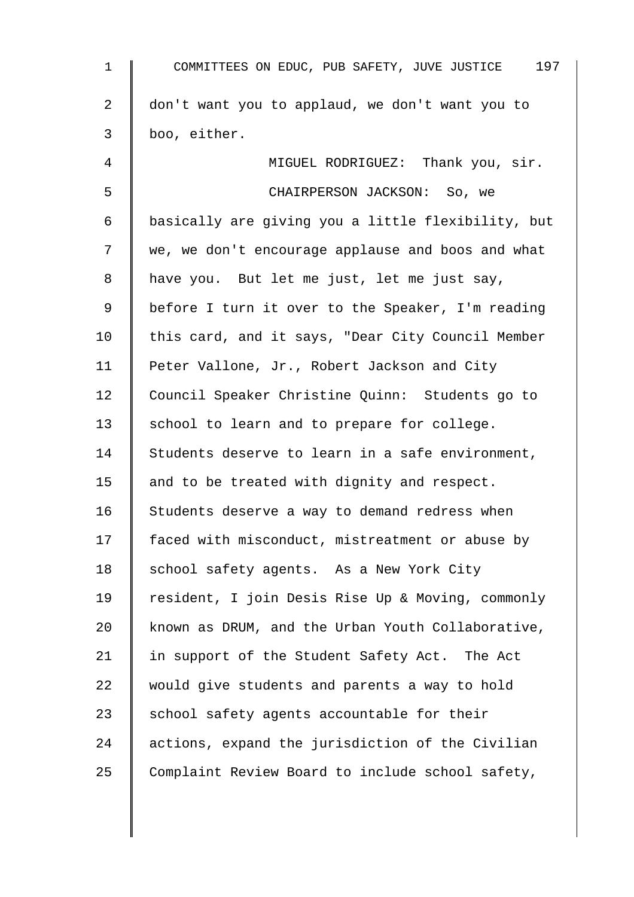don't want you to applaud, we don't want you to boo, either.

MIGUEL RODRIGUEZ: Thank you, sir.

CHAIRPERSON JACKSON: So, we basically are giving you a little flexibility, but we, we don't encourage applause and boos and what have you. But let me just, let me just say, before I turn it over to the Speaker, I'm reading this card, and it says, "Dear City Council Member Peter Vallone, Jr., Robert Jackson and City Council Speaker Christine Quinn: Students go to school to learn and to prepare for college. Students deserve to learn in a safe environment, and to be treated with dignity and respect. Students deserve a way to demand redress when faced with misconduct, mistreatment or abuse by school safety agents. As a New York City resident, I join Desis Rise Up & Moving, commonly known as DRUM, and the Urban Youth Collaborative, in support of the Student Safety Act. The Act would give students and parents a way to hold school safety agents accountable for their actions, expand the jurisdiction of the Civilian Complaint Review Board to include school safety,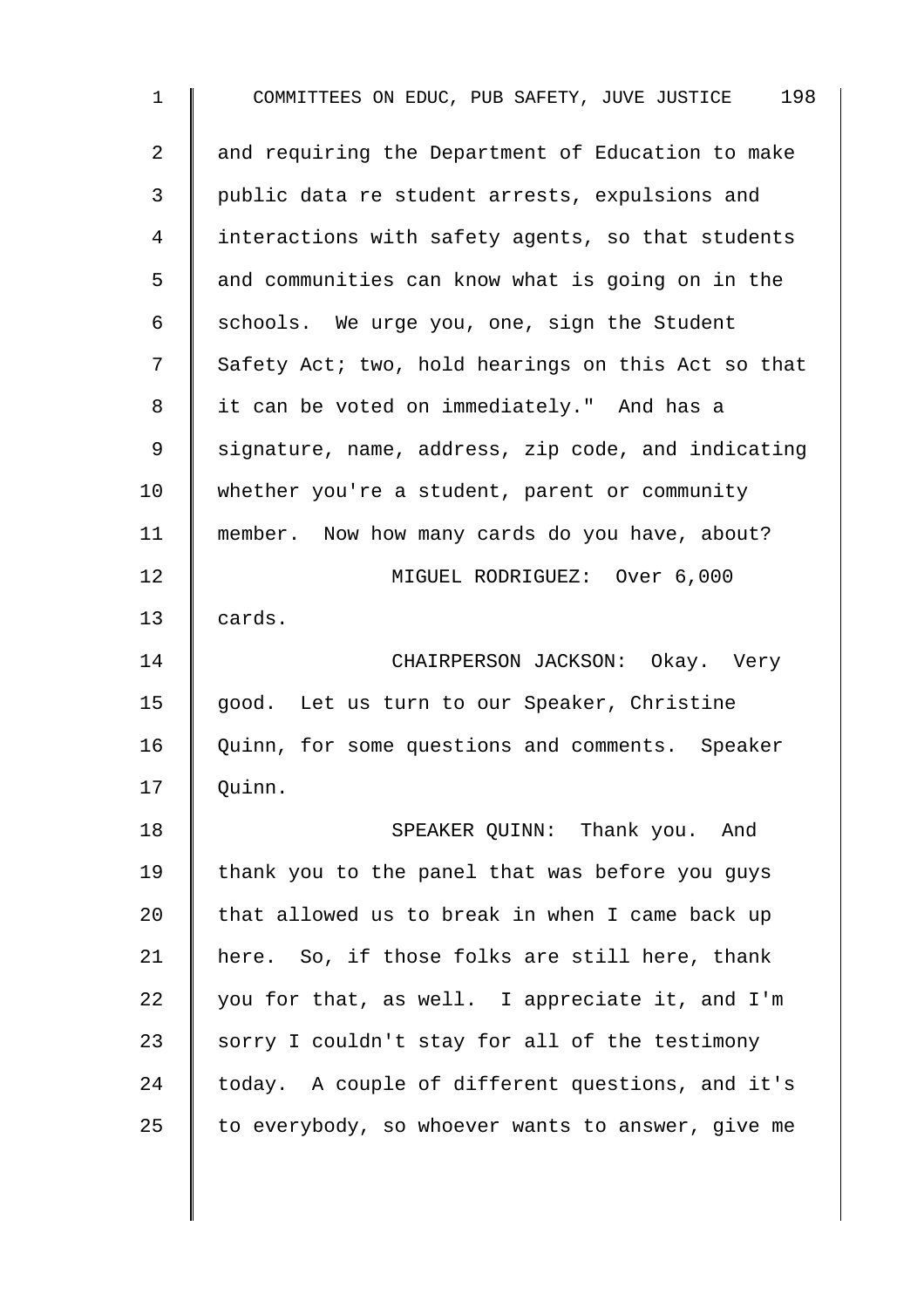and requiring the Department of Education to make public data re student arrests, expulsions and interactions with safety agents, so that students and communities can know what is going on in the schools. We urge you, one, sign the Student Safety Act; two, hold hearings on this Act so that it can be voted on immediately." And has a signature, name, address, zip code, and indicating whether you're a student, parent or community member. Now how many cards do you have, about?

MIGUEL RODRIGUEZ: Over 6,000 cards.

CHAIRPERSON JACKSON: Okay. Very good. Let us turn to our Speaker, Christine Quinn, for some questions and comments. Speaker Quinn.

SPEAKER QUINN: Thank you. And thank you to the panel that was before you guys that allowed us to break in when I came back up here. So, if those folks are still here, thank you for that, as well. I appreciate it, and I'm sorry I couldn't stay for all of the testimony today. A couple of different questions, and it's to everybody, so whoever wants to answer, give me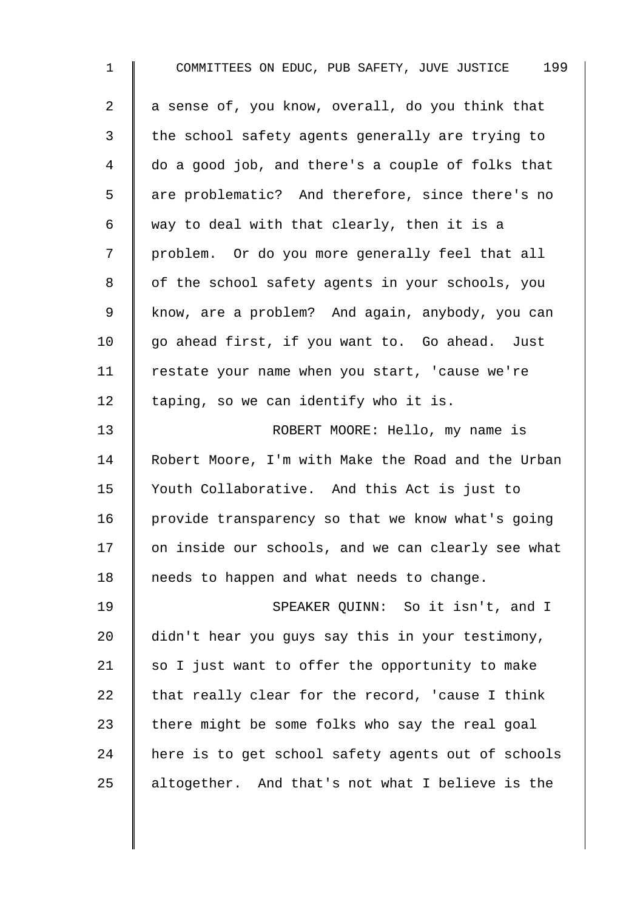a sense of, you know, overall, do you think that the school safety agents generally are trying to do a good job, and there's a couple of folks that are problematic? And therefore, since there's no way to deal with that clearly, then it is a problem. Or do you more generally feel that all of the school safety agents in your schools, you know, are a problem? And again, anybody, you can go ahead first, if you want to. Go ahead. Just restate your name when you start, 'cause we're taping, so we can identify who it is.

ROBERT MOORE: Hello, my name is Robert Moore, I'm with Make the Road and the Urban Youth Collaborative. And this Act is just to provide transparency so that we know what's going on inside our schools, and we can clearly see what needs to happen and what needs to change.

SPEAKER QUINN: So it isn't, and I didn't hear you guys say this in your testimony, so I just want to offer the opportunity to make that really clear for the record, 'cause I think there might be some folks who say the real goal here is to get school safety agents out of schools altogether. And that's not what I believe is the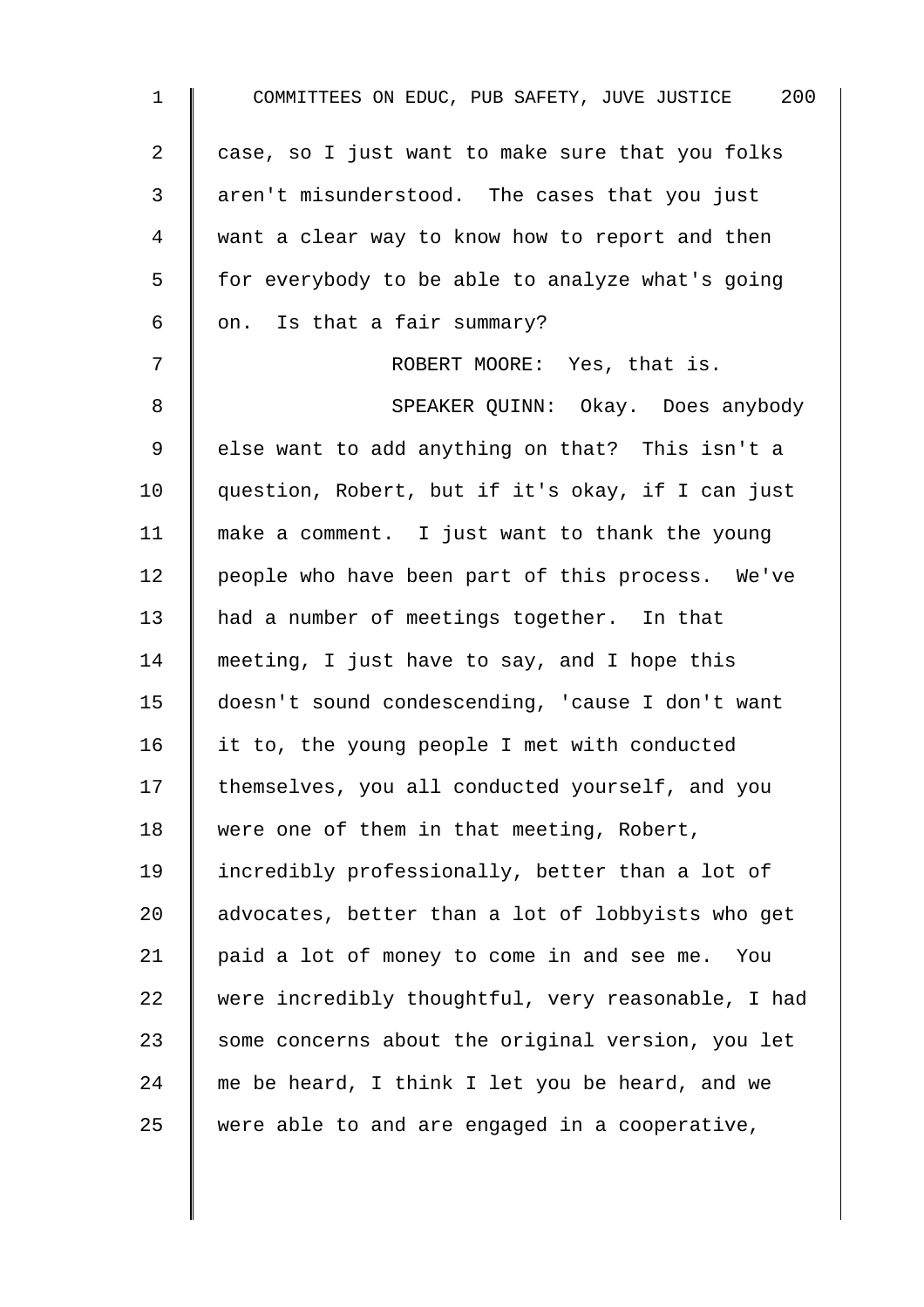case, so I just want to make sure that you folks aren't misunderstood. The cases that you just want a clear way to know how to report and then for everybody to be able to analyze what's going on. Is that a fair summary?

ROBERT MOORE: Yes, that is.

SPEAKER QUINN: Okay. Does anybody else want to add anything on that? This isn't a question, Robert, but if it's okay, if I can just make a comment. I just want to thank the young people who have been part of this process. We've had a number of meetings together. In that meeting, I just have to say, and I hope this doesn't sound condescending, 'cause I don't want it to, the young people I met with conducted themselves, you all conducted yourself, and you were one of them in that meeting, Robert, incredibly professionally, better than a lot of advocates, better than a lot of lobbyists who get paid a lot of money to come in and see me. You were incredibly thoughtful, very reasonable, I had some concerns about the original version, you let me be heard, I think I let you be heard, and we were able to and are engaged in a cooperative,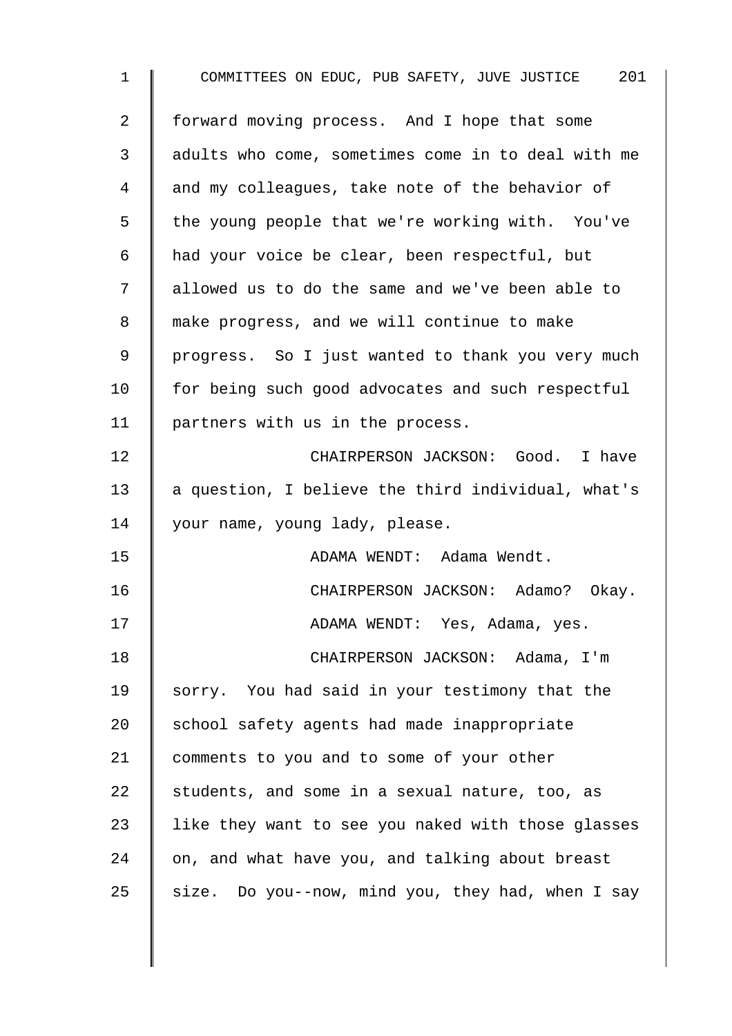forward moving process. And I hope that some adults who come, sometimes come in to deal with me and my colleagues, take note of the behavior of the young people that we're working with. You've had your voice be clear, been respectful, but allowed us to do the same and we've been able to make progress, and we will continue to make progress. So I just wanted to thank you very much for being such good advocates and such respectful partners with us in the process.

CHAIRPERSON JACKSON: Good. I have a question, I believe the third individual, what's your name, young lady, please.

ADAMA WENDT: Adama Wendt.

CHAIRPERSON JACKSON: Adamo? Okay.

ADAMA WENDT: Yes, Adama, yes.

CHAIRPERSON JACKSON: Adama, I'm sorry. You had said in your testimony that the school safety agents had made inappropriate comments to you and to some of your other students, and some in a sexual nature, too, as like they want to see you naked with those glasses on, and what have you, and talking about breast size. Do you--now, mind you, they had, when I say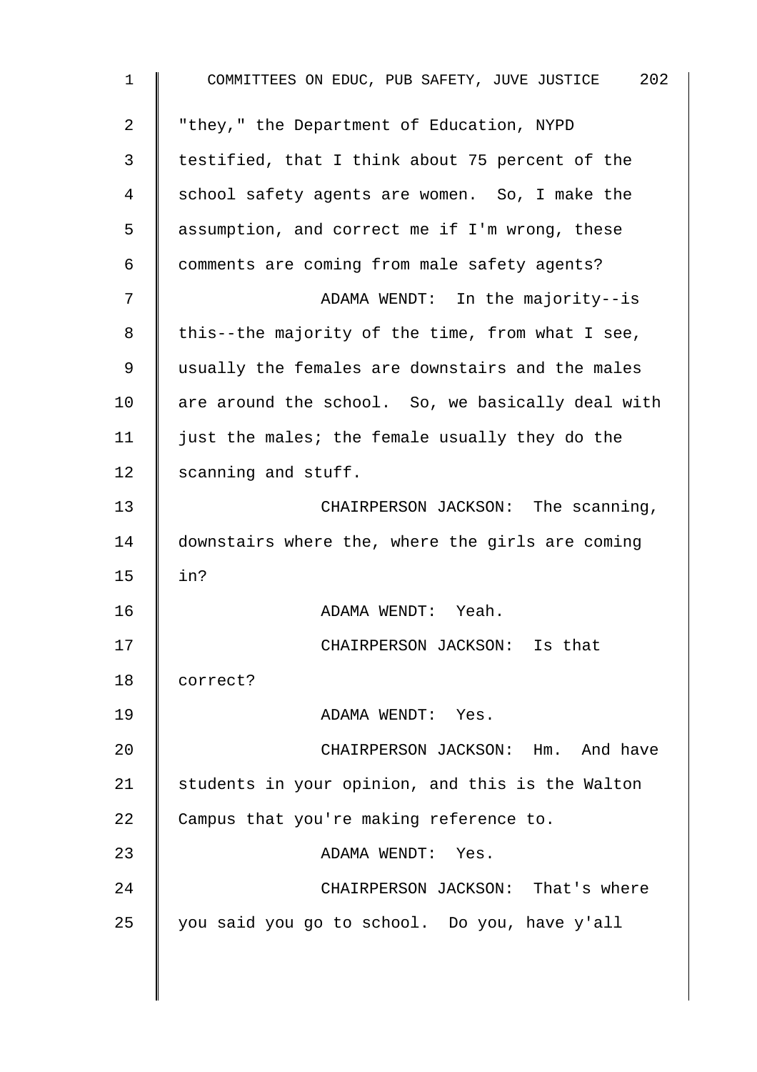"they," the Department of Education, NYPD testified, that I think about 75 percent of the school safety agents are women. So, I make the assumption, and correct me if I'm wrong, these comments are coming from male safety agents?

ADAMA WENDT: In the majority--is this--the majority of the time, from what I see, usually the females are downstairs and the males are around the school. So, we basically deal with just the males; the female usually they do the scanning and stuff.

CHAIRPERSON JACKSON: The scanning, downstairs where the, where the girls are coming in?

ADAMA WENDT: Yeah.

CHAIRPERSON JACKSON: Is that correct?

ADAMA WENDT: Yes.

CHAIRPERSON JACKSON: Hm. And have students in your opinion, and this is the Walton Campus that you're making reference to.

ADAMA WENDT: Yes.

CHAIRPERSON JACKSON: That's where you said you go to school. Do you, have y'all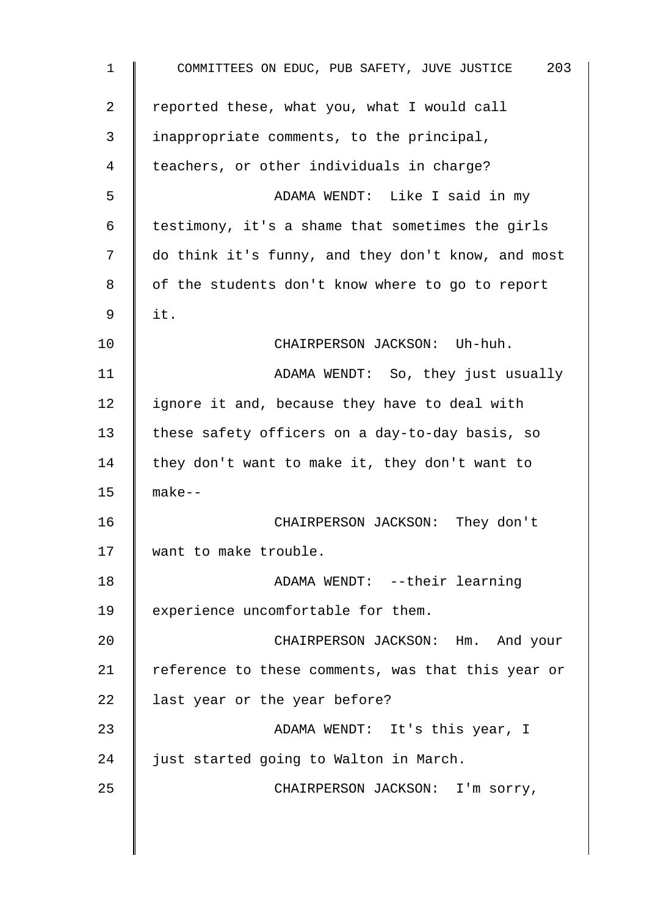reported these, what you, what I would call inappropriate comments, to the principal, teachers, or other individuals in charge?

ADAMA WENDT: Like I said in my testimony, it's a shame that sometimes the girls do think it's funny, and they don't know, and most of the students don't know where to go to report it.

CHAIRPERSON JACKSON: Uh-huh.

ADAMA WENDT: So, they just usually ignore it and, because they have to deal with these safety officers on a day-to-day basis, so they don't want to make it, they don't want to make--

CHAIRPERSON JACKSON: They don't want to make trouble.

ADAMA WENDT: --their learning experience uncomfortable for them.

CHAIRPERSON JACKSON: Hm. And your reference to these comments, was that this year or last year or the year before?

ADAMA WENDT: It's this year, I just started going to Walton in March.

CHAIRPERSON JACKSON: I'm sorry,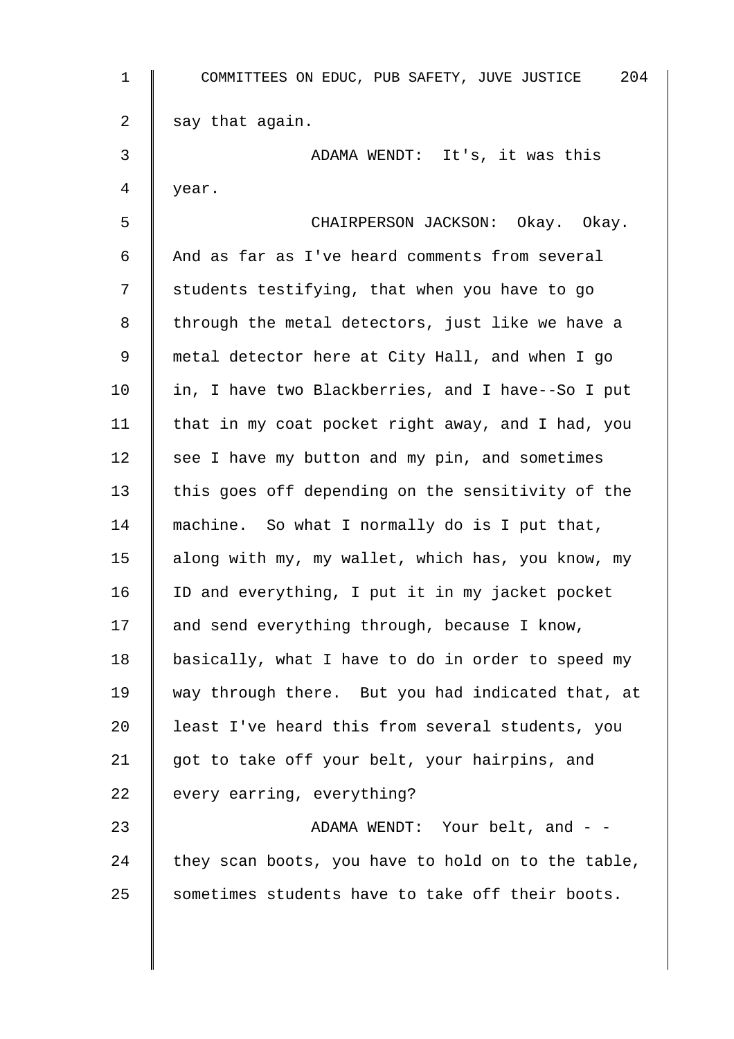say that again.

ADAMA WENDT: It's, it was this year.

CHAIRPERSON JACKSON: Okay. Okay. And as far as I've heard comments from several students testifying, that when you have to go through the metal detectors, just like we have a metal detector here at City Hall, and when I go in, I have two Blackberries, and I have--So I put that in my coat pocket right away, and I had, you see I have my button and my pin, and sometimes this goes off depending on the sensitivity of the machine. So what I normally do is I put that, along with my, my wallet, which has, you know, my ID and everything, I put it in my jacket pocket and send everything through, because I know, basically, what I have to do in order to speed my way through there. But you had indicated that, at least I've heard this from several students, you got to take off your belt, your hairpins, and every earring, everything?

ADAMA WENDT: Your belt, and - - they scan boots, you have to hold on to the table, sometimes students have to take off their boots.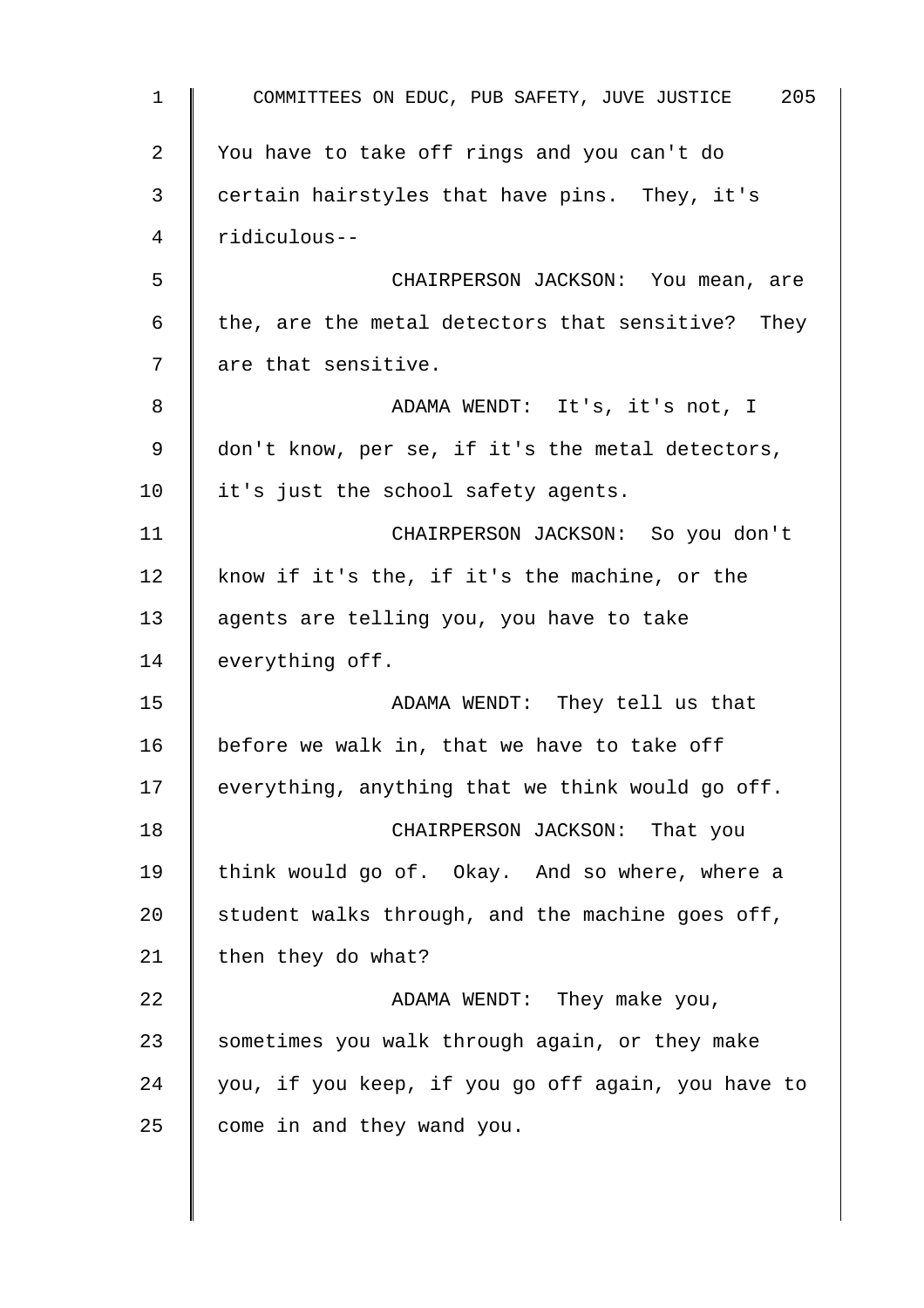You have to take off rings and you can't do certain hairstyles that have pins. They, it's ridiculous--

CHAIRPERSON JACKSON: You mean, are the, are the metal detectors that sensitive? They are that sensitive.

ADAMA WENDT: It's, it's not, I don't know, per se, if it's the metal detectors, it's just the school safety agents.

CHAIRPERSON JACKSON: So you don't know if it's the, if it's the machine, or the agents are telling you, you have to take everything off.

ADAMA WENDT: They tell us that before we walk in, that we have to take off everything, anything that we think would go off.

CHAIRPERSON JACKSON: That you think would go of. Okay. And so where, where a student walks through, and the machine goes off, then they do what?

ADAMA WENDT: They make you, sometimes you walk through again, or they make you, if you keep, if you go off again, you have to come in and they wand you.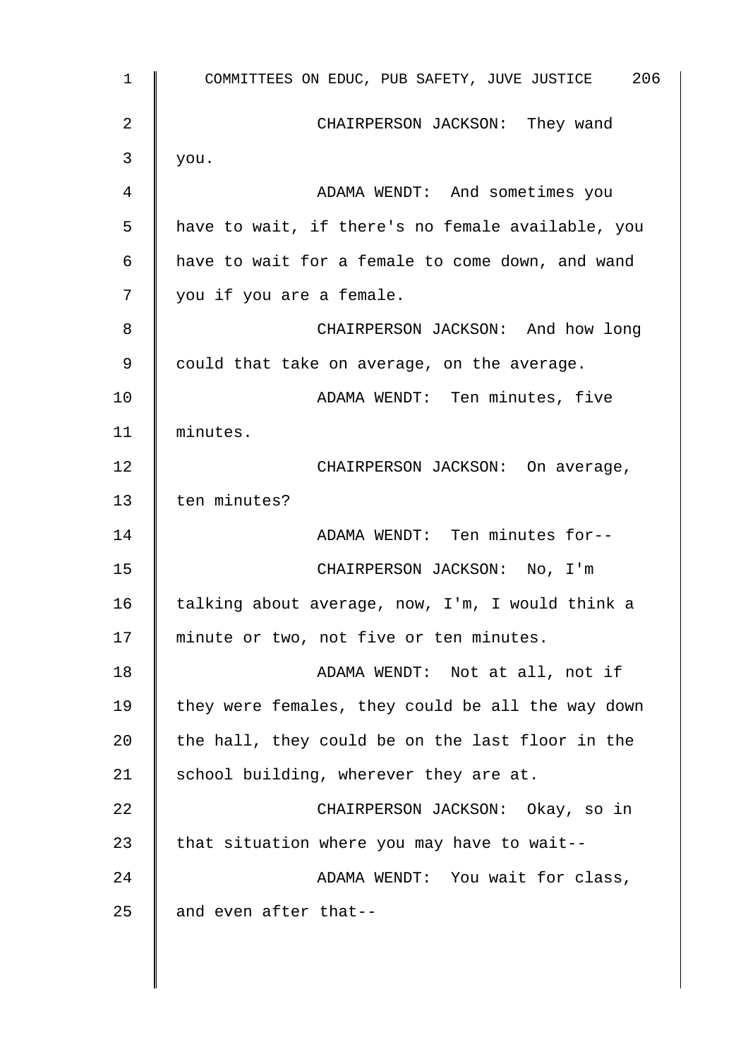CHAIRPERSON JACKSON: They wand you.

ADAMA WENDT: And sometimes you have to wait, if there's no female available, you have to wait for a female to come down, and wand you if you are a female.

CHAIRPERSON JACKSON: And how long could that take on average, on the average.

ADAMA WENDT: Ten minutes, five minutes.

CHAIRPERSON JACKSON: On average, ten minutes?

ADAMA WENDT: Ten minutes for--

CHAIRPERSON JACKSON: No, I'm talking about average, now, I'm, I would think a minute or two, not five or ten minutes.

ADAMA WENDT: Not at all, not if they were females, they could be all the way down the hall, they could be on the last floor in the school building, wherever they are at.

CHAIRPERSON JACKSON: Okay, so in that situation where you may have to wait--

ADAMA WENDT: You wait for class, and even after that--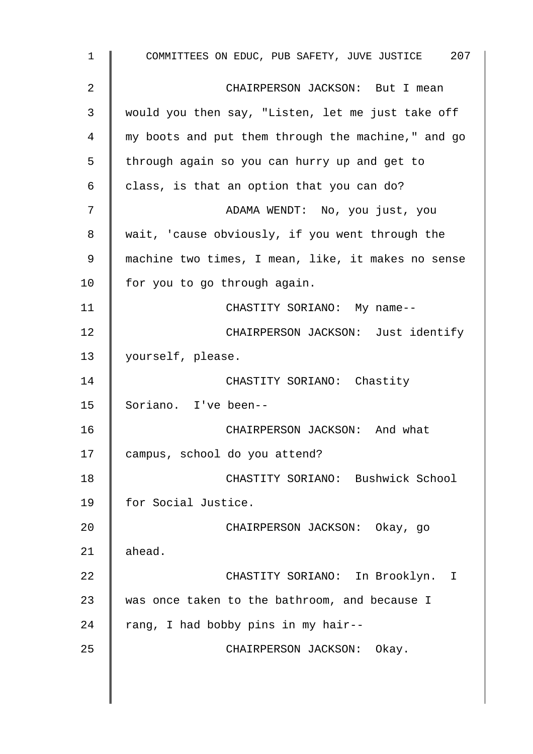CHAIRPERSON JACKSON: But I mean would you then say, "Listen, let me just take off my boots and put them through the machine," and go through again so you can hurry up and get to class, is that an option that you can do?

ADAMA WENDT: No, you just, you wait, 'cause obviously, if you went through the machine two times, I mean, like, it makes no sense for you to go through again.

CHASTITY SORIANO: My name--

CHAIRPERSON JACKSON: Just identify yourself, please.

CHASTITY SORIANO: Chastity Soriano. I've been--

CHAIRPERSON JACKSON: And what campus, school do you attend?

CHASTITY SORIANO: Bushwick School for Social Justice.

CHAIRPERSON JACKSON: Okay, go ahead.

CHASTITY SORIANO: In Brooklyn. I was once taken to the bathroom, and because I rang, I had bobby pins in my hair--

CHAIRPERSON JACKSON: Okay.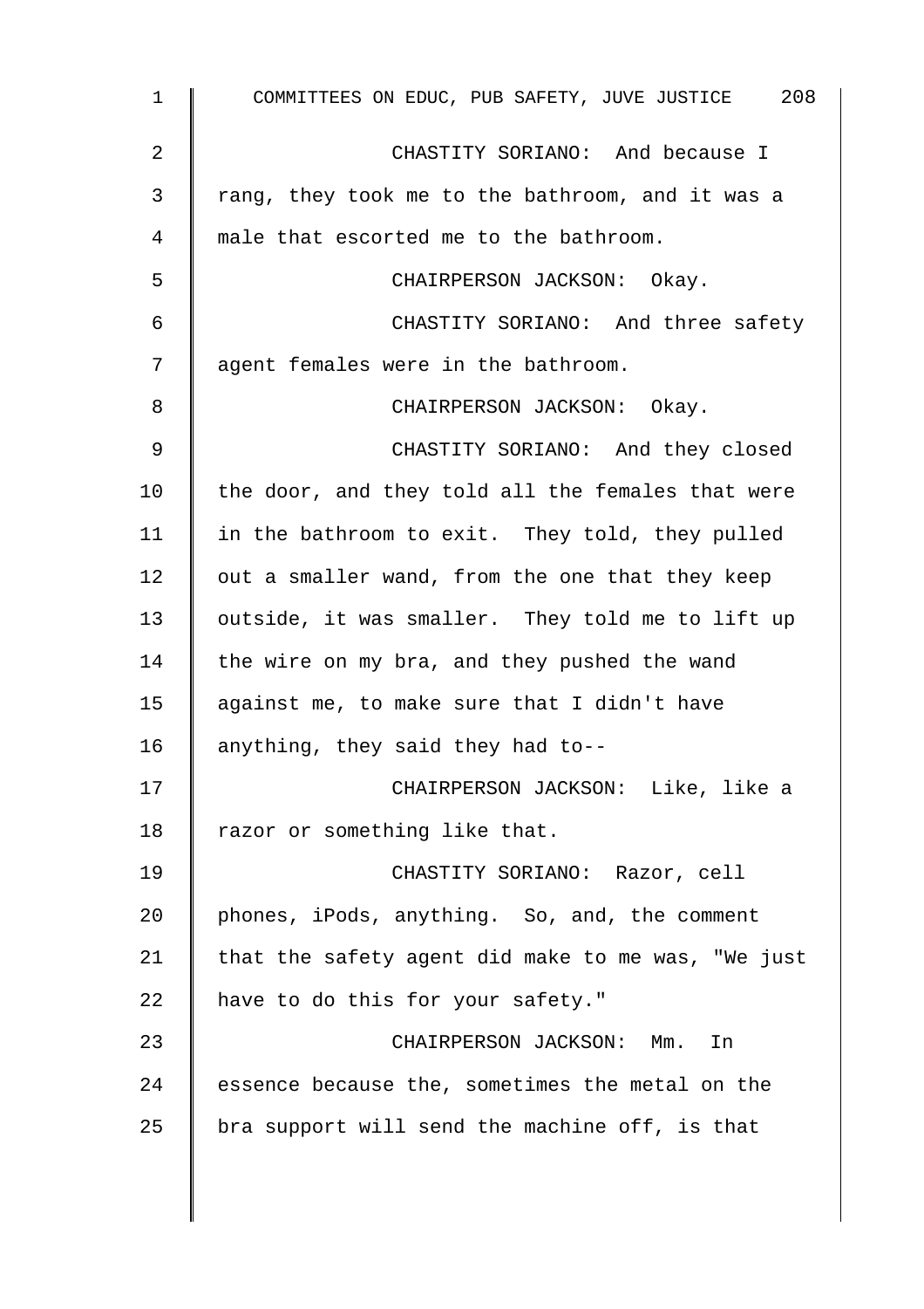CHASTITY SORIANO: And because I rang, they took me to the bathroom, and it was a male that escorted me to the bathroom.

CHAIRPERSON JACKSON: Okay.

CHASTITY SORIANO: And three safety agent females were in the bathroom.

CHAIRPERSON JACKSON: Okay.

CHASTITY SORIANO: And they closed the door, and they told all the females that were in the bathroom to exit. They told, they pulled out a smaller wand, from the one that they keep outside, it was smaller. They told me to lift up the wire on my bra, and they pushed the wand against me, to make sure that I didn't have anything, they said they had to--

CHAIRPERSON JACKSON: Like, like a razor or something like that.

CHASTITY SORIANO: Razor, cell phones, iPods, anything. So, and, the comment that the safety agent did make to me was, "We just have to do this for your safety."

CHAIRPERSON JACKSON: Mm. In essence because the, sometimes the metal on the bra support will send the machine off, is that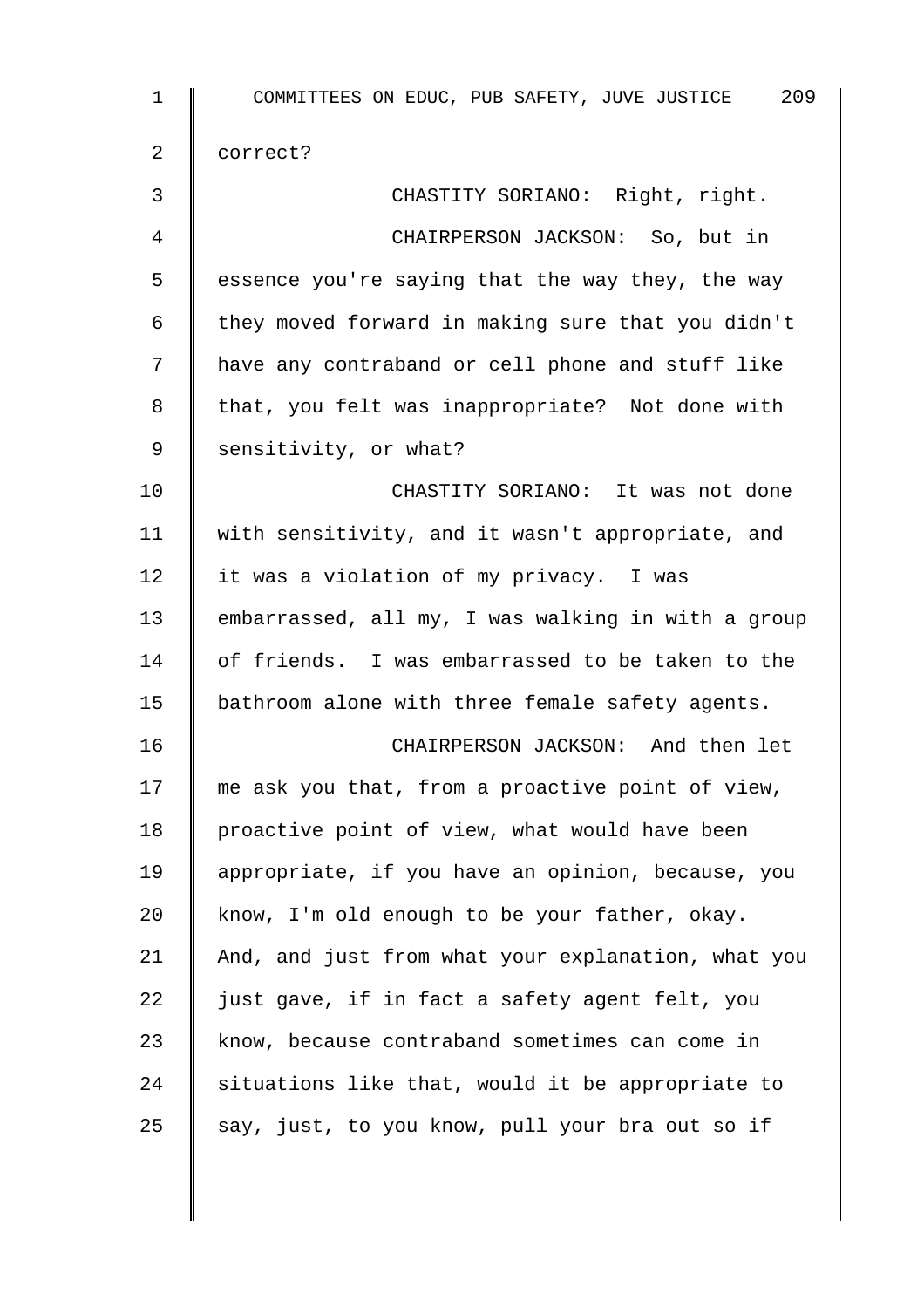correct?

CHASTITY SORIANO: Right, right.

CHAIRPERSON JACKSON: So, but in essence you're saying that the way they, the way they moved forward in making sure that you didn't have any contraband or cell phone and stuff like that, you felt was inappropriate? Not done with sensitivity, or what?

CHASTITY SORIANO: It was not done with sensitivity, and it wasn't appropriate, and it was a violation of my privacy. I was embarrassed, all my, I was walking in with a group of friends. I was embarrassed to be taken to the bathroom alone with three female safety agents.

CHAIRPERSON JACKSON: And then let me ask you that, from a proactive point of view, proactive point of view, what would have been appropriate, if you have an opinion, because, you know, I'm old enough to be your father, okay. And, and just from what your explanation, what you just gave, if in fact a safety agent felt, you know, because contraband sometimes can come in situations like that, would it be appropriate to say, just, to you know, pull your bra out so if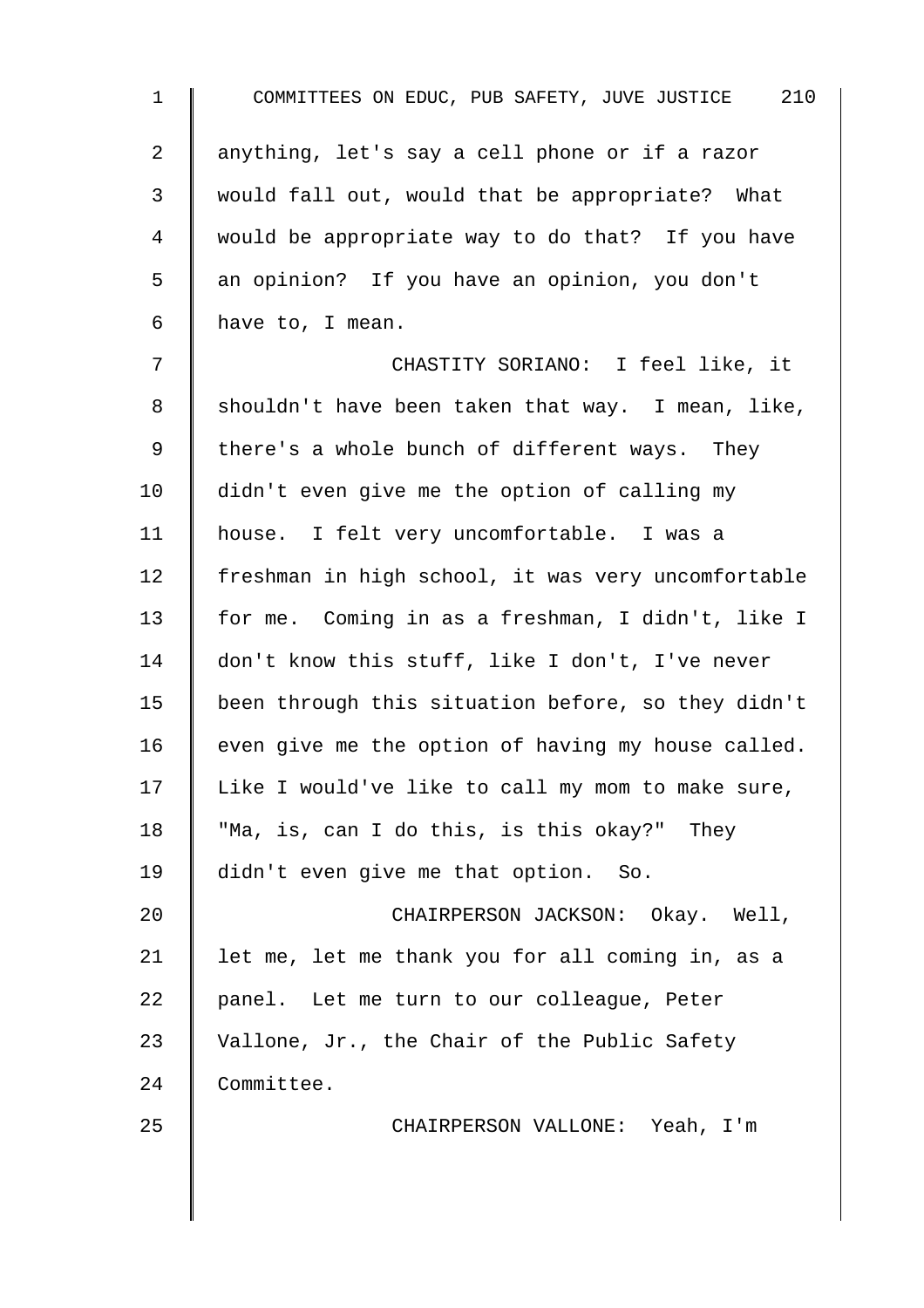anything, let's say a cell phone or if a razor would fall out, would that be appropriate? What would be appropriate way to do that? If you have an opinion? If you have an opinion, you don't have to, I mean.

CHASTITY SORIANO: I feel like, it shouldn't have been taken that way. I mean, like, there's a whole bunch of different ways. They didn't even give me the option of calling my house. I felt very uncomfortable. I was a freshman in high school, it was very uncomfortable for me. Coming in as a freshman, I didn't, like I don't know this stuff, like I don't, I've never been through this situation before, so they didn't even give me the option of having my house called. Like I would've like to call my mom to make sure, "Ma, is, can I do this, is this okay?" They didn't even give me that option. So.

CHAIRPERSON JACKSON: Okay. Well, let me, let me thank you for all coming in, as a panel. Let me turn to our colleague, Peter Vallone, Jr., the Chair of the Public Safety Committee.

CHAIRPERSON VALLONE: Yeah, I'm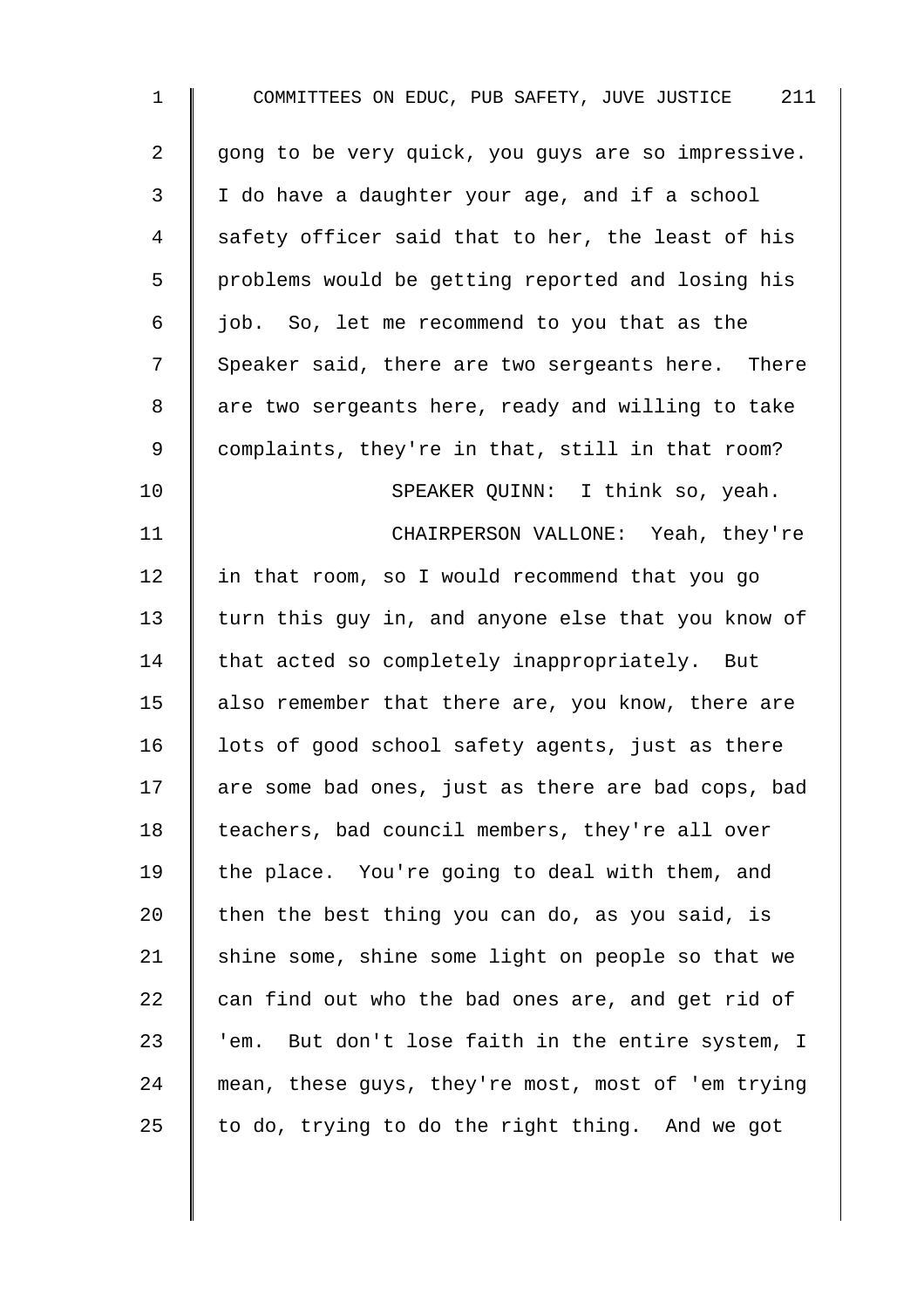gong to be very quick, you guys are so impressive. I do have a daughter your age, and if a school safety officer said that to her, the least of his problems would be getting reported and losing his job. So, let me recommend to you that as the Speaker said, there are two sergeants here. There are two sergeants here, ready and willing to take complaints, they're in that, still in that room?

SPEAKER QUINN: I think so, yeah.

CHAIRPERSON VALLONE: Yeah, they're in that room, so I would recommend that you go turn this guy in, and anyone else that you know of that acted so completely inappropriately. But also remember that there are, you know, there are lots of good school safety agents, just as there are some bad ones, just as there are bad cops, bad teachers, bad council members, they're all over the place. You're going to deal with them, and then the best thing you can do, as you said, is shine some, shine some light on people so that we can find out who the bad ones are, and get rid of 'em. But don't lose faith in the entire system, I mean, these guys, they're most, most of 'em trying to do, trying to do the right thing. And we got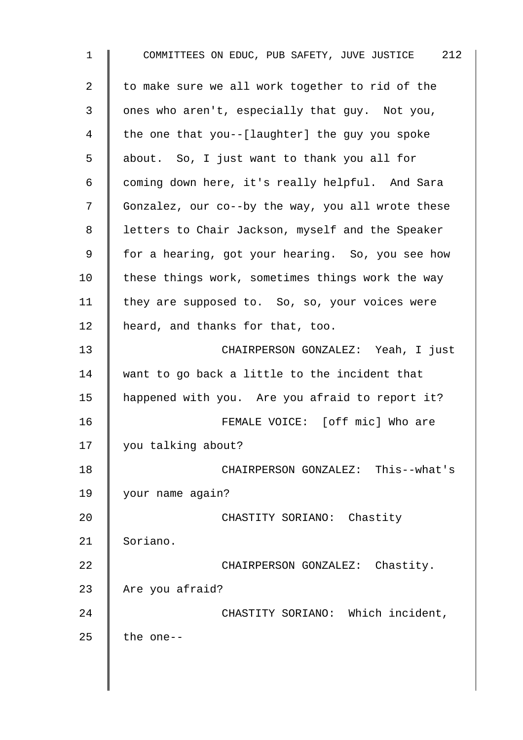to make sure we all work together to rid of the ones who aren't, especially that guy. Not you, the one that you--[laughter] the guy you spoke about. So, I just want to thank you all for coming down here, it's really helpful. And Sara Gonzalez, our co--by the way, you all wrote these letters to Chair Jackson, myself and the Speaker for a hearing, got your hearing. So, you see how these things work, sometimes things work the way they are supposed to. So, so, your voices were heard, and thanks for that, too.

CHAIRPERSON GONZALEZ: Yeah, I just want to go back a little to the incident that happened with you. Are you afraid to report it?

FEMALE VOICE: [off mic] Who are you talking about?

CHAIRPERSON GONZALEZ: This--what's your name again?

CHASTITY SORIANO: Chastity Soriano.

CHAIRPERSON GONZALEZ: Chastity. Are you afraid?

CHASTITY SORIANO: Which incident, the one--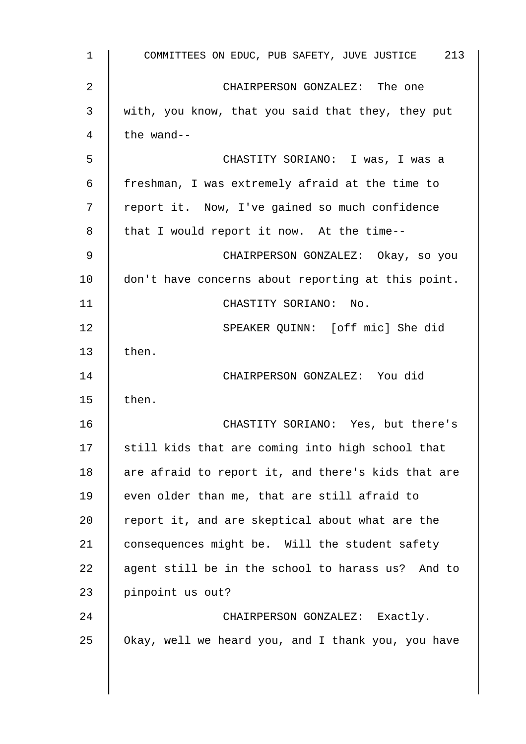CHAIRPERSON GONZALEZ: The one with, you know, that you said that they, they put the wand--

CHASTITY SORIANO: I was, I was a freshman, I was extremely afraid at the time to report it. Now, I've gained so much confidence that I would report it now. At the time--

CHAIRPERSON GONZALEZ: Okay, so you don't have concerns about reporting at this point.

CHASTITY SORIANO: No.

SPEAKER QUINN: [off mic] She did then.

CHAIRPERSON GONZALEZ: You did then.

CHASTITY SORIANO: Yes, but there's still kids that are coming into high school that are afraid to report it, and there's kids that are even older than me, that are still afraid to report it, and are skeptical about what are the consequences might be. Will the student safety agent still be in the school to harass us? And to pinpoint us out?

CHAIRPERSON GONZALEZ: Exactly. Okay, well we heard you, and I thank you, you have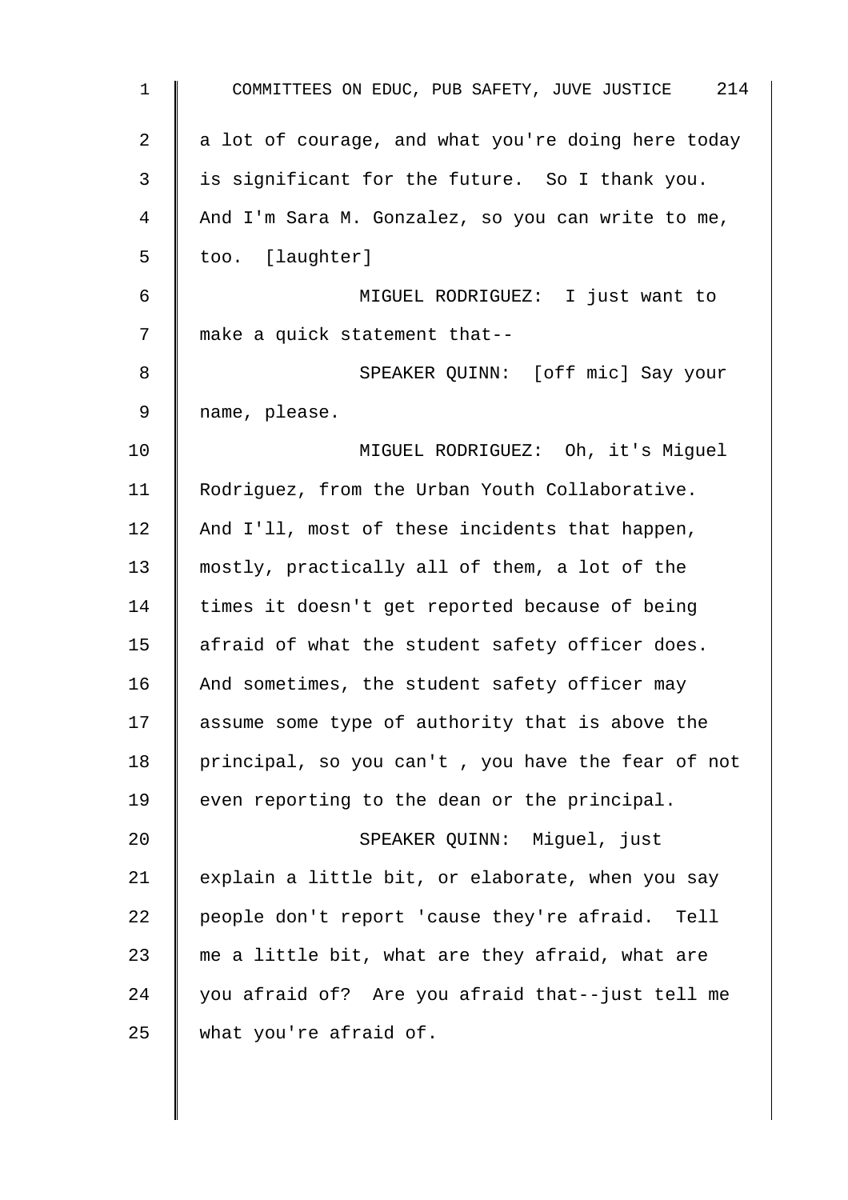a lot of courage, and what you're doing here today is significant for the future. So I thank you. And I'm Sara M. Gonzalez, so you can write to me, too. [laughter]

MIGUEL RODRIGUEZ: I just want to make a quick statement that--

SPEAKER QUINN: [off mic] Say your name, please.

MIGUEL RODRIGUEZ: Oh, it's Miguel Rodriguez, from the Urban Youth Collaborative. And I'll, most of these incidents that happen, mostly, practically all of them, a lot of the times it doesn't get reported because of being afraid of what the student safety officer does. And sometimes, the student safety officer may assume some type of authority that is above the principal, so you can't , you have the fear of not even reporting to the dean or the principal.

SPEAKER QUINN: Miguel, just explain a little bit, or elaborate, when you say people don't report 'cause they're afraid. Tell me a little bit, what are they afraid, what are you afraid of? Are you afraid that--just tell me what you're afraid of.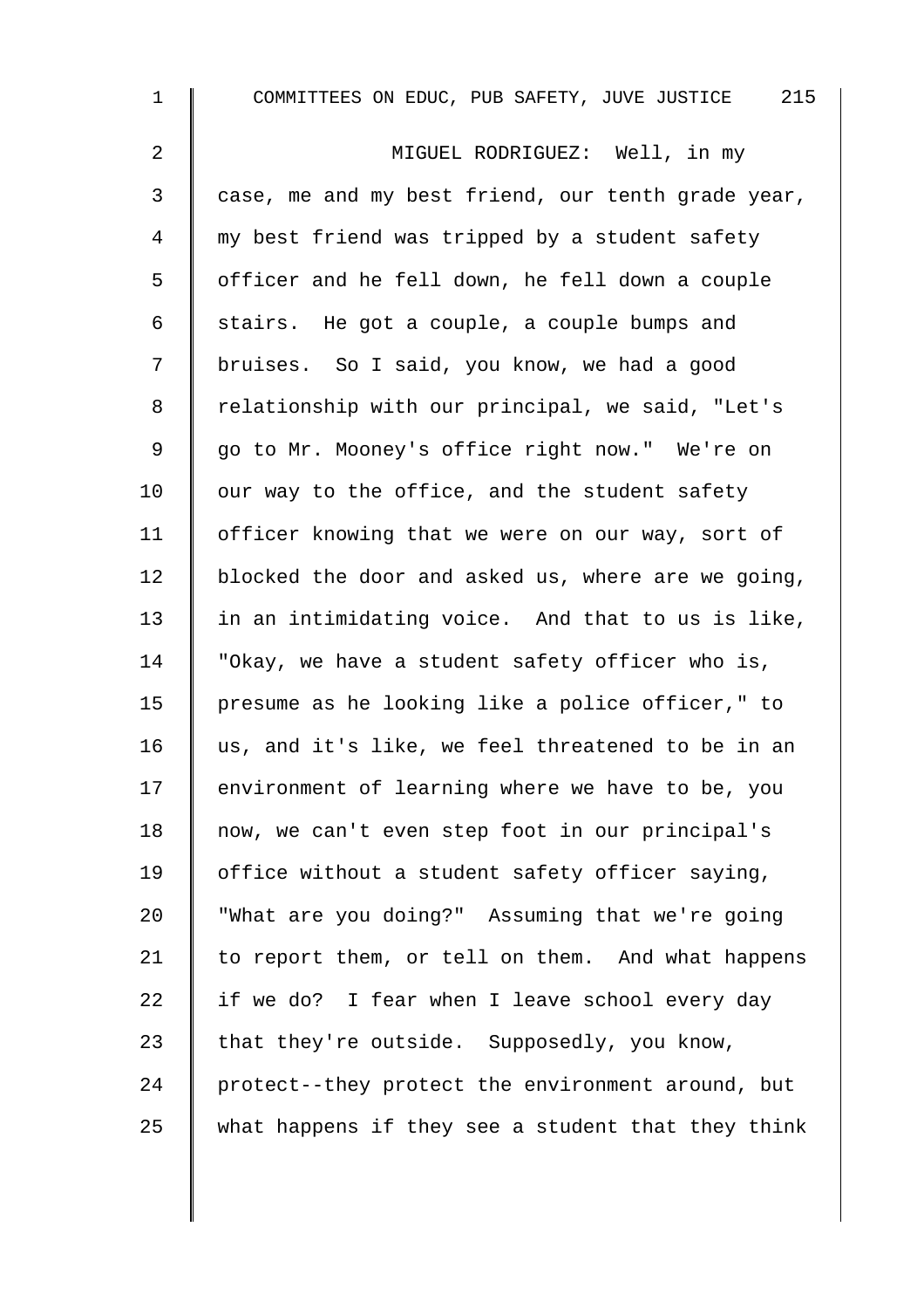MIGUEL RODRIGUEZ: Well, in my case, me and my best friend, our tenth grade year, my best friend was tripped by a student safety officer and he fell down, he fell down a couple stairs. He got a couple, a couple bumps and bruises. So I said, you know, we had a good relationship with our principal, we said, "Let's go to Mr. Mooney's office right now." We're on our way to the office, and the student safety officer knowing that we were on our way, sort of blocked the door and asked us, where are we going, in an intimidating voice. And that to us is like, "Okay, we have a student safety officer who is, presume as he looking like a police officer," to us, and it's like, we feel threatened to be in an environment of learning where we have to be, you now, we can't even step foot in our principal's office without a student safety officer saying, "What are you doing?" Assuming that we're going to report them, or tell on them. And what happens if we do? I fear when I leave school every day that they're outside. Supposedly, you know, protect--they protect the environment around, but what happens if they see a student that they think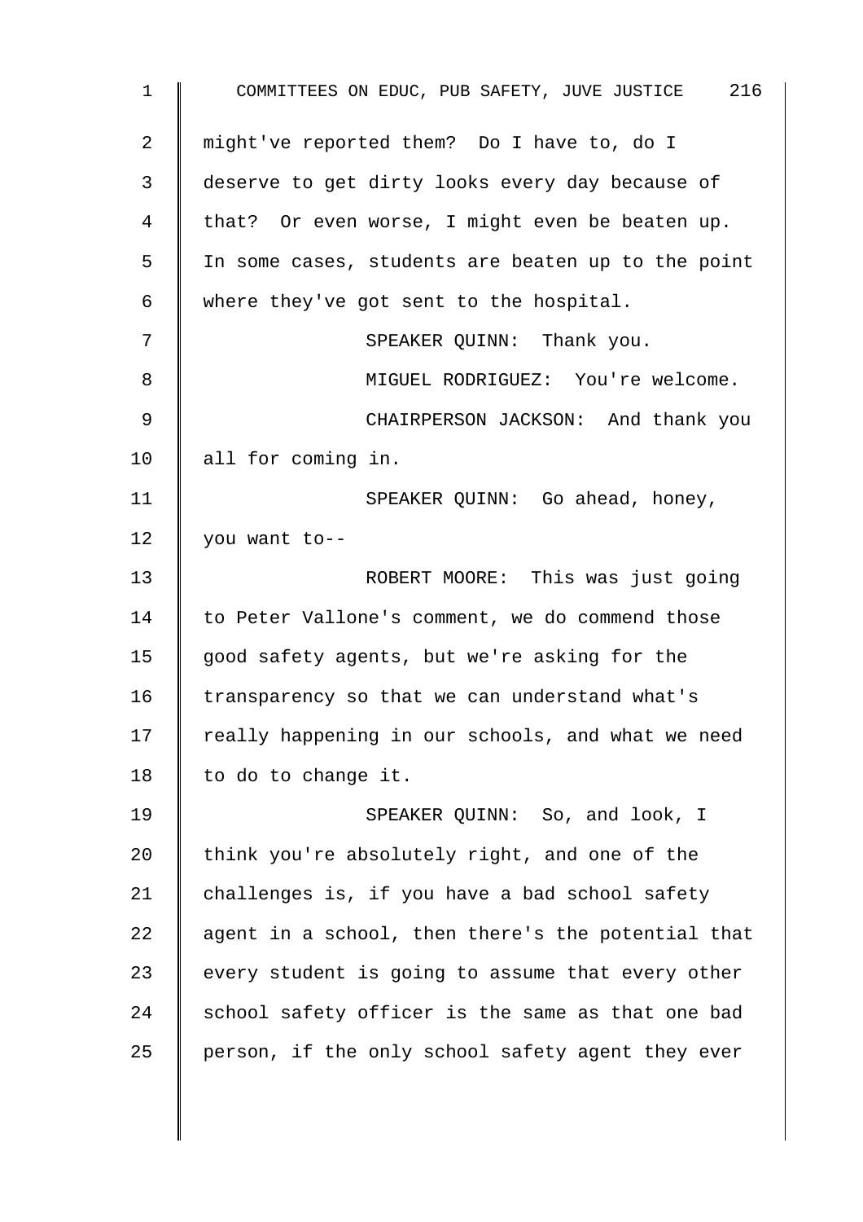might've reported them? Do I have to, do I deserve to get dirty looks every day because of that? Or even worse, I might even be beaten up. In some cases, students are beaten up to the point where they've got sent to the hospital.

SPEAKER QUINN: Thank you.

MIGUEL RODRIGUEZ: You're welcome.

CHAIRPERSON JACKSON: And thank you all for coming in.

SPEAKER QUINN: Go ahead, honey, you want to--

ROBERT MOORE: This was just going to Peter Vallone's comment, we do commend those good safety agents, but we're asking for the transparency so that we can understand what's really happening in our schools, and what we need to do to change it.

SPEAKER QUINN: So, and look, I think you're absolutely right, and one of the challenges is, if you have a bad school safety agent in a school, then there's the potential that every student is going to assume that every other school safety officer is the same as that one bad person, if the only school safety agent they ever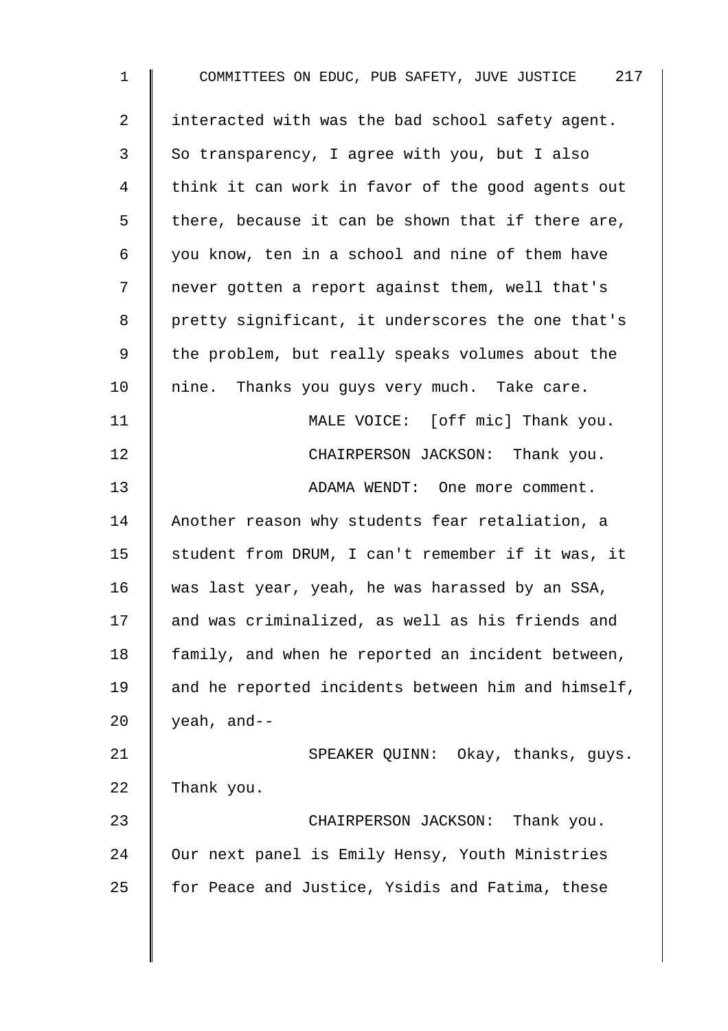interacted with was the bad school safety agent. So transparency, I agree with you, but I also think it can work in favor of the good agents out there, because it can be shown that if there are, you know, ten in a school and nine of them have never gotten a report against them, well that's pretty significant, it underscores the one that's the problem, but really speaks volumes about the nine. Thanks you guys very much. Take care.

MALE VOICE: [off mic] Thank you.

CHAIRPERSON JACKSON: Thank you.

ADAMA WENDT: One more comment. Another reason why students fear retaliation, a student from DRUM, I can't remember if it was, it was last year, yeah, he was harassed by an SSA, and was criminalized, as well as his friends and family, and when he reported an incident between, and he reported incidents between him and himself, yeah, and--

SPEAKER QUINN: Okay, thanks, guys. Thank you.

CHAIRPERSON JACKSON: Thank you. Our next panel is Emily Hensy, Youth Ministries for Peace and Justice, Ysidis and Fatima, these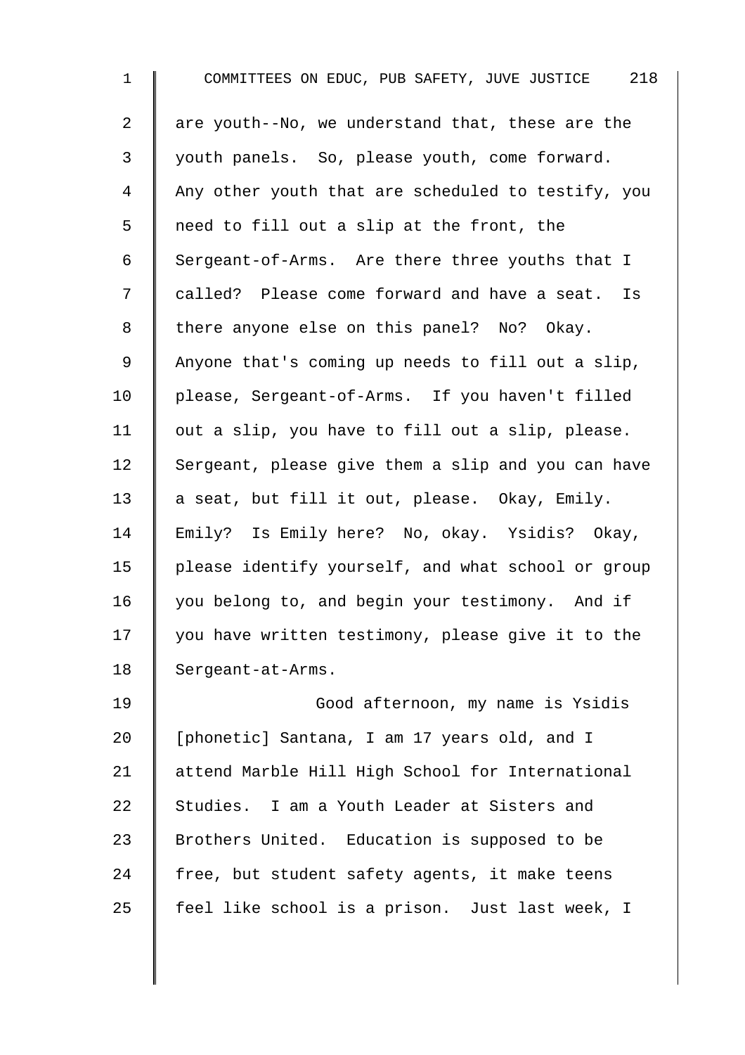are youth--No, we understand that, these are the youth panels. So, please youth, come forward. Any other youth that are scheduled to testify, you need to fill out a slip at the front, the Sergeant-of-Arms. Are there three youths that I called? Please come forward and have a seat. Is there anyone else on this panel? No? Okay. Anyone that's coming up needs to fill out a slip, please, Sergeant-of-Arms. If you haven't filled out a slip, you have to fill out a slip, please. Sergeant, please give them a slip and you can have a seat, but fill it out, please. Okay, Emily. Emily? Is Emily here? No, okay. Ysidis? Okay, please identify yourself, and what school or group you belong to, and begin your testimony. And if you have written testimony, please give it to the Sergeant-at-Arms.

Good afternoon, my name is Ysidis [phonetic] Santana, I am 17 years old, and I attend Marble Hill High School for International Studies. I am a Youth Leader at Sisters and Brothers United. Education is supposed to be free, but student safety agents, it make teens feel like school is a prison. Just last week, I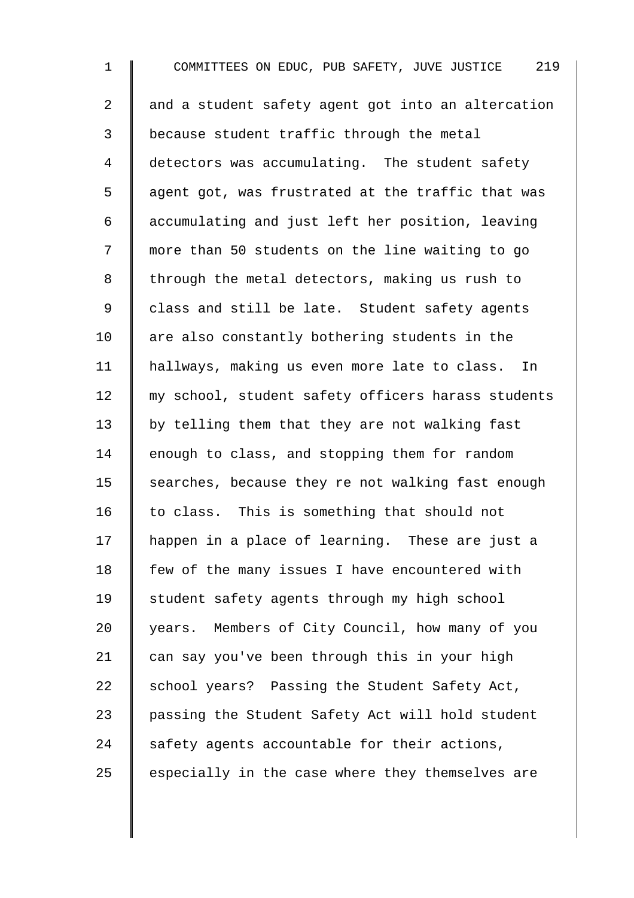and a student safety agent got into an altercation because student traffic through the metal detectors was accumulating. The student safety agent got, was frustrated at the traffic that was accumulating and just left her position, leaving more than 50 students on the line waiting to go through the metal detectors, making us rush to class and still be late. Student safety agents are also constantly bothering students in the hallways, making us even more late to class. In my school, student safety officers harass students by telling them that they are not walking fast enough to class, and stopping them for random searches, because they re not walking fast enough to class. This is something that should not happen in a place of learning. These are just a few of the many issues I have encountered with student safety agents through my high school years. Members of City Council, how many of you can say you've been through this in your high school years? Passing the Student Safety Act, passing the Student Safety Act will hold student safety agents accountable for their actions, especially in the case where they themselves are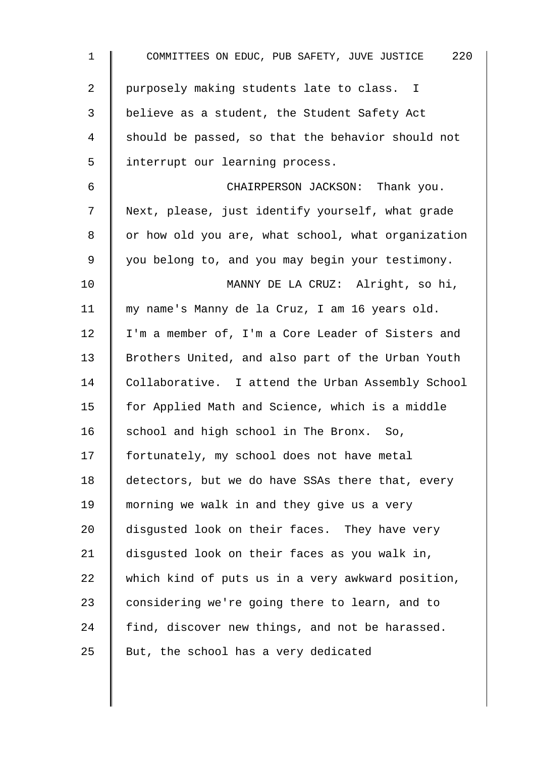purposely making students late to class. I believe as a student, the Student Safety Act should be passed, so that the behavior should not interrupt our learning process.

CHAIRPERSON JACKSON: Thank you. Next, please, just identify yourself, what grade or how old you are, what school, what organization you belong to, and you may begin your testimony.

MANNY DE LA CRUZ: Alright, so hi, my name's Manny de la Cruz, I am 16 years old. I'm a member of, I'm a Core Leader of Sisters and Brothers United, and also part of the Urban Youth Collaborative. I attend the Urban Assembly School for Applied Math and Science, which is a middle school and high school in The Bronx. So, fortunately, my school does not have metal detectors, but we do have SSAs there that, every morning we walk in and they give us a very disgusted look on their faces. They have very disgusted look on their faces as you walk in, which kind of puts us in a very awkward position, considering we're going there to learn, and to find, discover new things, and not be harassed. But, the school has a very dedicated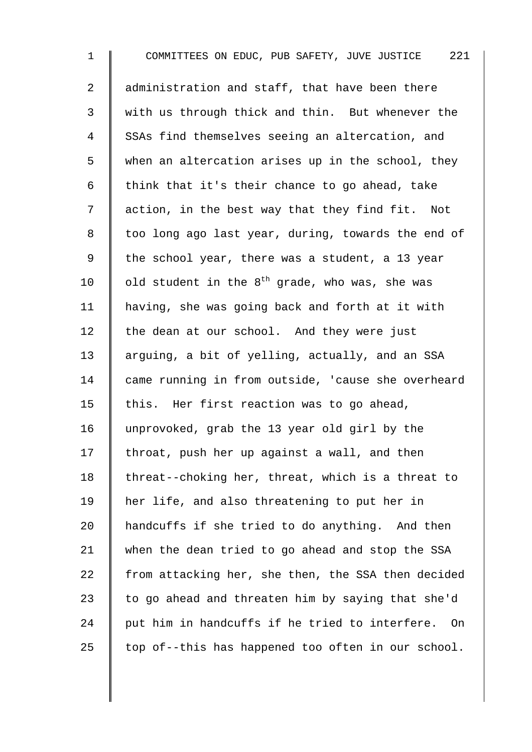administration and staff, that have been there with us through thick and thin. But whenever the SSAs find themselves seeing an altercation, and when an altercation arises up in the school, they think that it's their chance to go ahead, take action, in the best way that they find fit. Not too long ago last year, during, towards the end of the school year, there was a student, a 13 year old student in the 8th grade, who was, she was having, she was going back and forth at it with the dean at our school. And they were just arguing, a bit of yelling, actually, and an SSA came running in from outside, 'cause she overheard this. Her first reaction was to go ahead, unprovoked, grab the 13 year old girl by the throat, push her up against a wall, and then threat--choking her, threat, which is a threat to her life, and also threatening to put her in handcuffs if she tried to do anything. And then when the dean tried to go ahead and stop the SSA from attacking her, she then, the SSA then decided to go ahead and threaten him by saying that she'd put him in handcuffs if he tried to interfere. On top of--this has happened too often in our school.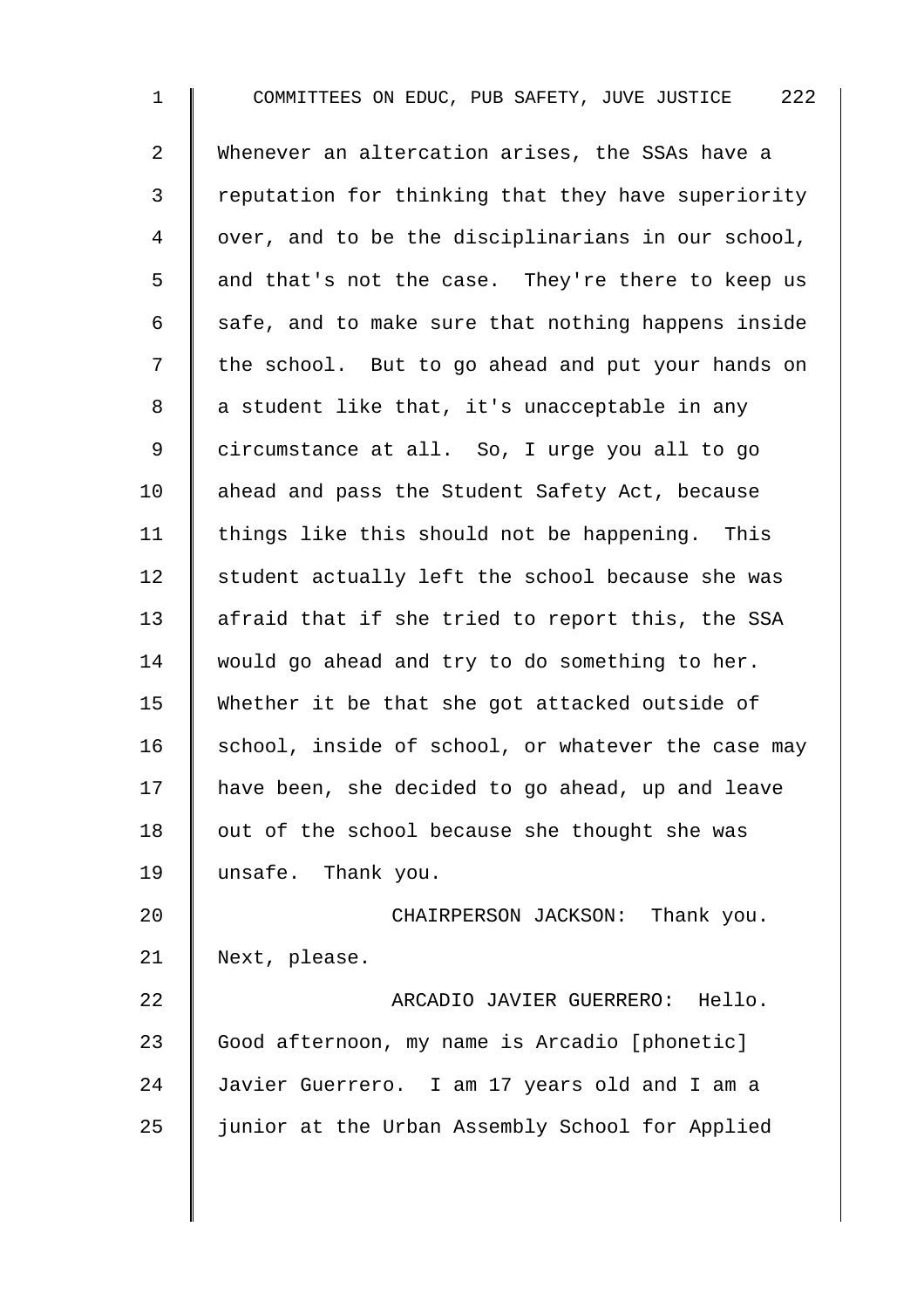Whenever an altercation arises, the SSAs have a reputation for thinking that they have superiority over, and to be the disciplinarians in our school, and that's not the case. They're there to keep us safe, and to make sure that nothing happens inside the school. But to go ahead and put your hands on a student like that, it's unacceptable in any circumstance at all. So, I urge you all to go ahead and pass the Student Safety Act, because things like this should not be happening. This student actually left the school because she was afraid that if she tried to report this, the SSA would go ahead and try to do something to her. Whether it be that she got attacked outside of school, inside of school, or whatever the case may have been, she decided to go ahead, up and leave out of the school because she thought she was unsafe. Thank you.

CHAIRPERSON JACKSON: Thank you. Next, please.

ARCADIO JAVIER GUERRERO: Hello. Good afternoon, my name is Arcadio [phonetic] Javier Guerrero. I am 17 years old and I am a junior at the Urban Assembly School for Applied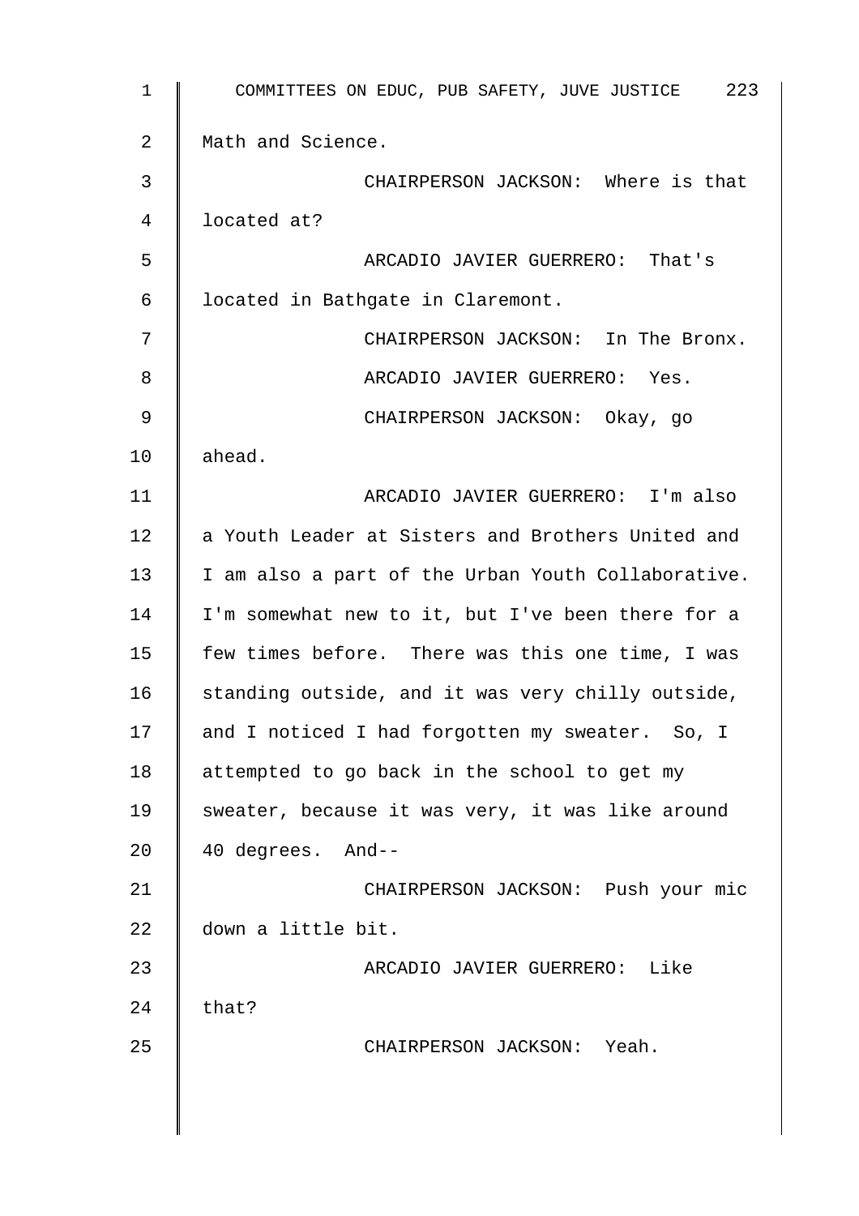Math and Science.

CHAIRPERSON JACKSON: Where is that located at?

ARCADIO JAVIER GUERRERO: That's located in Bathgate in Claremont.

CHAIRPERSON JACKSON: In The Bronx.

ARCADIO JAVIER GUERRERO: Yes.

CHAIRPERSON JACKSON: Okay, go ahead.

ARCADIO JAVIER GUERRERO: I'm also a Youth Leader at Sisters and Brothers United and I am also a part of the Urban Youth Collaborative. I'm somewhat new to it, but I've been there for a few times before. There was this one time, I was standing outside, and it was very chilly outside, and I noticed I had forgotten my sweater. So, I attempted to go back in the school to get my sweater, because it was very, it was like around 40 degrees. And--

CHAIRPERSON JACKSON: Push your mic down a little bit.

ARCADIO JAVIER GUERRERO: Like that?

CHAIRPERSON JACKSON: Yeah.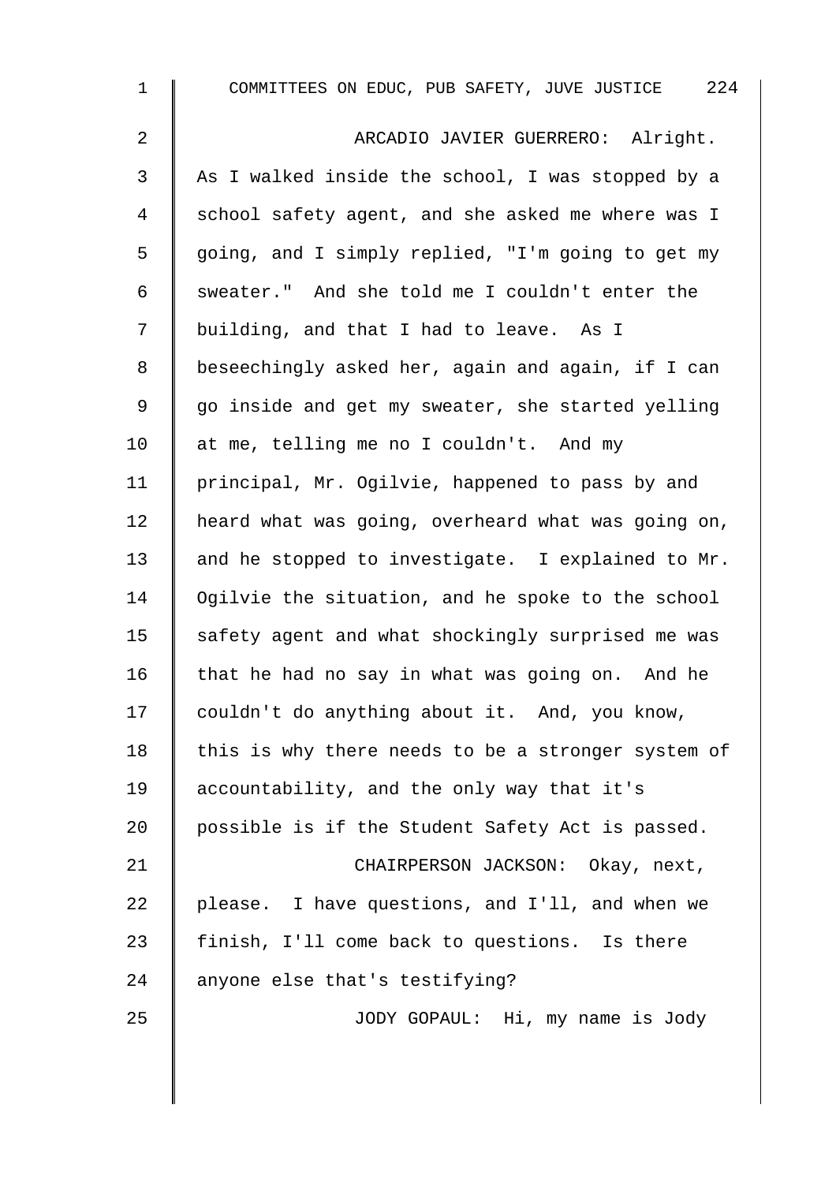ARCADIO JAVIER GUERRERO: Alright. As I walked inside the school, I was stopped by a school safety agent, and she asked me where was I going, and I simply replied, "I'm going to get my sweater." And she told me I couldn't enter the building, and that I had to leave. As I beseechingly asked her, again and again, if I can go inside and get my sweater, she started yelling at me, telling me no I couldn't. And my principal, Mr. Ogilvie, happened to pass by and heard what was going, overheard what was going on, and he stopped to investigate. I explained to Mr. Ogilvie the situation, and he spoke to the school safety agent and what shockingly surprised me was that he had no say in what was going on. And he couldn't do anything about it. And, you know, this is why there needs to be a stronger system of accountability, and the only way that it's possible is if the Student Safety Act is passed.

CHAIRPERSON JACKSON: Okay, next, please. I have questions, and I'll, and when we finish, I'll come back to questions. Is there anyone else that's testifying?

JODY GOPAUL: Hi, my name is Jody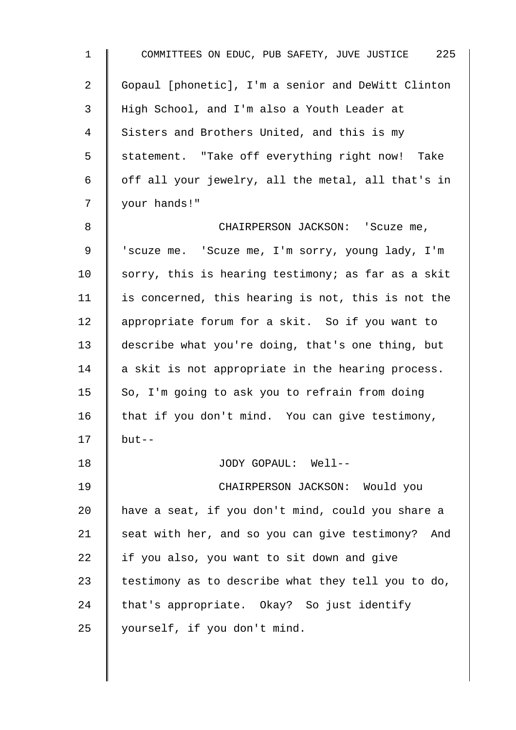Gopaul [phonetic], I'm a senior and DeWitt Clinton High School, and I'm also a Youth Leader at Sisters and Brothers United, and this is my statement. "Take off everything right now! Take off all your jewelry, all the metal, all that's in your hands!"

CHAIRPERSON JACKSON: 'Scuze me, 'scuze me. 'Scuze me, I'm sorry, young lady, I'm sorry, this is hearing testimony; as far as a skit is concerned, this hearing is not, this is not the appropriate forum for a skit. So if you want to describe what you're doing, that's one thing, but a skit is not appropriate in the hearing process. So, I'm going to ask you to refrain from doing that if you don't mind. You can give testimony, but--

JODY GOPAUL: Well--

CHAIRPERSON JACKSON: Would you have a seat, if you don't mind, could you share a seat with her, and so you can give testimony? And if you also, you want to sit down and give testimony as to describe what they tell you to do, that's appropriate. Okay? So just identify yourself, if you don't mind.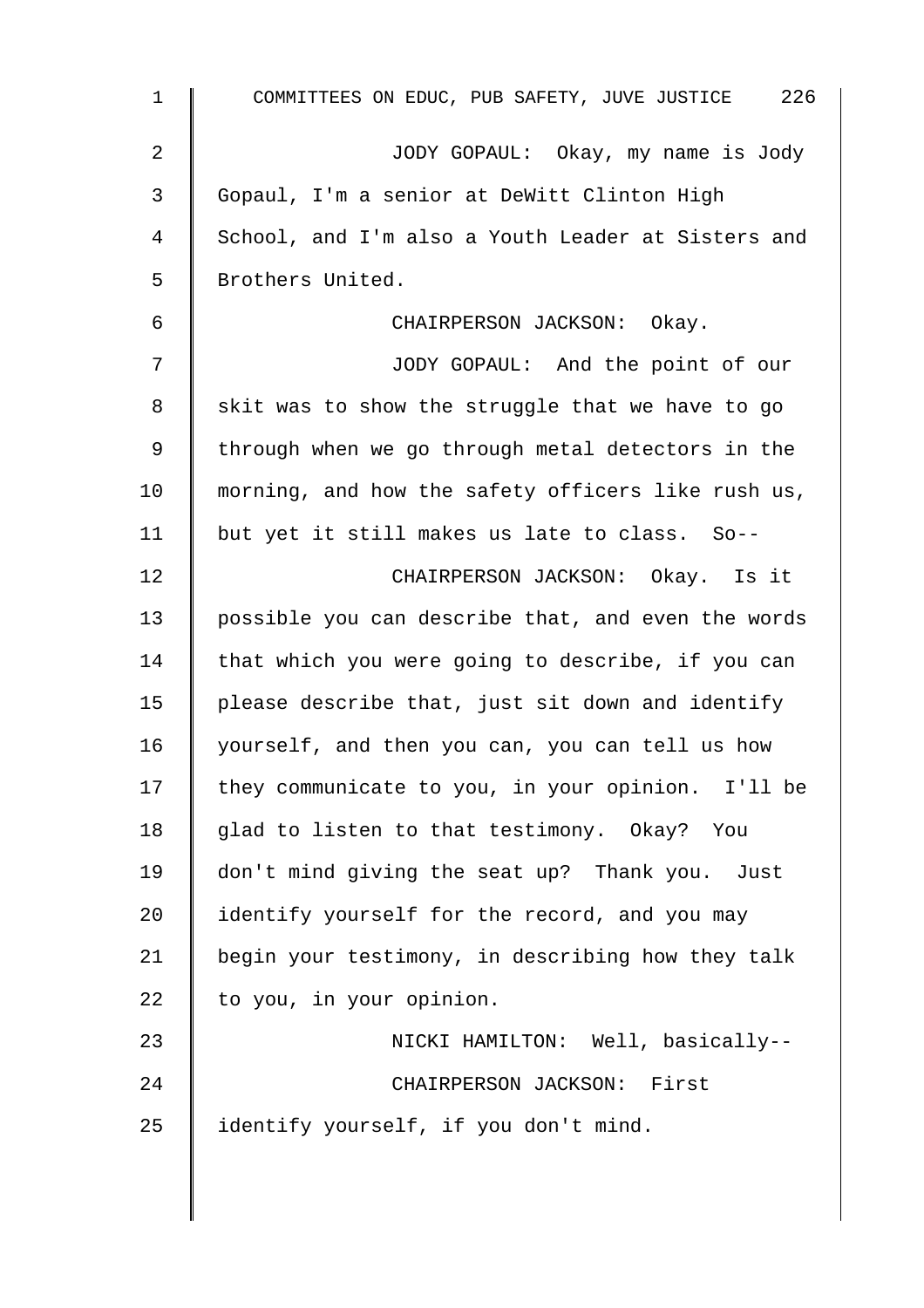JODY GOPAUL: Okay, my name is Jody Gopaul, I'm a senior at DeWitt Clinton High School, and I'm also a Youth Leader at Sisters and Brothers United.

CHAIRPERSON JACKSON: Okay.

JODY GOPAUL: And the point of our skit was to show the struggle that we have to go through when we go through metal detectors in the morning, and how the safety officers like rush us, but yet it still makes us late to class. So--

CHAIRPERSON JACKSON: Okay. Is it possible you can describe that, and even the words that which you were going to describe, if you can please describe that, just sit down and identify yourself, and then you can, you can tell us how they communicate to you, in your opinion. I'll be glad to listen to that testimony. Okay? You don't mind giving the seat up? Thank you. Just identify yourself for the record, and you may begin your testimony, in describing how they talk to you, in your opinion.

NICKI HAMILTON: Well, basically--

CHAIRPERSON JACKSON: First identify yourself, if you don't mind.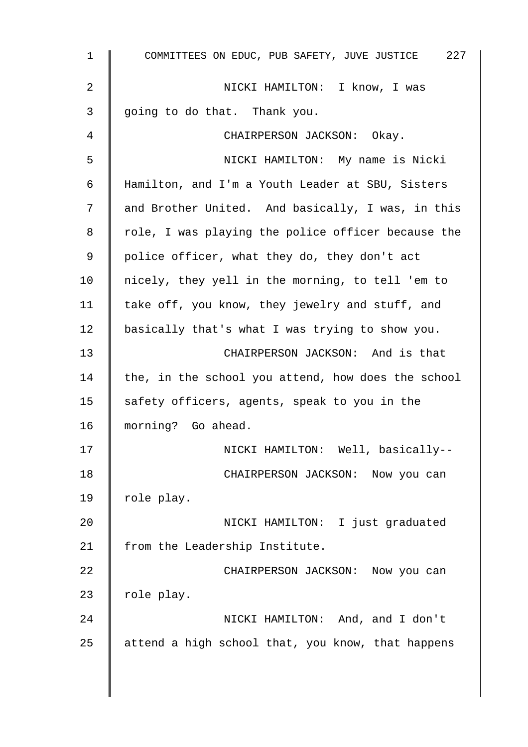NICKI HAMILTON: I know, I was going to do that. Thank you.

CHAIRPERSON JACKSON: Okay.

NICKI HAMILTON: My name is Nicki Hamilton, and I'm a Youth Leader at SBU, Sisters and Brother United. And basically, I was, in this role, I was playing the police officer because the police officer, what they do, they don't act nicely, they yell in the morning, to tell 'em to take off, you know, they jewelry and stuff, and basically that's what I was trying to show you.

CHAIRPERSON JACKSON: And is that the, in the school you attend, how does the school safety officers, agents, speak to you in the morning? Go ahead.

NICKI HAMILTON: Well, basically--

CHAIRPERSON JACKSON: Now you can role play.

NICKI HAMILTON: I just graduated from the Leadership Institute.

CHAIRPERSON JACKSON: Now you can role play.

NICKI HAMILTON: And, and I don't attend a high school that, you know, that happens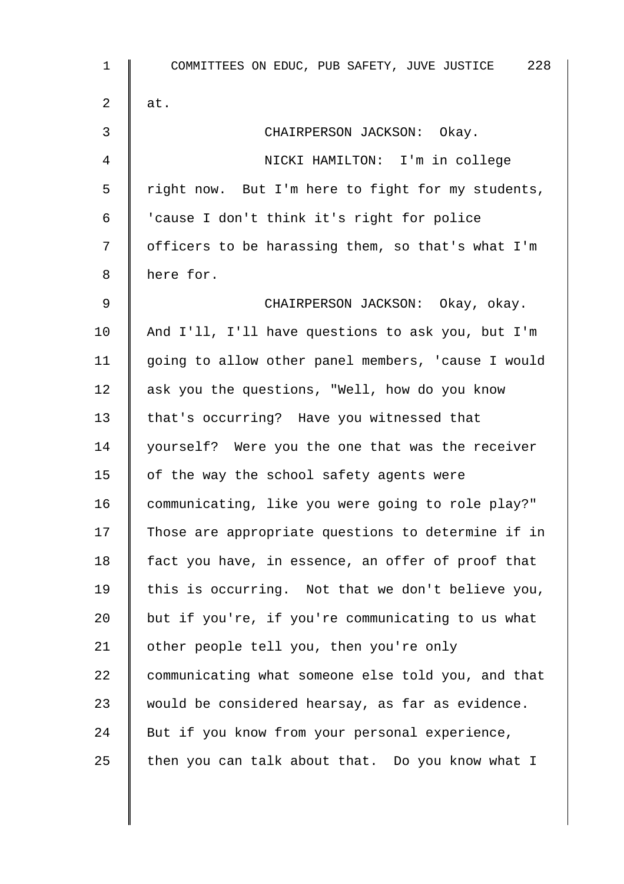at.

CHAIRPERSON JACKSON: Okay.

NICKI HAMILTON: I'm in college right now. But I'm here to fight for my students, 'cause I don't think it's right for police officers to be harassing them, so that's what I'm here for.

CHAIRPERSON JACKSON: Okay, okay. And I'll, I'll have questions to ask you, but I'm going to allow other panel members, 'cause I would ask you the questions, "Well, how do you know that's occurring? Have you witnessed that yourself? Were you the one that was the receiver of the way the school safety agents were communicating, like you were going to role play?" Those are appropriate questions to determine if in fact you have, in essence, an offer of proof that this is occurring. Not that we don't believe you, but if you're, if you're communicating to us what other people tell you, then you're only communicating what someone else told you, and that would be considered hearsay, as far as evidence. But if you know from your personal experience, then you can talk about that. Do you know what I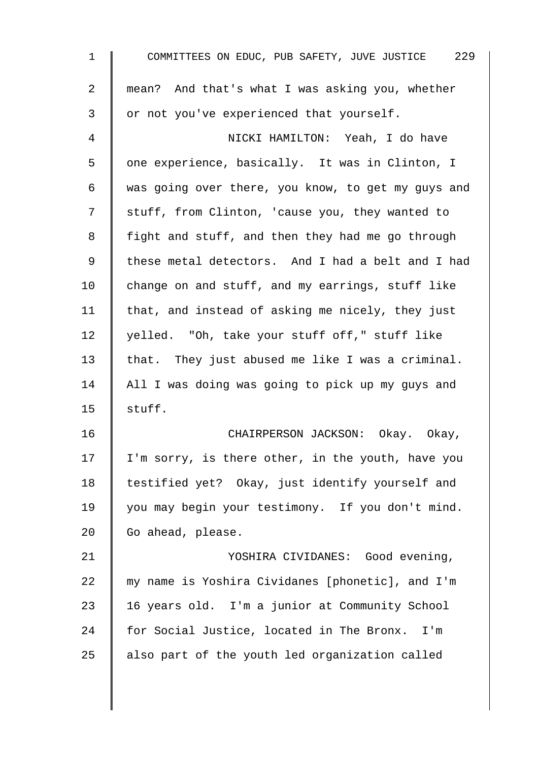mean? And that's what I was asking you, whether or not you've experienced that yourself.

NICKI HAMILTON: Yeah, I do have one experience, basically. It was in Clinton, I was going over there, you know, to get my guys and stuff, from Clinton, 'cause you, they wanted to fight and stuff, and then they had me go through these metal detectors. And I had a belt and I had change on and stuff, and my earrings, stuff like that, and instead of asking me nicely, they just yelled. "Oh, take your stuff off," stuff like that. They just abused me like I was a criminal. All I was doing was going to pick up my guys and stuff.

CHAIRPERSON JACKSON: Okay. Okay, I'm sorry, is there other, in the youth, have you testified yet? Okay, just identify yourself and you may begin your testimony. If you don't mind. Go ahead, please.

YOSHIRA CIVIDANES: Good evening, my name is Yoshira Cividanes [phonetic], and I'm 16 years old. I'm a junior at Community School for Social Justice, located in The Bronx. I'm also part of the youth led organization called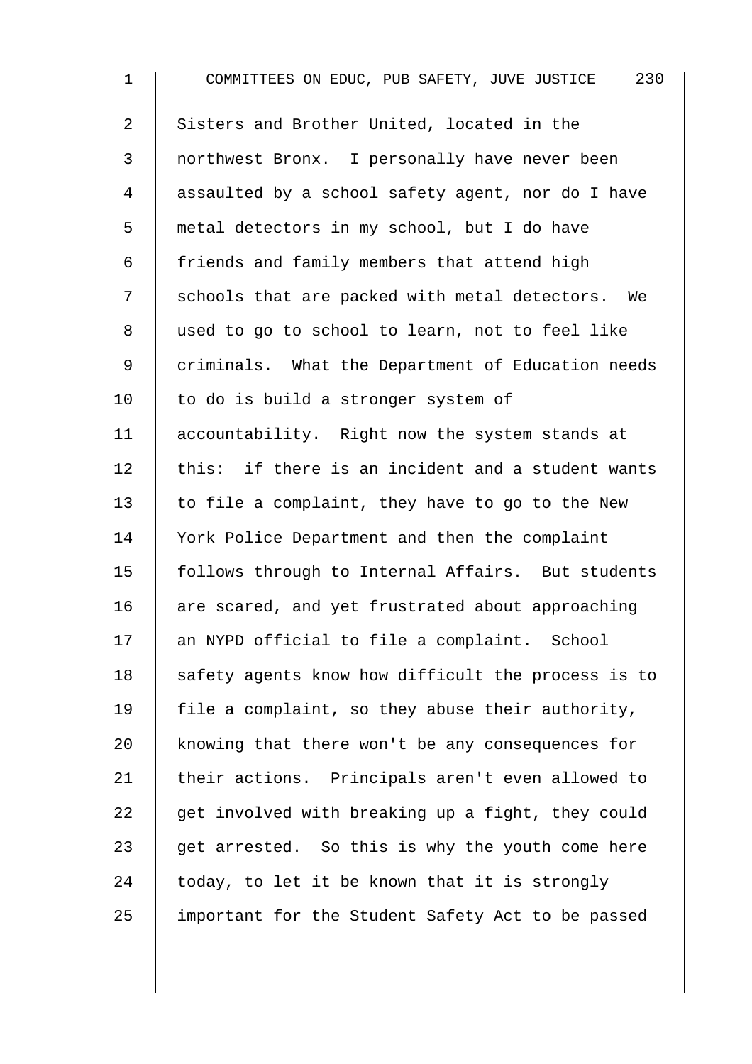Sisters and Brother United, located in the northwest Bronx. I personally have never been assaulted by a school safety agent, nor do I have metal detectors in my school, but I do have friends and family members that attend high schools that are packed with metal detectors. We used to go to school to learn, not to feel like criminals. What the Department of Education needs to do is build a stronger system of accountability. Right now the system stands at this: if there is an incident and a student wants to file a complaint, they have to go to the New York Police Department and then the complaint follows through to Internal Affairs. But students are scared, and yet frustrated about approaching an NYPD official to file a complaint. School safety agents know how difficult the process is to file a complaint, so they abuse their authority, knowing that there won't be any consequences for their actions. Principals aren't even allowed to get involved with breaking up a fight, they could get arrested. So this is why the youth come here today, to let it be known that it is strongly important for the Student Safety Act to be passed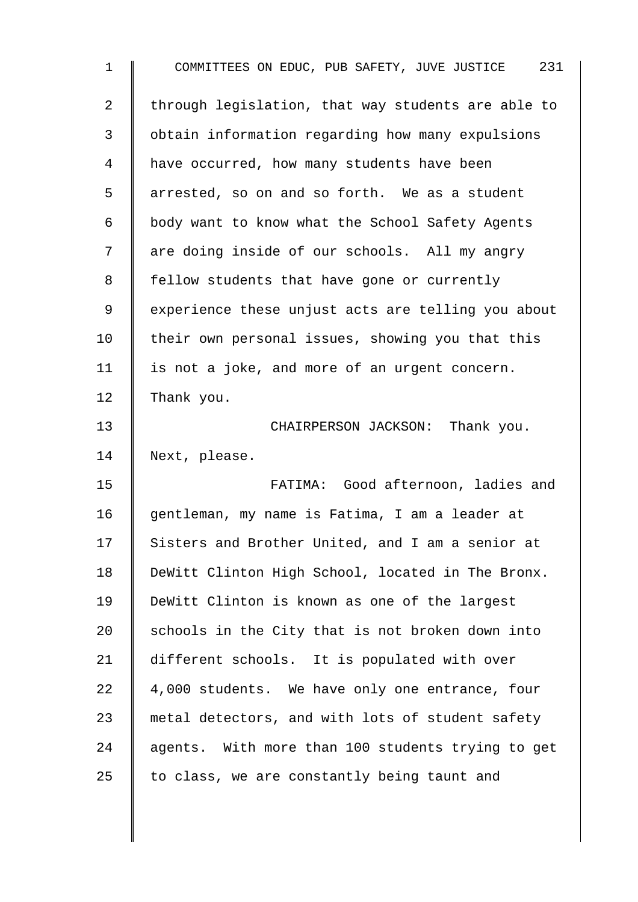through legislation, that way students are able to obtain information regarding how many expulsions have occurred, how many students have been arrested, so on and so forth. We as a student body want to know what the School Safety Agents are doing inside of our schools. All my angry fellow students that have gone or currently experience these unjust acts are telling you about their own personal issues, showing you that this is not a joke, and more of an urgent concern. Thank you.

CHAIRPERSON JACKSON: Thank you. Next, please.

FATIMA: Good afternoon, ladies and gentleman, my name is Fatima, I am a leader at Sisters and Brother United, and I am a senior at DeWitt Clinton High School, located in The Bronx. DeWitt Clinton is known as one of the largest schools in the City that is not broken down into different schools. It is populated with over 4,000 students. We have only one entrance, four metal detectors, and with lots of student safety agents. With more than 100 students trying to get to class, we are constantly being taunt and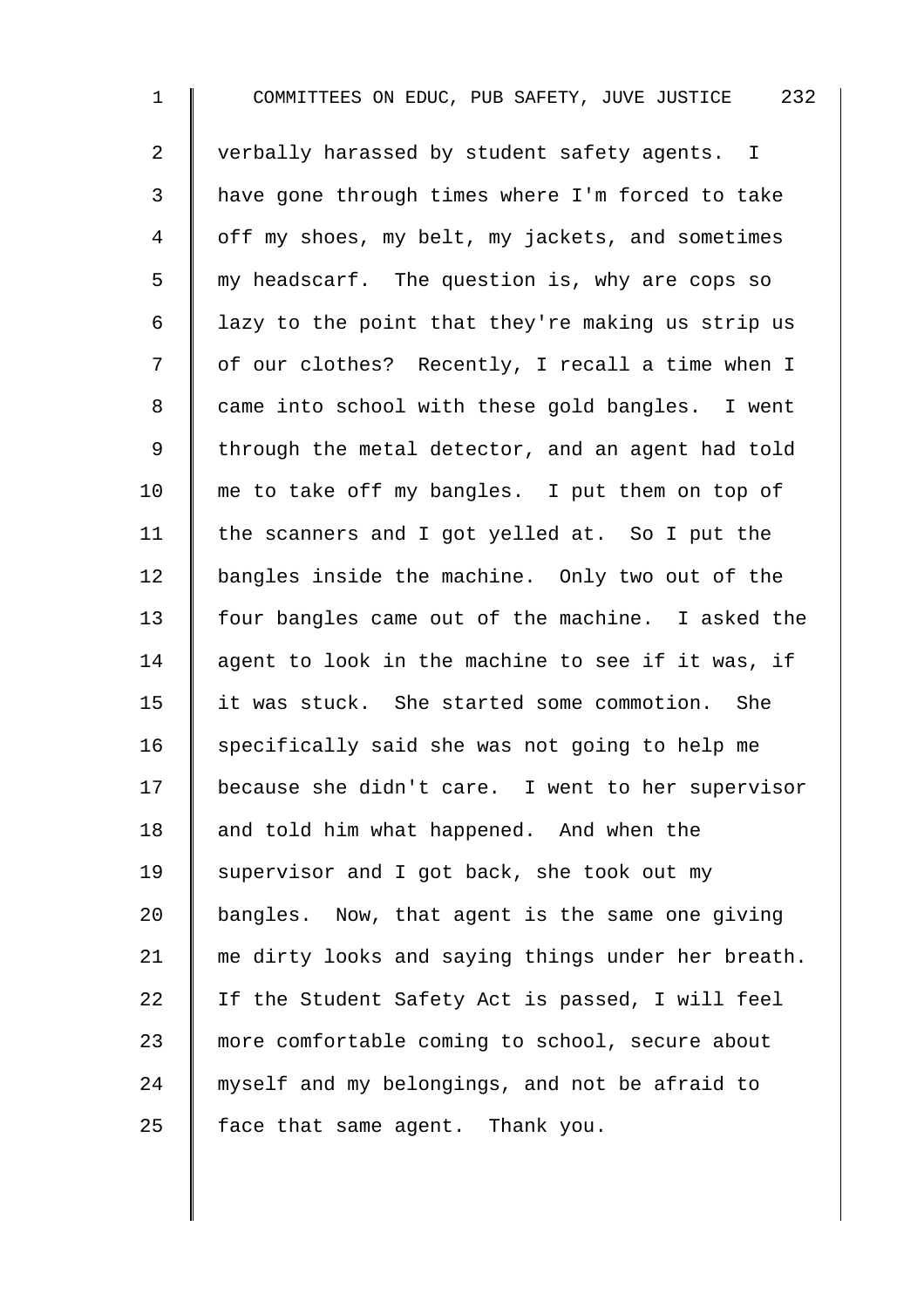verbally harassed by student safety agents. I have gone through times where I'm forced to take off my shoes, my belt, my jackets, and sometimes my headscarf. The question is, why are cops so lazy to the point that they're making us strip us of our clothes? Recently, I recall a time when I came into school with these gold bangles. I went through the metal detector, and an agent had told me to take off my bangles. I put them on top of the scanners and I got yelled at. So I put the bangles inside the machine. Only two out of the four bangles came out of the machine. I asked the agent to look in the machine to see if it was, if it was stuck. She started some commotion. She specifically said she was not going to help me because she didn't care. I went to her supervisor and told him what happened. And when the supervisor and I got back, she took out my bangles. Now, that agent is the same one giving me dirty looks and saying things under her breath. If the Student Safety Act is passed, I will feel more comfortable coming to school, secure about myself and my belongings, and not be afraid to face that same agent. Thank you.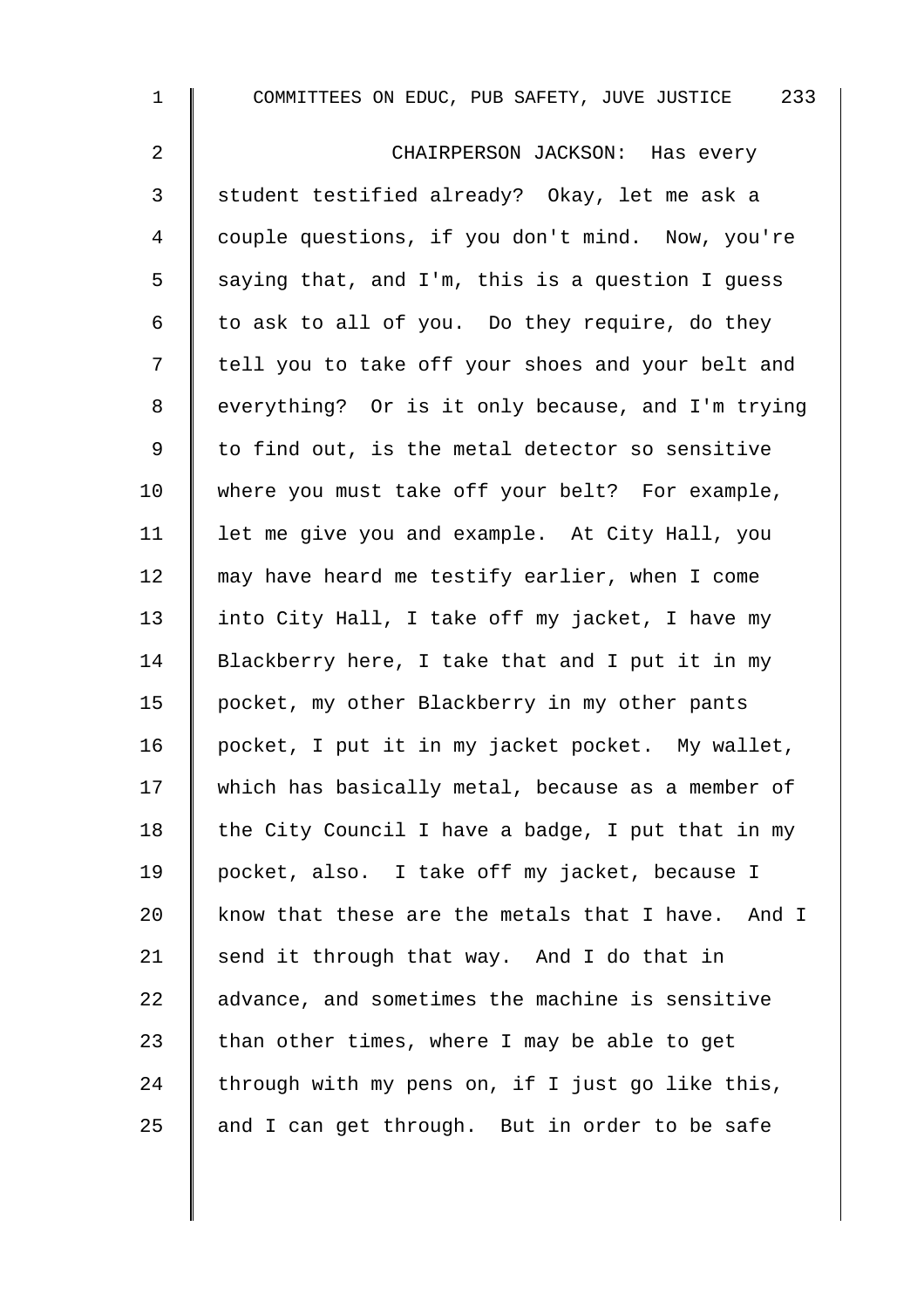CHAIRPERSON JACKSON: Has every student testified already? Okay, let me ask a couple questions, if you don't mind. Now, you're saying that, and I'm, this is a question I guess to ask to all of you. Do they require, do they tell you to take off your shoes and your belt and everything? Or is it only because, and I'm trying to find out, is the metal detector so sensitive where you must take off your belt? For example, let me give you and example. At City Hall, you may have heard me testify earlier, when I come into City Hall, I take off my jacket, I have my Blackberry here, I take that and I put it in my pocket, my other Blackberry in my other pants pocket, I put it in my jacket pocket. My wallet, which has basically metal, because as a member of the City Council I have a badge, I put that in my pocket, also. I take off my jacket, because I know that these are the metals that I have. And I send it through that way. And I do that in advance, and sometimes the machine is sensitive than other times, where I may be able to get through with my pens on, if I just go like this, and I can get through. But in order to be safe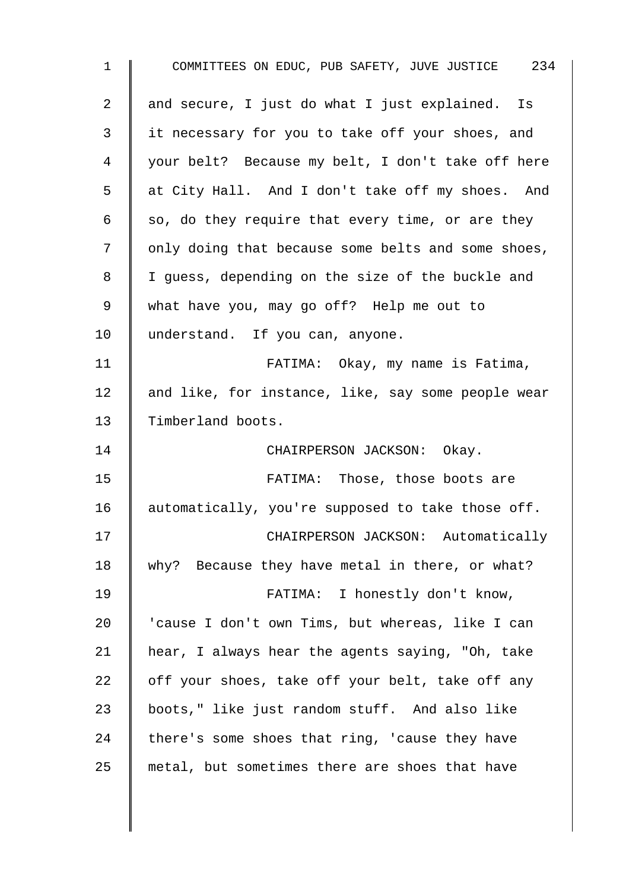and secure, I just do what I just explained. Is it necessary for you to take off your shoes, and your belt? Because my belt, I don't take off here at City Hall. And I don't take off my shoes. And so, do they require that every time, or are they only doing that because some belts and some shoes, I guess, depending on the size of the buckle and what have you, may go off? Help me out to understand. If you can, anyone.

FATIMA: Okay, my name is Fatima, and like, for instance, like, say some people wear Timberland boots.

CHAIRPERSON JACKSON: Okay.

FATIMA: Those, those boots are automatically, you're supposed to take those off.

CHAIRPERSON JACKSON: Automatically why? Because they have metal in there, or what?

FATIMA: I honestly don't know, 'cause I don't own Tims, but whereas, like I can hear, I always hear the agents saying, "Oh, take off your shoes, take off your belt, take off any boots," like just random stuff. And also like there's some shoes that ring, 'cause they have metal, but sometimes there are shoes that have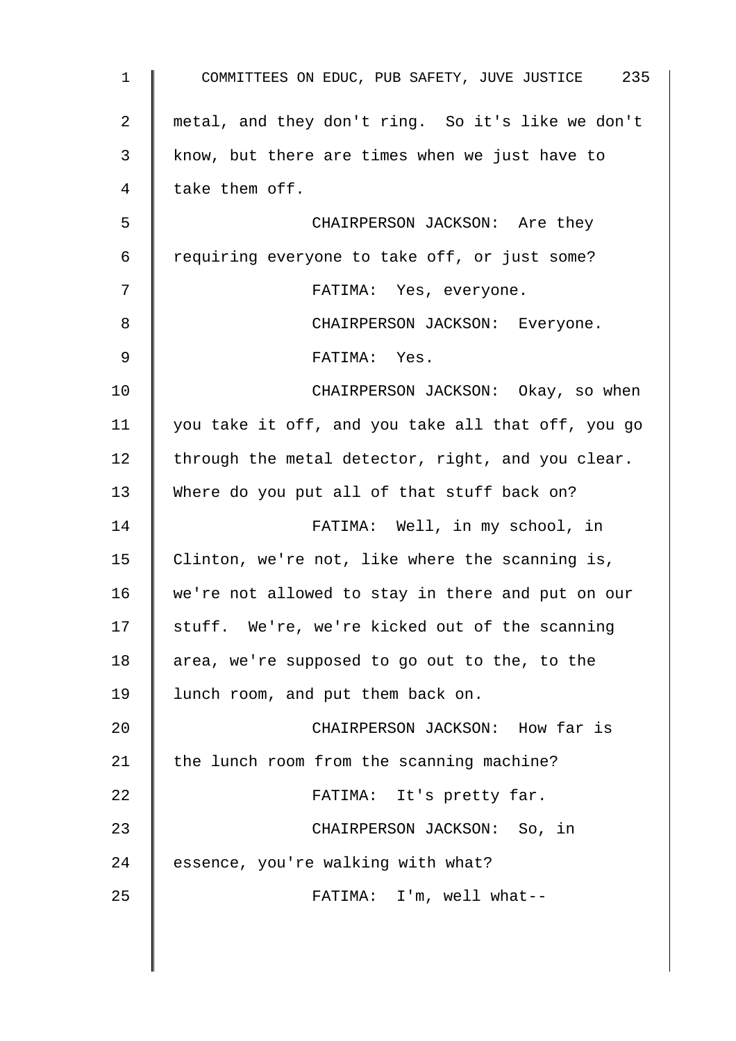metal, and they don't ring. So it's like we don't know, but there are times when we just have to take them off.

CHAIRPERSON JACKSON: Are they requiring everyone to take off, or just some?

FATIMA: Yes, everyone.

CHAIRPERSON JACKSON: Everyone.

FATIMA: Yes.

CHAIRPERSON JACKSON: Okay, so when you take it off, and you take all that off, you go through the metal detector, right, and you clear. Where do you put all of that stuff back on?

FATIMA: Well, in my school, in Clinton, we're not, like where the scanning is, we're not allowed to stay in there and put on our stuff. We're, we're kicked out of the scanning area, we're supposed to go out to the, to the lunch room, and put them back on.

CHAIRPERSON JACKSON: How far is the lunch room from the scanning machine?

FATIMA: It's pretty far.

CHAIRPERSON JACKSON: So, in essence, you're walking with what?

FATIMA: I'm, well what--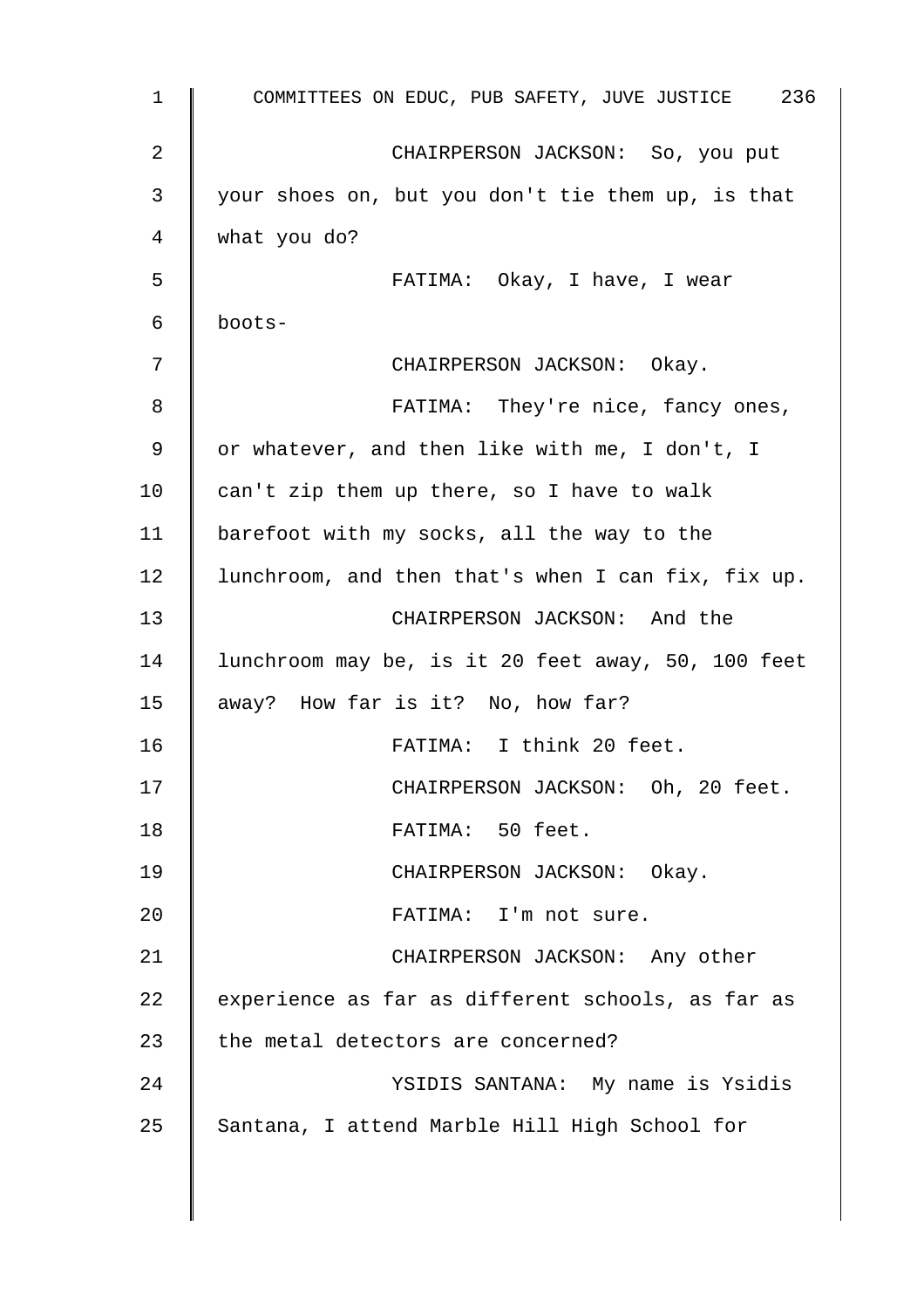CHAIRPERSON JACKSON: So, you put your shoes on, but you don't tie them up, is that what you do?

FATIMA: Okay, I have, I wear boots-

CHAIRPERSON JACKSON: Okay.

FATIMA: They're nice, fancy ones, or whatever, and then like with me, I don't, I can't zip them up there, so I have to walk barefoot with my socks, all the way to the lunchroom, and then that's when I can fix, fix up.

CHAIRPERSON JACKSON: And the lunchroom may be, is it 20 feet away, 50, 100 feet away? How far is it? No, how far?

FATIMA: I think 20 feet.

CHAIRPERSON JACKSON: Oh, 20 feet.

FATIMA: 50 feet.

CHAIRPERSON JACKSON: Okay.

FATIMA: I'm not sure.

CHAIRPERSON JACKSON: Any other experience as far as different schools, as far as the metal detectors are concerned?

YSIDIS SANTANA: My name is Ysidis Santana, I attend Marble Hill High School for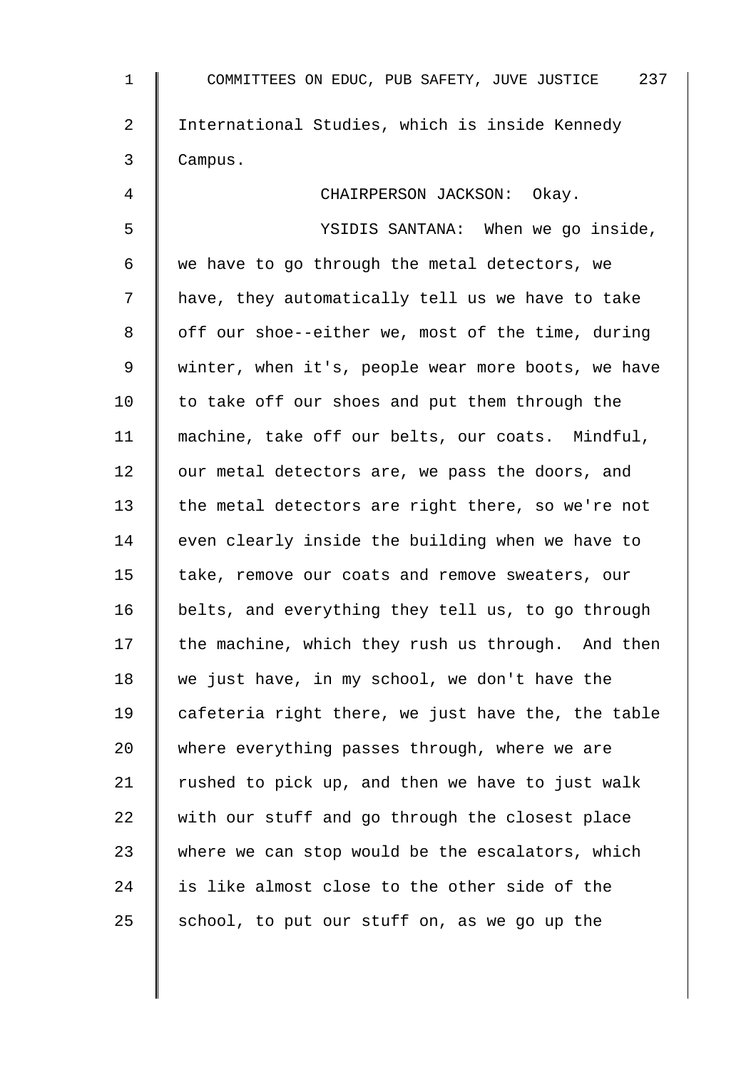International Studies, which is inside Kennedy Campus.

CHAIRPERSON JACKSON: Okay.

YSIDIS SANTANA: When we go inside, we have to go through the metal detectors, we have, they automatically tell us we have to take off our shoe--either we, most of the time, during winter, when it's, people wear more boots, we have to take off our shoes and put them through the machine, take off our belts, our coats. Mindful, our metal detectors are, we pass the doors, and the metal detectors are right there, so we're not even clearly inside the building when we have to take, remove our coats and remove sweaters, our belts, and everything they tell us, to go through the machine, which they rush us through. And then we just have, in my school, we don't have the cafeteria right there, we just have the, the table where everything passes through, where we are rushed to pick up, and then we have to just walk with our stuff and go through the closest place where we can stop would be the escalators, which is like almost close to the other side of the school, to put our stuff on, as we go up the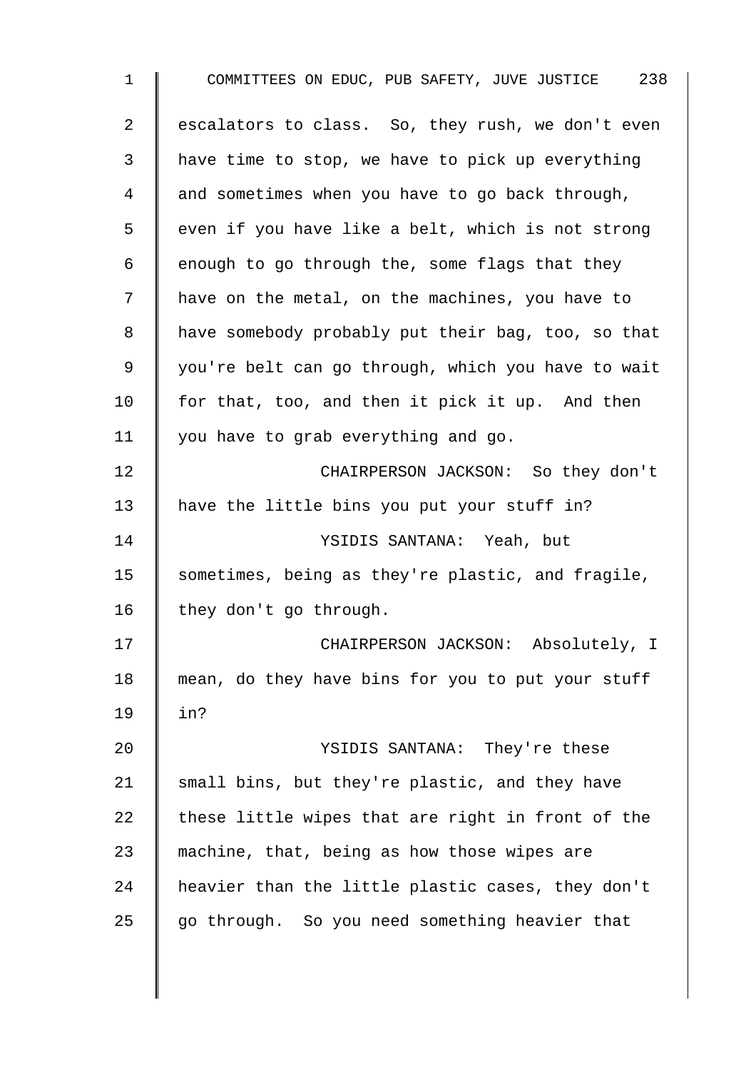escalators to class. So, they rush, we don't even have time to stop, we have to pick up everything and sometimes when you have to go back through, even if you have like a belt, which is not strong enough to go through the, some flags that they have on the metal, on the machines, you have to have somebody probably put their bag, too, so that you're belt can go through, which you have to wait for that, too, and then it pick it up. And then you have to grab everything and go.

CHAIRPERSON JACKSON: So they don't have the little bins you put your stuff in?

YSIDIS SANTANA: Yeah, but sometimes, being as they're plastic, and fragile, they don't go through.

CHAIRPERSON JACKSON: Absolutely, I mean, do they have bins for you to put your stuff in?

YSIDIS SANTANA: They're these small bins, but they're plastic, and they have these little wipes that are right in front of the machine, that, being as how those wipes are heavier than the little plastic cases, they don't go through. So you need something heavier that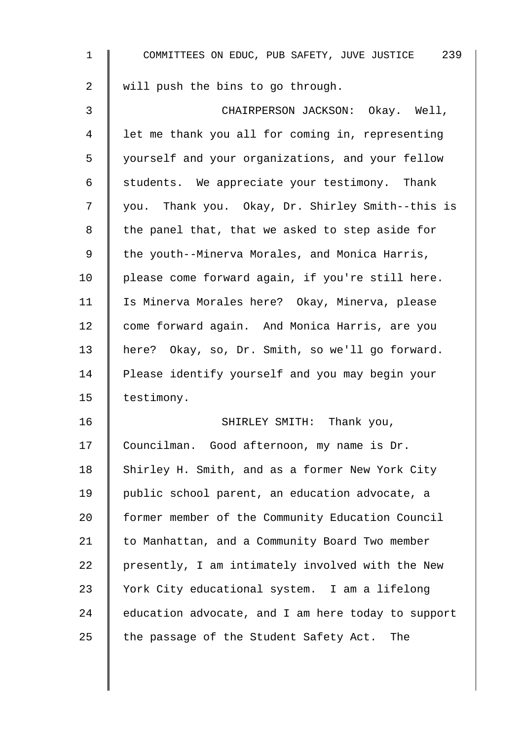will push the bins to go through.

CHAIRPERSON JACKSON: Okay. Well, let me thank you all for coming in, representing yourself and your organizations, and your fellow students. We appreciate your testimony. Thank you. Thank you. Okay, Dr. Shirley Smith--this is the panel that, that we asked to step aside for the youth--Minerva Morales, and Monica Harris, please come forward again, if you're still here. Is Minerva Morales here? Okay, Minerva, please come forward again. And Monica Harris, are you here? Okay, so, Dr. Smith, so we'll go forward. Please identify yourself and you may begin your testimony.

SHIRLEY SMITH: Thank you, Councilman. Good afternoon, my name is Dr. Shirley H. Smith, and as a former New York City public school parent, an education advocate, a former member of the Community Education Council to Manhattan, and a Community Board Two member presently, I am intimately involved with the New York City educational system. I am a lifelong education advocate, and I am here today to support the passage of the Student Safety Act. The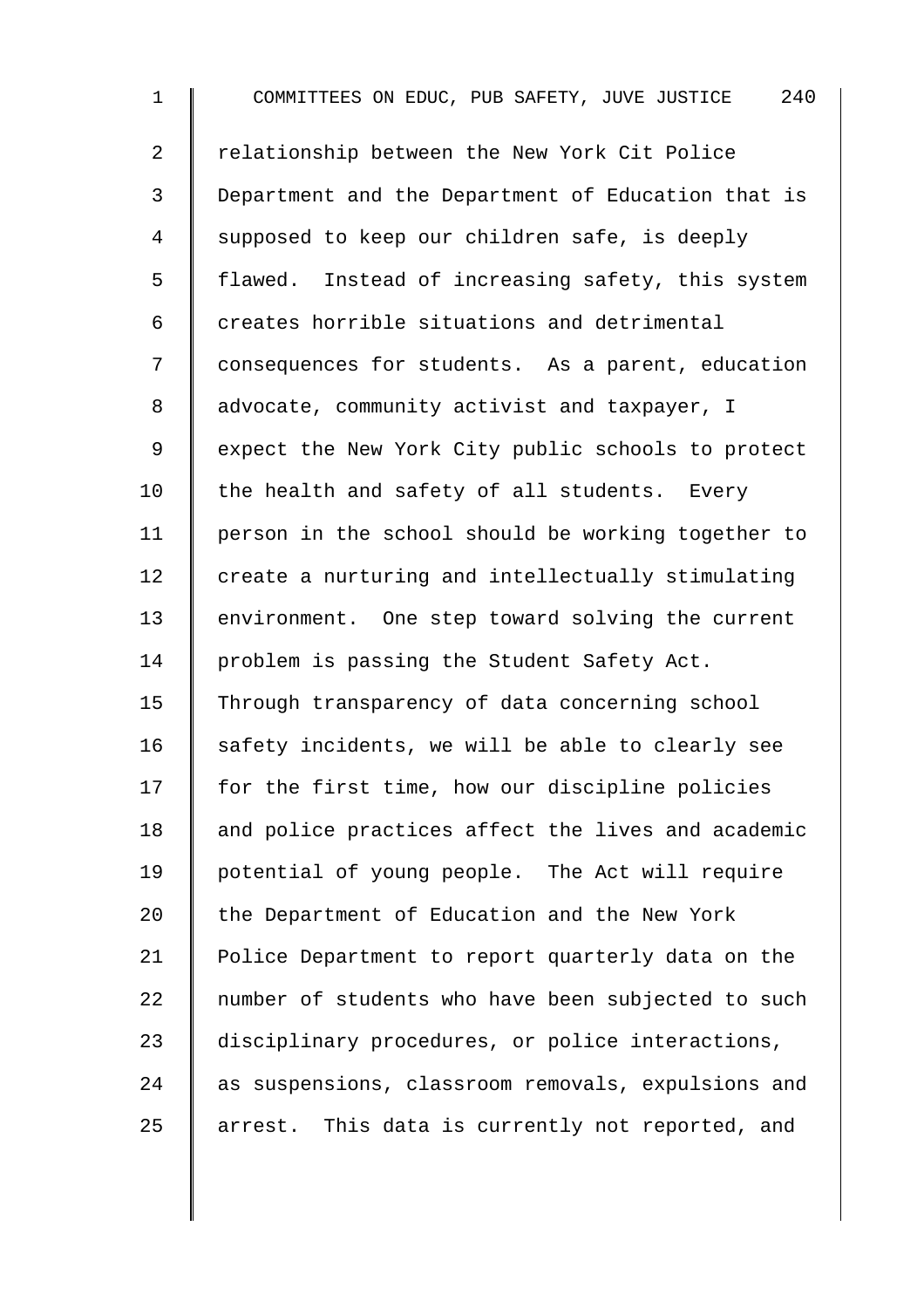relationship between the New York Cit Police Department and the Department of Education that is supposed to keep our children safe, is deeply flawed. Instead of increasing safety, this system creates horrible situations and detrimental consequences for students. As a parent, education advocate, community activist and taxpayer, I expect the New York City public schools to protect the health and safety of all students. Every person in the school should be working together to create a nurturing and intellectually stimulating environment. One step toward solving the current problem is passing the Student Safety Act. Through transparency of data concerning school safety incidents, we will be able to clearly see for the first time, how our discipline policies and police practices affect the lives and academic potential of young people. The Act will require the Department of Education and the New York Police Department to report quarterly data on the number of students who have been subjected to such disciplinary procedures, or police interactions, as suspensions, classroom removals, expulsions and arrest. This data is currently not reported, and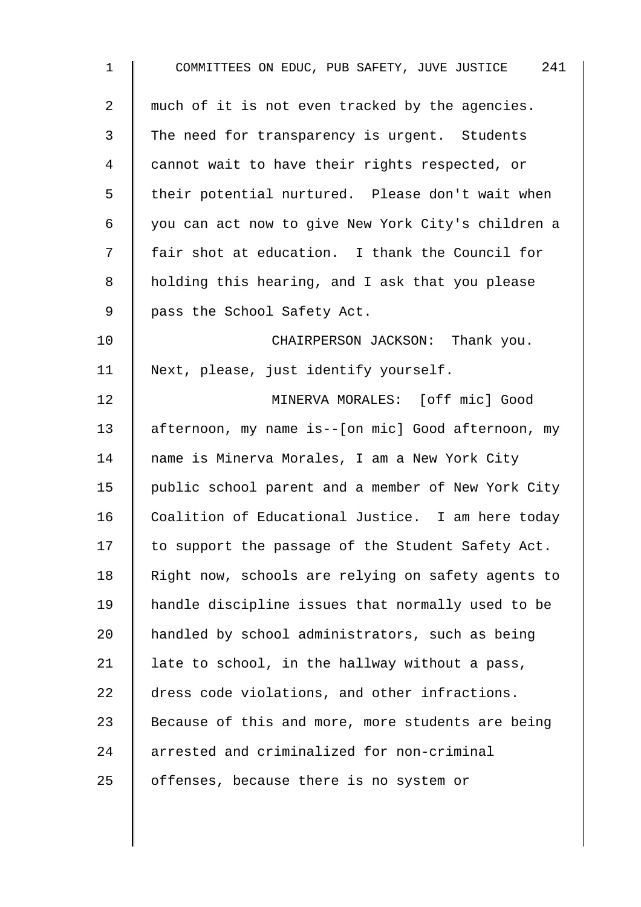much of it is not even tracked by the agencies. The need for transparency is urgent. Students cannot wait to have their rights respected, or their potential nurtured. Please don't wait when you can act now to give New York City's children a fair shot at education. I thank the Council for holding this hearing, and I ask that you please pass the School Safety Act.

CHAIRPERSON JACKSON: Thank you. Next, please, just identify yourself.

MINERVA MORALES: [off mic] Good afternoon, my name is--[on mic] Good afternoon, my name is Minerva Morales, I am a New York City public school parent and a member of New York City Coalition of Educational Justice. I am here today to support the passage of the Student Safety Act. Right now, schools are relying on safety agents to handle discipline issues that normally used to be handled by school administrators, such as being late to school, in the hallway without a pass, dress code violations, and other infractions. Because of this and more, more students are being arrested and criminalized for non-criminal offenses, because there is no system or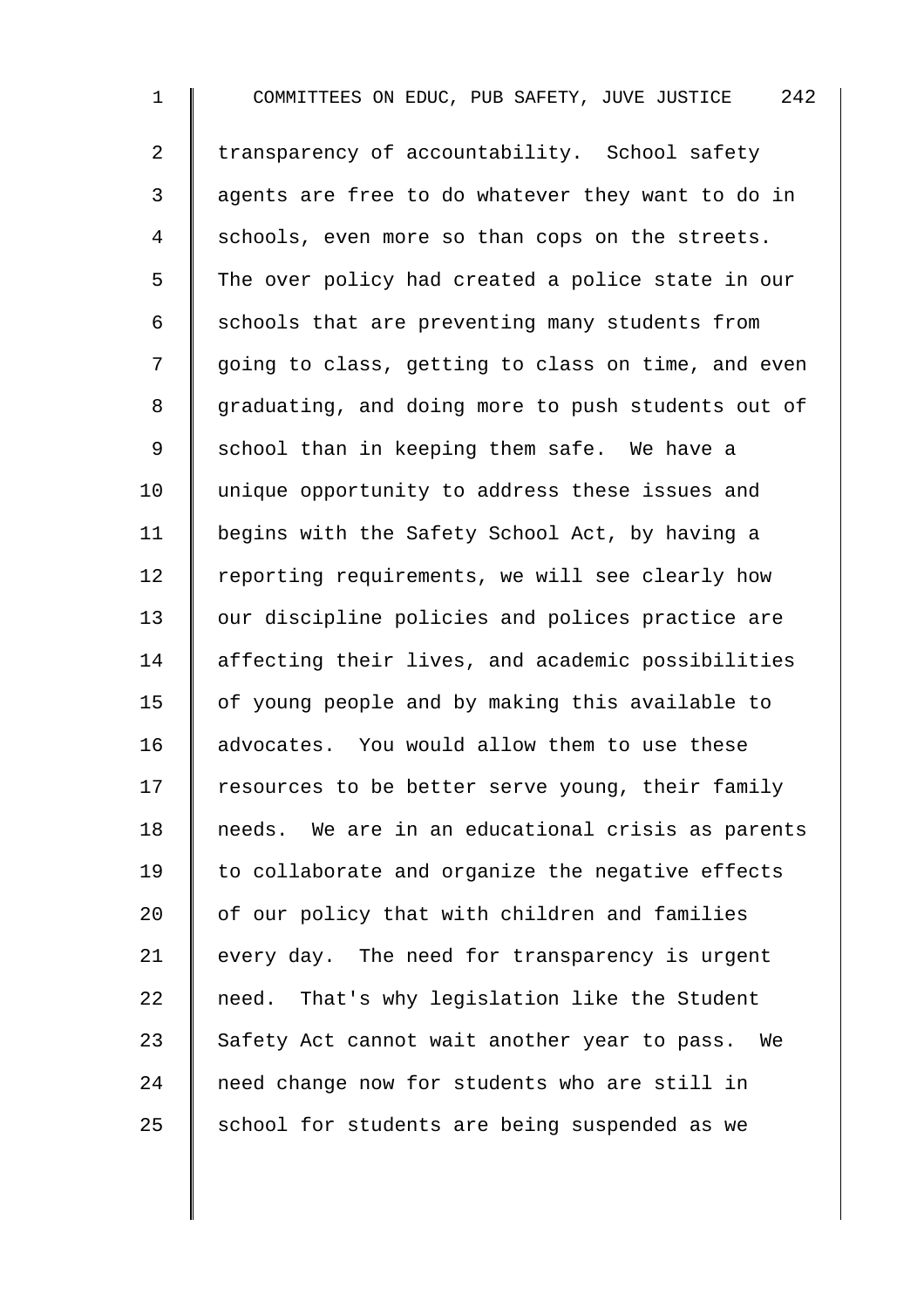transparency of accountability. School safety agents are free to do whatever they want to do in schools, even more so than cops on the streets. The over policy had created a police state in our schools that are preventing many students from going to class, getting to class on time, and even graduating, and doing more to push students out of school than in keeping them safe. We have a unique opportunity to address these issues and begins with the Safety School Act, by having a reporting requirements, we will see clearly how our discipline policies and polices practice are affecting their lives, and academic possibilities of young people and by making this available to advocates. You would allow them to use these resources to be better serve young, their family needs. We are in an educational crisis as parents to collaborate and organize the negative effects of our policy that with children and families every day. The need for transparency is urgent need. That's why legislation like the Student Safety Act cannot wait another year to pass. We need change now for students who are still in school for students are being suspended as we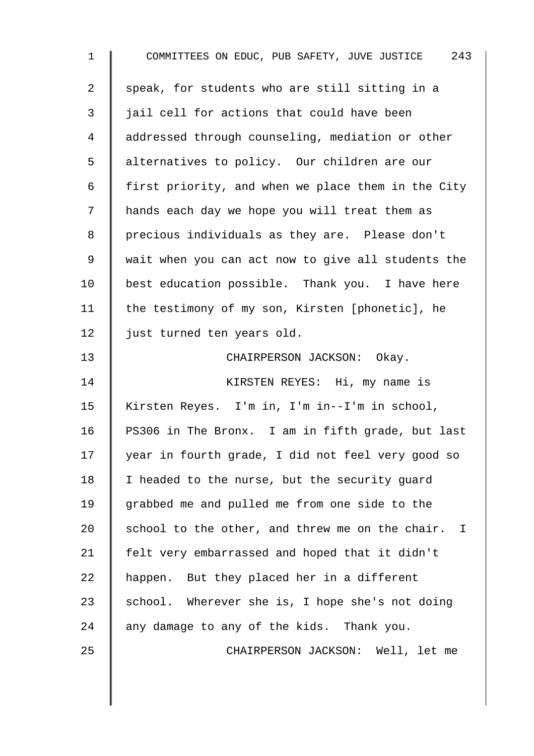speak, for students who are still sitting in a jail cell for actions that could have been addressed through counseling, mediation or other alternatives to policy. Our children are our first priority, and when we place them in the City hands each day we hope you will treat them as precious individuals as they are. Please don't wait when you can act now to give all students the best education possible. Thank you. I have here the testimony of my son, Kirsten [phonetic], he just turned ten years old.

CHAIRPERSON JACKSON: Okay.

KIRSTEN REYES: Hi, my name is Kirsten Reyes. I'm in, I'm in--I'm in school, PS306 in The Bronx. I am in fifth grade, but last year in fourth grade, I did not feel very good so I headed to the nurse, but the security guard grabbed me and pulled me from one side to the school to the other, and threw me on the chair. I felt very embarrassed and hoped that it didn't happen. But they placed her in a different school. Wherever she is, I hope she's not doing any damage to any of the kids. Thank you.

CHAIRPERSON JACKSON: Well, let me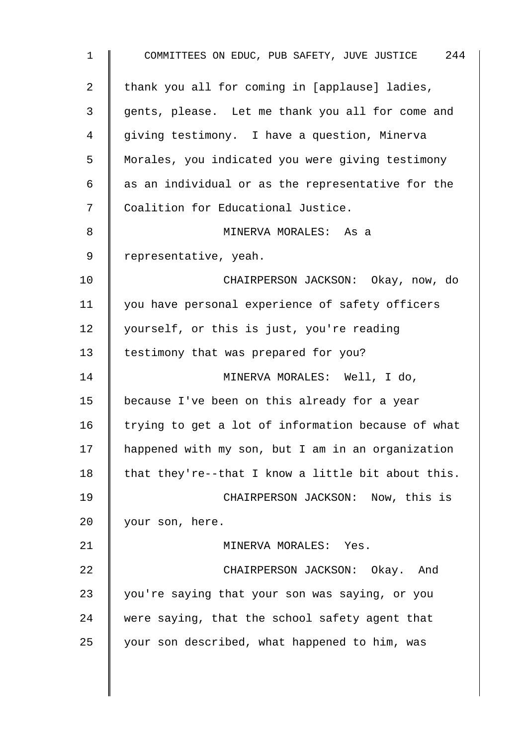thank you all for coming in [applause] ladies, gents, please. Let me thank you all for come and giving testimony. I have a question, Minerva Morales, you indicated you were giving testimony as an individual or as the representative for the Coalition for Educational Justice.

MINERVA MORALES: As a representative, yeah.

CHAIRPERSON JACKSON: Okay, now, do you have personal experience of safety officers yourself, or this is just, you're reading testimony that was prepared for you?

MINERVA MORALES: Well, I do, because I've been on this already for a year trying to get a lot of information because of what happened with my son, but I am in an organization that they're--that I know a little bit about this.

CHAIRPERSON JACKSON: Now, this is your son, here.

MINERVA MORALES: Yes.

CHAIRPERSON JACKSON: Okay. And you're saying that your son was saying, or you were saying, that the school safety agent that your son described, what happened to him, was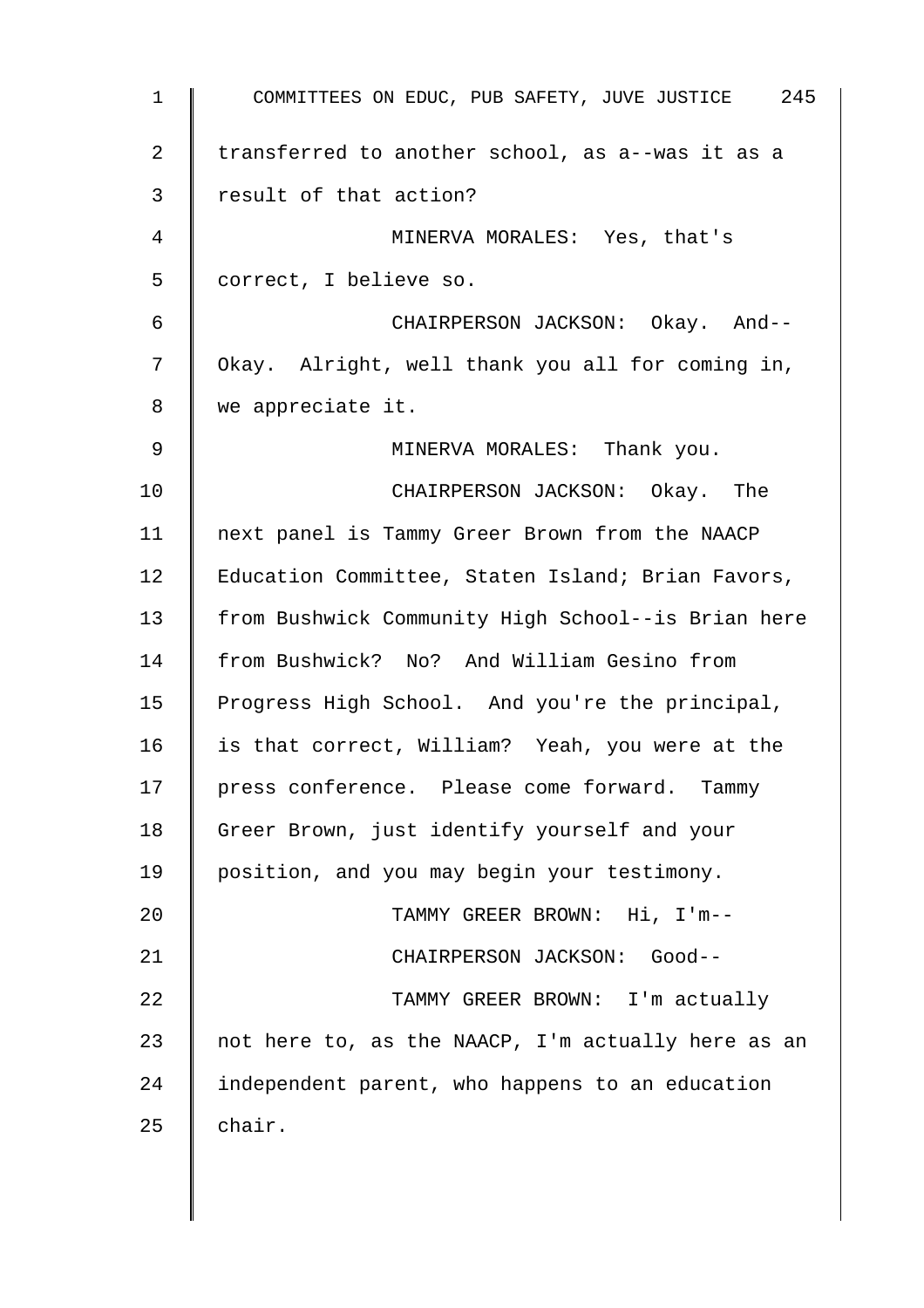transferred to another school, as a--was it as a result of that action?

MINERVA MORALES: Yes, that's correct, I believe so.

CHAIRPERSON JACKSON: Okay. And-- Okay. Alright, well thank you all for coming in, we appreciate it.

MINERVA MORALES: Thank you.

CHAIRPERSON JACKSON: Okay. The next panel is Tammy Greer Brown from the NAACP Education Committee, Staten Island; Brian Favors, from Bushwick Community High School--is Brian here from Bushwick? No? And William Gesino from Progress High School. And you're the principal, is that correct, William? Yeah, you were at the press conference. Please come forward. Tammy Greer Brown, just identify yourself and your position, and you may begin your testimony.

TAMMY GREER BROWN: Hi, I'm--

CHAIRPERSON JACKSON: Good--

TAMMY GREER BROWN: I'm actually not here to, as the NAACP, I'm actually here as an independent parent, who happens to an education chair.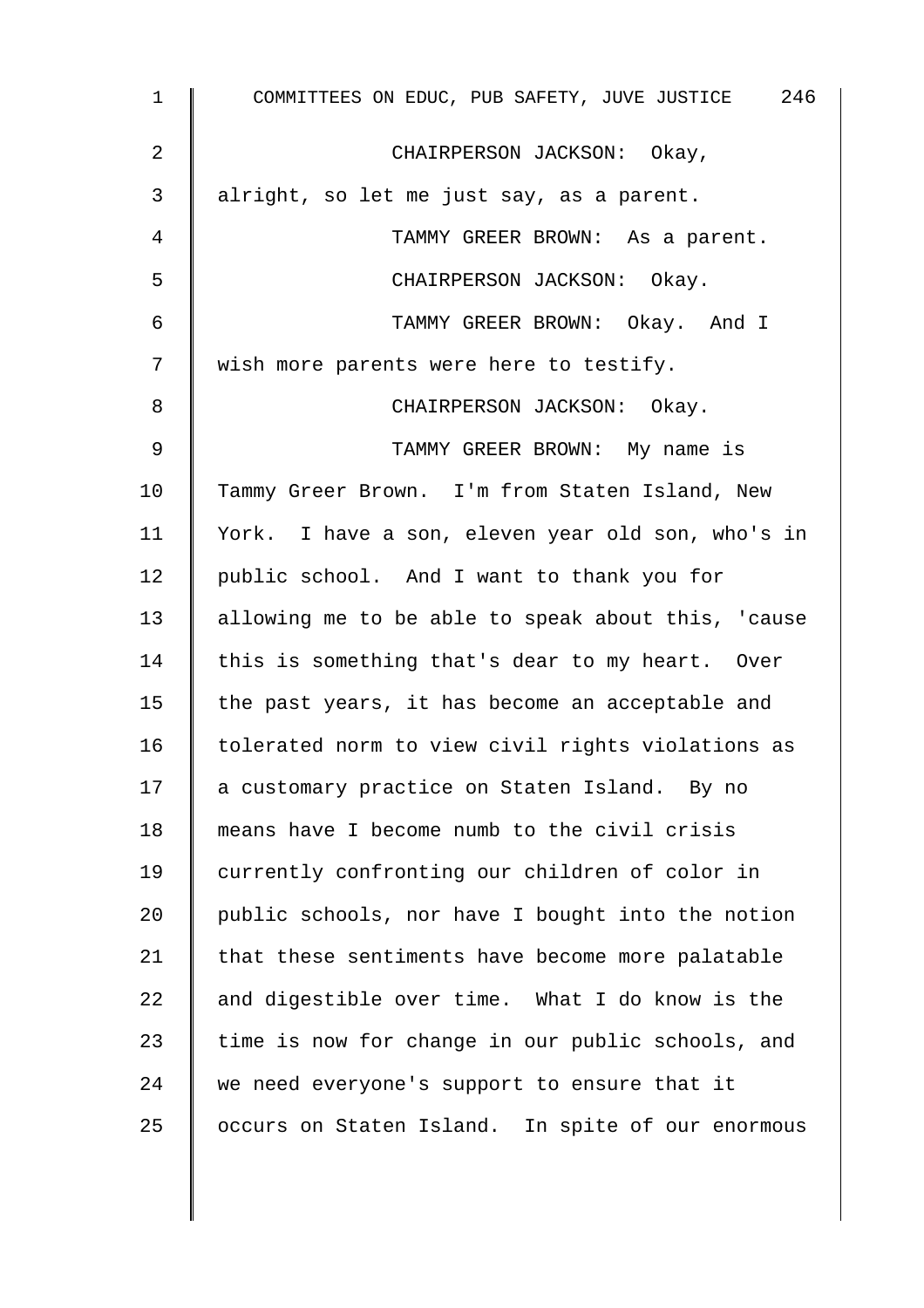CHAIRPERSON JACKSON: Okay, alright, so let me just say, as a parent.

TAMMY GREER BROWN: As a parent.

CHAIRPERSON JACKSON: Okay.

TAMMY GREER BROWN: Okay. And I wish more parents were here to testify.

CHAIRPERSON JACKSON: Okay.

TAMMY GREER BROWN: My name is Tammy Greer Brown. I'm from Staten Island, New York. I have a son, eleven year old son, who's in public school. And I want to thank you for allowing me to be able to speak about this, 'cause this is something that's dear to my heart. Over the past years, it has become an acceptable and tolerated norm to view civil rights violations as a customary practice on Staten Island. By no means have I become numb to the civil crisis currently confronting our children of color in public schools, nor have I bought into the notion that these sentiments have become more palatable and digestible over time. What I do know is the time is now for change in our public schools, and we need everyone's support to ensure that it occurs on Staten Island. In spite of our enormous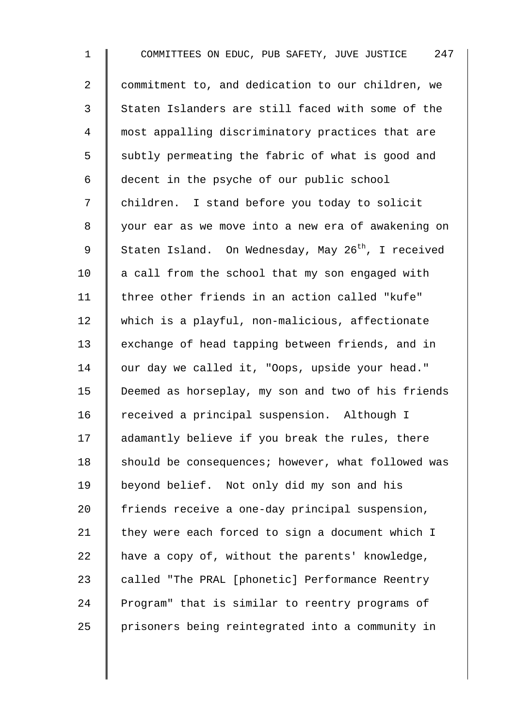commitment to, and dedication to our children, we Staten Islanders are still faced with some of the most appalling discriminatory practices that are subtly permeating the fabric of what is good and decent in the psyche of our public school children. I stand before you today to solicit your ear as we move into a new era of awakening on Staten Island. On Wednesday, May 26th, I received a call from the school that my son engaged with three other friends in an action called "kufe" which is a playful, non-malicious, affectionate exchange of head tapping between friends, and in our day we called it, "Oops, upside your head." Deemed as horseplay, my son and two of his friends received a principal suspension. Although I adamantly believe if you break the rules, there should be consequences; however, what followed was beyond belief. Not only did my son and his friends receive a one-day principal suspension, they were each forced to sign a document which I have a copy of, without the parents' knowledge, called "The PRAL [phonetic] Performance Reentry Program" that is similar to reentry programs of prisoners being reintegrated into a community in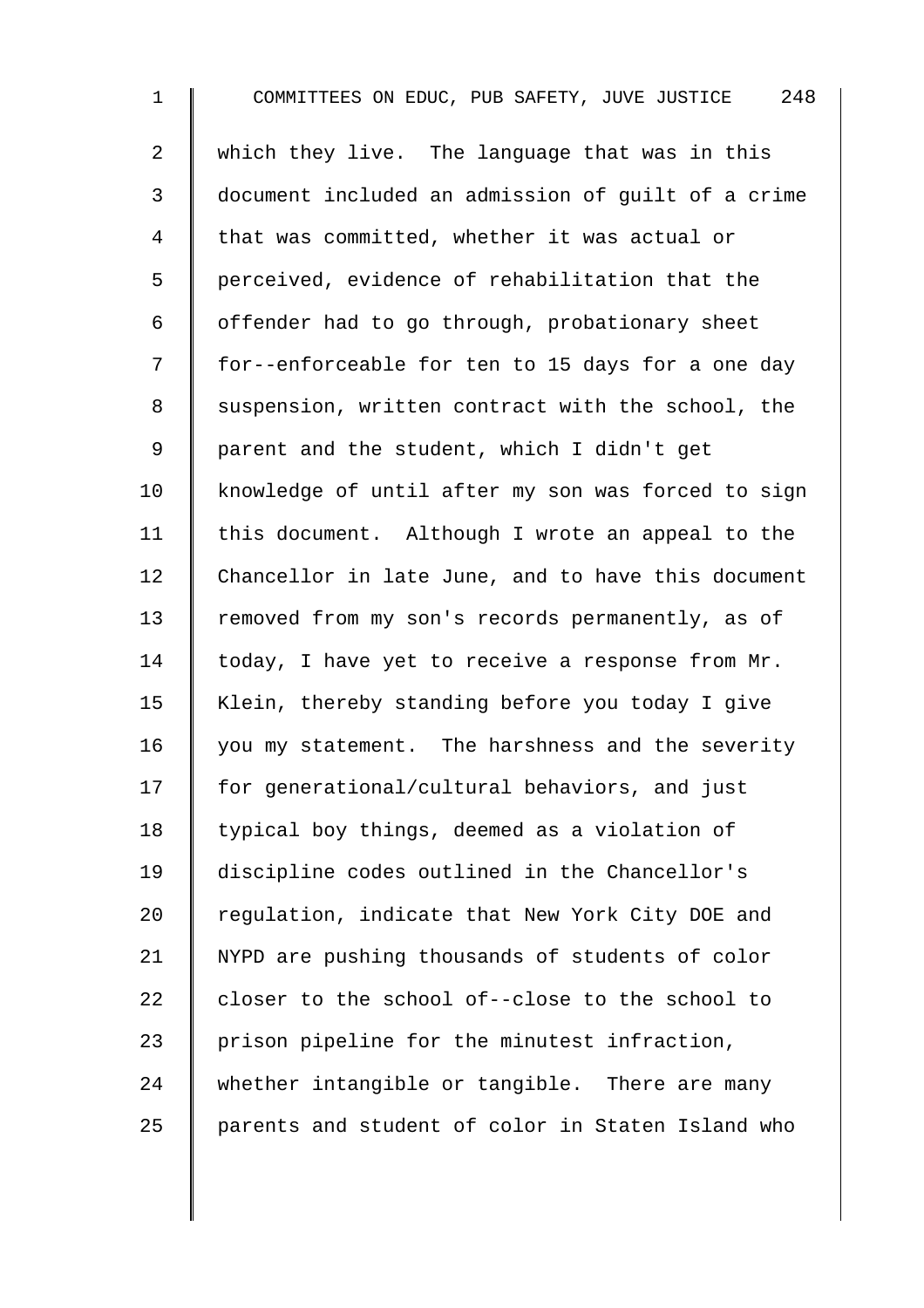which they live. The language that was in this document included an admission of guilt of a crime that was committed, whether it was actual or perceived, evidence of rehabilitation that the offender had to go through, probationary sheet for--enforceable for ten to 15 days for a one day suspension, written contract with the school, the parent and the student, which I didn't get knowledge of until after my son was forced to sign this document. Although I wrote an appeal to the Chancellor in late June, and to have this document removed from my son's records permanently, as of today, I have yet to receive a response from Mr. Klein, thereby standing before you today I give you my statement. The harshness and the severity for generational/cultural behaviors, and just typical boy things, deemed as a violation of discipline codes outlined in the Chancellor's regulation, indicate that New York City DOE and NYPD are pushing thousands of students of color closer to the school of--close to the school to prison pipeline for the minutest infraction, whether intangible or tangible. There are many parents and student of color in Staten Island who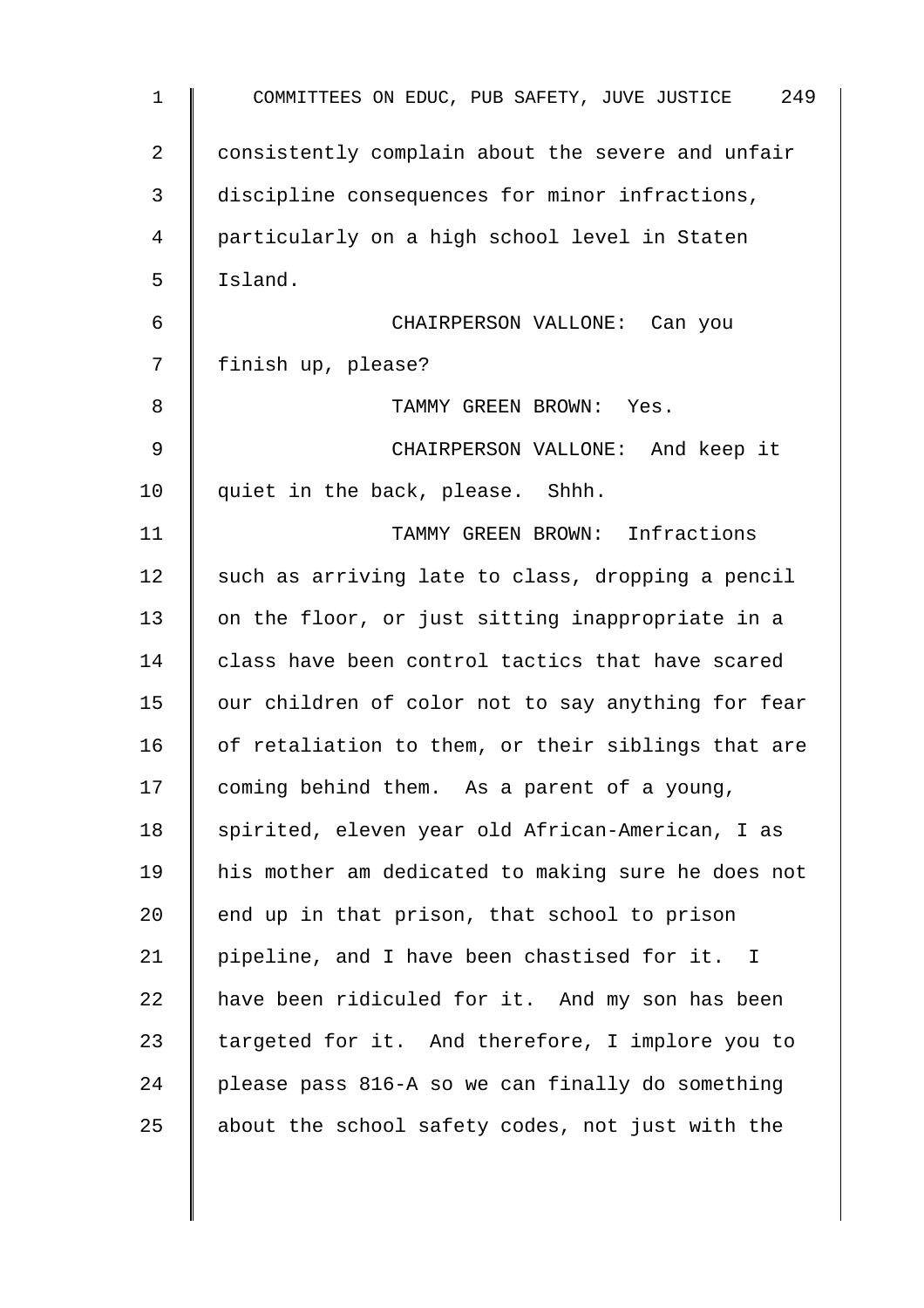consistently complain about the severe and unfair discipline consequences for minor infractions, particularly on a high school level in Staten Island.

CHAIRPERSON VALLONE: Can you finish up, please?

TAMMY GREEN BROWN: Yes.

CHAIRPERSON VALLONE: And keep it quiet in the back, please. Shhh.

TAMMY GREEN BROWN: Infractions such as arriving late to class, dropping a pencil on the floor, or just sitting inappropriate in a class have been control tactics that have scared our children of color not to say anything for fear of retaliation to them, or their siblings that are coming behind them. As a parent of a young, spirited, eleven year old African-American, I as his mother am dedicated to making sure he does not end up in that prison, that school to prison pipeline, and I have been chastised for it. I have been ridiculed for it. And my son has been targeted for it. And therefore, I implore you to please pass 816-A so we can finally do something about the school safety codes, not just with the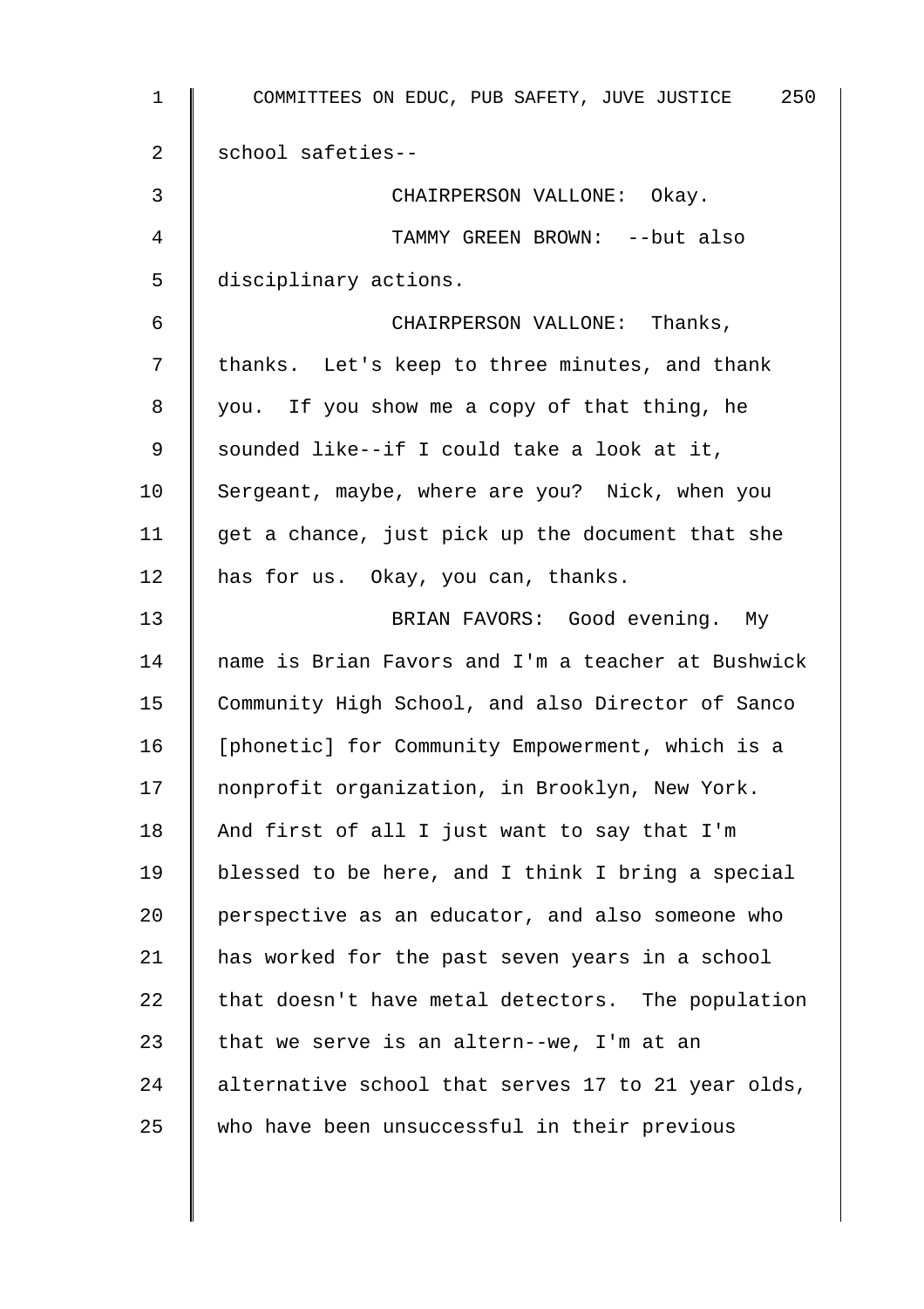school safeties--

CHAIRPERSON VALLONE: Okay.

TAMMY GREEN BROWN: --but also disciplinary actions.

CHAIRPERSON VALLONE: Thanks, thanks. Let's keep to three minutes, and thank you. If you show me a copy of that thing, he sounded like--if I could take a look at it, Sergeant, maybe, where are you? Nick, when you get a chance, just pick up the document that she has for us. Okay, you can, thanks.

BRIAN FAVORS: Good evening. My name is Brian Favors and I'm a teacher at Bushwick Community High School, and also Director of Sanco [phonetic] for Community Empowerment, which is a nonprofit organization, in Brooklyn, New York. And first of all I just want to say that I'm blessed to be here, and I think I bring a special perspective as an educator, and also someone who has worked for the past seven years in a school that doesn't have metal detectors. The population that we serve is an altern--we, I'm at an alternative school that serves 17 to 21 year olds, who have been unsuccessful in their previous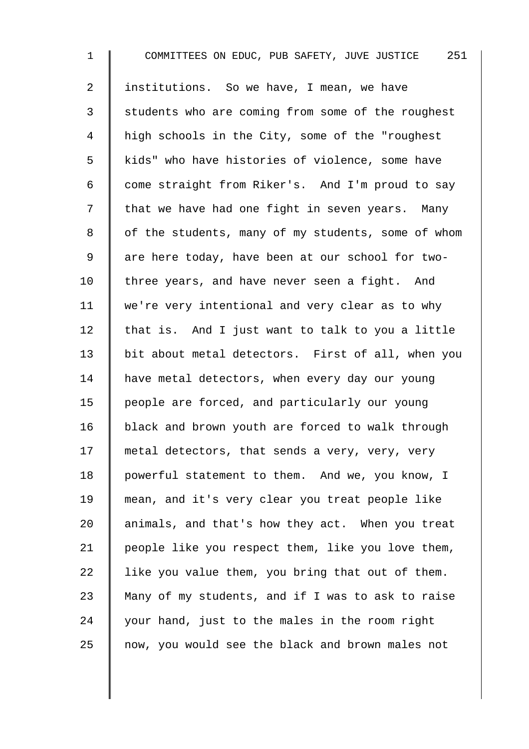institutions. So we have, I mean, we have students who are coming from some of the roughest high schools in the City, some of the "roughest kids" who have histories of violence, some have come straight from Riker's. And I'm proud to say that we have had one fight in seven years. Many of the students, many of my students, some of whom are here today, have been at our school for two-three years, and have never seen a fight. And we're very intentional and very clear as to why that is. And I just want to talk to you a little bit about metal detectors. First of all, when you have metal detectors, when every day our young people are forced, and particularly our young black and brown youth are forced to walk through metal detectors, that sends a very, very, very powerful statement to them. And we, you know, I mean, and it's very clear you treat people like animals, and that's how they act. When you treat people like you respect them, like you love them, like you value them, you bring that out of them. Many of my students, and if I was to ask to raise your hand, just to the males in the room right now, you would see the black and brown males not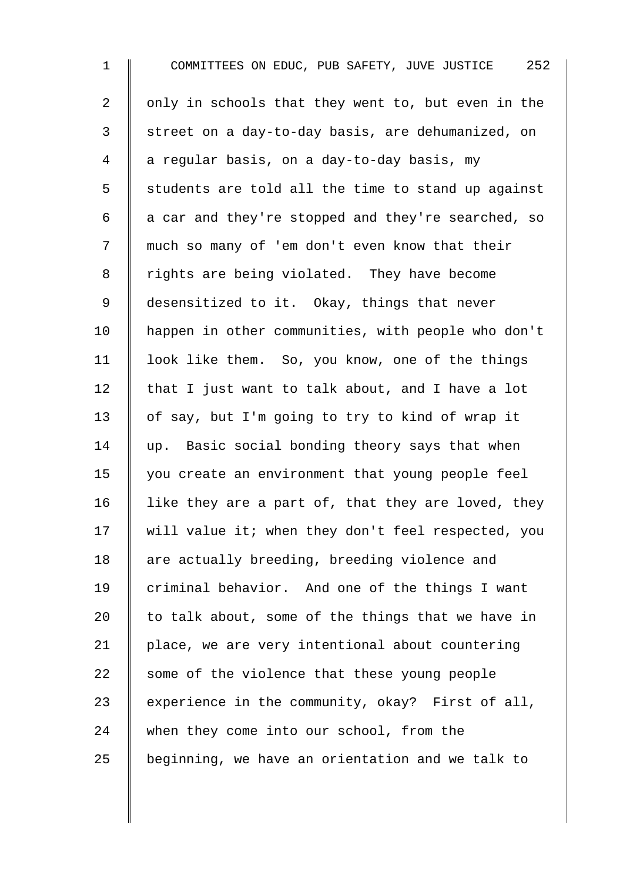only in schools that they went to, but even in the street on a day-to-day basis, are dehumanized, on a regular basis, on a day-to-day basis, my students are told all the time to stand up against a car and they're stopped and they're searched, so much so many of 'em don't even know that their rights are being violated. They have become desensitized to it. Okay, things that never happen in other communities, with people who don't look like them. So, you know, one of the things that I just want to talk about, and I have a lot of say, but I'm going to try to kind of wrap it up. Basic social bonding theory says that when you create an environment that young people feel like they are a part of, that they are loved, they will value it; when they don't feel respected, you are actually breeding, breeding violence and criminal behavior. And one of the things I want to talk about, some of the things that we have in place, we are very intentional about countering some of the violence that these young people experience in the community, okay? First of all, when they come into our school, from the beginning, we have an orientation and we talk to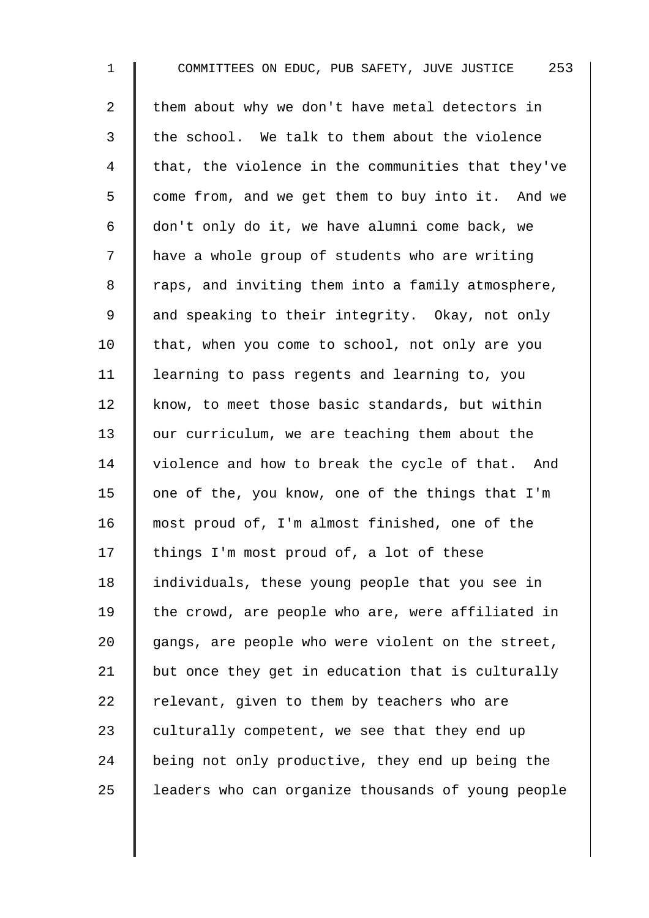them about why we don't have metal detectors in the school. We talk to them about the violence that, the violence in the communities that they've come from, and we get them to buy into it. And we don't only do it, we have alumni come back, we have a whole group of students who are writing raps, and inviting them into a family atmosphere, and speaking to their integrity. Okay, not only that, when you come to school, not only are you learning to pass regents and learning to, you know, to meet those basic standards, but within our curriculum, we are teaching them about the violence and how to break the cycle of that. And one of the, you know, one of the things that I'm most proud of, I'm almost finished, one of the things I'm most proud of, a lot of these individuals, these young people that you see in the crowd, are people who are, were affiliated in gangs, are people who were violent on the street, but once they get in education that is culturally relevant, given to them by teachers who are culturally competent, we see that they end up being not only productive, they end up being the leaders who can organize thousands of young people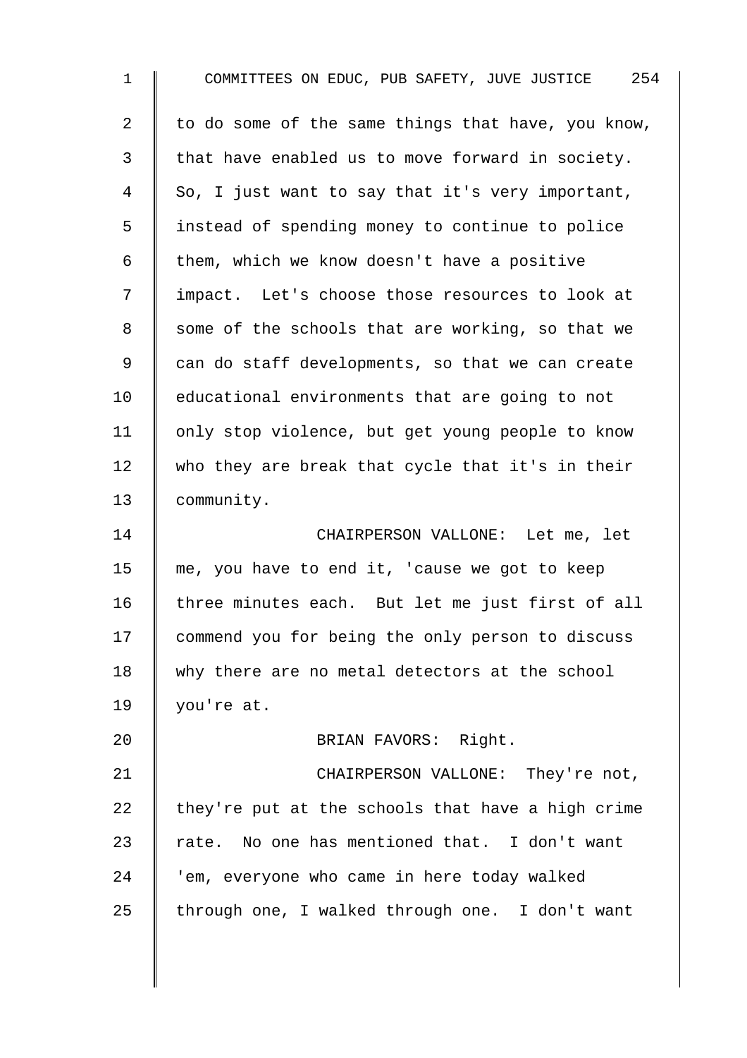to do some of the same things that have, you know, that have enabled us to move forward in society. So, I just want to say that it's very important, instead of spending money to continue to police them, which we know doesn't have a positive impact. Let's choose those resources to look at some of the schools that are working, so that we can do staff developments, so that we can create educational environments that are going to not only stop violence, but get young people to know who they are break that cycle that it's in their community.

CHAIRPERSON VALLONE: Let me, let me, you have to end it, 'cause we got to keep three minutes each. But let me just first of all commend you for being the only person to discuss why there are no metal detectors at the school you're at.

BRIAN FAVORS: Right.

CHAIRPERSON VALLONE: They're not, they're put at the schools that have a high crime rate. No one has mentioned that. I don't want 'em, everyone who came in here today walked through one, I walked through one. I don't want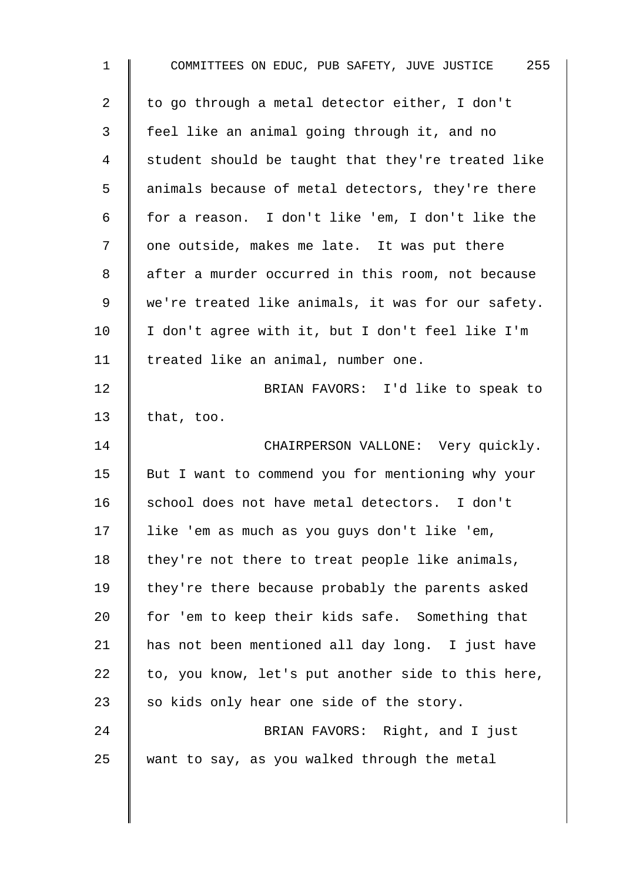to go through a metal detector either, I don't feel like an animal going through it, and no student should be taught that they're treated like animals because of metal detectors, they're there for a reason. I don't like 'em, I don't like the one outside, makes me late. It was put there after a murder occurred in this room, not because we're treated like animals, it was for our safety. I don't agree with it, but I don't feel like I'm treated like an animal, number one.

BRIAN FAVORS: I'd like to speak to that, too.

CHAIRPERSON VALLONE: Very quickly. But I want to commend you for mentioning why your school does not have metal detectors. I don't like 'em as much as you guys don't like 'em, they're not there to treat people like animals, they're there because probably the parents asked for 'em to keep their kids safe. Something that has not been mentioned all day long. I just have to, you know, let's put another side to this here, so kids only hear one side of the story.

BRIAN FAVORS: Right, and I just want to say, as you walked through the metal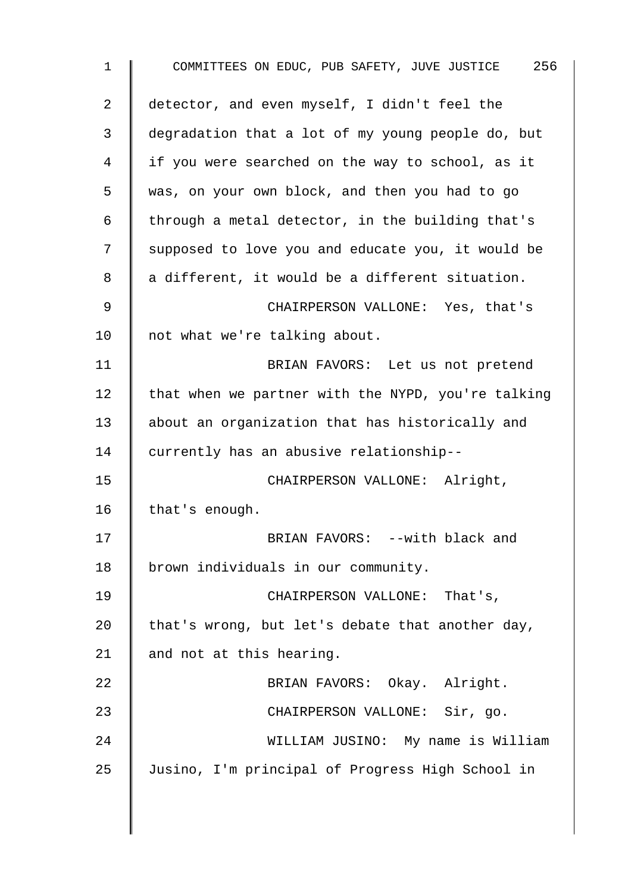detector, and even myself, I didn't feel the degradation that a lot of my young people do, but if you were searched on the way to school, as it was, on your own block, and then you had to go through a metal detector, in the building that's supposed to love you and educate you, it would be a different, it would be a different situation.

CHAIRPERSON VALLONE: Yes, that's not what we're talking about.

BRIAN FAVORS: Let us not pretend that when we partner with the NYPD, you're talking about an organization that has historically and currently has an abusive relationship--

CHAIRPERSON VALLONE: Alright, that's enough.

BRIAN FAVORS: --with black and brown individuals in our community.

CHAIRPERSON VALLONE: That's, that's wrong, but let's debate that another day, and not at this hearing.

BRIAN FAVORS: Okay. Alright.

CHAIRPERSON VALLONE: Sir, go.

WILLIAM JUSINO: My name is William Jusino, I'm principal of Progress High School in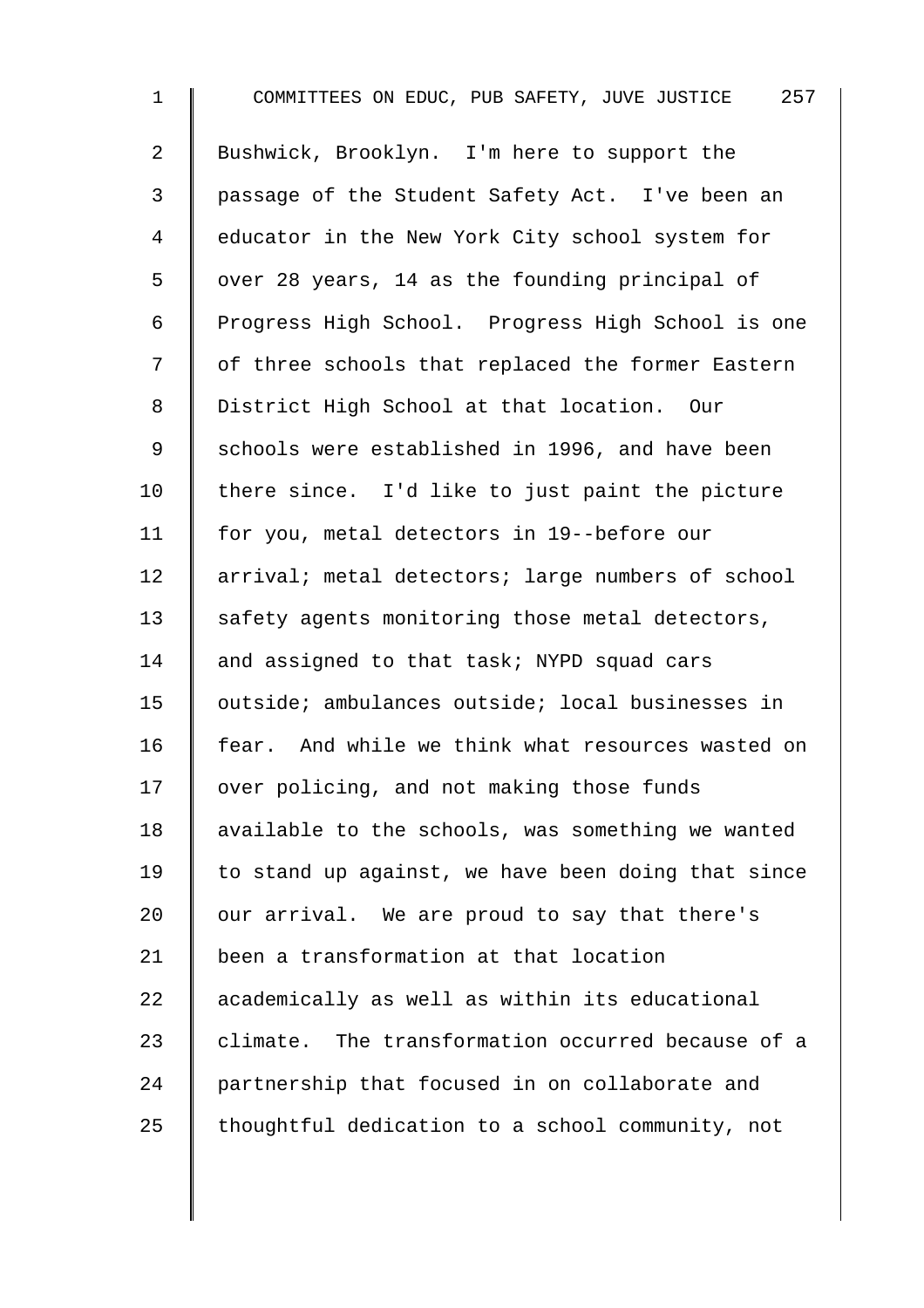Bushwick, Brooklyn. I'm here to support the passage of the Student Safety Act. I've been an educator in the New York City school system for over 28 years, 14 as the founding principal of Progress High School. Progress High School is one of three schools that replaced the former Eastern District High School at that location. Our schools were established in 1996, and have been there since. I'd like to just paint the picture for you, metal detectors in 19--before our arrival; metal detectors; large numbers of school safety agents monitoring those metal detectors, and assigned to that task; NYPD squad cars outside; ambulances outside; local businesses in fear. And while we think what resources wasted on over policing, and not making those funds available to the schools, was something we wanted to stand up against, we have been doing that since our arrival. We are proud to say that there's been a transformation at that location academically as well as within its educational climate. The transformation occurred because of a partnership that focused in on collaborate and thoughtful dedication to a school community, not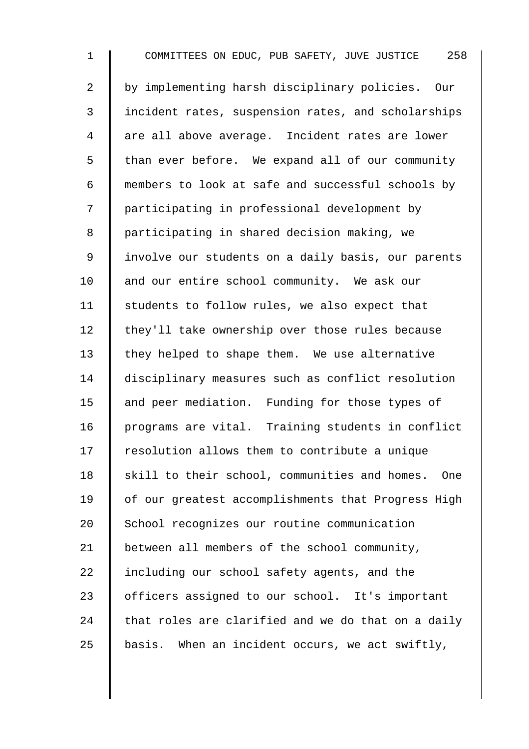by implementing harsh disciplinary policies. Our incident rates, suspension rates, and scholarships are all above average. Incident rates are lower than ever before. We expand all of our community members to look at safe and successful schools by participating in professional development by participating in shared decision making, we involve our students on a daily basis, our parents and our entire school community. We ask our students to follow rules, we also expect that they'll take ownership over those rules because they helped to shape them. We use alternative disciplinary measures such as conflict resolution and peer mediation. Funding for those types of programs are vital. Training students in conflict resolution allows them to contribute a unique skill to their school, communities and homes. One of our greatest accomplishments that Progress High School recognizes our routine communication between all members of the school community, including our school safety agents, and the officers assigned to our school. It's important that roles are clarified and we do that on a daily basis. When an incident occurs, we act swiftly,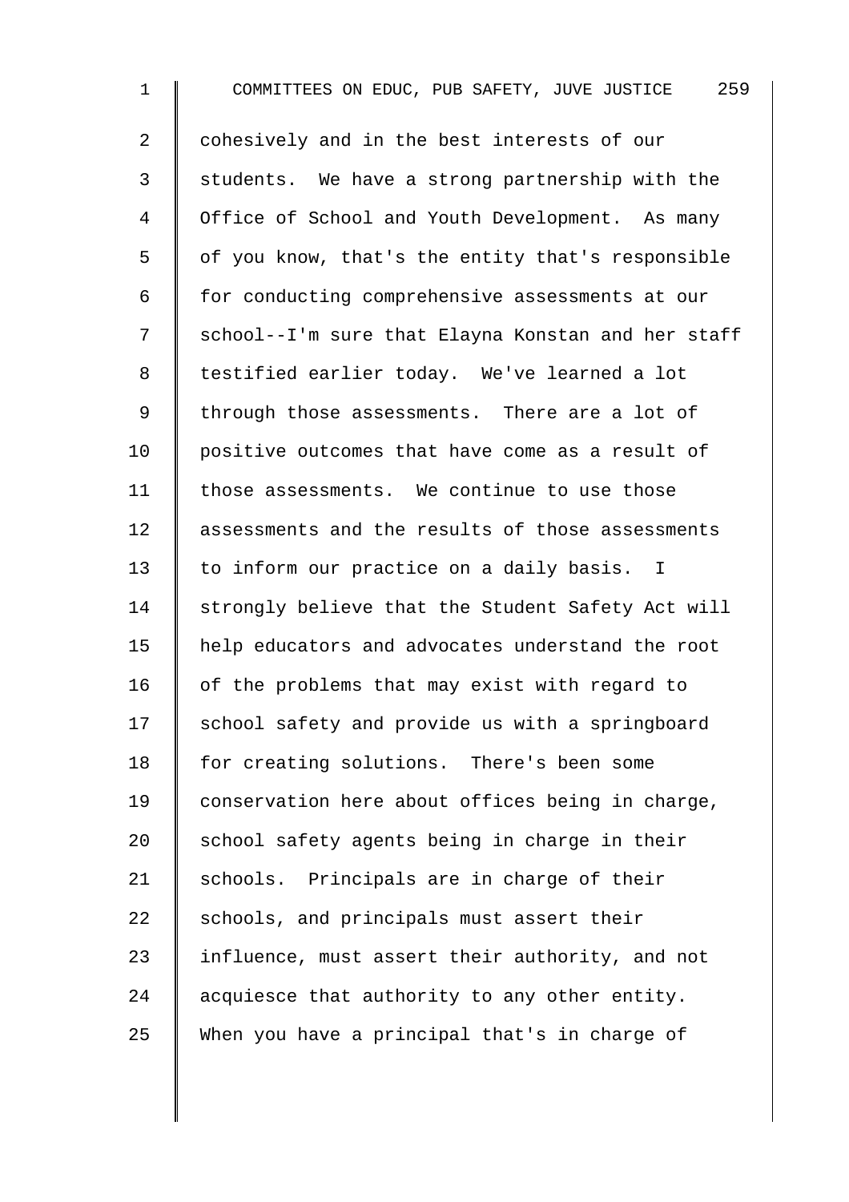cohesively and in the best interests of our students. We have a strong partnership with the Office of School and Youth Development. As many of you know, that's the entity that's responsible for conducting comprehensive assessments at our school--I'm sure that Elayna Konstan and her staff testified earlier today. We've learned a lot through those assessments. There are a lot of positive outcomes that have come as a result of those assessments. We continue to use those assessments and the results of those assessments to inform our practice on a daily basis. I strongly believe that the Student Safety Act will help educators and advocates understand the root of the problems that may exist with regard to school safety and provide us with a springboard for creating solutions. There's been some conservation here about offices being in charge, school safety agents being in charge in their schools. Principals are in charge of their schools, and principals must assert their influence, must assert their authority, and not acquiesce that authority to any other entity. When you have a principal that's in charge of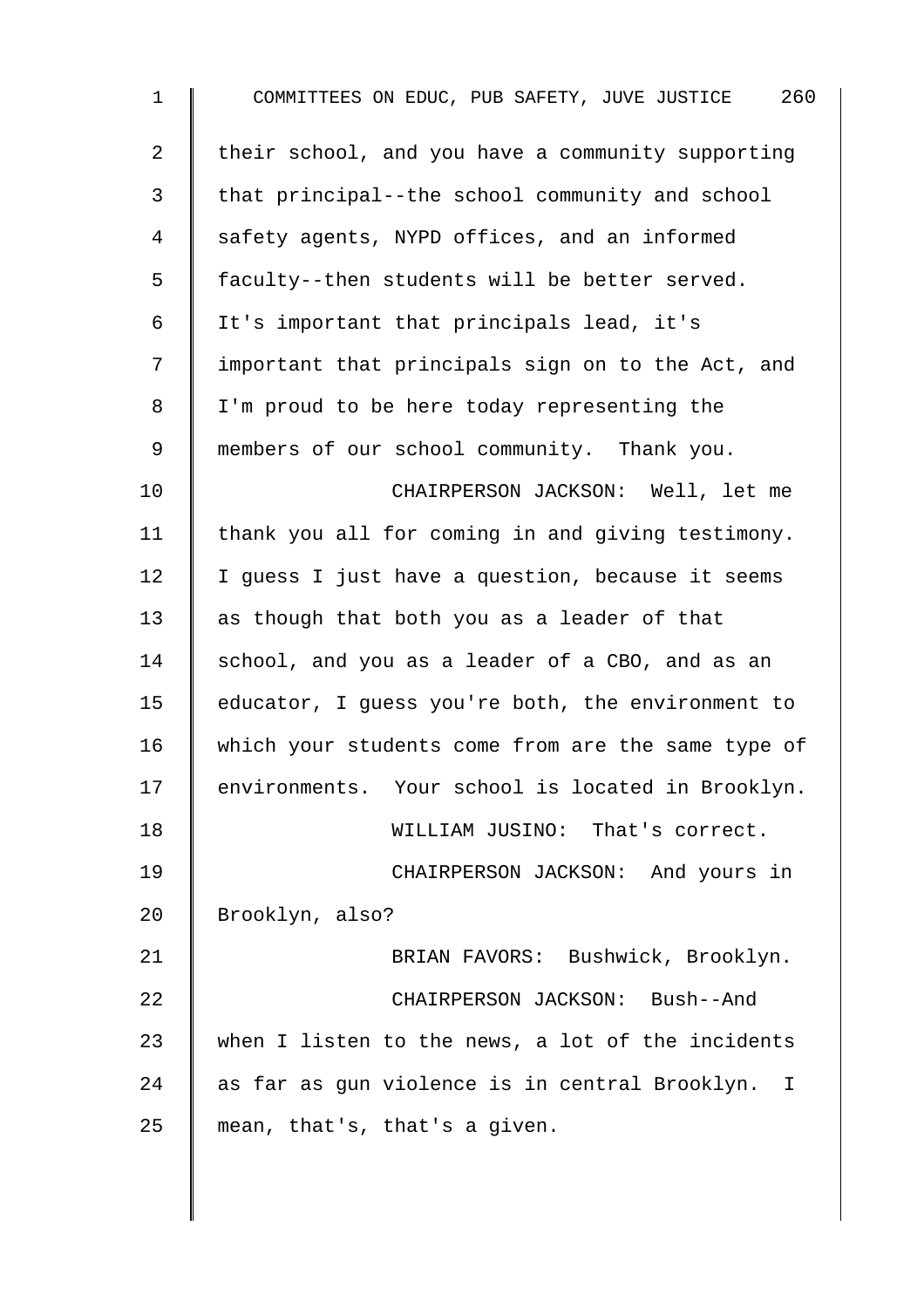their school, and you have a community supporting that principal--the school community and school safety agents, NYPD offices, and an informed faculty--then students will be better served. It's important that principals lead, it's important that principals sign on to the Act, and I'm proud to be here today representing the members of our school community. Thank you.

CHAIRPERSON JACKSON: Well, let me thank you all for coming in and giving testimony. I guess I just have a question, because it seems as though that both you as a leader of that school, and you as a leader of a CBO, and as an educator, I guess you're both, the environment to which your students come from are the same type of environments. Your school is located in Brooklyn.

WILLIAM JUSINO: That's correct.

CHAIRPERSON JACKSON: And yours in Brooklyn, also?

BRIAN FAVORS: Bushwick, Brooklyn.

CHAIRPERSON JACKSON: Bush--And when I listen to the news, a lot of the incidents as far as gun violence is in central Brooklyn. I mean, that's, that's a given.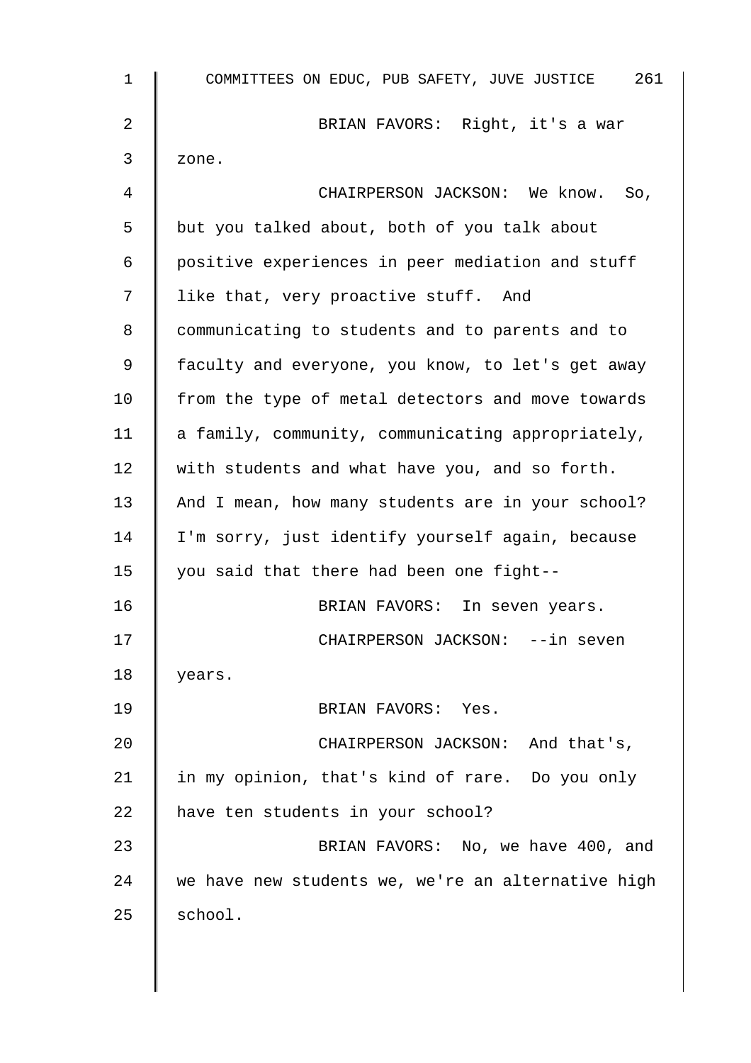BRIAN FAVORS: Right, it's a war zone.

CHAIRPERSON JACKSON: We know. So, but you talked about, both of you talk about positive experiences in peer mediation and stuff like that, very proactive stuff. And communicating to students and to parents and to faculty and everyone, you know, to let's get away from the type of metal detectors and move towards a family, community, communicating appropriately, with students and what have you, and so forth. And I mean, how many students are in your school? I'm sorry, just identify yourself again, because you said that there had been one fight--

BRIAN FAVORS: In seven years.

CHAIRPERSON JACKSON: --in seven years.

BRIAN FAVORS: Yes.

CHAIRPERSON JACKSON: And that's, in my opinion, that's kind of rare. Do you only have ten students in your school?

BRIAN FAVORS: No, we have 400, and we have new students we, we're an alternative high school.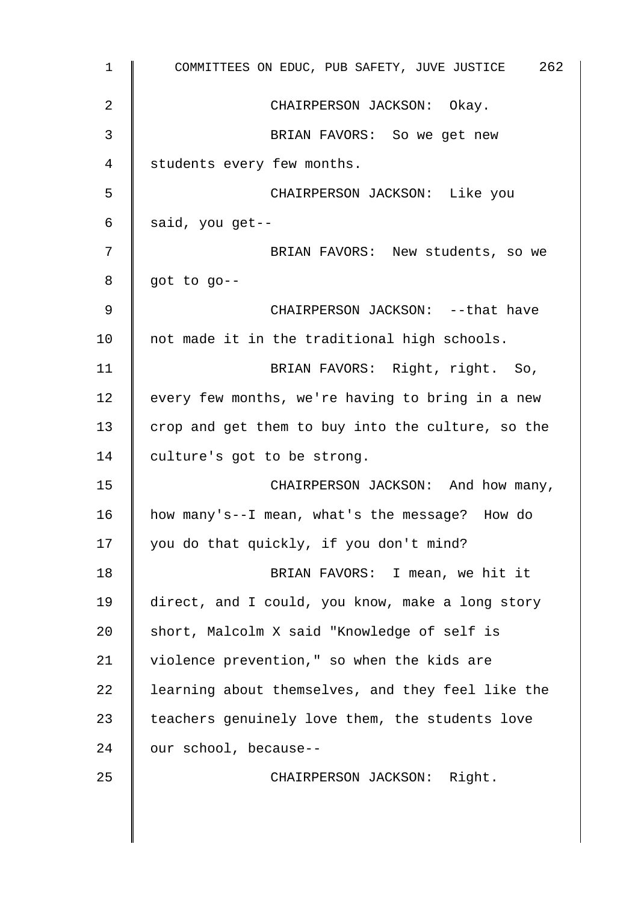CHAIRPERSON JACKSON: Okay.

BRIAN FAVORS: So we get new students every few months.

CHAIRPERSON JACKSON: Like you said, you get--

BRIAN FAVORS: New students, so we got to go--

CHAIRPERSON JACKSON: --that have not made it in the traditional high schools.

BRIAN FAVORS: Right, right. So, every few months, we're having to bring in a new crop and get them to buy into the culture, so the culture's got to be strong.

CHAIRPERSON JACKSON: And how many, how many's--I mean, what's the message? How do you do that quickly, if you don't mind?

BRIAN FAVORS: I mean, we hit it direct, and I could, you know, make a long story short, Malcolm X said "Knowledge of self is violence prevention," so when the kids are learning about themselves, and they feel like the teachers genuinely love them, the students love our school, because--

CHAIRPERSON JACKSON: Right.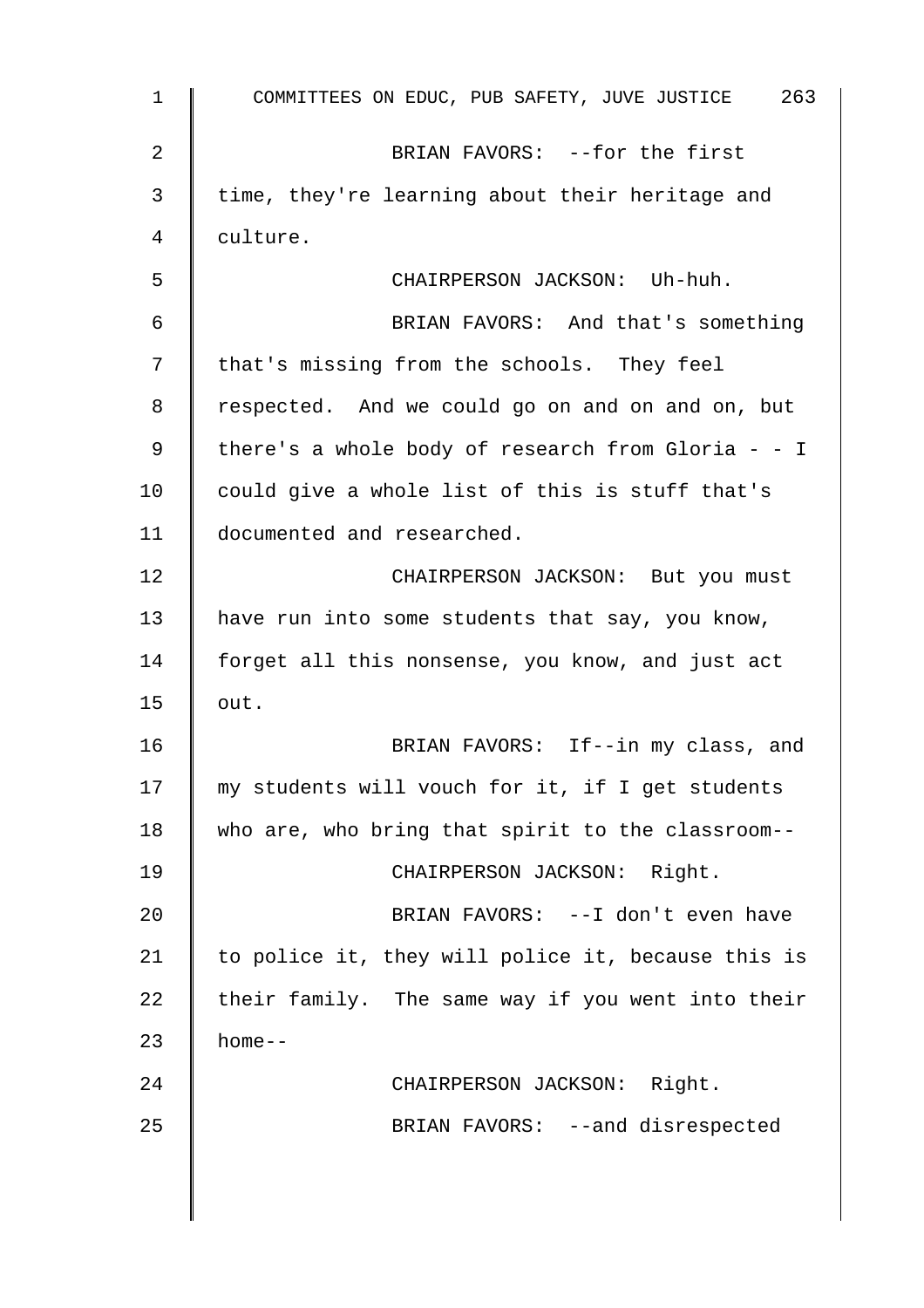BRIAN FAVORS: --for the first time, they're learning about their heritage and culture.

CHAIRPERSON JACKSON: Uh-huh.

BRIAN FAVORS: And that's something that's missing from the schools. They feel respected. And we could go on and on and on, but there's a whole body of research from Gloria - - I could give a whole list of this is stuff that's documented and researched.

CHAIRPERSON JACKSON: But you must have run into some students that say, you know, forget all this nonsense, you know, and just act out.

BRIAN FAVORS: If--in my class, and my students will vouch for it, if I get students who are, who bring that spirit to the classroom--

CHAIRPERSON JACKSON: Right.

BRIAN FAVORS: --I don't even have to police it, they will police it, because this is their family. The same way if you went into their home--

CHAIRPERSON JACKSON: Right.

BRIAN FAVORS: --and disrespected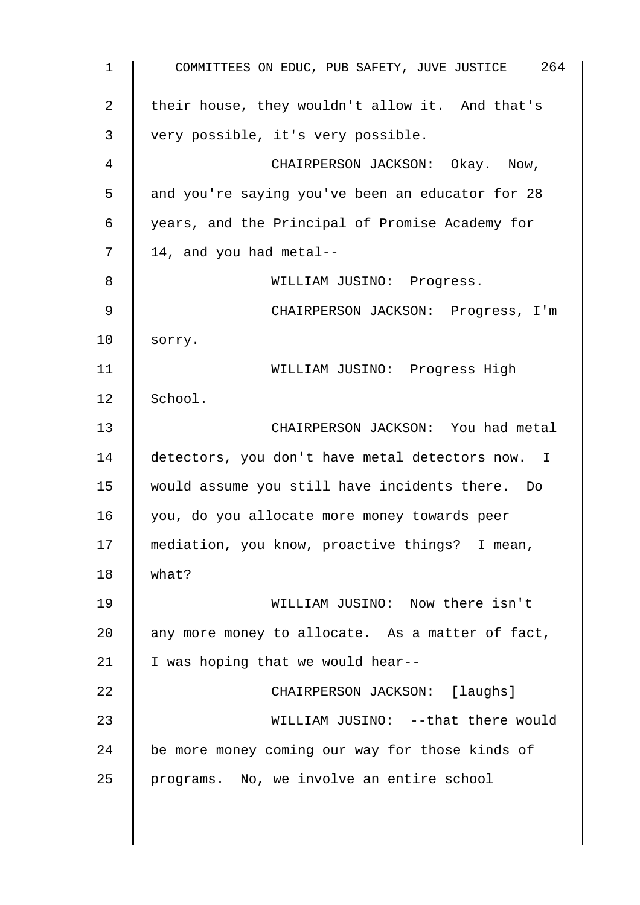their house, they wouldn't allow it. And that's very possible, it's very possible.

CHAIRPERSON JACKSON: Okay. Now, and you're saying you've been an educator for 28 years, and the Principal of Promise Academy for 14, and you had metal--

WILLIAM JUSINO: Progress.

CHAIRPERSON JACKSON: Progress, I'm sorry.

WILLIAM JUSINO: Progress High School.

CHAIRPERSON JACKSON: You had metal detectors, you don't have metal detectors now. I would assume you still have incidents there. Do you, do you allocate more money towards peer mediation, you know, proactive things? I mean, what?

WILLIAM JUSINO: Now there isn't any more money to allocate. As a matter of fact, I was hoping that we would hear--

CHAIRPERSON JACKSON: [laughs]

WILLIAM JUSINO: --that there would be more money coming our way for those kinds of programs. No, we involve an entire school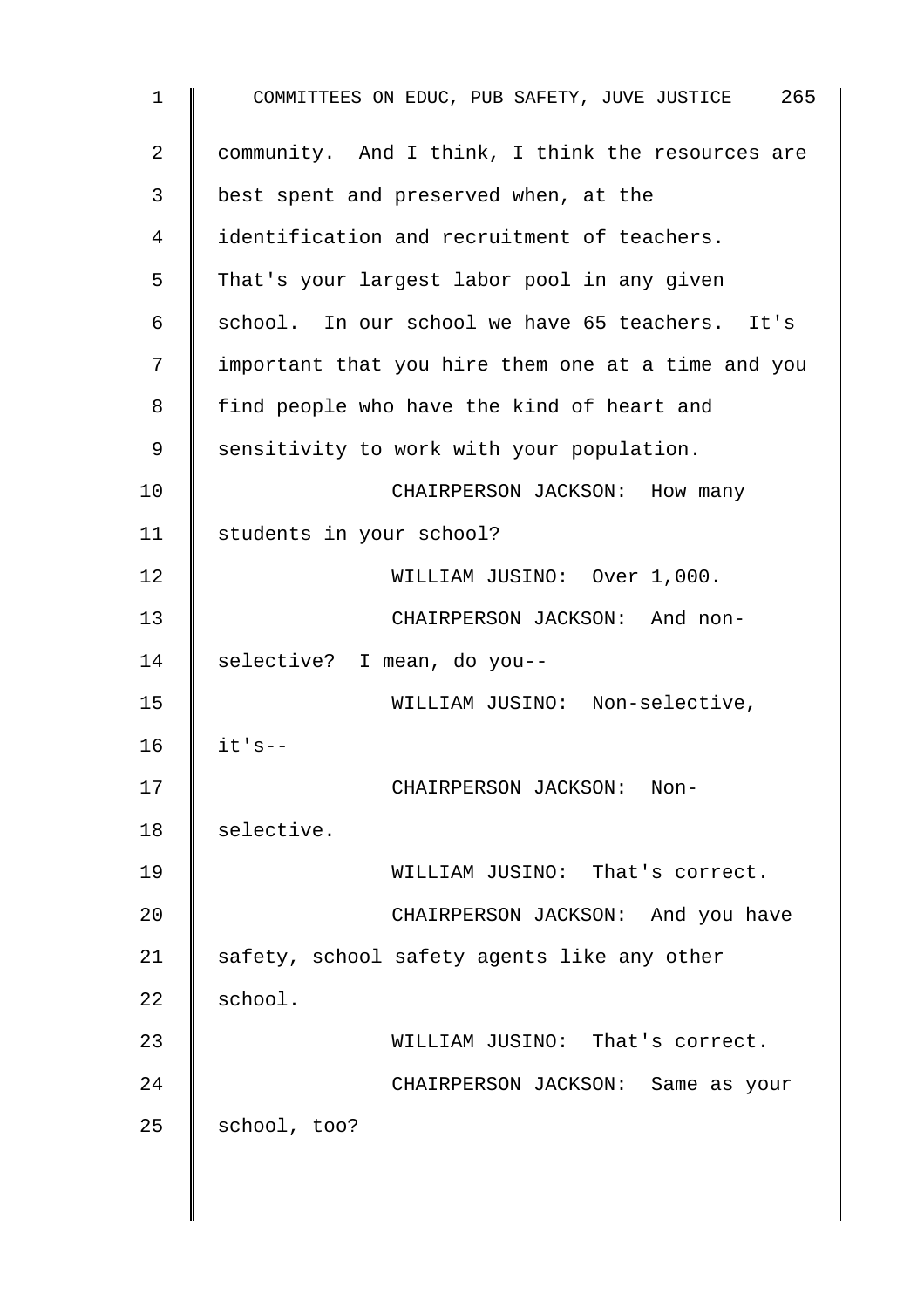community. And I think, I think the resources are best spent and preserved when, at the identification and recruitment of teachers. That's your largest labor pool in any given school. In our school we have 65 teachers. It's important that you hire them one at a time and you find people who have the kind of heart and sensitivity to work with your population.

CHAIRPERSON JACKSON: How many students in your school?

WILLIAM JUSINO: Over 1,000.

CHAIRPERSON JACKSON: And non-selective? I mean, do you--

WILLIAM JUSINO: Non-selective, it's--

CHAIRPERSON JACKSON: Non-selective.

WILLIAM JUSINO: That's correct.

CHAIRPERSON JACKSON: And you have safety, school safety agents like any other school.

WILLIAM JUSINO: That's correct.

CHAIRPERSON JACKSON: Same as your school, too?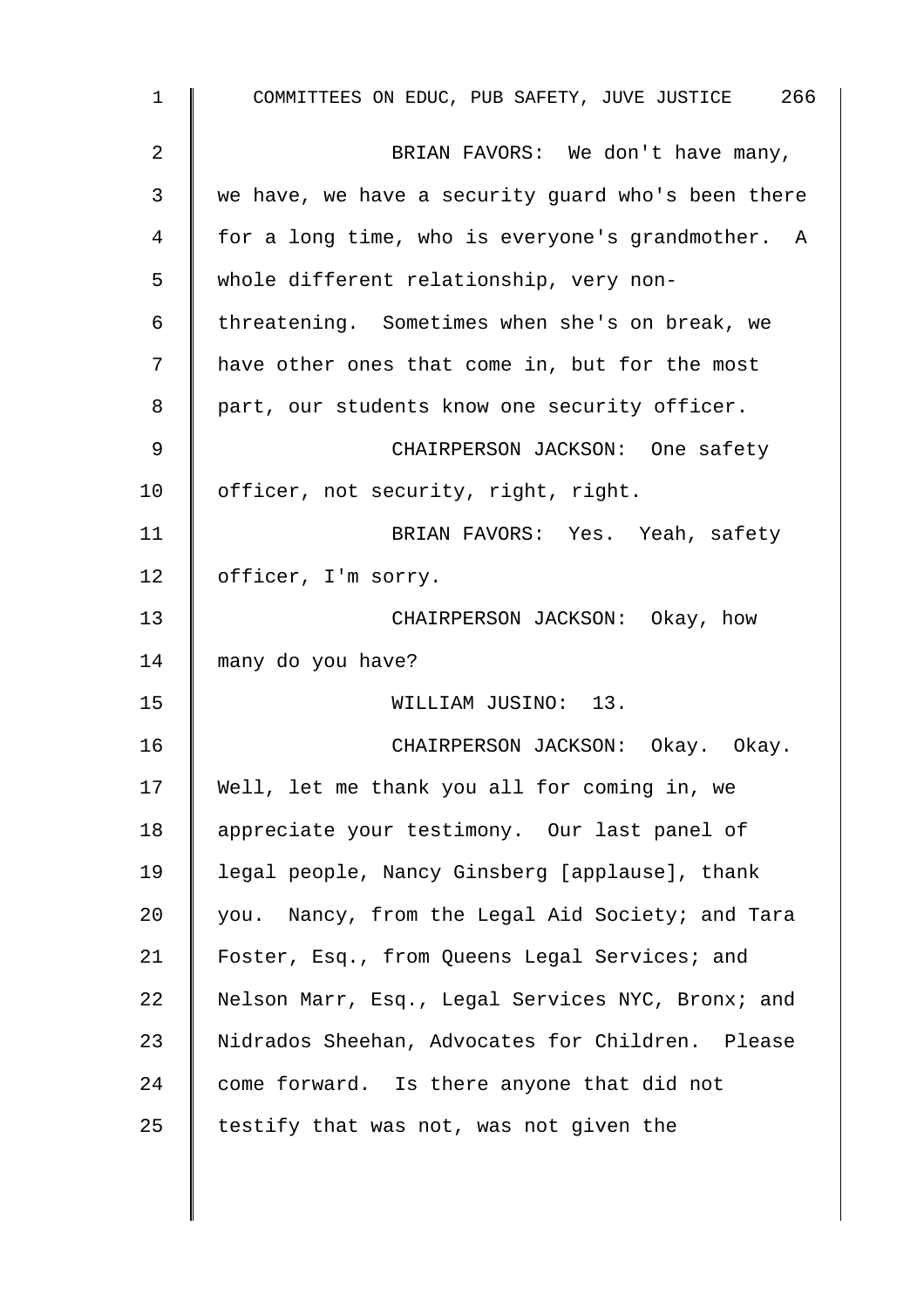BRIAN FAVORS: We don't have many, we have, we have a security guard who's been there for a long time, who is everyone's grandmother. A whole different relationship, very non-threatening. Sometimes when she's on break, we have other ones that come in, but for the most part, our students know one security officer.

CHAIRPERSON JACKSON: One safety officer, not security, right, right.

BRIAN FAVORS: Yes. Yeah, safety officer, I'm sorry.

CHAIRPERSON JACKSON: Okay, how many do you have?

WILLIAM JUSINO: 13.

CHAIRPERSON JACKSON: Okay. Okay. Well, let me thank you all for coming in, we appreciate your testimony. Our last panel of legal people, Nancy Ginsberg [applause], thank you. Nancy, from the Legal Aid Society; and Tara Foster, Esq., from Queens Legal Services; and Nelson Marr, Esq., Legal Services NYC, Bronx; and Nidrados Sheehan, Advocates for Children. Please come forward. Is there anyone that did not testify that was not, was not given the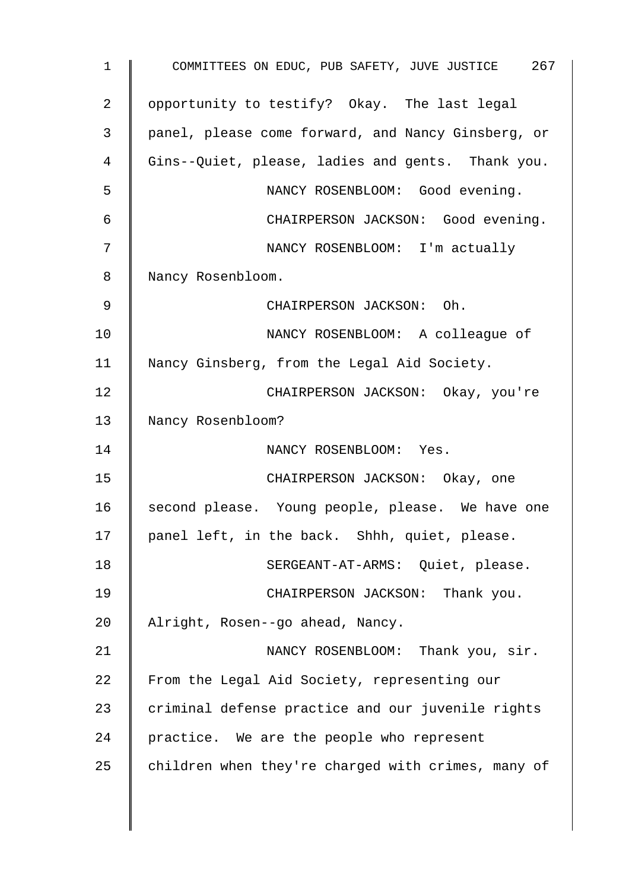opportunity to testify? Okay. The last legal panel, please come forward, and Nancy Ginsberg, or Gins--Quiet, please, ladies and gents. Thank you.

NANCY ROSENBLOOM: Good evening.

CHAIRPERSON JACKSON: Good evening.

NANCY ROSENBLOOM: I'm actually Nancy Rosenbloom.

CHAIRPERSON JACKSON: Oh.

NANCY ROSENBLOOM: A colleague of Nancy Ginsberg, from the Legal Aid Society.

CHAIRPERSON JACKSON: Okay, you're Nancy Rosenbloom?

NANCY ROSENBLOOM: Yes.

CHAIRPERSON JACKSON: Okay, one second please. Young people, please. We have one panel left, in the back. Shhh, quiet, please.

SERGEANT-AT-ARMS: Quiet, please.

CHAIRPERSON JACKSON: Thank you. Alright, Rosen--go ahead, Nancy.

NANCY ROSENBLOOM: Thank you, sir. From the Legal Aid Society, representing our criminal defense practice and our juvenile rights practice. We are the people who represent children when they're charged with crimes, many of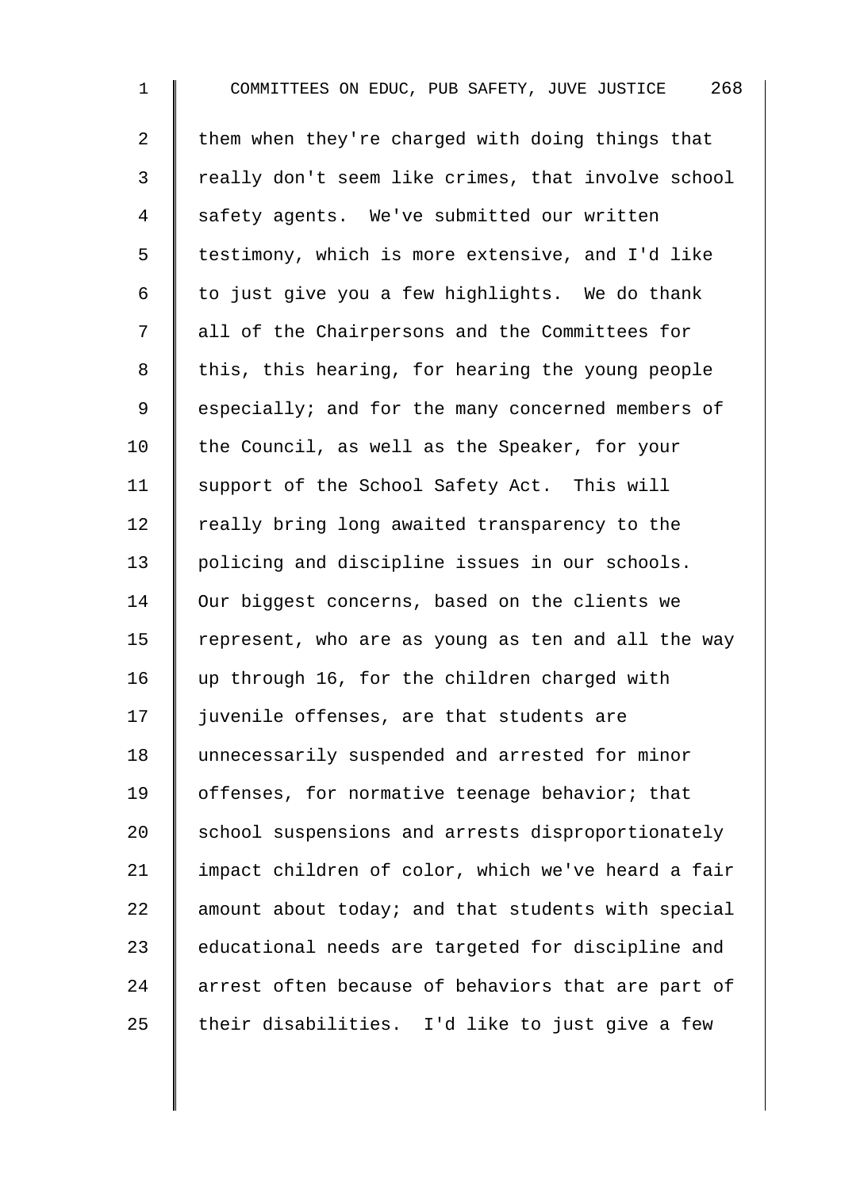them when they're charged with doing things that really don't seem like crimes, that involve school safety agents. We've submitted our written testimony, which is more extensive, and I'd like to just give you a few highlights. We do thank all of the Chairpersons and the Committees for this, this hearing, for hearing the young people especially; and for the many concerned members of the Council, as well as the Speaker, for your support of the School Safety Act. This will really bring long awaited transparency to the policing and discipline issues in our schools. Our biggest concerns, based on the clients we represent, who are as young as ten and all the way up through 16, for the children charged with juvenile offenses, are that students are unnecessarily suspended and arrested for minor offenses, for normative teenage behavior; that school suspensions and arrests disproportionately impact children of color, which we've heard a fair amount about today; and that students with special educational needs are targeted for discipline and arrest often because of behaviors that are part of their disabilities. I'd like to just give a few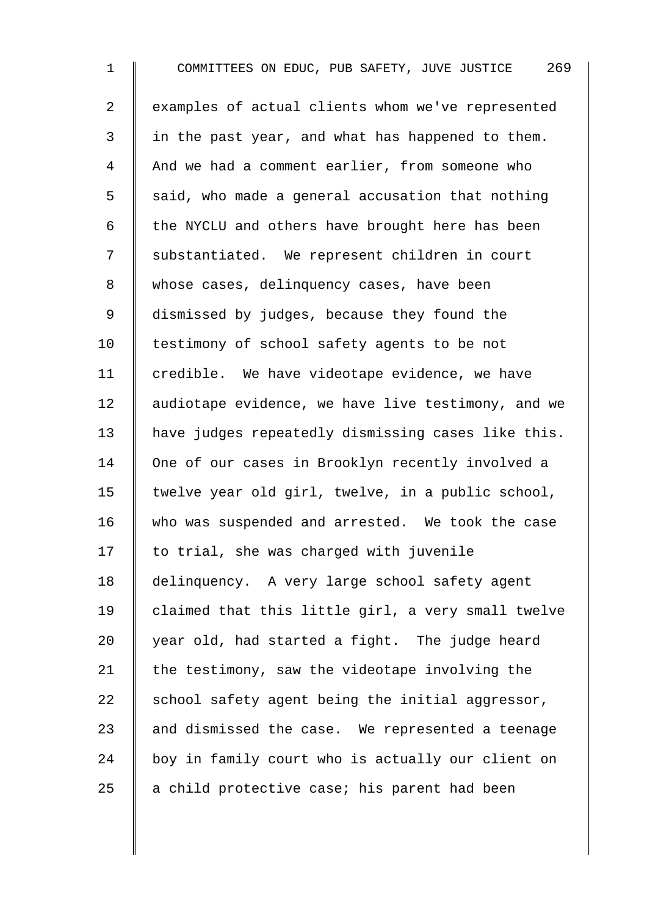examples of actual clients whom we've represented in the past year, and what has happened to them. And we had a comment earlier, from someone who said, who made a general accusation that nothing the NYCLU and others have brought here has been substantiated. We represent children in court whose cases, delinquency cases, have been dismissed by judges, because they found the testimony of school safety agents to be not credible. We have videotape evidence, we have audiotape evidence, we have live testimony, and we have judges repeatedly dismissing cases like this. One of our cases in Brooklyn recently involved a twelve year old girl, twelve, in a public school, who was suspended and arrested. We took the case to trial, she was charged with juvenile delinquency. A very large school safety agent claimed that this little girl, a very small twelve year old, had started a fight. The judge heard the testimony, saw the videotape involving the school safety agent being the initial aggressor, and dismissed the case. We represented a teenage boy in family court who is actually our client on a child protective case; his parent had been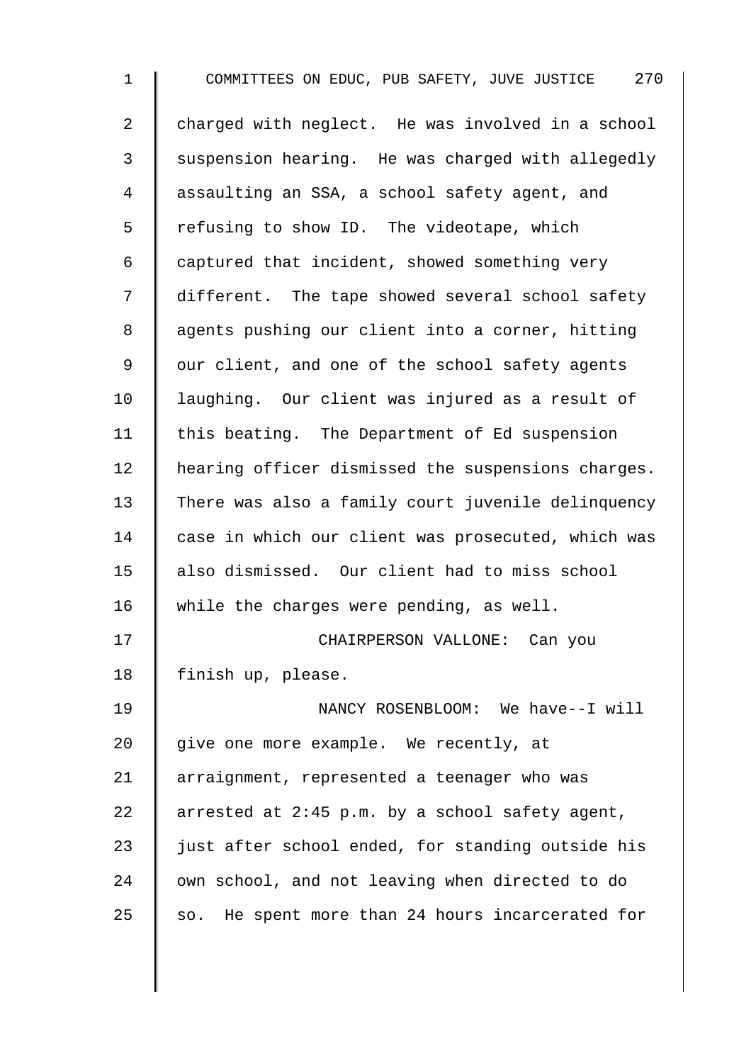charged with neglect. He was involved in a school suspension hearing. He was charged with allegedly assaulting an SSA, a school safety agent, and refusing to show ID. The videotape, which captured that incident, showed something very different. The tape showed several school safety agents pushing our client into a corner, hitting our client, and one of the school safety agents laughing. Our client was injured as a result of this beating. The Department of Ed suspension hearing officer dismissed the suspensions charges. There was also a family court juvenile delinquency case in which our client was prosecuted, which was also dismissed. Our client had to miss school while the charges were pending, as well.

CHAIRPERSON VALLONE: Can you finish up, please.

NANCY ROSENBLOOM: We have--I will give one more example. We recently, at arraignment, represented a teenager who was arrested at 2:45 p.m. by a school safety agent, just after school ended, for standing outside his own school, and not leaving when directed to do so. He spent more than 24 hours incarcerated for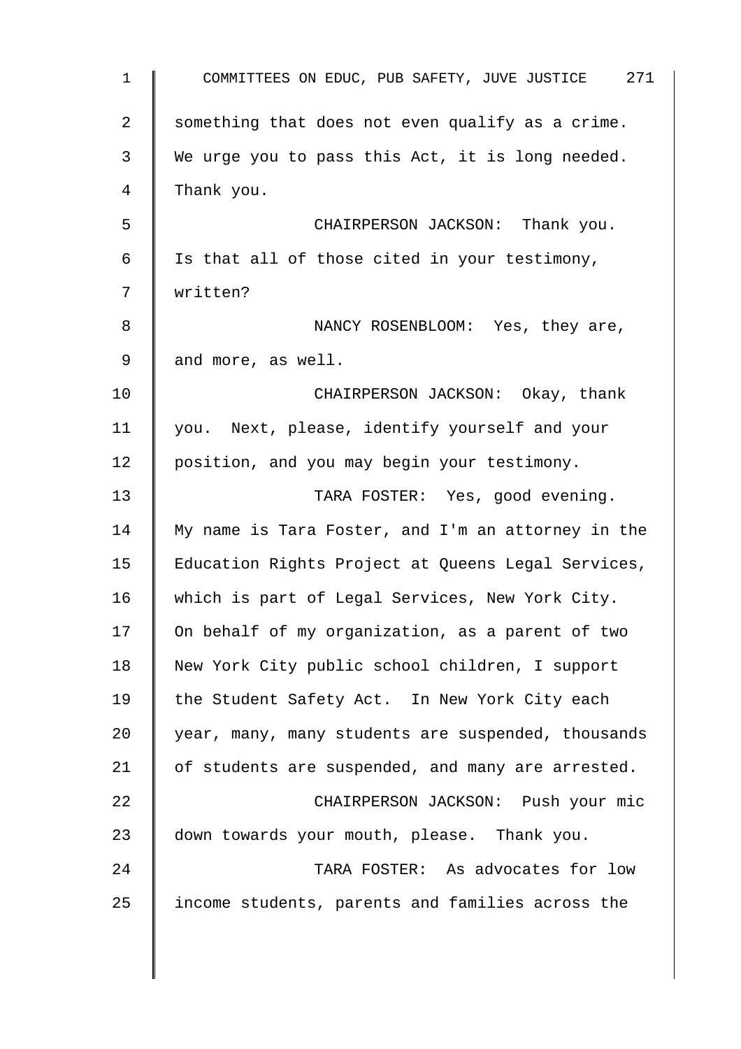something that does not even qualify as a crime. We urge you to pass this Act, it is long needed. Thank you.

CHAIRPERSON JACKSON: Thank you. Is that all of those cited in your testimony, written?

NANCY ROSENBLOOM: Yes, they are, and more, as well.

CHAIRPERSON JACKSON: Okay, thank you. Next, please, identify yourself and your position, and you may begin your testimony.

TARA FOSTER: Yes, good evening. My name is Tara Foster, and I'm an attorney in the Education Rights Project at Queens Legal Services, which is part of Legal Services, New York City. On behalf of my organization, as a parent of two New York City public school children, I support the Student Safety Act. In New York City each year, many, many students are suspended, thousands of students are suspended, and many are arrested.

CHAIRPERSON JACKSON: Push your mic down towards your mouth, please. Thank you.

TARA FOSTER: As advocates for low income students, parents and families across the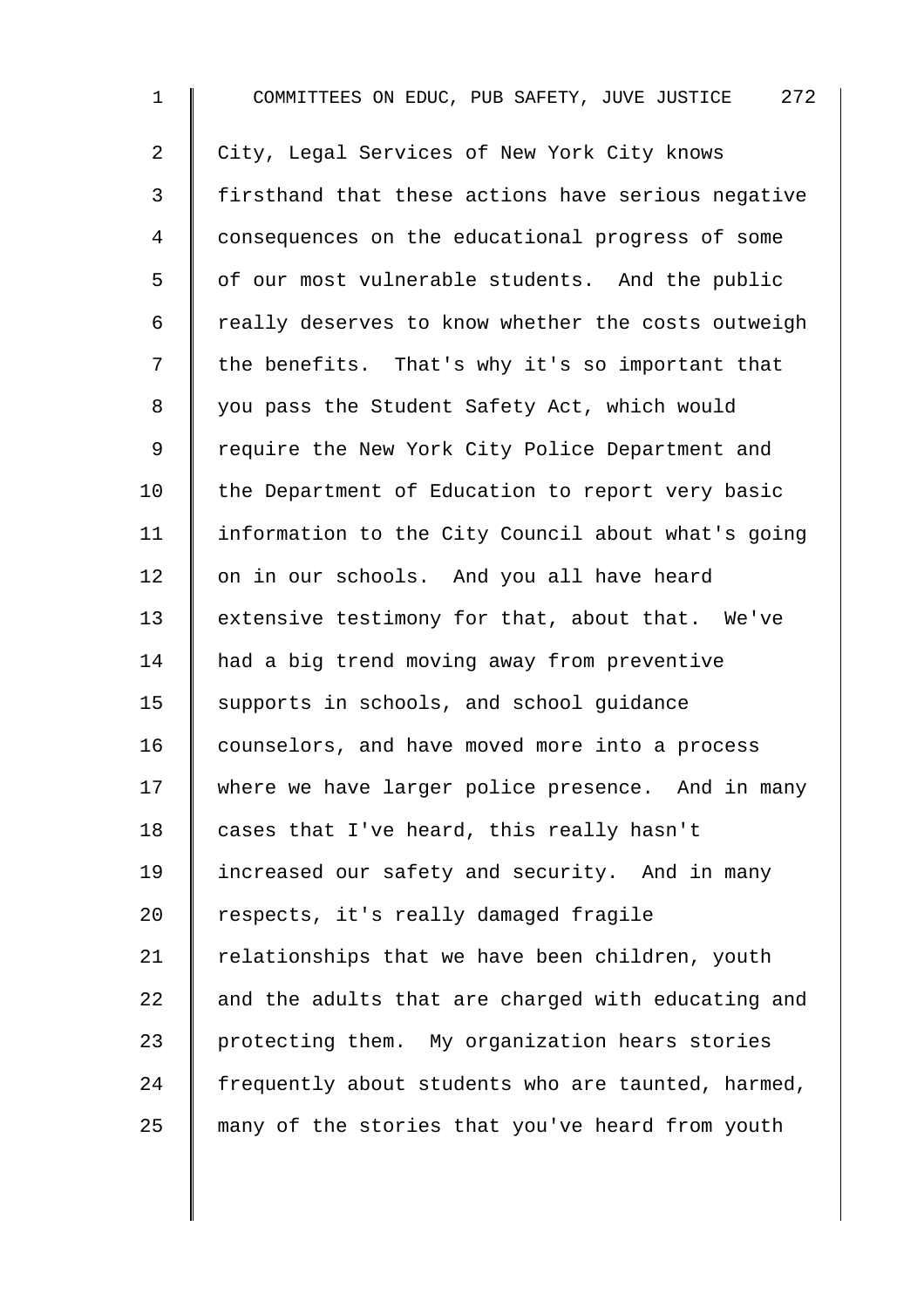City, Legal Services of New York City knows firsthand that these actions have serious negative consequences on the educational progress of some of our most vulnerable students. And the public really deserves to know whether the costs outweigh the benefits. That's why it's so important that you pass the Student Safety Act, which would require the New York City Police Department and the Department of Education to report very basic information to the City Council about what's going on in our schools. And you all have heard extensive testimony for that, about that. We've had a big trend moving away from preventive supports in schools, and school guidance counselors, and have moved more into a process where we have larger police presence. And in many cases that I've heard, this really hasn't increased our safety and security. And in many respects, it's really damaged fragile relationships that we have been children, youth and the adults that are charged with educating and protecting them. My organization hears stories frequently about students who are taunted, harmed, many of the stories that you've heard from youth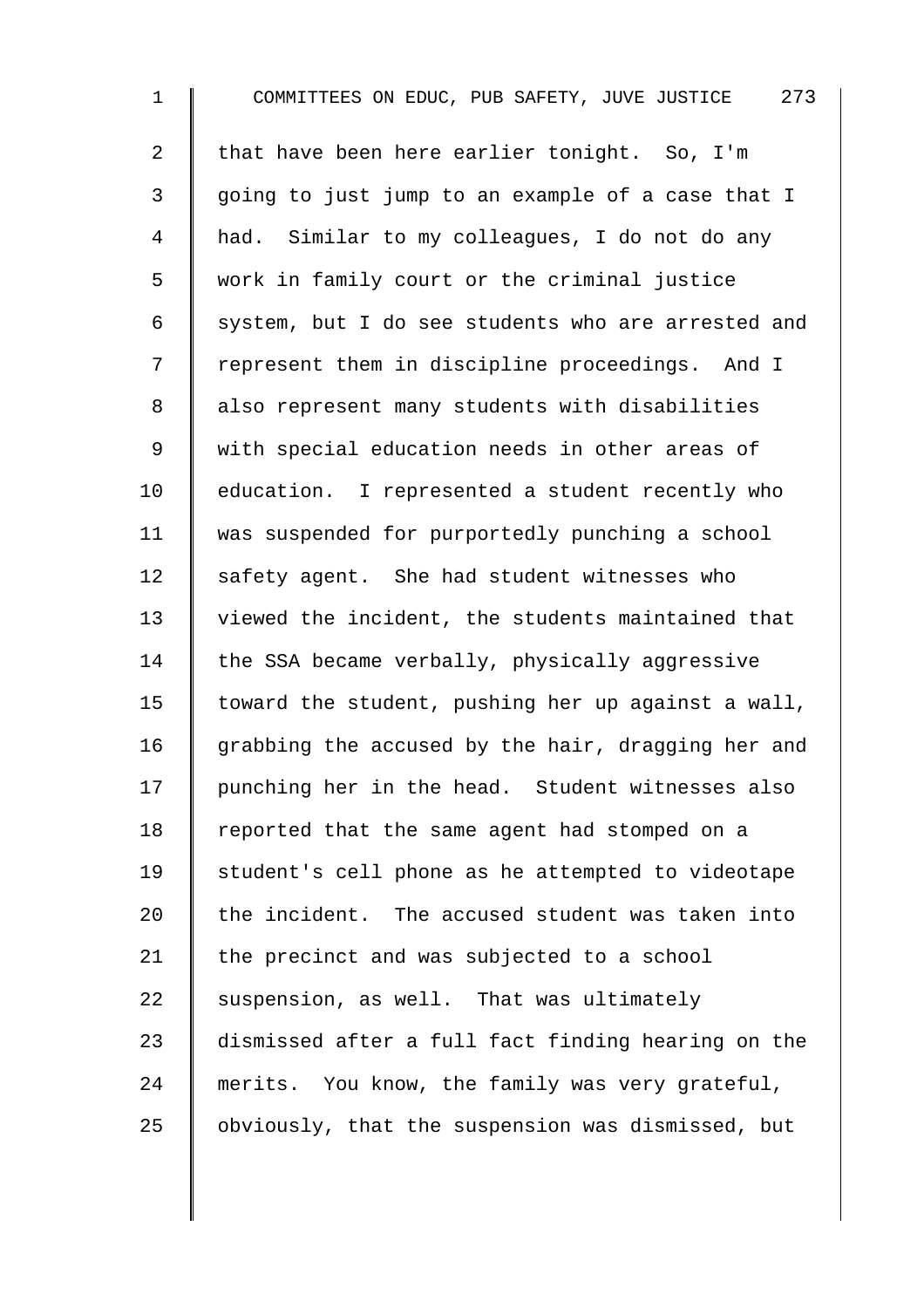that have been here earlier tonight. So, I'm going to just jump to an example of a case that I had. Similar to my colleagues, I do not do any work in family court or the criminal justice system, but I do see students who are arrested and represent them in discipline proceedings. And I also represent many students with disabilities with special education needs in other areas of education. I represented a student recently who was suspended for purportedly punching a school safety agent. She had student witnesses who viewed the incident, the students maintained that the SSA became verbally, physically aggressive toward the student, pushing her up against a wall, grabbing the accused by the hair, dragging her and punching her in the head. Student witnesses also reported that the same agent had stomped on a student's cell phone as he attempted to videotape the incident. The accused student was taken into the precinct and was subjected to a school suspension, as well. That was ultimately dismissed after a full fact finding hearing on the merits. You know, the family was very grateful, obviously, that the suspension was dismissed, but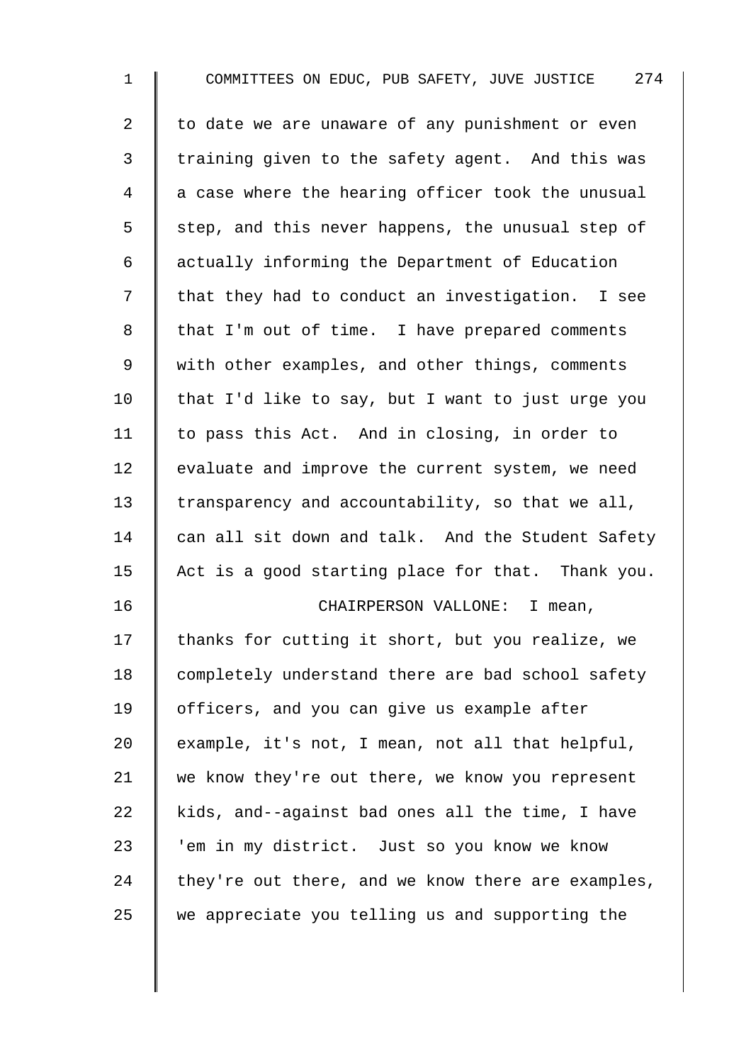to date we are unaware of any punishment or even training given to the safety agent. And this was a case where the hearing officer took the unusual step, and this never happens, the unusual step of actually informing the Department of Education that they had to conduct an investigation. I see that I'm out of time. I have prepared comments with other examples, and other things, comments that I'd like to say, but I want to just urge you to pass this Act. And in closing, in order to evaluate and improve the current system, we need transparency and accountability, so that we all, can all sit down and talk. And the Student Safety Act is a good starting place for that. Thank you.

CHAIRPERSON VALLONE: I mean, thanks for cutting it short, but you realize, we completely understand there are bad school safety officers, and you can give us example after example, it's not, I mean, not all that helpful, we know they're out there, we know you represent kids, and--against bad ones all the time, I have 'em in my district. Just so you know we know they're out there, and we know there are examples, we appreciate you telling us and supporting the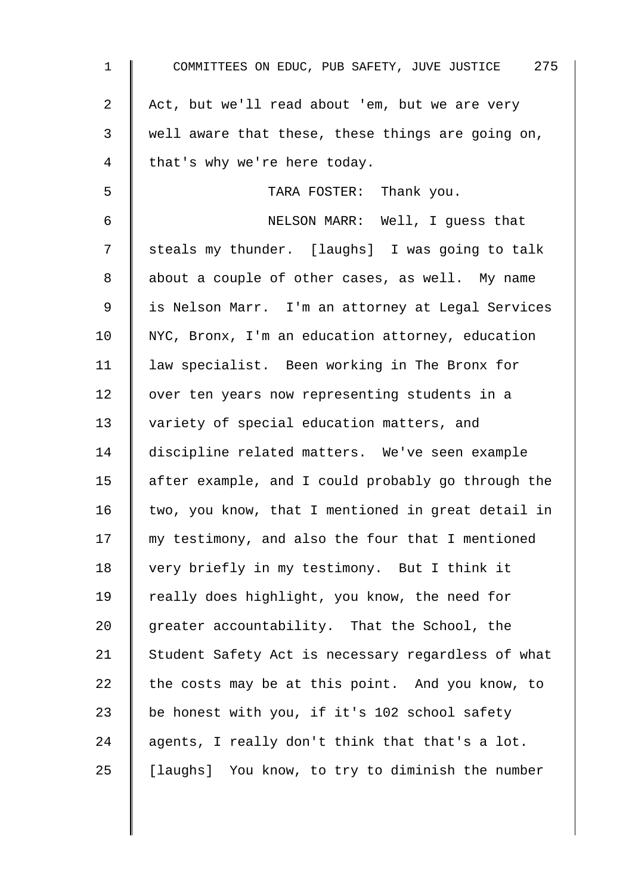Act, but we'll read about 'em, but we are very well aware that these, these things are going on, that's why we're here today.

TARA FOSTER: Thank you.

NELSON MARR: Well, I guess that steals my thunder. [laughs] I was going to talk about a couple of other cases, as well. My name is Nelson Marr. I'm an attorney at Legal Services NYC, Bronx, I'm an education attorney, education law specialist. Been working in The Bronx for over ten years now representing students in a variety of special education matters, and discipline related matters. We've seen example after example, and I could probably go through the two, you know, that I mentioned in great detail in my testimony, and also the four that I mentioned very briefly in my testimony. But I think it really does highlight, you know, the need for greater accountability. That the School, the Student Safety Act is necessary regardless of what the costs may be at this point. And you know, to be honest with you, if it's 102 school safety agents, I really don't think that that's a lot. [laughs] You know, to try to diminish the number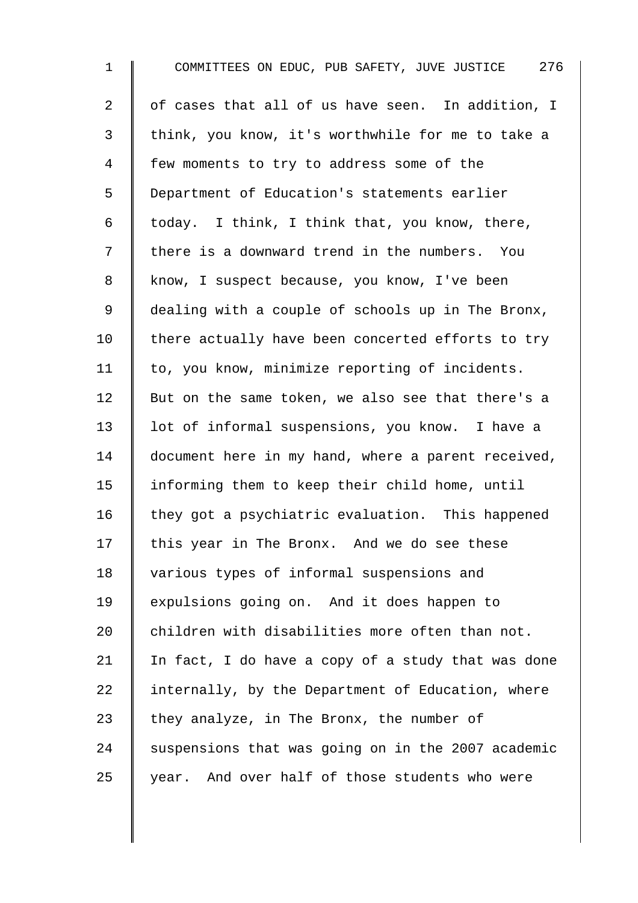of cases that all of us have seen. In addition, I think, you know, it's worthwhile for me to take a few moments to try to address some of the Department of Education's statements earlier today. I think, I think that, you know, there, there is a downward trend in the numbers. You know, I suspect because, you know, I've been dealing with a couple of schools up in The Bronx, there actually have been concerted efforts to try to, you know, minimize reporting of incidents. But on the same token, we also see that there's a lot of informal suspensions, you know. I have a document here in my hand, where a parent received, informing them to keep their child home, until they got a psychiatric evaluation. This happened this year in The Bronx. And we do see these various types of informal suspensions and expulsions going on. And it does happen to children with disabilities more often than not. In fact, I do have a copy of a study that was done internally, by the Department of Education, where they analyze, in The Bronx, the number of suspensions that was going on in the 2007 academic year. And over half of those students who were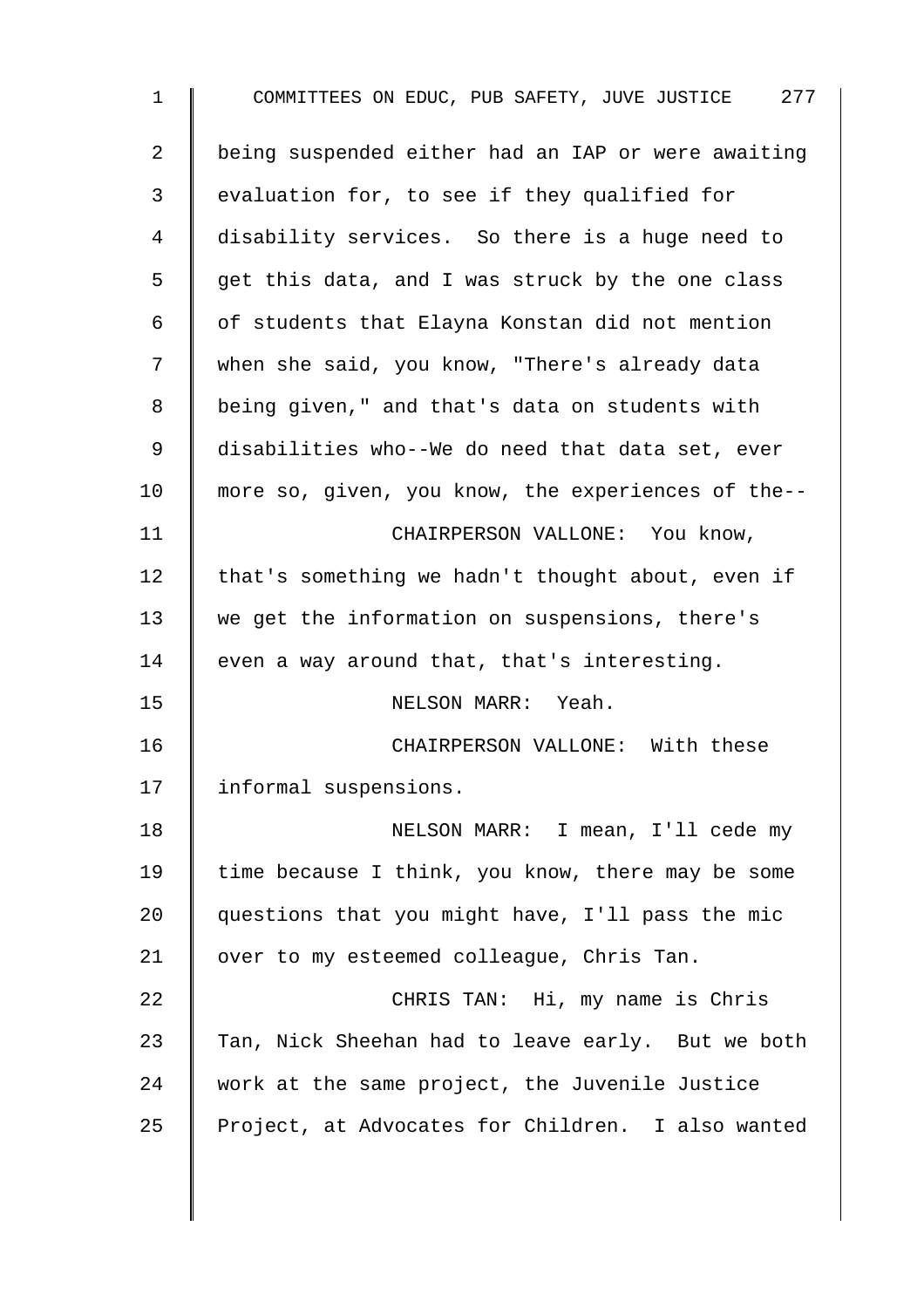being suspended either had an IAP or were awaiting evaluation for, to see if they qualified for disability services. So there is a huge need to get this data, and I was struck by the one class of students that Elayna Konstan did not mention when she said, you know, "There's already data being given," and that's data on students with disabilities who--We do need that data set, ever more so, given, you know, the experiences of the--

CHAIRPERSON VALLONE: You know, that's something we hadn't thought about, even if we get the information on suspensions, there's even a way around that, that's interesting.

NELSON MARR: Yeah.

CHAIRPERSON VALLONE: With these informal suspensions.

NELSON MARR: I mean, I'll cede my time because I think, you know, there may be some questions that you might have, I'll pass the mic over to my esteemed colleague, Chris Tan.

CHRIS TAN: Hi, my name is Chris Tan, Nick Sheehan had to leave early. But we both work at the same project, the Juvenile Justice Project, at Advocates for Children. I also wanted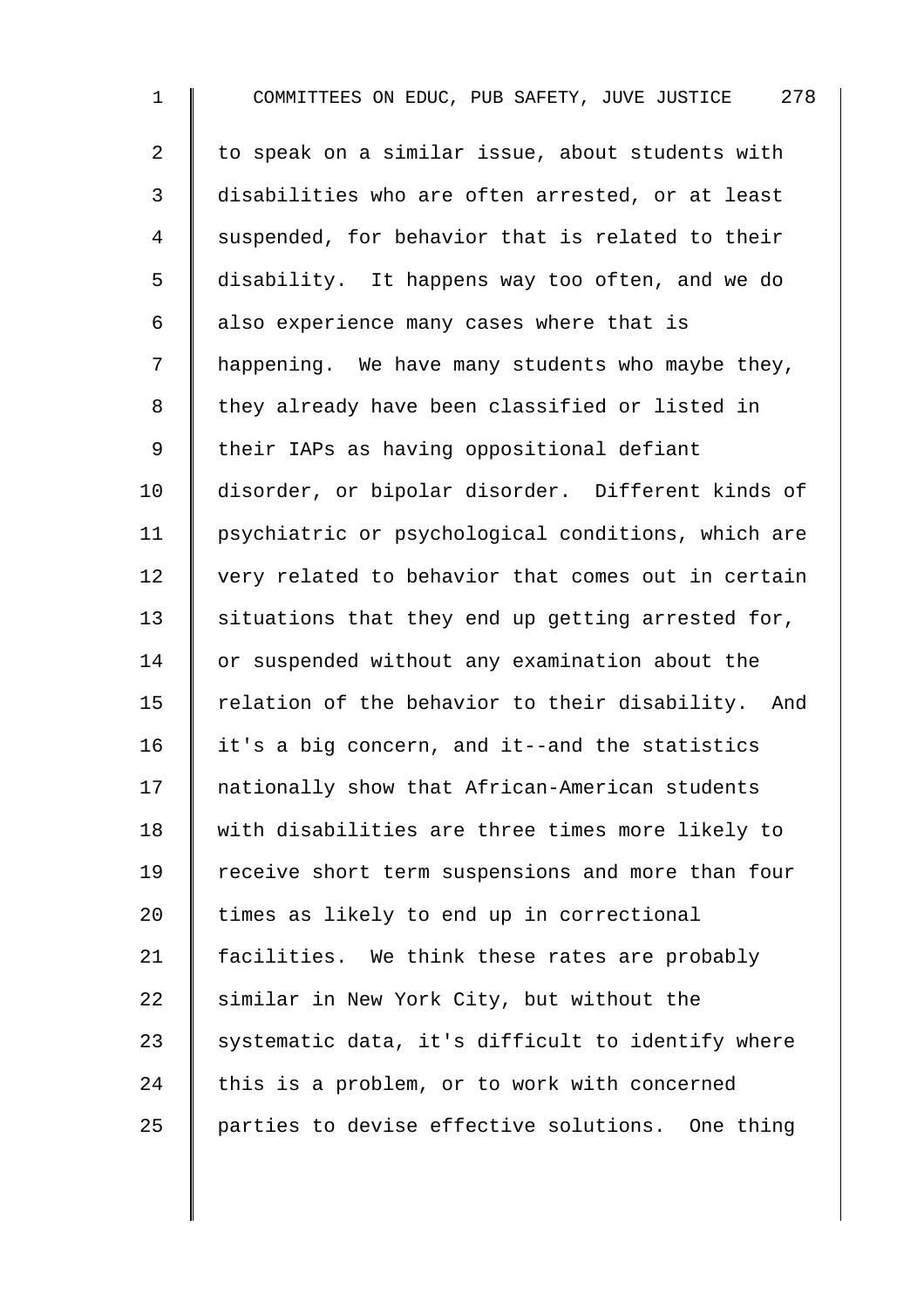to speak on a similar issue, about students with disabilities who are often arrested, or at least suspended, for behavior that is related to their disability. It happens way too often, and we do also experience many cases where that is happening. We have many students who maybe they, they already have been classified or listed in their IAPs as having oppositional defiant disorder, or bipolar disorder. Different kinds of psychiatric or psychological conditions, which are very related to behavior that comes out in certain situations that they end up getting arrested for, or suspended without any examination about the relation of the behavior to their disability. And it's a big concern, and it--and the statistics nationally show that African-American students with disabilities are three times more likely to receive short term suspensions and more than four times as likely to end up in correctional facilities. We think these rates are probably similar in New York City, but without the systematic data, it's difficult to identify where this is a problem, or to work with concerned parties to devise effective solutions. One thing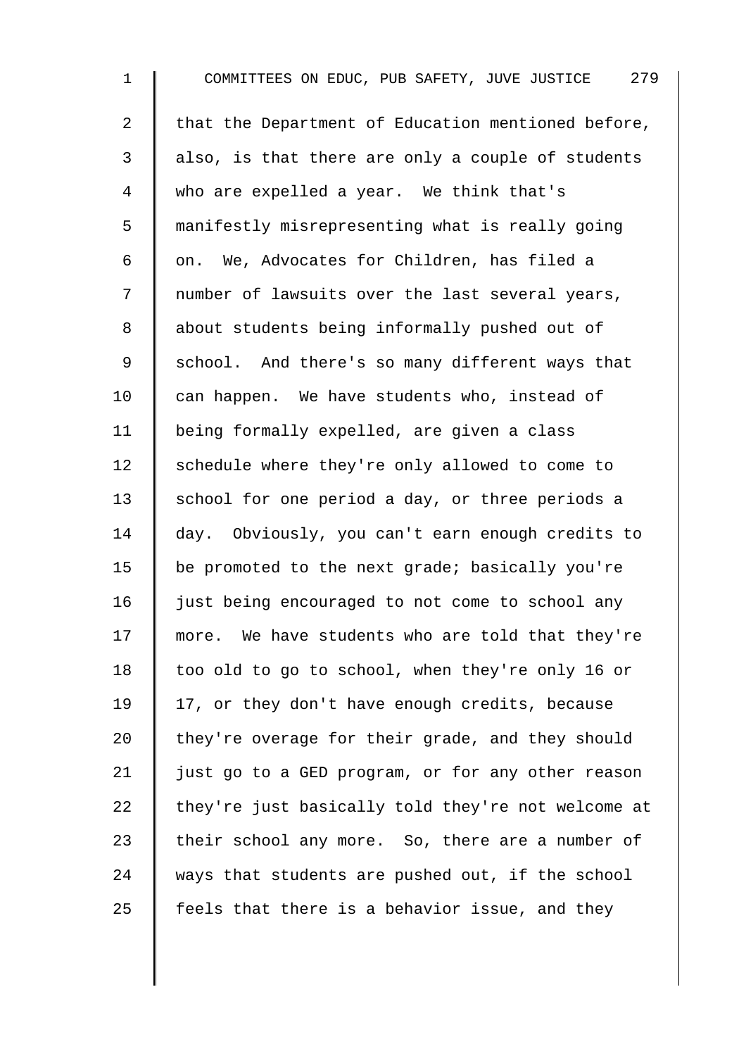that the Department of Education mentioned before, also, is that there are only a couple of students who are expelled a year. We think that's manifestly misrepresenting what is really going on. We, Advocates for Children, has filed a number of lawsuits over the last several years, about students being informally pushed out of school. And there's so many different ways that can happen. We have students who, instead of being formally expelled, are given a class schedule where they're only allowed to come to school for one period a day, or three periods a day. Obviously, you can't earn enough credits to be promoted to the next grade; basically you're just being encouraged to not come to school any more. We have students who are told that they're too old to go to school, when they're only 16 or 17, or they don't have enough credits, because they're overage for their grade, and they should just go to a GED program, or for any other reason they're just basically told they're not welcome at their school any more. So, there are a number of ways that students are pushed out, if the school feels that there is a behavior issue, and they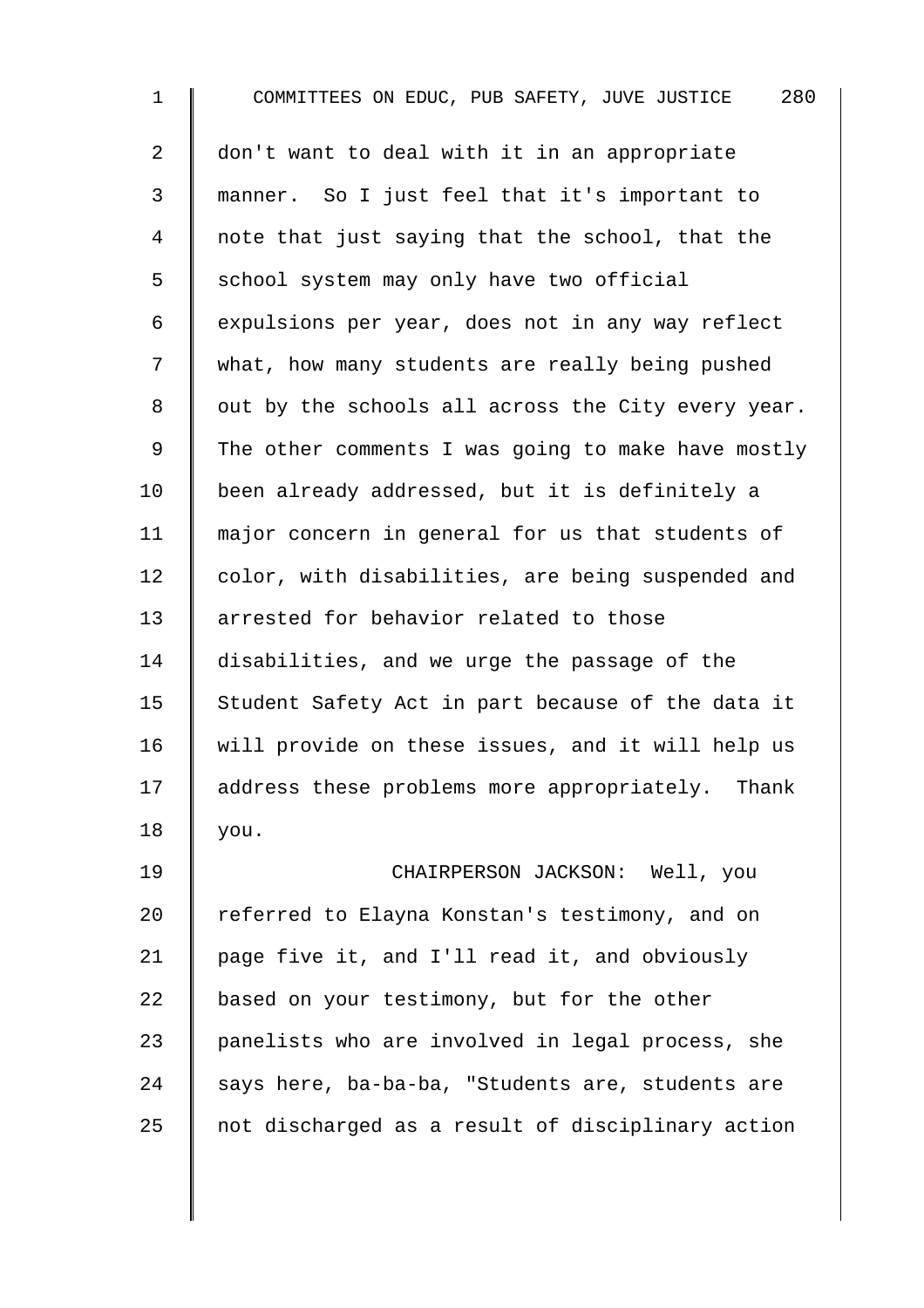don't want to deal with it in an appropriate manner. So I just feel that it's important to note that just saying that the school, that the school system may only have two official expulsions per year, does not in any way reflect what, how many students are really being pushed out by the schools all across the City every year. The other comments I was going to make have mostly been already addressed, but it is definitely a major concern in general for us that students of color, with disabilities, are being suspended and arrested for behavior related to those disabilities, and we urge the passage of the Student Safety Act in part because of the data it will provide on these issues, and it will help us address these problems more appropriately. Thank you.

CHAIRPERSON JACKSON: Well, you referred to Elayna Konstan's testimony, and on page five it, and I'll read it, and obviously based on your testimony, but for the other panelists who are involved in legal process, she says here, ba-ba-ba, "Students are, students are not discharged as a result of disciplinary action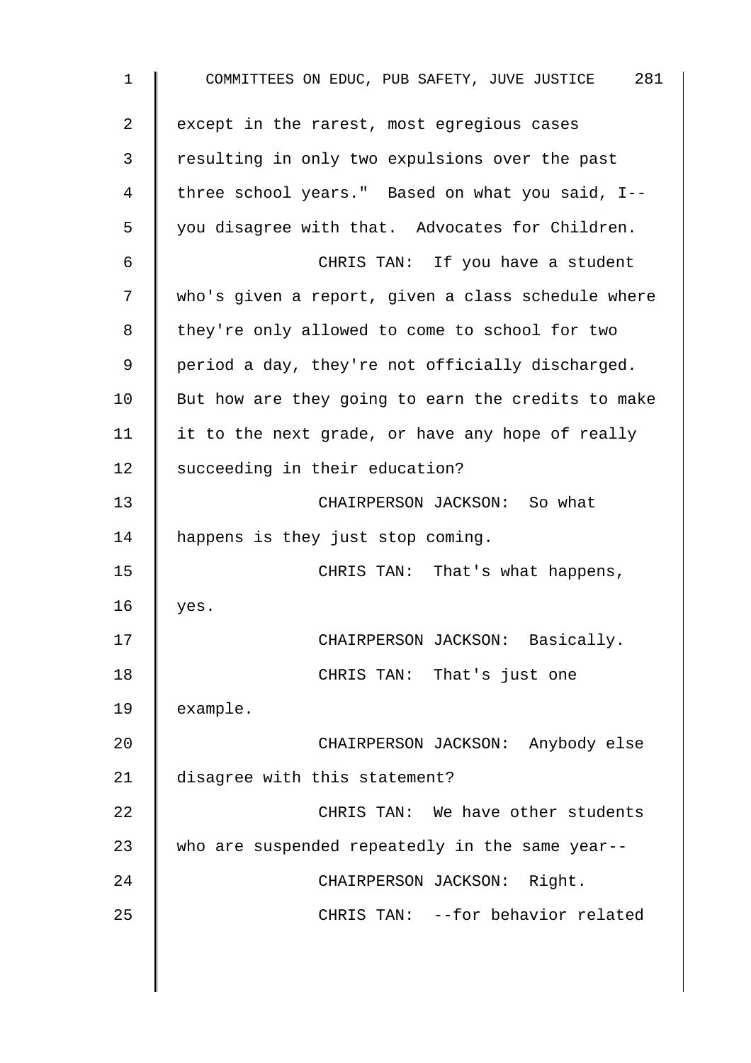except in the rarest, most egregious cases resulting in only two expulsions over the past three school years." Based on what you said, I-- you disagree with that. Advocates for Children.

CHRIS TAN: If you have a student who's given a report, given a class schedule where they're only allowed to come to school for two period a day, they're not officially discharged. But how are they going to earn the credits to make it to the next grade, or have any hope of really succeeding in their education?

CHAIRPERSON JACKSON: So what happens is they just stop coming.

CHRIS TAN: That's what happens, yes.

CHAIRPERSON JACKSON: Basically.

CHRIS TAN: That's just one example.

CHAIRPERSON JACKSON: Anybody else disagree with this statement?

CHRIS TAN: We have other students who are suspended repeatedly in the same year--

CHAIRPERSON JACKSON: Right.

CHRIS TAN: --for behavior related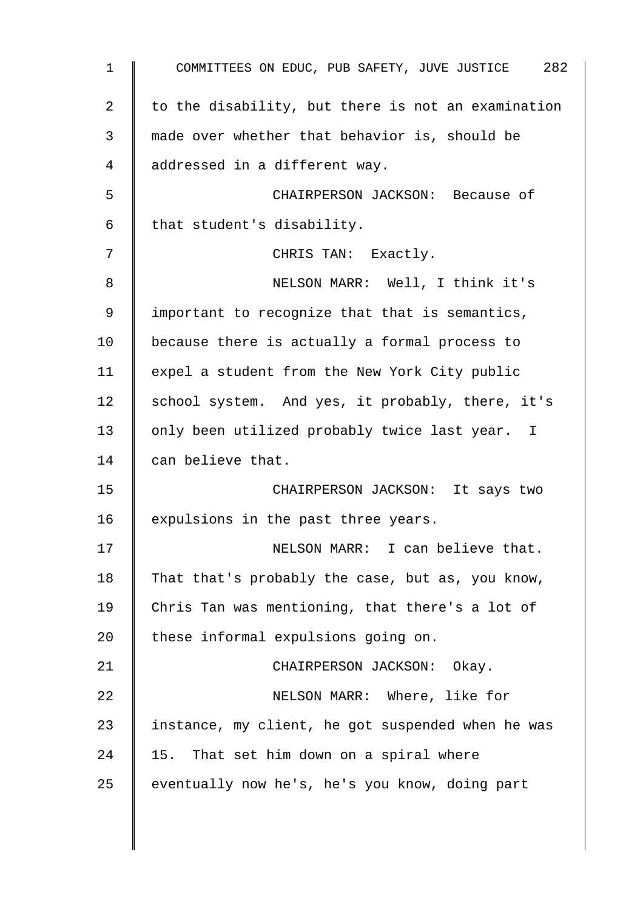to the disability, but there is not an examination made over whether that behavior is, should be addressed in a different way.

CHAIRPERSON JACKSON: Because of that student's disability.

CHRIS TAN: Exactly.

NELSON MARR: Well, I think it's important to recognize that that is semantics, because there is actually a formal process to expel a student from the New York City public school system. And yes, it probably, there, it's only been utilized probably twice last year. I can believe that.

CHAIRPERSON JACKSON: It says two expulsions in the past three years.

NELSON MARR: I can believe that. That that's probably the case, but as, you know, Chris Tan was mentioning, that there's a lot of these informal expulsions going on.

CHAIRPERSON JACKSON: Okay.

NELSON MARR: Where, like for instance, my client, he got suspended when he was 15. That set him down on a spiral where eventually now he's, he's you know, doing part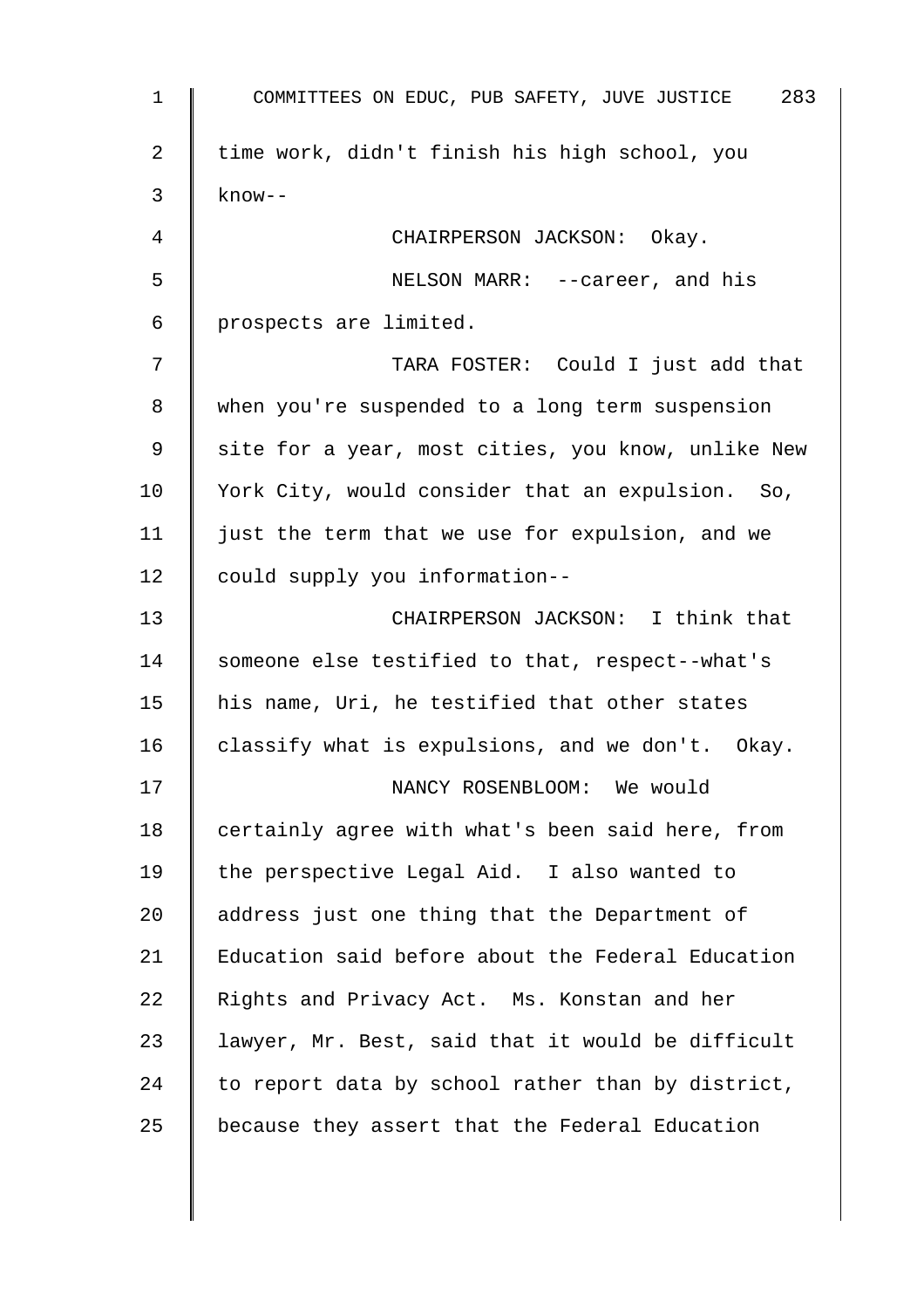time work, didn't finish his high school, you know--

CHAIRPERSON JACKSON: Okay.

NELSON MARR: --career, and his prospects are limited.

TARA FOSTER: Could I just add that when you're suspended to a long term suspension site for a year, most cities, you know, unlike New York City, would consider that an expulsion. So, just the term that we use for expulsion, and we could supply you information--

CHAIRPERSON JACKSON: I think that someone else testified to that, respect--what's his name, Uri, he testified that other states classify what is expulsions, and we don't. Okay.

NANCY ROSENBLOOM: We would certainly agree with what's been said here, from the perspective Legal Aid. I also wanted to address just one thing that the Department of Education said before about the Federal Education Rights and Privacy Act. Ms. Konstan and her lawyer, Mr. Best, said that it would be difficult to report data by school rather than by district, because they assert that the Federal Education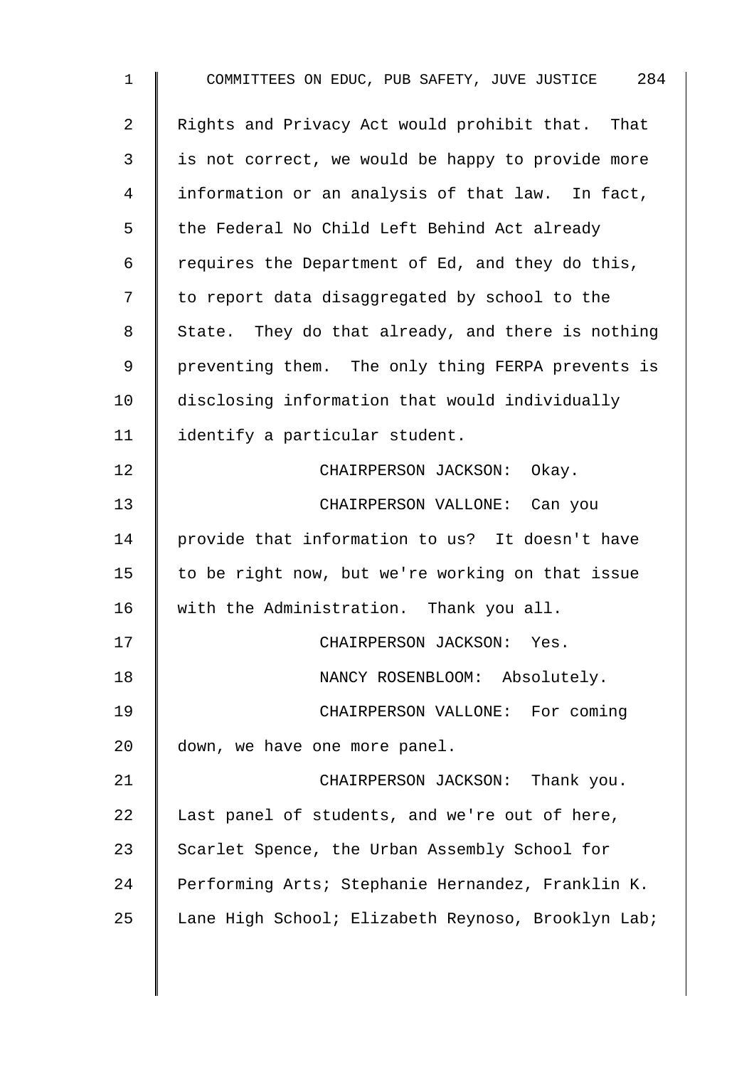Rights and Privacy Act would prohibit that. That is not correct, we would be happy to provide more information or an analysis of that law. In fact, the Federal No Child Left Behind Act already requires the Department of Ed, and they do this, to report data disaggregated by school to the State. They do that already, and there is nothing preventing them. The only thing FERPA prevents is disclosing information that would individually identify a particular student.

CHAIRPERSON JACKSON: Okay.

CHAIRPERSON VALLONE: Can you provide that information to us? It doesn't have to be right now, but we're working on that issue with the Administration. Thank you all.

CHAIRPERSON JACKSON: Yes.

NANCY ROSENBLOOM: Absolutely.

CHAIRPERSON VALLONE: For coming down, we have one more panel.

CHAIRPERSON JACKSON: Thank you. Last panel of students, and we're out of here, Scarlet Spence, the Urban Assembly School for Performing Arts; Stephanie Hernandez, Franklin K. Lane High School; Elizabeth Reynoso, Brooklyn Lab;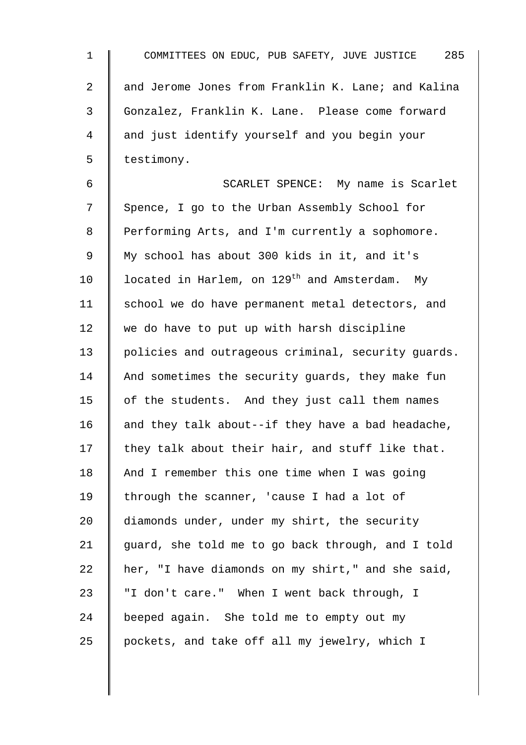and Jerome Jones from Franklin K. Lane; and Kalina Gonzalez, Franklin K. Lane. Please come forward and just identify yourself and you begin your testimony.

SCARLET SPENCE: My name is Scarlet Spence, I go to the Urban Assembly School for Performing Arts, and I'm currently a sophomore. My school has about 300 kids in it, and it's located in Harlem, on 129th and Amsterdam. My school we do have permanent metal detectors, and we do have to put up with harsh discipline policies and outrageous criminal, security guards. And sometimes the security guards, they make fun of the students. And they just call them names and they talk about--if they have a bad headache, they talk about their hair, and stuff like that. And I remember this one time when I was going through the scanner, 'cause I had a lot of diamonds under, under my shirt, the security guard, she told me to go back through, and I told her, "I have diamonds on my shirt," and she said, "I don't care." When I went back through, I beeped again. She told me to empty out my pockets, and take off all my jewelry, which I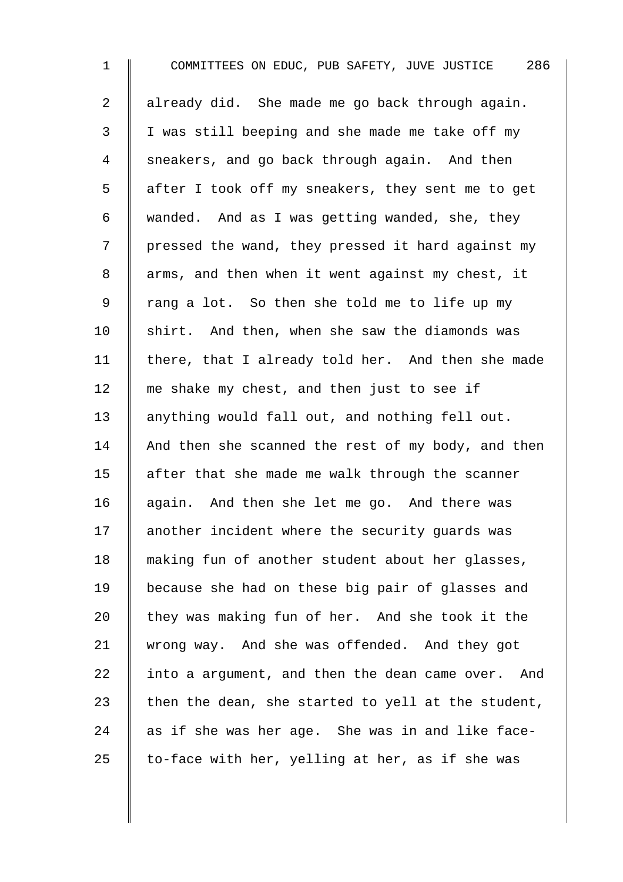already did. She made me go back through again. I was still beeping and she made me take off my sneakers, and go back through again. And then after I took off my sneakers, they sent me to get wanded. And as I was getting wanded, she, they pressed the wand, they pressed it hard against my arms, and then when it went against my chest, it rang a lot. So then she told me to life up my shirt. And then, when she saw the diamonds was there, that I already told her. And then she made me shake my chest, and then just to see if anything would fall out, and nothing fell out. And then she scanned the rest of my body, and then after that she made me walk through the scanner again. And then she let me go. And there was another incident where the security guards was making fun of another student about her glasses, because she had on these big pair of glasses and they was making fun of her. And she took it the wrong way. And she was offended. And they got into a argument, and then the dean came over. And then the dean, she started to yell at the student, as if she was her age. She was in and like face-to-face with her, yelling at her, as if she was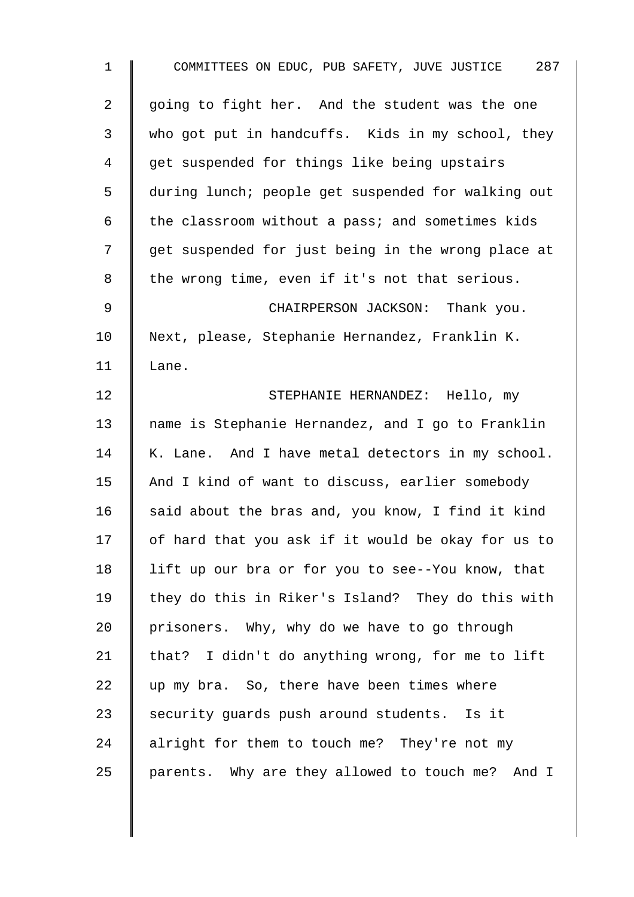going to fight her. And the student was the one who got put in handcuffs. Kids in my school, they get suspended for things like being upstairs during lunch; people get suspended for walking out the classroom without a pass; and sometimes kids get suspended for just being in the wrong place at the wrong time, even if it's not that serious.

CHAIRPERSON JACKSON: Thank you. Next, please, Stephanie Hernandez, Franklin K. Lane.

STEPHANIE HERNANDEZ: Hello, my name is Stephanie Hernandez, and I go to Franklin K. Lane. And I have metal detectors in my school. And I kind of want to discuss, earlier somebody said about the bras and, you know, I find it kind of hard that you ask if it would be okay for us to lift up our bra or for you to see--You know, that they do this in Riker's Island? They do this with prisoners. Why, why do we have to go through that? I didn't do anything wrong, for me to lift up my bra. So, there have been times where security guards push around students. Is it alright for them to touch me? They're not my parents. Why are they allowed to touch me? And I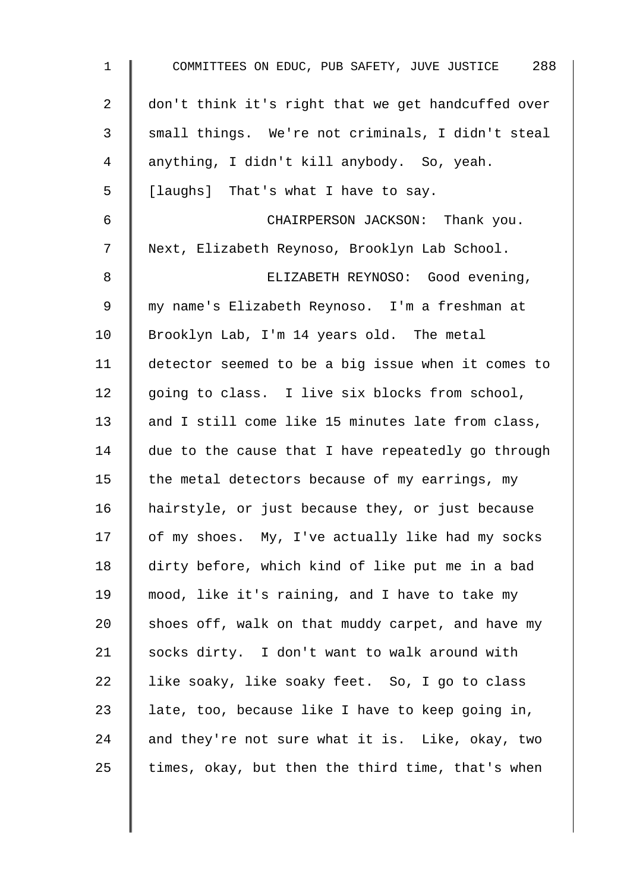don't think it's right that we get handcuffed over small things. We're not criminals, I didn't steal anything, I didn't kill anybody. So, yeah. [laughs] That's what I have to say.

CHAIRPERSON JACKSON: Thank you. Next, Elizabeth Reynoso, Brooklyn Lab School.

ELIZABETH REYNOSO: Good evening, my name's Elizabeth Reynoso. I'm a freshman at Brooklyn Lab, I'm 14 years old. The metal detector seemed to be a big issue when it comes to going to class. I live six blocks from school, and I still come like 15 minutes late from class, due to the cause that I have repeatedly go through the metal detectors because of my earrings, my hairstyle, or just because they, or just because of my shoes. My, I've actually like had my socks dirty before, which kind of like put me in a bad mood, like it's raining, and I have to take my shoes off, walk on that muddy carpet, and have my socks dirty. I don't want to walk around with like soaky, like soaky feet. So, I go to class late, too, because like I have to keep going in, and they're not sure what it is. Like, okay, two times, okay, but then the third time, that's when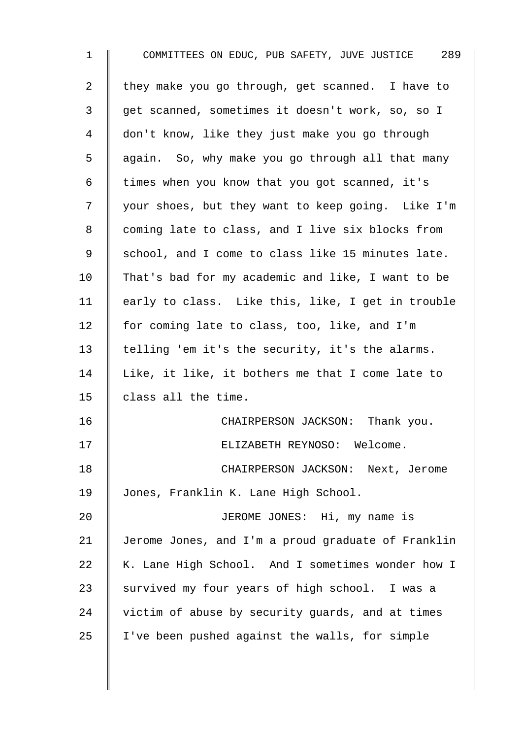they make you go through, get scanned. I have to get scanned, sometimes it doesn't work, so, so I don't know, like they just make you go through again. So, why make you go through all that many times when you know that you got scanned, it's your shoes, but they want to keep going. Like I'm coming late to class, and I live six blocks from school, and I come to class like 15 minutes late. That's bad for my academic and like, I want to be early to class. Like this, like, I get in trouble for coming late to class, too, like, and I'm telling 'em it's the security, it's the alarms. Like, it like, it bothers me that I come late to class all the time.

CHAIRPERSON JACKSON: Thank you.

ELIZABETH REYNOSO: Welcome.

CHAIRPERSON JACKSON: Next, Jerome Jones, Franklin K. Lane High School.

JEROME JONES: Hi, my name is Jerome Jones, and I'm a proud graduate of Franklin K. Lane High School. And I sometimes wonder how I survived my four years of high school. I was a victim of abuse by security guards, and at times I've been pushed against the walls, for simple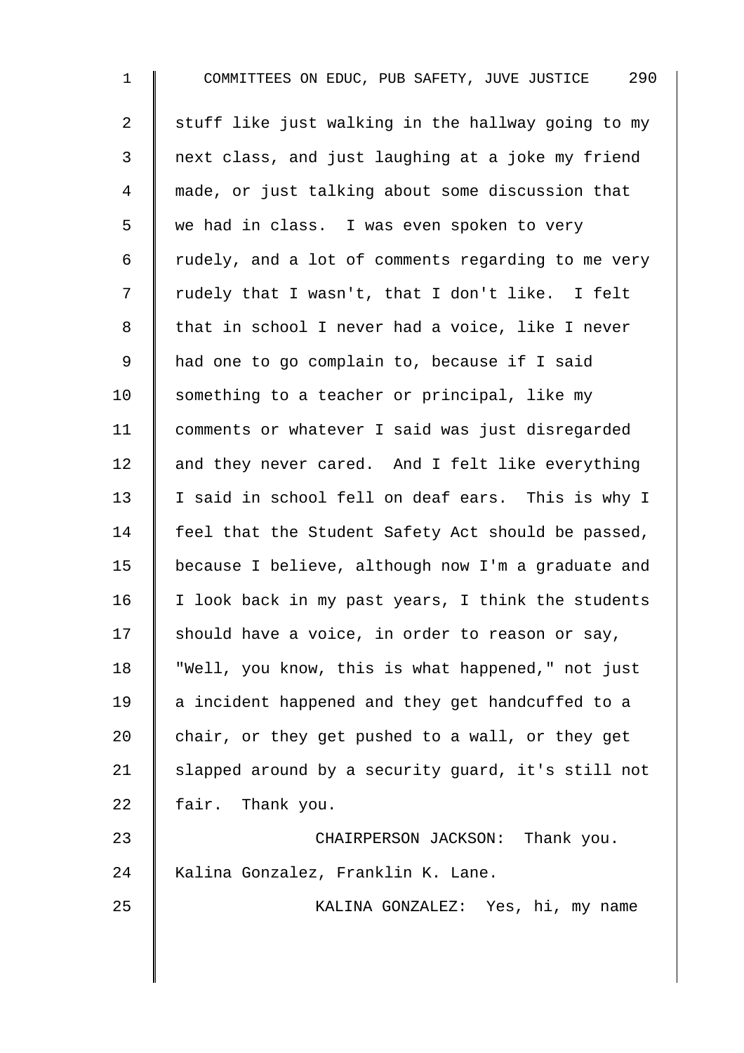stuff like just walking in the hallway going to my next class, and just laughing at a joke my friend made, or just talking about some discussion that we had in class. I was even spoken to very rudely, and a lot of comments regarding to me very rudely that I wasn't, that I don't like. I felt that in school I never had a voice, like I never had one to go complain to, because if I said something to a teacher or principal, like my comments or whatever I said was just disregarded and they never cared. And I felt like everything I said in school fell on deaf ears. This is why I feel that the Student Safety Act should be passed, because I believe, although now I'm a graduate and I look back in my past years, I think the students should have a voice, in order to reason or say, "Well, you know, this is what happened," not just a incident happened and they get handcuffed to a chair, or they get pushed to a wall, or they get slapped around by a security guard, it's still not fair. Thank you.

CHAIRPERSON JACKSON: Thank you. Kalina Gonzalez, Franklin K. Lane.

KALINA GONZALEZ: Yes, hi, my name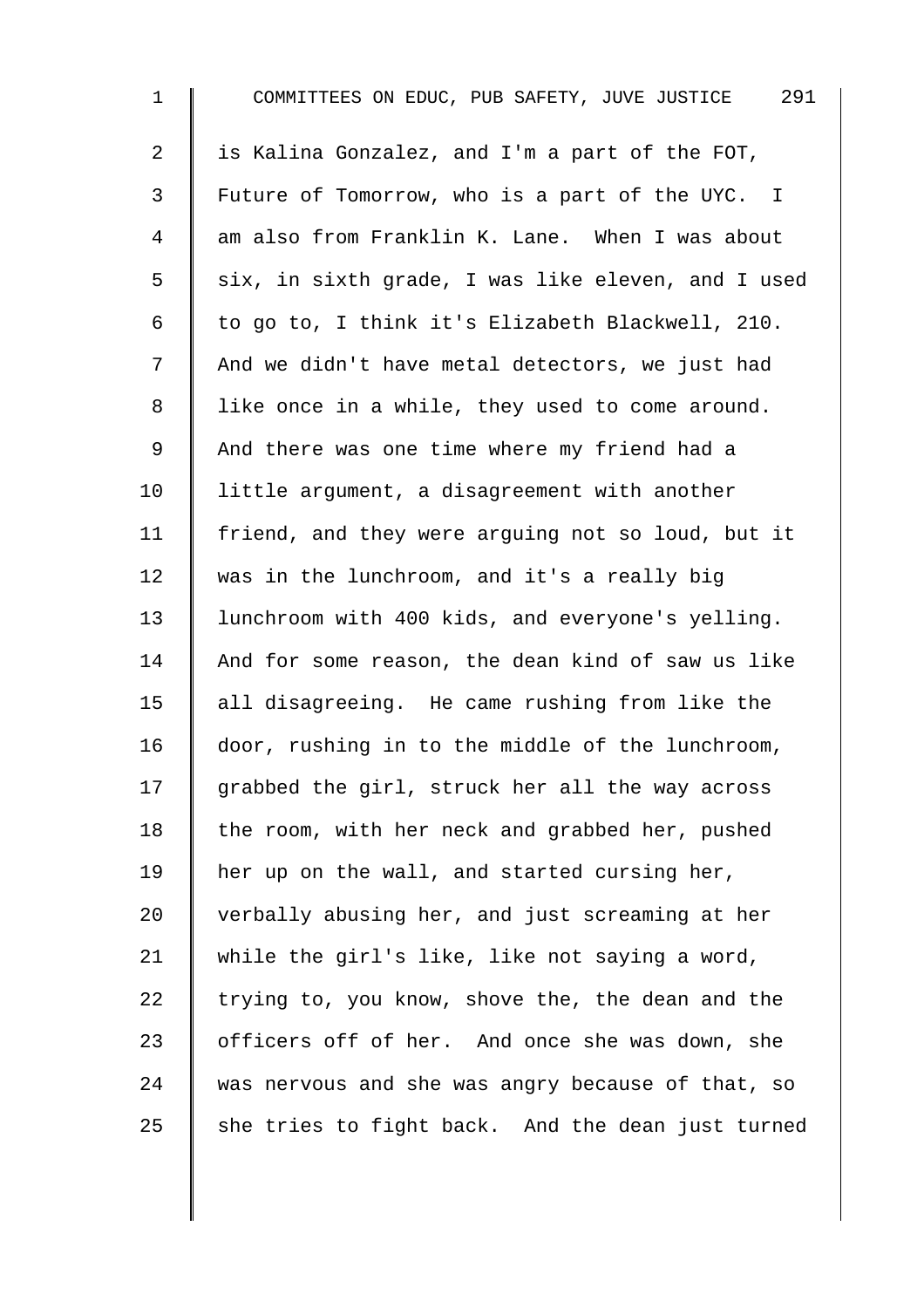is Kalina Gonzalez, and I'm a part of the FOT, Future of Tomorrow, who is a part of the UYC. I am also from Franklin K. Lane. When I was about six, in sixth grade, I was like eleven, and I used to go to, I think it's Elizabeth Blackwell, 210. And we didn't have metal detectors, we just had like once in a while, they used to come around. And there was one time where my friend had a little argument, a disagreement with another friend, and they were arguing not so loud, but it was in the lunchroom, and it's a really big lunchroom with 400 kids, and everyone's yelling. And for some reason, the dean kind of saw us like all disagreeing. He came rushing from like the door, rushing in to the middle of the lunchroom, grabbed the girl, struck her all the way across the room, with her neck and grabbed her, pushed her up on the wall, and started cursing her, verbally abusing her, and just screaming at her while the girl's like, like not saying a word, trying to, you know, shove the, the dean and the officers off of her. And once she was down, she was nervous and she was angry because of that, so she tries to fight back. And the dean just turned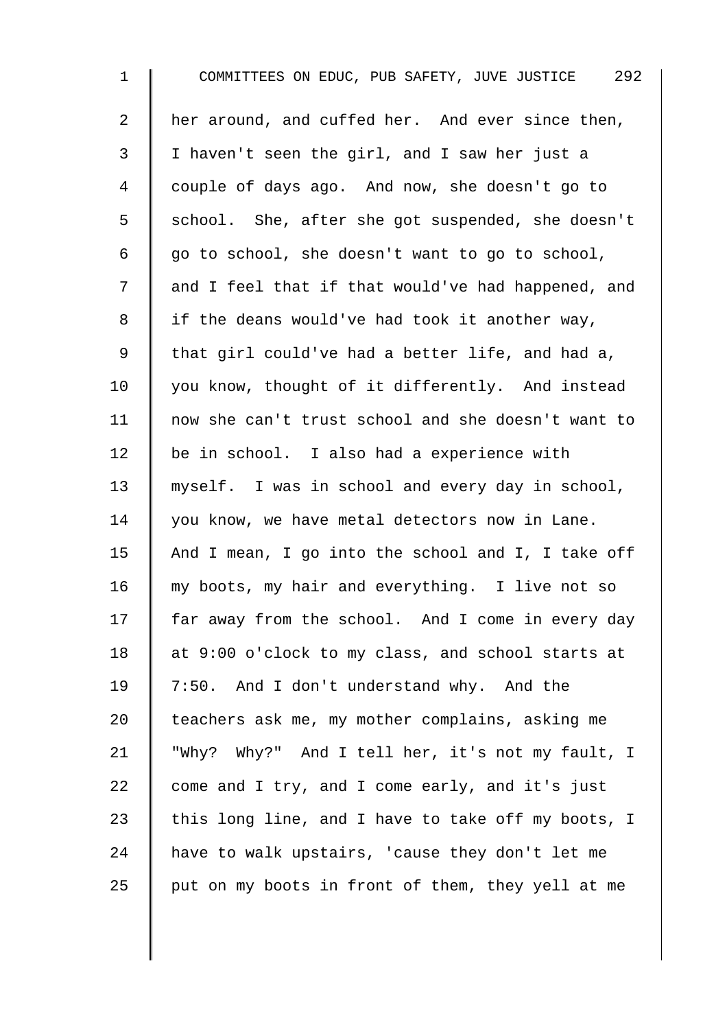her around, and cuffed her. And ever since then, I haven't seen the girl, and I saw her just a couple of days ago. And now, she doesn't go to school. She, after she got suspended, she doesn't go to school, she doesn't want to go to school, and I feel that if that would've had happened, and if the deans would've had took it another way, that girl could've had a better life, and had a, you know, thought of it differently. And instead now she can't trust school and she doesn't want to be in school. I also had a experience with myself. I was in school and every day in school, you know, we have metal detectors now in Lane. And I mean, I go into the school and I, I take off my boots, my hair and everything. I live not so far away from the school. And I come in every day at 9:00 o'clock to my class, and school starts at 7:50. And I don't understand why. And the teachers ask me, my mother complains, asking me "Why? Why?" And I tell her, it's not my fault, I come and I try, and I come early, and it's just this long line, and I have to take off my boots, I have to walk upstairs, 'cause they don't let me put on my boots in front of them, they yell at me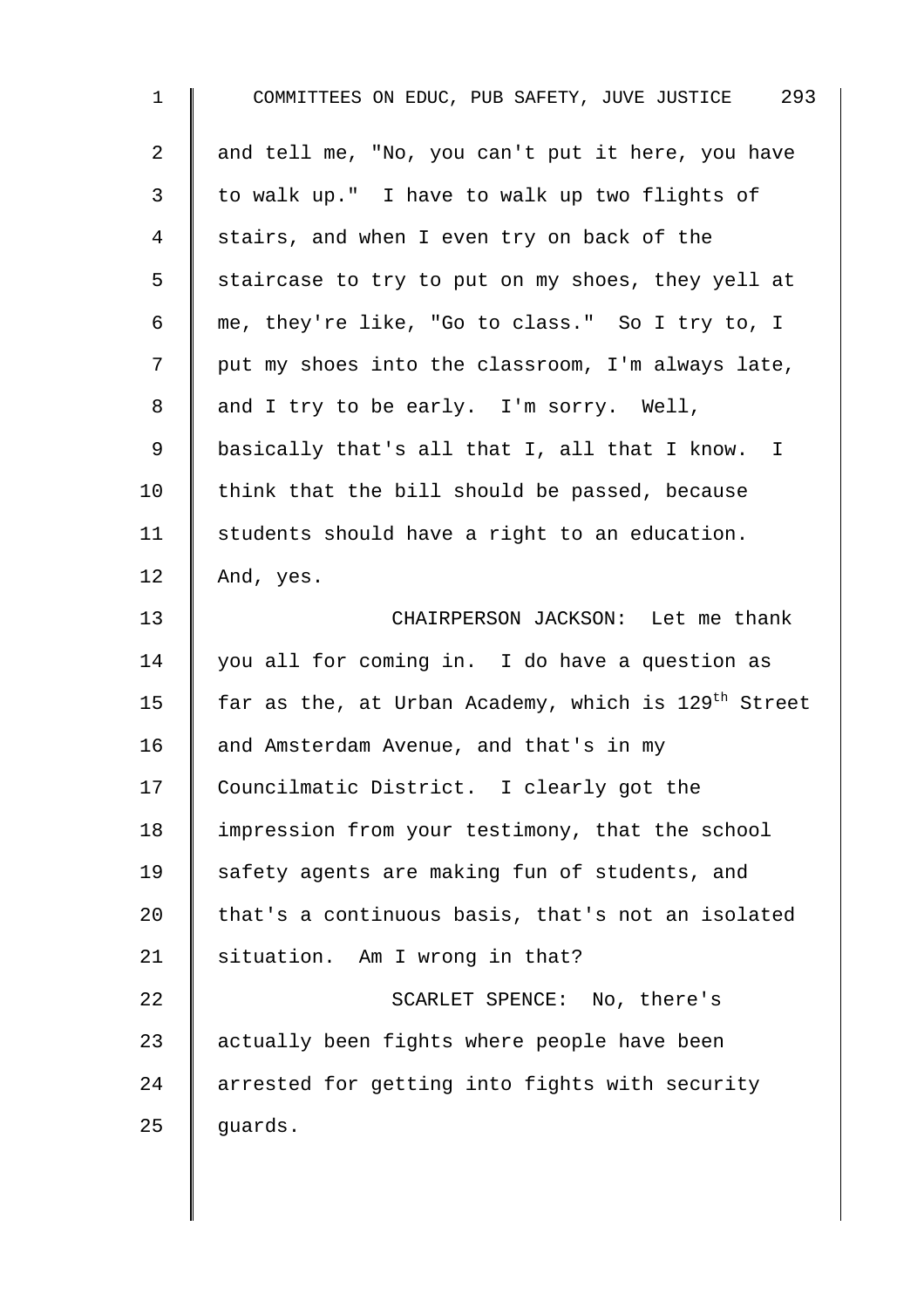and tell me, "No, you can't put it here, you have to walk up." I have to walk up two flights of stairs, and when I even try on back of the staircase to try to put on my shoes, they yell at me, they're like, "Go to class." So I try to, I put my shoes into the classroom, I'm always late, and I try to be early. I'm sorry. Well, basically that's all that I, all that I know. I think that the bill should be passed, because students should have a right to an education. And, yes.

CHAIRPERSON JACKSON: Let me thank you all for coming in. I do have a question as far as the, at Urban Academy, which is 129th Street and Amsterdam Avenue, and that's in my Councilmatic District. I clearly got the impression from your testimony, that the school safety agents are making fun of students, and that's a continuous basis, that's not an isolated situation. Am I wrong in that?

SCARLET SPENCE: No, there's actually been fights where people have been arrested for getting into fights with security guards.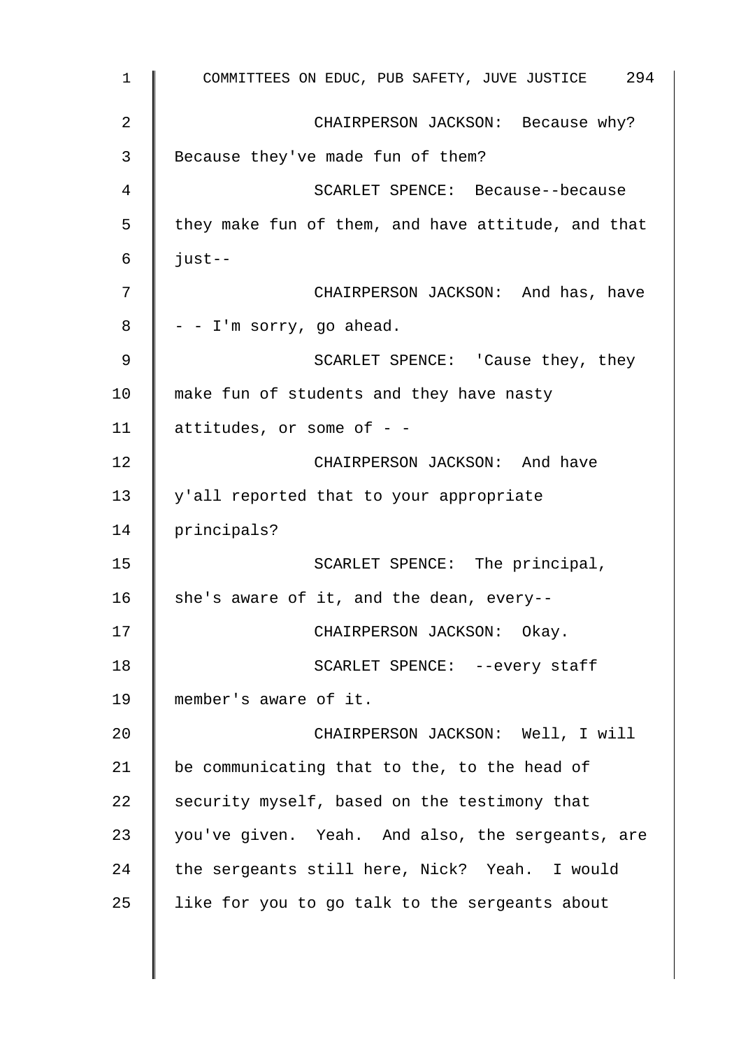CHAIRPERSON JACKSON: Because why? Because they've made fun of them?

SCARLET SPENCE: Because--because they make fun of them, and have attitude, and that just--

CHAIRPERSON JACKSON: And has, have - - I'm sorry, go ahead.

SCARLET SPENCE: 'Cause they, they make fun of students and they have nasty attitudes, or some of - -

CHAIRPERSON JACKSON: And have y'all reported that to your appropriate principals?

SCARLET SPENCE: The principal, she's aware of it, and the dean, every--

CHAIRPERSON JACKSON: Okay.

SCARLET SPENCE: --every staff member's aware of it.

CHAIRPERSON JACKSON: Well, I will be communicating that to the, to the head of security myself, based on the testimony that you've given. Yeah. And also, the sergeants, are the sergeants still here, Nick? Yeah. I would like for you to go talk to the sergeants about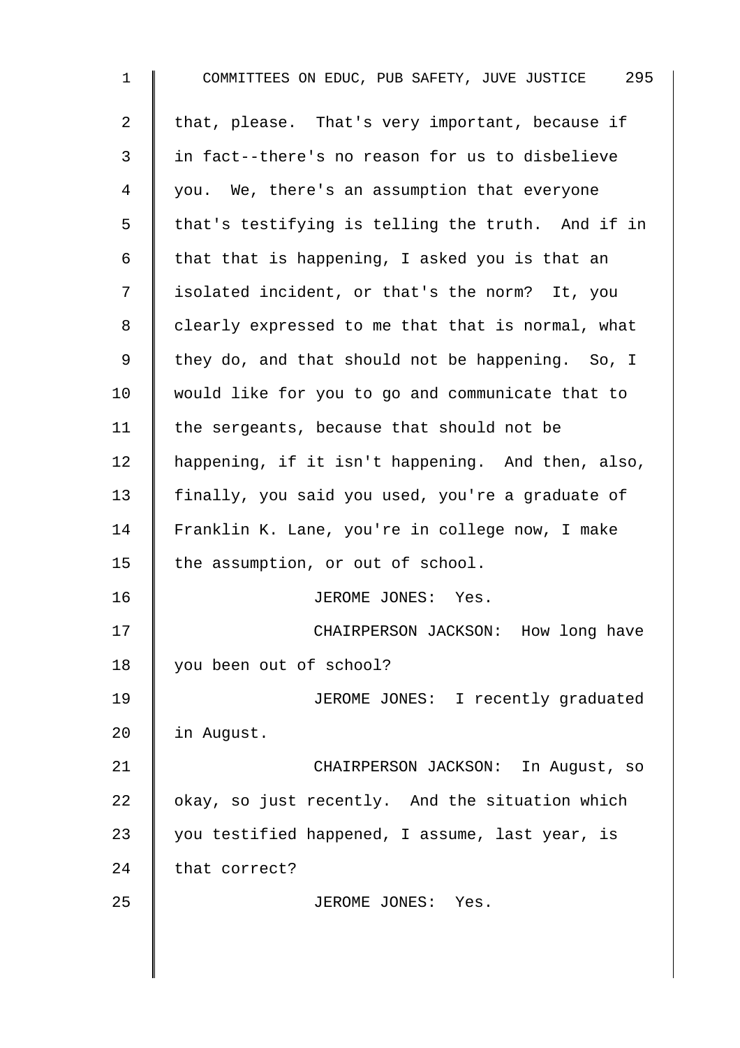that, please. That's very important, because if in fact--there's no reason for us to disbelieve you. We, there's an assumption that everyone that's testifying is telling the truth. And if in that that is happening, I asked you is that an isolated incident, or that's the norm? It, you clearly expressed to me that that is normal, what they do, and that should not be happening. So, I would like for you to go and communicate that to the sergeants, because that should not be happening, if it isn't happening. And then, also, finally, you said you used, you're a graduate of Franklin K. Lane, you're in college now, I make the assumption, or out of school.

JEROME JONES: Yes.

CHAIRPERSON JACKSON: How long have you been out of school?

JEROME JONES: I recently graduated in August.

CHAIRPERSON JACKSON: In August, so okay, so just recently. And the situation which you testified happened, I assume, last year, is that correct?

JEROME JONES: Yes.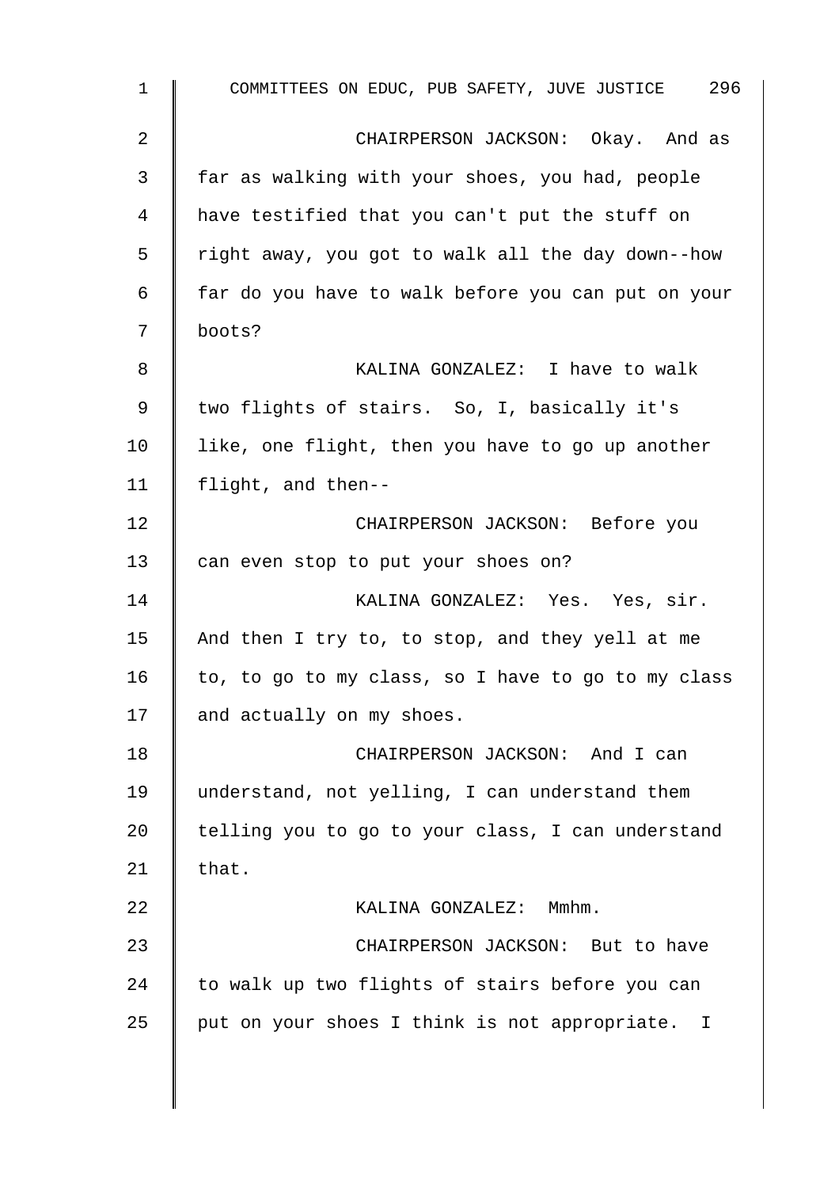CHAIRPERSON JACKSON: Okay. And as far as walking with your shoes, you had, people have testified that you can't put the stuff on right away, you got to walk all the day down--how far do you have to walk before you can put on your boots?

KALINA GONZALEZ: I have to walk two flights of stairs. So, I, basically it's like, one flight, then you have to go up another flight, and then--

CHAIRPERSON JACKSON: Before you can even stop to put your shoes on?

KALINA GONZALEZ: Yes. Yes, sir. And then I try to, to stop, and they yell at me to, to go to my class, so I have to go to my class and actually on my shoes.

CHAIRPERSON JACKSON: And I can understand, not yelling, I can understand them telling you to go to your class, I can understand that.

KALINA GONZALEZ: Mmhm.

CHAIRPERSON JACKSON: But to have to walk up two flights of stairs before you can put on your shoes I think is not appropriate. I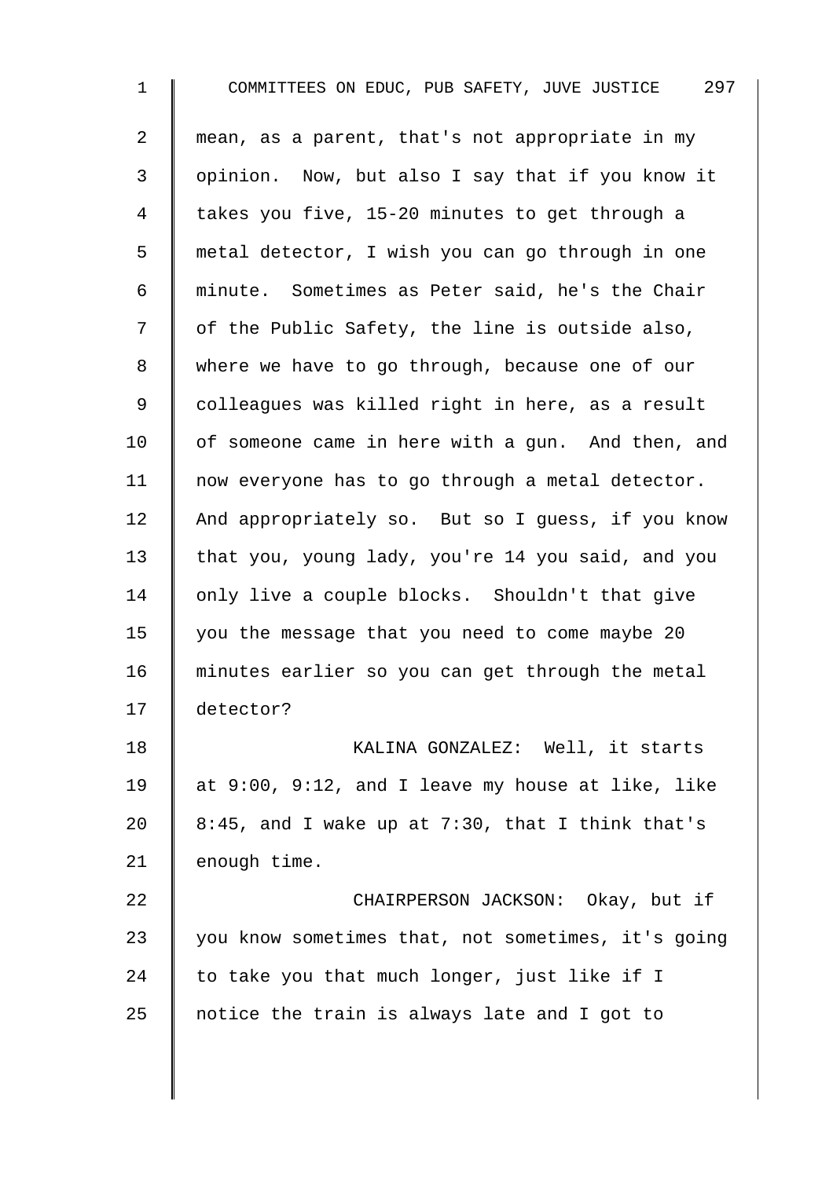mean, as a parent, that's not appropriate in my opinion. Now, but also I say that if you know it takes you five, 15-20 minutes to get through a metal detector, I wish you can go through in one minute. Sometimes as Peter said, he's the Chair of the Public Safety, the line is outside also, where we have to go through, because one of our colleagues was killed right in here, as a result of someone came in here with a gun. And then, and now everyone has to go through a metal detector. And appropriately so. But so I guess, if you know that you, young lady, you're 14 you said, and you only live a couple blocks. Shouldn't that give you the message that you need to come maybe 20 minutes earlier so you can get through the metal detector?

KALINA GONZALEZ: Well, it starts at 9:00, 9:12, and I leave my house at like, like 8:45, and I wake up at 7:30, that I think that's enough time.

CHAIRPERSON JACKSON: Okay, but if you know sometimes that, not sometimes, it's going to take you that much longer, just like if I notice the train is always late and I got to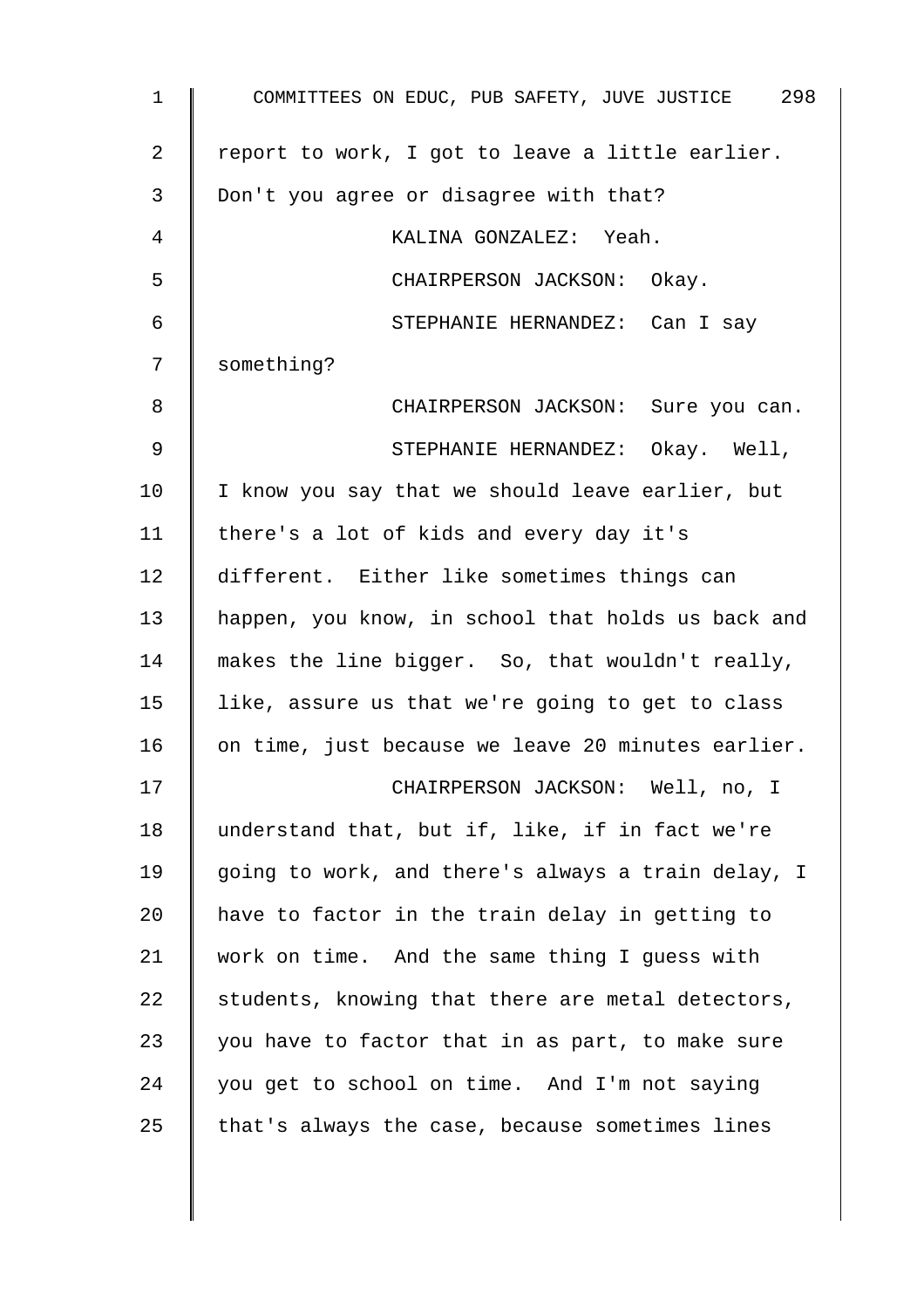report to work, I got to leave a little earlier. Don't you agree or disagree with that?

KALINA GONZALEZ: Yeah.

CHAIRPERSON JACKSON: Okay.

STEPHANIE HERNANDEZ: Can I say something?

CHAIRPERSON JACKSON: Sure you can.

STEPHANIE HERNANDEZ: Okay. Well, I know you say that we should leave earlier, but there's a lot of kids and every day it's different. Either like sometimes things can happen, you know, in school that holds us back and makes the line bigger. So, that wouldn't really, like, assure us that we're going to get to class on time, just because we leave 20 minutes earlier.

CHAIRPERSON JACKSON: Well, no, I understand that, but if, like, if in fact we're going to work, and there's always a train delay, I have to factor in the train delay in getting to work on time. And the same thing I guess with students, knowing that there are metal detectors, you have to factor that in as part, to make sure you get to school on time. And I'm not saying that's always the case, because sometimes lines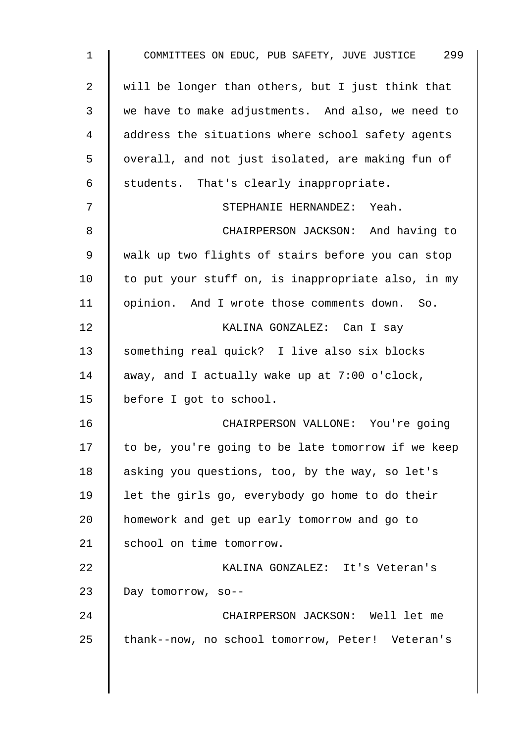will be longer than others, but I just think that we have to make adjustments. And also, we need to address the situations where school safety agents overall, and not just isolated, are making fun of students. That's clearly inappropriate.

STEPHANIE HERNANDEZ: Yeah.

CHAIRPERSON JACKSON: And having to walk up two flights of stairs before you can stop to put your stuff on, is inappropriate also, in my opinion. And I wrote those comments down. So.

KALINA GONZALEZ: Can I say something real quick? I live also six blocks away, and I actually wake up at 7:00 o'clock, before I got to school.

CHAIRPERSON VALLONE: You're going to be, you're going to be late tomorrow if we keep asking you questions, too, by the way, so let's let the girls go, everybody go home to do their homework and get up early tomorrow and go to school on time tomorrow.

KALINA GONZALEZ: It's Veteran's Day tomorrow, so--

CHAIRPERSON JACKSON: Well let me thank--now, no school tomorrow, Peter! Veteran's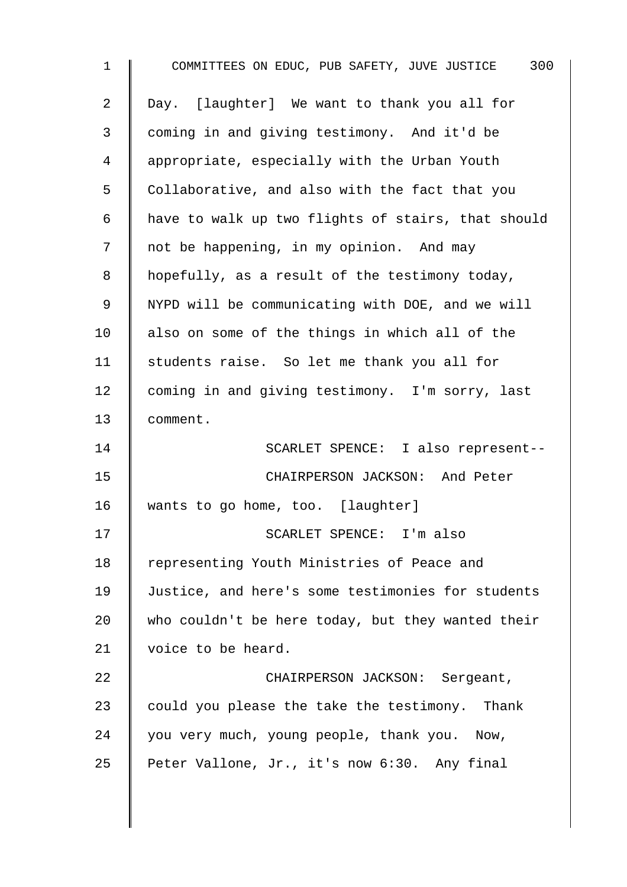Day. [laughter] We want to thank you all for coming in and giving testimony. And it'd be appropriate, especially with the Urban Youth Collaborative, and also with the fact that you have to walk up two flights of stairs, that should not be happening, in my opinion. And may hopefully, as a result of the testimony today, NYPD will be communicating with DOE, and we will also on some of the things in which all of the students raise. So let me thank you all for coming in and giving testimony. I'm sorry, last comment.

SCARLET SPENCE: I also represent--

CHAIRPERSON JACKSON: And Peter wants to go home, too. [laughter]

SCARLET SPENCE: I'm also representing Youth Ministries of Peace and Justice, and here's some testimonies for students who couldn't be here today, but they wanted their voice to be heard.

CHAIRPERSON JACKSON: Sergeant, could you please the take the testimony. Thank you very much, young people, thank you. Now, Peter Vallone, Jr., it's now 6:30. Any final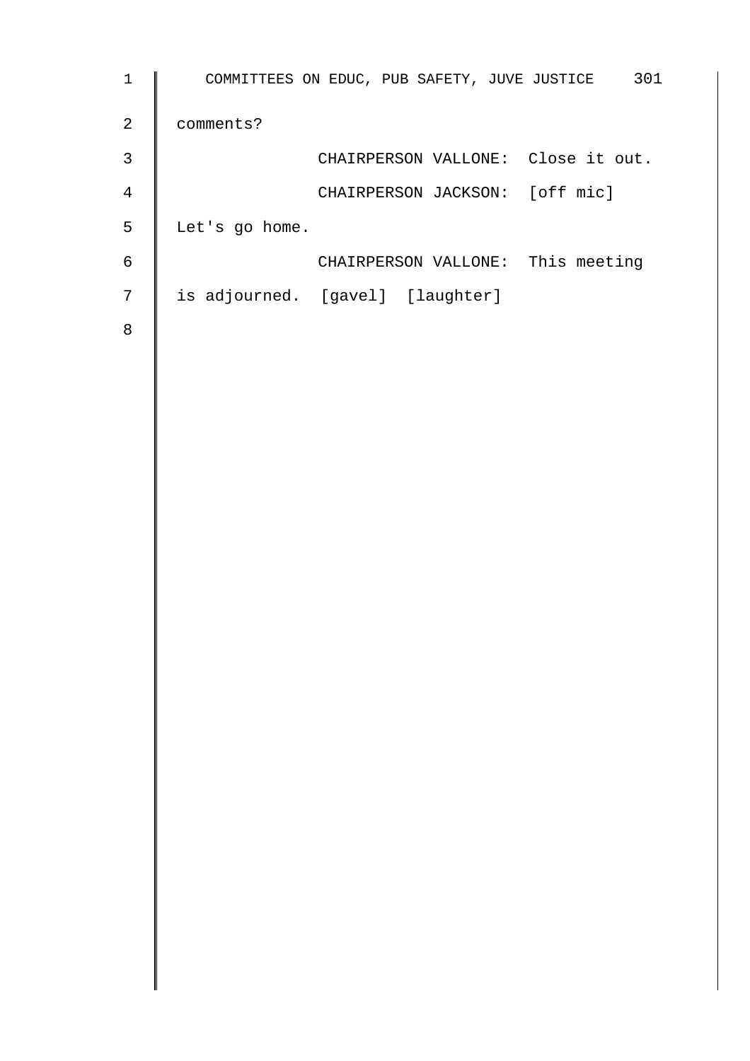comments?

CHAIRPERSON VALLONE: Close it out.

CHAIRPERSON JACKSON: [off mic] Let's go home.

CHAIRPERSON VALLONE: This meeting is adjourned. [gavel] [laughter]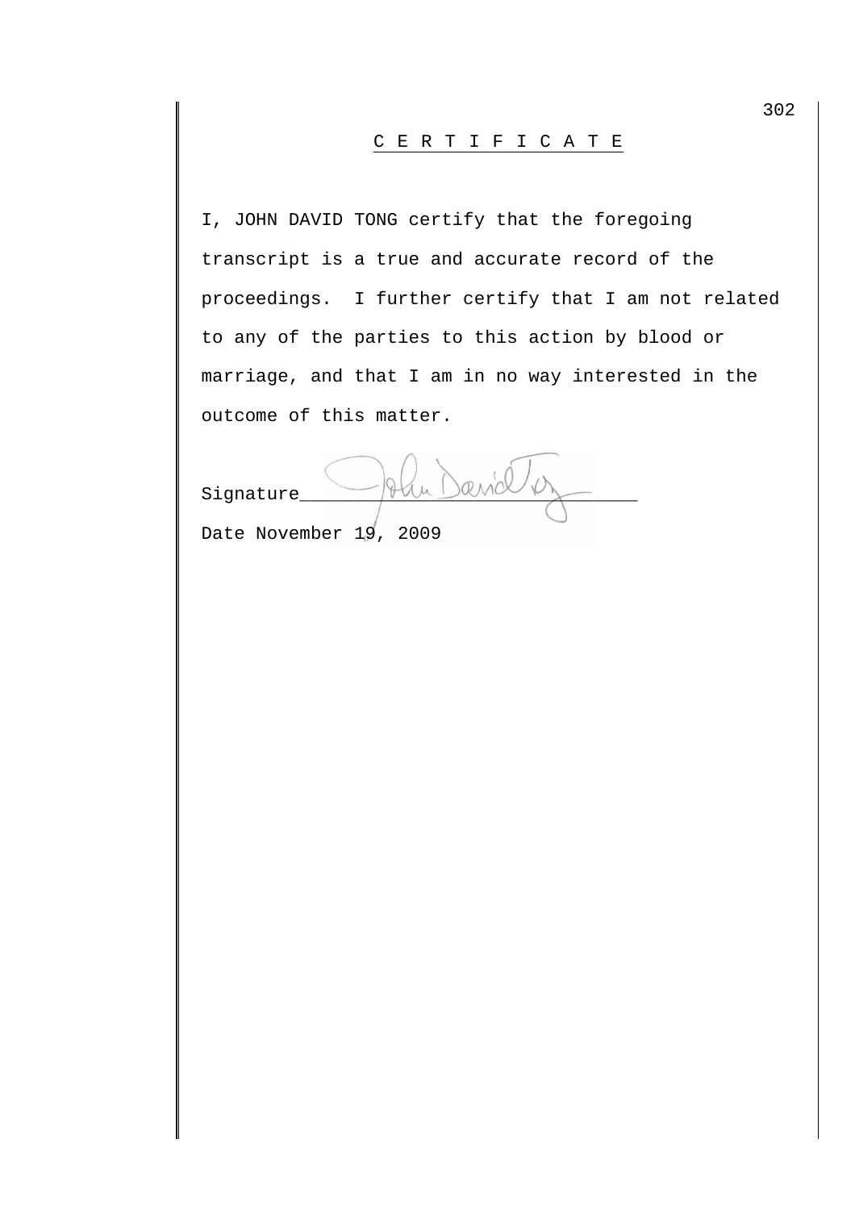# C E R T I F I C A T E

I, JOHN DAVID TONG certify that the foregoing transcript is a true and accurate record of the proceedings. I further certify that I am not related to any of the parties to this action by blood or marriage, and that I am in no way interested in the outcome of this matter.

Signature________________________________

Date November 19, 2009